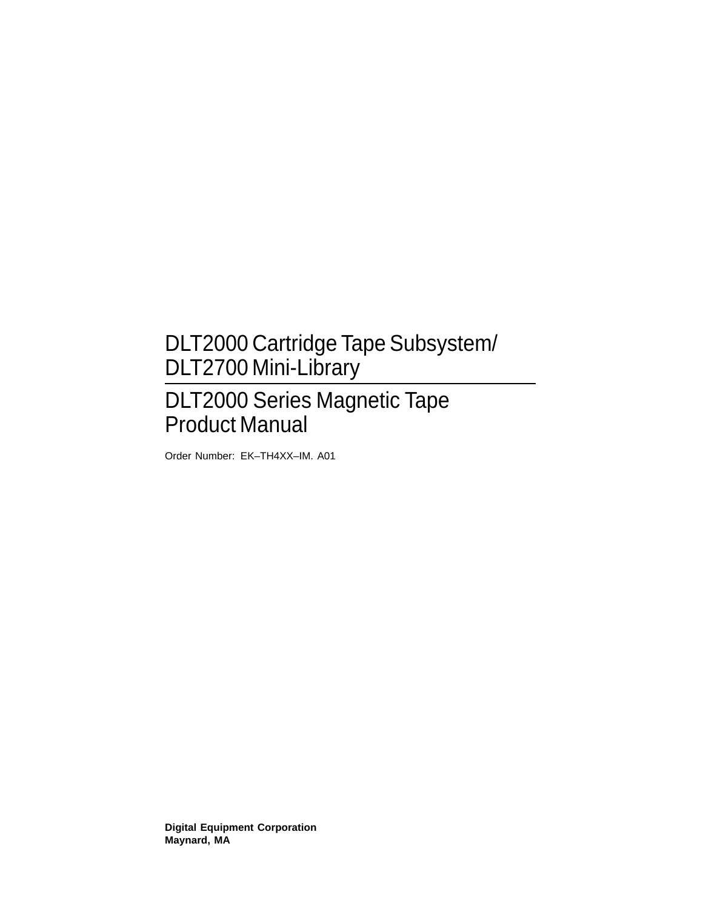# DLT2000 Cartridge Tape Subsystem/ DLT2700 Mini-Library

# DLT2000 Series Magnetic Tape Product Manual

Order Number: EK–TH4XX–IM. A01

**Digital Equipment Corporation**
**Maynard, MA**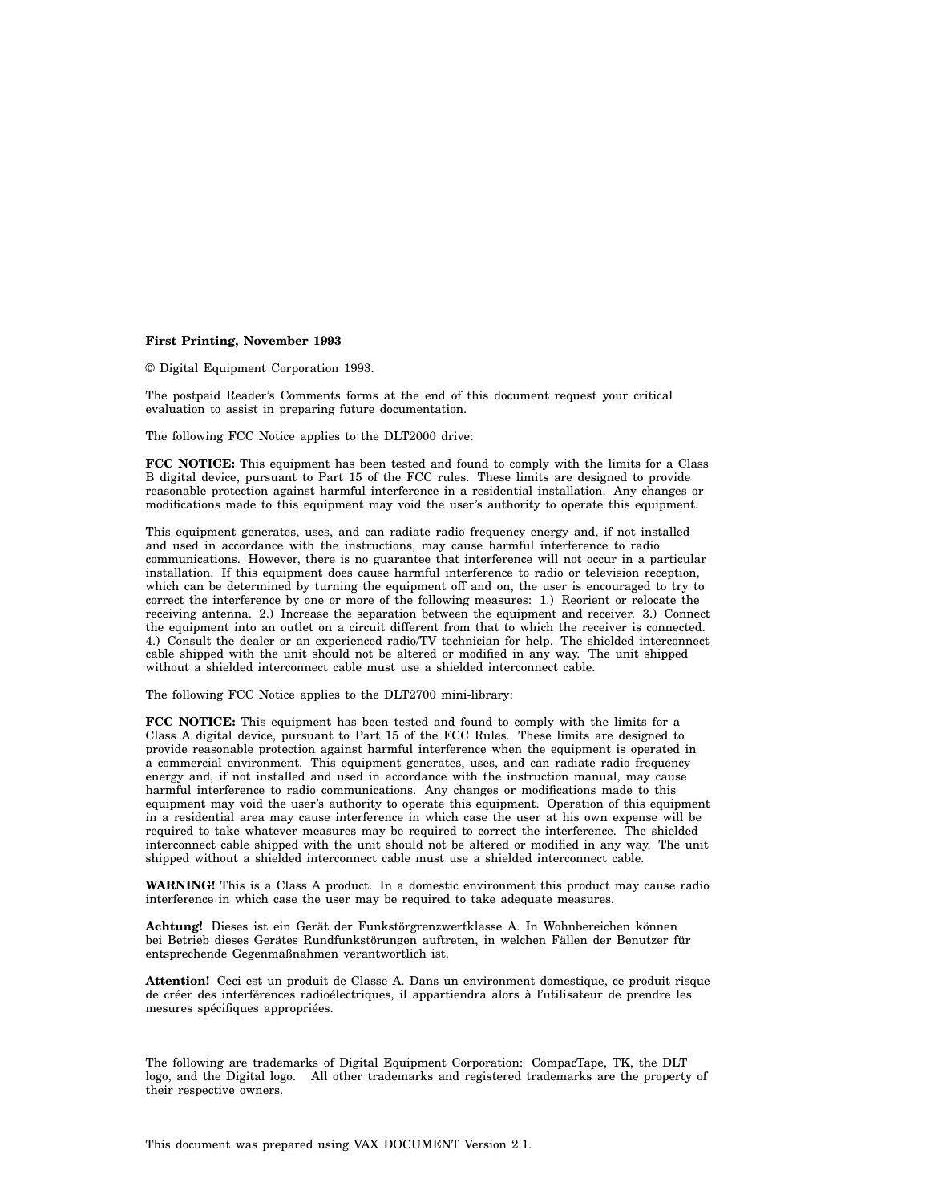**First Printing, November 1993**

© Digital Equipment Corporation 1993.

The postpaid Reader's Comments forms at the end of this document request your critical evaluation to assist in preparing future documentation.

The following FCC Notice applies to the DLT2000 drive:

**FCC NOTICE:** This equipment has been tested and found to comply with the limits for a Class B digital device, pursuant to Part 15 of the FCC rules. These limits are designed to provide reasonable protection against harmful interference in a residential installation. Any changes or modifications made to this equipment may void the user's authority to operate this equipment.

This equipment generates, uses, and can radiate radio frequency energy and, if not installed and used in accordance with the instructions, may cause harmful interference to radio communications. However, there is no guarantee that interference will not occur in a particular installation. If this equipment does cause harmful interference to radio or television reception, which can be determined by turning the equipment off and on, the user is encouraged to try to correct the interference by one or more of the following measures: 1.) Reorient or relocate the receiving antenna. 2.) Increase the separation between the equipment and receiver. 3.) Connect the equipment into an outlet on a circuit different from that to which the receiver is connected. 4.) Consult the dealer or an experienced radio/TV technician for help. The shielded interconnect cable shipped with the unit should not be altered or modified in any way. The unit shipped without a shielded interconnect cable must use a shielded interconnect cable.

The following FCC Notice applies to the DLT2700 mini-library:

**FCC NOTICE:** This equipment has been tested and found to comply with the limits for a Class A digital device, pursuant to Part 15 of the FCC Rules. These limits are designed to provide reasonable protection against harmful interference when the equipment is operated in a commercial environment. This equipment generates, uses, and can radiate radio frequency energy and, if not installed and used in accordance with the instruction manual, may cause harmful interference to radio communications. Any changes or modifications made to this equipment may void the user's authority to operate this equipment. Operation of this equipment in a residential area may cause interference in which case the user at his own expense will be required to take whatever measures may be required to correct the interference. The shielded interconnect cable shipped with the unit should not be altered or modified in any way. The unit shipped without a shielded interconnect cable must use a shielded interconnect cable.

**WARNING!** This is a Class A product. In a domestic environment this product may cause radio interference in which case the user may be required to take adequate measures.

**Achtung!** Dieses ist ein Gerät der Funkstörgrenzwertklasse A. In Wohnbereichen können bei Betrieb dieses Gerätes Rundfunkstörungen auftreten, in welchen Fällen der Benutzer für entsprechende Gegenmaßnahmen verantwortlich ist.

**Attention!** Ceci est un produit de Classe A. Dans un environment domestique, ce produit risque de créer des interférences radioélectriques, il appartiendra alors à l'utilisateur de prendre les mesures spécifiques appropriées.

The following are trademarks of Digital Equipment Corporation: CompacTape, TK, the DLT logo, and the Digital logo. All other trademarks and registered trademarks are the property of their respective owners.

This document was prepared using VAX DOCUMENT Version 2.1.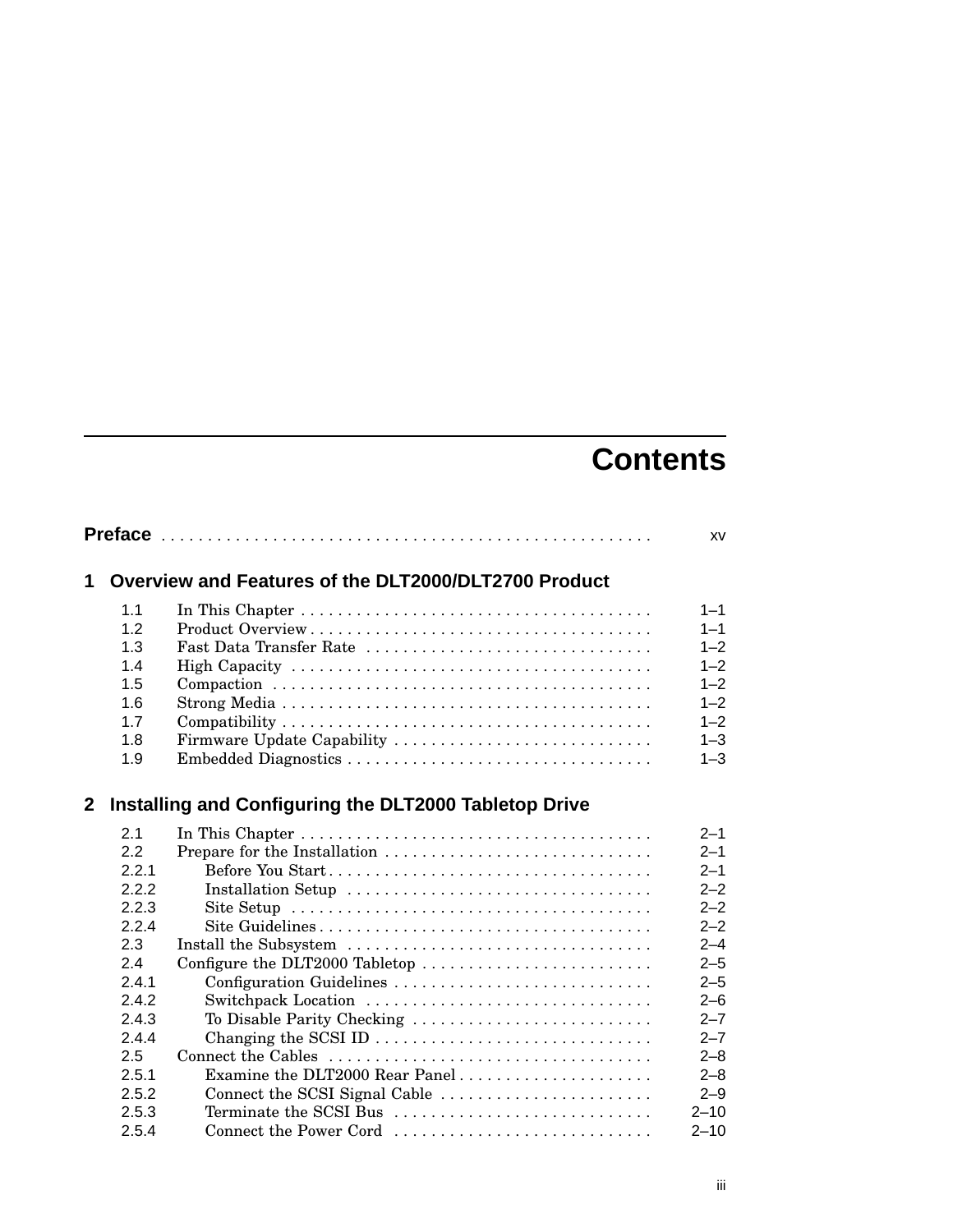# Contents

**Preface** .... xv

## 1 Overview and Features of the DLT2000/DLT2700 Product

| | | |
|---|---|---|
| 1.1 | In This Chapter | 1–1 |
| 1.2 | Product Overview | 1–1 |
| 1.3 | Fast Data Transfer Rate | 1–2 |
| 1.4 | High Capacity | 1–2 |
| 1.5 | Compaction | 1–2 |
| 1.6 | Strong Media | 1–2 |
| 1.7 | Compatibility | 1–2 |
| 1.8 | Firmware Update Capability | 1–3 |
| 1.9 | Embedded Diagnostics | 1–3 |

## 2 Installing and Configuring the DLT2000 Tabletop Drive

| | | |
|---|---|---|
| 2.1 | In This Chapter | 2–1 |
| 2.2 | Prepare for the Installation | 2–1 |
| 2.2.1 | Before You Start | 2–1 |
| 2.2.2 | Installation Setup | 2–2 |
| 2.2.3 | Site Setup | 2–2 |
| 2.2.4 | Site Guidelines | 2–2 |
| 2.3 | Install the Subsystem | 2–4 |
| 2.4 | Configure the DLT2000 Tabletop | 2–5 |
| 2.4.1 | Configuration Guidelines | 2–5 |
| 2.4.2 | Switchpack Location | 2–6 |
| 2.4.3 | To Disable Parity Checking | 2–7 |
| 2.4.4 | Changing the SCSI ID | 2–7 |
| 2.5 | Connect the Cables | 2–8 |
| 2.5.1 | Examine the DLT2000 Rear Panel | 2–8 |
| 2.5.2 | Connect the SCSI Signal Cable | 2–9 |
| 2.5.3 | Terminate the SCSI Bus | 2–10 |
| 2.5.4 | Connect the Power Cord | 2–10 |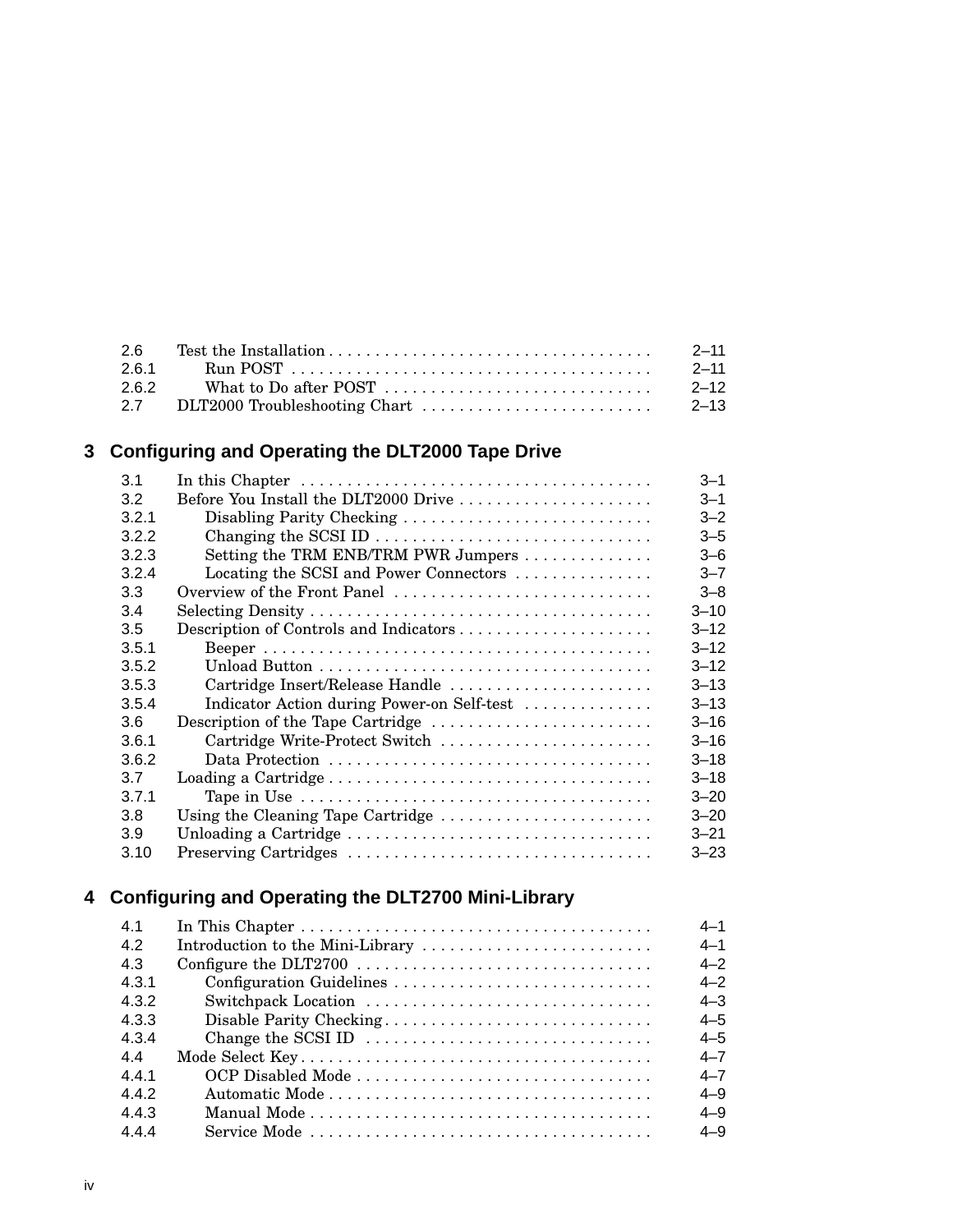| | | |
|---|---|---|
| 2.6 | Test the Installation | 2–11 |
| 2.6.1 | Run POST | 2–11 |
| 2.6.2 | What to Do after POST | 2–12 |
| 2.7 | DLT2000 Troubleshooting Chart | 2–13 |

## 3 Configuring and Operating the DLT2000 Tape Drive

| | | |
|---|---|---|
| 3.1 | In this Chapter | 3–1 |
| 3.2 | Before You Install the DLT2000 Drive | 3–1 |
| 3.2.1 | Disabling Parity Checking | 3–2 |
| 3.2.2 | Changing the SCSI ID | 3–5 |
| 3.2.3 | Setting the TRM ENB/TRM PWR Jumpers | 3–6 |
| 3.2.4 | Locating the SCSI and Power Connectors | 3–7 |
| 3.3 | Overview of the Front Panel | 3–8 |
| 3.4 | Selecting Density | 3–10 |
| 3.5 | Description of Controls and Indicators | 3–12 |
| 3.5.1 | Beeper | 3–12 |
| 3.5.2 | Unload Button | 3–12 |
| 3.5.3 | Cartridge Insert/Release Handle | 3–13 |
| 3.5.4 | Indicator Action during Power-on Self-test | 3–13 |
| 3.6 | Description of the Tape Cartridge | 3–16 |
| 3.6.1 | Cartridge Write-Protect Switch | 3–16 |
| 3.6.2 | Data Protection | 3–18 |
| 3.7 | Loading a Cartridge | 3–18 |
| 3.7.1 | Tape in Use | 3–20 |
| 3.8 | Using the Cleaning Tape Cartridge | 3–20 |
| 3.9 | Unloading a Cartridge | 3–21 |
| 3.10 | Preserving Cartridges | 3–23 |

## 4 Configuring and Operating the DLT2700 Mini-Library

| | | |
|---|---|---|
| 4.1 | In This Chapter | 4–1 |
| 4.2 | Introduction to the Mini-Library | 4–1 |
| 4.3 | Configure the DLT2700 | 4–2 |
| 4.3.1 | Configuration Guidelines | 4–2 |
| 4.3.2 | Switchpack Location | 4–3 |
| 4.3.3 | Disable Parity Checking | 4–5 |
| 4.3.4 | Change the SCSI ID | 4–5 |
| 4.4 | Mode Select Key | 4–7 |
| 4.4.1 | OCP Disabled Mode | 4–7 |
| 4.4.2 | Automatic Mode | 4–9 |
| 4.4.3 | Manual Mode | 4–9 |
| 4.4.4 | Service Mode | 4–9 |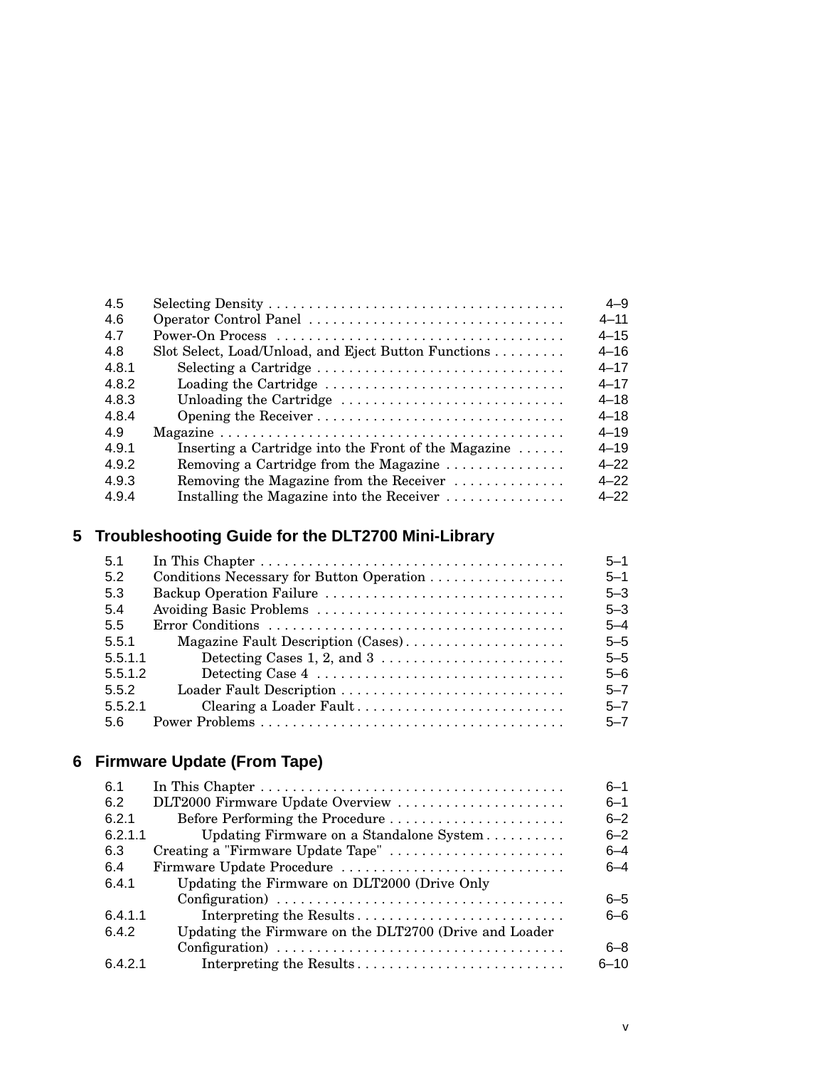| | | |
|---|---|---|
| 4.5 | Selecting Density | 4–9 |
| 4.6 | Operator Control Panel | 4–11 |
| 4.7 | Power-On Process | 4–15 |
| 4.8 | Slot Select, Load/Unload, and Eject Button Functions | 4–16 |
| 4.8.1 | Selecting a Cartridge | 4–17 |
| 4.8.2 | Loading the Cartridge | 4–17 |
| 4.8.3 | Unloading the Cartridge | 4–18 |
| 4.8.4 | Opening the Receiver | 4–18 |
| 4.9 | Magazine | 4–19 |
| 4.9.1 | Inserting a Cartridge into the Front of the Magazine | 4–19 |
| 4.9.2 | Removing a Cartridge from the Magazine | 4–22 |
| 4.9.3 | Removing the Magazine from the Receiver | 4–22 |
| 4.9.4 | Installing the Magazine into the Receiver | 4–22 |

## 5 Troubleshooting Guide for the DLT2700 Mini-Library

| | | |
|---|---|---|
| 5.1 | In This Chapter | 5–1 |
| 5.2 | Conditions Necessary for Button Operation | 5–1 |
| 5.3 | Backup Operation Failure | 5–3 |
| 5.4 | Avoiding Basic Problems | 5–3 |
| 5.5 | Error Conditions | 5–4 |
| 5.5.1 | Magazine Fault Description (Cases) | 5–5 |
| 5.5.1.1 | Detecting Cases 1, 2, and 3 | 5–5 |
| 5.5.1.2 | Detecting Case 4 | 5–6 |
| 5.5.2 | Loader Fault Description | 5–7 |
| 5.5.2.1 | Clearing a Loader Fault | 5–7 |
| 5.6 | Power Problems | 5–7 |

## 6 Firmware Update (From Tape)

| | | |
|---|---|---|
| 6.1 | In This Chapter | 6–1 |
| 6.2 | DLT2000 Firmware Update Overview | 6–1 |
| 6.2.1 | Before Performing the Procedure | 6–2 |
| 6.2.1.1 | Updating Firmware on a Standalone System | 6–2 |
| 6.3 | Creating a "Firmware Update Tape" | 6–4 |
| 6.4 | Firmware Update Procedure | 6–4 |
| 6.4.1 | Updating the Firmware on DLT2000 (Drive Only Configuration) | 6–5 |
| 6.4.1.1 | Interpreting the Results | 6–6 |
| 6.4.2 | Updating the Firmware on the DLT2700 (Drive and Loader Configuration) | 6–8 |
| 6.4.2.1 | Interpreting the Results | 6–10 |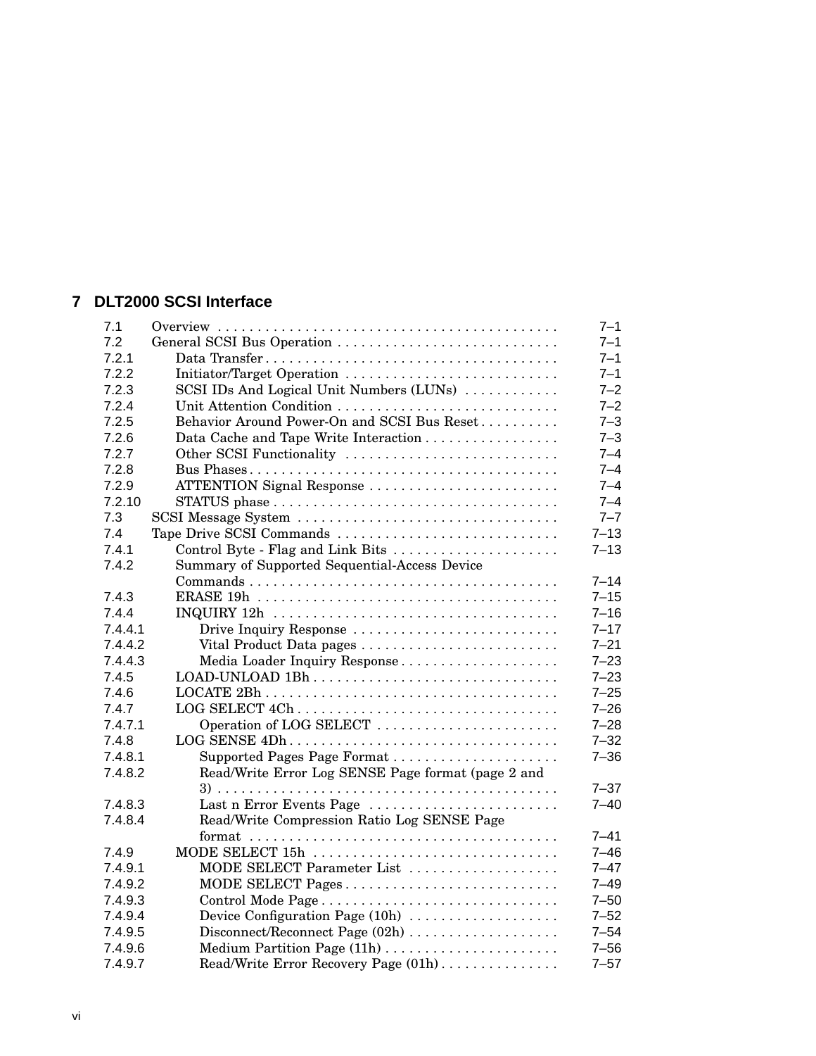## 7 DLT2000 SCSI Interface

| | | |
|---|---|---|
| 7.1 | Overview | 7–1 |
| 7.2 | General SCSI Bus Operation | 7–1 |
| 7.2.1 | Data Transfer | 7–1 |
| 7.2.2 | Initiator/Target Operation | 7–1 |
| 7.2.3 | SCSI IDs And Logical Unit Numbers (LUNs) | 7–2 |
| 7.2.4 | Unit Attention Condition | 7–2 |
| 7.2.5 | Behavior Around Power-On and SCSI Bus Reset | 7–3 |
| 7.2.6 | Data Cache and Tape Write Interaction | 7–3 |
| 7.2.7 | Other SCSI Functionality | 7–4 |
| 7.2.8 | Bus Phases | 7–4 |
| 7.2.9 | ATTENTION Signal Response | 7–4 |
| 7.2.10 | STATUS phase | 7–4 |
| 7.3 | SCSI Message System | 7–7 |
| 7.4 | Tape Drive SCSI Commands | 7–13 |
| 7.4.1 | Control Byte - Flag and Link Bits | 7–13 |
| 7.4.2 | Summary of Supported Sequential-Access Device Commands | 7–14 |
| 7.4.3 | ERASE 19h | 7–15 |
| 7.4.4 | INQUIRY 12h | 7–16 |
| 7.4.4.1 | Drive Inquiry Response | 7–17 |
| 7.4.4.2 | Vital Product Data pages | 7–21 |
| 7.4.4.3 | Media Loader Inquiry Response | 7–23 |
| 7.4.5 | LOAD-UNLOAD 1Bh | 7–23 |
| 7.4.6 | LOCATE 2Bh | 7–25 |
| 7.4.7 | LOG SELECT 4Ch | 7–26 |
| 7.4.7.1 | Operation of LOG SELECT | 7–28 |
| 7.4.8 | LOG SENSE 4Dh | 7–32 |
| 7.4.8.1 | Supported Pages Page Format | 7–36 |
| 7.4.8.2 | Read/Write Error Log SENSE Page format (page 2 and 3) | 7–37 |
| 7.4.8.3 | Last n Error Events Page | 7–40 |
| 7.4.8.4 | Read/Write Compression Ratio Log SENSE Page format | 7–41 |
| 7.4.9 | MODE SELECT 15h | 7–46 |
| 7.4.9.1 | MODE SELECT Parameter List | 7–47 |
| 7.4.9.2 | MODE SELECT Pages | 7–49 |
| 7.4.9.3 | Control Mode Page | 7–50 |
| 7.4.9.4 | Device Configuration Page (10h) | 7–52 |
| 7.4.9.5 | Disconnect/Reconnect Page (02h) | 7–54 |
| 7.4.9.6 | Medium Partition Page (11h) | 7–56 |
| 7.4.9.7 | Read/Write Error Recovery Page (01h) | 7–57 |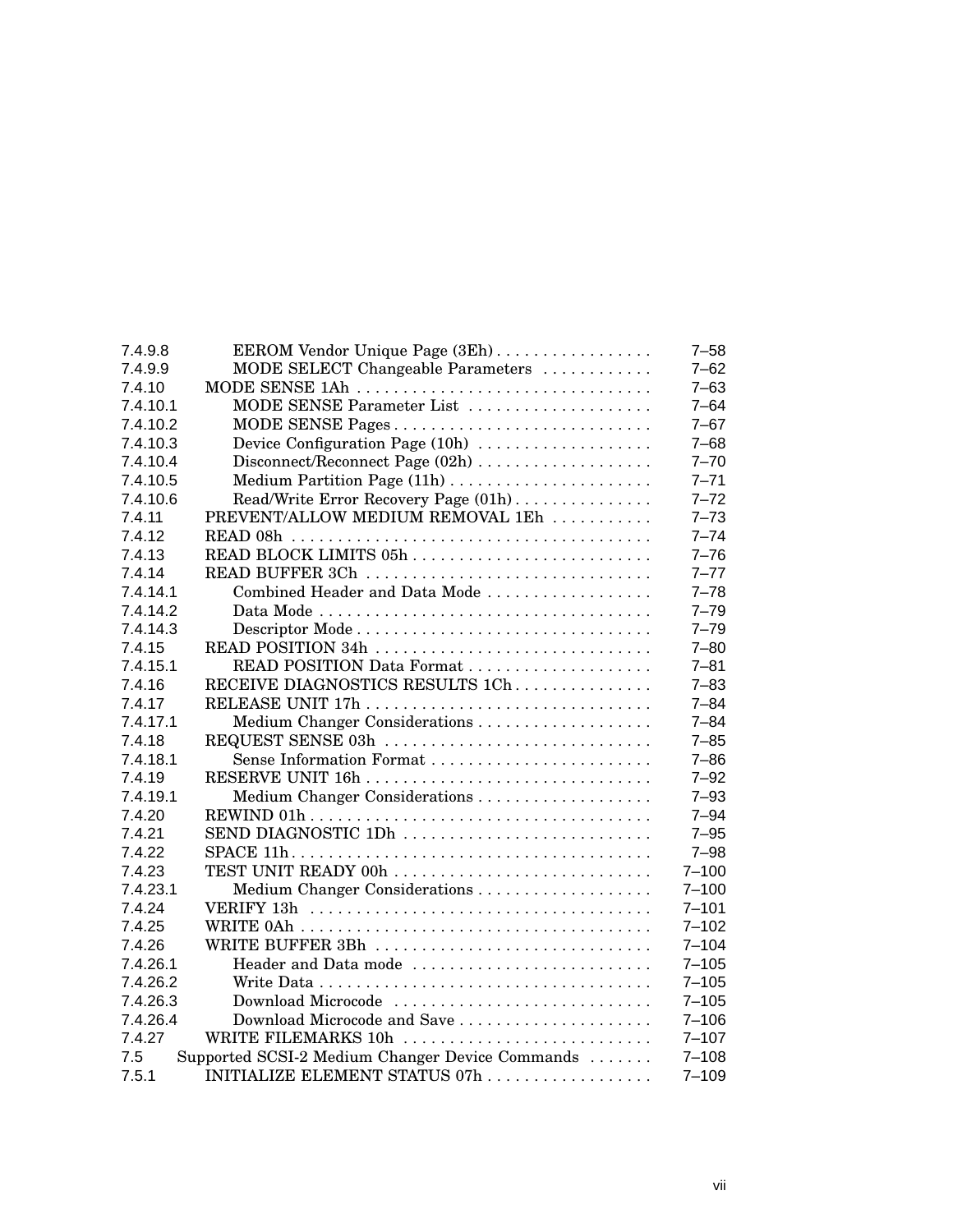| | | |
|---|---|---|
| 7.4.9.8 | EEROM Vendor Unique Page (3Eh) | 7–58 |
| 7.4.9.9 | MODE SELECT Changeable Parameters | 7–62 |
| 7.4.10 | MODE SENSE 1Ah | 7–63 |
| 7.4.10.1 | MODE SENSE Parameter List | 7–64 |
| 7.4.10.2 | MODE SENSE Pages | 7–67 |
| 7.4.10.3 | Device Configuration Page (10h) | 7–68 |
| 7.4.10.4 | Disconnect/Reconnect Page (02h) | 7–70 |
| 7.4.10.5 | Medium Partition Page (11h) | 7–71 |
| 7.4.10.6 | Read/Write Error Recovery Page (01h) | 7–72 |
| 7.4.11 | PREVENT/ALLOW MEDIUM REMOVAL 1Eh | 7–73 |
| 7.4.12 | READ 08h | 7–74 |
| 7.4.13 | READ BLOCK LIMITS 05h | 7–76 |
| 7.4.14 | READ BUFFER 3Ch | 7–77 |
| 7.4.14.1 | Combined Header and Data Mode | 7–78 |
| 7.4.14.2 | Data Mode | 7–79 |
| 7.4.14.3 | Descriptor Mode | 7–79 |
| 7.4.15 | READ POSITION 34h | 7–80 |
| 7.4.15.1 | READ POSITION Data Format | 7–81 |
| 7.4.16 | RECEIVE DIAGNOSTICS RESULTS 1Ch | 7–83 |
| 7.4.17 | RELEASE UNIT 17h | 7–84 |
| 7.4.17.1 | Medium Changer Considerations | 7–84 |
| 7.4.18 | REQUEST SENSE 03h | 7–85 |
| 7.4.18.1 | Sense Information Format | 7–86 |
| 7.4.19 | RESERVE UNIT 16h | 7–92 |
| 7.4.19.1 | Medium Changer Considerations | 7–93 |
| 7.4.20 | REWIND 01h | 7–94 |
| 7.4.21 | SEND DIAGNOSTIC 1Dh | 7–95 |
| 7.4.22 | SPACE 11h | 7–98 |
| 7.4.23 | TEST UNIT READY 00h | 7–100 |
| 7.4.23.1 | Medium Changer Considerations | 7–100 |
| 7.4.24 | VERIFY 13h | 7–101 |
| 7.4.25 | WRITE 0Ah | 7–102 |
| 7.4.26 | WRITE BUFFER 3Bh | 7–104 |
| 7.4.26.1 | Header and Data mode | 7–105 |
| 7.4.26.2 | Write Data | 7–105 |
| 7.4.26.3 | Download Microcode | 7–105 |
| 7.4.26.4 | Download Microcode and Save | 7–106 |
| 7.4.27 | WRITE FILEMARKS 10h | 7–107 |
| 7.5 | Supported SCSI-2 Medium Changer Device Commands | 7–108 |
| 7.5.1 | INITIALIZE ELEMENT STATUS 07h | 7–109 |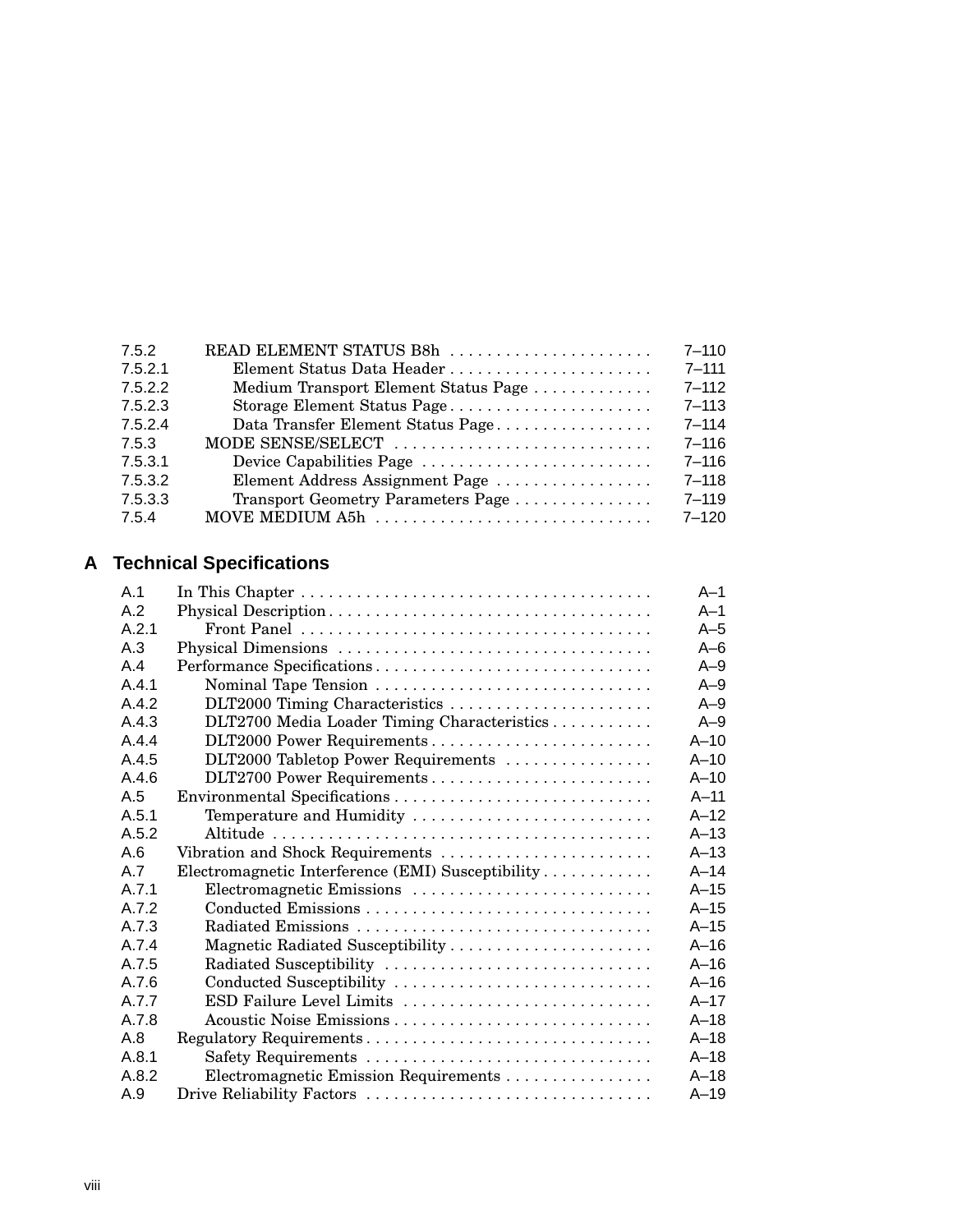| | | |
|---|---|---|
| 7.5.2 | READ ELEMENT STATUS B8h | 7–110 |
| 7.5.2.1 | Element Status Data Header | 7–111 |
| 7.5.2.2 | Medium Transport Element Status Page | 7–112 |
| 7.5.2.3 | Storage Element Status Page | 7–113 |
| 7.5.2.4 | Data Transfer Element Status Page | 7–114 |
| 7.5.3 | MODE SENSE/SELECT | 7–116 |
| 7.5.3.1 | Device Capabilities Page | 7–116 |
| 7.5.3.2 | Element Address Assignment Page | 7–118 |
| 7.5.3.3 | Transport Geometry Parameters Page | 7–119 |
| 7.5.4 | MOVE MEDIUM A5h | 7–120 |

## A Technical Specifications

| | | |
|---|---|---|
| A.1 | In This Chapter | A–1 |
| A.2 | Physical Description | A–1 |
| A.2.1 | Front Panel | A–5 |
| A.3 | Physical Dimensions | A–6 |
| A.4 | Performance Specifications | A–9 |
| A.4.1 | Nominal Tape Tension | A–9 |
| A.4.2 | DLT2000 Timing Characteristics | A–9 |
| A.4.3 | DLT2700 Media Loader Timing Characteristics | A–9 |
| A.4.4 | DLT2000 Power Requirements | A–10 |
| A.4.5 | DLT2000 Tabletop Power Requirements | A–10 |
| A.4.6 | DLT2700 Power Requirements | A–10 |
| A.5 | Environmental Specifications | A–11 |
| A.5.1 | Temperature and Humidity | A–12 |
| A.5.2 | Altitude | A–13 |
| A.6 | Vibration and Shock Requirements | A–13 |
| A.7 | Electromagnetic Interference (EMI) Susceptibility | A–14 |
| A.7.1 | Electromagnetic Emissions | A–15 |
| A.7.2 | Conducted Emissions | A–15 |
| A.7.3 | Radiated Emissions | A–15 |
| A.7.4 | Magnetic Radiated Susceptibility | A–16 |
| A.7.5 | Radiated Susceptibility | A–16 |
| A.7.6 | Conducted Susceptibility | A–16 |
| A.7.7 | ESD Failure Level Limits | A–17 |
| A.7.8 | Acoustic Noise Emissions | A–18 |
| A.8 | Regulatory Requirements | A–18 |
| A.8.1 | Safety Requirements | A–18 |
| A.8.2 | Electromagnetic Emission Requirements | A–18 |
| A.9 | Drive Reliability Factors | A–19 |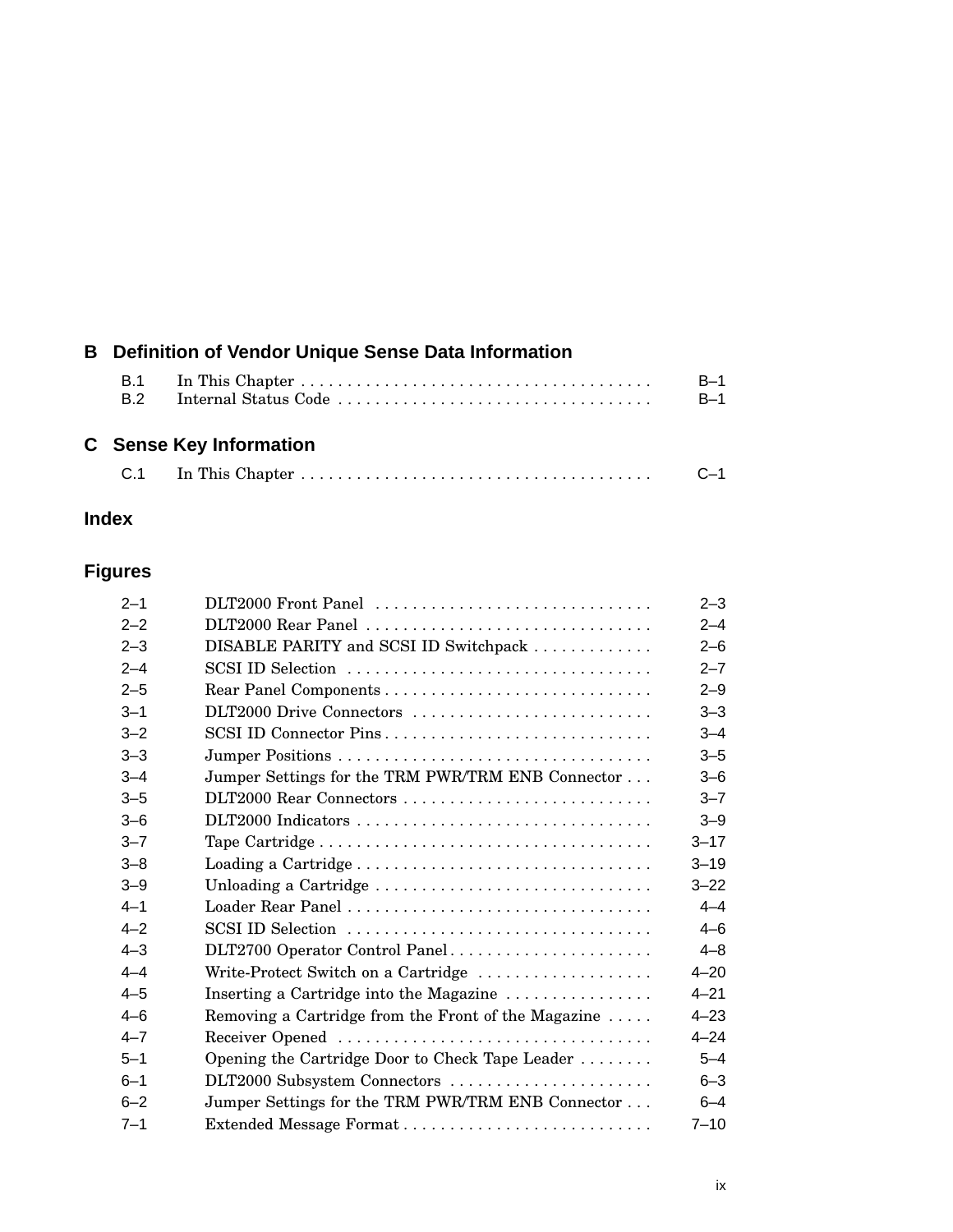## B Definition of Vendor Unique Sense Data Information

| | | |
|---|---|---|
| B.1 | In This Chapter | B–1 |
| B.2 | Internal Status Code | B–1 |

## C Sense Key Information

| | | |
|---|---|---|
| C.1 | In This Chapter | C–1 |

## Index

## Figures

| | | |
|---|---|---|
| 2–1 | DLT2000 Front Panel | 2–3 |
| 2–2 | DLT2000 Rear Panel | 2–4 |
| 2–3 | DISABLE PARITY and SCSI ID Switchpack | 2–6 |
| 2–4 | SCSI ID Selection | 2–7 |
| 2–5 | Rear Panel Components | 2–9 |
| 3–1 | DLT2000 Drive Connectors | 3–3 |
| 3–2 | SCSI ID Connector Pins | 3–4 |
| 3–3 | Jumper Positions | 3–5 |
| 3–4 | Jumper Settings for the TRM PWR/TRM ENB Connector | 3–6 |
| 3–5 | DLT2000 Rear Connectors | 3–7 |
| 3–6 | DLT2000 Indicators | 3–9 |
| 3–7 | Tape Cartridge | 3–17 |
| 3–8 | Loading a Cartridge | 3–19 |
| 3–9 | Unloading a Cartridge | 3–22 |
| 4–1 | Loader Rear Panel | 4–4 |
| 4–2 | SCSI ID Selection | 4–6 |
| 4–3 | DLT2700 Operator Control Panel | 4–8 |
| 4–4 | Write-Protect Switch on a Cartridge | 4–20 |
| 4–5 | Inserting a Cartridge into the Magazine | 4–21 |
| 4–6 | Removing a Cartridge from the Front of the Magazine | 4–23 |
| 4–7 | Receiver Opened | 4–24 |
| 5–1 | Opening the Cartridge Door to Check Tape Leader | 5–4 |
| 6–1 | DLT2000 Subsystem Connectors | 6–3 |
| 6–2 | Jumper Settings for the TRM PWR/TRM ENB Connector | 6–4 |
| 7–1 | Extended Message Format | 7–10 |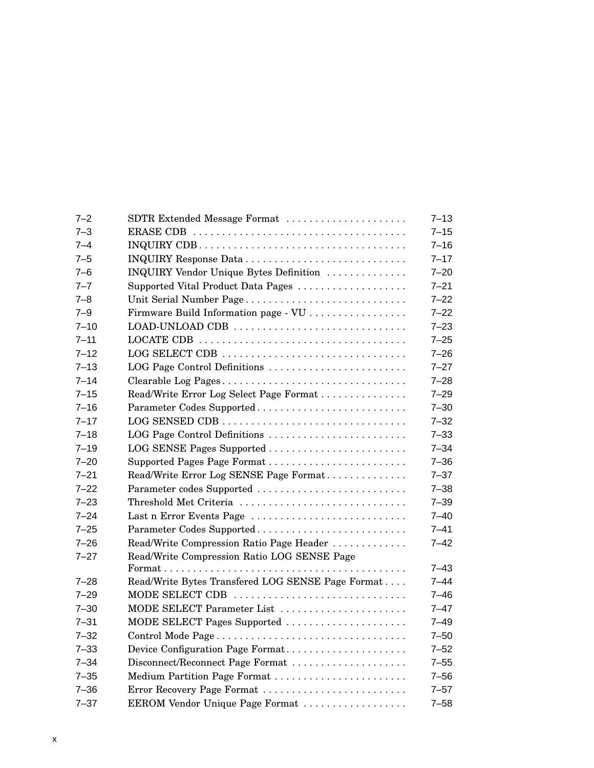| | | |
|---|---|---|
| 7–2 | SDTR Extended Message Format | 7–13 |
| 7–3 | ERASE CDB | 7–15 |
| 7–4 | INQUIRY CDB | 7–16 |
| 7–5 | INQUIRY Response Data | 7–17 |
| 7–6 | INQUIRY Vendor Unique Bytes Definition | 7–20 |
| 7–7 | Supported Vital Product Data Pages | 7–21 |
| 7–8 | Unit Serial Number Page | 7–22 |
| 7–9 | Firmware Build Information page - VU | 7–22 |
| 7–10 | LOAD-UNLOAD CDB | 7–23 |
| 7–11 | LOCATE CDB | 7–25 |
| 7–12 | LOG SELECT CDB | 7–26 |
| 7–13 | LOG Page Control Definitions | 7–27 |
| 7–14 | Clearable Log Pages | 7–28 |
| 7–15 | Read/Write Error Log Select Page Format | 7–29 |
| 7–16 | Parameter Codes Supported | 7–30 |
| 7–17 | LOG SENSED CDB | 7–32 |
| 7–18 | LOG Page Control Definitions | 7–33 |
| 7–19 | LOG SENSE Pages Supported | 7–34 |
| 7–20 | Supported Pages Page Format | 7–36 |
| 7–21 | Read/Write Error Log SENSE Page Format | 7–37 |
| 7–22 | Parameter codes Supported | 7–38 |
| 7–23 | Threshold Met Criteria | 7–39 |
| 7–24 | Last n Error Events Page | 7–40 |
| 7–25 | Parameter Codes Supported | 7–41 |
| 7–26 | Read/Write Compression Ratio Page Header | 7–42 |
| 7–27 | Read/Write Compression Ratio LOG SENSE Page Format | 7–43 |
| 7–28 | Read/Write Bytes Transfered LOG SENSE Page Format | 7–44 |
| 7–29 | MODE SELECT CDB | 7–46 |
| 7–30 | MODE SELECT Parameter List | 7–47 |
| 7–31 | MODE SELECT Pages Supported | 7–49 |
| 7–32 | Control Mode Page | 7–50 |
| 7–33 | Device Configuration Page Format | 7–52 |
| 7–34 | Disconnect/Reconnect Page Format | 7–55 |
| 7–35 | Medium Partition Page Format | 7–56 |
| 7–36 | Error Recovery Page Format | 7–57 |
| 7–37 | EEROM Vendor Unique Page Format | 7–58 |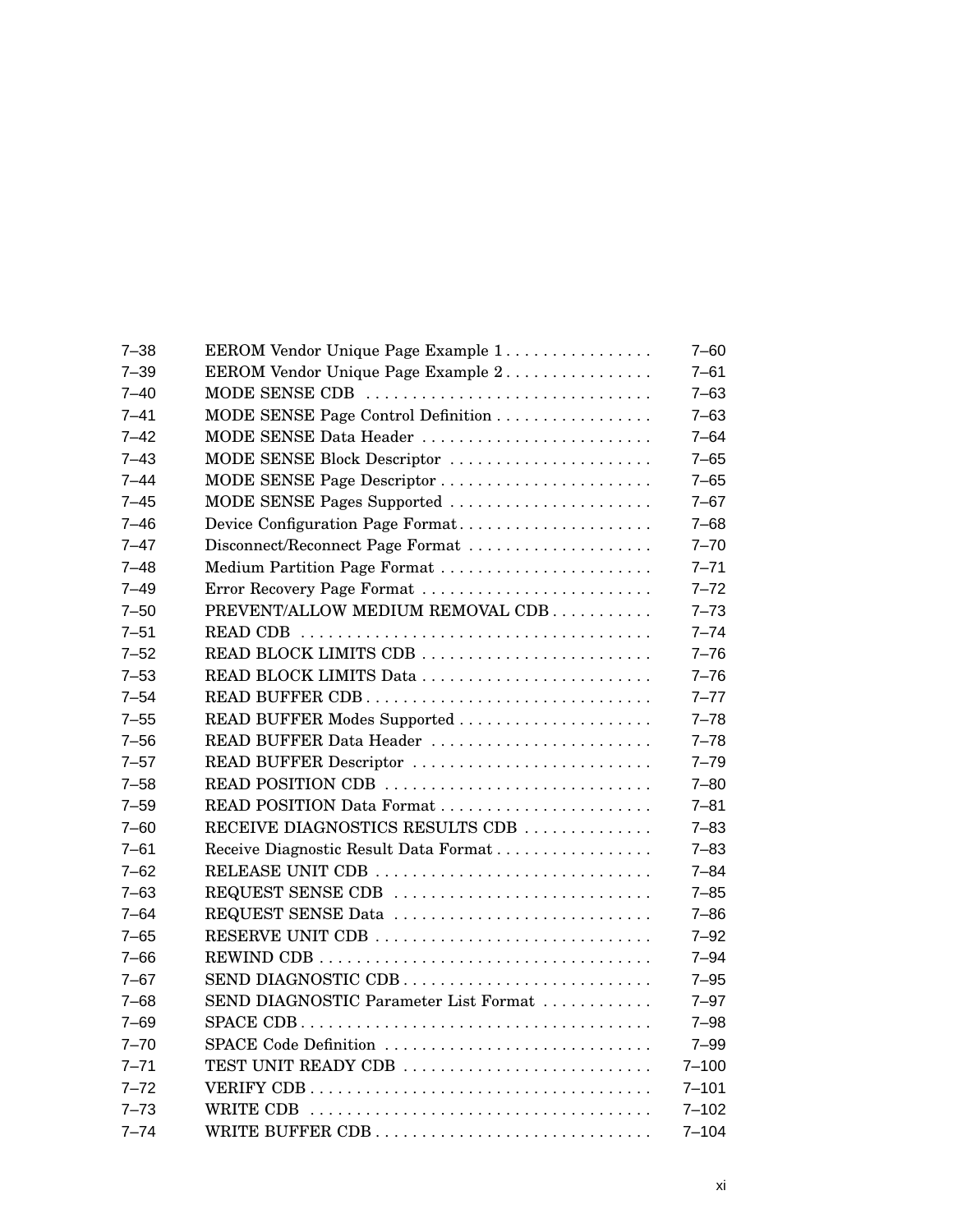| | | |
|---|---|---|
| 7–38 | EEROM Vendor Unique Page Example 1 | 7–60 |
| 7–39 | EEROM Vendor Unique Page Example 2 | 7–61 |
| 7–40 | MODE SENSE CDB | 7–63 |
| 7–41 | MODE SENSE Page Control Definition | 7–63 |
| 7–42 | MODE SENSE Data Header | 7–64 |
| 7–43 | MODE SENSE Block Descriptor | 7–65 |
| 7–44 | MODE SENSE Page Descriptor | 7–65 |
| 7–45 | MODE SENSE Pages Supported | 7–67 |
| 7–46 | Device Configuration Page Format | 7–68 |
| 7–47 | Disconnect/Reconnect Page Format | 7–70 |
| 7–48 | Medium Partition Page Format | 7–71 |
| 7–49 | Error Recovery Page Format | 7–72 |
| 7–50 | PREVENT/ALLOW MEDIUM REMOVAL CDB | 7–73 |
| 7–51 | READ CDB | 7–74 |
| 7–52 | READ BLOCK LIMITS CDB | 7–76 |
| 7–53 | READ BLOCK LIMITS Data | 7–76 |
| 7–54 | READ BUFFER CDB | 7–77 |
| 7–55 | READ BUFFER Modes Supported | 7–78 |
| 7–56 | READ BUFFER Data Header | 7–78 |
| 7–57 | READ BUFFER Descriptor | 7–79 |
| 7–58 | READ POSITION CDB | 7–80 |
| 7–59 | READ POSITION Data Format | 7–81 |
| 7–60 | RECEIVE DIAGNOSTICS RESULTS CDB | 7–83 |
| 7–61 | Receive Diagnostic Result Data Format | 7–83 |
| 7–62 | RELEASE UNIT CDB | 7–84 |
| 7–63 | REQUEST SENSE CDB | 7–85 |
| 7–64 | REQUEST SENSE Data | 7–86 |
| 7–65 | RESERVE UNIT CDB | 7–92 |
| 7–66 | REWIND CDB | 7–94 |
| 7–67 | SEND DIAGNOSTIC CDB | 7–95 |
| 7–68 | SEND DIAGNOSTIC Parameter List Format | 7–97 |
| 7–69 | SPACE CDB | 7–98 |
| 7–70 | SPACE Code Definition | 7–99 |
| 7–71 | TEST UNIT READY CDB | 7–100 |
| 7–72 | VERIFY CDB | 7–101 |
| 7–73 | WRITE CDB | 7–102 |
| 7–74 | WRITE BUFFER CDB | 7–104 |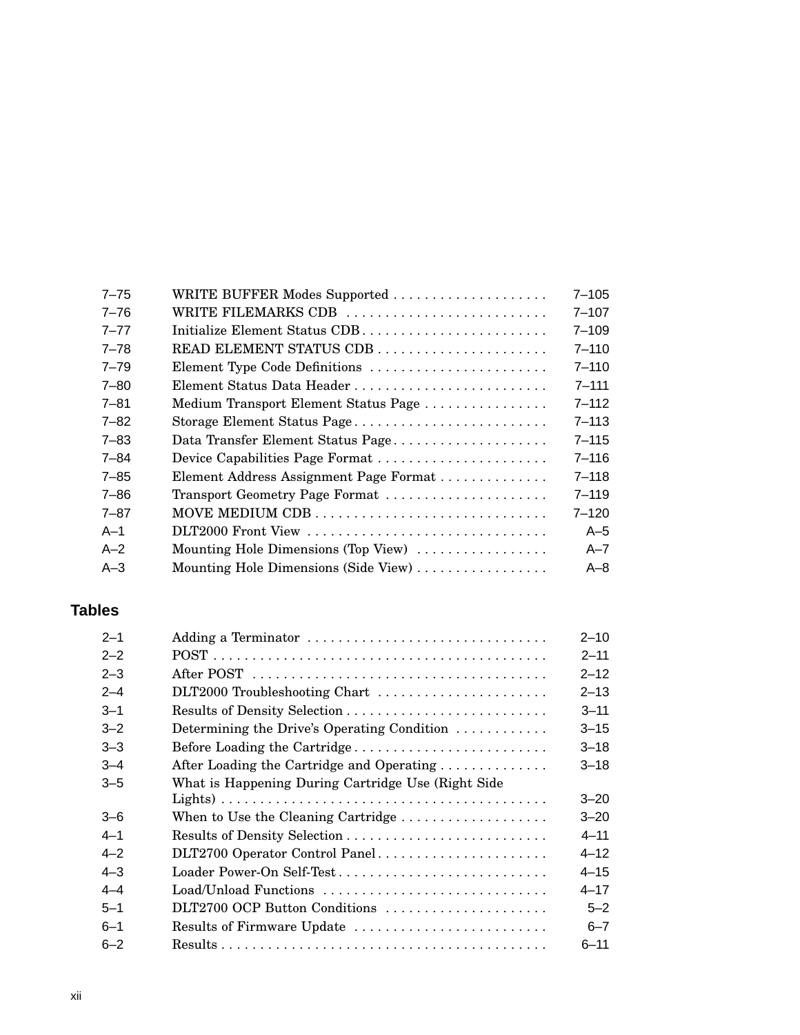| | | |
|---|---|---|
| 7–75 | WRITE BUFFER Modes Supported | 7–105 |
| 7–76 | WRITE FILEMARKS CDB | 7–107 |
| 7–77 | Initialize Element Status CDB | 7–109 |
| 7–78 | READ ELEMENT STATUS CDB | 7–110 |
| 7–79 | Element Type Code Definitions | 7–110 |
| 7–80 | Element Status Data Header | 7–111 |
| 7–81 | Medium Transport Element Status Page | 7–112 |
| 7–82 | Storage Element Status Page | 7–113 |
| 7–83 | Data Transfer Element Status Page | 7–115 |
| 7–84 | Device Capabilities Page Format | 7–116 |
| 7–85 | Element Address Assignment Page Format | 7–118 |
| 7–86 | Transport Geometry Page Format | 7–119 |
| 7–87 | MOVE MEDIUM CDB | 7–120 |
| A–1 | DLT2000 Front View | A–5 |
| A–2 | Mounting Hole Dimensions (Top View) | A–7 |
| A–3 | Mounting Hole Dimensions (Side View) | A–8 |

## Tables

| | | |
|---|---|---|
| 2–1 | Adding a Terminator | 2–10 |
| 2–2 | POST | 2–11 |
| 2–3 | After POST | 2–12 |
| 2–4 | DLT2000 Troubleshooting Chart | 2–13 |
| 3–1 | Results of Density Selection | 3–11 |
| 3–2 | Determining the Drive's Operating Condition | 3–15 |
| 3–3 | Before Loading the Cartridge | 3–18 |
| 3–4 | After Loading the Cartridge and Operating | 3–18 |
| 3–5 | What is Happening During Cartridge Use (Right Side Lights) | 3–20 |
| 3–6 | When to Use the Cleaning Cartridge | 3–20 |
| 4–1 | Results of Density Selection | 4–11 |
| 4–2 | DLT2700 Operator Control Panel | 4–12 |
| 4–3 | Loader Power-On Self-Test | 4–15 |
| 4–4 | Load/Unload Functions | 4–17 |
| 5–1 | DLT2700 OCP Button Conditions | 5–2 |
| 6–1 | Results of Firmware Update | 6–7 |
| 6–2 | Results | 6–11 |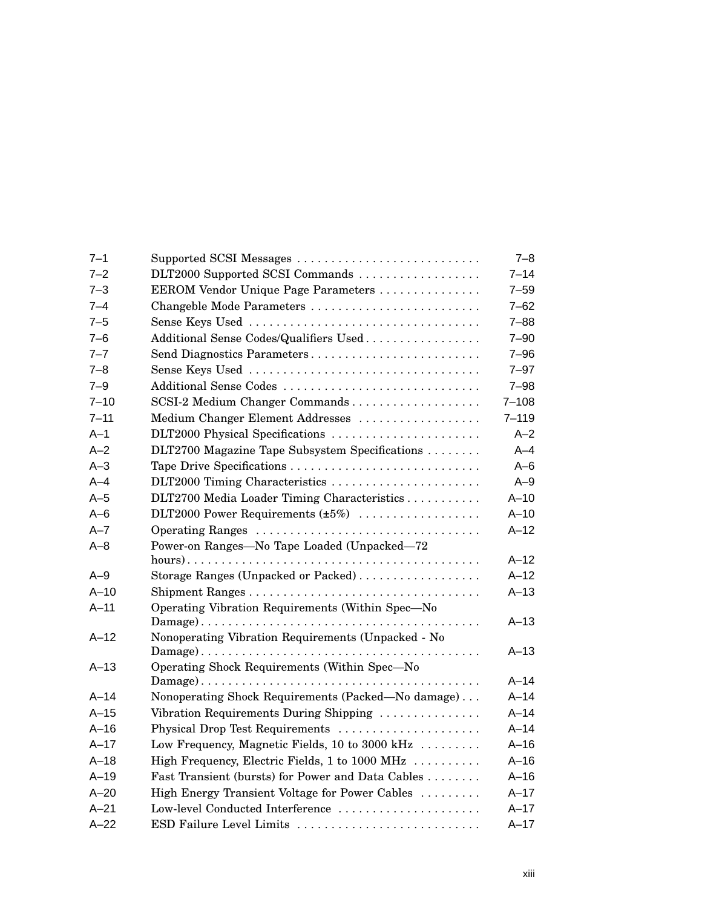| | | |
|---|---|---|
| 7–1 | Supported SCSI Messages | 7–8 |
| 7–2 | DLT2000 Supported SCSI Commands | 7–14 |
| 7–3 | EEROM Vendor Unique Page Parameters | 7–59 |
| 7–4 | Changeble Mode Parameters | 7–62 |
| 7–5 | Sense Keys Used | 7–88 |
| 7–6 | Additional Sense Codes/Qualifiers Used | 7–90 |
| 7–7 | Send Diagnostics Parameters | 7–96 |
| 7–8 | Sense Keys Used | 7–97 |
| 7–9 | Additional Sense Codes | 7–98 |
| 7–10 | SCSI-2 Medium Changer Commands | 7–108 |
| 7–11 | Medium Changer Element Addresses | 7–119 |
| A–1 | DLT2000 Physical Specifications | A–2 |
| A–2 | DLT2700 Magazine Tape Subsystem Specifications | A–4 |
| A–3 | Tape Drive Specifications | A–6 |
| A–4 | DLT2000 Timing Characteristics | A–9 |
| A–5 | DLT2700 Media Loader Timing Characteristics | A–10 |
| A–6 | DLT2000 Power Requirements (±5%) | A–10 |
| A–7 | Operating Ranges | A–12 |
| A–8 | Power-on Ranges—No Tape Loaded (Unpacked—72 hours) | A–12 |
| A–9 | Storage Ranges (Unpacked or Packed) | A–12 |
| A–10 | Shipment Ranges | A–13 |
| A–11 | Operating Vibration Requirements (Within Spec—No Damage) | A–13 |
| A–12 | Nonoperating Vibration Requirements (Unpacked - No Damage) | A–13 |
| A–13 | Operating Shock Requirements (Within Spec—No Damage) | A–14 |
| A–14 | Nonoperating Shock Requirements (Packed—No damage) | A–14 |
| A–15 | Vibration Requirements During Shipping | A–14 |
| A–16 | Physical Drop Test Requirements | A–14 |
| A–17 | Low Frequency, Magnetic Fields, 10 to 3000 kHz | A–16 |
| A–18 | High Frequency, Electric Fields, 1 to 1000 MHz | A–16 |
| A–19 | Fast Transient (bursts) for Power and Data Cables | A–16 |
| A–20 | High Energy Transient Voltage for Power Cables | A–17 |
| A–21 | Low-level Conducted Interference | A–17 |
| A–22 | ESD Failure Level Limits | A–17 |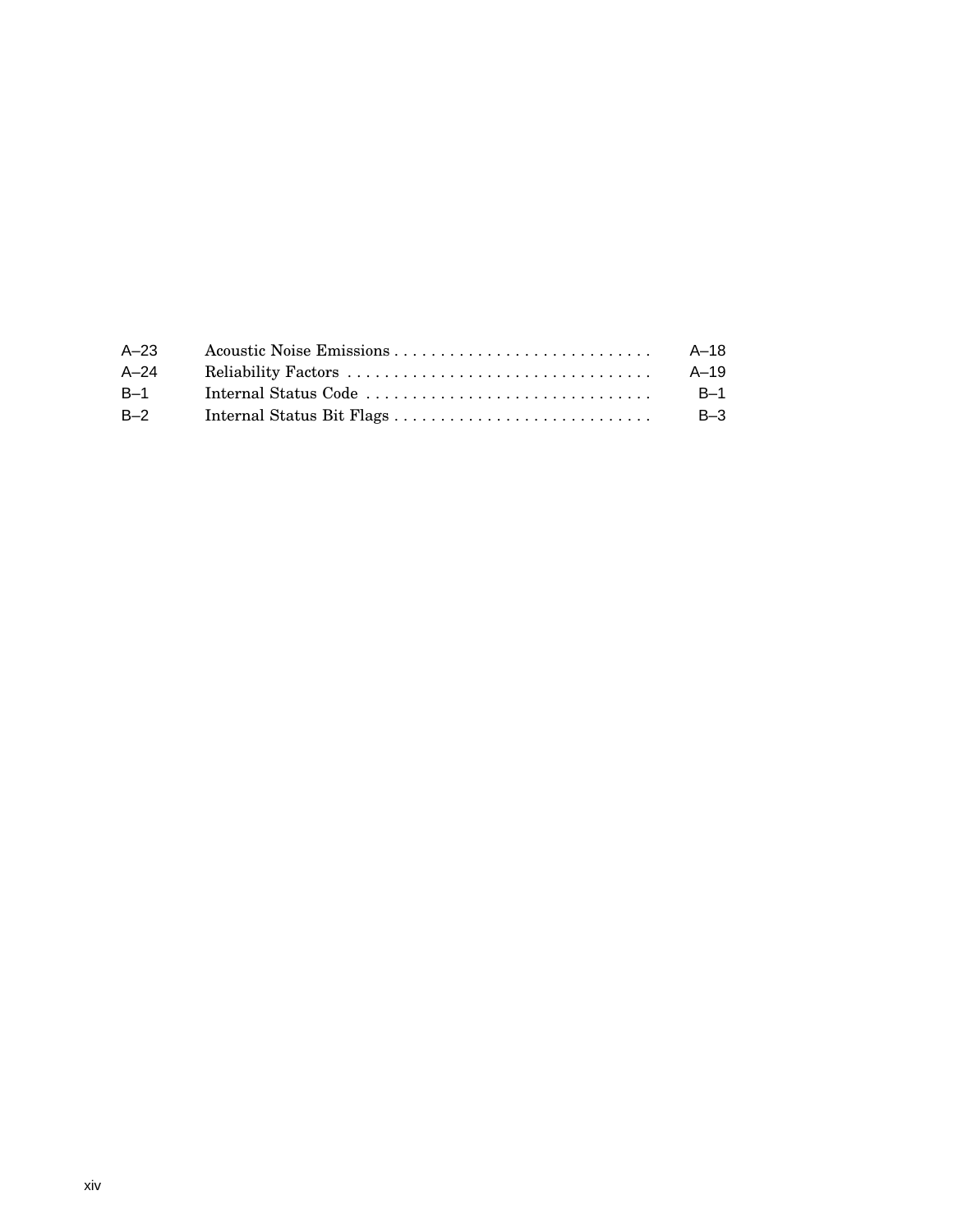| | | |
|---|---|---|
| A–23 | Acoustic Noise Emissions | A–18 |
| A–24 | Reliability Factors | A–19 |
| B–1 | Internal Status Code | B–1 |
| B–2 | Internal Status Bit Flags | B–3 |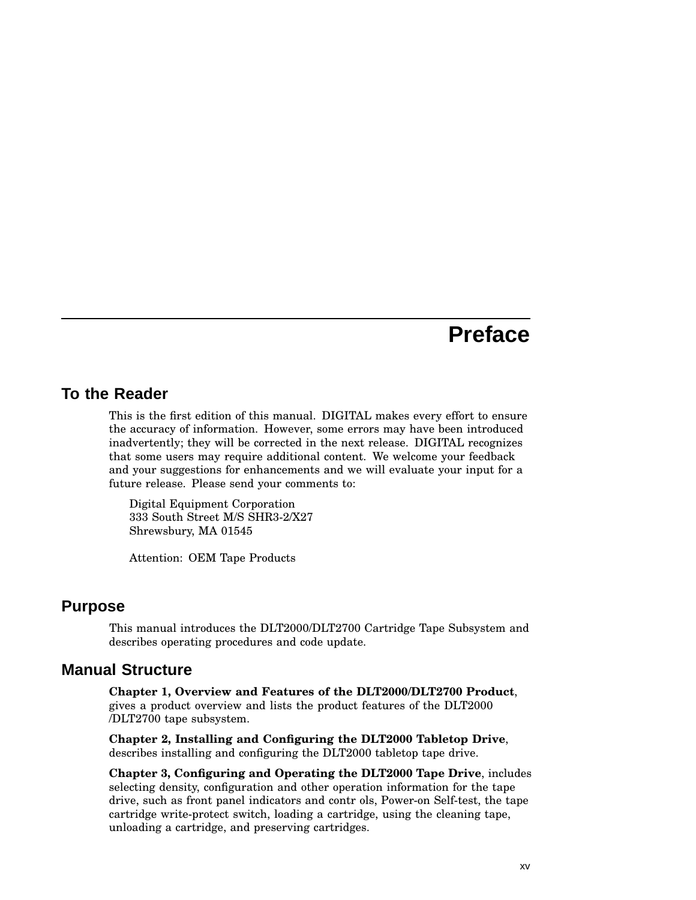# Preface

## To the Reader

This is the first edition of this manual. DIGITAL makes every effort to ensure the accuracy of information. However, some errors may have been introduced inadvertently; they will be corrected in the next release. DIGITAL recognizes that some users may require additional content. We welcome your feedback and your suggestions for enhancements and we will evaluate your input for a future release. Please send your comments to:

Digital Equipment Corporation
333 South Street M/S SHR3-2/X27
Shrewsbury, MA 01545

Attention: OEM Tape Products

## Purpose

This manual introduces the DLT2000/DLT2700 Cartridge Tape Subsystem and describes operating procedures and code update.

## Manual Structure

**Chapter 1, Overview and Features of the DLT2000/DLT2700 Product**, gives a product overview and lists the product features of the DLT2000 /DLT2700 tape subsystem.

**Chapter 2, Installing and Configuring the DLT2000 Tabletop Drive**, describes installing and configuring the DLT2000 tabletop tape drive.

**Chapter 3, Configuring and Operating the DLT2000 Tape Drive**, includes selecting density, configuration and other operation information for the tape drive, such as front panel indicators and contr ols, Power-on Self-test, the tape cartridge write-protect switch, loading a cartridge, using the cleaning tape, unloading a cartridge, and preserving cartridges.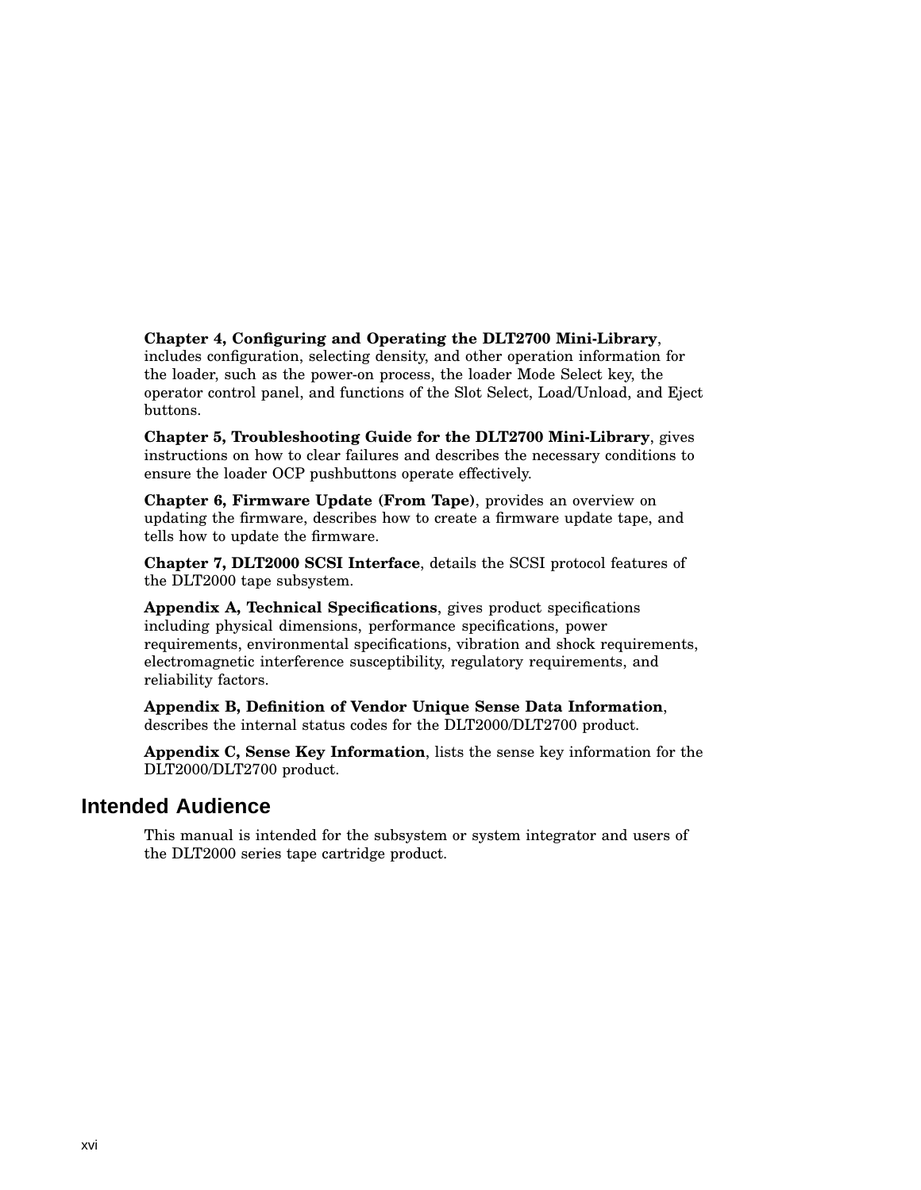**Chapter 4, Configuring and Operating the DLT2700 Mini-Library**, includes configuration, selecting density, and other operation information for the loader, such as the power-on process, the loader Mode Select key, the operator control panel, and functions of the Slot Select, Load/Unload, and Eject buttons.

**Chapter 5, Troubleshooting Guide for the DLT2700 Mini-Library**, gives instructions on how to clear failures and describes the necessary conditions to ensure the loader OCP pushbuttons operate effectively.

**Chapter 6, Firmware Update (From Tape)**, provides an overview on updating the firmware, describes how to create a firmware update tape, and tells how to update the firmware.

**Chapter 7, DLT2000 SCSI Interface**, details the SCSI protocol features of the DLT2000 tape subsystem.

**Appendix A, Technical Specifications**, gives product specifications including physical dimensions, performance specifications, power requirements, environmental specifications, vibration and shock requirements, electromagnetic interference susceptibility, regulatory requirements, and reliability factors.

**Appendix B, Definition of Vendor Unique Sense Data Information**, describes the internal status codes for the DLT2000/DLT2700 product.

**Appendix C, Sense Key Information**, lists the sense key information for the DLT2000/DLT2700 product.

## Intended Audience

This manual is intended for the subsystem or system integrator and users of the DLT2000 series tape cartridge product.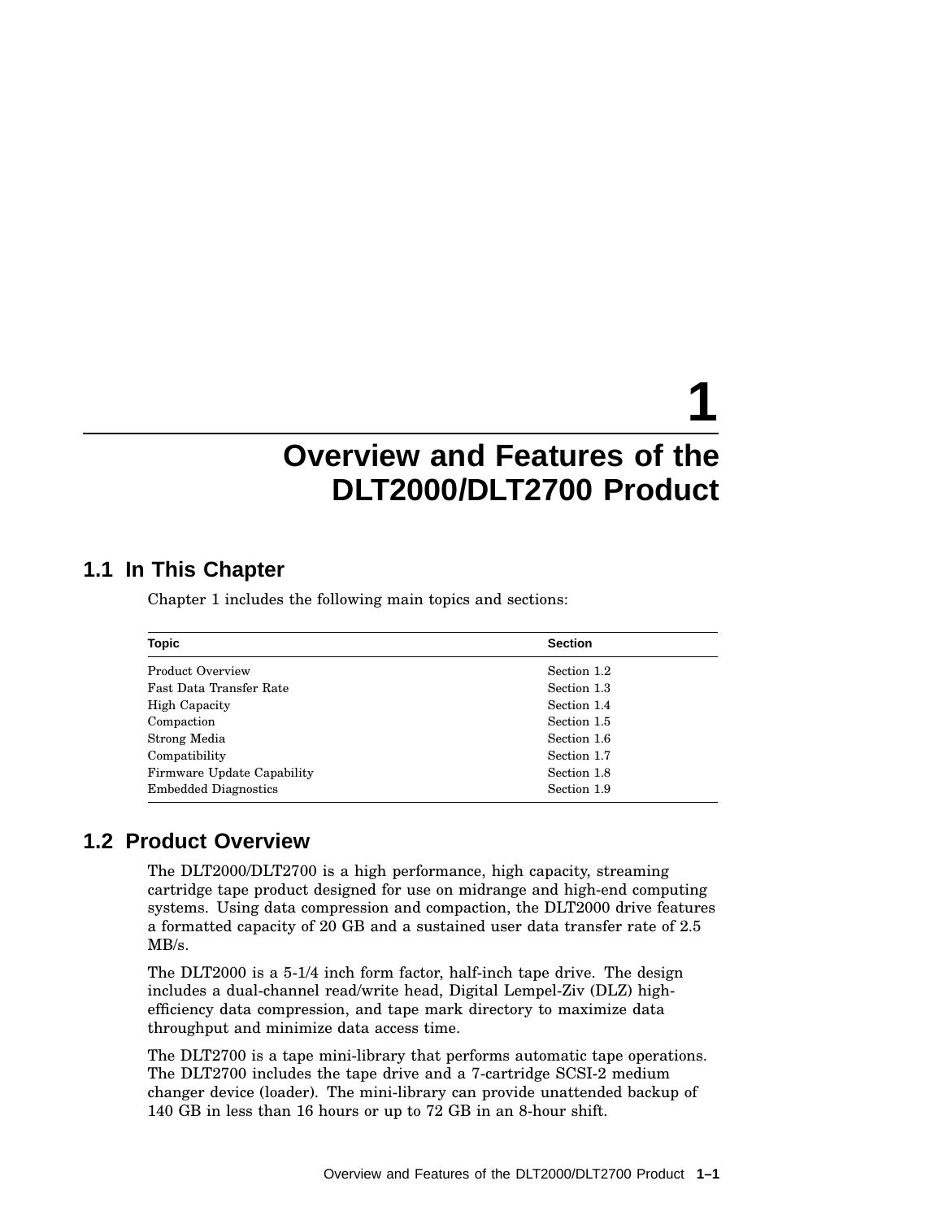# 1 Overview and Features of the DLT2000/DLT2700 Product

## 1.1 In This Chapter

Chapter 1 includes the following main topics and sections:

| Topic | Section |
|---|---|
| Product Overview | Section 1.2 |
| Fast Data Transfer Rate | Section 1.3 |
| High Capacity | Section 1.4 |
| Compaction | Section 1.5 |
| Strong Media | Section 1.6 |
| Compatibility | Section 1.7 |
| Firmware Update Capability | Section 1.8 |
| Embedded Diagnostics | Section 1.9 |

## 1.2 Product Overview

The DLT2000/DLT2700 is a high performance, high capacity, streaming cartridge tape product designed for use on midrange and high-end computing systems. Using data compression and compaction, the DLT2000 drive features a formatted capacity of 20 GB and a sustained user data transfer rate of 2.5 MB/s.

The DLT2000 is a 5-1/4 inch form factor, half-inch tape drive. The design includes a dual-channel read/write head, Digital Lempel-Ziv (DLZ) high-efficiency data compression, and tape mark directory to maximize data throughput and minimize data access time.

The DLT2700 is a tape mini-library that performs automatic tape operations. The DLT2700 includes the tape drive and a 7-cartridge SCSI-2 medium changer device (loader). The mini-library can provide unattended backup of 140 GB in less than 16 hours or up to 72 GB in an 8-hour shift.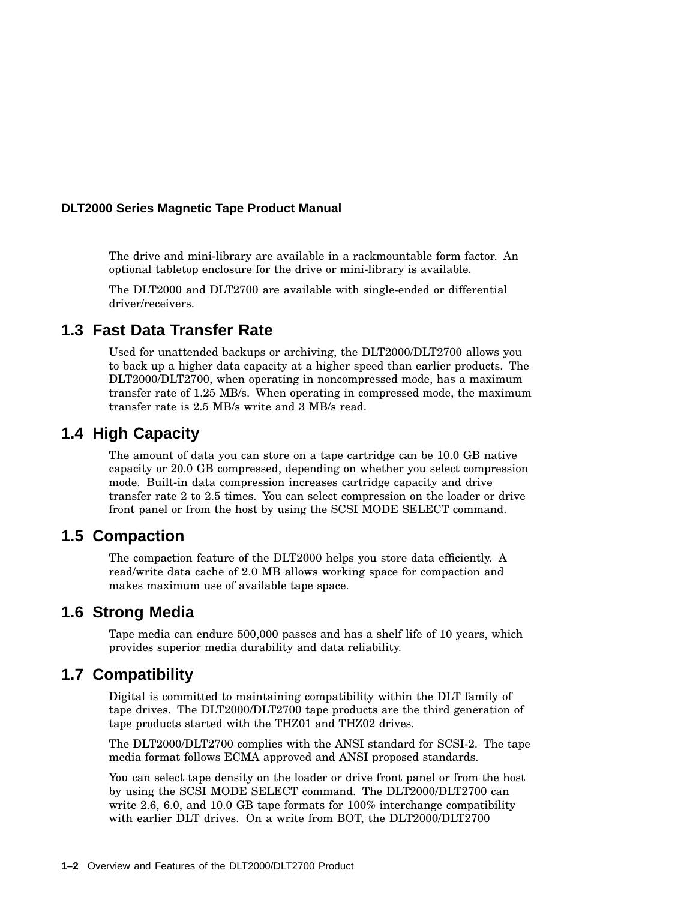The drive and mini-library are available in a rackmountable form factor. An optional tabletop enclosure for the drive or mini-library is available.

The DLT2000 and DLT2700 are available with single-ended or differential driver/receivers.

## 1.3 Fast Data Transfer Rate

Used for unattended backups or archiving, the DLT2000/DLT2700 allows you to back up a higher data capacity at a higher speed than earlier products. The DLT2000/DLT2700, when operating in noncompressed mode, has a maximum transfer rate of 1.25 MB/s. When operating in compressed mode, the maximum transfer rate is 2.5 MB/s write and 3 MB/s read.

## 1.4 High Capacity

The amount of data you can store on a tape cartridge can be 10.0 GB native capacity or 20.0 GB compressed, depending on whether you select compression mode. Built-in data compression increases cartridge capacity and drive transfer rate 2 to 2.5 times. You can select compression on the loader or drive front panel or from the host by using the SCSI MODE SELECT command.

## 1.5 Compaction

The compaction feature of the DLT2000 helps you store data efficiently. A read/write data cache of 2.0 MB allows working space for compaction and makes maximum use of available tape space.

## 1.6 Strong Media

Tape media can endure 500,000 passes and has a shelf life of 10 years, which provides superior media durability and data reliability.

## 1.7 Compatibility

Digital is committed to maintaining compatibility within the DLT family of tape drives. The DLT2000/DLT2700 tape products are the third generation of tape products started with the THZ01 and THZ02 drives.

The DLT2000/DLT2700 complies with the ANSI standard for SCSI-2. The tape media format follows ECMA approved and ANSI proposed standards.

You can select tape density on the loader or drive front panel or from the host by using the SCSI MODE SELECT command. The DLT2000/DLT2700 can write 2.6, 6.0, and 10.0 GB tape formats for 100% interchange compatibility with earlier DLT drives. On a write from BOT, the DLT2000/DLT2700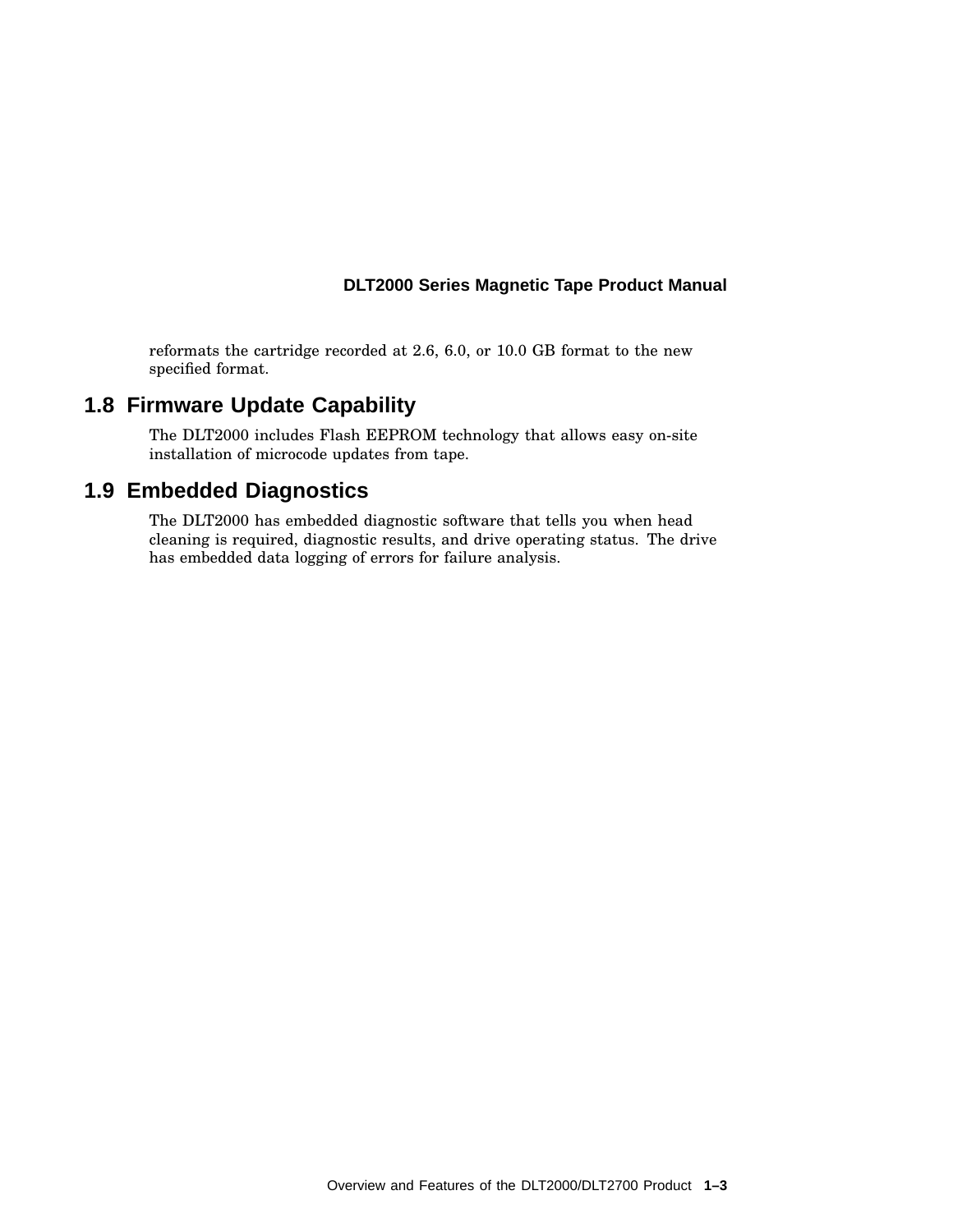reformats the cartridge recorded at 2.6, 6.0, or 10.0 GB format to the new specified format.

## 1.8 Firmware Update Capability

The DLT2000 includes Flash EEPROM technology that allows easy on-site installation of microcode updates from tape.

## 1.9 Embedded Diagnostics

The DLT2000 has embedded diagnostic software that tells you when head cleaning is required, diagnostic results, and drive operating status. The drive has embedded data logging of errors for failure analysis.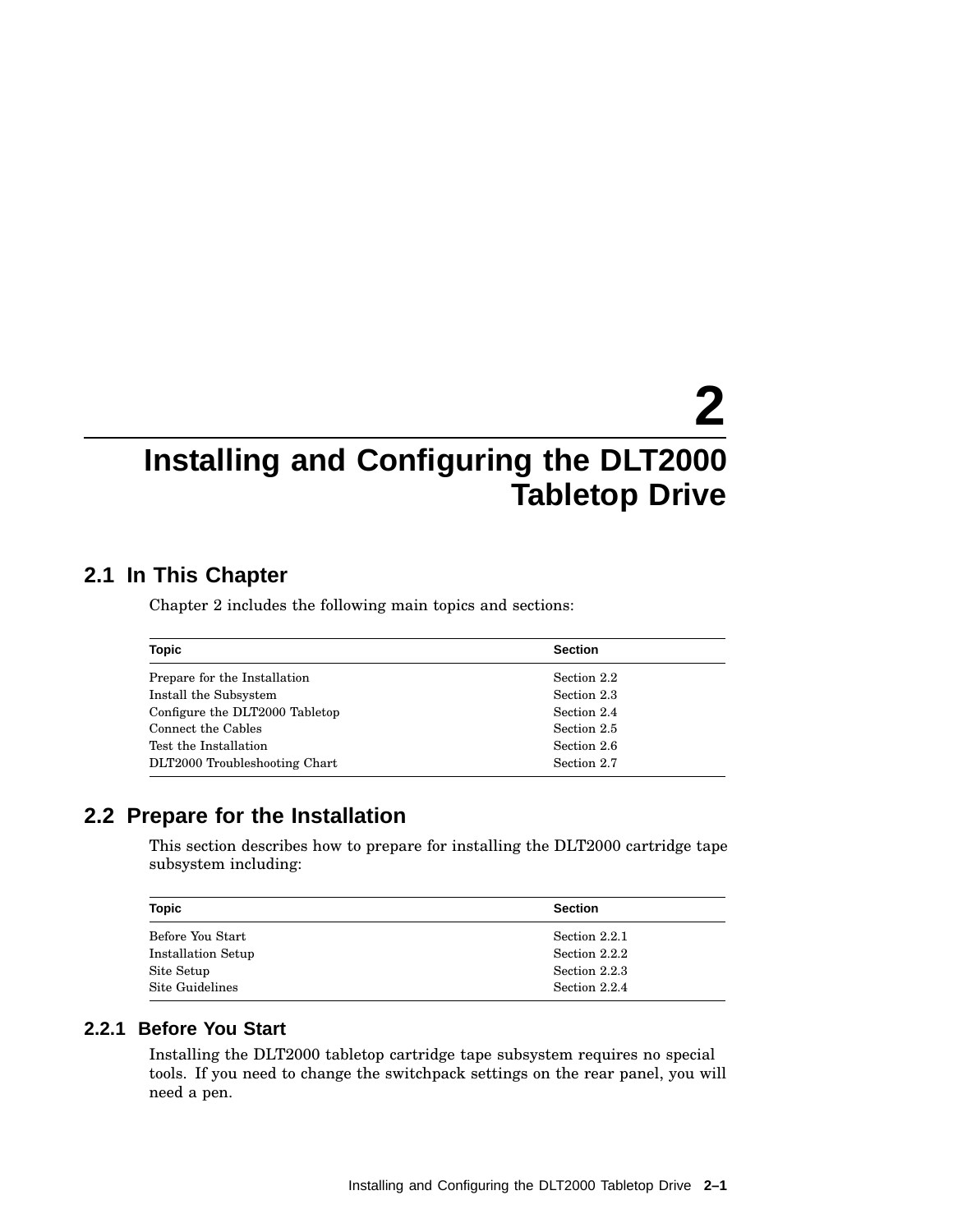# 2 Installing and Configuring the DLT2000 Tabletop Drive

## 2.1 In This Chapter

Chapter 2 includes the following main topics and sections:

| Topic | Section |
|---|---|
| Prepare for the Installation | Section 2.2 |
| Install the Subsystem | Section 2.3 |
| Configure the DLT2000 Tabletop | Section 2.4 |
| Connect the Cables | Section 2.5 |
| Test the Installation | Section 2.6 |
| DLT2000 Troubleshooting Chart | Section 2.7 |

## 2.2 Prepare for the Installation

This section describes how to prepare for installing the DLT2000 cartridge tape subsystem including:

| Topic | Section |
|---|---|
| Before You Start | Section 2.2.1 |
| Installation Setup | Section 2.2.2 |
| Site Setup | Section 2.2.3 |
| Site Guidelines | Section 2.2.4 |

### 2.2.1 Before You Start

Installing the DLT2000 tabletop cartridge tape subsystem requires no special tools. If you need to change the switchpack settings on the rear panel, you will need a pen.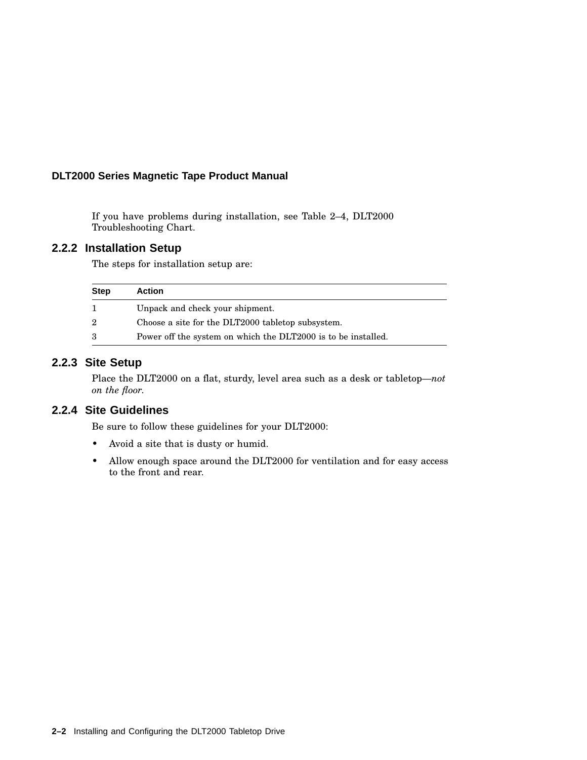If you have problems during installation, see Table 2–4, DLT2000 Troubleshooting Chart.

### 2.2.2 Installation Setup

The steps for installation setup are:

| Step | Action |
|---|---|
| 1 | Unpack and check your shipment. |
| 2 | Choose a site for the DLT2000 tabletop subsystem. |
| 3 | Power off the system on which the DLT2000 is to be installed. |

### 2.2.3 Site Setup

Place the DLT2000 on a flat, sturdy, level area such as a desk or tabletop—*not on the floor*.

### 2.2.4 Site Guidelines

Be sure to follow these guidelines for your DLT2000:

- Avoid a site that is dusty or humid.
- Allow enough space around the DLT2000 for ventilation and for easy access to the front and rear.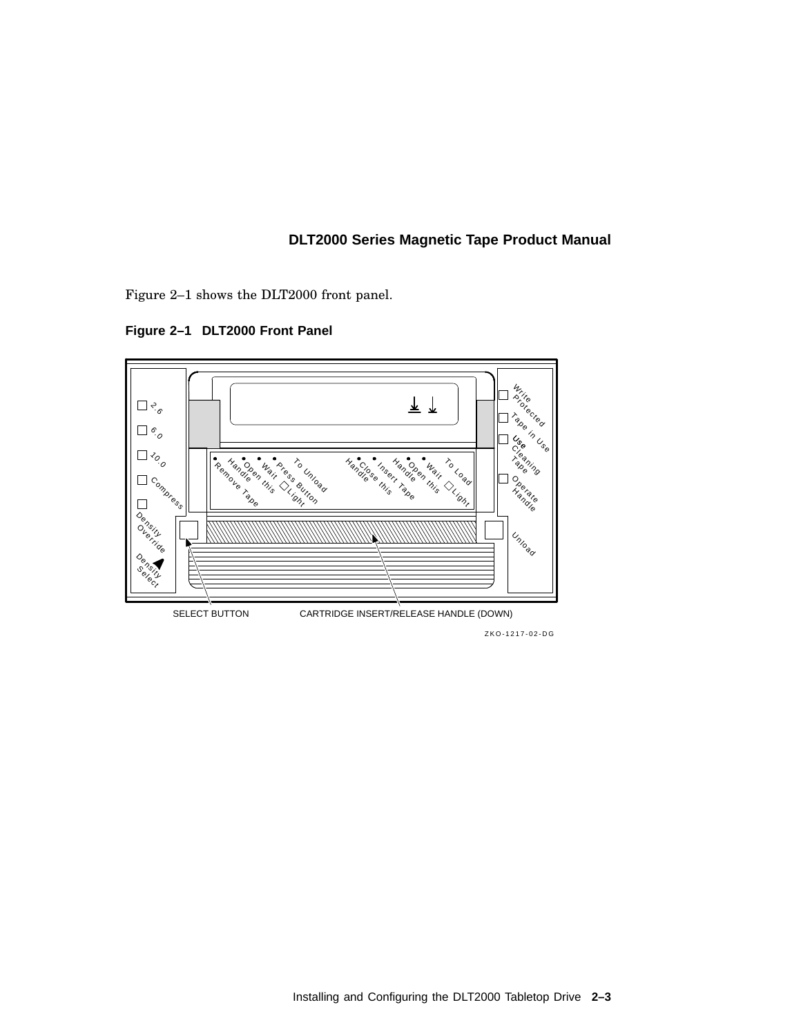Figure 2–1 shows the DLT2000 front panel.

**Figure 2–1 DLT2000 Front Panel**

SELECT BUTTON

CARTRIDGE INSERT/RELEASE HANDLE (DOWN)

ZKO-1217-02-DG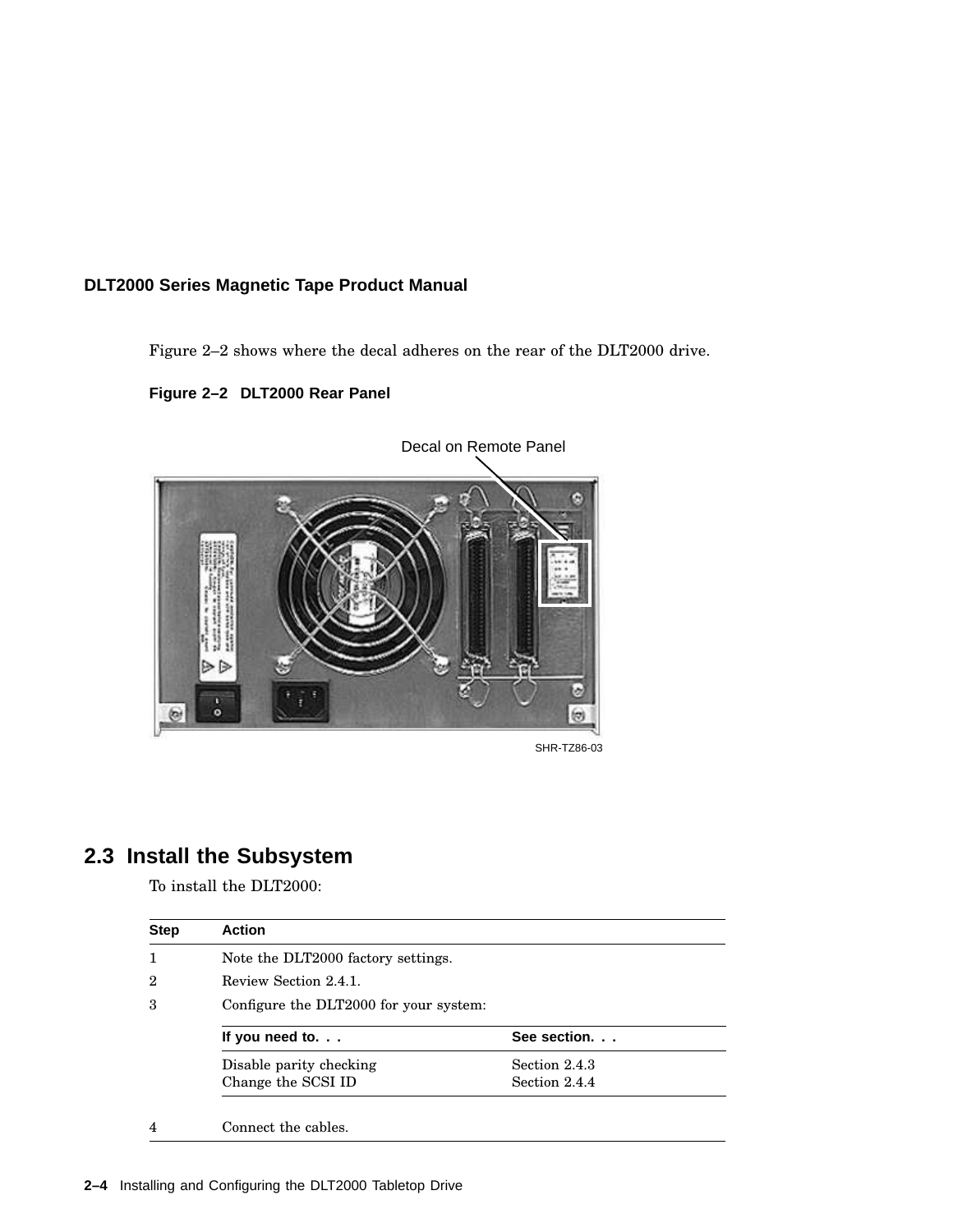Figure 2–2 shows where the decal adheres on the rear of the DLT2000 drive.

**Figure 2–2 DLT2000 Rear Panel**

Decal on Remote Panel

SHR-TZ86-03

## 2.3 Install the Subsystem

To install the DLT2000:

| Step | Action |
|---|---|
| 1 | Note the DLT2000 factory settings. |
| 2 | Review Section 2.4.1. |
| 3 | Configure the DLT2000 for your system: |
| 4 | Connect the cables. |

For step 3:

| If you need to. . . | See section. . . |
|---|---|
| Disable parity checking | Section 2.4.3 |
| Change the SCSI ID | Section 2.4.4 |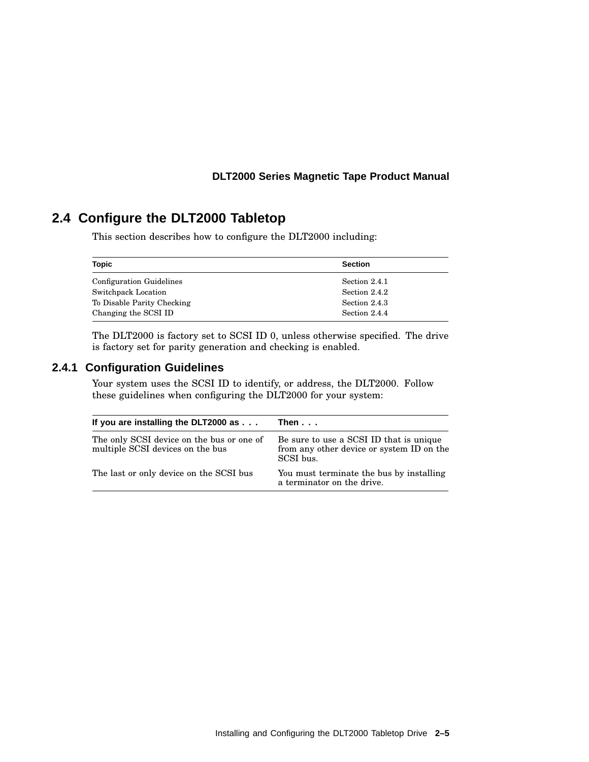## 2.4 Configure the DLT2000 Tabletop

This section describes how to configure the DLT2000 including:

| Topic | Section |
|---|---|
| Configuration Guidelines | Section 2.4.1 |
| Switchpack Location | Section 2.4.2 |
| To Disable Parity Checking | Section 2.4.3 |
| Changing the SCSI ID | Section 2.4.4 |

The DLT2000 is factory set to SCSI ID 0, unless otherwise specified. The drive is factory set for parity generation and checking is enabled.

### 2.4.1 Configuration Guidelines

Your system uses the SCSI ID to identify, or address, the DLT2000. Follow these guidelines when configuring the DLT2000 for your system:

| If you are installing the DLT2000 as . . . | Then . . . |
|---|---|
| The only SCSI device on the bus or one of multiple SCSI devices on the bus | Be sure to use a SCSI ID that is unique from any other device or system ID on the SCSI bus. |
| The last or only device on the SCSI bus | You must terminate the bus by installing a terminator on the drive. |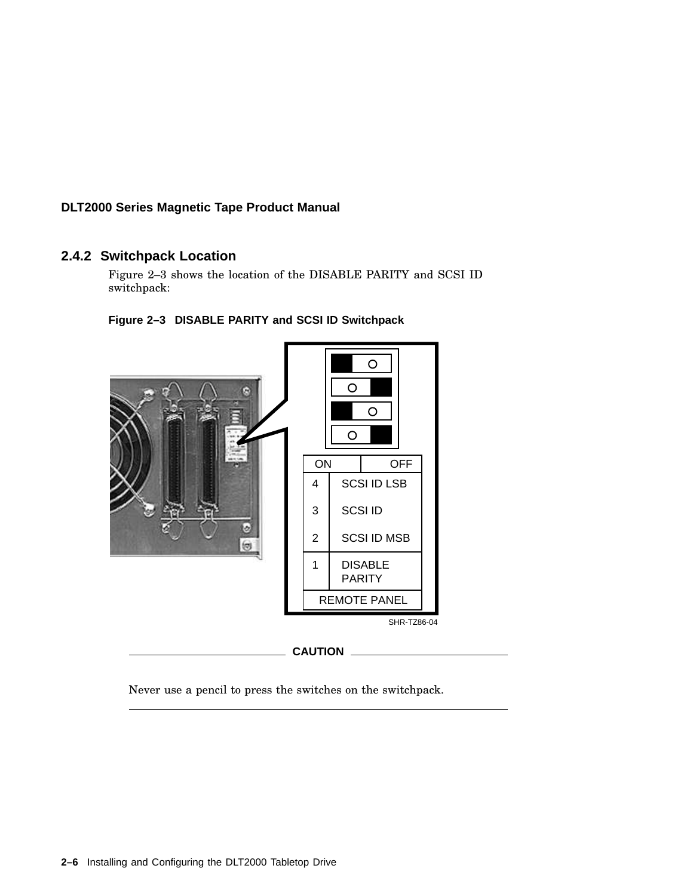## 2.4.2 Switchpack Location

Figure 2–3 shows the location of the DISABLE PARITY and SCSI ID switchpack:

**Figure 2–3 DISABLE PARITY and SCSI ID Switchpack**

| ON | OFF |
|---|---|
| 4 | SCSI ID LSB |
| 3 | SCSI ID |
| 2 | SCSI ID MSB |
| 1 | DISABLE PARITY |
| REMOTE PANEL | |

SHR-TZ86-04

**CAUTION**

Never use a pencil to press the switches on the switchpack.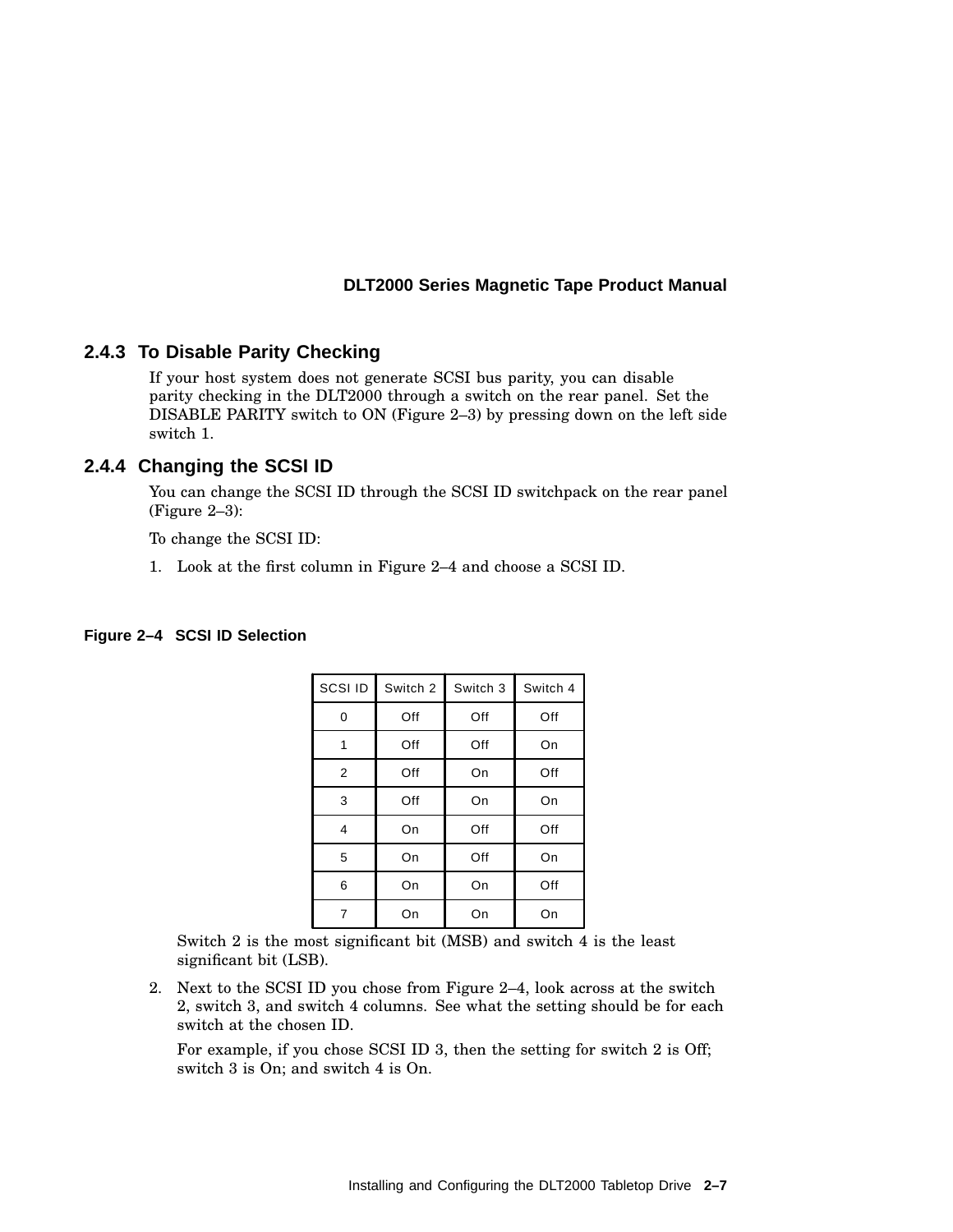### 2.4.3 To Disable Parity Checking

If your host system does not generate SCSI bus parity, you can disable parity checking in the DLT2000 through a switch on the rear panel. Set the DISABLE PARITY switch to ON (Figure 2–3) by pressing down on the left side switch 1.

### 2.4.4 Changing the SCSI ID

You can change the SCSI ID through the SCSI ID switchpack on the rear panel (Figure 2–3):

To change the SCSI ID:

1. Look at the first column in Figure 2–4 and choose a SCSI ID.

**Figure 2–4 SCSI ID Selection**

| SCSI ID | Switch 2 | Switch 3 | Switch 4 |
|---|---|---|---|
| 0 | Off | Off | Off |
| 1 | Off | Off | On |
| 2 | Off | On | Off |
| 3 | Off | On | On |
| 4 | On | Off | Off |
| 5 | On | Off | On |
| 6 | On | On | Off |
| 7 | On | On | On |

Switch 2 is the most significant bit (MSB) and switch 4 is the least significant bit (LSB).

2. Next to the SCSI ID you chose from Figure 2–4, look across at the switch 2, switch 3, and switch 4 columns. See what the setting should be for each switch at the chosen ID.

   For example, if you chose SCSI ID 3, then the setting for switch 2 is Off; switch 3 is On; and switch 4 is On.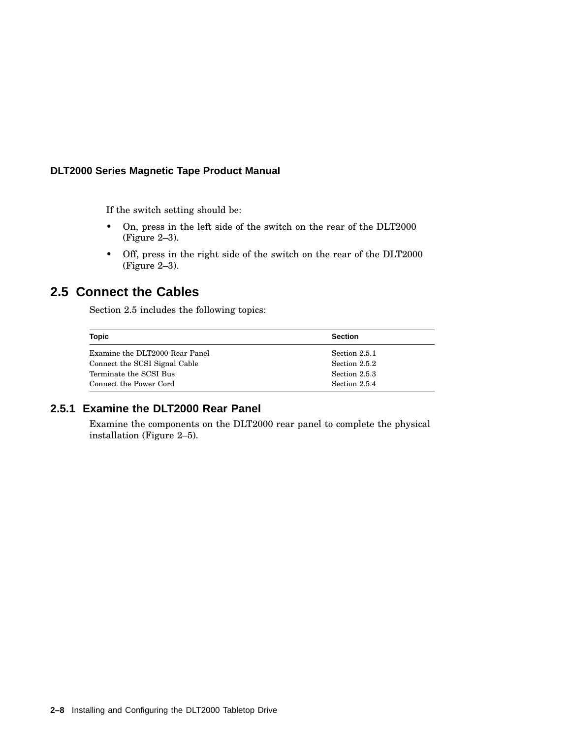If the switch setting should be:

- On, press in the left side of the switch on the rear of the DLT2000 (Figure 2–3).
- Off, press in the right side of the switch on the rear of the DLT2000 (Figure 2–3).

## 2.5 Connect the Cables

Section 2.5 includes the following topics:

| Topic | Section |
|---|---|
| Examine the DLT2000 Rear Panel | Section 2.5.1 |
| Connect the SCSI Signal Cable | Section 2.5.2 |
| Terminate the SCSI Bus | Section 2.5.3 |
| Connect the Power Cord | Section 2.5.4 |

### 2.5.1 Examine the DLT2000 Rear Panel

Examine the components on the DLT2000 rear panel to complete the physical installation (Figure 2–5).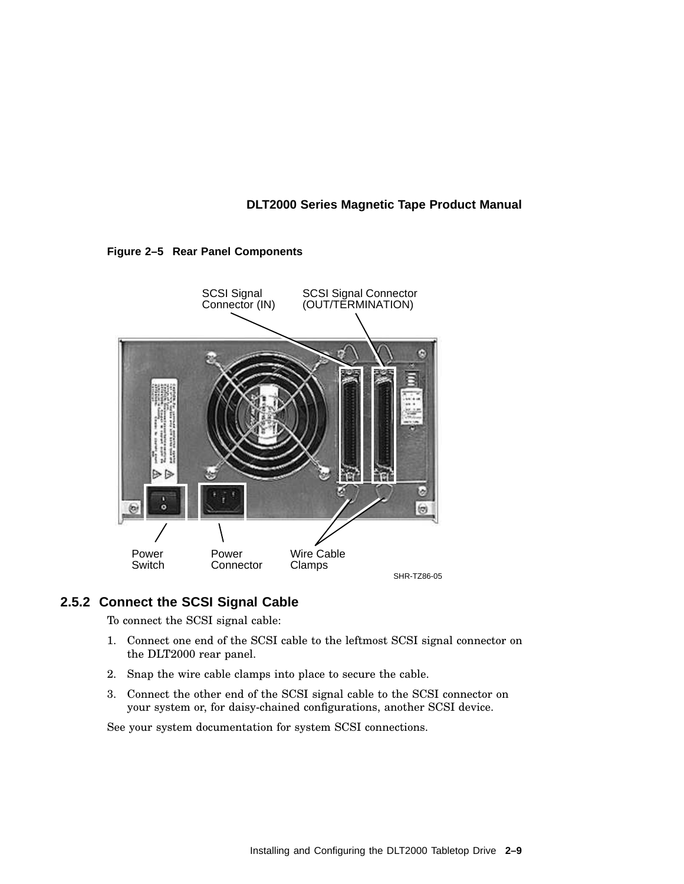**Figure 2–5 Rear Panel Components**

SCSI Signal Connector (IN)

SCSI Signal Connector (OUT/TERMINATION)

Power Switch

Power Connector

Wire Cable Clamps

SHR-TZ86-05

### 2.5.2 Connect the SCSI Signal Cable

To connect the SCSI signal cable:

1. Connect one end of the SCSI cable to the leftmost SCSI signal connector on the DLT2000 rear panel.
2. Snap the wire cable clamps into place to secure the cable.
3. Connect the other end of the SCSI signal cable to the SCSI connector on your system or, for daisy-chained configurations, another SCSI device.

See your system documentation for system SCSI connections.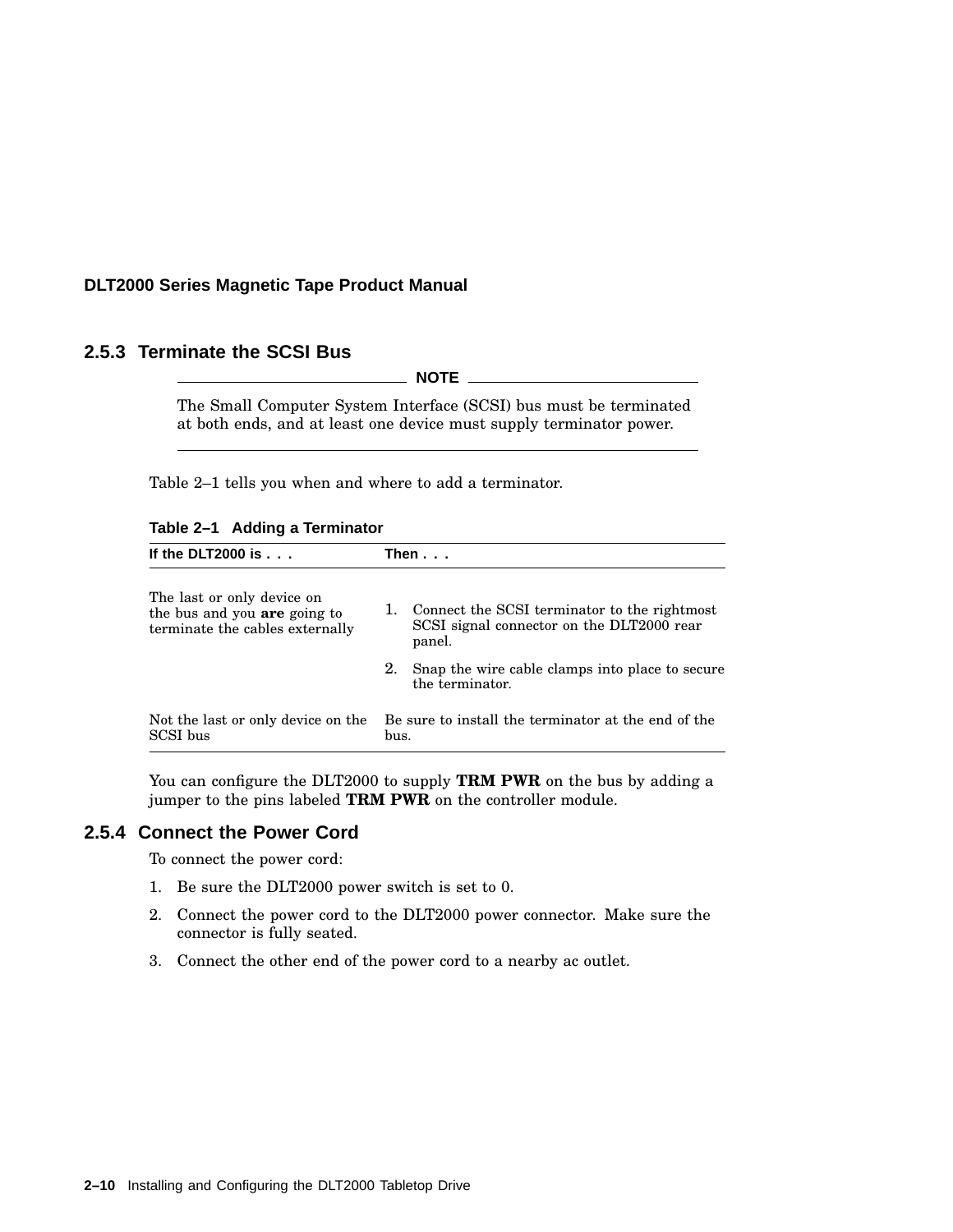### 2.5.3 Terminate the SCSI Bus

**NOTE**

The Small Computer System Interface (SCSI) bus must be terminated at both ends, and at least one device must supply terminator power.

Table 2–1 tells you when and where to add a terminator.

**Table 2–1 Adding a Terminator**

| If the DLT2000 is . . . | Then . . . |
|---|---|
| The last or only device on the bus and you **are** going to terminate the cables externally | 1. Connect the SCSI terminator to the rightmost SCSI signal connector on the DLT2000 rear panel.<br>2. Snap the wire cable clamps into place to secure the terminator. |
| Not the last or only device on the SCSI bus | Be sure to install the terminator at the end of the bus. |

You can configure the DLT2000 to supply **TRM PWR** on the bus by adding a jumper to the pins labeled **TRM PWR** on the controller module.

### 2.5.4 Connect the Power Cord

To connect the power cord:

1. Be sure the DLT2000 power switch is set to 0.
2. Connect the power cord to the DLT2000 power connector. Make sure the connector is fully seated.
3. Connect the other end of the power cord to a nearby ac outlet.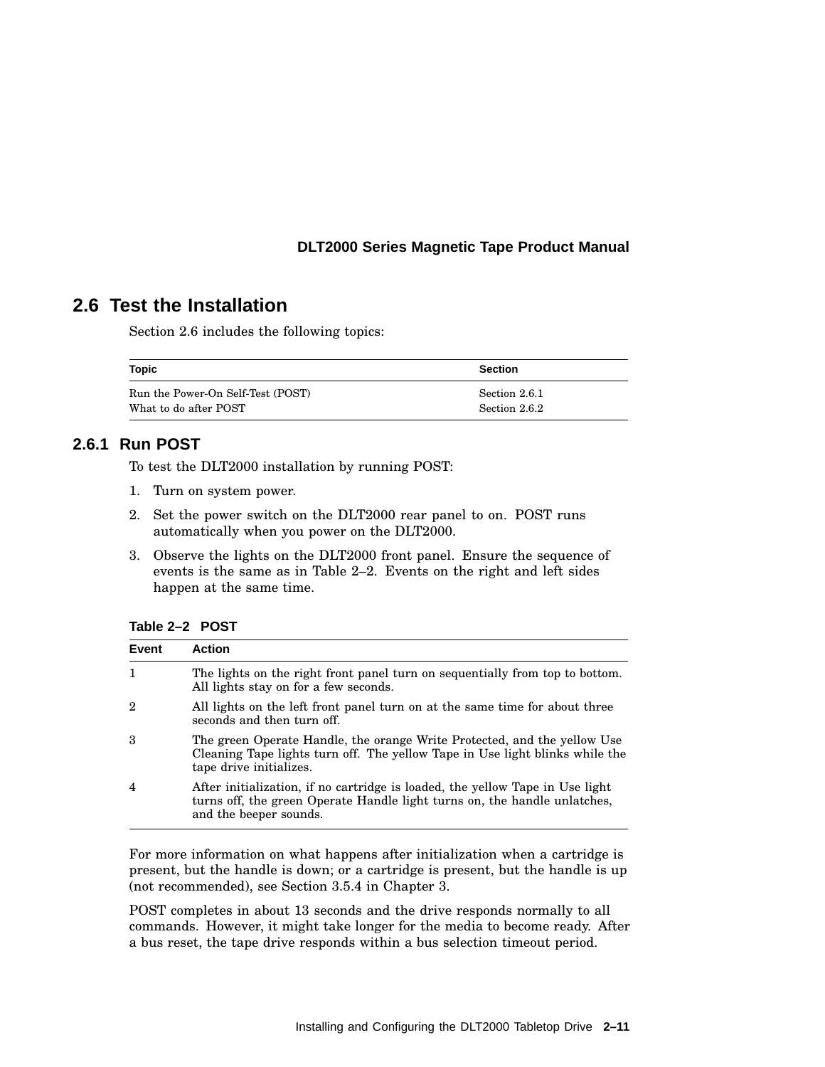## 2.6 Test the Installation

Section 2.6 includes the following topics:

| Topic | Section |
| --- | --- |
| Run the Power-On Self-Test (POST) | Section 2.6.1 |
| What to do after POST | Section 2.6.2 |

### 2.6.1 Run POST

To test the DLT2000 installation by running POST:

1. Turn on system power.
2. Set the power switch on the DLT2000 rear panel to on. POST runs automatically when you power on the DLT2000.
3. Observe the lights on the DLT2000 front panel. Ensure the sequence of events is the same as in Table 2–2. Events on the right and left sides happen at the same time.

**Table 2–2 POST**

| Event | Action |
| --- | --- |
| 1 | The lights on the right front panel turn on sequentially from top to bottom. All lights stay on for a few seconds. |
| 2 | All lights on the left front panel turn on at the same time for about three seconds and then turn off. |
| 3 | The green Operate Handle, the orange Write Protected, and the yellow Use Cleaning Tape lights turn off. The yellow Tape in Use light blinks while the tape drive initializes. |
| 4 | After initialization, if no cartridge is loaded, the yellow Tape in Use light turns off, the green Operate Handle light turns on, the handle unlatches, and the beeper sounds. |

For more information on what happens after initialization when a cartridge is present, but the handle is down; or a cartridge is present, but the handle is up (not recommended), see Section 3.5.4 in Chapter 3.

POST completes in about 13 seconds and the drive responds normally to all commands. However, it might take longer for the media to become ready. After a bus reset, the tape drive responds within a bus selection timeout period.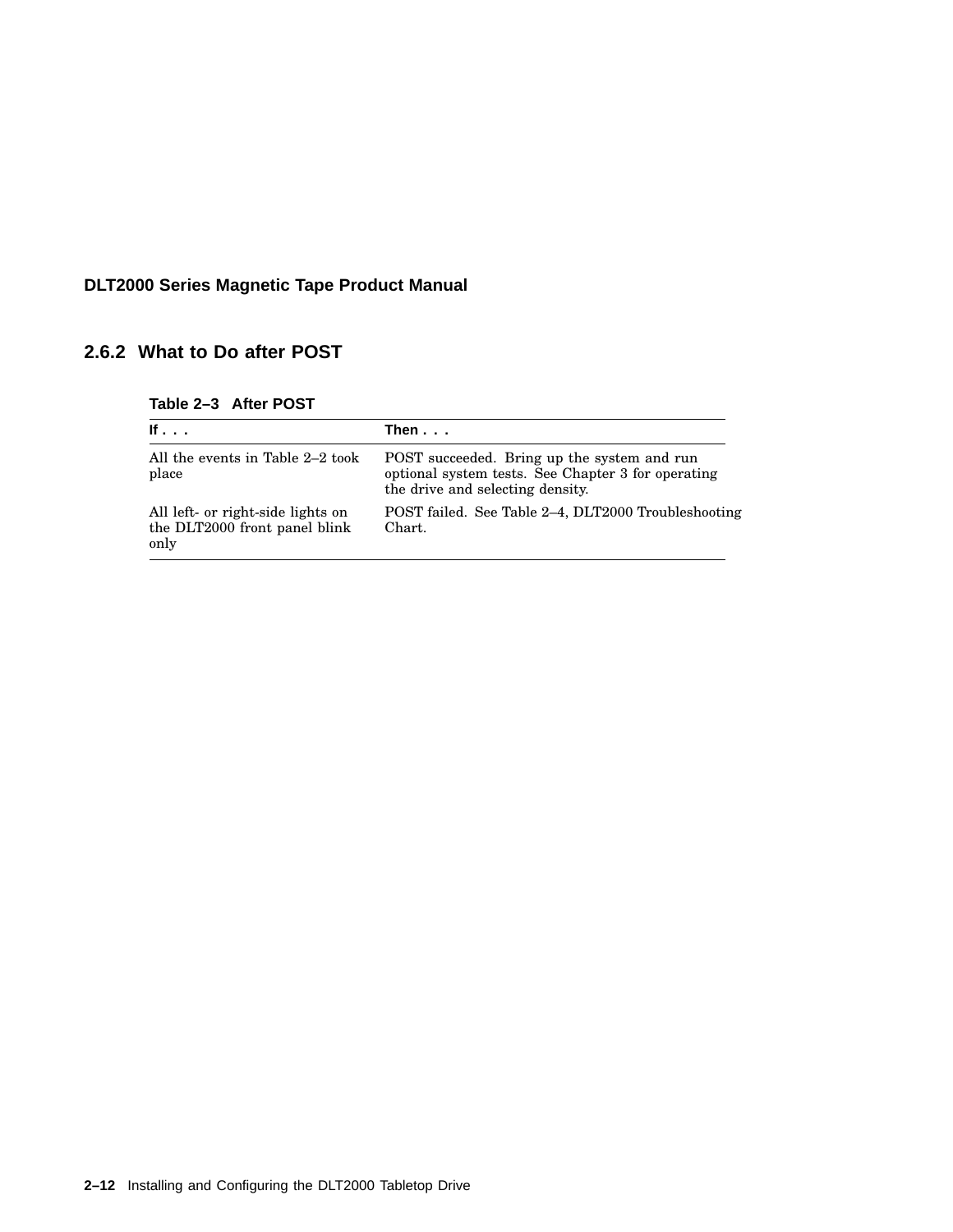### 2.6.2 What to Do after POST

**Table 2–3 After POST**

| If . . . | Then . . . |
|---|---|
| All the events in Table 2–2 took place | POST succeeded. Bring up the system and run optional system tests. See Chapter 3 for operating the drive and selecting density. |
| All left- or right-side lights on the DLT2000 front panel blink only | POST failed. See Table 2–4, DLT2000 Troubleshooting Chart. |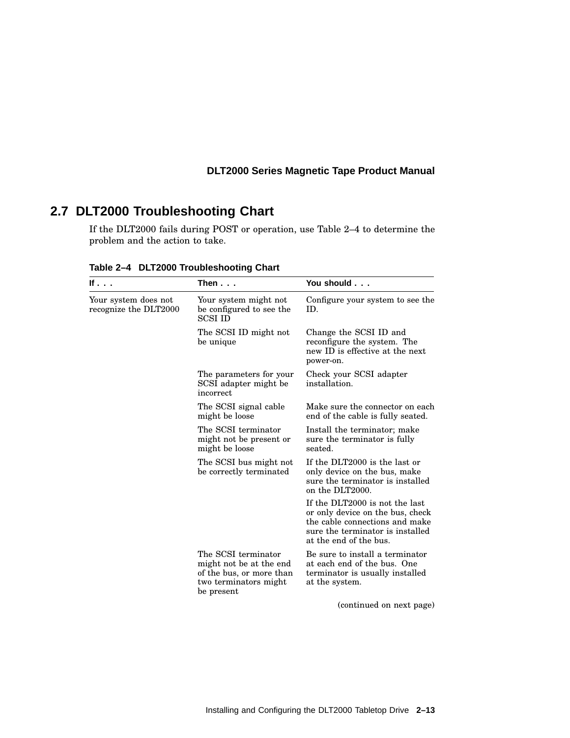## 2.7 DLT2000 Troubleshooting Chart

If the DLT2000 fails during POST or operation, use Table 2–4 to determine the problem and the action to take.

**Table 2–4 DLT2000 Troubleshooting Chart**

| If . . . | Then . . . | You should . . . |
|---|---|---|
| Your system does not recognize the DLT2000 | Your system might not be configured to see the SCSI ID | Configure your system to see the ID. |
| | The SCSI ID might not be unique | Change the SCSI ID and reconfigure the system. The new ID is effective at the next power-on. |
| | The parameters for your SCSI adapter might be incorrect | Check your SCSI adapter installation. |
| | The SCSI signal cable might be loose | Make sure the connector on each end of the cable is fully seated. |
| | The SCSI terminator might not be present or might be loose | Install the terminator; make sure the terminator is fully seated. |
| | The SCSI bus might not be correctly terminated | If the DLT2000 is the last or only device on the bus, make sure the terminator is installed on the DLT2000. |
| | | If the DLT2000 is not the last or only device on the bus, check the cable connections and make sure the terminator is installed at the end of the bus. |
| | The SCSI terminator might not be at the end of the bus, or more than two terminators might be present | Be sure to install a terminator at each end of the bus. One terminator is usually installed at the system. |

(continued on next page)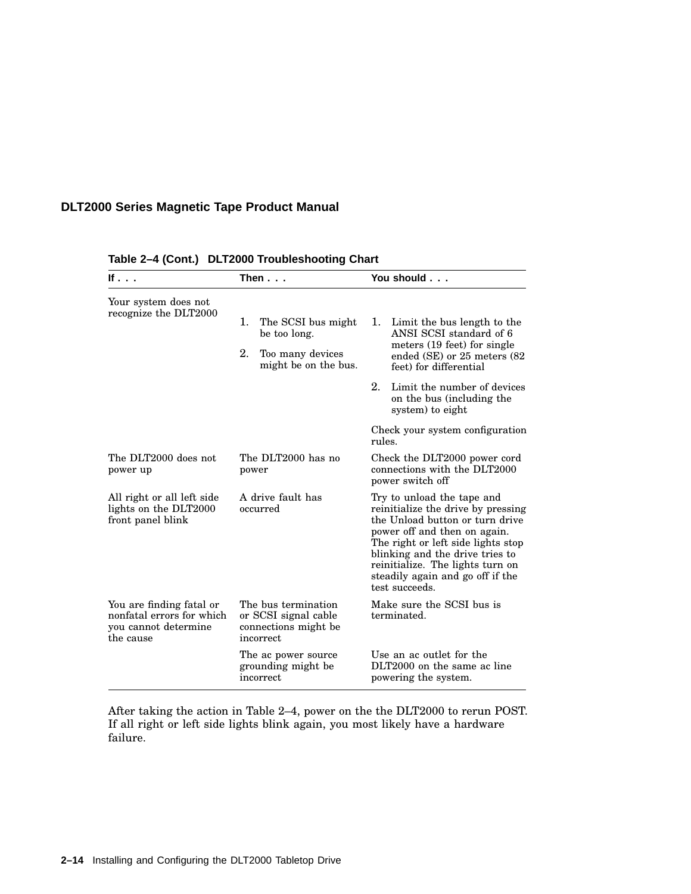**Table 2–4 (Cont.) DLT2000 Troubleshooting Chart**

| If . . . | Then . . . | You should . . . |
|---|---|---|
| Your system does not recognize the DLT2000 | 1. The SCSI bus might be too long.<br>2. Too many devices might be on the bus. | 1. Limit the bus length to the ANSI SCSI standard of 6 meters (19 feet) for single ended (SE) or 25 meters (82 feet) for differential<br>2. Limit the number of devices on the bus (including the system) to eight<br>Check your system configuration rules. |
| The DLT2000 does not power up | The DLT2000 has no power | Check the DLT2000 power cord connections with the DLT2000 power switch off |
| All right or all left side lights on the DLT2000 front panel blink | A drive fault has occurred | Try to unload the tape and reinitialize the drive by pressing the Unload button or turn drive power off and then on again. The right or left side lights stop blinking and the drive tries to reinitialize. The lights turn on steadily again and go off if the test succeeds. |
| You are finding fatal or nonfatal errors for which you cannot determine the cause | The bus termination or SCSI signal cable connections might be incorrect | Make sure the SCSI bus is terminated. |
| | The ac power source grounding might be incorrect | Use an ac outlet for the DLT2000 on the same ac line powering the system. |

After taking the action in Table 2–4, power on the the DLT2000 to rerun POST. If all right or left side lights blink again, you most likely have a hardware failure.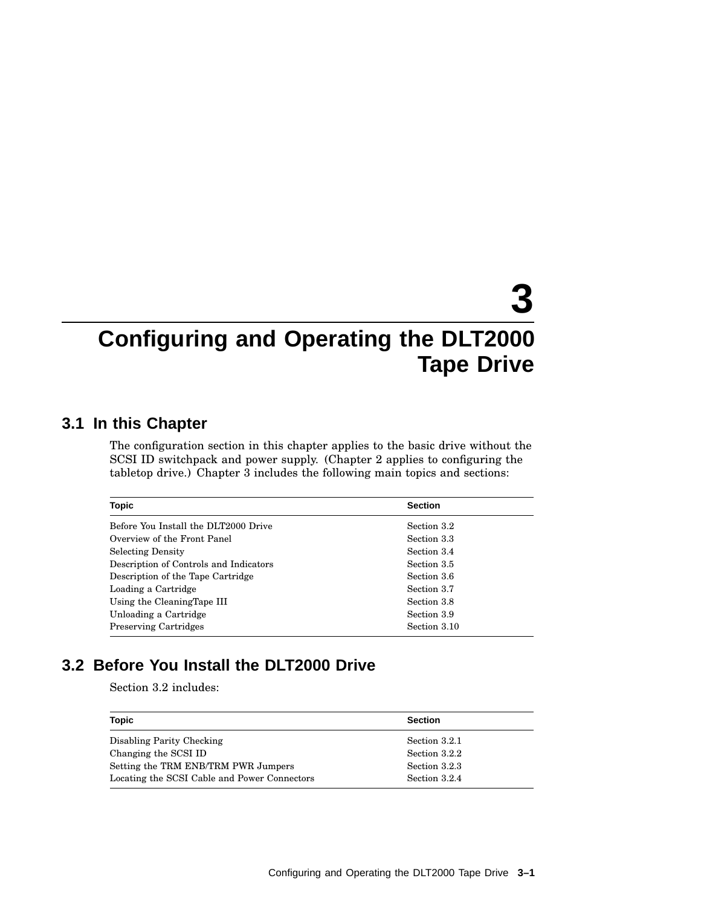# 3 Configuring and Operating the DLT2000 Tape Drive

## 3.1 In this Chapter

The configuration section in this chapter applies to the basic drive without the SCSI ID switchpack and power supply. (Chapter 2 applies to configuring the tabletop drive.) Chapter 3 includes the following main topics and sections:

| Topic | Section |
|---|---|
| Before You Install the DLT2000 Drive | Section 3.2 |
| Overview of the Front Panel | Section 3.3 |
| Selecting Density | Section 3.4 |
| Description of Controls and Indicators | Section 3.5 |
| Description of the Tape Cartridge | Section 3.6 |
| Loading a Cartridge | Section 3.7 |
| Using the CleaningTape III | Section 3.8 |
| Unloading a Cartridge | Section 3.9 |
| Preserving Cartridges | Section 3.10 |

## 3.2 Before You Install the DLT2000 Drive

Section 3.2 includes:

| Topic | Section |
|---|---|
| Disabling Parity Checking | Section 3.2.1 |
| Changing the SCSI ID | Section 3.2.2 |
| Setting the TRM ENB/TRM PWR Jumpers | Section 3.2.3 |
| Locating the SCSI Cable and Power Connectors | Section 3.2.4 |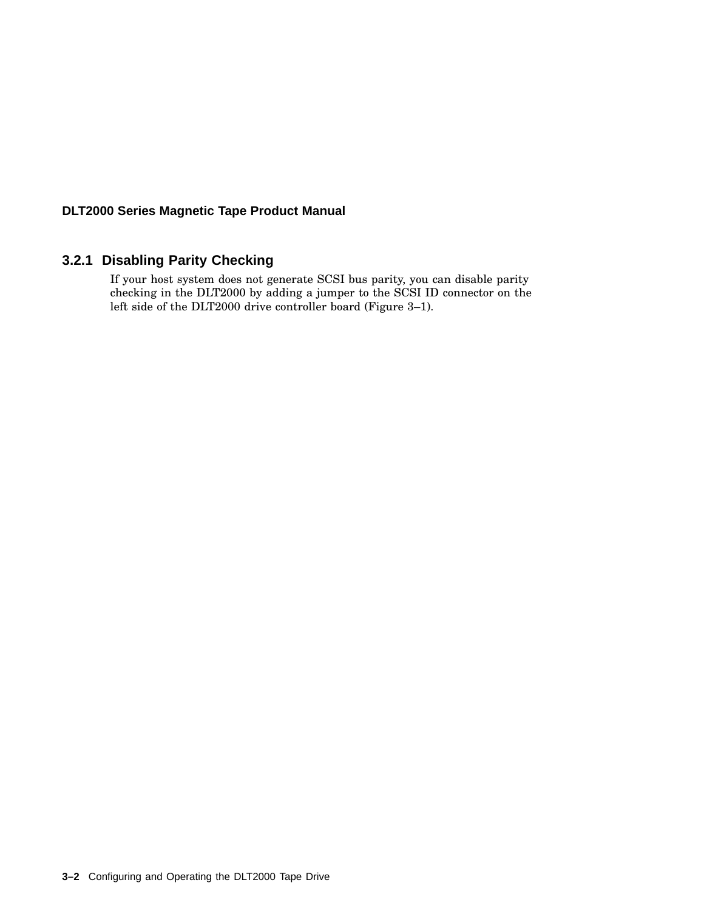### 3.2.1 Disabling Parity Checking

If your host system does not generate SCSI bus parity, you can disable parity checking in the DLT2000 by adding a jumper to the SCSI ID connector on the left side of the DLT2000 drive controller board (Figure 3–1).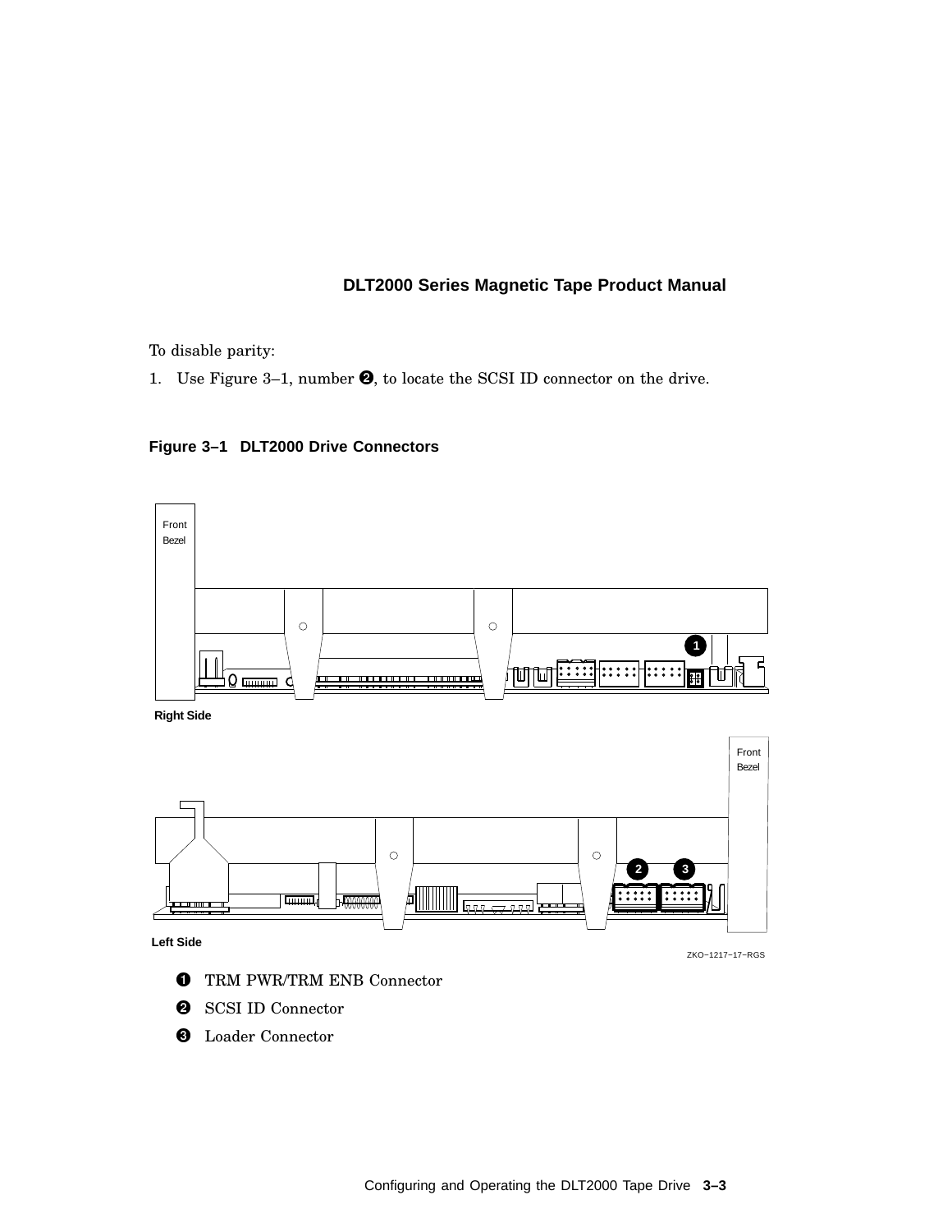To disable parity:

1. Use Figure 3–1, number ❷, to locate the SCSI ID connector on the drive.

**Figure 3–1 DLT2000 Drive Connectors**

❶ TRM PWR/TRM ENB Connector

❷ SCSI ID Connector

❸ Loader Connector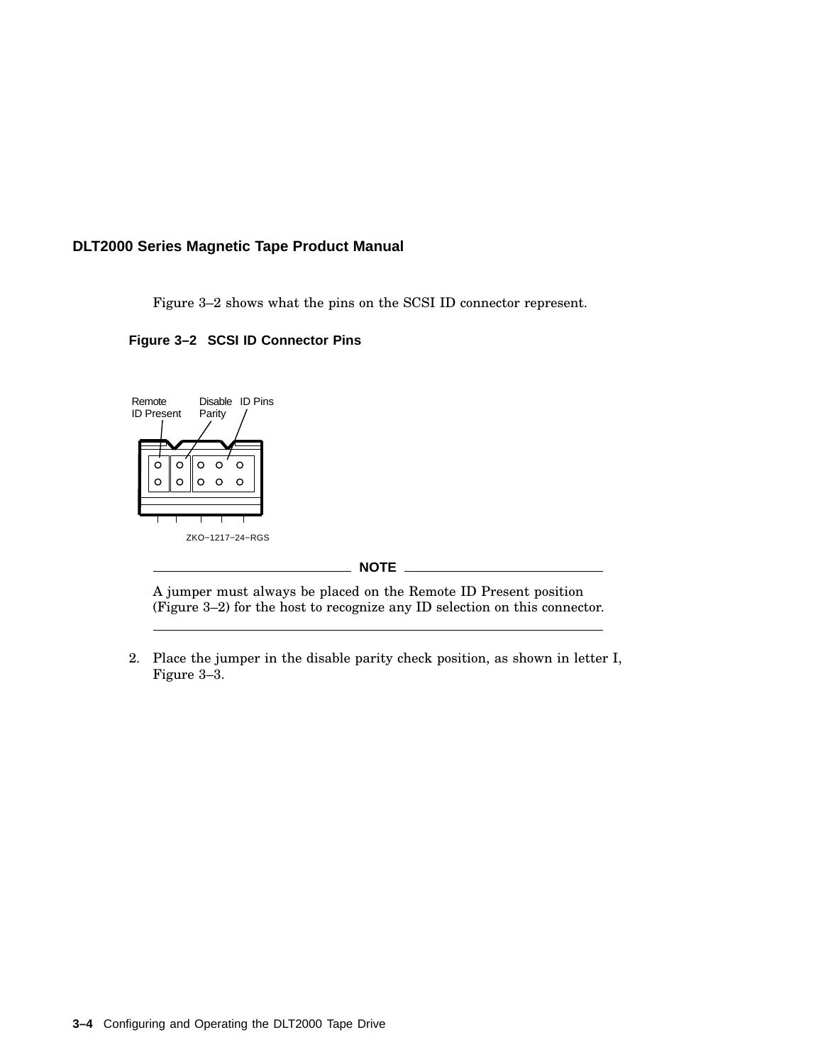Figure 3–2 shows what the pins on the SCSI ID connector represent.

**Figure 3–2 SCSI ID Connector Pins**

Remote ID Present

Disable Parity

ID Pins

ZKO−1217−24−RGS

---

**NOTE**

A jumper must always be placed on the Remote ID Present position (Figure 3–2) for the host to recognize any ID selection on this connector.

---

2. Place the jumper in the disable parity check position, as shown in letter I, Figure 3–3.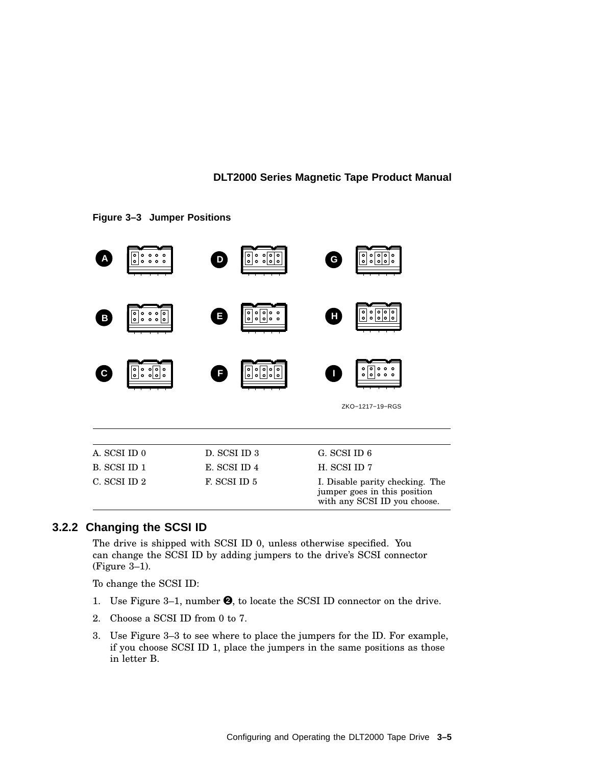**Figure 3–3 Jumper Positions**

ZKO–1217–19–RGS

| | | |
|---|---|---|
| A. SCSI ID 0 | D. SCSI ID 3 | G. SCSI ID 6 |
| B. SCSI ID 1 | E. SCSI ID 4 | H. SCSI ID 7 |
| C. SCSI ID 2 | F. SCSI ID 5 | I. Disable parity checking. The jumper goes in this position with any SCSI ID you choose. |

### 3.2.2 Changing the SCSI ID

The drive is shipped with SCSI ID 0, unless otherwise specified. You can change the SCSI ID by adding jumpers to the drive's SCSI connector (Figure 3–1).

To change the SCSI ID:

1. Use Figure 3–1, number ❷, to locate the SCSI ID connector on the drive.
2. Choose a SCSI ID from 0 to 7.
3. Use Figure 3–3 to see where to place the jumpers for the ID. For example, if you choose SCSI ID 1, place the jumpers in the same positions as those in letter B.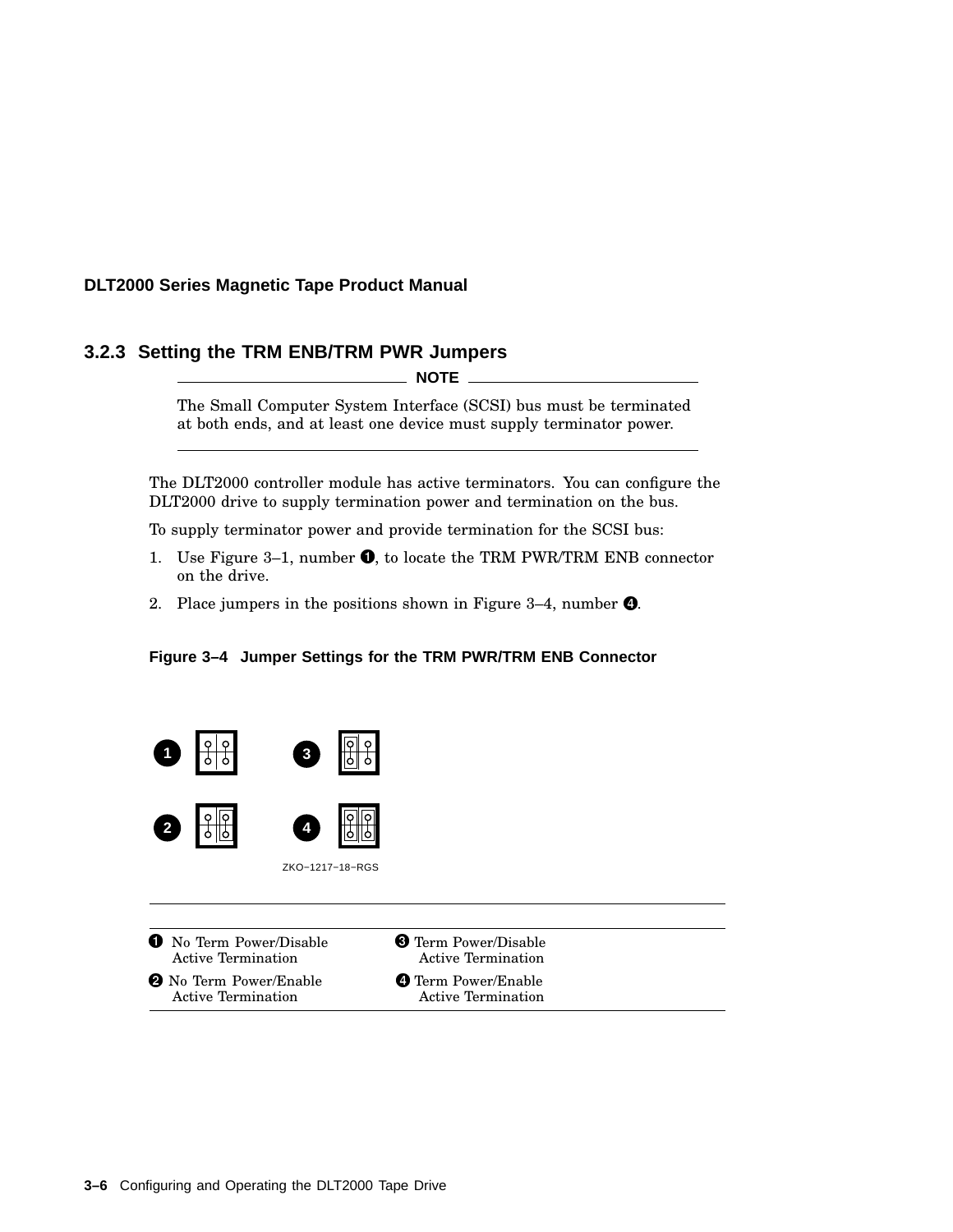### 3.2.3 Setting the TRM ENB/TRM PWR Jumpers

**NOTE**

The Small Computer System Interface (SCSI) bus must be terminated at both ends, and at least one device must supply terminator power.

---

The DLT2000 controller module has active terminators. You can configure the DLT2000 drive to supply termination power and termination on the bus.

To supply terminator power and provide termination for the SCSI bus:

1. Use Figure 3–1, number ❶, to locate the TRM PWR/TRM ENB connector on the drive.
2. Place jumpers in the positions shown in Figure 3–4, number ❹.

**Figure 3–4 Jumper Settings for the TRM PWR/TRM ENB Connector**

ZKO−1217−18−RGS

| | |
|---|---|
| ❶ No Term Power/Disable Active Termination | ❸ Term Power/Disable Active Termination |
| ❷ No Term Power/Enable Active Termination | ❹ Term Power/Enable Active Termination |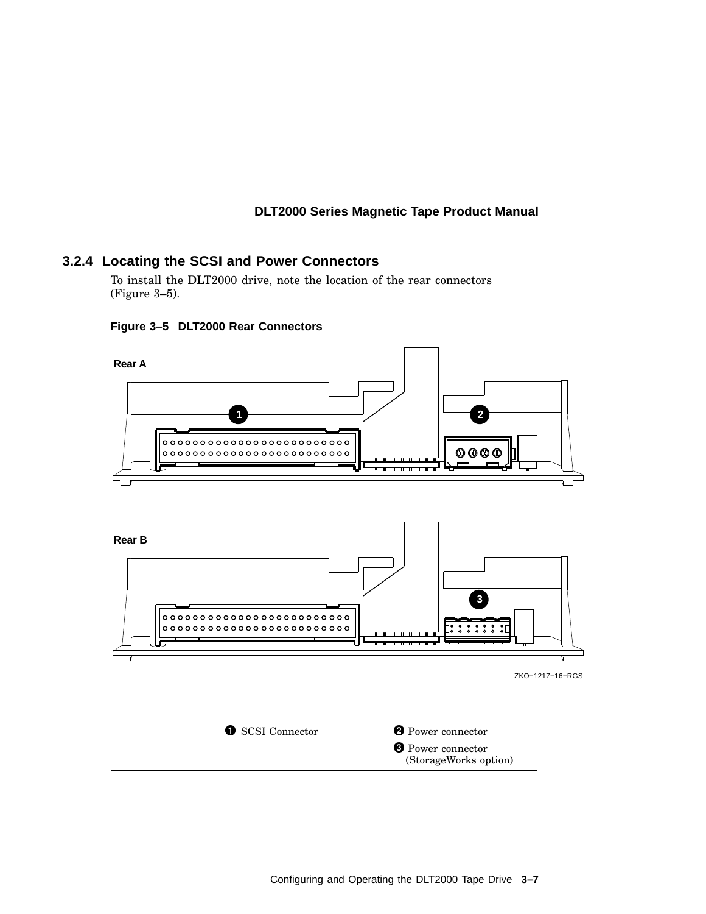### 3.2.4 Locating the SCSI and Power Connectors

To install the DLT2000 drive, note the location of the rear connectors (Figure 3–5).

**Figure 3–5 DLT2000 Rear Connectors**

| | |
|---|---|
| ❶ SCSI Connector | ❷ Power connector |
| | ❸ Power connector (StorageWorks option) |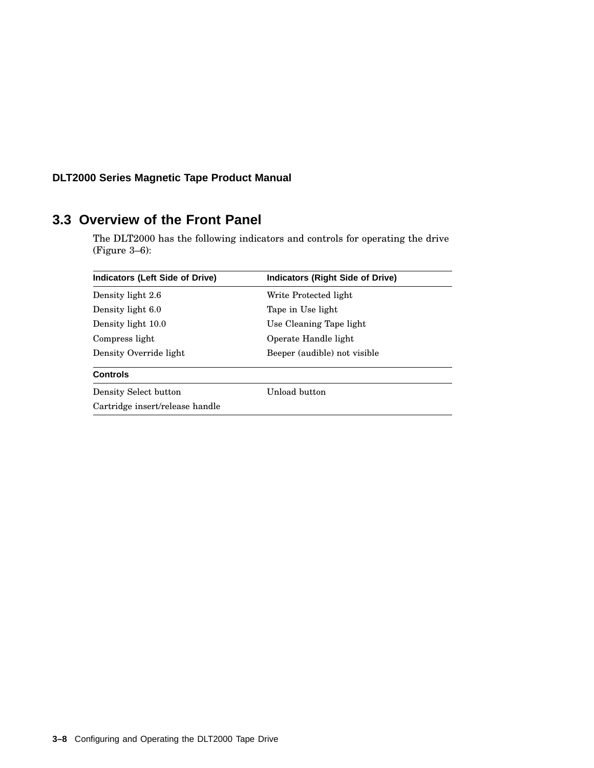## 3.3 Overview of the Front Panel

The DLT2000 has the following indicators and controls for operating the drive (Figure 3–6):

| Indicators (Left Side of Drive) | Indicators (Right Side of Drive) |
|---|---|
| Density light 2.6 | Write Protected light |
| Density light 6.0 | Tape in Use light |
| Density light 10.0 | Use Cleaning Tape light |
| Compress light | Operate Handle light |
| Density Override light | Beeper (audible) not visible |
| **Controls** | |
| Density Select button | Unload button |
| Cartridge insert/release handle | |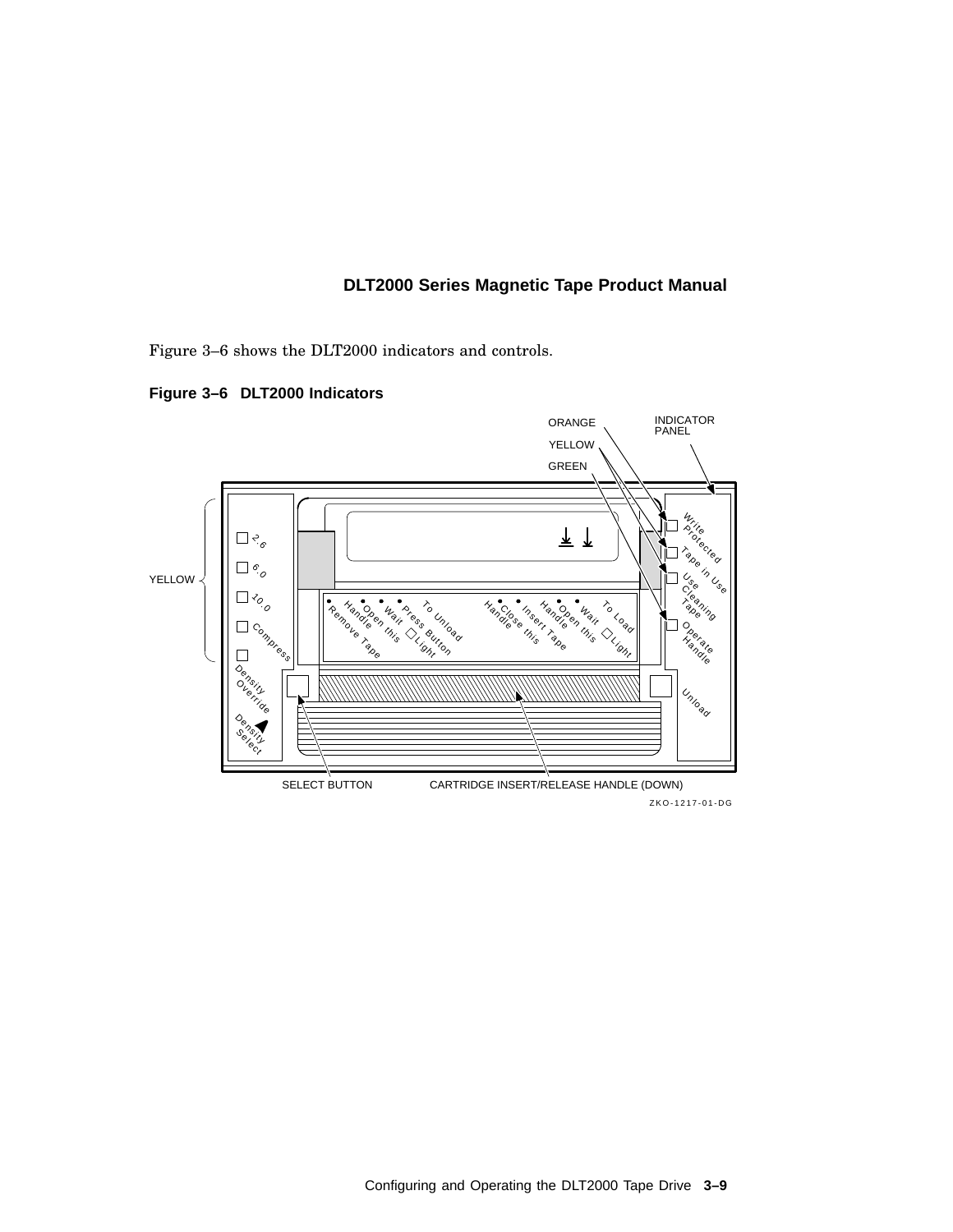Figure 3–6 shows the DLT2000 indicators and controls.

**Figure 3–6 DLT2000 Indicators**

ORANGE

YELLOW

GREEN

INDICATOR PANEL

YELLOW

2.6

6.0

10.0

Compress

Density Override

Density Select

Remove Tape

Handle

Open this

Wait

Press Button

Light

To Unload

Handle

Close this

Insert Tape

Handle

Open this

Wait

Light

To Load

Write Protected

Tape in Use

Use Cleaning Tape

Operate Handle

Unload

SELECT BUTTON

CARTRIDGE INSERT/RELEASE HANDLE (DOWN)

ZKO-1217-01-DG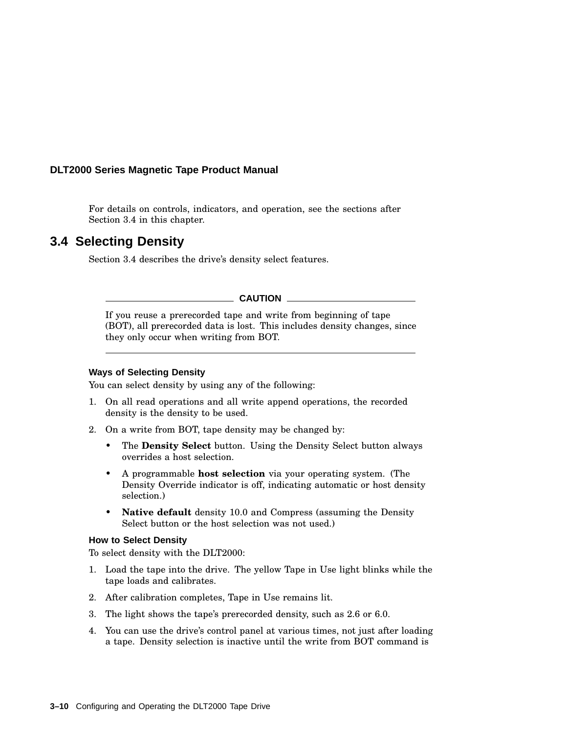For details on controls, indicators, and operation, see the sections after Section 3.4 in this chapter.

## 3.4 Selecting Density

Section 3.4 describes the drive's density select features.

---

**CAUTION**

If you reuse a prerecorded tape and write from beginning of tape (BOT), all prerecorded data is lost. This includes density changes, since they only occur when writing from BOT.

---

#### Ways of Selecting Density

You can select density by using any of the following:

1. On all read operations and all write append operations, the recorded density is the density to be used.
2. On a write from BOT, tape density may be changed by:
   - The **Density Select** button. Using the Density Select button always overrides a host selection.
   - A programmable **host selection** via your operating system. (The Density Override indicator is off, indicating automatic or host density selection.)
   - **Native default** density 10.0 and Compress (assuming the Density Select button or the host selection was not used.)

#### How to Select Density

To select density with the DLT2000:

1. Load the tape into the drive. The yellow Tape in Use light blinks while the tape loads and calibrates.
2. After calibration completes, Tape in Use remains lit.
3. The light shows the tape's prerecorded density, such as 2.6 or 6.0.
4. You can use the drive's control panel at various times, not just after loading a tape. Density selection is inactive until the write from BOT command is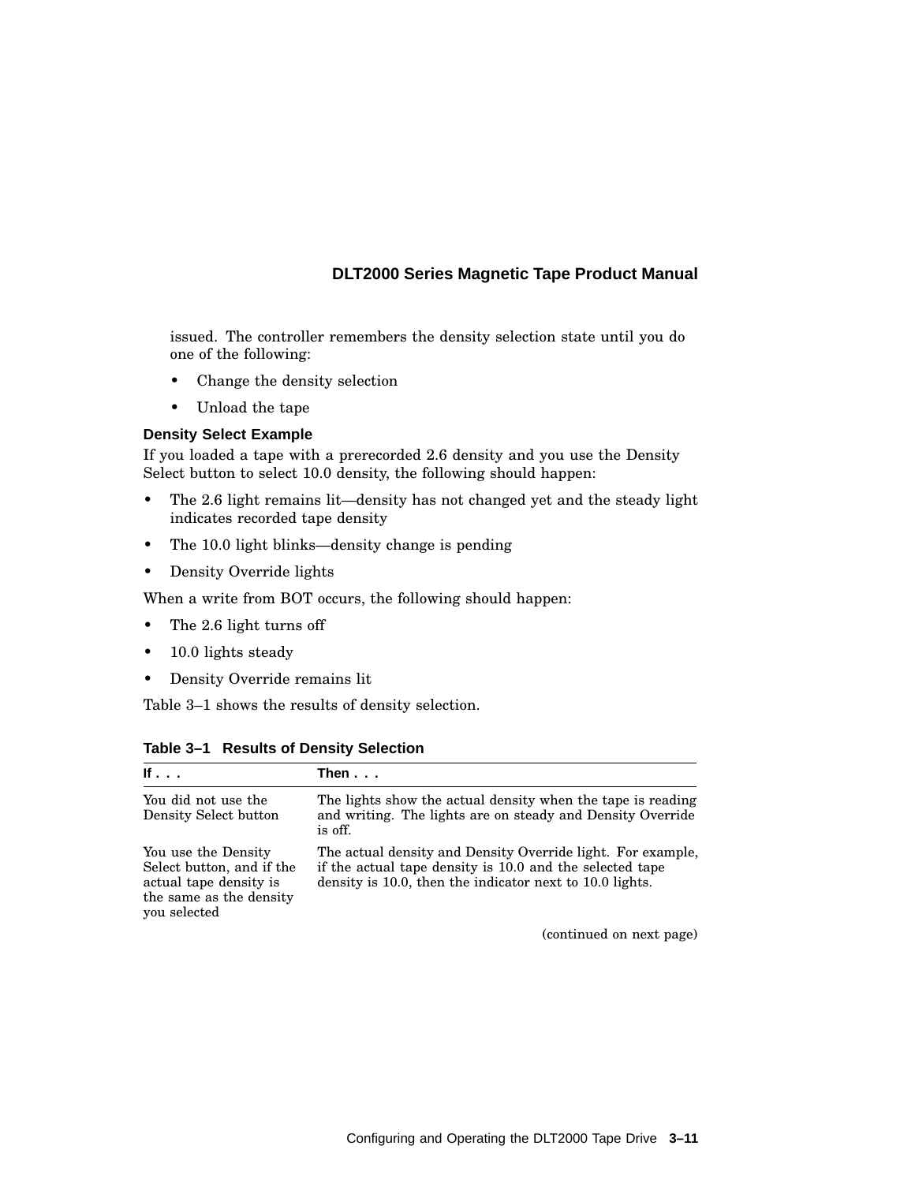issued. The controller remembers the density selection state until you do one of the following:

- Change the density selection
- Unload the tape

### Density Select Example

If you loaded a tape with a prerecorded 2.6 density and you use the Density Select button to select 10.0 density, the following should happen:

- The 2.6 light remains lit—density has not changed yet and the steady light indicates recorded tape density
- The 10.0 light blinks—density change is pending
- Density Override lights

When a write from BOT occurs, the following should happen:

- The 2.6 light turns off
- 10.0 lights steady
- Density Override remains lit

Table 3–1 shows the results of density selection.

**Table 3–1 Results of Density Selection**

| If . . . | Then . . . |
|---|---|
| You did not use the Density Select button | The lights show the actual density when the tape is reading and writing. The lights are on steady and Density Override is off. |
| You use the Density Select button, and if the actual tape density is the same as the density you selected | The actual density and Density Override light. For example, if the actual tape density is 10.0 and the selected tape density is 10.0, then the indicator next to 10.0 lights. |

(continued on next page)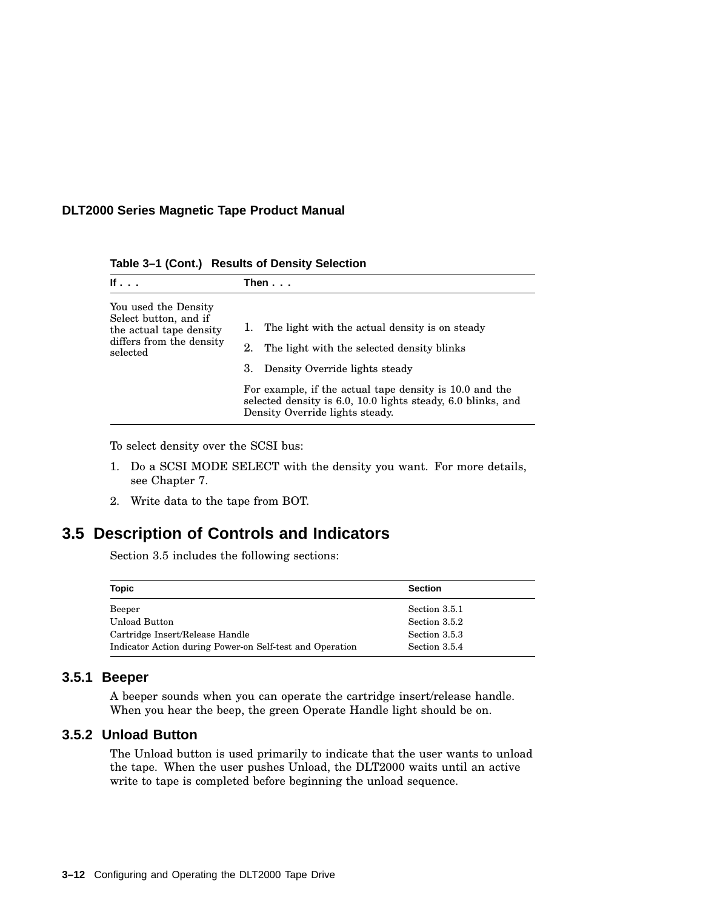**Table 3–1 (Cont.) Results of Density Selection**

| If . . . | Then . . . |
| --- | --- |
| You used the Density Select button, and if the actual tape density differs from the density selected | 1. The light with the actual density is on steady<br>2. The light with the selected density blinks<br>3. Density Override lights steady<br><br>For example, if the actual tape density is 10.0 and the selected density is 6.0, 10.0 lights steady, 6.0 blinks, and Density Override lights steady. |

To select density over the SCSI bus:

1. Do a SCSI MODE SELECT with the density you want. For more details, see Chapter 7.
2. Write data to the tape from BOT.

## 3.5 Description of Controls and Indicators

Section 3.5 includes the following sections:

| Topic | Section |
| --- | --- |
| Beeper | Section 3.5.1 |
| Unload Button | Section 3.5.2 |
| Cartridge Insert/Release Handle | Section 3.5.3 |
| Indicator Action during Power-on Self-test and Operation | Section 3.5.4 |

### 3.5.1 Beeper

A beeper sounds when you can operate the cartridge insert/release handle. When you hear the beep, the green Operate Handle light should be on.

### 3.5.2 Unload Button

The Unload button is used primarily to indicate that the user wants to unload the tape. When the user pushes Unload, the DLT2000 waits until an active write to tape is completed before beginning the unload sequence.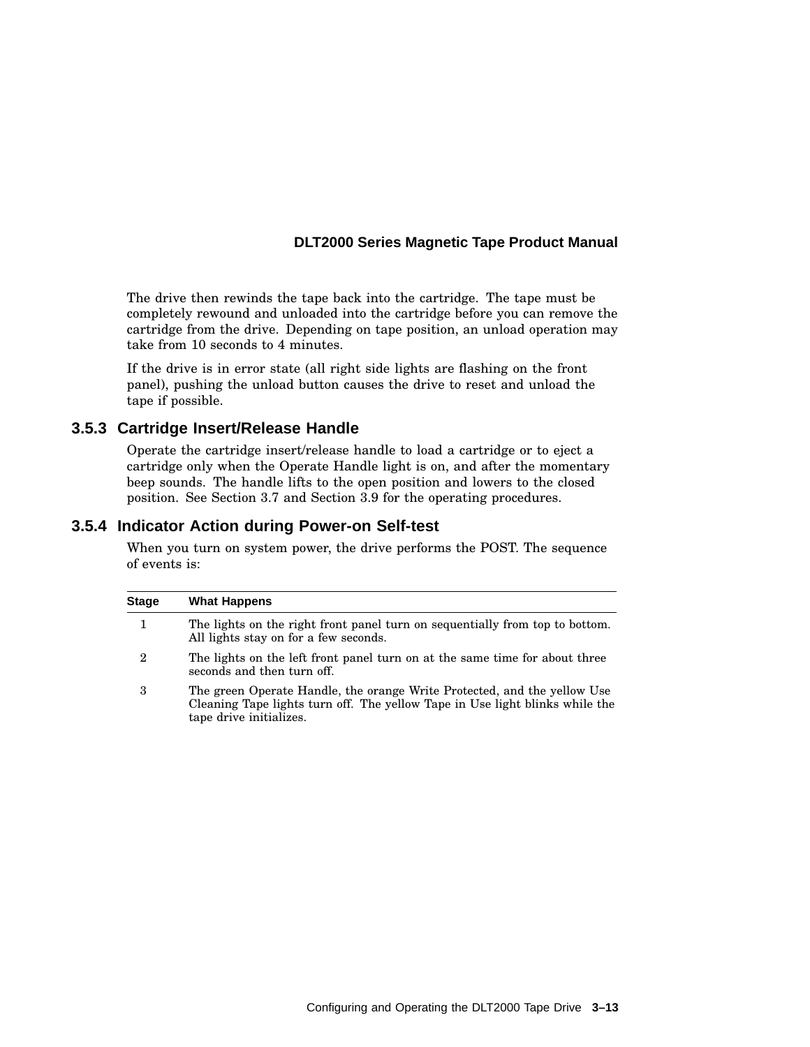The drive then rewinds the tape back into the cartridge. The tape must be completely rewound and unloaded into the cartridge before you can remove the cartridge from the drive. Depending on tape position, an unload operation may take from 10 seconds to 4 minutes.

If the drive is in error state (all right side lights are flashing on the front panel), pushing the unload button causes the drive to reset and unload the tape if possible.

### 3.5.3 Cartridge Insert/Release Handle

Operate the cartridge insert/release handle to load a cartridge or to eject a cartridge only when the Operate Handle light is on, and after the momentary beep sounds. The handle lifts to the open position and lowers to the closed position. See Section 3.7 and Section 3.9 for the operating procedures.

### 3.5.4 Indicator Action during Power-on Self-test

When you turn on system power, the drive performs the POST. The sequence of events is:

| Stage | What Happens |
|---|---|
| 1 | The lights on the right front panel turn on sequentially from top to bottom. All lights stay on for a few seconds. |
| 2 | The lights on the left front panel turn on at the same time for about three seconds and then turn off. |
| 3 | The green Operate Handle, the orange Write Protected, and the yellow Use Cleaning Tape lights turn off. The yellow Tape in Use light blinks while the tape drive initializes. |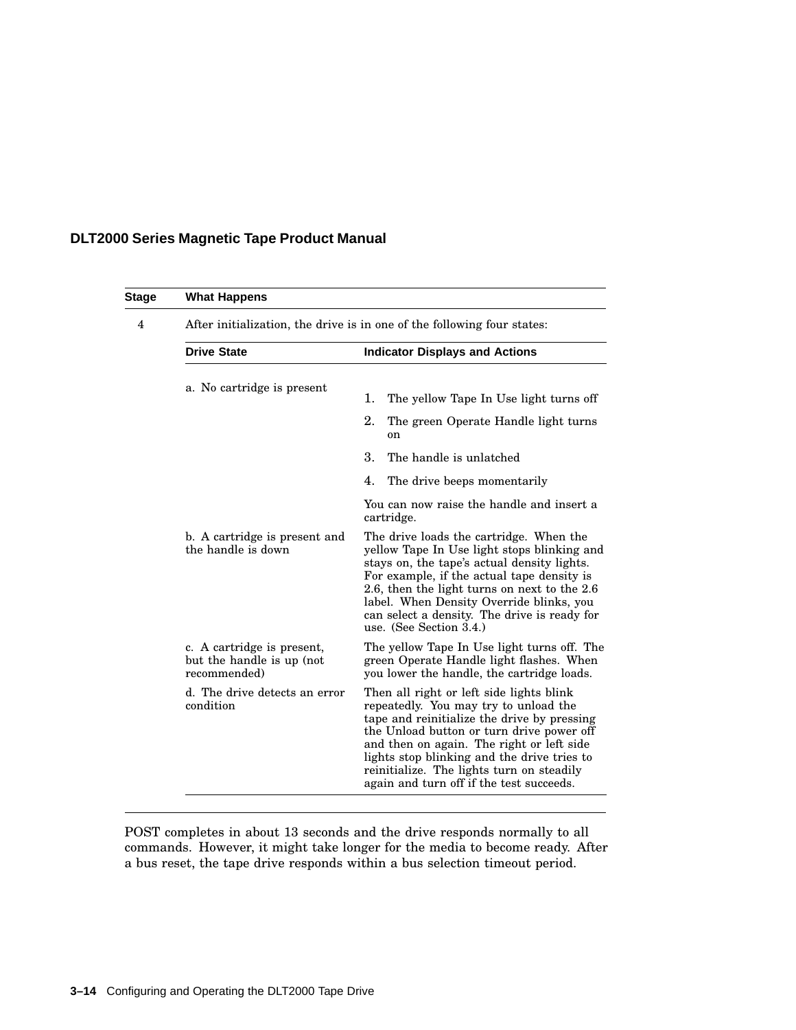| Stage | What Happens | |
|---|---|---|
| 4 | After initialization, the drive is in one of the following four states: | |
| | **Drive State** | **Indicator Displays and Actions** |
| | a. No cartridge is present | 1. The yellow Tape In Use light turns off<br>2. The green Operate Handle light turns on<br>3. The handle is unlatched<br>4. The drive beeps momentarily<br><br>You can now raise the handle and insert a cartridge. |
| | b. A cartridge is present and the handle is down | The drive loads the cartridge. When the yellow Tape In Use light stops blinking and stays on, the tape's actual density lights. For example, if the actual tape density is 2.6, then the light turns on next to the 2.6 label. When Density Override blinks, you can select a density. The drive is ready for use. (See Section 3.4.) |
| | c. A cartridge is present, but the handle is up (not recommended) | The yellow Tape In Use light turns off. The green Operate Handle light flashes. When you lower the handle, the cartridge loads. |
| | d. The drive detects an error condition | Then all right or left side lights blink repeatedly. You may try to unload the tape and reinitialize the drive by pressing the Unload button or turn drive power off and then on again. The right or left side lights stop blinking and the drive tries to reinitialize. The lights turn on steadily again and turn off if the test succeeds. |

POST completes in about 13 seconds and the drive responds normally to all commands. However, it might take longer for the media to become ready. After a bus reset, the tape drive responds within a bus selection timeout period.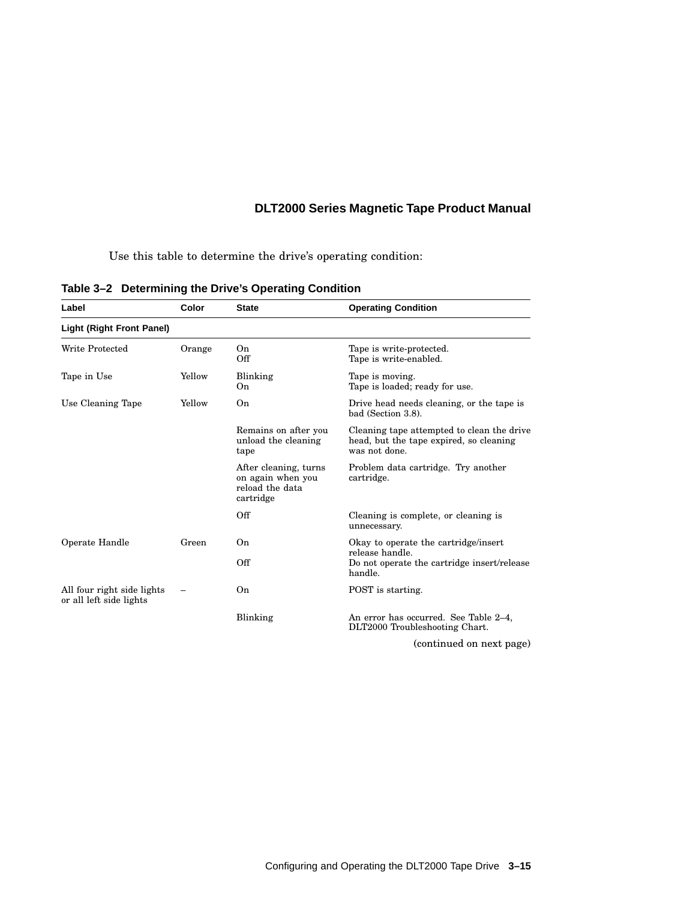Use this table to determine the drive's operating condition:

**Table 3–2 Determining the Drive's Operating Condition**

| Label | Color | State | Operating Condition |
|---|---|---|---|
| **Light (Right Front Panel)** | | | |
| Write Protected | Orange | On<br>Off | Tape is write-protected.<br>Tape is write-enabled. |
| Tape in Use | Yellow | Blinking<br>On | Tape is moving.<br>Tape is loaded; ready for use. |
| Use Cleaning Tape | Yellow | On | Drive head needs cleaning, or the tape is bad (Section 3.8). |
| | | Remains on after you unload the cleaning tape | Cleaning tape attempted to clean the drive head, but the tape expired, so cleaning was not done. |
| | | After cleaning, turns on again when you reload the data cartridge | Problem data cartridge. Try another cartridge. |
| | | Off | Cleaning is complete, or cleaning is unnecessary. |
| Operate Handle | Green | On<br>Off | Okay to operate the cartridge/insert release handle.<br>Do not operate the cartridge insert/release handle. |
| All four right side lights or all left side lights | – | On | POST is starting. |
| | | Blinking | An error has occurred. See Table 2–4, DLT2000 Troubleshooting Chart. |

(continued on next page)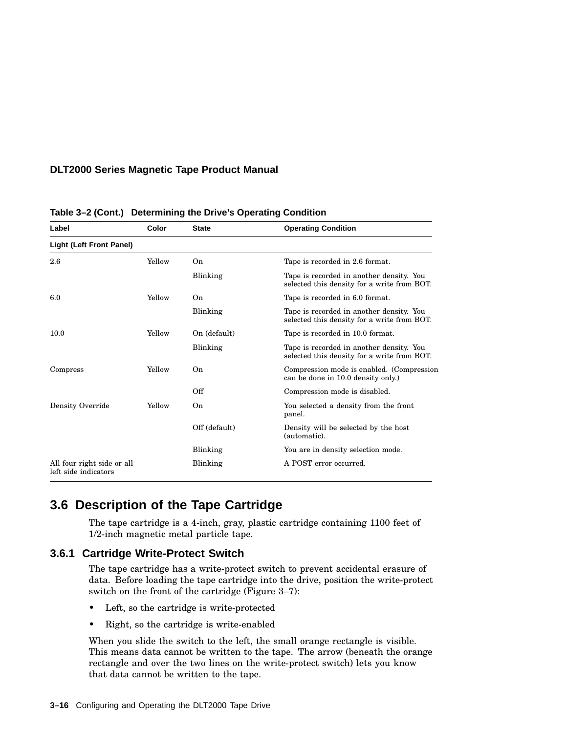**Table 3–2 (Cont.) Determining the Drive's Operating Condition**

| Label | Color | State | Operating Condition |
|---|---|---|---|
| **Light (Left Front Panel)** | | | |
| 2.6 | Yellow | On | Tape is recorded in 2.6 format. |
| | | Blinking | Tape is recorded in another density. You selected this density for a write from BOT. |
| 6.0 | Yellow | On | Tape is recorded in 6.0 format. |
| | | Blinking | Tape is recorded in another density. You selected this density for a write from BOT. |
| 10.0 | Yellow | On (default) | Tape is recorded in 10.0 format. |
| | | Blinking | Tape is recorded in another density. You selected this density for a write from BOT. |
| Compress | Yellow | On | Compression mode is enabled. (Compression can be done in 10.0 density only.) |
| | | Off | Compression mode is disabled. |
| Density Override | Yellow | On | You selected a density from the front panel. |
| | | Off (default) | Density will be selected by the host (automatic). |
| | | Blinking | You are in density selection mode. |
| All four right side or all left side indicators | | Blinking | A POST error occurred. |

## 3.6 Description of the Tape Cartridge

The tape cartridge is a 4-inch, gray, plastic cartridge containing 1100 feet of 1/2-inch magnetic metal particle tape.

### 3.6.1 Cartridge Write-Protect Switch

The tape cartridge has a write-protect switch to prevent accidental erasure of data. Before loading the tape cartridge into the drive, position the write-protect switch on the front of the cartridge (Figure 3–7):

- Left, so the cartridge is write-protected
- Right, so the cartridge is write-enabled

When you slide the switch to the left, the small orange rectangle is visible. This means data cannot be written to the tape. The arrow (beneath the orange rectangle and over the two lines on the write-protect switch) lets you know that data cannot be written to the tape.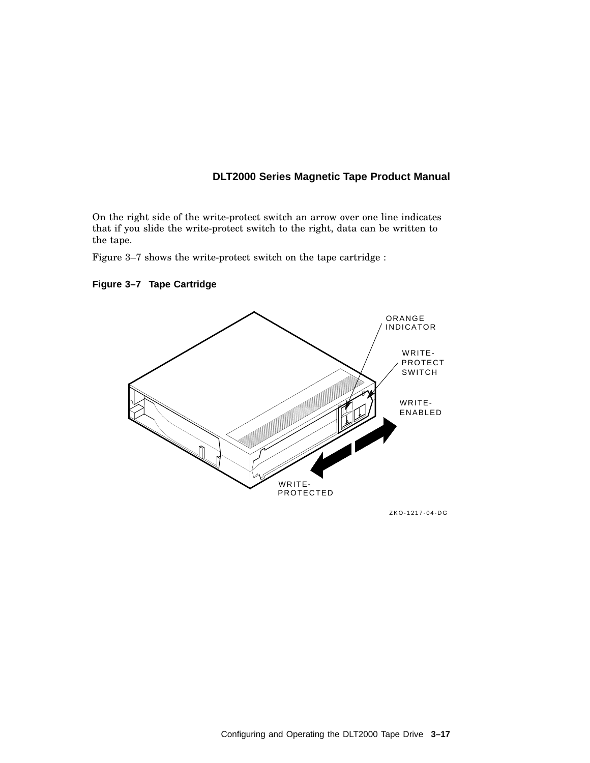On the right side of the write-protect switch an arrow over one line indicates that if you slide the write-protect switch to the right, data can be written to the tape.

Figure 3–7 shows the write-protect switch on the tape cartridge :

**Figure 3–7 Tape Cartridge**

ORANGE INDICATOR

WRITE-PROTECT SWITCH

WRITE-ENABLED

WRITE-PROTECTED

ZKO-1217-04-DG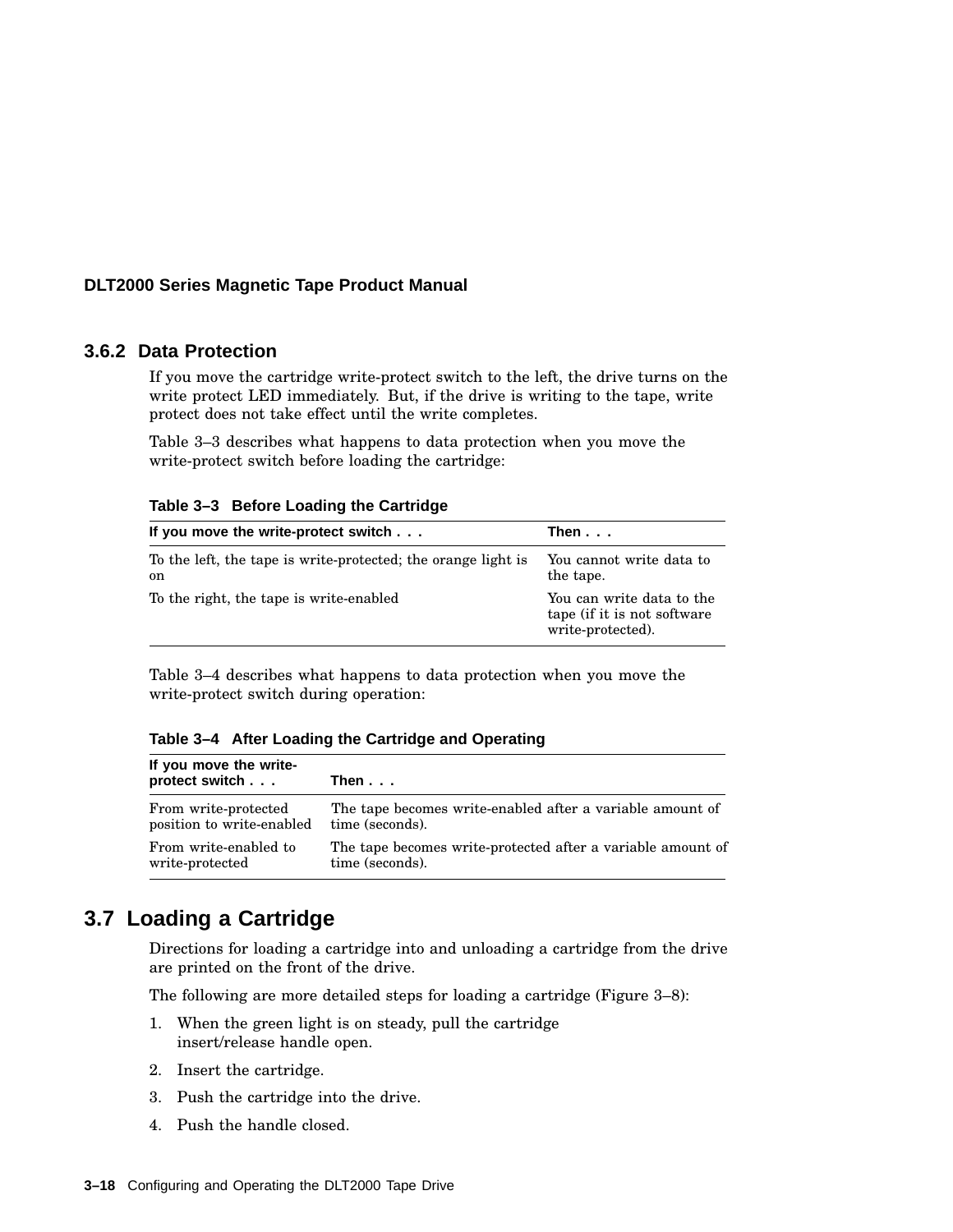### 3.6.2 Data Protection

If you move the cartridge write-protect switch to the left, the drive turns on the write protect LED immediately. But, if the drive is writing to the tape, write protect does not take effect until the write completes.

Table 3–3 describes what happens to data protection when you move the write-protect switch before loading the cartridge:

**Table 3–3 Before Loading the Cartridge**

| If you move the write-protect switch . . . | Then . . . |
|---|---|
| To the left, the tape is write-protected; the orange light is on | You cannot write data to the tape. |
| To the right, the tape is write-enabled | You can write data to the tape (if it is not software write-protected). |

Table 3–4 describes what happens to data protection when you move the write-protect switch during operation:

**Table 3–4 After Loading the Cartridge and Operating**

| If you move the write-protect switch . . . | Then . . . |
|---|---|
| From write-protected position to write-enabled | The tape becomes write-enabled after a variable amount of time (seconds). |
| From write-enabled to write-protected | The tape becomes write-protected after a variable amount of time (seconds). |

## 3.7 Loading a Cartridge

Directions for loading a cartridge into and unloading a cartridge from the drive are printed on the front of the drive.

The following are more detailed steps for loading a cartridge (Figure 3–8):

1. When the green light is on steady, pull the cartridge insert/release handle open.
2. Insert the cartridge.
3. Push the cartridge into the drive.
4. Push the handle closed.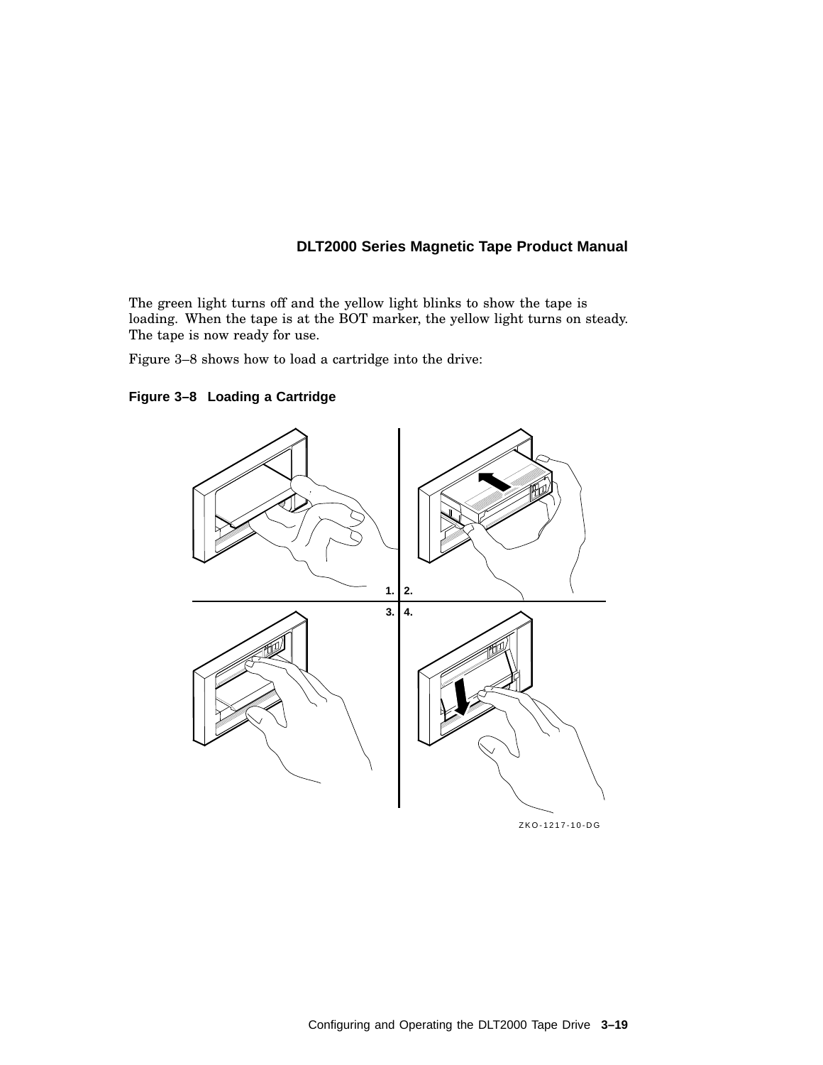The green light turns off and the yellow light blinks to show the tape is loading. When the tape is at the BOT marker, the yellow light turns on steady. The tape is now ready for use.

Figure 3–8 shows how to load a cartridge into the drive:

**Figure 3–8 Loading a Cartridge**

1. 2.

3. 4.

ZKO-1217-10-DG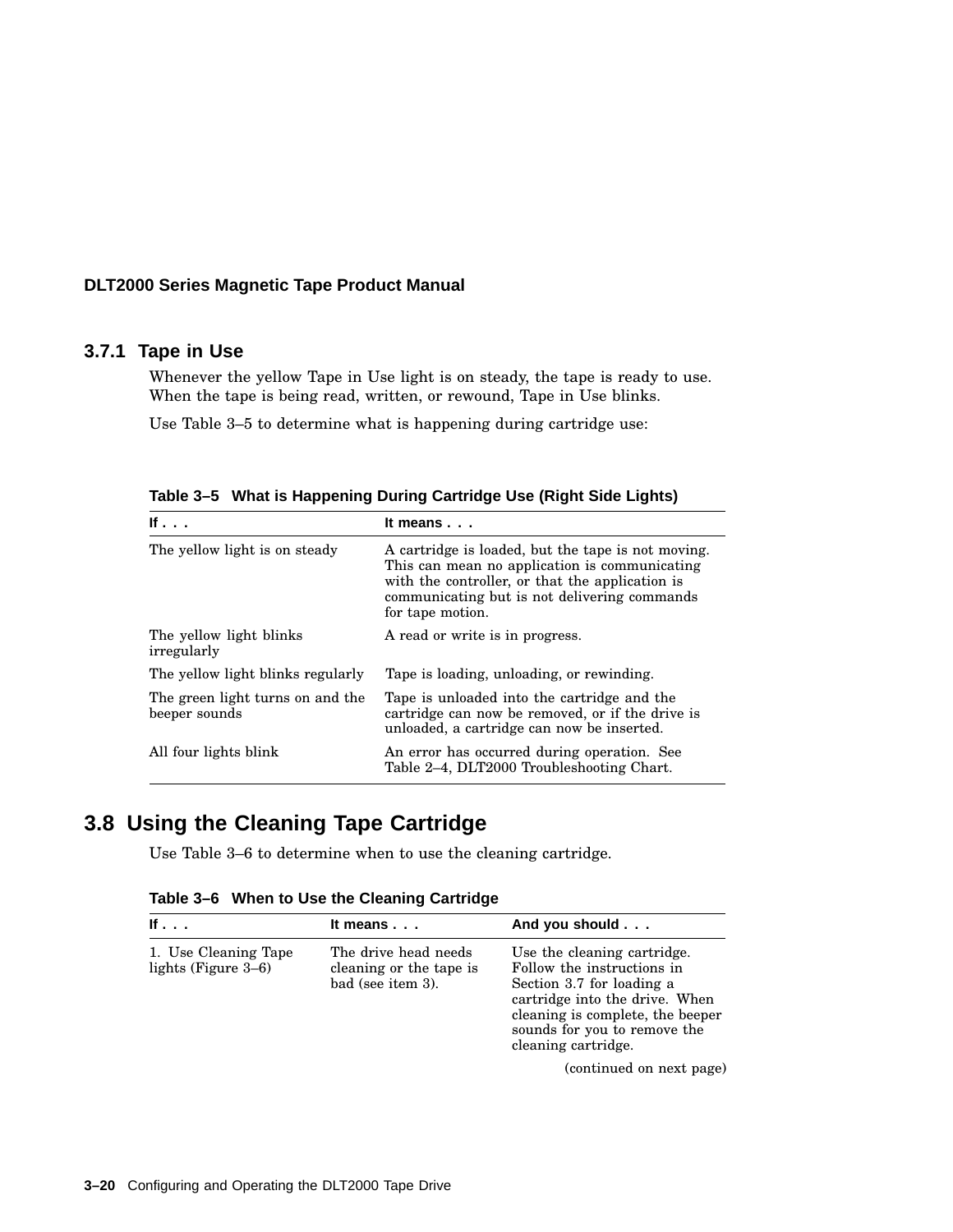### 3.7.1 Tape in Use

Whenever the yellow Tape in Use light is on steady, the tape is ready to use. When the tape is being read, written, or rewound, Tape in Use blinks.

Use Table 3–5 to determine what is happening during cartridge use:

**Table 3–5 What is Happening During Cartridge Use (Right Side Lights)**

| If . . . | It means . . . |
|---|---|
| The yellow light is on steady | A cartridge is loaded, but the tape is not moving. This can mean no application is communicating with the controller, or that the application is communicating but is not delivering commands for tape motion. |
| The yellow light blinks irregularly | A read or write is in progress. |
| The yellow light blinks regularly | Tape is loading, unloading, or rewinding. |
| The green light turns on and the beeper sounds | Tape is unloaded into the cartridge and the cartridge can now be removed, or if the drive is unloaded, a cartridge can now be inserted. |
| All four lights blink | An error has occurred during operation. See Table 2–4, DLT2000 Troubleshooting Chart. |

## 3.8 Using the Cleaning Tape Cartridge

Use Table 3–6 to determine when to use the cleaning cartridge.

**Table 3–6 When to Use the Cleaning Cartridge**

| If . . . | It means . . . | And you should . . . |
|---|---|---|
| 1. Use Cleaning Tape lights (Figure 3–6) | The drive head needs cleaning or the tape is bad (see item 3). | Use the cleaning cartridge. Follow the instructions in Section 3.7 for loading a cartridge into the drive. When cleaning is complete, the beeper sounds for you to remove the cleaning cartridge. |

(continued on next page)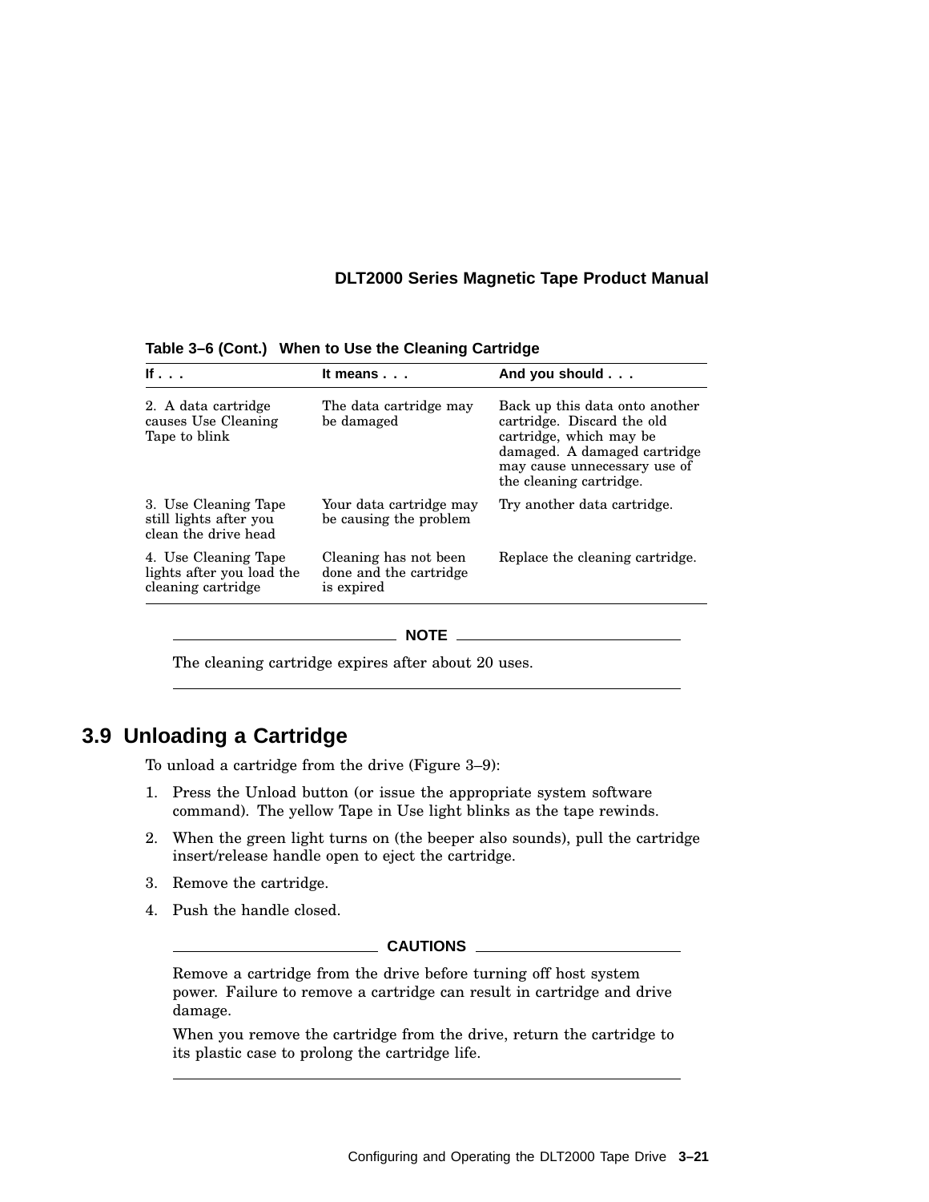**Table 3–6 (Cont.) When to Use the Cleaning Cartridge**

| If . . . | It means . . . | And you should . . . |
|---|---|---|
| 2. A data cartridge causes Use Cleaning Tape to blink | The data cartridge may be damaged | Back up this data onto another cartridge. Discard the old cartridge, which may be damaged. A damaged cartridge may cause unnecessary use of the cleaning cartridge. |
| 3. Use Cleaning Tape still lights after you clean the drive head | Your data cartridge may be causing the problem | Try another data cartridge. |
| 4. Use Cleaning Tape lights after you load the cleaning cartridge | Cleaning has not been done and the cartridge is expired | Replace the cleaning cartridge. |

**NOTE**

The cleaning cartridge expires after about 20 uses.

## 3.9 Unloading a Cartridge

To unload a cartridge from the drive (Figure 3–9):

1. Press the Unload button (or issue the appropriate system software command). The yellow Tape in Use light blinks as the tape rewinds.
2. When the green light turns on (the beeper also sounds), pull the cartridge insert/release handle open to eject the cartridge.
3. Remove the cartridge.
4. Push the handle closed.

**CAUTIONS**

Remove a cartridge from the drive before turning off host system power. Failure to remove a cartridge can result in cartridge and drive damage.

When you remove the cartridge from the drive, return the cartridge to its plastic case to prolong the cartridge life.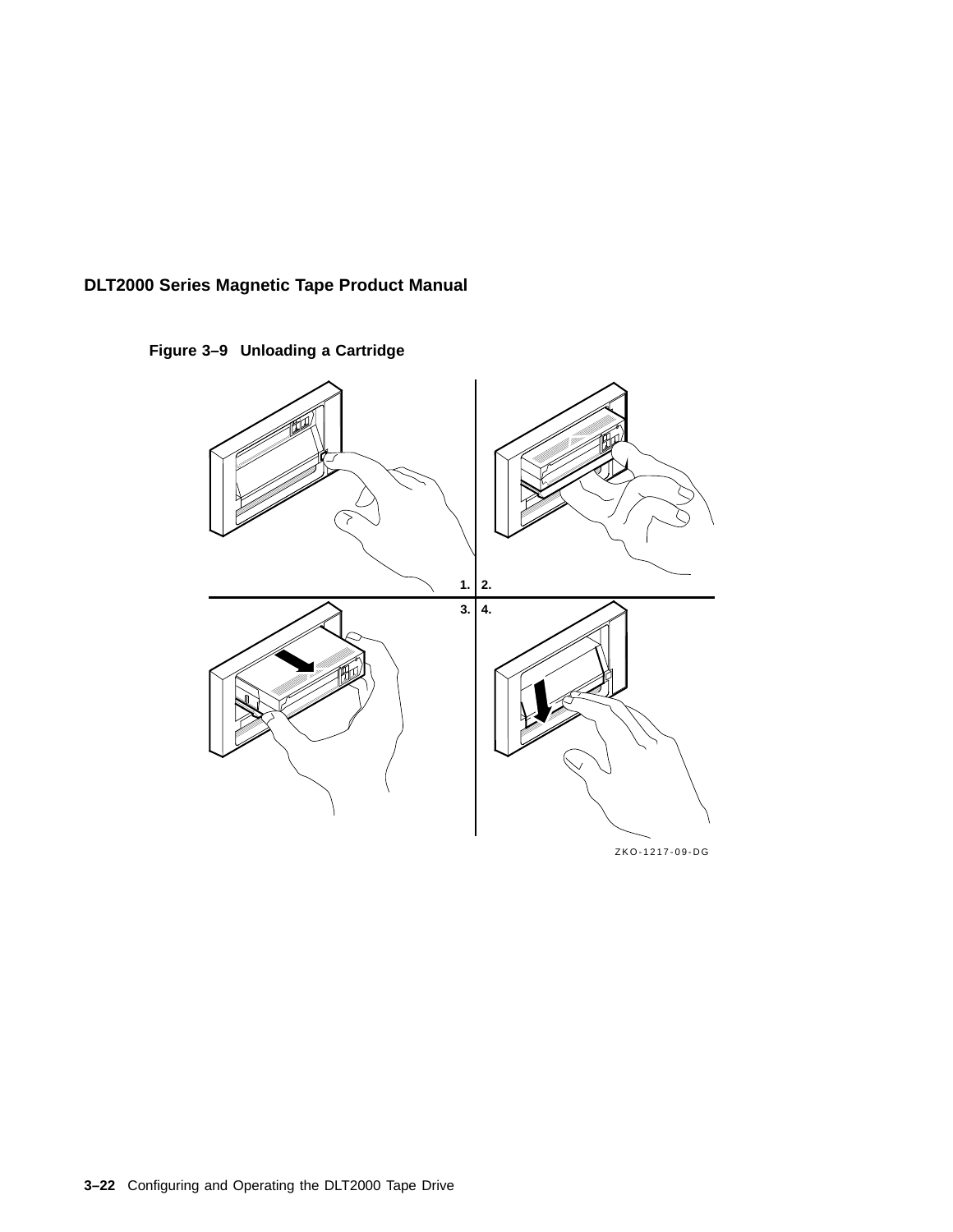**Figure 3–9 Unloading a Cartridge**

1. 2.

3. 4.

ZKO-1217-09-DG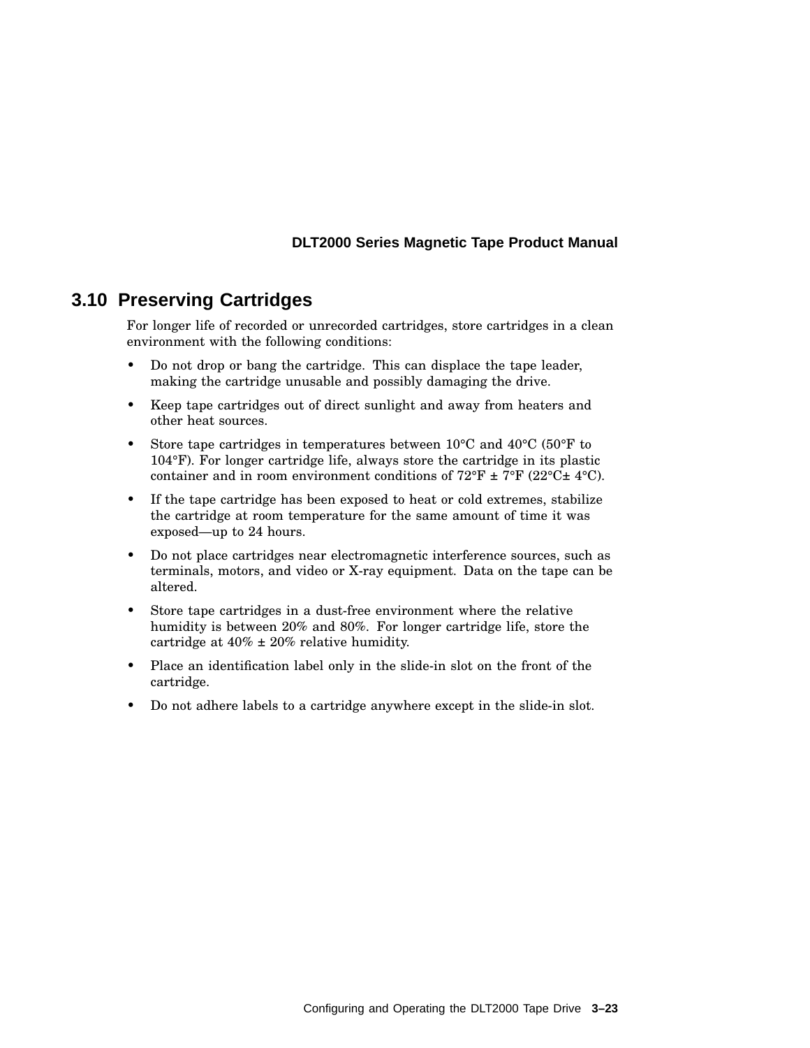## 3.10 Preserving Cartridges

For longer life of recorded or unrecorded cartridges, store cartridges in a clean environment with the following conditions:

- Do not drop or bang the cartridge. This can displace the tape leader, making the cartridge unusable and possibly damaging the drive.
- Keep tape cartridges out of direct sunlight and away from heaters and other heat sources.
- Store tape cartridges in temperatures between 10°C and 40°C (50°F to 104°F). For longer cartridge life, always store the cartridge in its plastic container and in room environment conditions of 72°F ± 7°F (22°C± 4°C).
- If the tape cartridge has been exposed to heat or cold extremes, stabilize the cartridge at room temperature for the same amount of time it was exposed—up to 24 hours.
- Do not place cartridges near electromagnetic interference sources, such as terminals, motors, and video or X-ray equipment. Data on the tape can be altered.
- Store tape cartridges in a dust-free environment where the relative humidity is between 20% and 80%. For longer cartridge life, store the cartridge at 40% ± 20% relative humidity.
- Place an identification label only in the slide-in slot on the front of the cartridge.
- Do not adhere labels to a cartridge anywhere except in the slide-in slot.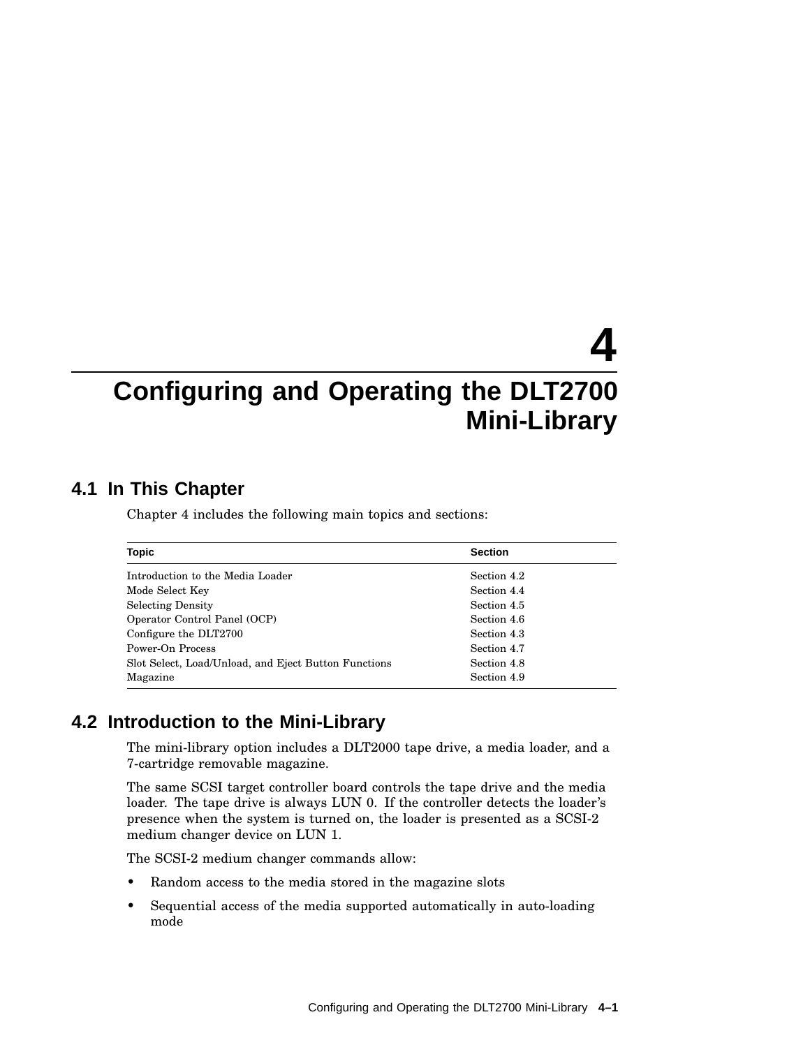# 4 Configuring and Operating the DLT2700 Mini-Library

## 4.1 In This Chapter

Chapter 4 includes the following main topics and sections:

| Topic | Section |
|---|---|
| Introduction to the Media Loader | Section 4.2 |
| Mode Select Key | Section 4.4 |
| Selecting Density | Section 4.5 |
| Operator Control Panel (OCP) | Section 4.6 |
| Configure the DLT2700 | Section 4.3 |
| Power-On Process | Section 4.7 |
| Slot Select, Load/Unload, and Eject Button Functions | Section 4.8 |
| Magazine | Section 4.9 |

## 4.2 Introduction to the Mini-Library

The mini-library option includes a DLT2000 tape drive, a media loader, and a 7-cartridge removable magazine.

The same SCSI target controller board controls the tape drive and the media loader. The tape drive is always LUN 0. If the controller detects the loader's presence when the system is turned on, the loader is presented as a SCSI-2 medium changer device on LUN 1.

The SCSI-2 medium changer commands allow:

- Random access to the media stored in the magazine slots
- Sequential access of the media supported automatically in auto-loading mode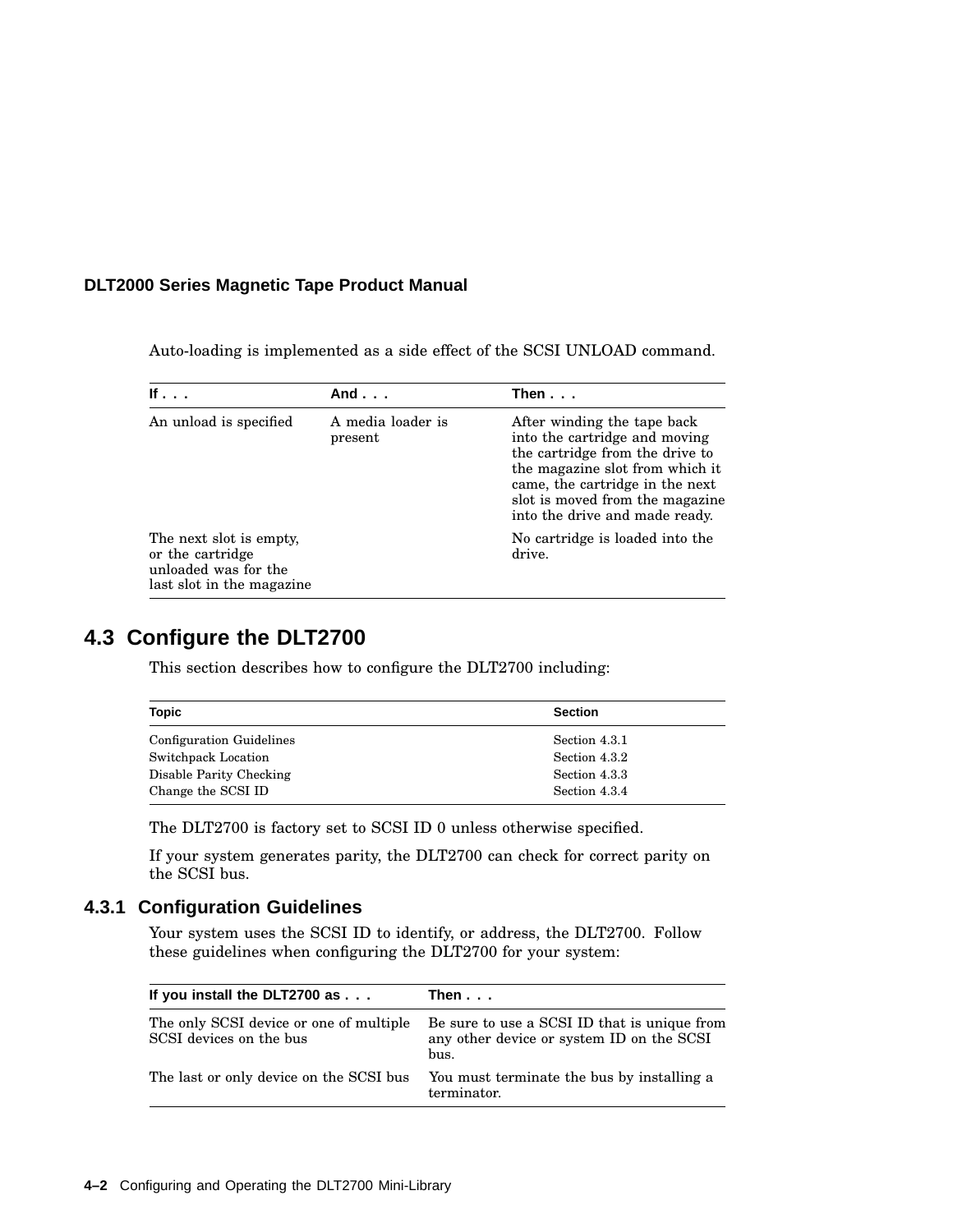Auto-loading is implemented as a side effect of the SCSI UNLOAD command.

| If . . . | And . . . | Then . . . |
|---|---|---|
| An unload is specified | A media loader is present | After winding the tape back into the cartridge and moving the cartridge from the drive to the magazine slot from which it came, the cartridge in the next slot is moved from the magazine into the drive and made ready. |
| The next slot is empty, or the cartridge unloaded was for the last slot in the magazine | | No cartridge is loaded into the drive. |

## 4.3 Configure the DLT2700

This section describes how to configure the DLT2700 including:

| Topic | Section |
|---|---|
| Configuration Guidelines | Section 4.3.1 |
| Switchpack Location | Section 4.3.2 |
| Disable Parity Checking | Section 4.3.3 |
| Change the SCSI ID | Section 4.3.4 |

The DLT2700 is factory set to SCSI ID 0 unless otherwise specified.

If your system generates parity, the DLT2700 can check for correct parity on the SCSI bus.

### 4.3.1 Configuration Guidelines

Your system uses the SCSI ID to identify, or address, the DLT2700. Follow these guidelines when configuring the DLT2700 for your system:

| If you install the DLT2700 as . . . | Then . . . |
|---|---|
| The only SCSI device or one of multiple SCSI devices on the bus | Be sure to use a SCSI ID that is unique from any other device or system ID on the SCSI bus. |
| The last or only device on the SCSI bus | You must terminate the bus by installing a terminator. |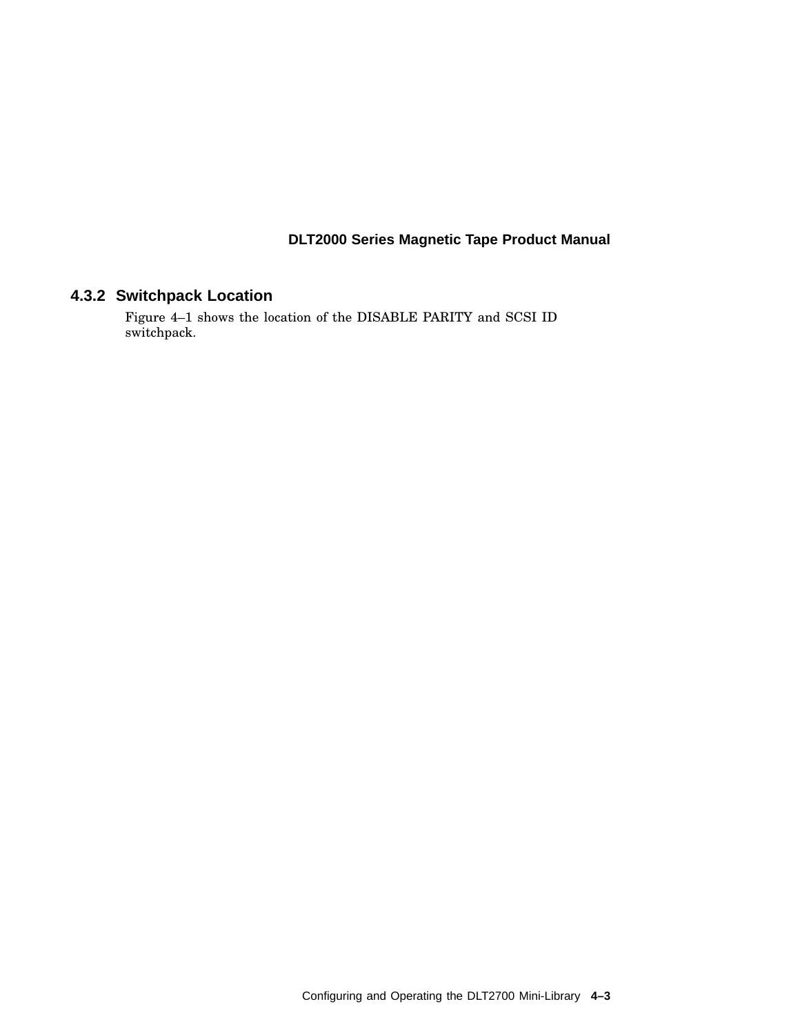### 4.3.2 Switchpack Location

Figure 4–1 shows the location of the DISABLE PARITY and SCSI ID switchpack.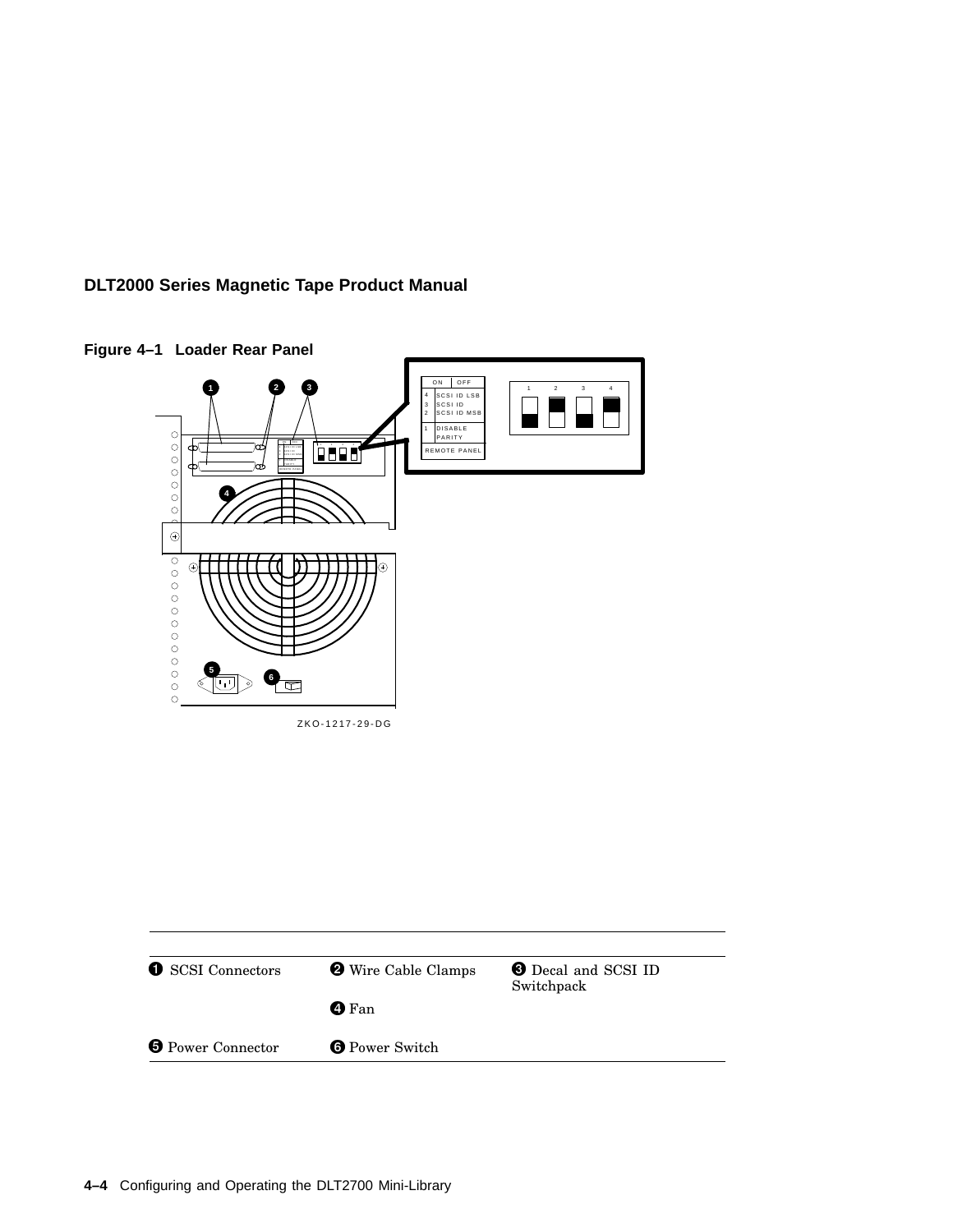**Figure 4–1 Loader Rear Panel**

| | | |
|---|---|---|
| ❶ SCSI Connectors | ❷ Wire Cable Clamps | ❸ Decal and SCSI ID Switchpack |
| | ❹ Fan | |
| ❺ Power Connector | ❻ Power Switch | |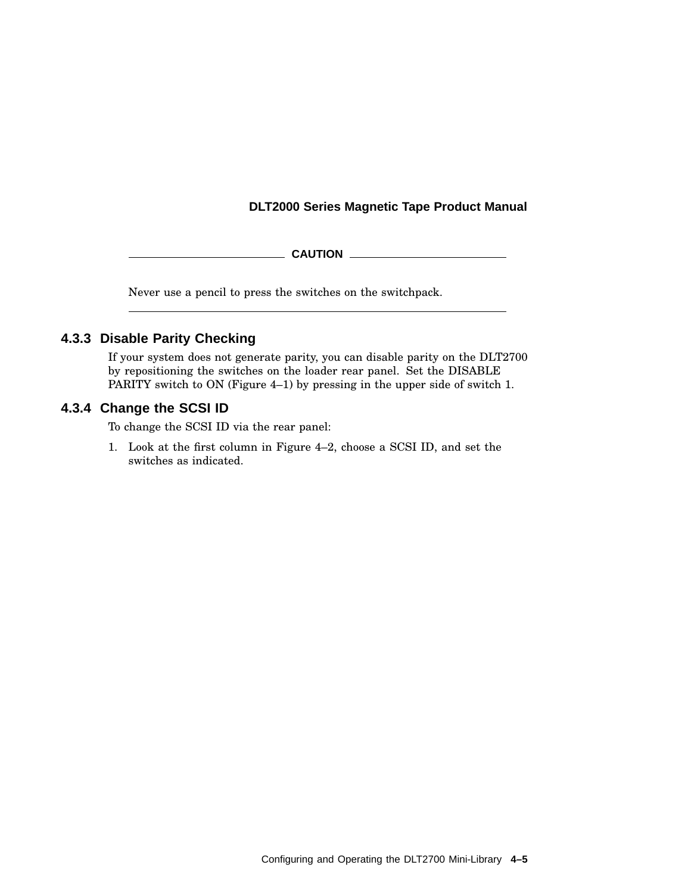**CAUTION**

Never use a pencil to press the switches on the switchpack.

### 4.3.3 Disable Parity Checking

If your system does not generate parity, you can disable parity on the DLT2700 by repositioning the switches on the loader rear panel. Set the DISABLE PARITY switch to ON (Figure 4–1) by pressing in the upper side of switch 1.

### 4.3.4 Change the SCSI ID

To change the SCSI ID via the rear panel:

1. Look at the first column in Figure 4–2, choose a SCSI ID, and set the switches as indicated.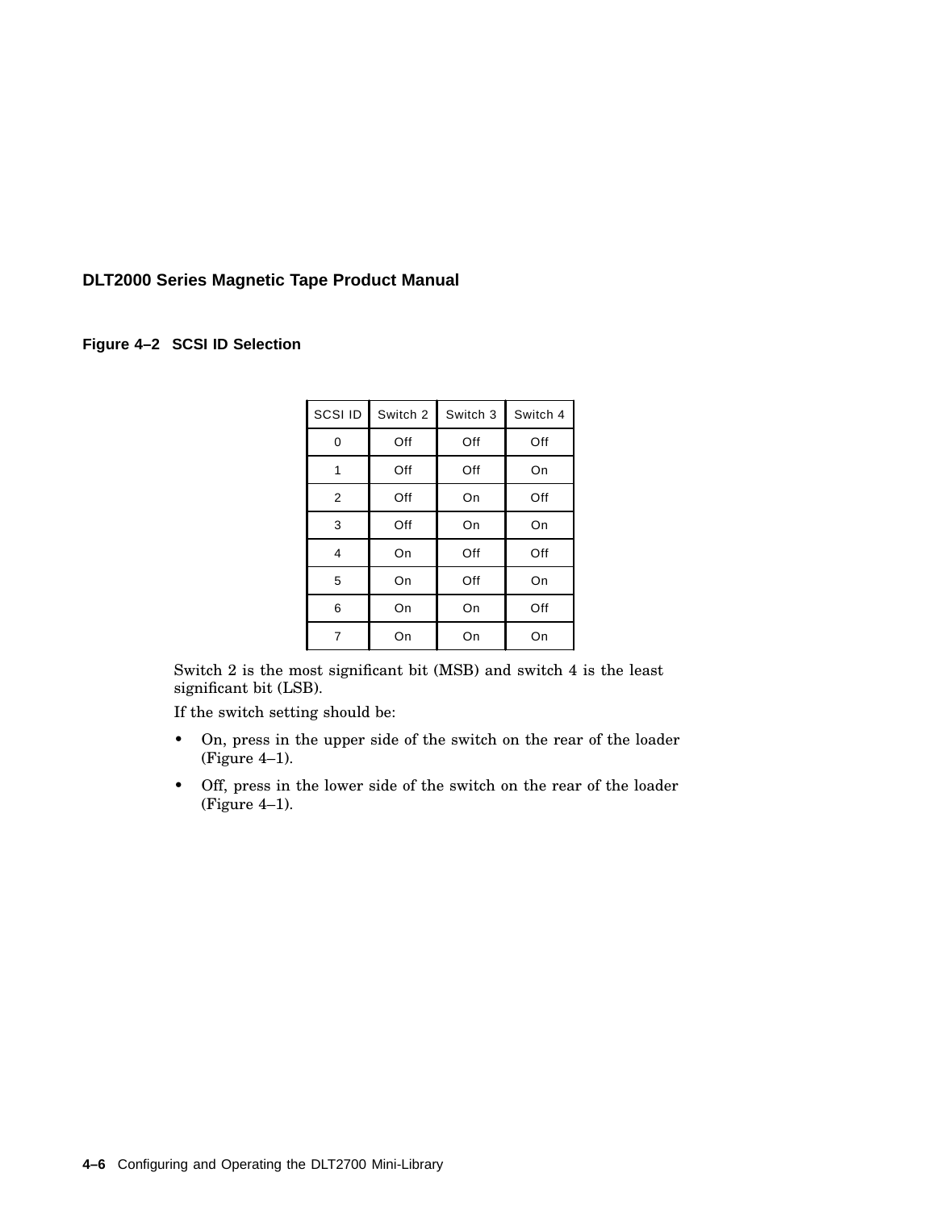**Figure 4–2 SCSI ID Selection**

| SCSI ID | Switch 2 | Switch 3 | Switch 4 |
|---|---|---|---|
| 0 | Off | Off | Off |
| 1 | Off | Off | On |
| 2 | Off | On | Off |
| 3 | Off | On | On |
| 4 | On | Off | Off |
| 5 | On | Off | On |
| 6 | On | On | Off |
| 7 | On | On | On |

Switch 2 is the most significant bit (MSB) and switch 4 is the least significant bit (LSB).

If the switch setting should be:

- On, press in the upper side of the switch on the rear of the loader (Figure 4–1).
- Off, press in the lower side of the switch on the rear of the loader (Figure 4–1).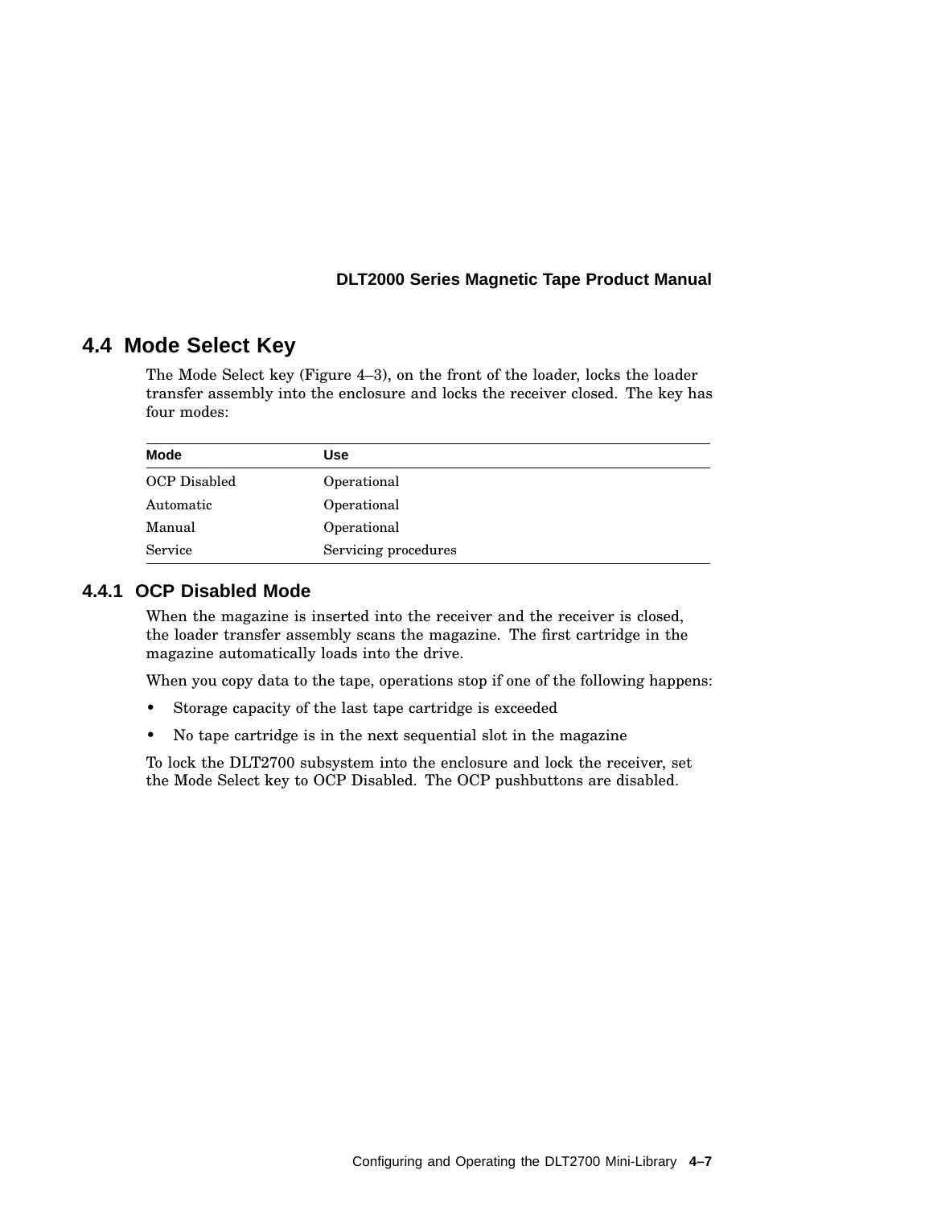## 4.4 Mode Select Key

The Mode Select key (Figure 4–3), on the front of the loader, locks the loader transfer assembly into the enclosure and locks the receiver closed. The key has four modes:

| Mode | Use |
|---|---|
| OCP Disabled | Operational |
| Automatic | Operational |
| Manual | Operational |
| Service | Servicing procedures |

### 4.4.1 OCP Disabled Mode

When the magazine is inserted into the receiver and the receiver is closed, the loader transfer assembly scans the magazine. The first cartridge in the magazine automatically loads into the drive.

When you copy data to the tape, operations stop if one of the following happens:

- Storage capacity of the last tape cartridge is exceeded
- No tape cartridge is in the next sequential slot in the magazine

To lock the DLT2700 subsystem into the enclosure and lock the receiver, set the Mode Select key to OCP Disabled. The OCP pushbuttons are disabled.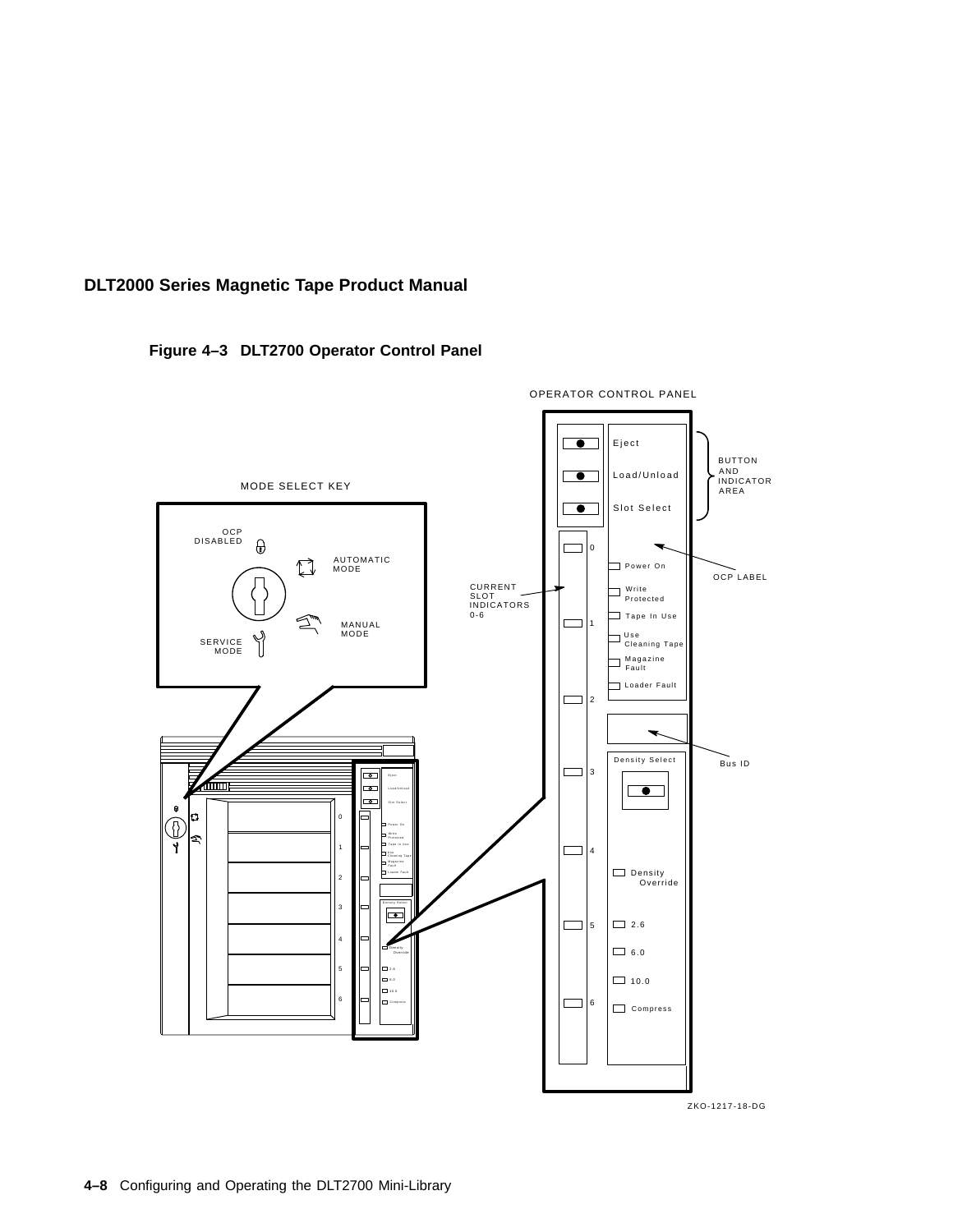**Figure 4–3 DLT2700 Operator Control Panel**

OPERATOR CONTROL PANEL

Eject

Load/Unload

Slot Select

BUTTON AND INDICATOR AREA

MODE SELECT KEY

OCP DISABLED

AUTOMATIC MODE

MANUAL MODE

SERVICE MODE

CURRENT SLOT INDICATORS 0-6

OCP LABEL

Power On

Write Protected

Tape In Use

Use Cleaning Tape

Magazine Fault

Loader Fault

Bus ID

Density Select

Density Override

2.6

6.0

10.0

Compress

ZKO-1217-18-DG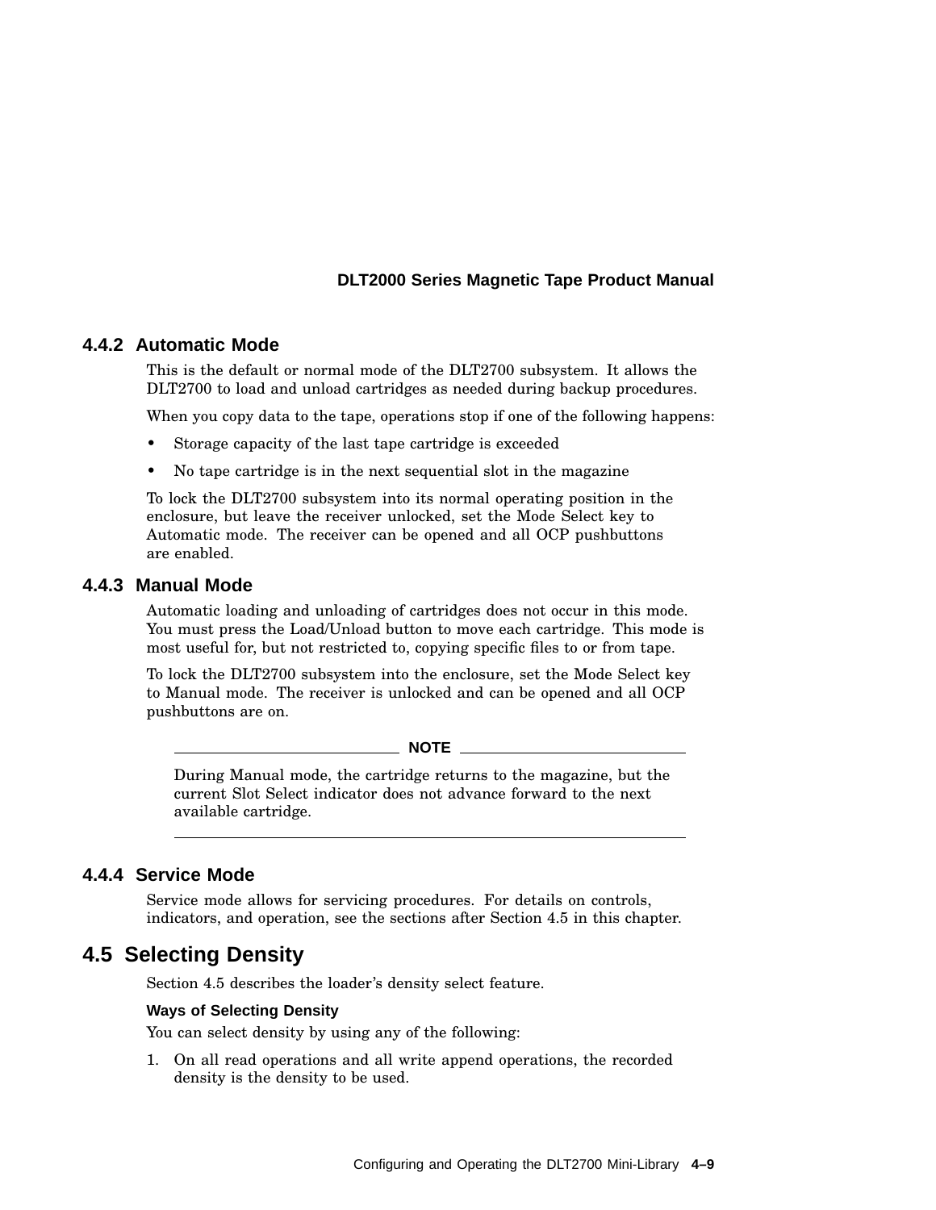### 4.4.2 Automatic Mode

This is the default or normal mode of the DLT2700 subsystem. It allows the DLT2700 to load and unload cartridges as needed during backup procedures.

When you copy data to the tape, operations stop if one of the following happens:

- Storage capacity of the last tape cartridge is exceeded
- No tape cartridge is in the next sequential slot in the magazine

To lock the DLT2700 subsystem into its normal operating position in the enclosure, but leave the receiver unlocked, set the Mode Select key to Automatic mode. The receiver can be opened and all OCP pushbuttons are enabled.

### 4.4.3 Manual Mode

Automatic loading and unloading of cartridges does not occur in this mode. You must press the Load/Unload button to move each cartridge. This mode is most useful for, but not restricted to, copying specific files to or from tape.

To lock the DLT2700 subsystem into the enclosure, set the Mode Select key to Manual mode. The receiver is unlocked and can be opened and all OCP pushbuttons are on.

---

**NOTE**

During Manual mode, the cartridge returns to the magazine, but the current Slot Select indicator does not advance forward to the next available cartridge.

---

### 4.4.4 Service Mode

Service mode allows for servicing procedures. For details on controls, indicators, and operation, see the sections after Section 4.5 in this chapter.

## 4.5 Selecting Density

Section 4.5 describes the loader's density select feature.

**Ways of Selecting Density**

You can select density by using any of the following:

1. On all read operations and all write append operations, the recorded density is the density to be used.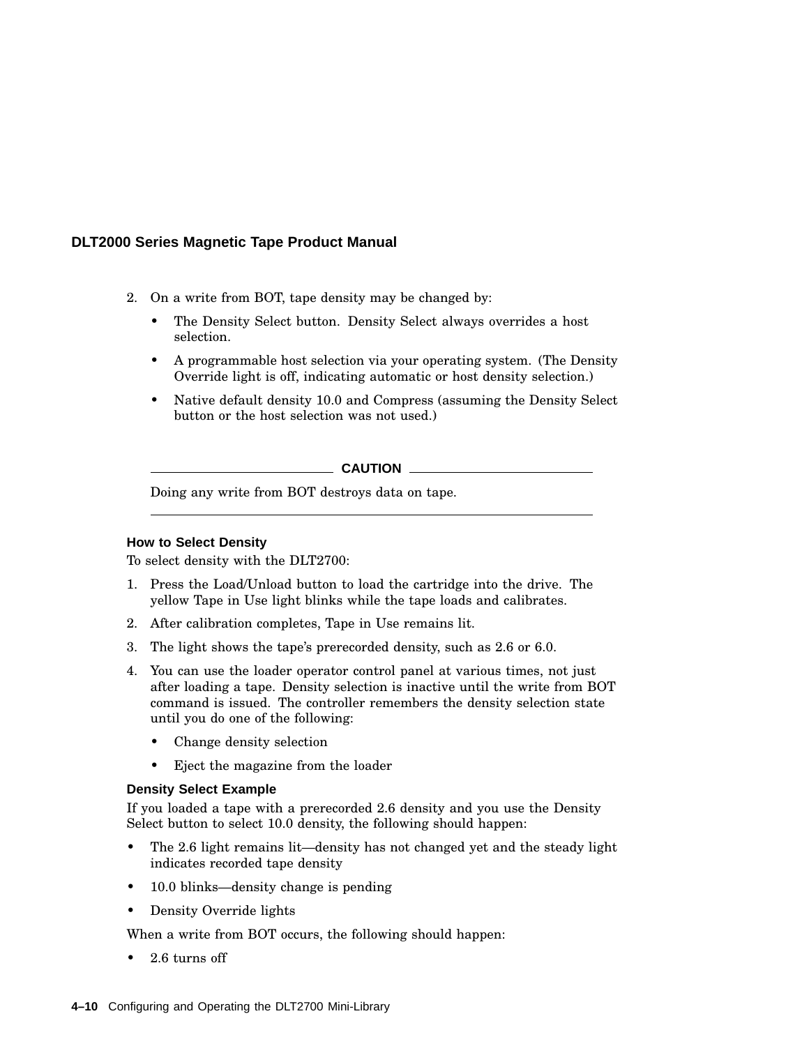2. On a write from BOT, tape density may be changed by:
   - The Density Select button. Density Select always overrides a host selection.
   - A programmable host selection via your operating system. (The Density Override light is off, indicating automatic or host density selection.)
   - Native default density 10.0 and Compress (assuming the Density Select button or the host selection was not used.)

**CAUTION**

Doing any write from BOT destroys data on tape.

---

### How to Select Density

To select density with the DLT2700:

1. Press the Load/Unload button to load the cartridge into the drive. The yellow Tape in Use light blinks while the tape loads and calibrates.
2. After calibration completes, Tape in Use remains lit.
3. The light shows the tape's prerecorded density, such as 2.6 or 6.0.
4. You can use the loader operator control panel at various times, not just after loading a tape. Density selection is inactive until the write from BOT command is issued. The controller remembers the density selection state until you do one of the following:
   - Change density selection
   - Eject the magazine from the loader

### Density Select Example

If you loaded a tape with a prerecorded 2.6 density and you use the Density Select button to select 10.0 density, the following should happen:

- The 2.6 light remains lit—density has not changed yet and the steady light indicates recorded tape density
- 10.0 blinks—density change is pending
- Density Override lights

When a write from BOT occurs, the following should happen:

- 2.6 turns off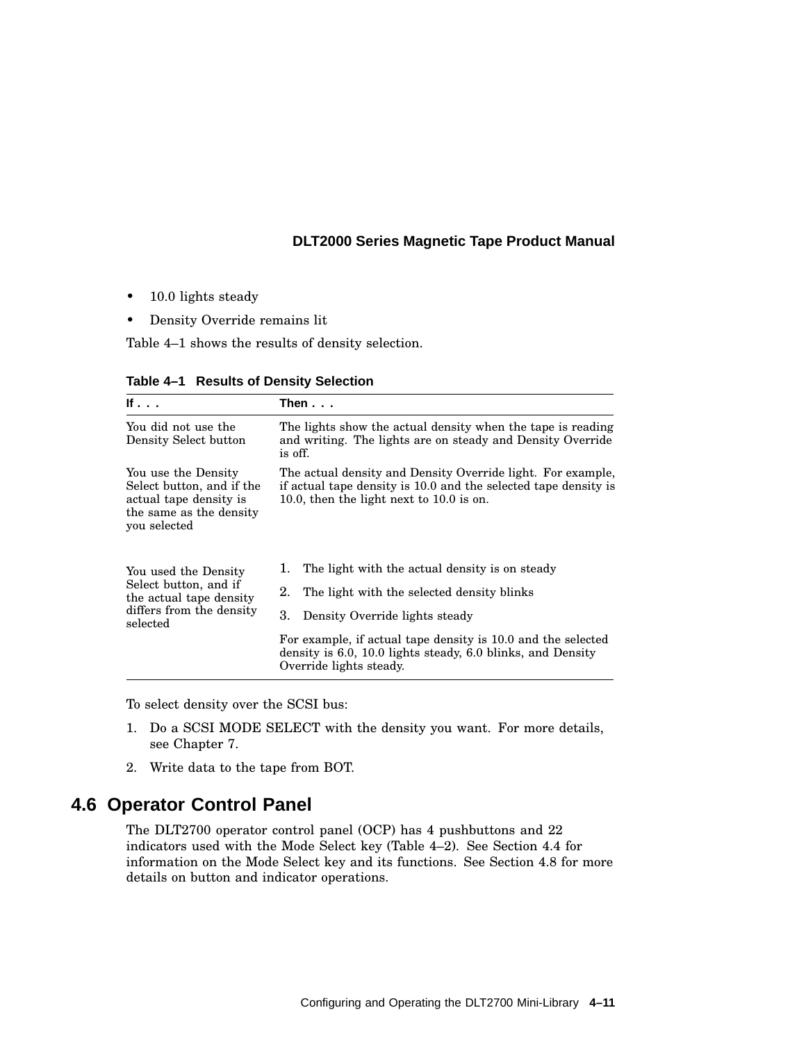- 10.0 lights steady
- Density Override remains lit

Table 4–1 shows the results of density selection.

**Table 4–1 Results of Density Selection**

| If . . . | Then . . . |
|---|---|
| You did not use the Density Select button | The lights show the actual density when the tape is reading and writing. The lights are on steady and Density Override is off. |
| You use the Density Select button, and if the actual tape density is the same as the density you selected | The actual density and Density Override light. For example, if actual tape density is 10.0 and the selected tape density is 10.0, then the light next to 10.0 is on. |
| You used the Density Select button, and if the actual tape density differs from the density selected | 1. The light with the actual density is on steady<br>2. The light with the selected density blinks<br>3. Density Override lights steady<br><br>For example, if actual tape density is 10.0 and the selected density is 6.0, 10.0 lights steady, 6.0 blinks, and Density Override lights steady. |

To select density over the SCSI bus:

1. Do a SCSI MODE SELECT with the density you want. For more details, see Chapter 7.
2. Write data to the tape from BOT.

## 4.6 Operator Control Panel

The DLT2700 operator control panel (OCP) has 4 pushbuttons and 22 indicators used with the Mode Select key (Table 4–2). See Section 4.4 for information on the Mode Select key and its functions. See Section 4.8 for more details on button and indicator operations.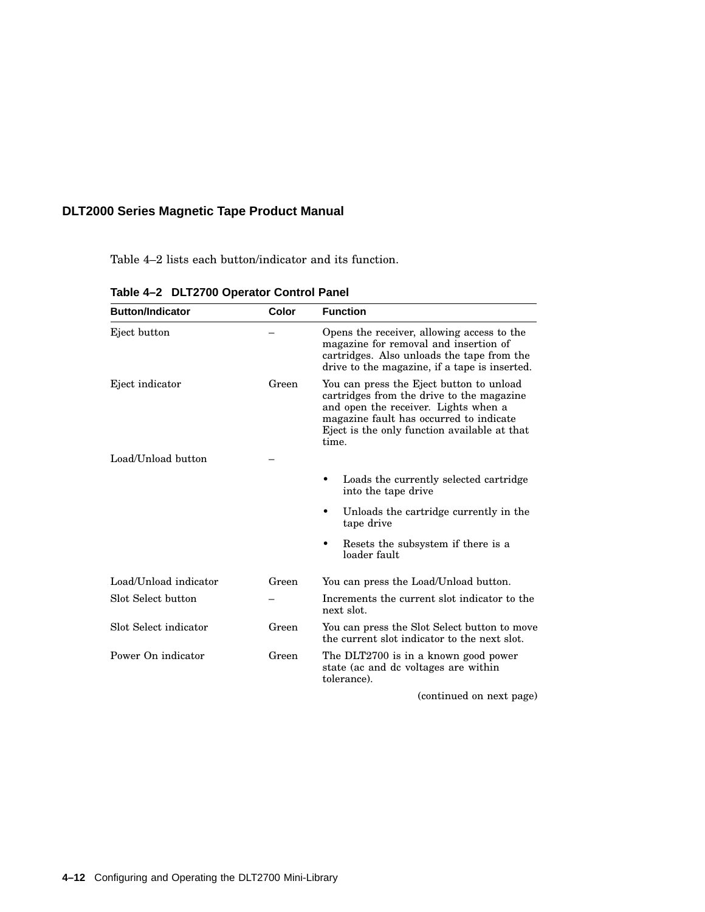Table 4–2 lists each button/indicator and its function.

**Table 4–2 DLT2700 Operator Control Panel**

| Button/Indicator | Color | Function |
|---|---|---|
| Eject button | – | Opens the receiver, allowing access to the magazine for removal and insertion of cartridges. Also unloads the tape from the drive to the magazine, if a tape is inserted. |
| Eject indicator | Green | You can press the Eject button to unload cartridges from the drive to the magazine and open the receiver. Lights when a magazine fault has occurred to indicate Eject is the only function available at that time. |
| Load/Unload button | – | • Loads the currently selected cartridge into the tape drive<br>• Unloads the cartridge currently in the tape drive<br>• Resets the subsystem if there is a loader fault |
| Load/Unload indicator | Green | You can press the Load/Unload button. |
| Slot Select button | – | Increments the current slot indicator to the next slot. |
| Slot Select indicator | Green | You can press the Slot Select button to move the current slot indicator to the next slot. |
| Power On indicator | Green | The DLT2700 is in a known good power state (ac and dc voltages are within tolerance). |

(continued on next page)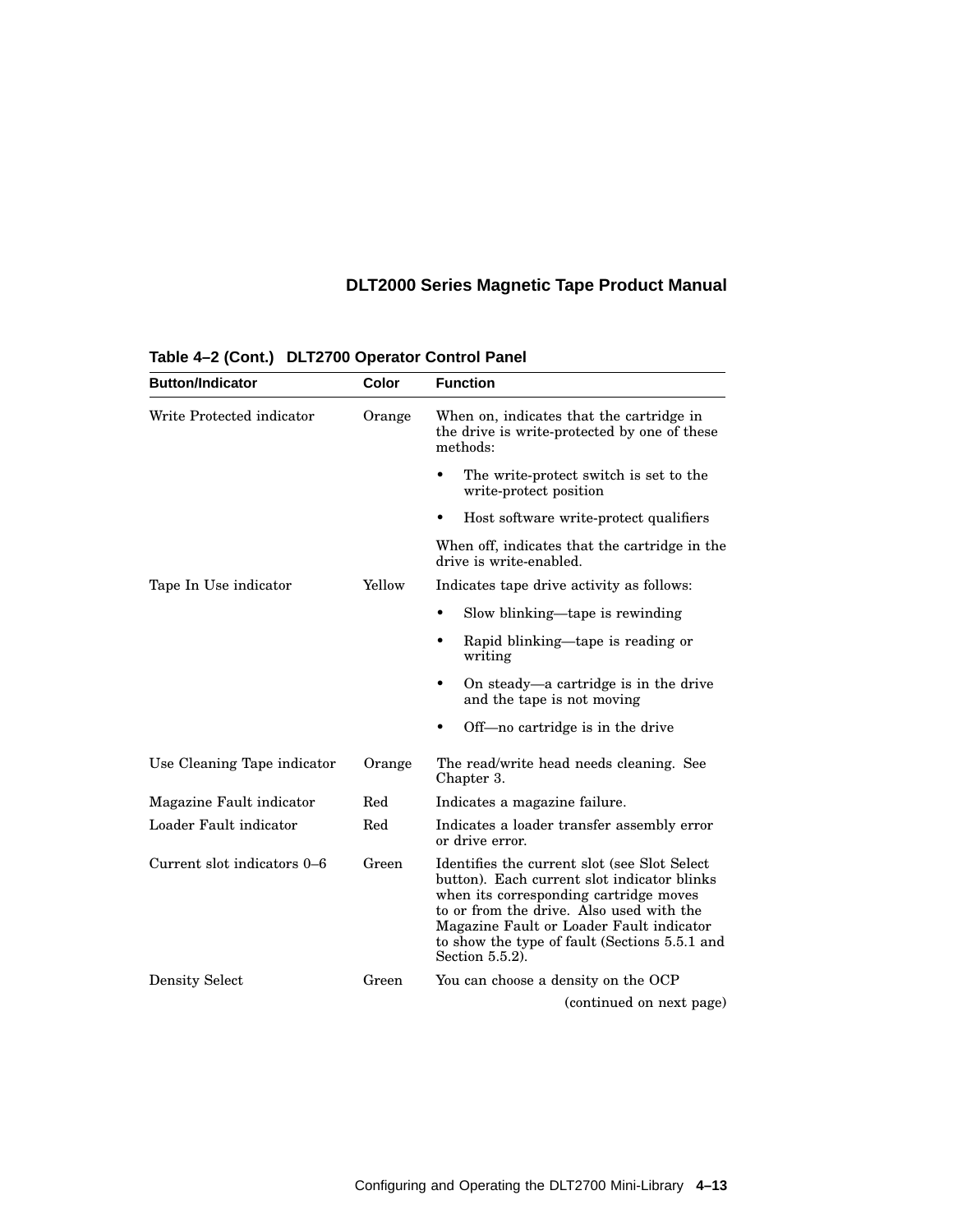**Table 4–2 (Cont.) DLT2700 Operator Control Panel**

| Button/Indicator | Color | Function |
|---|---|---|
| Write Protected indicator | Orange | When on, indicates that the cartridge in the drive is write-protected by one of these methods: <br>• The write-protect switch is set to the write-protect position <br>• Host software write-protect qualifiers <br>When off, indicates that the cartridge in the drive is write-enabled. |
| Tape In Use indicator | Yellow | Indicates tape drive activity as follows: <br>• Slow blinking—tape is rewinding <br>• Rapid blinking—tape is reading or writing <br>• On steady—a cartridge is in the drive and the tape is not moving <br>• Off—no cartridge is in the drive |
| Use Cleaning Tape indicator | Orange | The read/write head needs cleaning. See Chapter 3. |
| Magazine Fault indicator | Red | Indicates a magazine failure. |
| Loader Fault indicator | Red | Indicates a loader transfer assembly error or drive error. |
| Current slot indicators 0–6 | Green | Identifies the current slot (see Slot Select button). Each current slot indicator blinks when its corresponding cartridge moves to or from the drive. Also used with the Magazine Fault or Loader Fault indicator to show the type of fault (Sections 5.5.1 and Section 5.5.2). |
| Density Select | Green | You can choose a density on the OCP |

(continued on next page)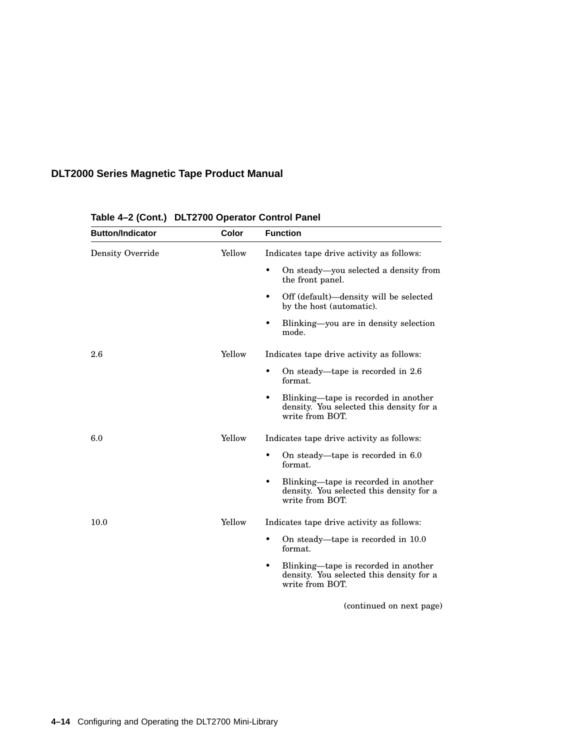**Table 4–2 (Cont.) DLT2700 Operator Control Panel**

| Button/Indicator | Color | Function |
|---|---|---|
| Density Override | Yellow | Indicates tape drive activity as follows:<br>• On steady—you selected a density from the front panel.<br>• Off (default)—density will be selected by the host (automatic).<br>• Blinking—you are in density selection mode. |
| 2.6 | Yellow | Indicates tape drive activity as follows:<br>• On steady—tape is recorded in 2.6 format.<br>• Blinking—tape is recorded in another density. You selected this density for a write from BOT. |
| 6.0 | Yellow | Indicates tape drive activity as follows:<br>• On steady—tape is recorded in 6.0 format.<br>• Blinking—tape is recorded in another density. You selected this density for a write from BOT. |
| 10.0 | Yellow | Indicates tape drive activity as follows:<br>• On steady—tape is recorded in 10.0 format.<br>• Blinking—tape is recorded in another density. You selected this density for a write from BOT. |

(continued on next page)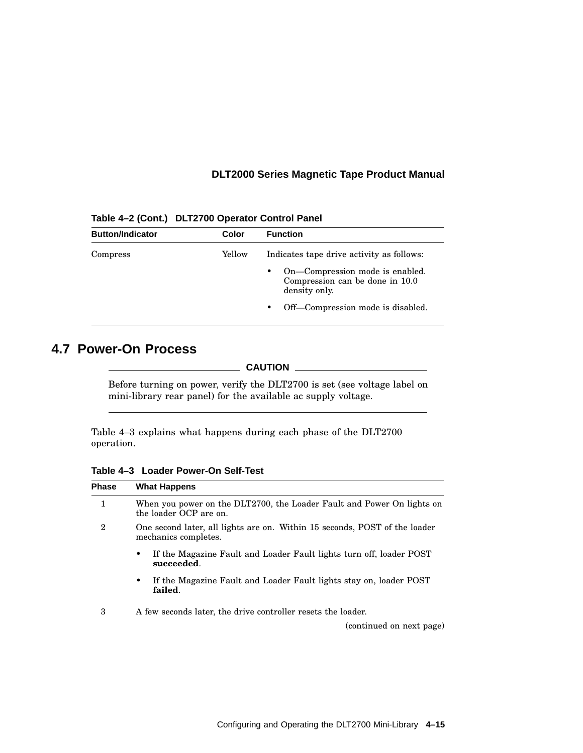**Table 4–2 (Cont.) DLT2700 Operator Control Panel**

| Button/Indicator | Color | Function |
|---|---|---|
| Compress | Yellow | Indicates tape drive activity as follows:<br>• On—Compression mode is enabled. Compression can be done in 10.0 density only.<br>• Off—Compression mode is disabled. |

## 4.7 Power-On Process

**CAUTION**

Before turning on power, verify the DLT2700 is set (see voltage label on mini-library rear panel) for the available ac supply voltage.

Table 4–3 explains what happens during each phase of the DLT2700 operation.

**Table 4–3 Loader Power-On Self-Test**

| Phase | What Happens |
|---|---|
| 1 | When you power on the DLT2700, the Loader Fault and Power On lights on the loader OCP are on. |
| 2 | One second later, all lights are on. Within 15 seconds, POST of the loader mechanics completes.<br>• If the Magazine Fault and Loader Fault lights turn off, loader POST **succeeded**.<br>• If the Magazine Fault and Loader Fault lights stay on, loader POST **failed**. |
| 3 | A few seconds later, the drive controller resets the loader. |

(continued on next page)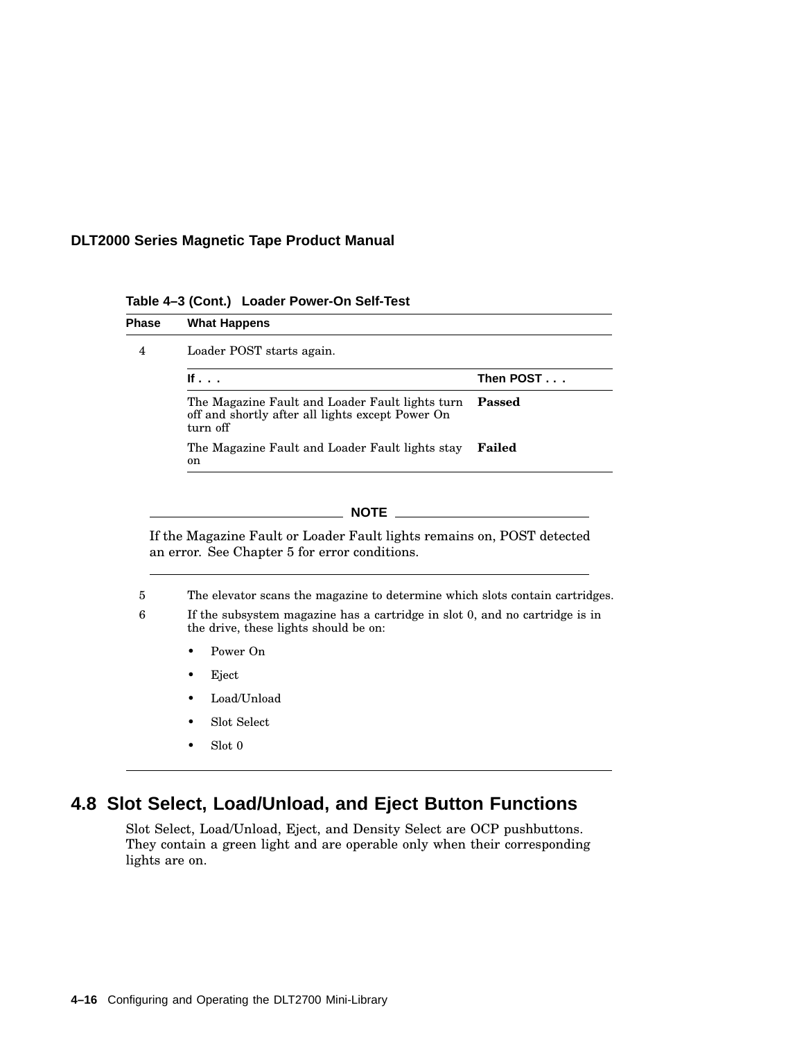**Table 4–3 (Cont.) Loader Power-On Self-Test**

| Phase | What Happens | |
|---|---|---|
| 4 | Loader POST starts again. | |
| | **If . . .** | **Then POST . . .** |
| | The Magazine Fault and Loader Fault lights turn off and shortly after all lights except Power On turn off | **Passed** |
| | The Magazine Fault and Loader Fault lights stay on | **Failed** |

**NOTE**

If the Magazine Fault or Loader Fault lights remains on, POST detected an error. See Chapter 5 for error conditions.

| Phase | What Happens |
|---|---|
| 5 | The elevator scans the magazine to determine which slots contain cartridges. |
| 6 | If the subsystem magazine has a cartridge in slot 0, and no cartridge is in the drive, these lights should be on: • Power On • Eject • Load/Unload • Slot Select • Slot 0 |

## 4.8 Slot Select, Load/Unload, and Eject Button Functions

Slot Select, Load/Unload, Eject, and Density Select are OCP pushbuttons. They contain a green light and are operable only when their corresponding lights are on.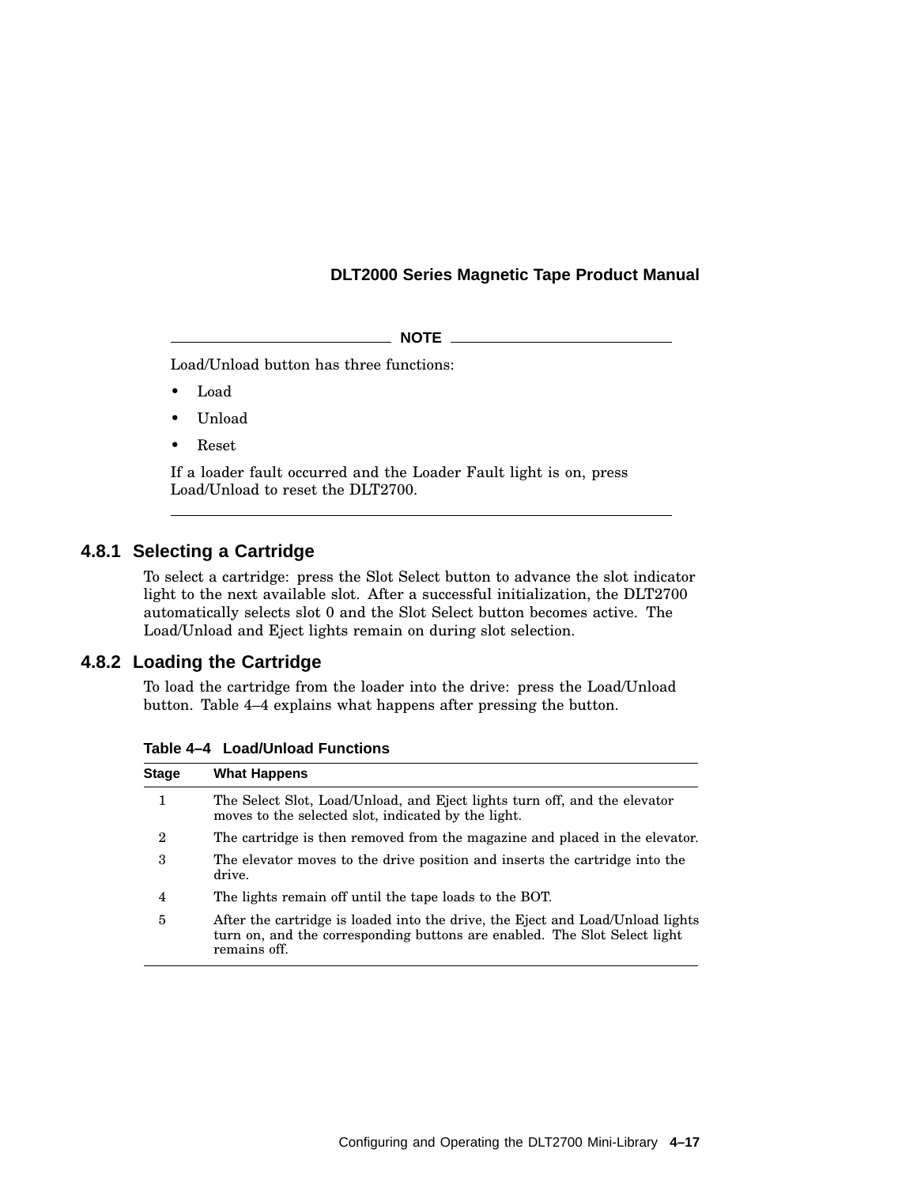**NOTE**

Load/Unload button has three functions:

- Load
- Unload
- Reset

If a loader fault occurred and the Loader Fault light is on, press Load/Unload to reset the DLT2700.

### 4.8.1 Selecting a Cartridge

To select a cartridge: press the Slot Select button to advance the slot indicator light to the next available slot. After a successful initialization, the DLT2700 automatically selects slot 0 and the Slot Select button becomes active. The Load/Unload and Eject lights remain on during slot selection.

### 4.8.2 Loading the Cartridge

To load the cartridge from the loader into the drive: press the Load/Unload button. Table 4–4 explains what happens after pressing the button.

**Table 4–4 Load/Unload Functions**

| Stage | What Happens |
|---|---|
| 1 | The Select Slot, Load/Unload, and Eject lights turn off, and the elevator moves to the selected slot, indicated by the light. |
| 2 | The cartridge is then removed from the magazine and placed in the elevator. |
| 3 | The elevator moves to the drive position and inserts the cartridge into the drive. |
| 4 | The lights remain off until the tape loads to the BOT. |
| 5 | After the cartridge is loaded into the drive, the Eject and Load/Unload lights turn on, and the corresponding buttons are enabled. The Slot Select light remains off. |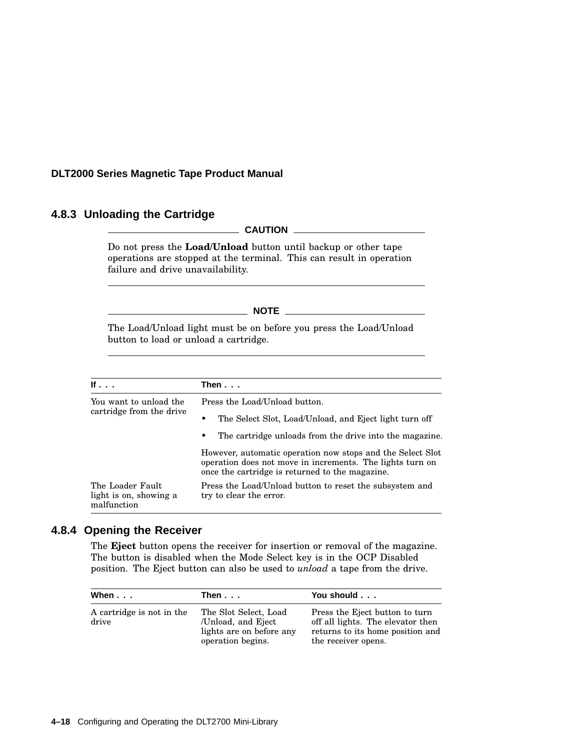### 4.8.3 Unloading the Cartridge

**CAUTION**

Do not press the **Load/Unload** button until backup or other tape operations are stopped at the terminal. This can result in operation failure and drive unavailability.

---

**NOTE**

The Load/Unload light must be on before you press the Load/Unload button to load or unload a cartridge.

---

| If . . . | Then . . . |
|---|---|
| You want to unload the cartridge from the drive | Press the Load/Unload button.<br>• The Select Slot, Load/Unload, and Eject light turn off<br>• The cartridge unloads from the drive into the magazine.<br>However, automatic operation now stops and the Select Slot operation does not move in increments. The lights turn on once the cartridge is returned to the magazine. |
| The Loader Fault light is on, showing a malfunction | Press the Load/Unload button to reset the subsystem and try to clear the error. |

### 4.8.4 Opening the Receiver

The **Eject** button opens the receiver for insertion or removal of the magazine. The button is disabled when the Mode Select key is in the OCP Disabled position. The Eject button can also be used to *unload* a tape from the drive.

| When . . . | Then . . . | You should . . . |
|---|---|---|
| A cartridge is not in the drive | The Slot Select, Load /Unload, and Eject lights are on before any operation begins. | Press the Eject button to turn off all lights. The elevator then returns to its home position and the receiver opens. |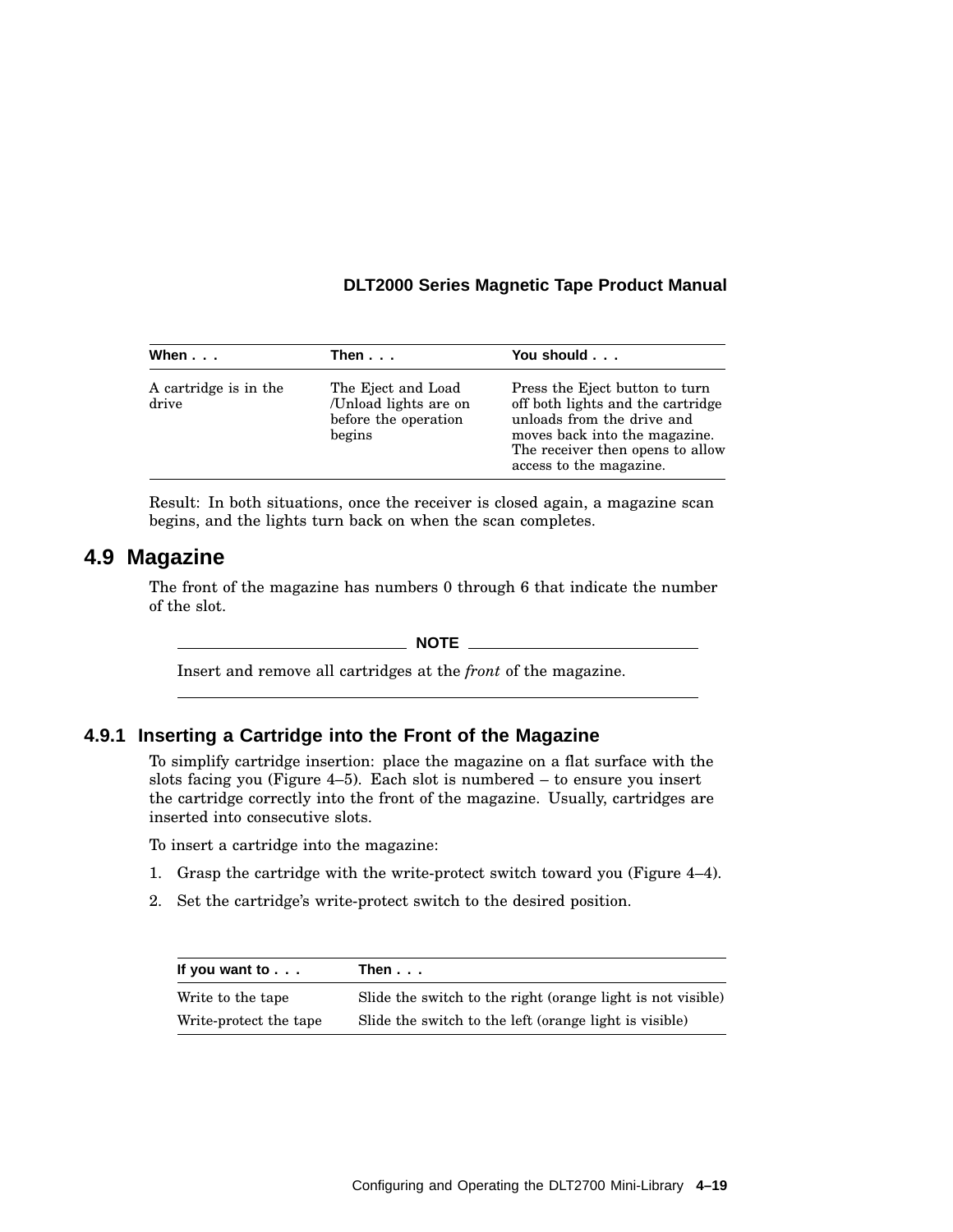| When . . . | Then . . . | You should . . . |
|---|---|---|
| A cartridge is in the drive | The Eject and Load /Unload lights are on before the operation begins | Press the Eject button to turn off both lights and the cartridge unloads from the drive and moves back into the magazine. The receiver then opens to allow access to the magazine. |

Result: In both situations, once the receiver is closed again, a magazine scan begins, and the lights turn back on when the scan completes.

## 4.9 Magazine

The front of the magazine has numbers 0 through 6 that indicate the number of the slot.

**NOTE**

Insert and remove all cartridges at the *front* of the magazine.

### 4.9.1 Inserting a Cartridge into the Front of the Magazine

To simplify cartridge insertion: place the magazine on a flat surface with the slots facing you (Figure 4–5). Each slot is numbered – to ensure you insert the cartridge correctly into the front of the magazine. Usually, cartridges are inserted into consecutive slots.

To insert a cartridge into the magazine:

1. Grasp the cartridge with the write-protect switch toward you (Figure 4–4).
2. Set the cartridge's write-protect switch to the desired position.

| If you want to . . . | Then . . . |
|---|---|
| Write to the tape | Slide the switch to the right (orange light is not visible) |
| Write-protect the tape | Slide the switch to the left (orange light is visible) |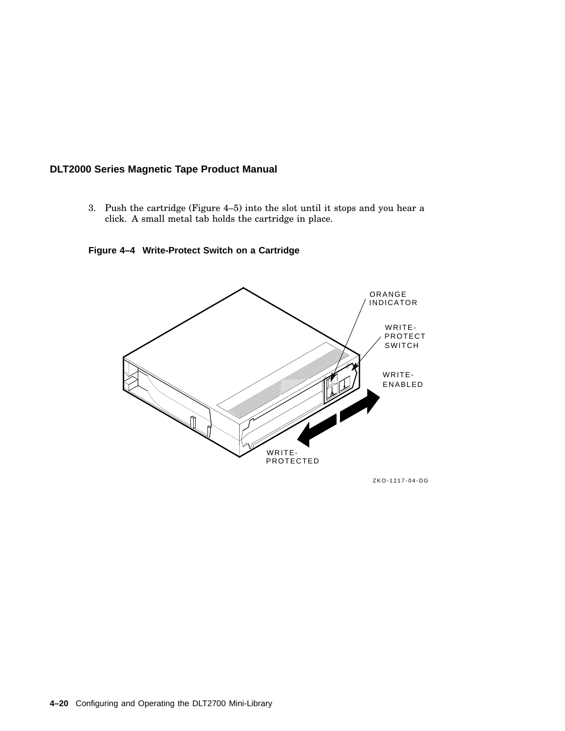3. Push the cartridge (Figure 4–5) into the slot until it stops and you hear a click. A small metal tab holds the cartridge in place.

**Figure 4–4 Write-Protect Switch on a Cartridge**

ORANGE INDICATOR

WRITE-PROTECT SWITCH

WRITE-ENABLED

WRITE-PROTECTED

ZKO-1217-04-DG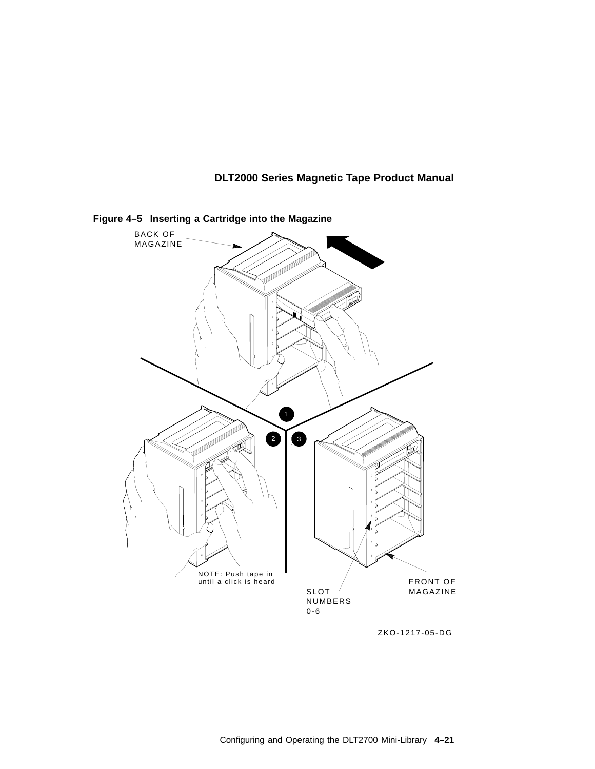**Figure 4–5 Inserting a Cartridge into the Magazine**

BACK OF MAGAZINE

NOTE: Push tape in until a click is heard

SLOT NUMBERS 0-6

FRONT OF MAGAZINE

ZKO-1217-05-DG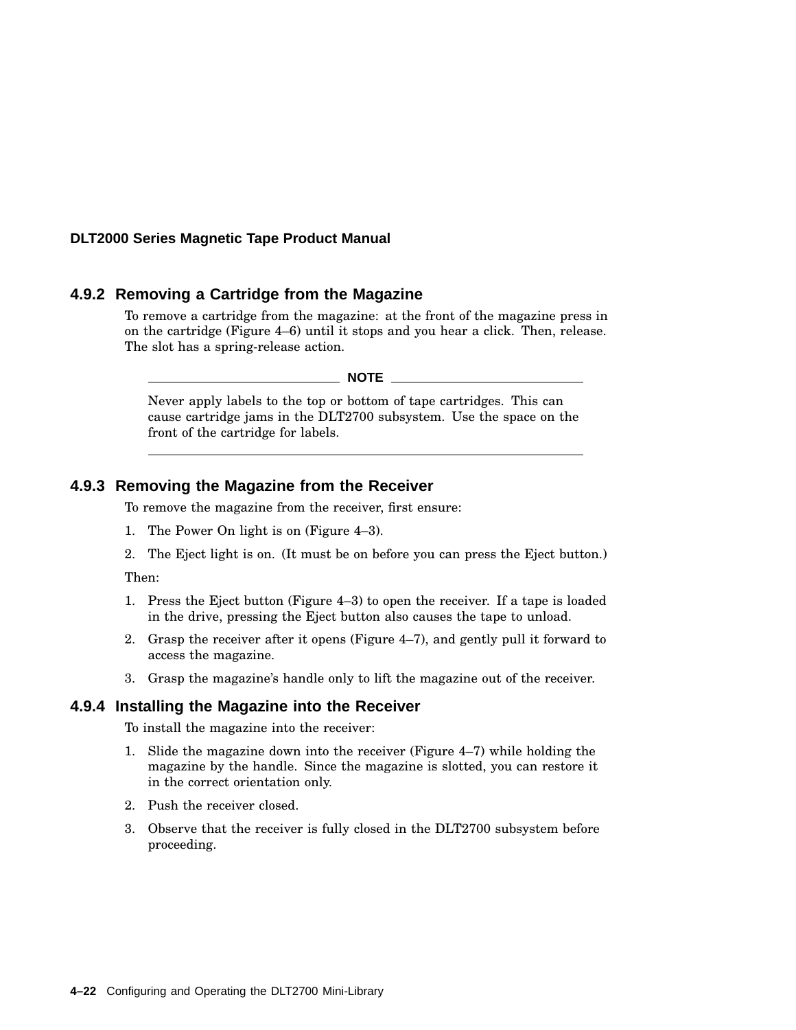### 4.9.2 Removing a Cartridge from the Magazine

To remove a cartridge from the magazine: at the front of the magazine press in on the cartridge (Figure 4–6) until it stops and you hear a click. Then, release. The slot has a spring-release action.

**NOTE**

Never apply labels to the top or bottom of tape cartridges. This can cause cartridge jams in the DLT2700 subsystem. Use the space on the front of the cartridge for labels.

---

### 4.9.3 Removing the Magazine from the Receiver

To remove the magazine from the receiver, first ensure:

1. The Power On light is on (Figure 4–3).
2. The Eject light is on. (It must be on before you can press the Eject button.)

Then:

1. Press the Eject button (Figure 4–3) to open the receiver. If a tape is loaded in the drive, pressing the Eject button also causes the tape to unload.
2. Grasp the receiver after it opens (Figure 4–7), and gently pull it forward to access the magazine.
3. Grasp the magazine's handle only to lift the magazine out of the receiver.

### 4.9.4 Installing the Magazine into the Receiver

To install the magazine into the receiver:

1. Slide the magazine down into the receiver (Figure 4–7) while holding the magazine by the handle. Since the magazine is slotted, you can restore it in the correct orientation only.
2. Push the receiver closed.
3. Observe that the receiver is fully closed in the DLT2700 subsystem before proceeding.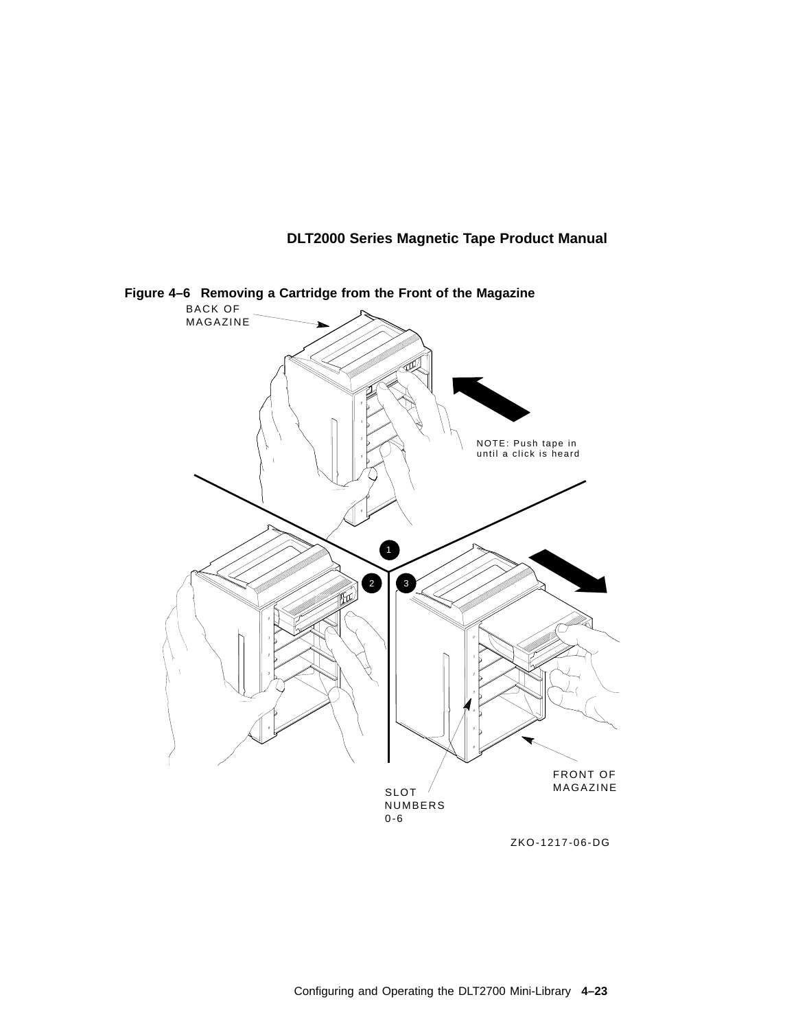**Figure 4–6 Removing a Cartridge from the Front of the Magazine**

BACK OF MAGAZINE

NOTE: Push tape in until a click is heard

1

2

3

FRONT OF MAGAZINE

SLOT NUMBERS 0-6

ZKO-1217-06-DG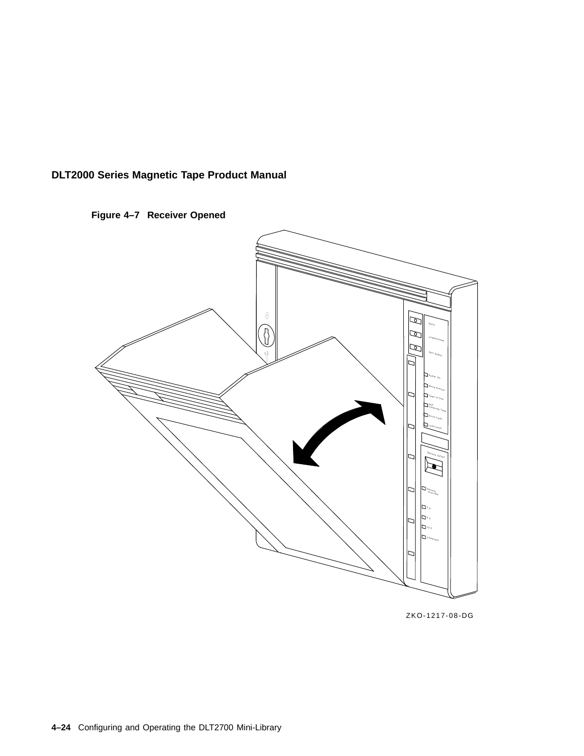**Figure 4–7 Receiver Opened**

ZKO-1217-08-DG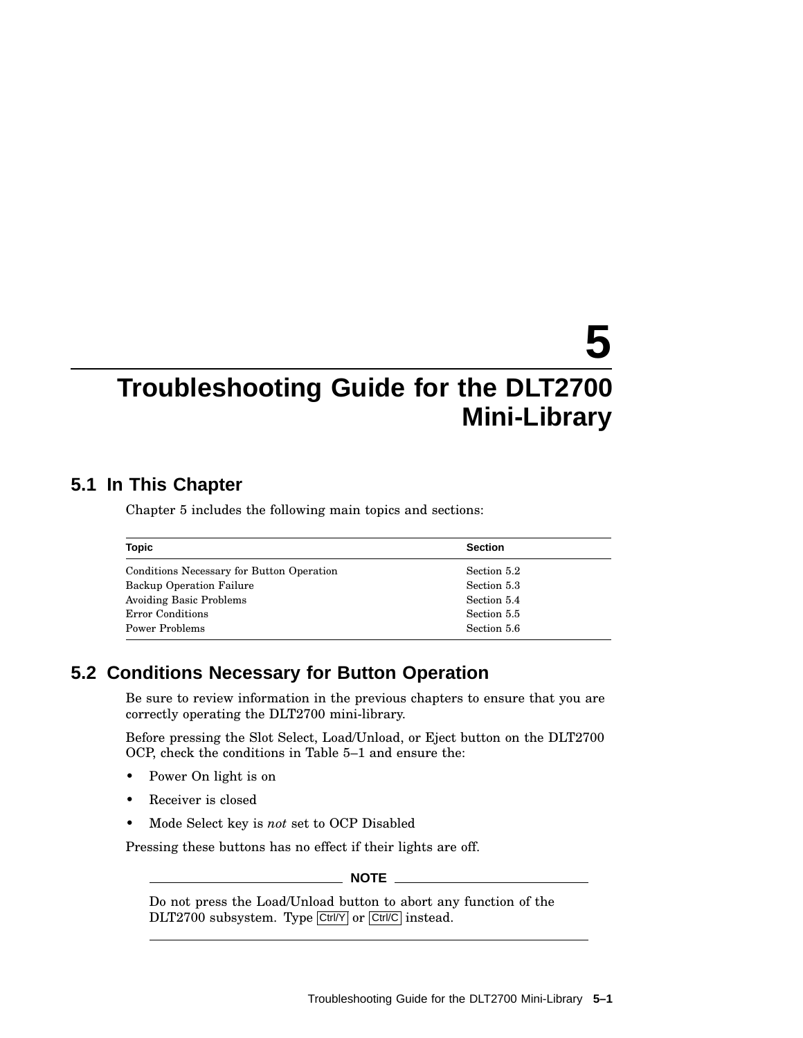# 5 Troubleshooting Guide for the DLT2700 Mini-Library

## 5.1 In This Chapter

Chapter 5 includes the following main topics and sections:

| Topic | Section |
|---|---|
| Conditions Necessary for Button Operation | Section 5.2 |
| Backup Operation Failure | Section 5.3 |
| Avoiding Basic Problems | Section 5.4 |
| Error Conditions | Section 5.5 |
| Power Problems | Section 5.6 |

## 5.2 Conditions Necessary for Button Operation

Be sure to review information in the previous chapters to ensure that you are correctly operating the DLT2700 mini-library.

Before pressing the Slot Select, Load/Unload, or Eject button on the DLT2700 OCP, check the conditions in Table 5–1 and ensure the:

- Power On light is on
- Receiver is closed
- Mode Select key is *not* set to OCP Disabled

Pressing these buttons has no effect if their lights are off.

**NOTE**

Do not press the Load/Unload button to abort any function of the DLT2700 subsystem. Type Ctrl/Y or Ctrl/C instead.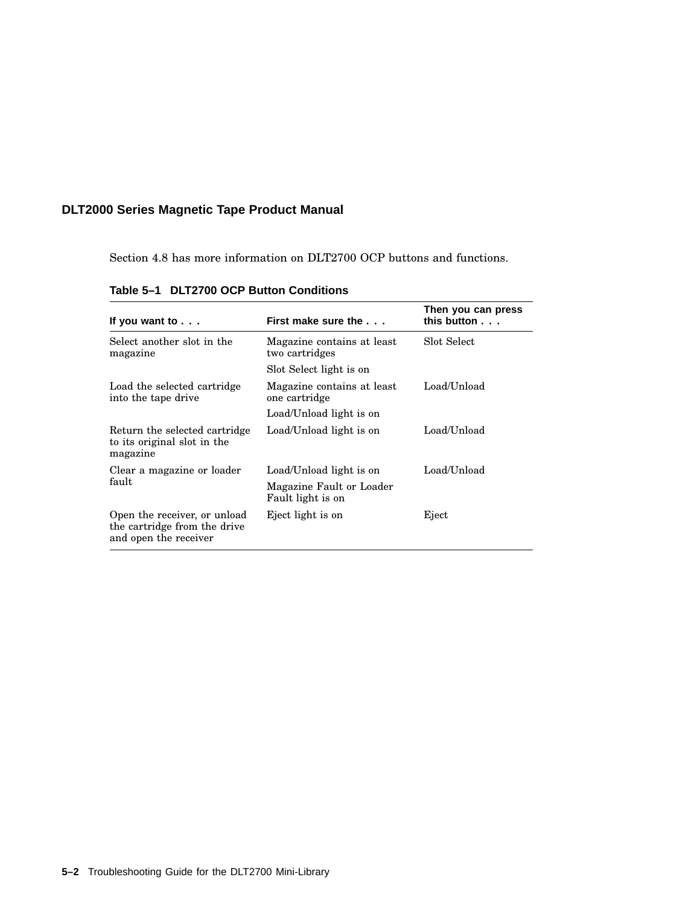Section 4.8 has more information on DLT2700 OCP buttons and functions.

**Table 5–1 DLT2700 OCP Button Conditions**

| If you want to . . . | First make sure the . . . | Then you can press this button . . . |
|---|---|---|
| Select another slot in the magazine | Magazine contains at least two cartridges | Slot Select |
| | Slot Select light is on | |
| Load the selected cartridge into the tape drive | Magazine contains at least one cartridge | Load/Unload |
| | Load/Unload light is on | |
| Return the selected cartridge to its original slot in the magazine | Load/Unload light is on | Load/Unload |
| Clear a magazine or loader fault | Load/Unload light is on | Load/Unload |
| | Magazine Fault or Loader Fault light is on | |
| Open the receiver, or unload the cartridge from the drive and open the receiver | Eject light is on | Eject |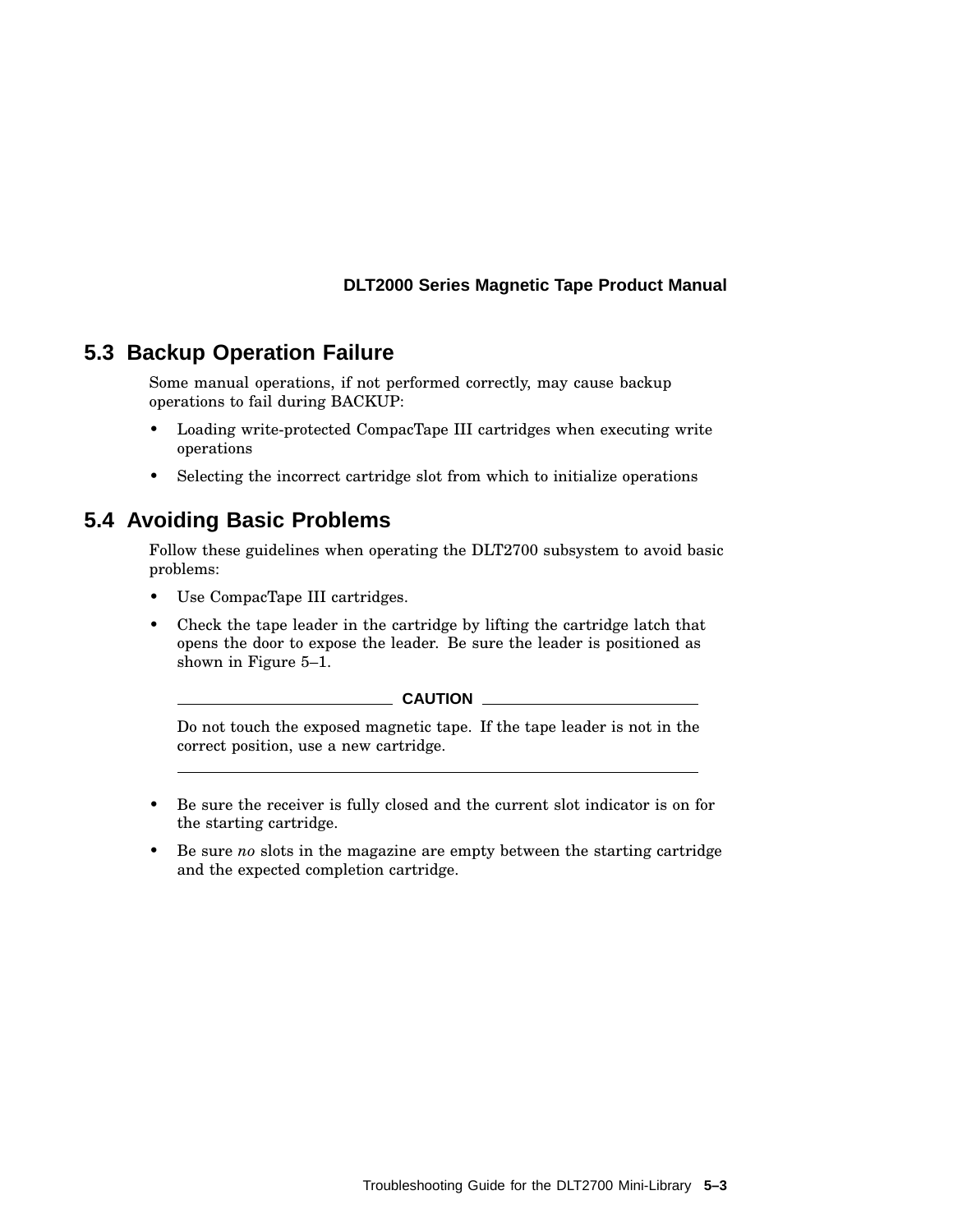## 5.3 Backup Operation Failure

Some manual operations, if not performed correctly, may cause backup operations to fail during BACKUP:

- Loading write-protected CompacTape III cartridges when executing write operations
- Selecting the incorrect cartridge slot from which to initialize operations

## 5.4 Avoiding Basic Problems

Follow these guidelines when operating the DLT2700 subsystem to avoid basic problems:

- Use CompacTape III cartridges.
- Check the tape leader in the cartridge by lifting the cartridge latch that opens the door to expose the leader. Be sure the leader is positioned as shown in Figure 5–1.

**CAUTION**

Do not touch the exposed magnetic tape. If the tape leader is not in the correct position, use a new cartridge.

- Be sure the receiver is fully closed and the current slot indicator is on for the starting cartridge.
- Be sure *no* slots in the magazine are empty between the starting cartridge and the expected completion cartridge.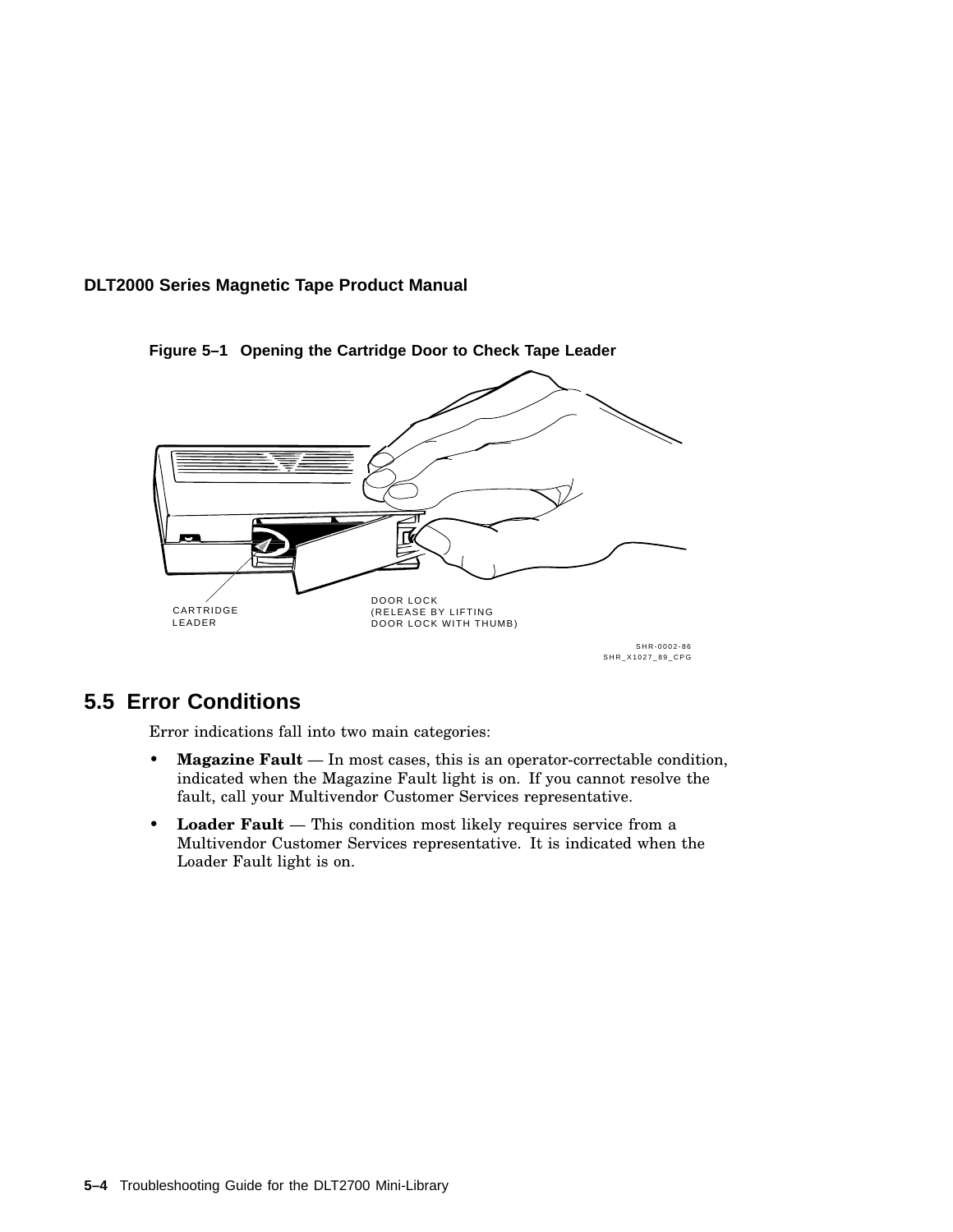Figure 5–1 Opening the Cartridge Door to Check Tape Leader

CARTRIDGE LEADER

DOOR LOCK (RELEASE BY LIFTING DOOR LOCK WITH THUMB)

SHR-0002-86
SHR_X1027_89_CPG

## 5.5 Error Conditions

Error indications fall into two main categories:

- **Magazine Fault** — In most cases, this is an operator-correctable condition, indicated when the Magazine Fault light is on. If you cannot resolve the fault, call your Multivendor Customer Services representative.
- **Loader Fault** — This condition most likely requires service from a Multivendor Customer Services representative. It is indicated when the Loader Fault light is on.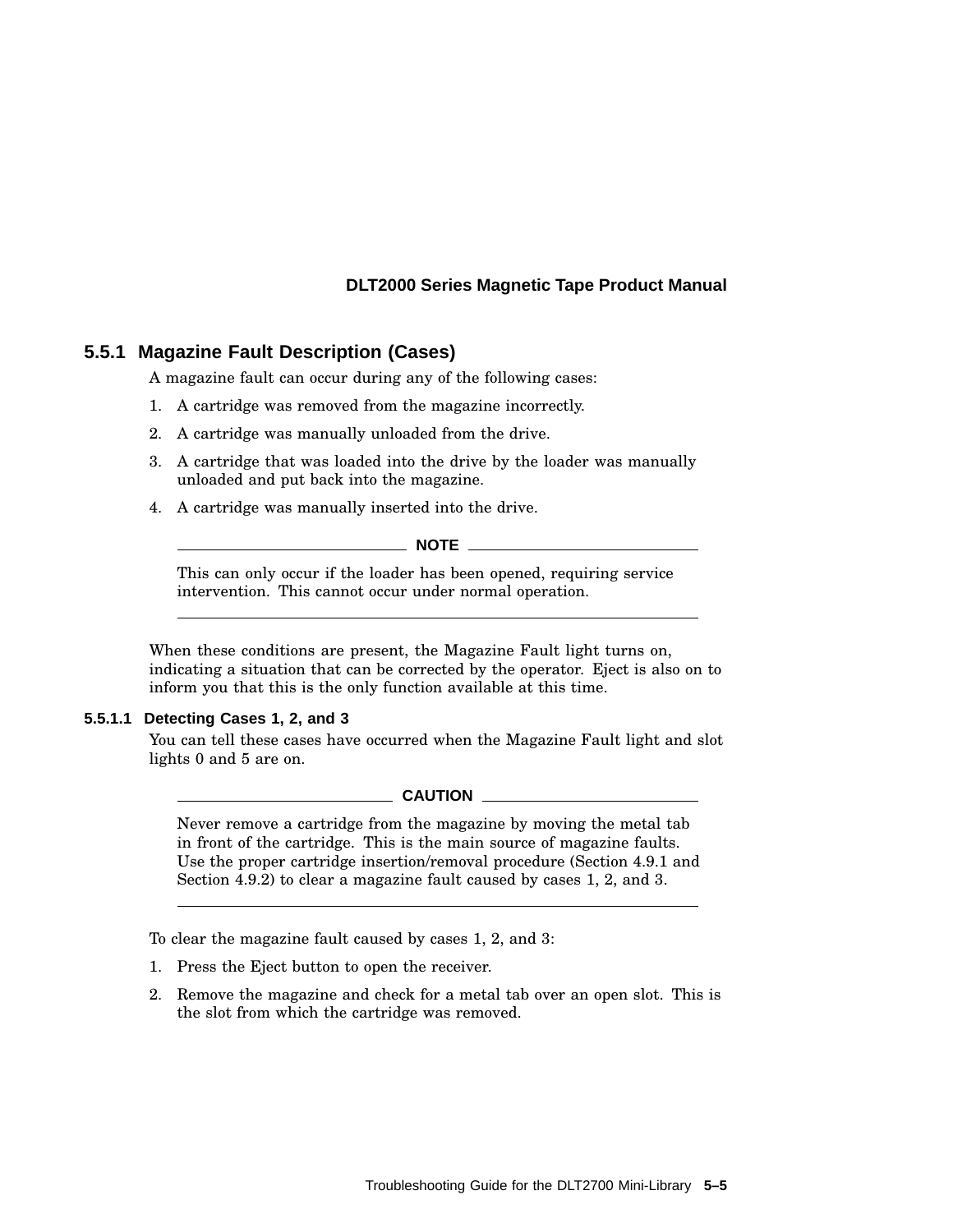### 5.5.1 Magazine Fault Description (Cases)

A magazine fault can occur during any of the following cases:

1. A cartridge was removed from the magazine incorrectly.
2. A cartridge was manually unloaded from the drive.
3. A cartridge that was loaded into the drive by the loader was manually unloaded and put back into the magazine.
4. A cartridge was manually inserted into the drive.

---

**NOTE**

This can only occur if the loader has been opened, requiring service intervention. This cannot occur under normal operation.

---

When these conditions are present, the Magazine Fault light turns on, indicating a situation that can be corrected by the operator. Eject is also on to inform you that this is the only function available at this time.

#### 5.5.1.1 Detecting Cases 1, 2, and 3

You can tell these cases have occurred when the Magazine Fault light and slot lights 0 and 5 are on.

---

**CAUTION**

Never remove a cartridge from the magazine by moving the metal tab in front of the cartridge. This is the main source of magazine faults. Use the proper cartridge insertion/removal procedure (Section 4.9.1 and Section 4.9.2) to clear a magazine fault caused by cases 1, 2, and 3.

---

To clear the magazine fault caused by cases 1, 2, and 3:

1. Press the Eject button to open the receiver.
2. Remove the magazine and check for a metal tab over an open slot. This is the slot from which the cartridge was removed.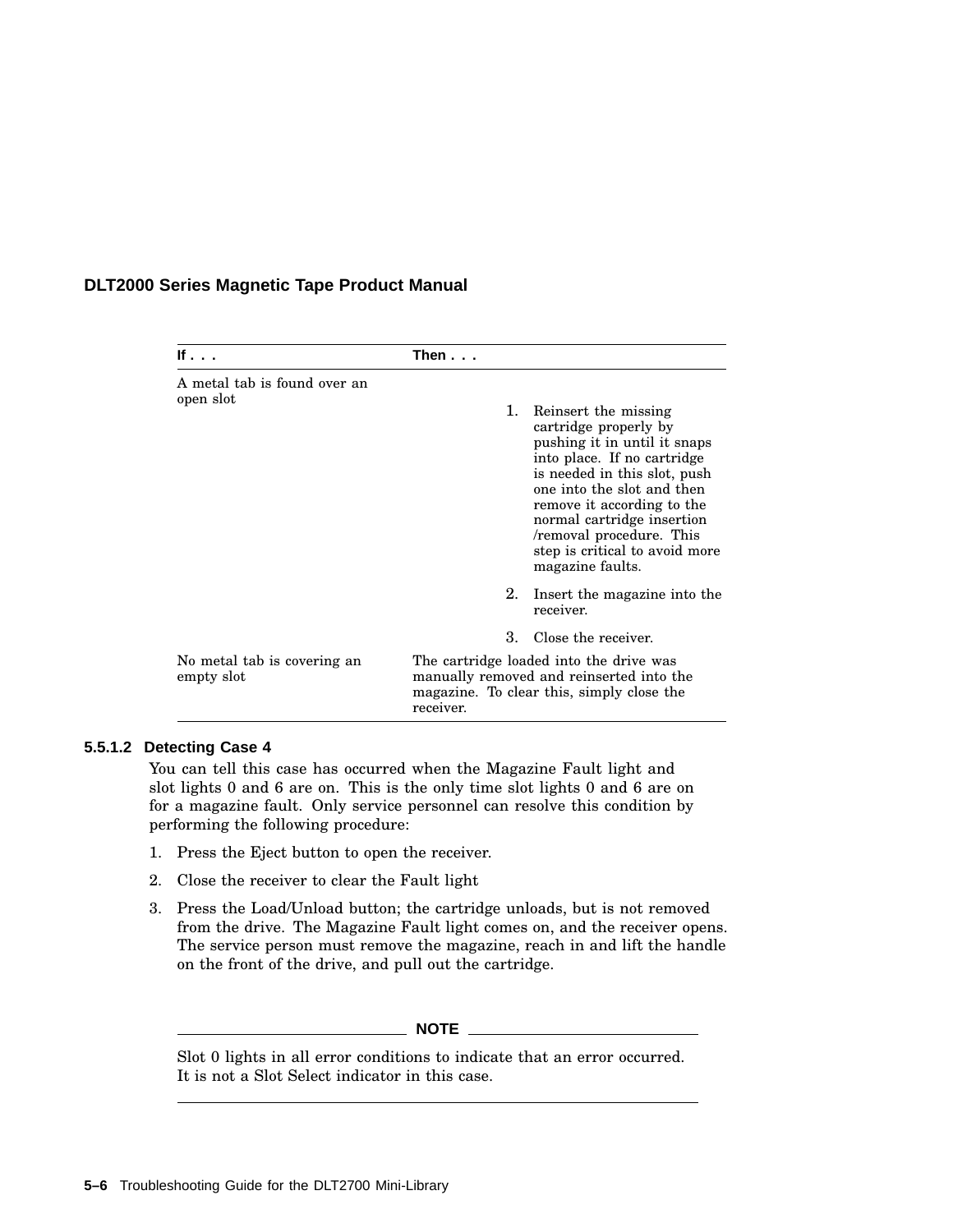| If . . . | Then . . . |
| --- | --- |
| A metal tab is found over an open slot | 1. Reinsert the missing cartridge properly by pushing it in until it snaps into place. If no cartridge is needed in this slot, push one into the slot and then remove it according to the normal cartridge insertion /removal procedure. This step is critical to avoid more magazine faults.<br>2. Insert the magazine into the receiver.<br>3. Close the receiver. |
| No metal tab is covering an empty slot | The cartridge loaded into the drive was manually removed and reinserted into the magazine. To clear this, simply close the receiver. |

#### 5.5.1.2 Detecting Case 4

You can tell this case has occurred when the Magazine Fault light and slot lights 0 and 6 are on. This is the only time slot lights 0 and 6 are on for a magazine fault. Only service personnel can resolve this condition by performing the following procedure:

1. Press the Eject button to open the receiver.
2. Close the receiver to clear the Fault light
3. Press the Load/Unload button; the cartridge unloads, but is not removed from the drive. The Magazine Fault light comes on, and the receiver opens. The service person must remove the magazine, reach in and lift the handle on the front of the drive, and pull out the cartridge.

**NOTE**

Slot 0 lights in all error conditions to indicate that an error occurred. It is not a Slot Select indicator in this case.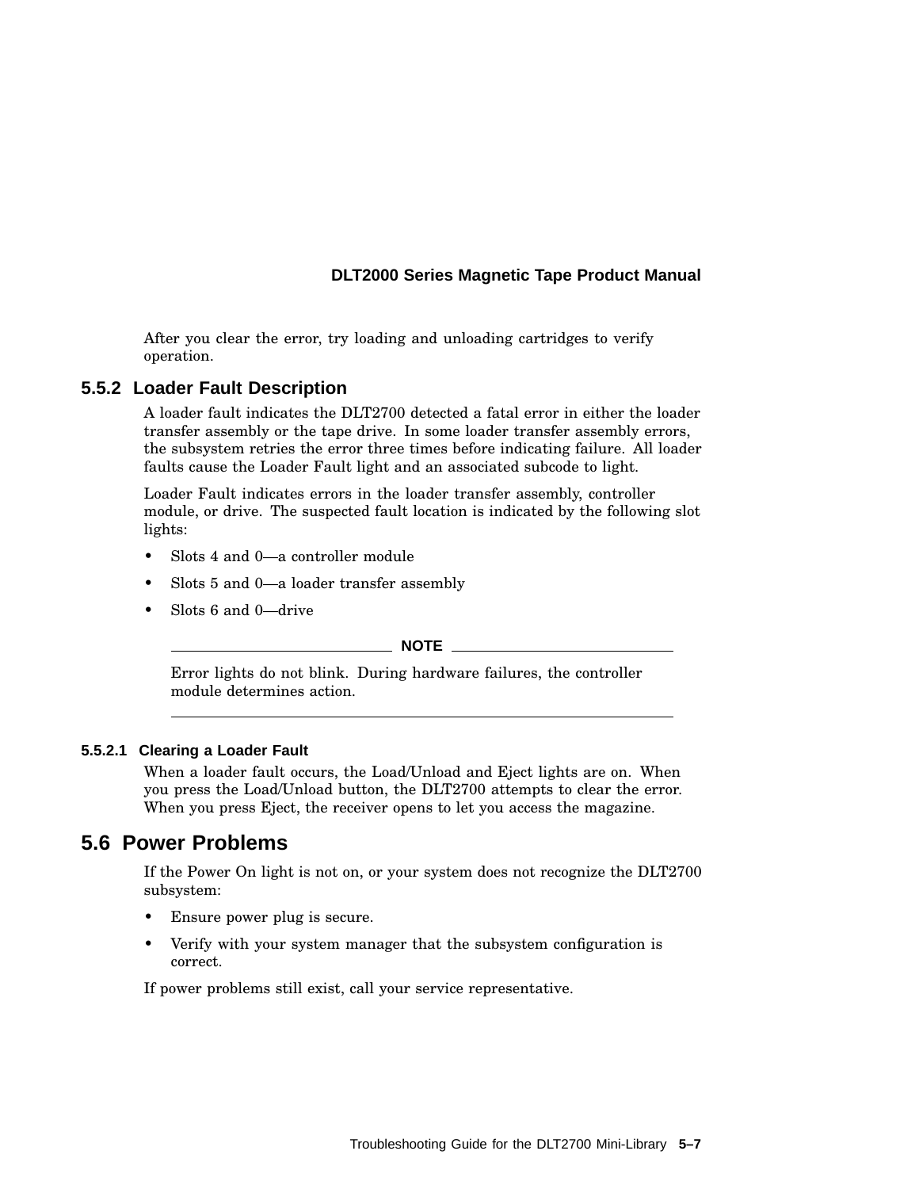After you clear the error, try loading and unloading cartridges to verify operation.

### 5.5.2 Loader Fault Description

A loader fault indicates the DLT2700 detected a fatal error in either the loader transfer assembly or the tape drive. In some loader transfer assembly errors, the subsystem retries the error three times before indicating failure. All loader faults cause the Loader Fault light and an associated subcode to light.

Loader Fault indicates errors in the loader transfer assembly, controller module, or drive. The suspected fault location is indicated by the following slot lights:

- Slots 4 and 0—a controller module
- Slots 5 and 0—a loader transfer assembly
- Slots 6 and 0—drive

**NOTE**

Error lights do not blink. During hardware failures, the controller module determines action.

#### 5.5.2.1 Clearing a Loader Fault

When a loader fault occurs, the Load/Unload and Eject lights are on. When you press the Load/Unload button, the DLT2700 attempts to clear the error. When you press Eject, the receiver opens to let you access the magazine.

## 5.6 Power Problems

If the Power On light is not on, or your system does not recognize the DLT2700 subsystem:

- Ensure power plug is secure.
- Verify with your system manager that the subsystem configuration is correct.

If power problems still exist, call your service representative.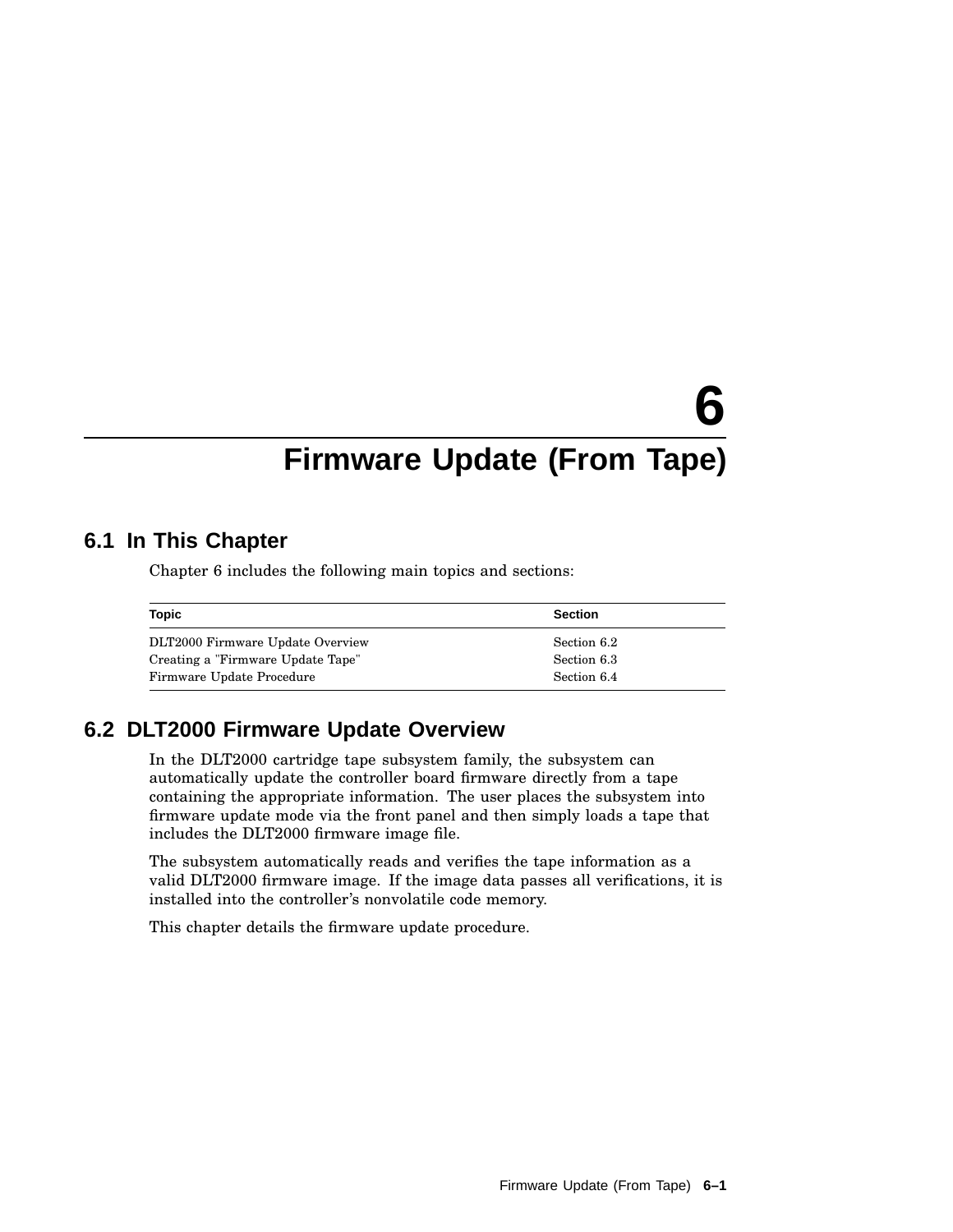# 6 Firmware Update (From Tape)

## 6.1 In This Chapter

Chapter 6 includes the following main topics and sections:

| Topic | Section |
|---|---|
| DLT2000 Firmware Update Overview | Section 6.2 |
| Creating a "Firmware Update Tape" | Section 6.3 |
| Firmware Update Procedure | Section 6.4 |

## 6.2 DLT2000 Firmware Update Overview

In the DLT2000 cartridge tape subsystem family, the subsystem can automatically update the controller board firmware directly from a tape containing the appropriate information. The user places the subsystem into firmware update mode via the front panel and then simply loads a tape that includes the DLT2000 firmware image file.

The subsystem automatically reads and verifies the tape information as a valid DLT2000 firmware image. If the image data passes all verifications, it is installed into the controller's nonvolatile code memory.

This chapter details the firmware update procedure.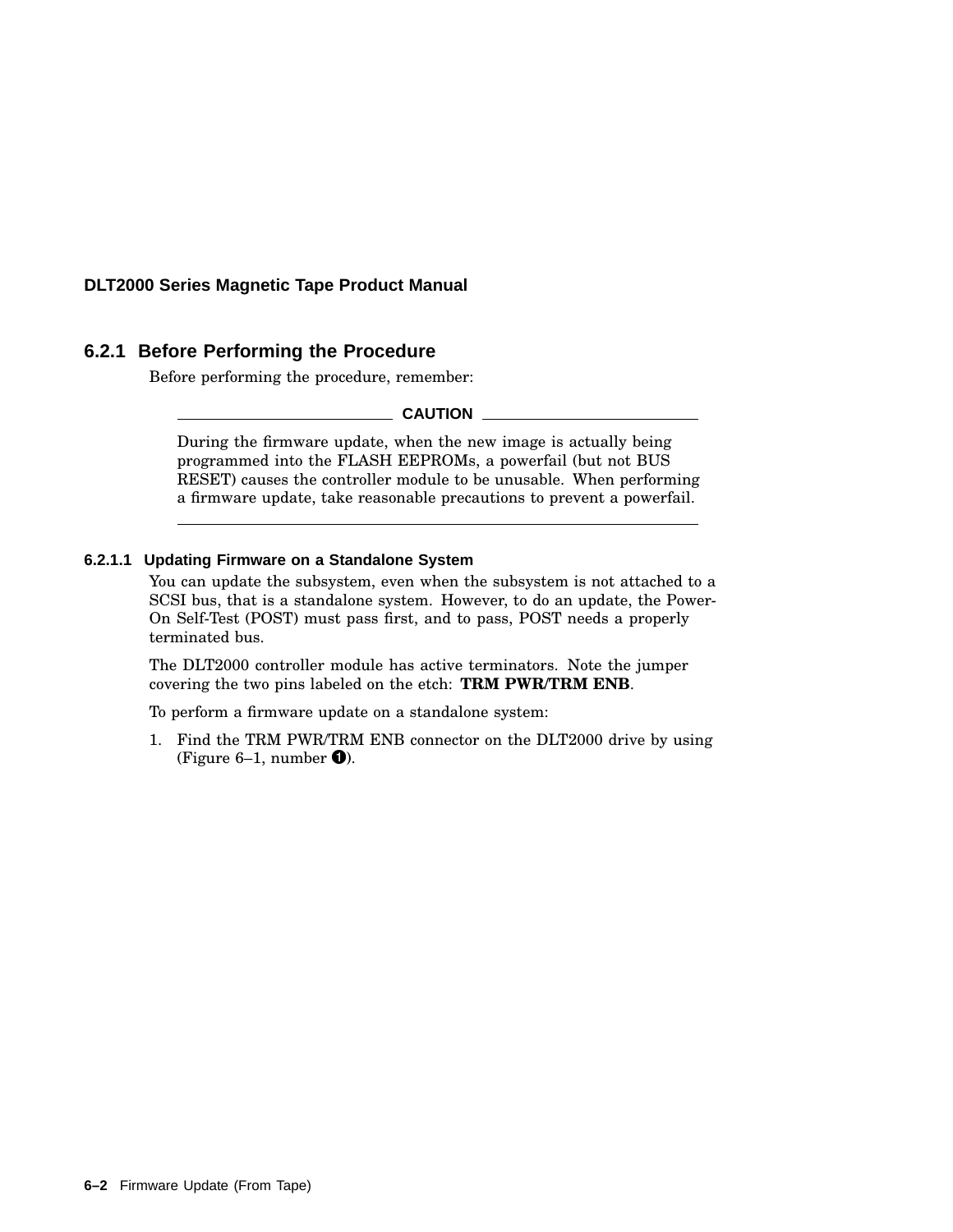## 6.2.1 Before Performing the Procedure

Before performing the procedure, remember:

**CAUTION**

During the firmware update, when the new image is actually being programmed into the FLASH EEPROMs, a powerfail (but not BUS RESET) causes the controller module to be unusable. When performing a firmware update, take reasonable precautions to prevent a powerfail.

### 6.2.1.1 Updating Firmware on a Standalone System

You can update the subsystem, even when the subsystem is not attached to a SCSI bus, that is a standalone system. However, to do an update, the Power-On Self-Test (POST) must pass first, and to pass, POST needs a properly terminated bus.

The DLT2000 controller module has active terminators. Note the jumper covering the two pins labeled on the etch: **TRM PWR/TRM ENB**.

To perform a firmware update on a standalone system:

1. Find the TRM PWR/TRM ENB connector on the DLT2000 drive by using (Figure 6–1, number ❶).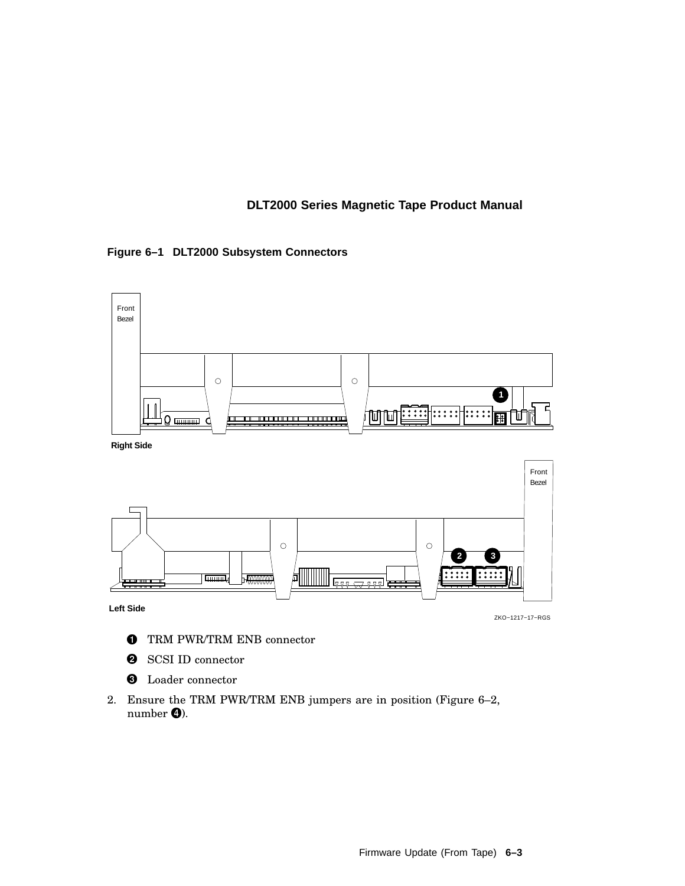**Figure 6–1 DLT2000 Subsystem Connectors**

❶ TRM PWR/TRM ENB connector

❷ SCSI ID connector

❸ Loader connector

2. Ensure the TRM PWR/TRM ENB jumpers are in position (Figure 6–2, number ❹).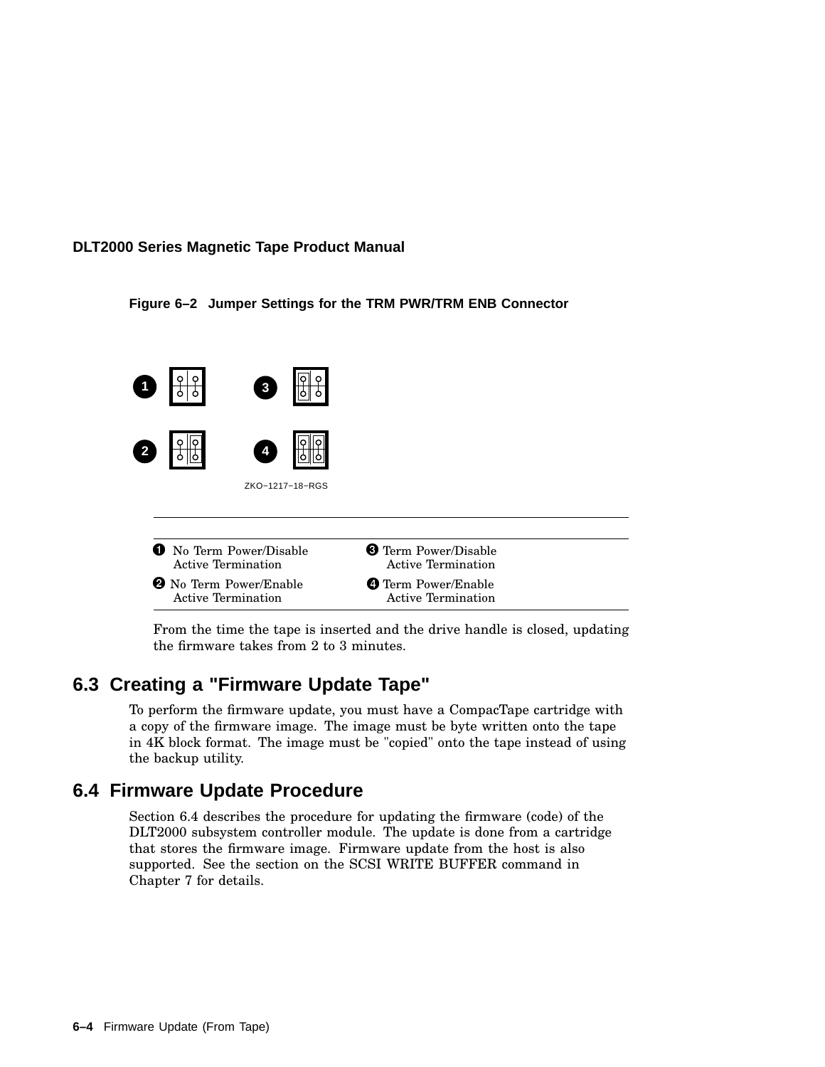**Figure 6–2 Jumper Settings for the TRM PWR/TRM ENB Connector**

ZKO−1217−18−RGS

| | |
|---|---|
| ❶ No Term Power/Disable Active Termination | ❸ Term Power/Disable Active Termination |
| ❷ No Term Power/Enable Active Termination | ❹ Term Power/Enable Active Termination |

From the time the tape is inserted and the drive handle is closed, updating the firmware takes from 2 to 3 minutes.

## 6.3 Creating a "Firmware Update Tape"

To perform the firmware update, you must have a CompacTape cartridge with a copy of the firmware image. The image must be byte written onto the tape in 4K block format. The image must be "copied" onto the tape instead of using the backup utility.

## 6.4 Firmware Update Procedure

Section 6.4 describes the procedure for updating the firmware (code) of the DLT2000 subsystem controller module. The update is done from a cartridge that stores the firmware image. Firmware update from the host is also supported. See the section on the SCSI WRITE BUFFER command in Chapter 7 for details.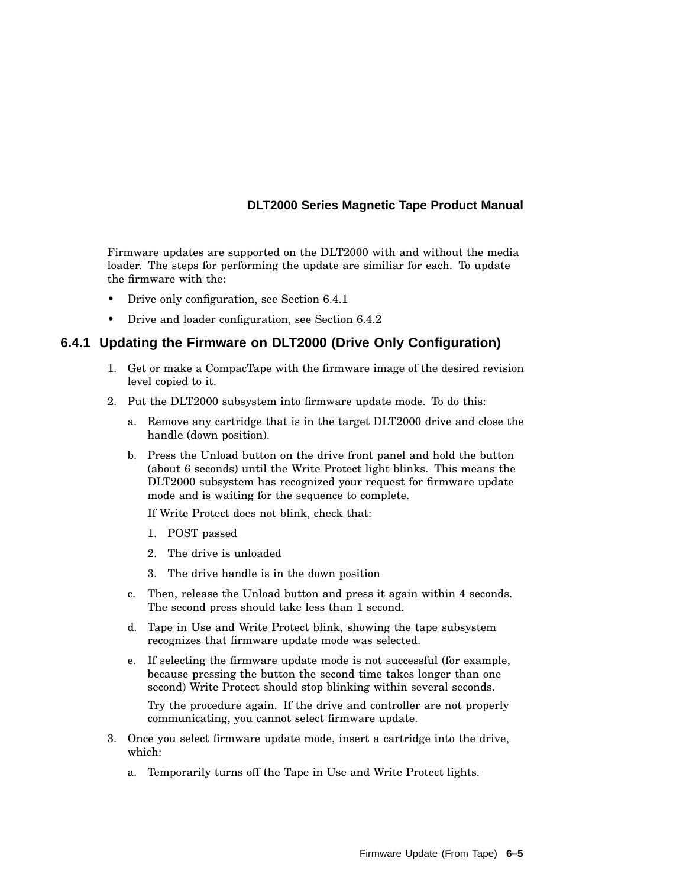Firmware updates are supported on the DLT2000 with and without the media loader. The steps for performing the update are similiar for each. To update the firmware with the:

- Drive only configuration, see Section 6.4.1
- Drive and loader configuration, see Section 6.4.2

### 6.4.1 Updating the Firmware on DLT2000 (Drive Only Configuration)

1. Get or make a CompacTape with the firmware image of the desired revision level copied to it.
2. Put the DLT2000 subsystem into firmware update mode. To do this:
   a. Remove any cartridge that is in the target DLT2000 drive and close the handle (down position).
   b. Press the Unload button on the drive front panel and hold the button (about 6 seconds) until the Write Protect light blinks. This means the DLT2000 subsystem has recognized your request for firmware update mode and is waiting for the sequence to complete.

      If Write Protect does not blink, check that:

      1. POST passed
      2. The drive is unloaded
      3. The drive handle is in the down position
   c. Then, release the Unload button and press it again within 4 seconds. The second press should take less than 1 second.
   d. Tape in Use and Write Protect blink, showing the tape subsystem recognizes that firmware update mode was selected.
   e. If selecting the firmware update mode is not successful (for example, because pressing the button the second time takes longer than one second) Write Protect should stop blinking within several seconds.

      Try the procedure again. If the drive and controller are not properly communicating, you cannot select firmware update.
3. Once you select firmware update mode, insert a cartridge into the drive, which:
   a. Temporarily turns off the Tape in Use and Write Protect lights.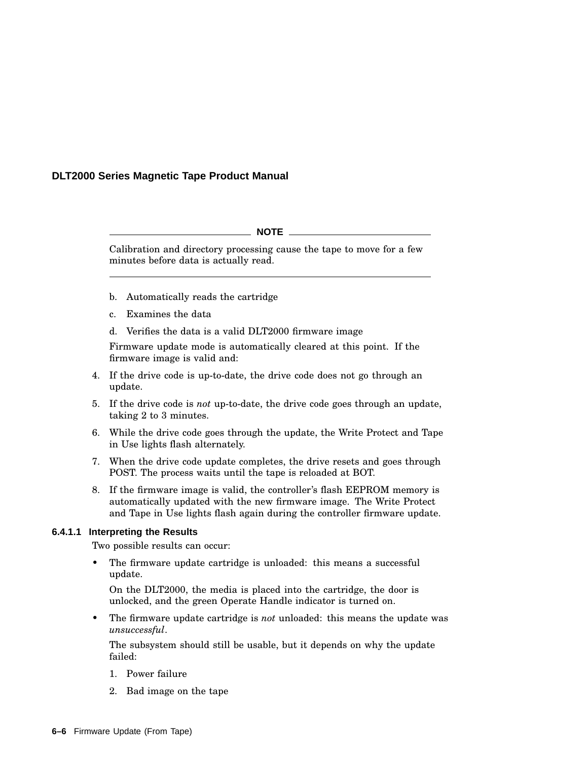**NOTE**

Calibration and directory processing cause the tape to move for a few minutes before data is actually read.

---

b. Automatically reads the cartridge

c. Examines the data

d. Verifies the data is a valid DLT2000 firmware image

Firmware update mode is automatically cleared at this point. If the firmware image is valid and:

4. If the drive code is up-to-date, the drive code does not go through an update.
5. If the drive code is *not* up-to-date, the drive code goes through an update, taking 2 to 3 minutes.
6. While the drive code goes through the update, the Write Protect and Tape in Use lights flash alternately.
7. When the drive code update completes, the drive resets and goes through POST. The process waits until the tape is reloaded at BOT.
8. If the firmware image is valid, the controller's flash EEPROM memory is automatically updated with the new firmware image. The Write Protect and Tape in Use lights flash again during the controller firmware update.

#### 6.4.1.1 Interpreting the Results

Two possible results can occur:

- The firmware update cartridge is unloaded: this means a successful update.

  On the DLT2000, the media is placed into the cartridge, the door is unlocked, and the green Operate Handle indicator is turned on.

- The firmware update cartridge is *not* unloaded: this means the update was *unsuccessful*.

  The subsystem should still be usable, but it depends on why the update failed:

  1. Power failure
  2. Bad image on the tape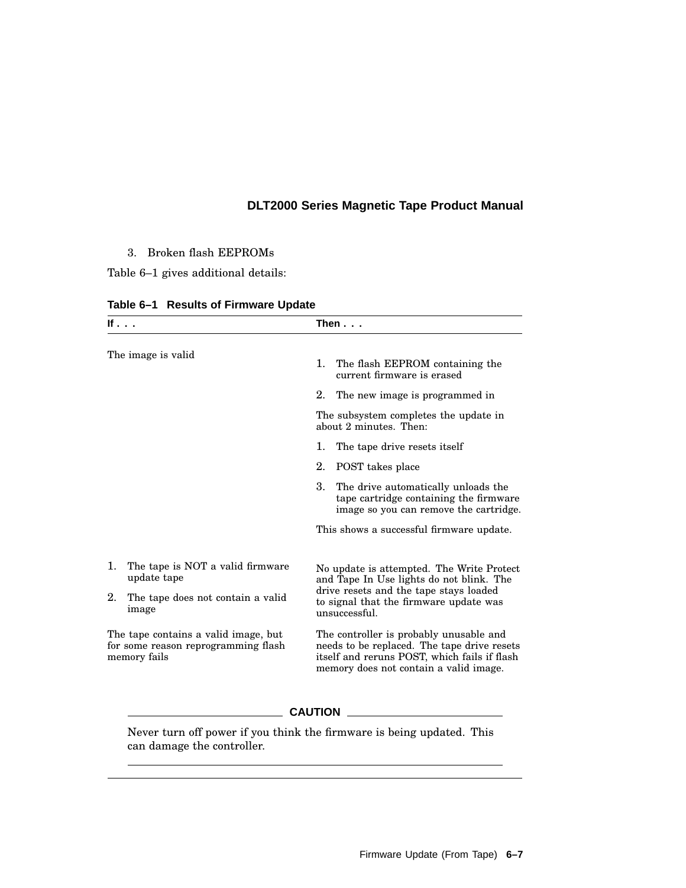3. Broken flash EEPROMs

Table 6–1 gives additional details:

**Table 6–1 Results of Firmware Update**

| If . . . | Then . . . |
|---|---|
| The image is valid | 1. The flash EEPROM containing the current firmware is erased<br>2. The new image is programmed in<br><br>The subsystem completes the update in about 2 minutes. Then:<br><br>1. The tape drive resets itself<br>2. POST takes place<br>3. The drive automatically unloads the tape cartridge containing the firmware image so you can remove the cartridge.<br><br>This shows a successful firmware update. |
| 1. The tape is NOT a valid firmware update tape<br>2. The tape does not contain a valid image | No update is attempted. The Write Protect and Tape In Use lights do not blink. The drive resets and the tape stays loaded to signal that the firmware update was unsuccessful. |
| The tape contains a valid image, but for some reason reprogramming flash memory fails | The controller is probably unusable and needs to be replaced. The tape drive resets itself and reruns POST, which fails if flash memory does not contain a valid image. |

**CAUTION**

Never turn off power if you think the firmware is being updated. This can damage the controller.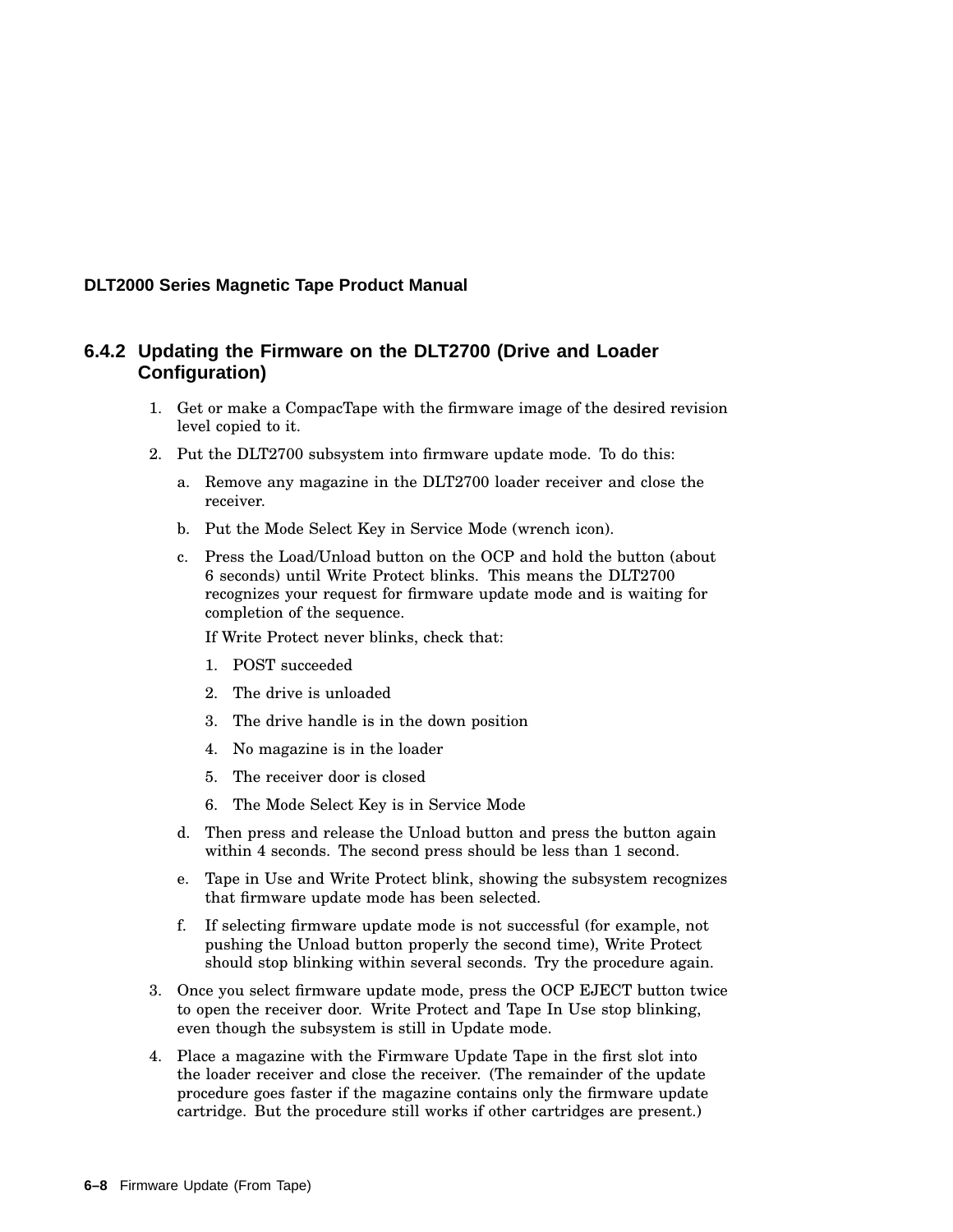### 6.4.2 Updating the Firmware on the DLT2700 (Drive and Loader Configuration)

1. Get or make a CompacTape with the firmware image of the desired revision level copied to it.
2. Put the DLT2700 subsystem into firmware update mode. To do this:
   a. Remove any magazine in the DLT2700 loader receiver and close the receiver.
   b. Put the Mode Select Key in Service Mode (wrench icon).
   c. Press the Load/Unload button on the OCP and hold the button (about 6 seconds) until Write Protect blinks. This means the DLT2700 recognizes your request for firmware update mode and is waiting for completion of the sequence.

      If Write Protect never blinks, check that:

      1. POST succeeded
      2. The drive is unloaded
      3. The drive handle is in the down position
      4. No magazine is in the loader
      5. The receiver door is closed
      6. The Mode Select Key is in Service Mode

   d. Then press and release the Unload button and press the button again within 4 seconds. The second press should be less than 1 second.
   e. Tape in Use and Write Protect blink, showing the subsystem recognizes that firmware update mode has been selected.
   f. If selecting firmware update mode is not successful (for example, not pushing the Unload button properly the second time), Write Protect should stop blinking within several seconds. Try the procedure again.
3. Once you select firmware update mode, press the OCP EJECT button twice to open the receiver door. Write Protect and Tape In Use stop blinking, even though the subsystem is still in Update mode.
4. Place a magazine with the Firmware Update Tape in the first slot into the loader receiver and close the receiver. (The remainder of the update procedure goes faster if the magazine contains only the firmware update cartridge. But the procedure still works if other cartridges are present.)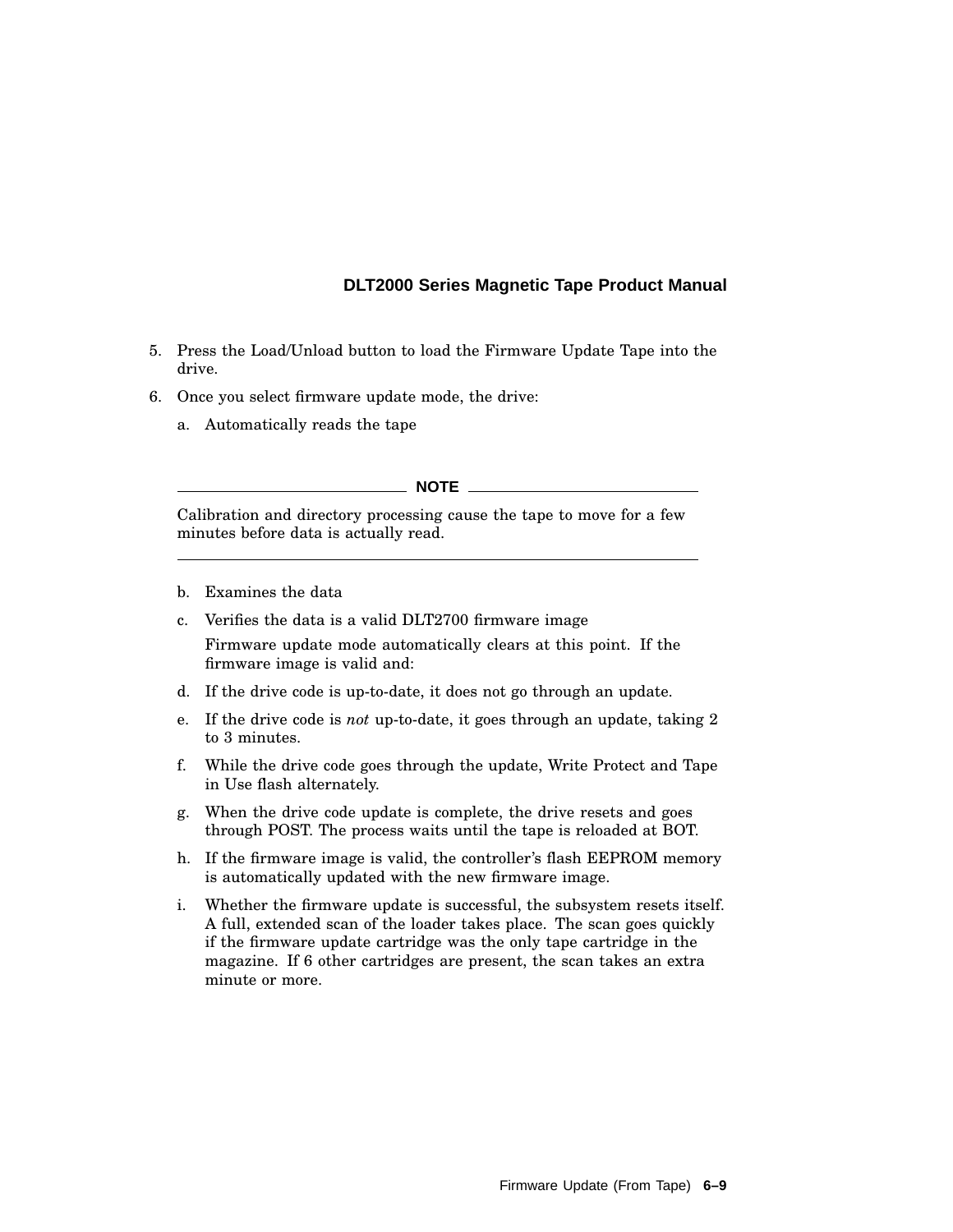5. Press the Load/Unload button to load the Firmware Update Tape into the drive.
6. Once you select firmware update mode, the drive:

   a. Automatically reads the tape

   **NOTE**

   Calibration and directory processing cause the tape to move for a few minutes before data is actually read.

   b. Examines the data
   c. Verifies the data is a valid DLT2700 firmware image

      Firmware update mode automatically clears at this point. If the firmware image is valid and:

   d. If the drive code is up-to-date, it does not go through an update.
   e. If the drive code is *not* up-to-date, it goes through an update, taking 2 to 3 minutes.
   f. While the drive code goes through the update, Write Protect and Tape in Use flash alternately.
   g. When the drive code update is complete, the drive resets and goes through POST. The process waits until the tape is reloaded at BOT.
   h. If the firmware image is valid, the controller's flash EEPROM memory is automatically updated with the new firmware image.
   i. Whether the firmware update is successful, the subsystem resets itself. A full, extended scan of the loader takes place. The scan goes quickly if the firmware update cartridge was the only tape cartridge in the magazine. If 6 other cartridges are present, the scan takes an extra minute or more.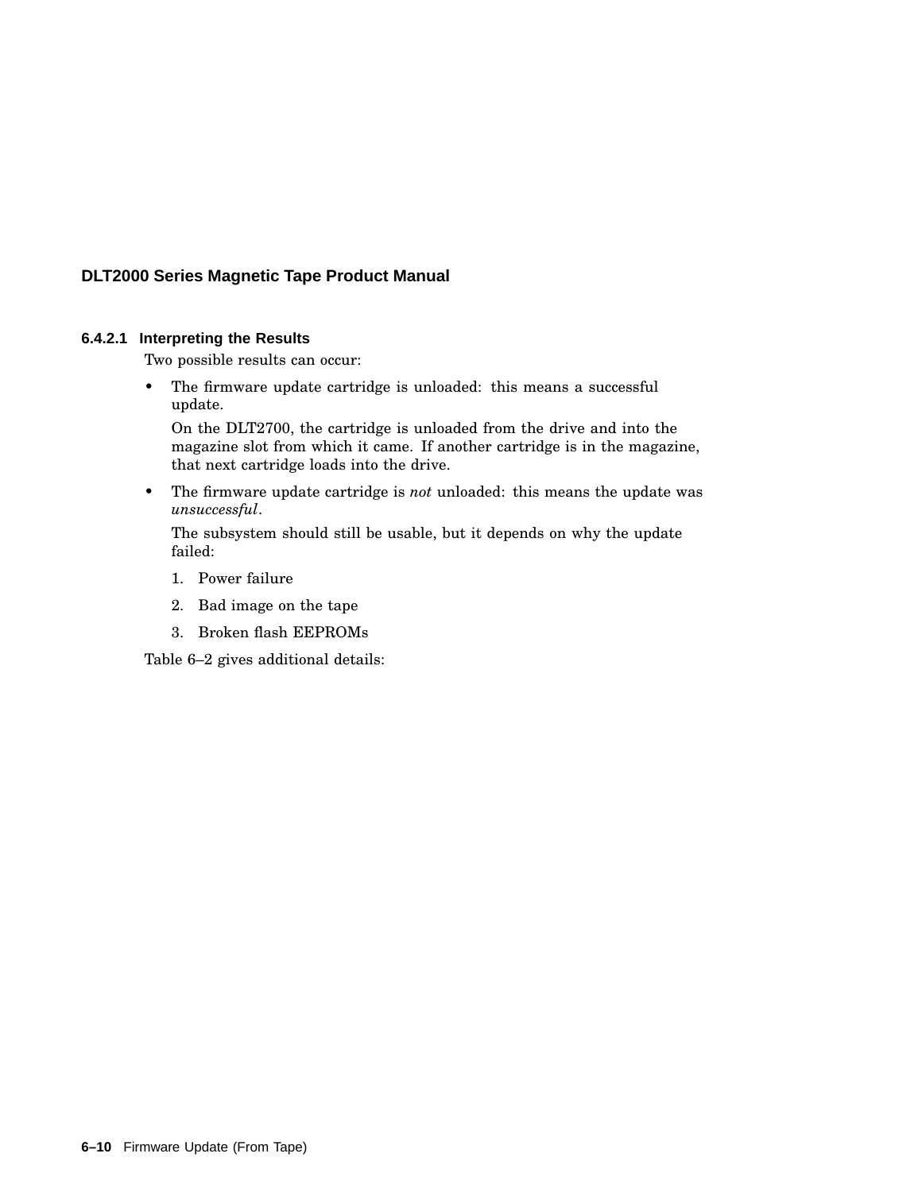#### 6.4.2.1 Interpreting the Results

Two possible results can occur:

- The firmware update cartridge is unloaded: this means a successful update.

  On the DLT2700, the cartridge is unloaded from the drive and into the magazine slot from which it came. If another cartridge is in the magazine, that next cartridge loads into the drive.

- The firmware update cartridge is *not* unloaded: this means the update was *unsuccessful*.

  The subsystem should still be usable, but it depends on why the update failed:

  1. Power failure
  2. Bad image on the tape
  3. Broken flash EEPROMs

Table 6–2 gives additional details: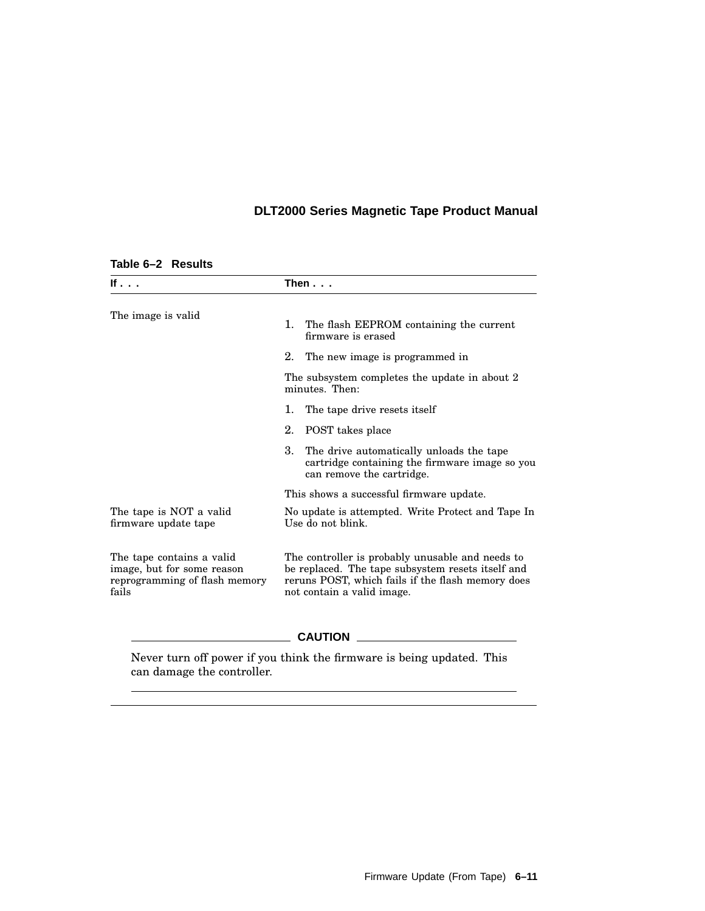**Table 6–2 Results**

| If . . . | Then . . . |
| --- | --- |
| The image is valid | 1. The flash EEPROM containing the current firmware is erased<br>2. The new image is programmed in<br>The subsystem completes the update in about 2 minutes. Then:<br>1. The tape drive resets itself<br>2. POST takes place<br>3. The drive automatically unloads the tape cartridge containing the firmware image so you can remove the cartridge.<br>This shows a successful firmware update. |
| The tape is NOT a valid firmware update tape | No update is attempted. Write Protect and Tape In Use do not blink. |
| The tape contains a valid image, but for some reason reprogramming of flash memory fails | The controller is probably unusable and needs to be replaced. The tape subsystem resets itself and reruns POST, which fails if the flash memory does not contain a valid image. |

**CAUTION**

Never turn off power if you think the firmware is being updated. This can damage the controller.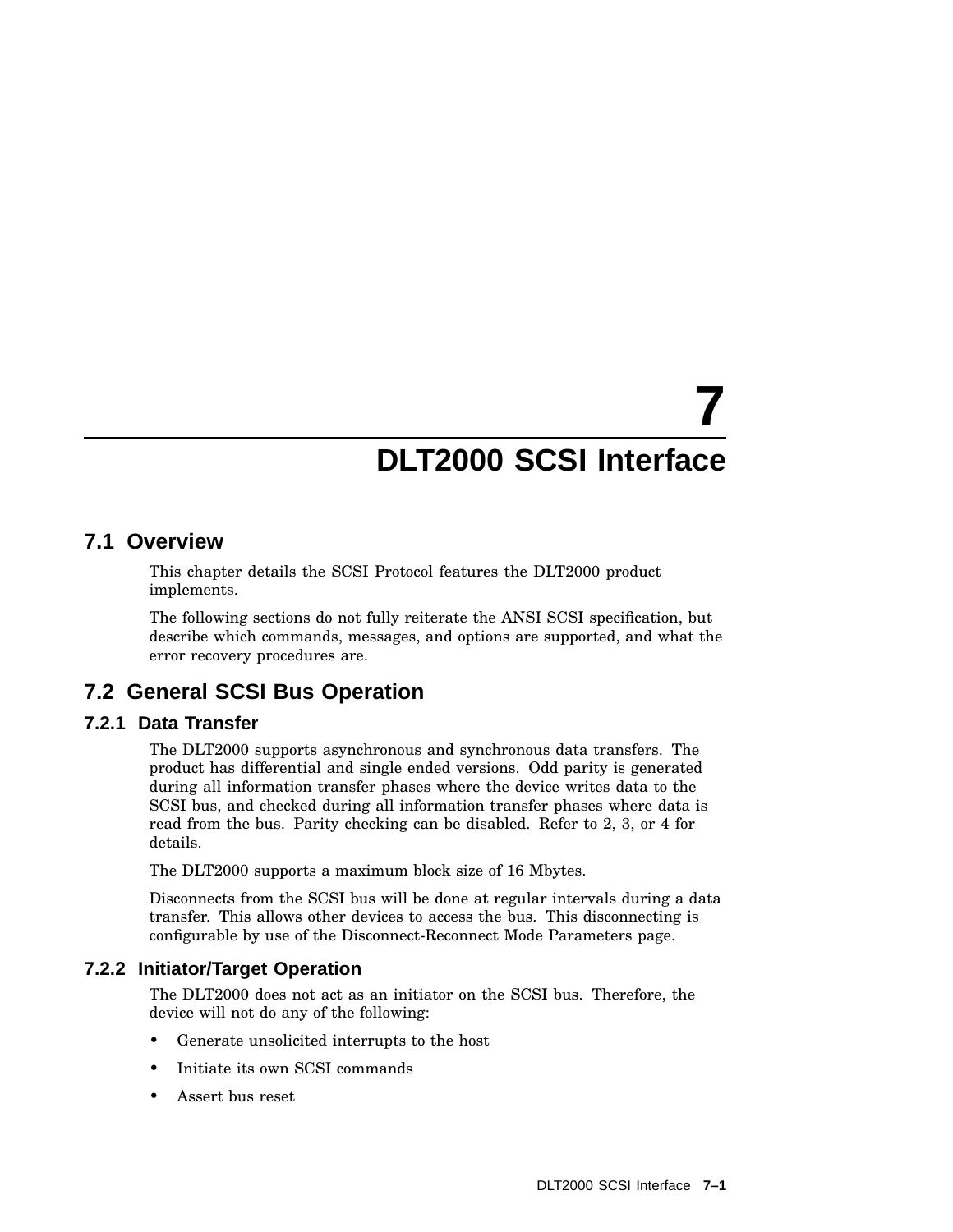# 7 DLT2000 SCSI Interface

## 7.1 Overview

This chapter details the SCSI Protocol features the DLT2000 product implements.

The following sections do not fully reiterate the ANSI SCSI specification, but describe which commands, messages, and options are supported, and what the error recovery procedures are.

## 7.2 General SCSI Bus Operation

### 7.2.1 Data Transfer

The DLT2000 supports asynchronous and synchronous data transfers. The product has differential and single ended versions. Odd parity is generated during all information transfer phases where the device writes data to the SCSI bus, and checked during all information transfer phases where data is read from the bus. Parity checking can be disabled. Refer to 2, 3, or 4 for details.

The DLT2000 supports a maximum block size of 16 Mbytes.

Disconnects from the SCSI bus will be done at regular intervals during a data transfer. This allows other devices to access the bus. This disconnecting is configurable by use of the Disconnect-Reconnect Mode Parameters page.

### 7.2.2 Initiator/Target Operation

The DLT2000 does not act as an initiator on the SCSI bus. Therefore, the device will not do any of the following:

- Generate unsolicited interrupts to the host
- Initiate its own SCSI commands
- Assert bus reset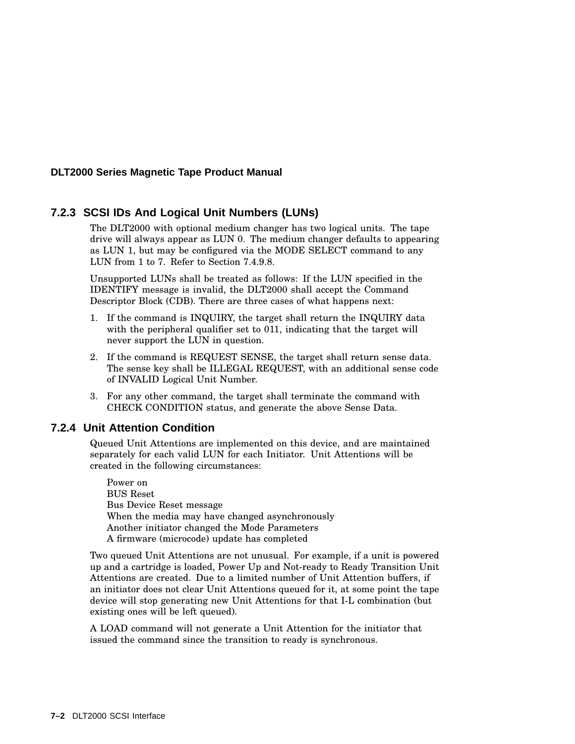### 7.2.3 SCSI IDs And Logical Unit Numbers (LUNs)

The DLT2000 with optional medium changer has two logical units. The tape drive will always appear as LUN 0. The medium changer defaults to appearing as LUN 1, but may be configured via the MODE SELECT command to any LUN from 1 to 7. Refer to Section 7.4.9.8.

Unsupported LUNs shall be treated as follows: If the LUN specified in the IDENTIFY message is invalid, the DLT2000 shall accept the Command Descriptor Block (CDB). There are three cases of what happens next:

1. If the command is INQUIRY, the target shall return the INQUIRY data with the peripheral qualifier set to 011, indicating that the target will never support the LUN in question.
2. If the command is REQUEST SENSE, the target shall return sense data. The sense key shall be ILLEGAL REQUEST, with an additional sense code of INVALID Logical Unit Number.
3. For any other command, the target shall terminate the command with CHECK CONDITION status, and generate the above Sense Data.

### 7.2.4 Unit Attention Condition

Queued Unit Attentions are implemented on this device, and are maintained separately for each valid LUN for each Initiator. Unit Attentions will be created in the following circumstances:

Power on
BUS Reset
Bus Device Reset message
When the media may have changed asynchronously
Another initiator changed the Mode Parameters
A firmware (microcode) update has completed

Two queued Unit Attentions are not unusual. For example, if a unit is powered up and a cartridge is loaded, Power Up and Not-ready to Ready Transition Unit Attentions are created. Due to a limited number of Unit Attention buffers, if an initiator does not clear Unit Attentions queued for it, at some point the tape device will stop generating new Unit Attentions for that I-L combination (but existing ones will be left queued).

A LOAD command will not generate a Unit Attention for the initiator that issued the command since the transition to ready is synchronous.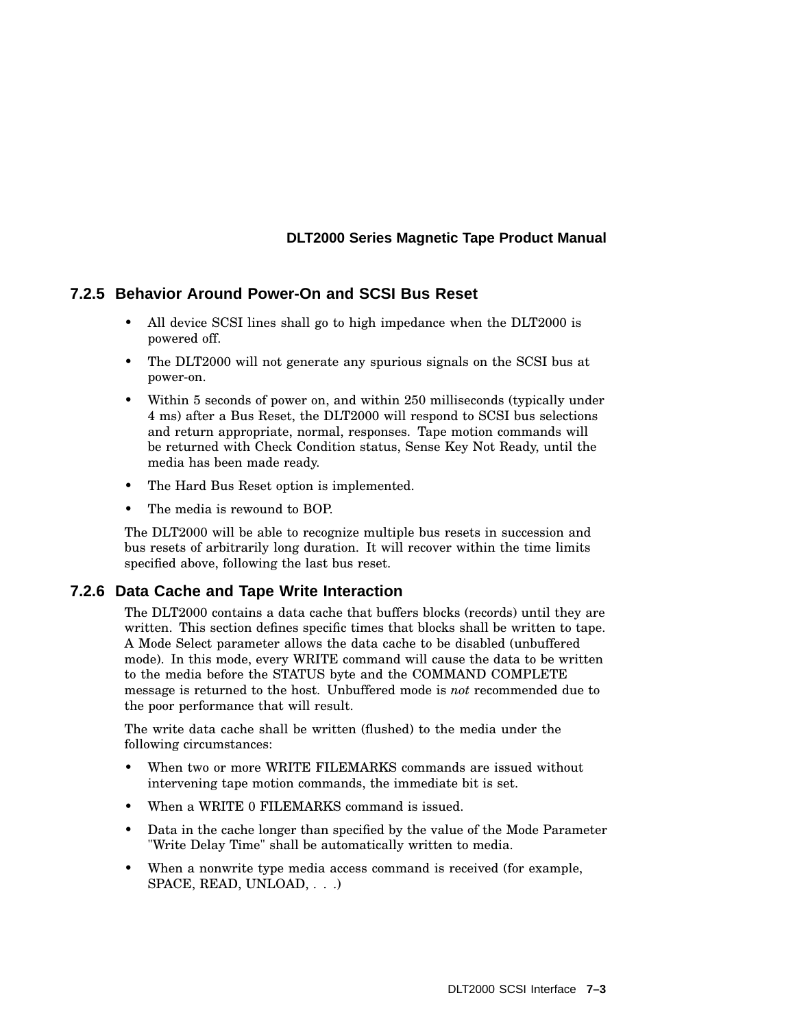### 7.2.5 Behavior Around Power-On and SCSI Bus Reset

- All device SCSI lines shall go to high impedance when the DLT2000 is powered off.
- The DLT2000 will not generate any spurious signals on the SCSI bus at power-on.
- Within 5 seconds of power on, and within 250 milliseconds (typically under 4 ms) after a Bus Reset, the DLT2000 will respond to SCSI bus selections and return appropriate, normal, responses. Tape motion commands will be returned with Check Condition status, Sense Key Not Ready, until the media has been made ready.
- The Hard Bus Reset option is implemented.
- The media is rewound to BOP.

The DLT2000 will be able to recognize multiple bus resets in succession and bus resets of arbitrarily long duration. It will recover within the time limits specified above, following the last bus reset.

### 7.2.6 Data Cache and Tape Write Interaction

The DLT2000 contains a data cache that buffers blocks (records) until they are written. This section defines specific times that blocks shall be written to tape. A Mode Select parameter allows the data cache to be disabled (unbuffered mode). In this mode, every WRITE command will cause the data to be written to the media before the STATUS byte and the COMMAND COMPLETE message is returned to the host. Unbuffered mode is *not* recommended due to the poor performance that will result.

The write data cache shall be written (flushed) to the media under the following circumstances:

- When two or more WRITE FILEMARKS commands are issued without intervening tape motion commands, the immediate bit is set.
- When a WRITE 0 FILEMARKS command is issued.
- Data in the cache longer than specified by the value of the Mode Parameter "Write Delay Time" shall be automatically written to media.
- When a nonwrite type media access command is received (for example, SPACE, READ, UNLOAD, . . .)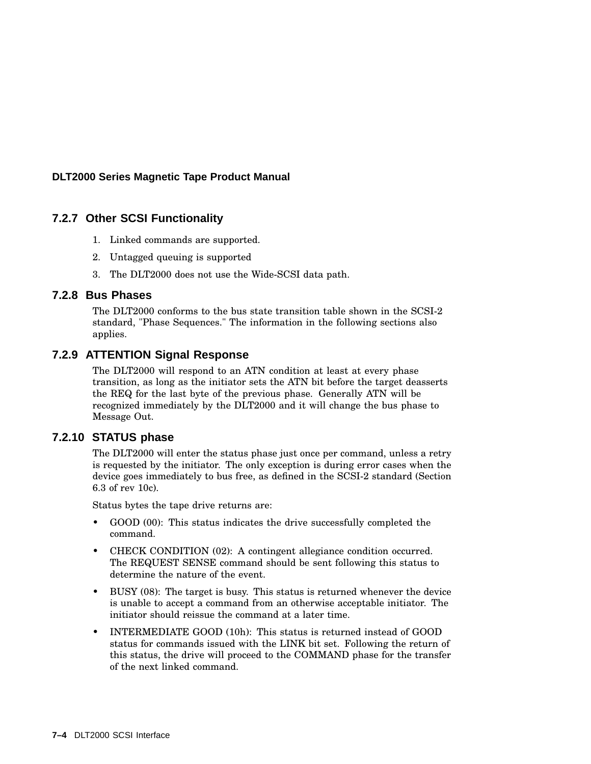### 7.2.7 Other SCSI Functionality

1. Linked commands are supported.
2. Untagged queuing is supported
3. The DLT2000 does not use the Wide-SCSI data path.

### 7.2.8 Bus Phases

The DLT2000 conforms to the bus state transition table shown in the SCSI-2 standard, "Phase Sequences." The information in the following sections also applies.

### 7.2.9 ATTENTION Signal Response

The DLT2000 will respond to an ATN condition at least at every phase transition, as long as the initiator sets the ATN bit before the target deasserts the REQ for the last byte of the previous phase. Generally ATN will be recognized immediately by the DLT2000 and it will change the bus phase to Message Out.

### 7.2.10 STATUS phase

The DLT2000 will enter the status phase just once per command, unless a retry is requested by the initiator. The only exception is during error cases when the device goes immediately to bus free, as defined in the SCSI-2 standard (Section 6.3 of rev 10c).

Status bytes the tape drive returns are:

- GOOD (00): This status indicates the drive successfully completed the command.
- CHECK CONDITION (02): A contingent allegiance condition occurred. The REQUEST SENSE command should be sent following this status to determine the nature of the event.
- BUSY (08): The target is busy. This status is returned whenever the device is unable to accept a command from an otherwise acceptable initiator. The initiator should reissue the command at a later time.
- INTERMEDIATE GOOD (10h): This status is returned instead of GOOD status for commands issued with the LINK bit set. Following the return of this status, the drive will proceed to the COMMAND phase for the transfer of the next linked command.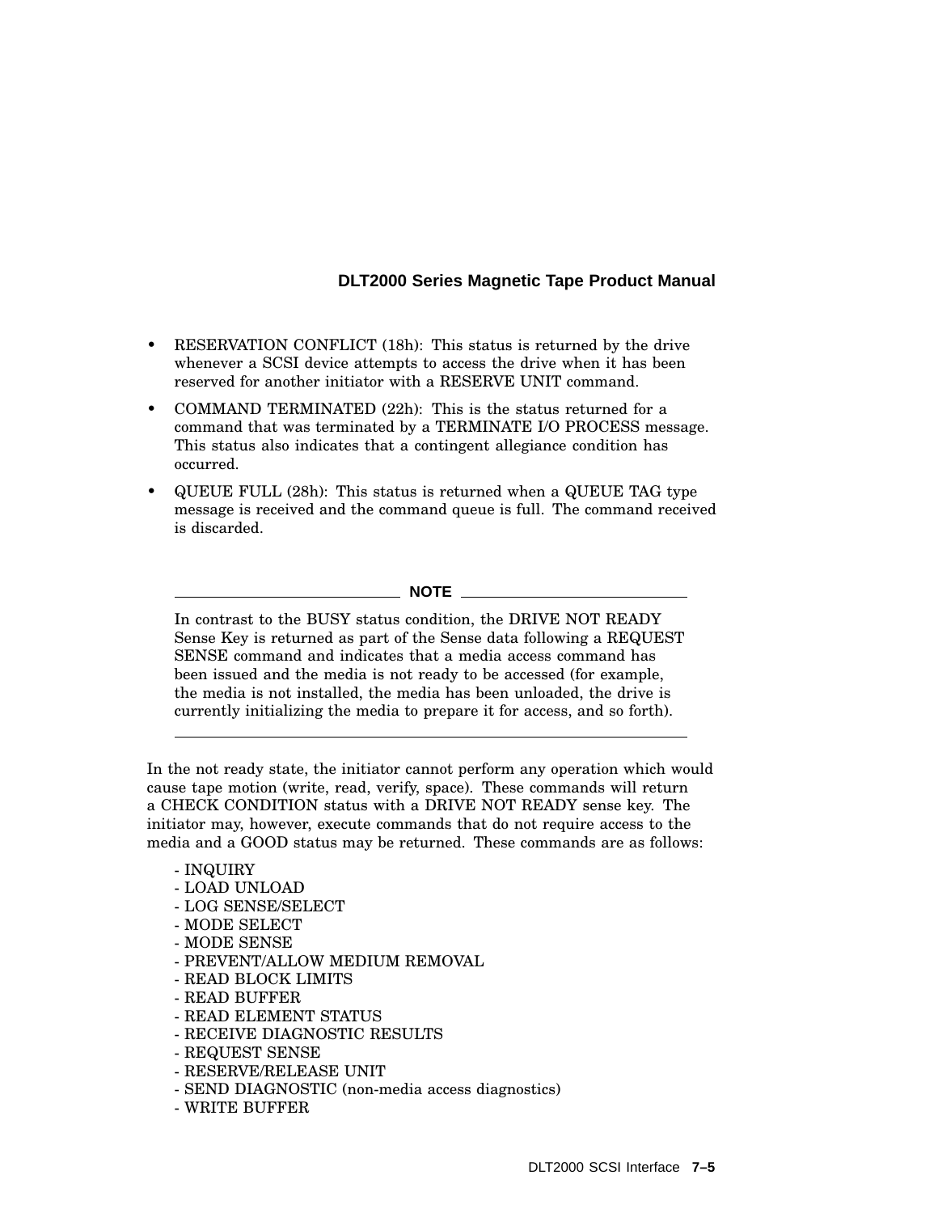- RESERVATION CONFLICT (18h): This status is returned by the drive whenever a SCSI device attempts to access the drive when it has been reserved for another initiator with a RESERVE UNIT command.
- COMMAND TERMINATED (22h): This is the status returned for a command that was terminated by a TERMINATE I/O PROCESS message. This status also indicates that a contingent allegiance condition has occurred.
- QUEUE FULL (28h): This status is returned when a QUEUE TAG type message is received and the command queue is full. The command received is discarded.

---

**NOTE**

In contrast to the BUSY status condition, the DRIVE NOT READY Sense Key is returned as part of the Sense data following a REQUEST SENSE command and indicates that a media access command has been issued and the media is not ready to be accessed (for example, the media is not installed, the media has been unloaded, the drive is currently initializing the media to prepare it for access, and so forth).

---

In the not ready state, the initiator cannot perform any operation which would cause tape motion (write, read, verify, space). These commands will return a CHECK CONDITION status with a DRIVE NOT READY sense key. The initiator may, however, execute commands that do not require access to the media and a GOOD status may be returned. These commands are as follows:

- INQUIRY
- LOAD UNLOAD
- LOG SENSE/SELECT
- MODE SELECT
- MODE SENSE
- PREVENT/ALLOW MEDIUM REMOVAL
- READ BLOCK LIMITS
- READ BUFFER
- READ ELEMENT STATUS
- RECEIVE DIAGNOSTIC RESULTS
- REQUEST SENSE
- RESERVE/RELEASE UNIT
- SEND DIAGNOSTIC (non-media access diagnostics)
- WRITE BUFFER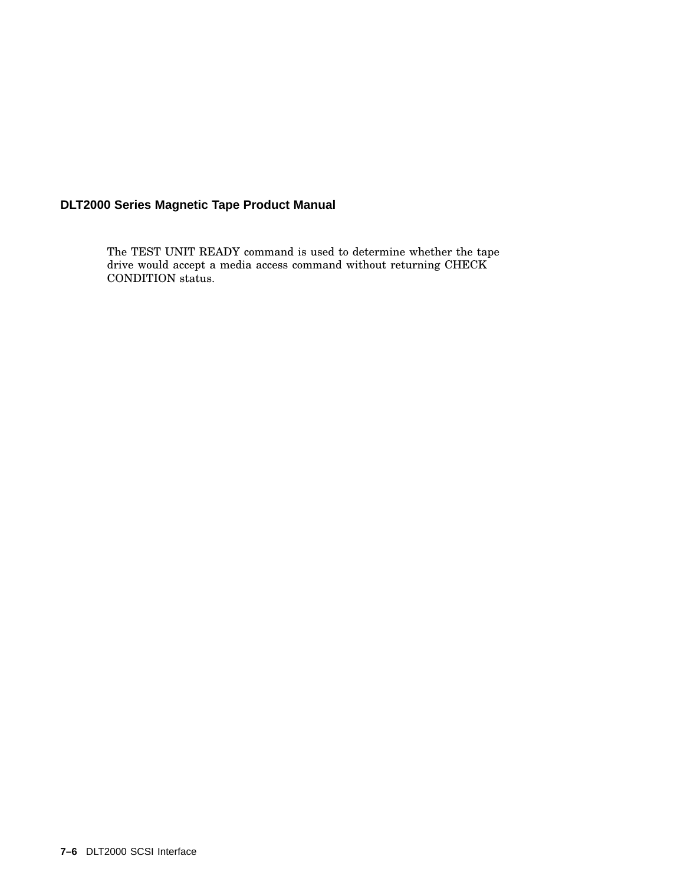The TEST UNIT READY command is used to determine whether the tape drive would accept a media access command without returning CHECK CONDITION status.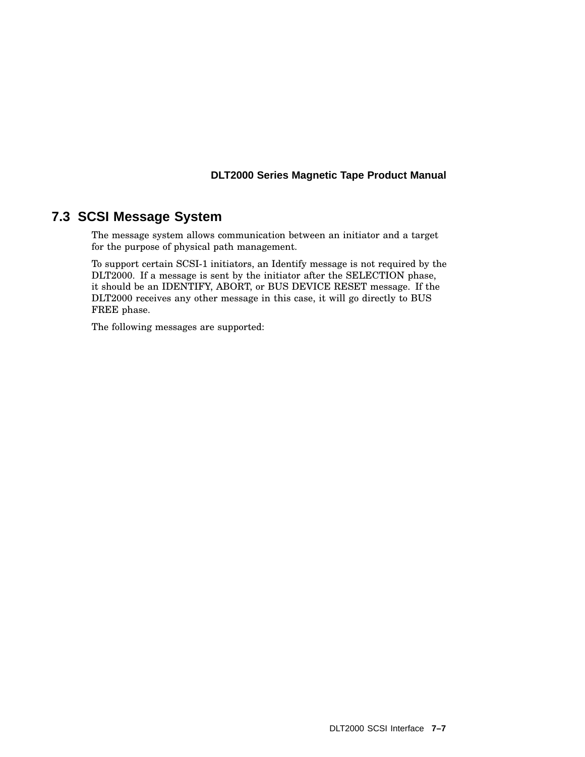## 7.3 SCSI Message System

The message system allows communication between an initiator and a target for the purpose of physical path management.

To support certain SCSI-1 initiators, an Identify message is not required by the DLT2000. If a message is sent by the initiator after the SELECTION phase, it should be an IDENTIFY, ABORT, or BUS DEVICE RESET message. If the DLT2000 receives any other message in this case, it will go directly to BUS FREE phase.

The following messages are supported: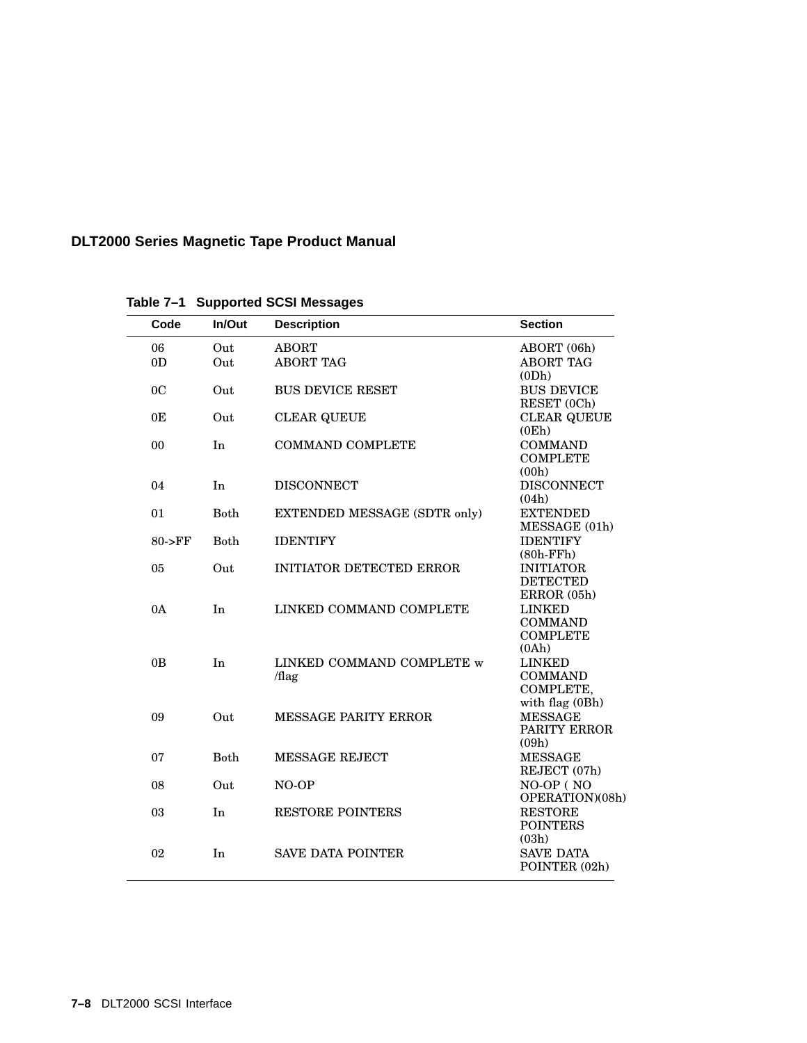**Table 7–1 Supported SCSI Messages**

| Code | In/Out | Description | Section |
|---|---|---|---|
| 06 | Out | ABORT | ABORT (06h) |
| 0D | Out | ABORT TAG | ABORT TAG (0Dh) |
| 0C | Out | BUS DEVICE RESET | BUS DEVICE RESET (0Ch) |
| 0E | Out | CLEAR QUEUE | CLEAR QUEUE (0Eh) |
| 00 | In | COMMAND COMPLETE | COMMAND COMPLETE (00h) |
| 04 | In | DISCONNECT | DISCONNECT (04h) |
| 01 | Both | EXTENDED MESSAGE (SDTR only) | EXTENDED MESSAGE (01h) |
| 80->FF | Both | IDENTIFY | IDENTIFY (80h-FFh) |
| 05 | Out | INITIATOR DETECTED ERROR | INITIATOR DETECTED ERROR (05h) |
| 0A | In | LINKED COMMAND COMPLETE | LINKED COMMAND COMPLETE (0Ah) |
| 0B | In | LINKED COMMAND COMPLETE w /flag | LINKED COMMAND COMPLETE, with flag (0Bh) |
| 09 | Out | MESSAGE PARITY ERROR | MESSAGE PARITY ERROR (09h) |
| 07 | Both | MESSAGE REJECT | MESSAGE REJECT (07h) |
| 08 | Out | NO-OP | NO-OP ( NO OPERATION)(08h) |
| 03 | In | RESTORE POINTERS | RESTORE POINTERS (03h) |
| 02 | In | SAVE DATA POINTER | SAVE DATA POINTER (02h) |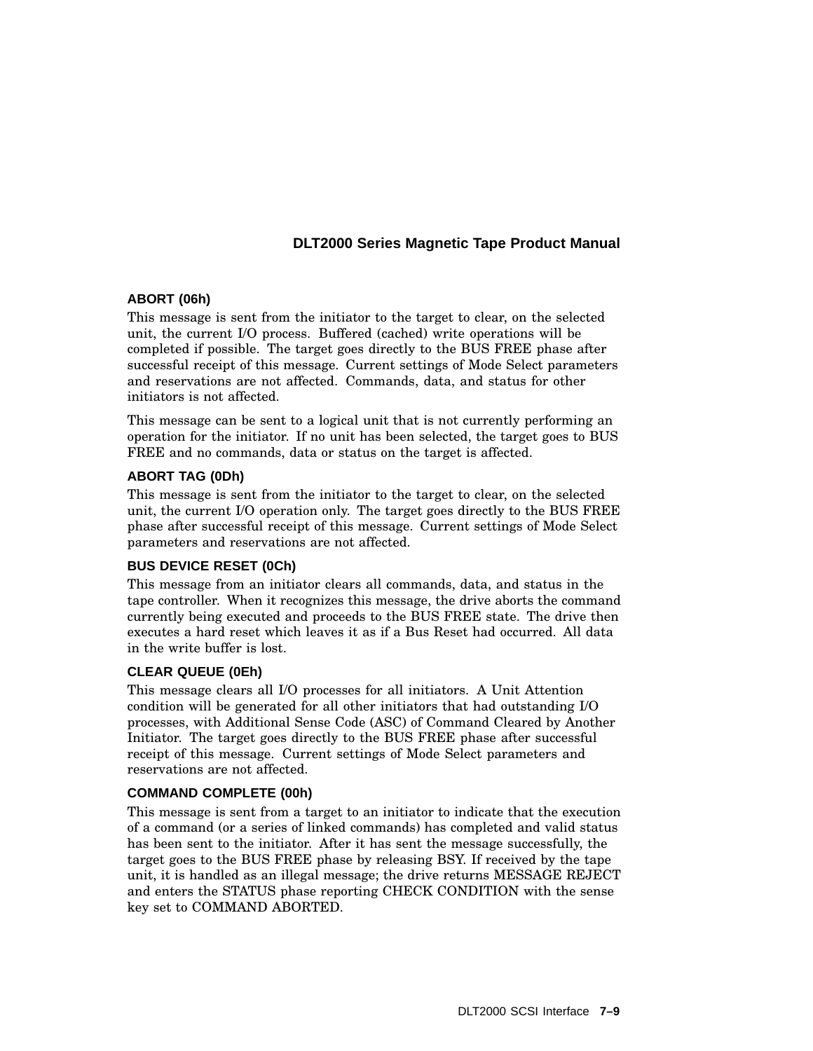#### ABORT (06h)

This message is sent from the initiator to the target to clear, on the selected unit, the current I/O process. Buffered (cached) write operations will be completed if possible. The target goes directly to the BUS FREE phase after successful receipt of this message. Current settings of Mode Select parameters and reservations are not affected. Commands, data, and status for other initiators is not affected.

This message can be sent to a logical unit that is not currently performing an operation for the initiator. If no unit has been selected, the target goes to BUS FREE and no commands, data or status on the target is affected.

#### ABORT TAG (0Dh)

This message is sent from the initiator to the target to clear, on the selected unit, the current I/O operation only. The target goes directly to the BUS FREE phase after successful receipt of this message. Current settings of Mode Select parameters and reservations are not affected.

#### BUS DEVICE RESET (0Ch)

This message from an initiator clears all commands, data, and status in the tape controller. When it recognizes this message, the drive aborts the command currently being executed and proceeds to the BUS FREE state. The drive then executes a hard reset which leaves it as if a Bus Reset had occurred. All data in the write buffer is lost.

#### CLEAR QUEUE (0Eh)

This message clears all I/O processes for all initiators. A Unit Attention condition will be generated for all other initiators that had outstanding I/O processes, with Additional Sense Code (ASC) of Command Cleared by Another Initiator. The target goes directly to the BUS FREE phase after successful receipt of this message. Current settings of Mode Select parameters and reservations are not affected.

#### COMMAND COMPLETE (00h)

This message is sent from a target to an initiator to indicate that the execution of a command (or a series of linked commands) has completed and valid status has been sent to the initiator. After it has sent the message successfully, the target goes to the BUS FREE phase by releasing BSY. If received by the tape unit, it is handled as an illegal message; the drive returns MESSAGE REJECT and enters the STATUS phase reporting CHECK CONDITION with the sense key set to COMMAND ABORTED.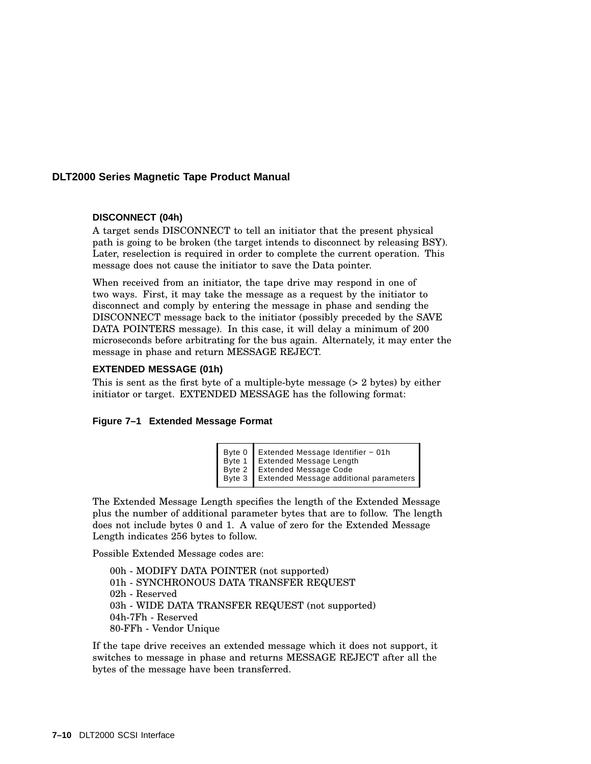#### DISCONNECT (04h)

A target sends DISCONNECT to tell an initiator that the present physical path is going to be broken (the target intends to disconnect by releasing BSY). Later, reselection is required in order to complete the current operation. This message does not cause the initiator to save the Data pointer.

When received from an initiator, the tape drive may respond in one of two ways. First, it may take the message as a request by the initiator to disconnect and comply by entering the message in phase and sending the DISCONNECT message back to the initiator (possibly preceded by the SAVE DATA POINTERS message). In this case, it will delay a minimum of 200 microseconds before arbitrating for the bus again. Alternately, it may enter the message in phase and return MESSAGE REJECT.

#### EXTENDED MESSAGE (01h)

This is sent as the first byte of a multiple-byte message (> 2 bytes) by either initiator or target. EXTENDED MESSAGE has the following format:

**Figure 7–1 Extended Message Format**

| Byte | Description |
|---|---|
| Byte 0 | Extended Message Identifier − 01h |
| Byte 1 | Extended Message Length |
| Byte 2 | Extended Message Code |
| Byte 3 | Extended Message additional parameters |

The Extended Message Length specifies the length of the Extended Message plus the number of additional parameter bytes that are to follow. The length does not include bytes 0 and 1. A value of zero for the Extended Message Length indicates 256 bytes to follow.

Possible Extended Message codes are:

- 00h - MODIFY DATA POINTER (not supported)
- 01h - SYNCHRONOUS DATA TRANSFER REQUEST
- 02h - Reserved
- 03h - WIDE DATA TRANSFER REQUEST (not supported)
- 04h-7Fh - Reserved
- 80-FFh - Vendor Unique

If the tape drive receives an extended message which it does not support, it switches to message in phase and returns MESSAGE REJECT after all the bytes of the message have been transferred.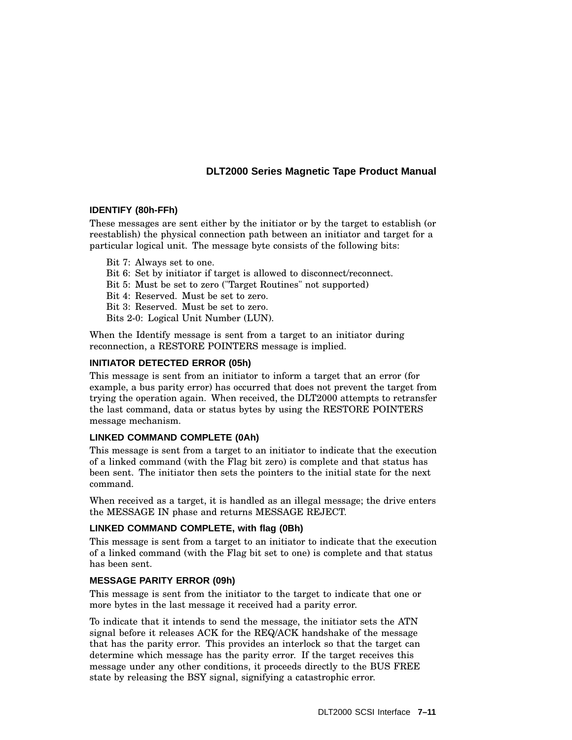### IDENTIFY (80h-FFh)

These messages are sent either by the initiator or by the target to establish (or reestablish) the physical connection path between an initiator and target for a particular logical unit. The message byte consists of the following bits:

Bit 7: Always set to one.
Bit 6: Set by initiator if target is allowed to disconnect/reconnect.
Bit 5: Must be set to zero ("Target Routines" not supported)
Bit 4: Reserved. Must be set to zero.
Bit 3: Reserved. Must be set to zero.
Bits 2-0: Logical Unit Number (LUN).

When the Identify message is sent from a target to an initiator during reconnection, a RESTORE POINTERS message is implied.

### INITIATOR DETECTED ERROR (05h)

This message is sent from an initiator to inform a target that an error (for example, a bus parity error) has occurred that does not prevent the target from trying the operation again. When received, the DLT2000 attempts to retransfer the last command, data or status bytes by using the RESTORE POINTERS message mechanism.

### LINKED COMMAND COMPLETE (0Ah)

This message is sent from a target to an initiator to indicate that the execution of a linked command (with the Flag bit zero) is complete and that status has been sent. The initiator then sets the pointers to the initial state for the next command.

When received as a target, it is handled as an illegal message; the drive enters the MESSAGE IN phase and returns MESSAGE REJECT.

### LINKED COMMAND COMPLETE, with flag (0Bh)

This message is sent from a target to an initiator to indicate that the execution of a linked command (with the Flag bit set to one) is complete and that status has been sent.

### MESSAGE PARITY ERROR (09h)

This message is sent from the initiator to the target to indicate that one or more bytes in the last message it received had a parity error.

To indicate that it intends to send the message, the initiator sets the ATN signal before it releases ACK for the REQ/ACK handshake of the message that has the parity error. This provides an interlock so that the target can determine which message has the parity error. If the target receives this message under any other conditions, it proceeds directly to the BUS FREE state by releasing the BSY signal, signifying a catastrophic error.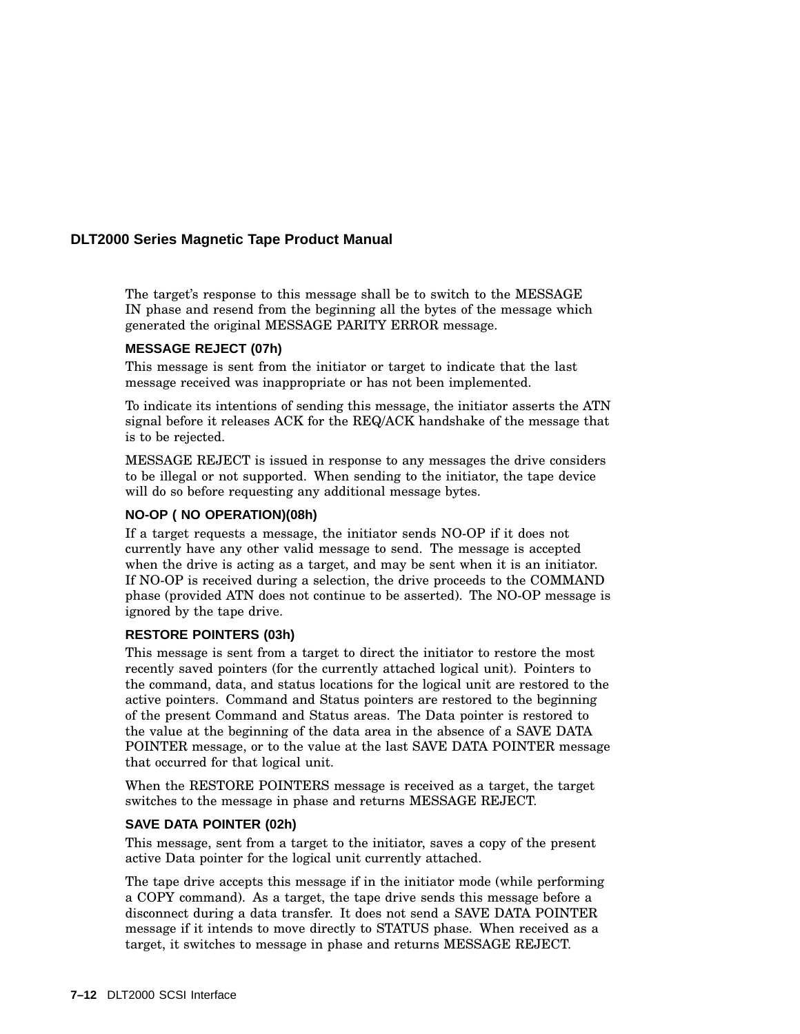The target's response to this message shall be to switch to the MESSAGE IN phase and resend from the beginning all the bytes of the message which generated the original MESSAGE PARITY ERROR message.

#### MESSAGE REJECT (07h)

This message is sent from the initiator or target to indicate that the last message received was inappropriate or has not been implemented.

To indicate its intentions of sending this message, the initiator asserts the ATN signal before it releases ACK for the REQ/ACK handshake of the message that is to be rejected.

MESSAGE REJECT is issued in response to any messages the drive considers to be illegal or not supported. When sending to the initiator, the tape device will do so before requesting any additional message bytes.

#### NO-OP ( NO OPERATION)(08h)

If a target requests a message, the initiator sends NO-OP if it does not currently have any other valid message to send. The message is accepted when the drive is acting as a target, and may be sent when it is an initiator. If NO-OP is received during a selection, the drive proceeds to the COMMAND phase (provided ATN does not continue to be asserted). The NO-OP message is ignored by the tape drive.

#### RESTORE POINTERS (03h)

This message is sent from a target to direct the initiator to restore the most recently saved pointers (for the currently attached logical unit). Pointers to the command, data, and status locations for the logical unit are restored to the active pointers. Command and Status pointers are restored to the beginning of the present Command and Status areas. The Data pointer is restored to the value at the beginning of the data area in the absence of a SAVE DATA POINTER message, or to the value at the last SAVE DATA POINTER message that occurred for that logical unit.

When the RESTORE POINTERS message is received as a target, the target switches to the message in phase and returns MESSAGE REJECT.

#### SAVE DATA POINTER (02h)

This message, sent from a target to the initiator, saves a copy of the present active Data pointer for the logical unit currently attached.

The tape drive accepts this message if in the initiator mode (while performing a COPY command). As a target, the tape drive sends this message before a disconnect during a data transfer. It does not send a SAVE DATA POINTER message if it intends to move directly to STATUS phase. When received as a target, it switches to message in phase and returns MESSAGE REJECT.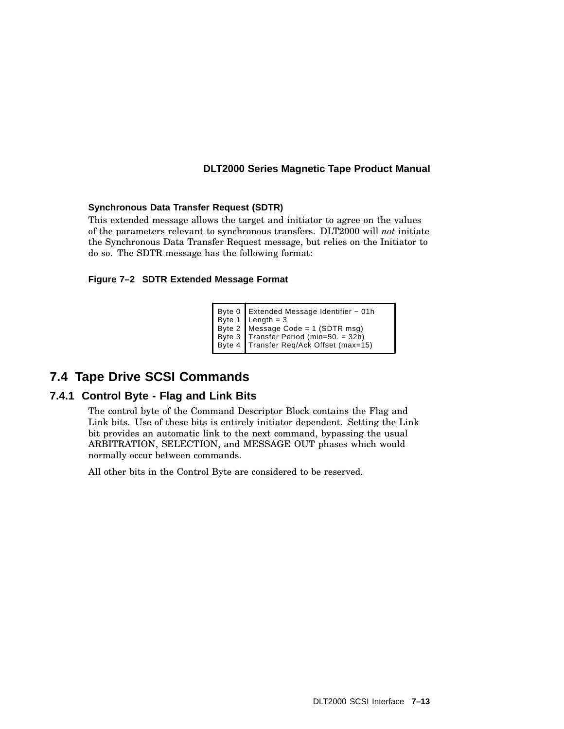**Synchronous Data Transfer Request (SDTR)**

This extended message allows the target and initiator to agree on the values of the parameters relevant to synchronous transfers. DLT2000 will *not* initiate the Synchronous Data Transfer Request message, but relies on the Initiator to do so. The SDTR message has the following format:

**Figure 7–2 SDTR Extended Message Format**

| Byte | Description |
|---|---|
| Byte 0 | Extended Message Identifier − 01h |
| Byte 1 | Length = 3 |
| Byte 2 | Message Code = 1 (SDTR msg) |
| Byte 3 | Transfer Period (min=50. = 32h) |
| Byte 4 | Transfer Req/Ack Offset (max=15) |

## 7.4 Tape Drive SCSI Commands

### 7.4.1 Control Byte - Flag and Link Bits

The control byte of the Command Descriptor Block contains the Flag and Link bits. Use of these bits is entirely initiator dependent. Setting the Link bit provides an automatic link to the next command, bypassing the usual ARBITRATION, SELECTION, and MESSAGE OUT phases which would normally occur between commands.

All other bits in the Control Byte are considered to be reserved.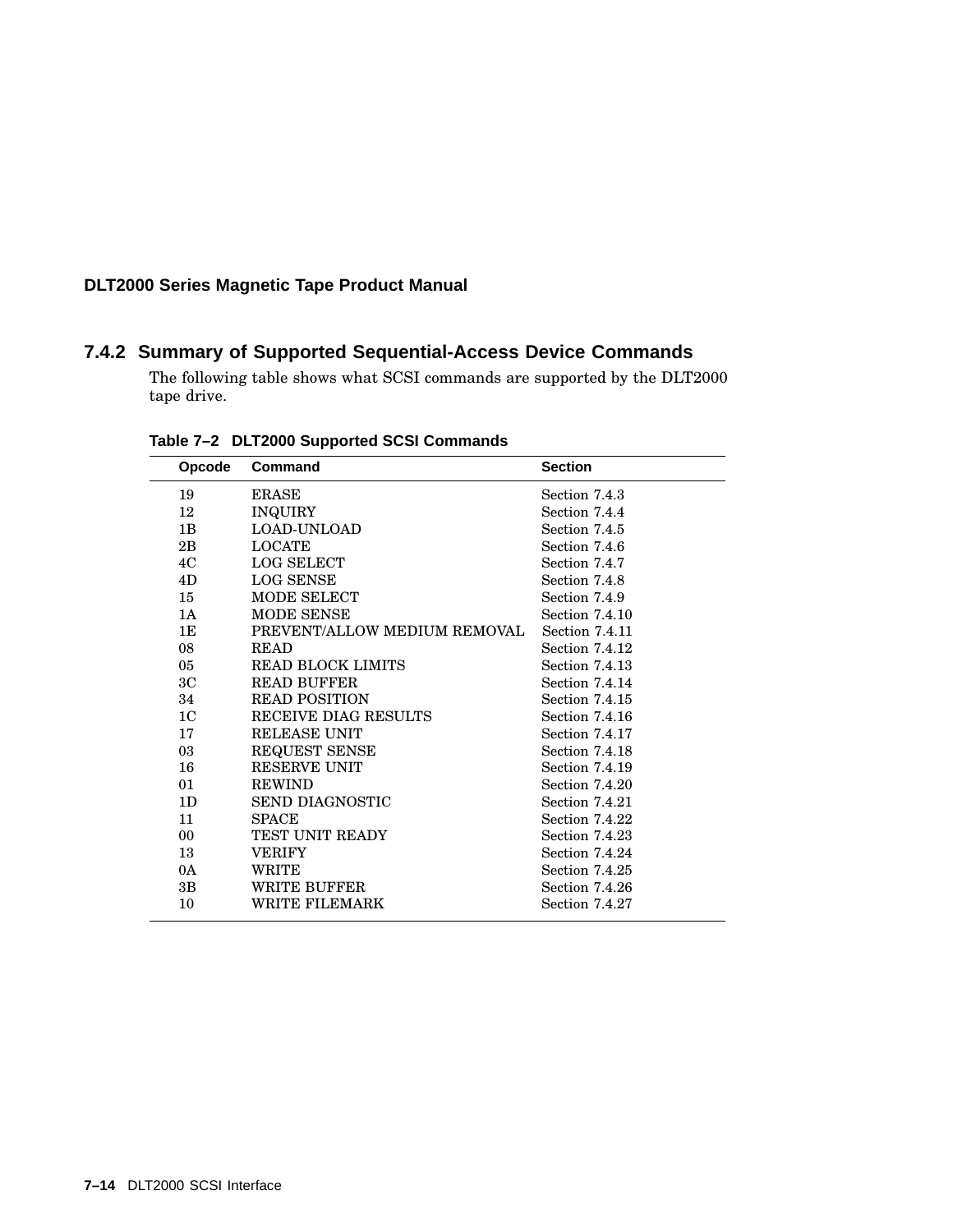### 7.4.2 Summary of Supported Sequential-Access Device Commands

The following table shows what SCSI commands are supported by the DLT2000 tape drive.

**Table 7–2 DLT2000 Supported SCSI Commands**

| Opcode | Command | Section |
|---|---|---|
| 19 | ERASE | Section 7.4.3 |
| 12 | INQUIRY | Section 7.4.4 |
| 1B | LOAD-UNLOAD | Section 7.4.5 |
| 2B | LOCATE | Section 7.4.6 |
| 4C | LOG SELECT | Section 7.4.7 |
| 4D | LOG SENSE | Section 7.4.8 |
| 15 | MODE SELECT | Section 7.4.9 |
| 1A | MODE SENSE | Section 7.4.10 |
| 1E | PREVENT/ALLOW MEDIUM REMOVAL | Section 7.4.11 |
| 08 | READ | Section 7.4.12 |
| 05 | READ BLOCK LIMITS | Section 7.4.13 |
| 3C | READ BUFFER | Section 7.4.14 |
| 34 | READ POSITION | Section 7.4.15 |
| 1C | RECEIVE DIAG RESULTS | Section 7.4.16 |
| 17 | RELEASE UNIT | Section 7.4.17 |
| 03 | REQUEST SENSE | Section 7.4.18 |
| 16 | RESERVE UNIT | Section 7.4.19 |
| 01 | REWIND | Section 7.4.20 |
| 1D | SEND DIAGNOSTIC | Section 7.4.21 |
| 11 | SPACE | Section 7.4.22 |
| 00 | TEST UNIT READY | Section 7.4.23 |
| 13 | VERIFY | Section 7.4.24 |
| 0A | WRITE | Section 7.4.25 |
| 3B | WRITE BUFFER | Section 7.4.26 |
| 10 | WRITE FILEMARK | Section 7.4.27 |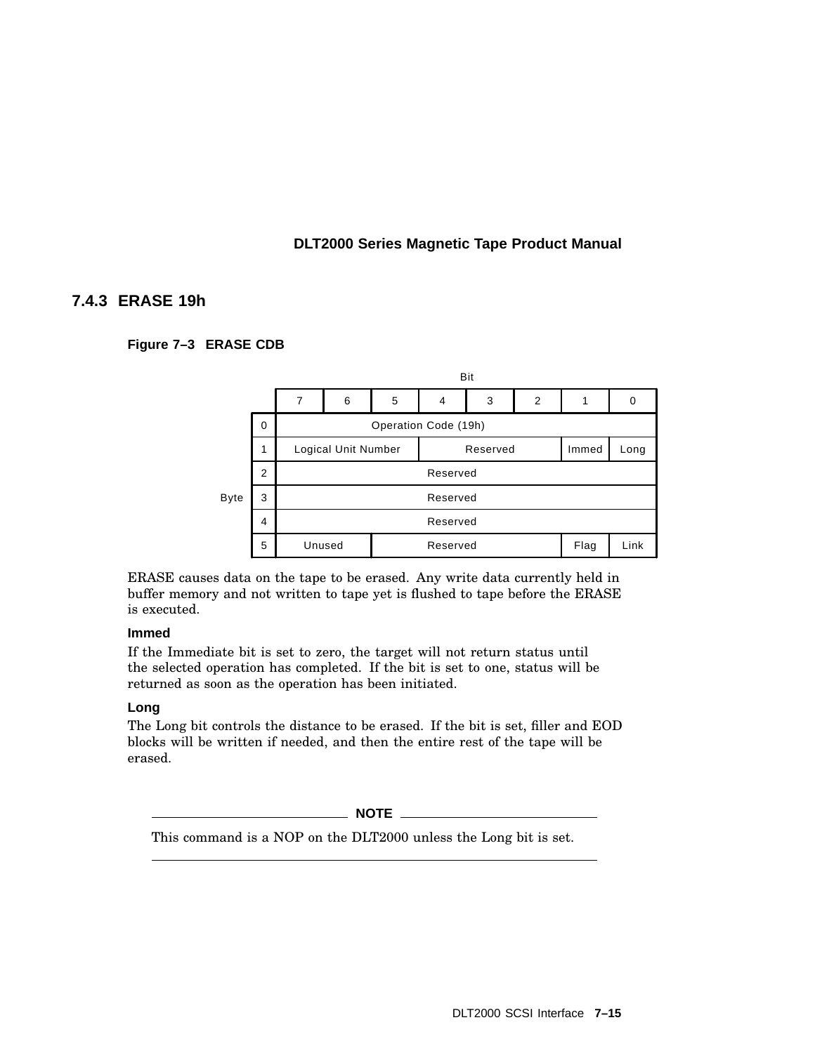### 7.4.3 ERASE 19h

**Figure 7–3 ERASE CDB**

| Byte | 7 | 6 | 5 | 4 | 3 | 2 | 1 | 0 |
|---|---|---|---|---|---|---|---|---|
| 0 | Operation Code (19h) | | | | | | | |
| 1 | Logical Unit Number | | | Reserved | | | Immed | Long |
| 2 | Reserved | | | | | | | |
| 3 | Reserved | | | | | | | |
| 4 | Reserved | | | | | | | |
| 5 | Unused | | Reserved | | | | Flag | Link |

ERASE causes data on the tape to be erased. Any write data currently held in buffer memory and not written to tape yet is flushed to tape before the ERASE is executed.

**Immed**

If the Immediate bit is set to zero, the target will not return status until the selected operation has completed. If the bit is set to one, status will be returned as soon as the operation has been initiated.

**Long**

The Long bit controls the distance to be erased. If the bit is set, filler and EOD blocks will be written if needed, and then the entire rest of the tape will be erased.

---

**NOTE**

This command is a NOP on the DLT2000 unless the Long bit is set.

---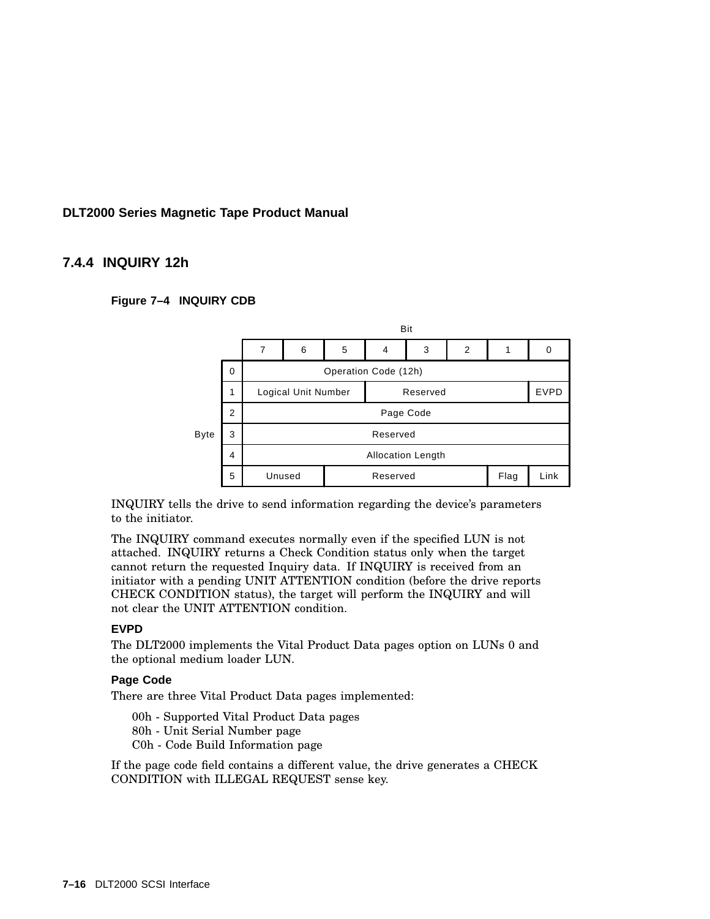### 7.4.4 INQUIRY 12h

**Figure 7–4 INQUIRY CDB**

| Byte | Bit 7 | 6 | 5 | 4 | 3 | 2 | 1 | 0 |
|---|---|---|---|---|---|---|---|---|
| 0 | Operation Code (12h) | | | | | | | |
| 1 | Logical Unit Number | | | Reserved | | | | EVPD |
| 2 | Page Code | | | | | | | |
| 3 | Reserved | | | | | | | |
| 4 | Allocation Length | | | | | | | |
| 5 | Unused | | Reserved | | | | Flag | Link |

INQUIRY tells the drive to send information regarding the device's parameters to the initiator.

The INQUIRY command executes normally even if the specified LUN is not attached. INQUIRY returns a Check Condition status only when the target cannot return the requested Inquiry data. If INQUIRY is received from an initiator with a pending UNIT ATTENTION condition (before the drive reports CHECK CONDITION status), the target will perform the INQUIRY and will not clear the UNIT ATTENTION condition.

**EVPD**

The DLT2000 implements the Vital Product Data pages option on LUNs 0 and the optional medium loader LUN.

**Page Code**

There are three Vital Product Data pages implemented:

00h - Supported Vital Product Data pages
80h - Unit Serial Number page
C0h - Code Build Information page

If the page code field contains a different value, the drive generates a CHECK CONDITION with ILLEGAL REQUEST sense key.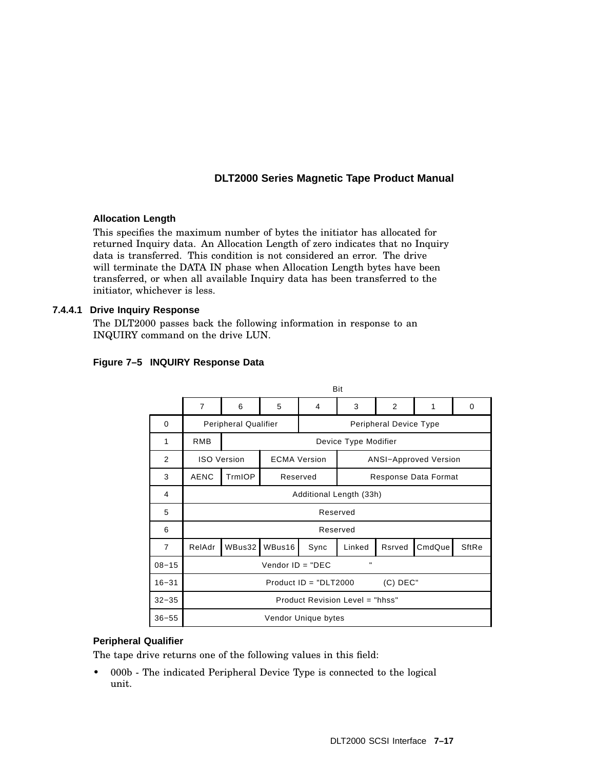**Allocation Length**

This specifies the maximum number of bytes the initiator has allocated for returned Inquiry data. An Allocation Length of zero indicates that no Inquiry data is transferred. This condition is not considered an error. The drive will terminate the DATA IN phase when Allocation Length bytes have been transferred, or when all available Inquiry data has been transferred to the initiator, whichever is less.

#### 7.4.4.1 Drive Inquiry Response

The DLT2000 passes back the following information in response to an INQUIRY command on the drive LUN.

**Figure 7–5 INQUIRY Response Data**

| Byte \ Bit | 7 | 6 | 5 | 4 | 3 | 2 | 1 | 0 |
|---|---|---|---|---|---|---|---|---|
| 0 | Peripheral Qualifier | | | Peripheral Device Type | | | | |
| 1 | RMB | Device Type Modifier | | | | | | |
| 2 | ISO Version | | ECMA Version | | ANSI−Approved Version | | | |
| 3 | AENC | TrmIOP | Reserved | | Response Data Format | | | |
| 4 | Additional Length (33h) | | | | | | | |
| 5 | Reserved | | | | | | | |
| 6 | Reserved | | | | | | | |
| 7 | RelAdr | WBus32 | WBus16 | Sync | Linked | Rsrved | CmdQue | SftRe |
| 08−15 | Vendor ID = "DEC " | | | | | | | |
| 16−31 | Product ID = "DLT2000 (C) DEC" | | | | | | | |
| 32−35 | Product Revision Level = "hhss" | | | | | | | |
| 36−55 | Vendor Unique bytes | | | | | | | |

**Peripheral Qualifier**

The tape drive returns one of the following values in this field:

- 000b - The indicated Peripheral Device Type is connected to the logical unit.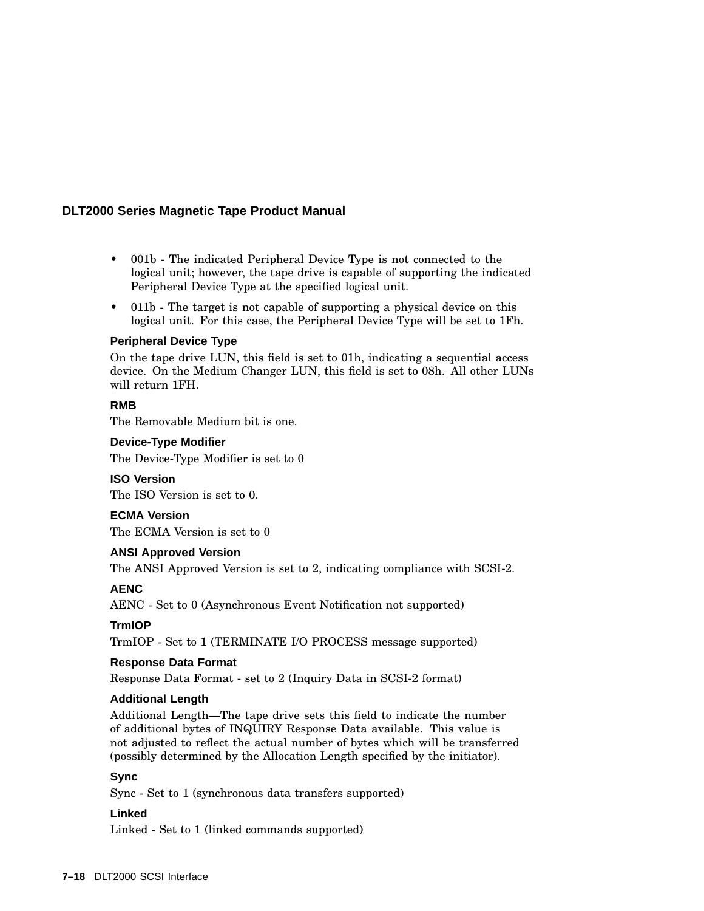- 001b - The indicated Peripheral Device Type is not connected to the logical unit; however, the tape drive is capable of supporting the indicated Peripheral Device Type at the specified logical unit.
- 011b - The target is not capable of supporting a physical device on this logical unit. For this case, the Peripheral Device Type will be set to 1Fh.

**Peripheral Device Type**

On the tape drive LUN, this field is set to 01h, indicating a sequential access device. On the Medium Changer LUN, this field is set to 08h. All other LUNs will return 1FH.

**RMB**

The Removable Medium bit is one.

**Device-Type Modifier**

The Device-Type Modifier is set to 0

**ISO Version**

The ISO Version is set to 0.

**ECMA Version**

The ECMA Version is set to 0

**ANSI Approved Version**

The ANSI Approved Version is set to 2, indicating compliance with SCSI-2.

**AENC**

AENC - Set to 0 (Asynchronous Event Notification not supported)

**TrmIOP**

TrmIOP - Set to 1 (TERMINATE I/O PROCESS message supported)

**Response Data Format**

Response Data Format - set to 2 (Inquiry Data in SCSI-2 format)

**Additional Length**

Additional Length—The tape drive sets this field to indicate the number of additional bytes of INQUIRY Response Data available. This value is not adjusted to reflect the actual number of bytes which will be transferred (possibly determined by the Allocation Length specified by the initiator).

**Sync**

Sync - Set to 1 (synchronous data transfers supported)

**Linked**

Linked - Set to 1 (linked commands supported)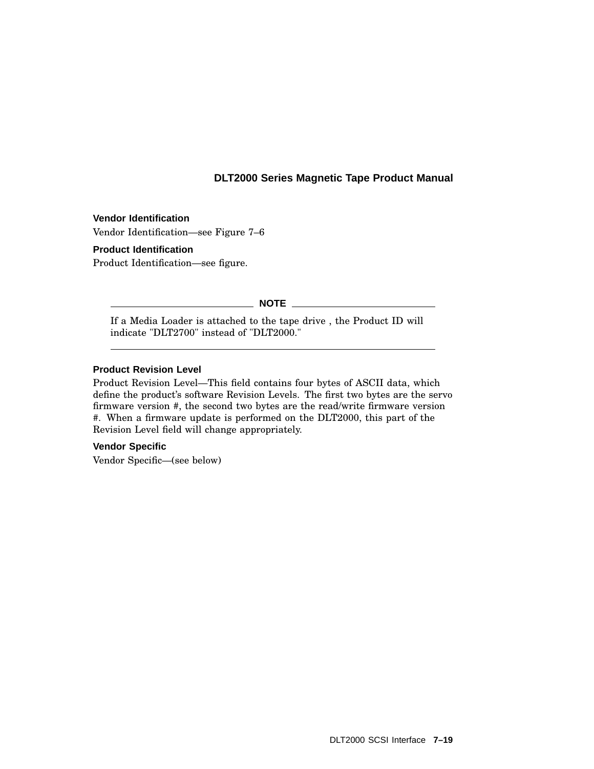**Vendor Identification**

Vendor Identification—see Figure 7–6

**Product Identification**

Product Identification—see figure.

---

**NOTE**

If a Media Loader is attached to the tape drive , the Product ID will indicate "DLT2700" instead of "DLT2000."

---

**Product Revision Level**

Product Revision Level—This field contains four bytes of ASCII data, which define the product's software Revision Levels. The first two bytes are the servo firmware version #, the second two bytes are the read/write firmware version #. When a firmware update is performed on the DLT2000, this part of the Revision Level field will change appropriately.

**Vendor Specific**

Vendor Specific—(see below)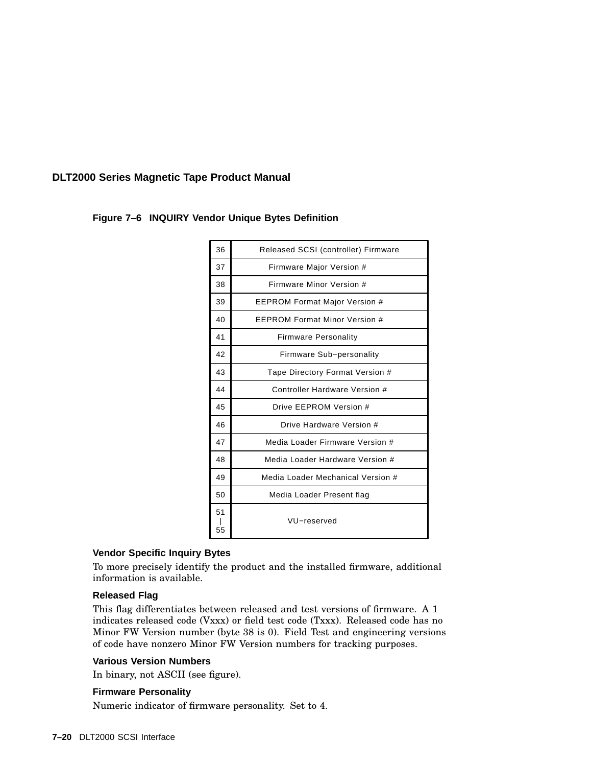**Figure 7–6 INQUIRY Vendor Unique Bytes Definition**

| Byte | Definition |
|---|---|
| 36 | Released SCSI (controller) Firmware |
| 37 | Firmware Major Version # |
| 38 | Firmware Minor Version # |
| 39 | EEPROM Format Major Version # |
| 40 | EEPROM Format Minor Version # |
| 41 | Firmware Personality |
| 42 | Firmware Sub−personality |
| 43 | Tape Directory Format Version # |
| 44 | Controller Hardware Version # |
| 45 | Drive EEPROM Version # |
| 46 | Drive Hardware Version # |
| 47 | Media Loader Firmware Version # |
| 48 | Media Loader Hardware Version # |
| 49 | Media Loader Mechanical Version # |
| 50 | Media Loader Present flag |
| 51 – 55 | VU−reserved |

### Vendor Specific Inquiry Bytes

To more precisely identify the product and the installed firmware, additional information is available.

#### Released Flag

This flag differentiates between released and test versions of firmware. A 1 indicates released code (Vxxx) or field test code (Txxx). Released code has no Minor FW Version number (byte 38 is 0). Field Test and engineering versions of code have nonzero Minor FW Version numbers for tracking purposes.

#### Various Version Numbers

In binary, not ASCII (see figure).

#### Firmware Personality

Numeric indicator of firmware personality. Set to 4.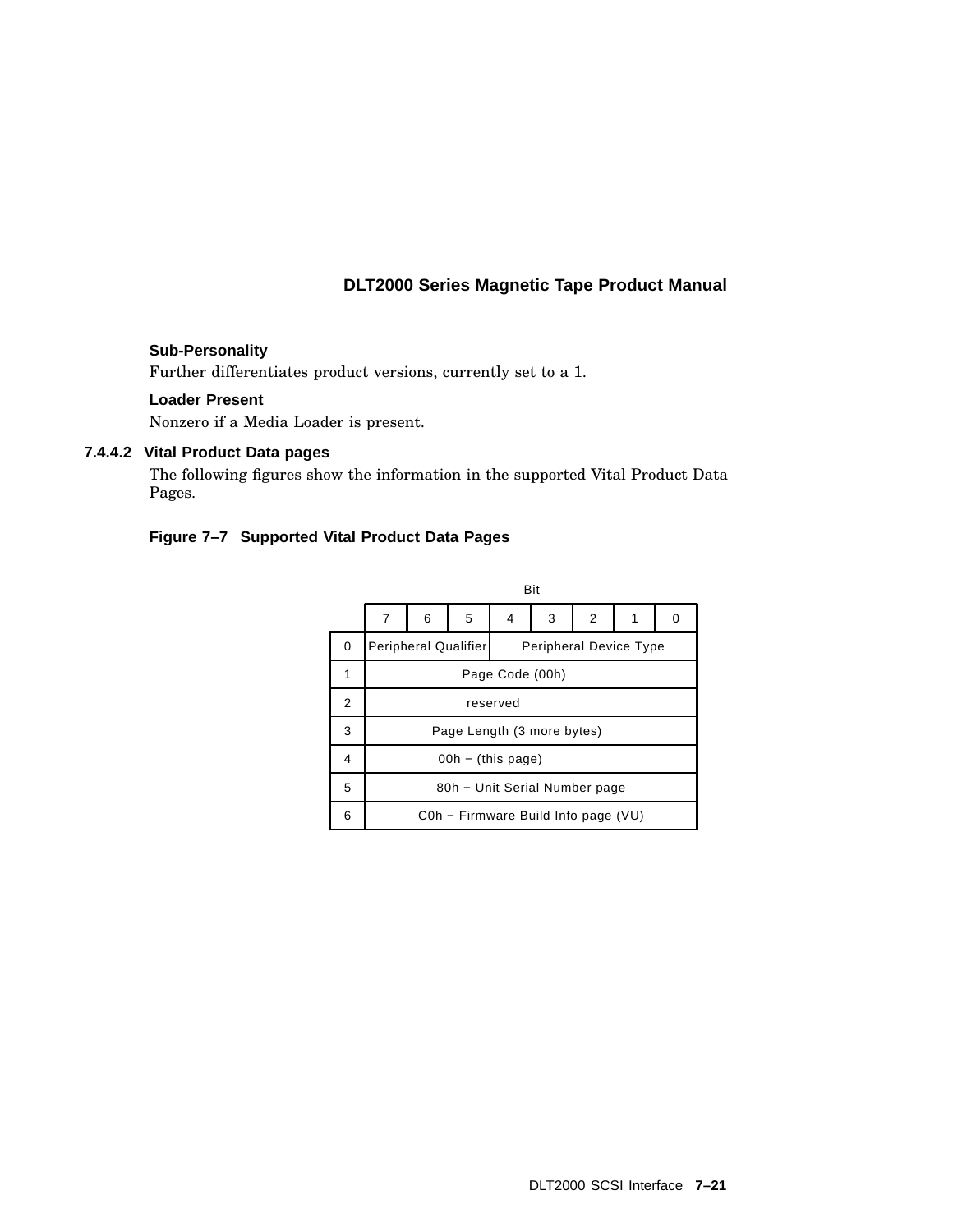**Sub-Personality**

Further differentiates product versions, currently set to a 1.

**Loader Present**

Nonzero if a Media Loader is present.

### 7.4.4.2 Vital Product Data pages

The following figures show the information in the supported Vital Product Data Pages.

**Figure 7–7 Supported Vital Product Data Pages**

| Byte | 7 | 6 | 5 | 4 | 3 | 2 | 1 | 0 |
|---|---|---|---|---|---|---|---|---|
| 0 | Peripheral Qualifier | | | Peripheral Device Type | | | | |
| 1 | Page Code (00h) | | | | | | | |
| 2 | reserved | | | | | | | |
| 3 | Page Length (3 more bytes) | | | | | | | |
| 4 | 00h − (this page) | | | | | | | |
| 5 | 80h − Unit Serial Number page | | | | | | | |
| 6 | C0h − Firmware Build Info page (VU) | | | | | | | |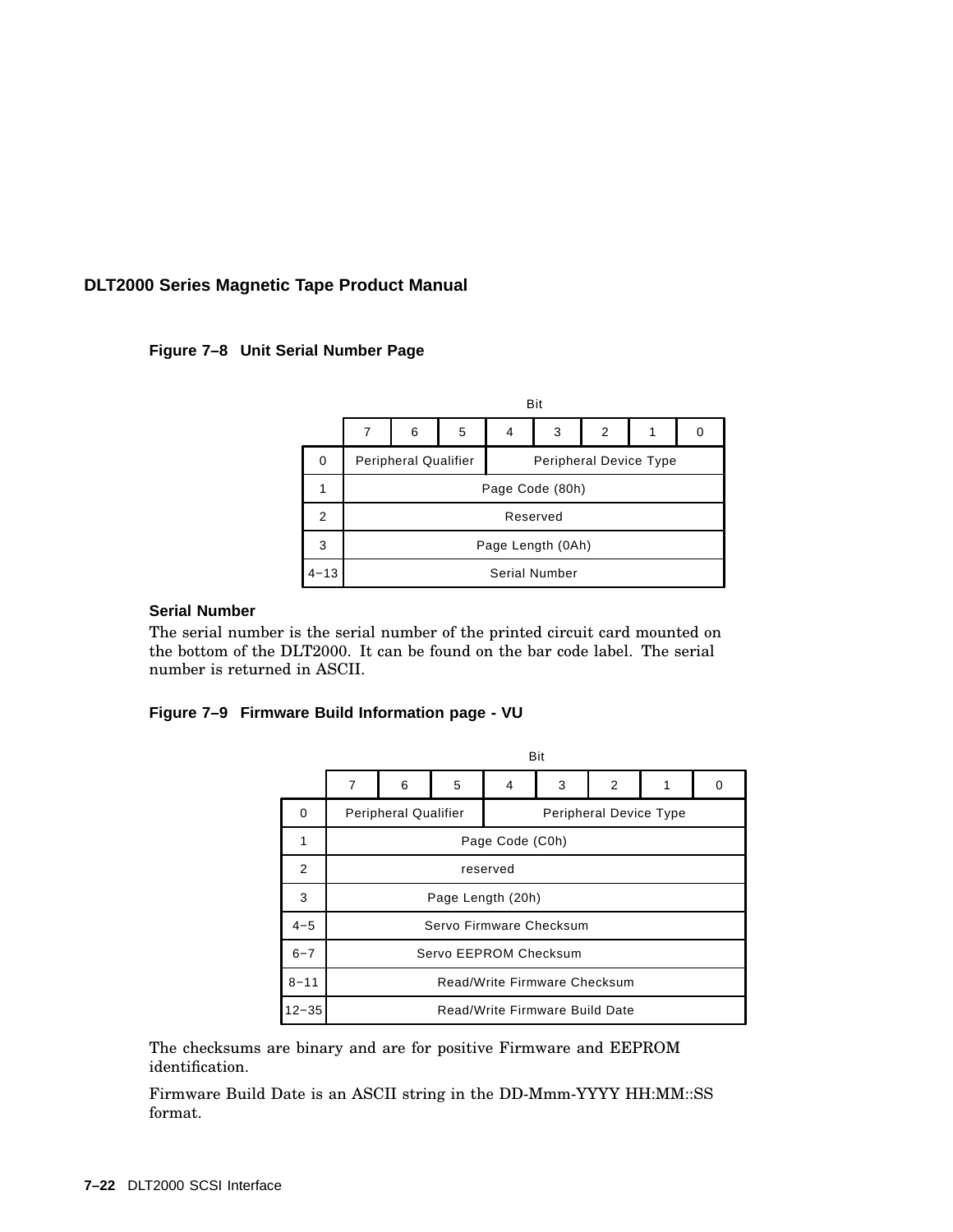**Figure 7–8 Unit Serial Number Page**

| | Bit 7 | 6 | 5 | 4 | 3 | 2 | 1 | 0 |
|---|---|---|---|---|---|---|---|---|
| 0 | Peripheral Qualifier | | | Peripheral Device Type | | | | |
| 1 | Page Code (80h) | | | | | | | |
| 2 | Reserved | | | | | | | |
| 3 | Page Length (0Ah) | | | | | | | |
| 4−13 | Serial Number | | | | | | | |

**Serial Number**

The serial number is the serial number of the printed circuit card mounted on the bottom of the DLT2000. It can be found on the bar code label. The serial number is returned in ASCII.

**Figure 7–9 Firmware Build Information page - VU**

| | Bit 7 | 6 | 5 | 4 | 3 | 2 | 1 | 0 |
|---|---|---|---|---|---|---|---|---|
| 0 | Peripheral Qualifier | | | Peripheral Device Type | | | | |
| 1 | Page Code (C0h) | | | | | | | |
| 2 | reserved | | | | | | | |
| 3 | Page Length (20h) | | | | | | | |
| 4−5 | Servo Firmware Checksum | | | | | | | |
| 6−7 | Servo EEPROM Checksum | | | | | | | |
| 8−11 | Read/Write Firmware Checksum | | | | | | | |
| 12−35 | Read/Write Firmware Build Date | | | | | | | |

The checksums are binary and are for positive Firmware and EEPROM identification.

Firmware Build Date is an ASCII string in the DD-Mmm-YYYY HH:MM::SS format.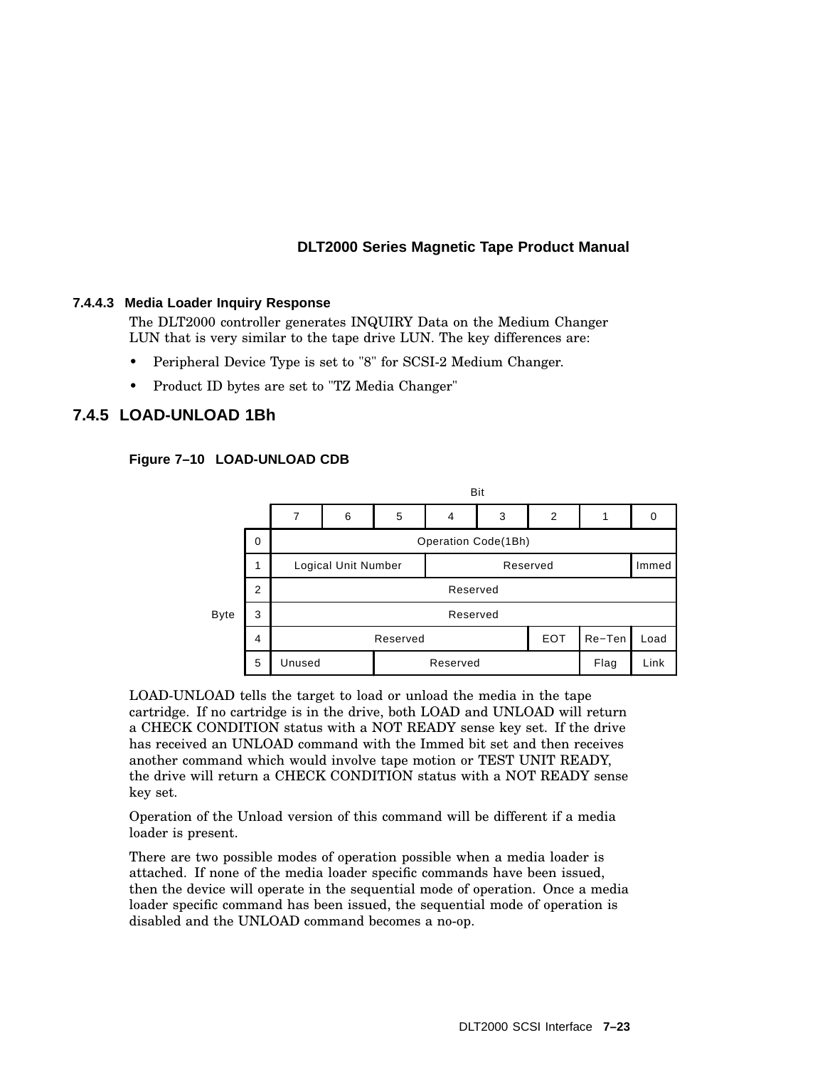#### 7.4.4.3 Media Loader Inquiry Response

The DLT2000 controller generates INQUIRY Data on the Medium Changer LUN that is very similar to the tape drive LUN. The key differences are:

- Peripheral Device Type is set to "8" for SCSI-2 Medium Changer.
- Product ID bytes are set to "TZ Media Changer"

### 7.4.5 LOAD-UNLOAD 1Bh

**Figure 7–10 LOAD-UNLOAD CDB**

| Byte | Bit 7 | 6 | 5 | 4 | 3 | 2 | 1 | 0 |
|---|---|---|---|---|---|---|---|---|
| 0 | Operation Code(1Bh) | | | | | | | |
| 1 | Logical Unit Number | | | Reserved | | | | Immed |
| 2 | Reserved | | | | | | | |
| 3 | Reserved | | | | | | | |
| 4 | Reserved | | | | | EOT | Re−Ten | Load |
| 5 | Unused | | Reserved | | | | Flag | Link |

LOAD-UNLOAD tells the target to load or unload the media in the tape cartridge. If no cartridge is in the drive, both LOAD and UNLOAD will return a CHECK CONDITION status with a NOT READY sense key set. If the drive has received an UNLOAD command with the Immed bit set and then receives another command which would involve tape motion or TEST UNIT READY, the drive will return a CHECK CONDITION status with a NOT READY sense key set.

Operation of the Unload version of this command will be different if a media loader is present.

There are two possible modes of operation possible when a media loader is attached. If none of the media loader specific commands have been issued, then the device will operate in the sequential mode of operation. Once a media loader specific command has been issued, the sequential mode of operation is disabled and the UNLOAD command becomes a no-op.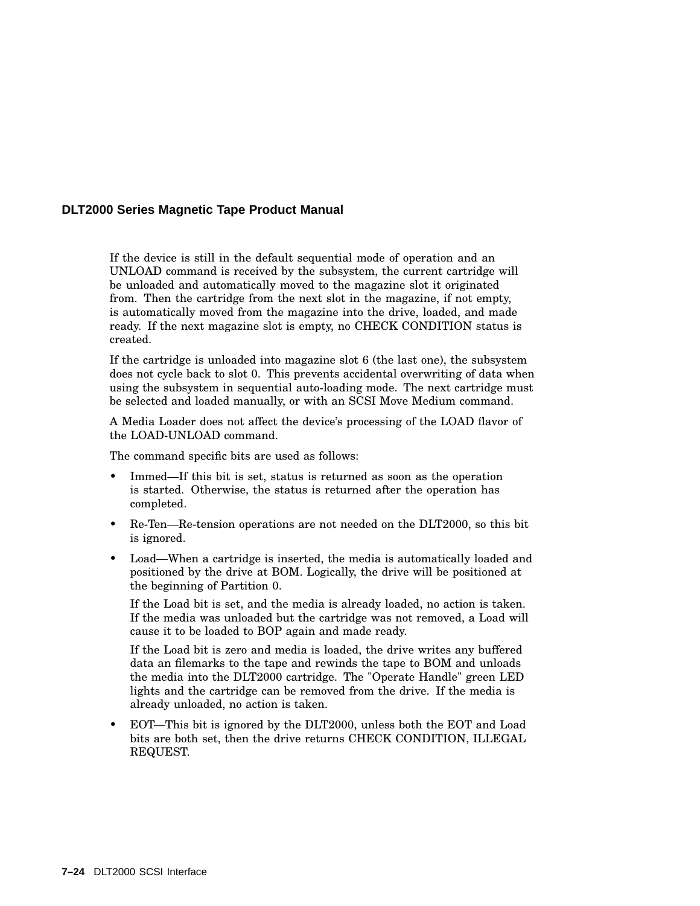If the device is still in the default sequential mode of operation and an UNLOAD command is received by the subsystem, the current cartridge will be unloaded and automatically moved to the magazine slot it originated from. Then the cartridge from the next slot in the magazine, if not empty, is automatically moved from the magazine into the drive, loaded, and made ready. If the next magazine slot is empty, no CHECK CONDITION status is created.

If the cartridge is unloaded into magazine slot 6 (the last one), the subsystem does not cycle back to slot 0. This prevents accidental overwriting of data when using the subsystem in sequential auto-loading mode. The next cartridge must be selected and loaded manually, or with an SCSI Move Medium command.

A Media Loader does not affect the device's processing of the LOAD flavor of the LOAD-UNLOAD command.

The command specific bits are used as follows:

- Immed—If this bit is set, status is returned as soon as the operation is started. Otherwise, the status is returned after the operation has completed.
- Re-Ten—Re-tension operations are not needed on the DLT2000, so this bit is ignored.
- Load—When a cartridge is inserted, the media is automatically loaded and positioned by the drive at BOM. Logically, the drive will be positioned at the beginning of Partition 0.

  If the Load bit is set, and the media is already loaded, no action is taken. If the media was unloaded but the cartridge was not removed, a Load will cause it to be loaded to BOP again and made ready.

  If the Load bit is zero and media is loaded, the drive writes any buffered data an filemarks to the tape and rewinds the tape to BOM and unloads the media into the DLT2000 cartridge. The "Operate Handle" green LED lights and the cartridge can be removed from the drive. If the media is already unloaded, no action is taken.
- EOT—This bit is ignored by the DLT2000, unless both the EOT and Load bits are both set, then the drive returns CHECK CONDITION, ILLEGAL REQUEST.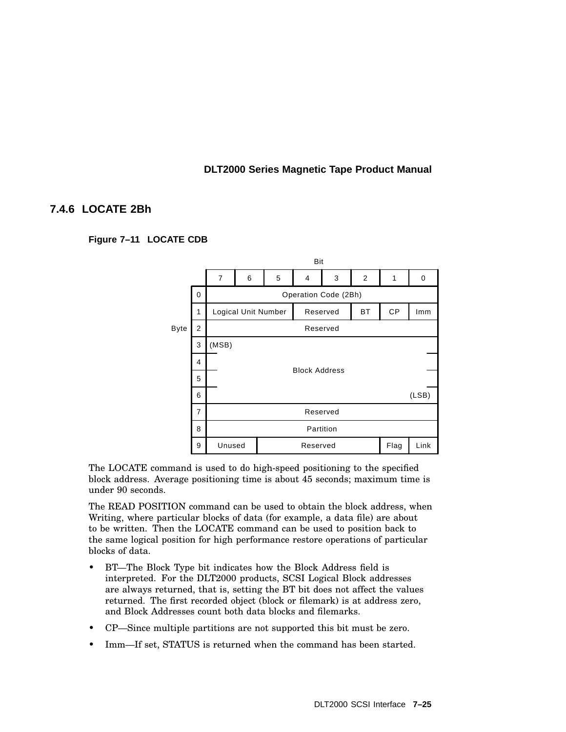### 7.4.6 LOCATE 2Bh

**Figure 7–11 LOCATE CDB**

| Byte | Bit 7 | 6 | 5 | 4 | 3 | 2 | 1 | 0 |
|---|---|---|---|---|---|---|---|---|
| 0 | Operation Code (2Bh) | | | | | | | |
| 1 | Logical Unit Number | | | Reserved | | BT | CP | Imm |
| 2 | Reserved | | | | | | | |
| 3 | (MSB) Block Address | | | | | | | |
| 4 | | | | | | | | |
| 5 | | | | | | | | |
| 6 | | | | | | | | (LSB) |
| 7 | Reserved | | | | | | | |
| 8 | Partition | | | | | | | |
| 9 | Unused | | Reserved | | | | Flag | Link |

The LOCATE command is used to do high-speed positioning to the specified block address. Average positioning time is about 45 seconds; maximum time is under 90 seconds.

The READ POSITION command can be used to obtain the block address, when Writing, where particular blocks of data (for example, a data file) are about to be written. Then the LOCATE command can be used to position back to the same logical position for high performance restore operations of particular blocks of data.

- BT—The Block Type bit indicates how the Block Address field is interpreted. For the DLT2000 products, SCSI Logical Block addresses are always returned, that is, setting the BT bit does not affect the values returned. The first recorded object (block or filemark) is at address zero, and Block Addresses count both data blocks and filemarks.
- CP—Since multiple partitions are not supported this bit must be zero.
- Imm—If set, STATUS is returned when the command has been started.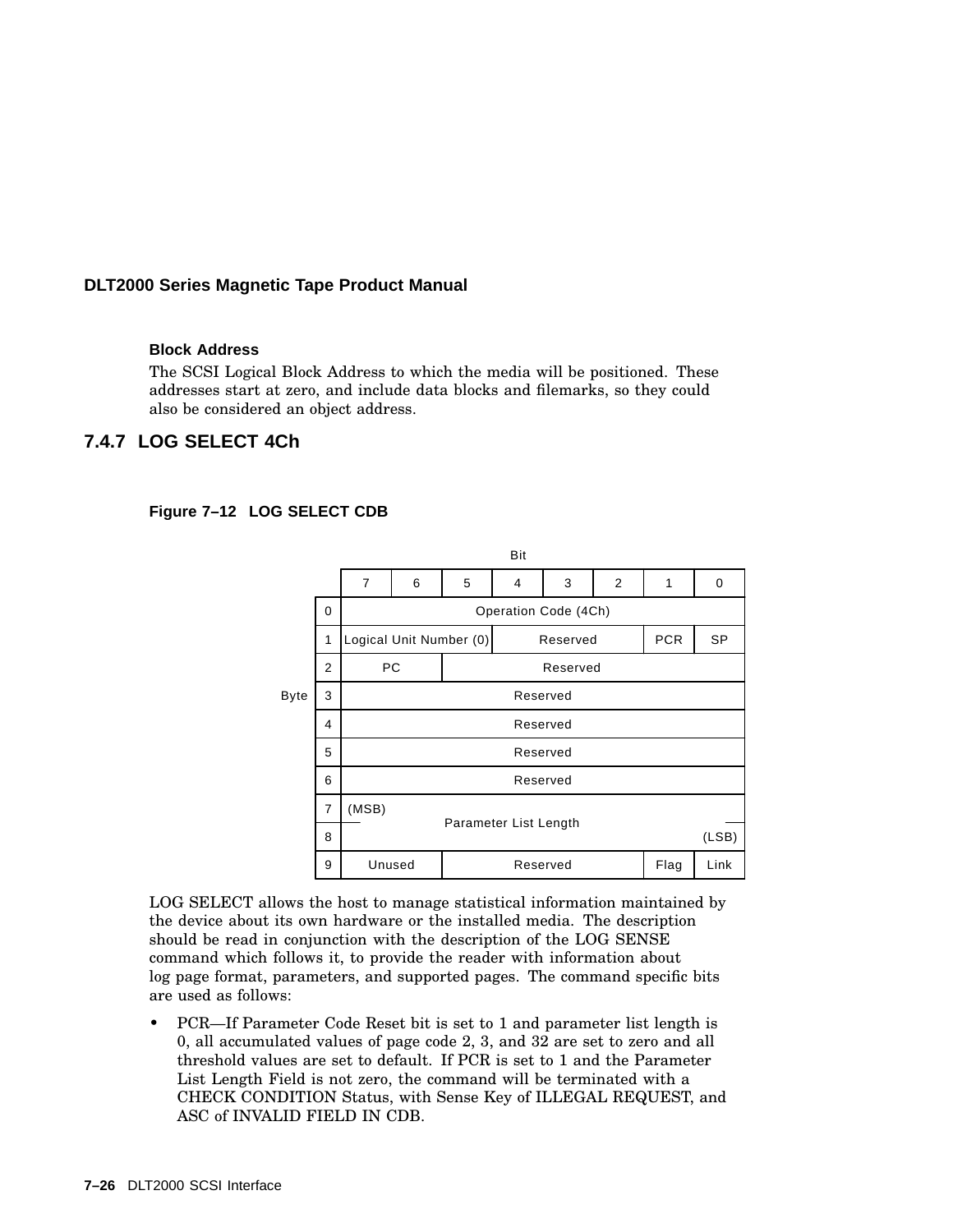**Block Address**

The SCSI Logical Block Address to which the media will be positioned. These addresses start at zero, and include data blocks and filemarks, so they could also be considered an object address.

### 7.4.7 LOG SELECT 4Ch

**Figure 7–12 LOG SELECT CDB**

| Byte | 7 | 6 | 5 | 4 | 3 | 2 | 1 | 0 |
|---|---|---|---|---|---|---|---|---|
| 0 | Operation Code (4Ch) | | | | | | | |
| 1 | Logical Unit Number (0) | | | Reserved | | | PCR | SP |
| 2 | PC | | Reserved | | | | | |
| 3 | Reserved | | | | | | | |
| 4 | Reserved | | | | | | | |
| 5 | Reserved | | | | | | | |
| 6 | Reserved | | | | | | | |
| 7 | (MSB) Parameter List Length | | | | | | | |
| 8 | Parameter List Length (LSB) | | | | | | | |
| 9 | Unused | | Reserved | | | | Flag | Link |

LOG SELECT allows the host to manage statistical information maintained by the device about its own hardware or the installed media. The description should be read in conjunction with the description of the LOG SENSE command which follows it, to provide the reader with information about log page format, parameters, and supported pages. The command specific bits are used as follows:

- PCR—If Parameter Code Reset bit is set to 1 and parameter list length is 0, all accumulated values of page code 2, 3, and 32 are set to zero and all threshold values are set to default. If PCR is set to 1 and the Parameter List Length Field is not zero, the command will be terminated with a CHECK CONDITION Status, with Sense Key of ILLEGAL REQUEST, and ASC of INVALID FIELD IN CDB.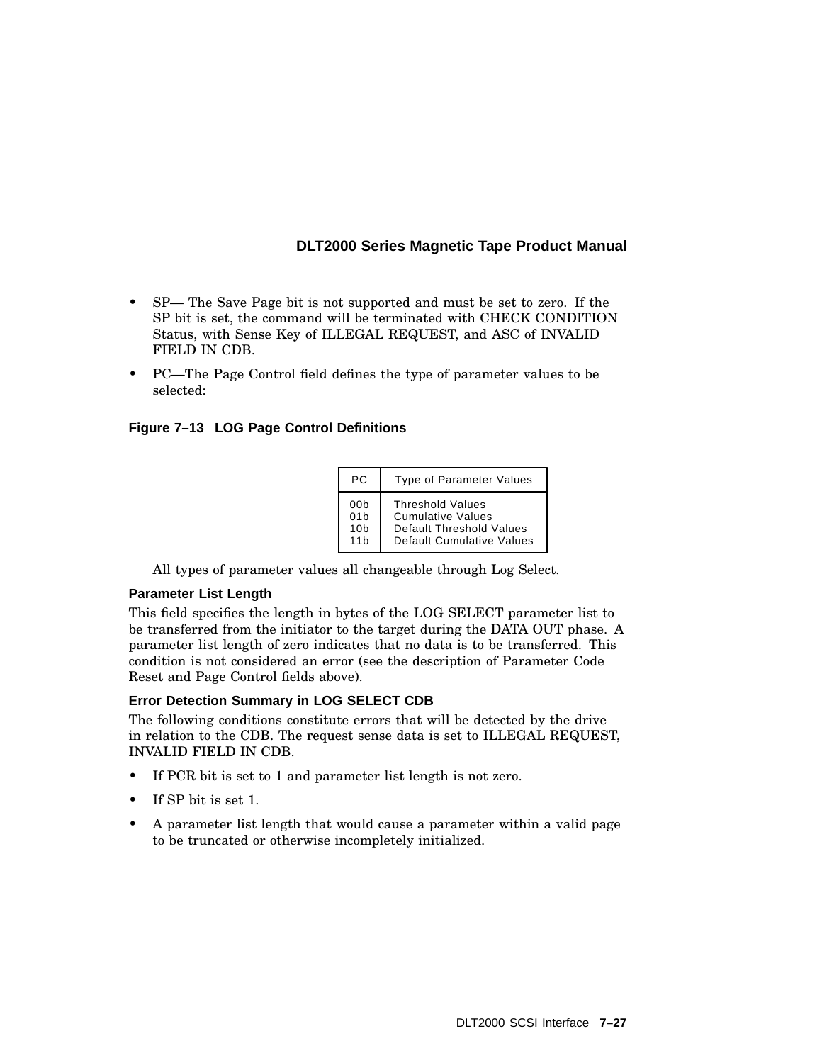- SP— The Save Page bit is not supported and must be set to zero. If the SP bit is set, the command will be terminated with CHECK CONDITION Status, with Sense Key of ILLEGAL REQUEST, and ASC of INVALID FIELD IN CDB.
- PC—The Page Control field defines the type of parameter values to be selected:

**Figure 7–13 LOG Page Control Definitions**

| PC | Type of Parameter Values |
|---|---|
| 00b | Threshold Values |
| 01b | Cumulative Values |
| 10b | Default Threshold Values |
| 11b | Default Cumulative Values |

All types of parameter values all changeable through Log Select.

### Parameter List Length

This field specifies the length in bytes of the LOG SELECT parameter list to be transferred from the initiator to the target during the DATA OUT phase. A parameter list length of zero indicates that no data is to be transferred. This condition is not considered an error (see the description of Parameter Code Reset and Page Control fields above).

### Error Detection Summary in LOG SELECT CDB

The following conditions constitute errors that will be detected by the drive in relation to the CDB. The request sense data is set to ILLEGAL REQUEST, INVALID FIELD IN CDB.

- If PCR bit is set to 1 and parameter list length is not zero.
- If SP bit is set 1.
- A parameter list length that would cause a parameter within a valid page to be truncated or otherwise incompletely initialized.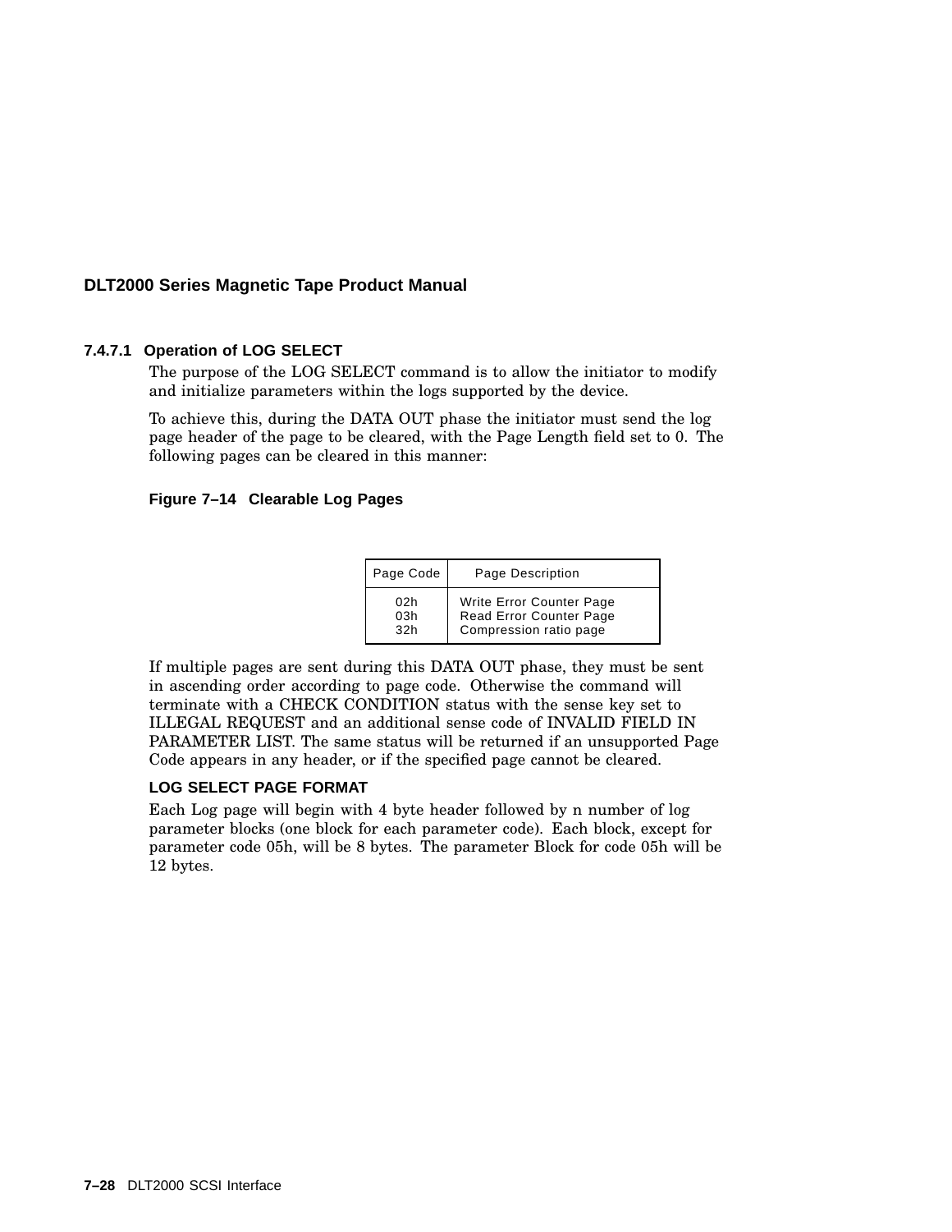#### 7.4.7.1 Operation of LOG SELECT

The purpose of the LOG SELECT command is to allow the initiator to modify and initialize parameters within the logs supported by the device.

To achieve this, during the DATA OUT phase the initiator must send the log page header of the page to be cleared, with the Page Length field set to 0. The following pages can be cleared in this manner:

**Figure 7–14 Clearable Log Pages**

| Page Code | Page Description |
|---|---|
| 02h | Write Error Counter Page |
| 03h | Read Error Counter Page |
| 32h | Compression ratio page |

If multiple pages are sent during this DATA OUT phase, they must be sent in ascending order according to page code. Otherwise the command will terminate with a CHECK CONDITION status with the sense key set to ILLEGAL REQUEST and an additional sense code of INVALID FIELD IN PARAMETER LIST. The same status will be returned if an unsupported Page Code appears in any header, or if the specified page cannot be cleared.

**LOG SELECT PAGE FORMAT**

Each Log page will begin with 4 byte header followed by n number of log parameter blocks (one block for each parameter code). Each block, except for parameter code 05h, will be 8 bytes. The parameter Block for code 05h will be 12 bytes.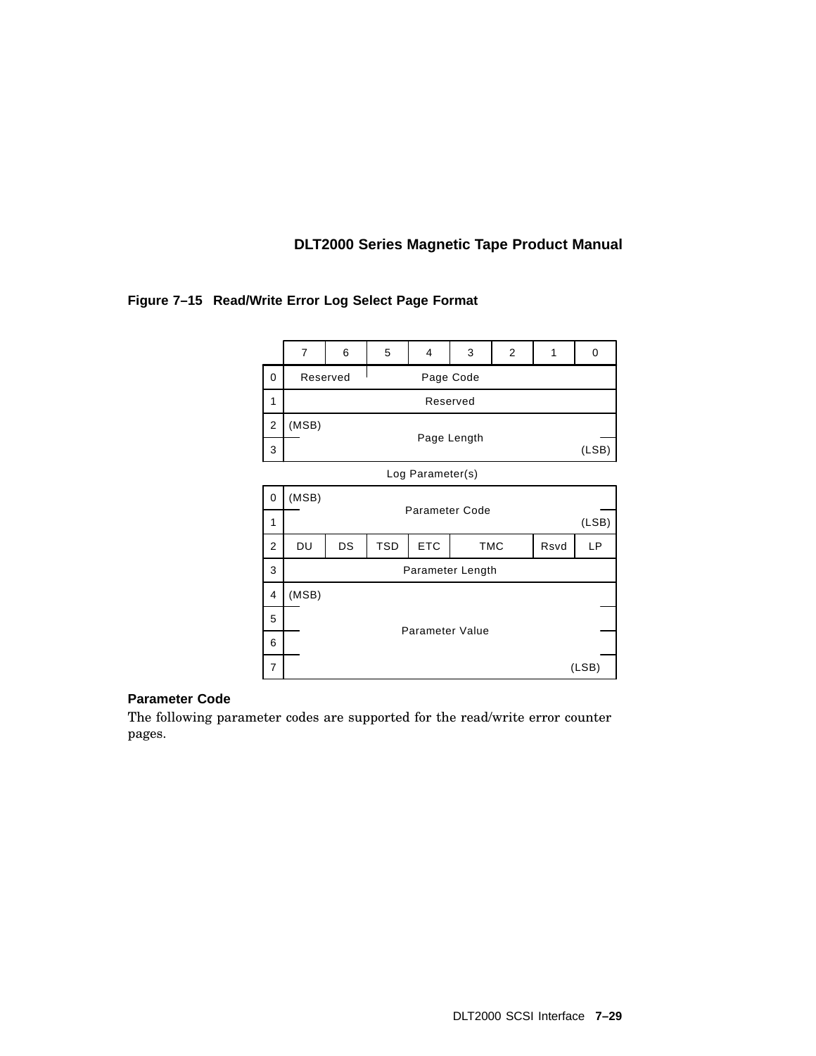**Figure 7–15 Read/Write Error Log Select Page Format**

| | 7 | 6 | 5 | 4 | 3 | 2 | 1 | 0 |
|---|---|---|---|---|---|---|---|---|
| 0 | Reserved | | Page Code | | | | | |
| 1 | Reserved | | | | | | | |
| 2 | (MSB) | | | | | | | |
| | Page Length | | | | | | | |
| 3 | | | | | | | | (LSB) |

Log Parameter(s)

| | 7 | 6 | 5 | 4 | 3 | 2 | 1 | 0 |
|---|---|---|---|---|---|---|---|---|
| 0 | (MSB) | | | | | | | |
| | Parameter Code | | | | | | | |
| 1 | | | | | | | | (LSB) |
| 2 | DU | DS | TSD | ETC | TMC | | Rsvd | LP |
| 3 | Parameter Length | | | | | | | |
| 4 | (MSB) | | | | | | | |
| 5 | | | | | | | | |
| | Parameter Value | | | | | | | |
| 6 | | | | | | | | |
| 7 | | | | | | | | (LSB) |

**Parameter Code**

The following parameter codes are supported for the read/write error counter pages.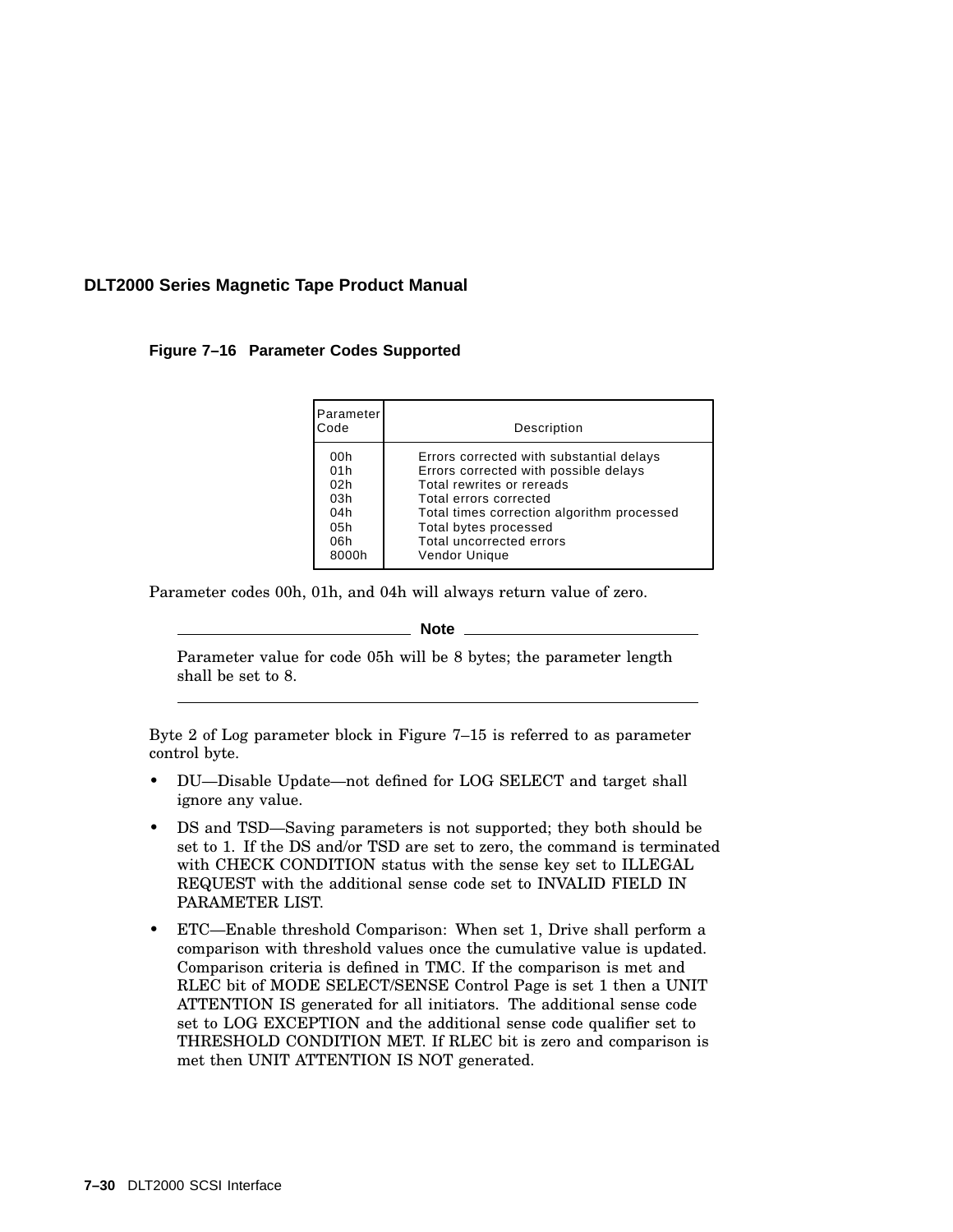**Figure 7–16 Parameter Codes Supported**

| Parameter Code | Description |
|---|---|
| 00h | Errors corrected with substantial delays |
| 01h | Errors corrected with possible delays |
| 02h | Total rewrites or rereads |
| 03h | Total errors corrected |
| 04h | Total times correction algorithm processed |
| 05h | Total bytes processed |
| 06h | Total uncorrected errors |
| 8000h | Vendor Unique |

Parameter codes 00h, 01h, and 04h will always return value of zero.

---

**Note**

Parameter value for code 05h will be 8 bytes; the parameter length shall be set to 8.

---

Byte 2 of Log parameter block in Figure 7–15 is referred to as parameter control byte.

- DU—Disable Update—not defined for LOG SELECT and target shall ignore any value.
- DS and TSD—Saving parameters is not supported; they both should be set to 1. If the DS and/or TSD are set to zero, the command is terminated with CHECK CONDITION status with the sense key set to ILLEGAL REQUEST with the additional sense code set to INVALID FIELD IN PARAMETER LIST.
- ETC—Enable threshold Comparison: When set 1, Drive shall perform a comparison with threshold values once the cumulative value is updated. Comparison criteria is defined in TMC. If the comparison is met and RLEC bit of MODE SELECT/SENSE Control Page is set 1 then a UNIT ATTENTION IS generated for all initiators. The additional sense code set to LOG EXCEPTION and the additional sense code qualifier set to THRESHOLD CONDITION MET. If RLEC bit is zero and comparison is met then UNIT ATTENTION IS NOT generated.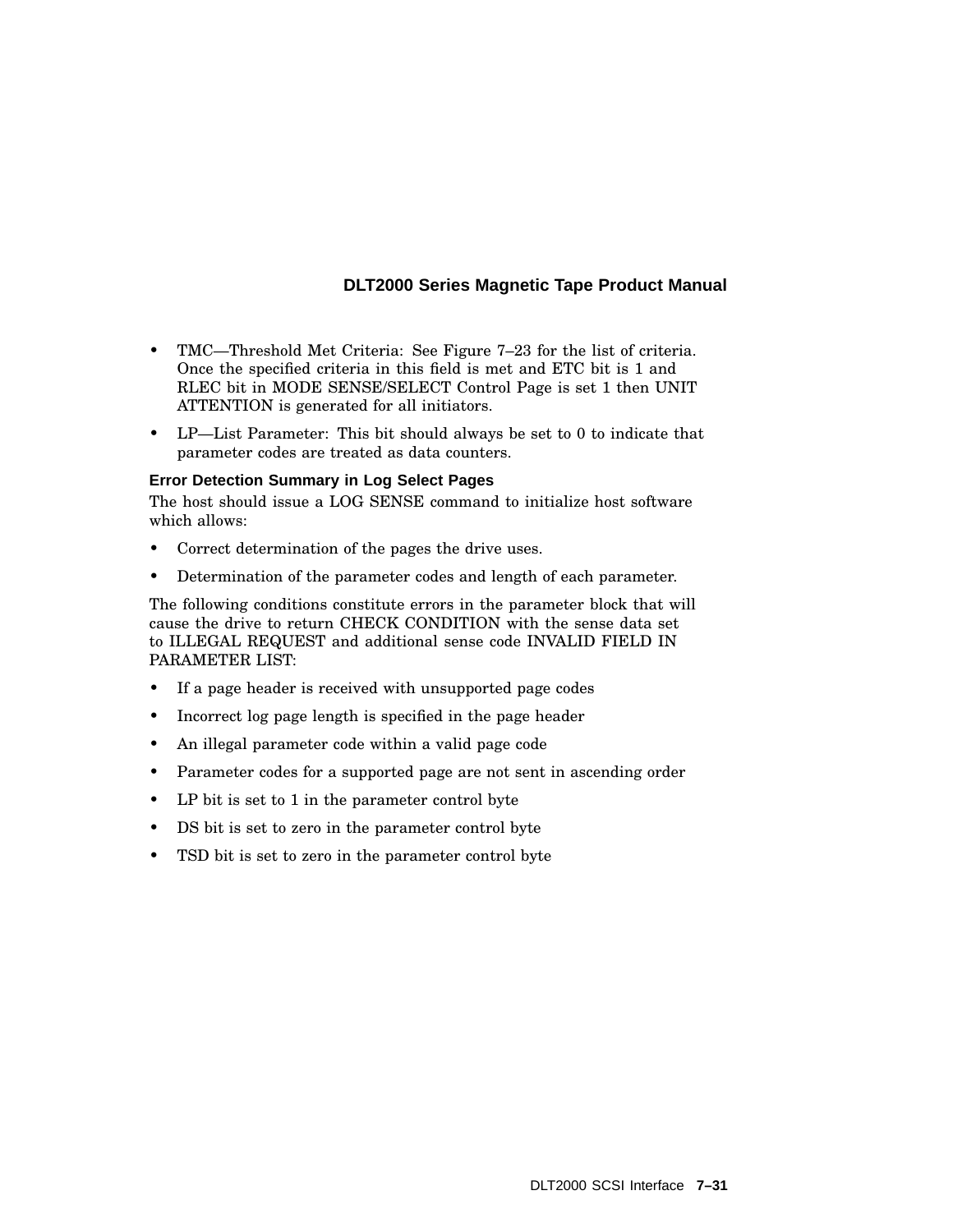- TMC—Threshold Met Criteria: See Figure 7–23 for the list of criteria. Once the specified criteria in this field is met and ETC bit is 1 and RLEC bit in MODE SENSE/SELECT Control Page is set 1 then UNIT ATTENTION is generated for all initiators.
- LP—List Parameter: This bit should always be set to 0 to indicate that parameter codes are treated as data counters.

### Error Detection Summary in Log Select Pages

The host should issue a LOG SENSE command to initialize host software which allows:

- Correct determination of the pages the drive uses.
- Determination of the parameter codes and length of each parameter.

The following conditions constitute errors in the parameter block that will cause the drive to return CHECK CONDITION with the sense data set to ILLEGAL REQUEST and additional sense code INVALID FIELD IN PARAMETER LIST:

- If a page header is received with unsupported page codes
- Incorrect log page length is specified in the page header
- An illegal parameter code within a valid page code
- Parameter codes for a supported page are not sent in ascending order
- LP bit is set to 1 in the parameter control byte
- DS bit is set to zero in the parameter control byte
- TSD bit is set to zero in the parameter control byte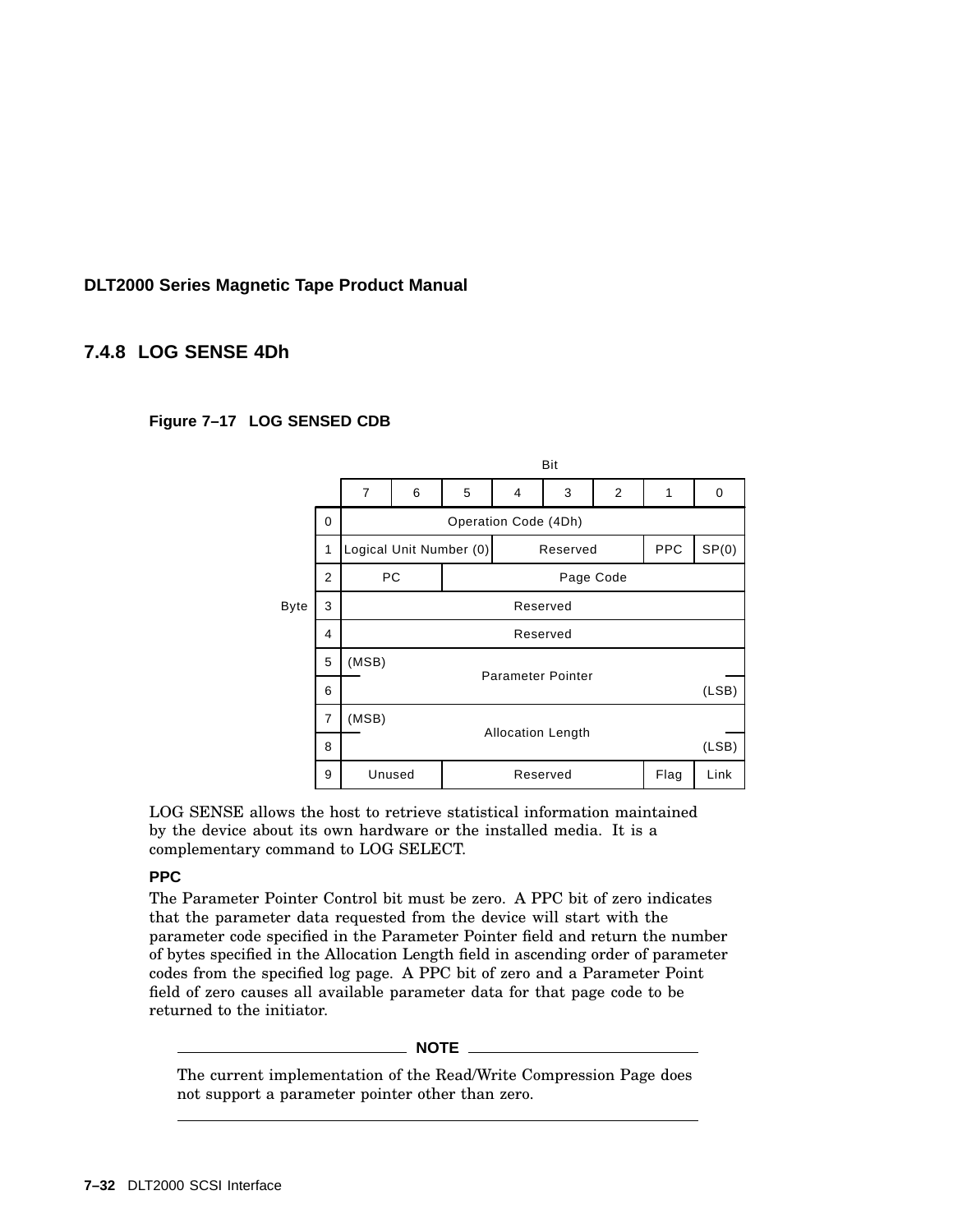## 7.4.8 LOG SENSE 4Dh

**Figure 7–17 LOG SENSED CDB**

| Byte \ Bit | 7 | 6 | 5 | 4 | 3 | 2 | 1 | 0 |
|---|---|---|---|---|---|---|---|---|
| 0 | Operation Code (4Dh) | | | | | | | |
| 1 | Logical Unit Number (0) | | | Reserved | | | PPC | SP(0) |
| 2 | PC | | Page Code | | | | | |
| 3 | Reserved | | | | | | | |
| 4 | Reserved | | | | | | | |
| 5 | (MSB) Parameter Pointer | | | | | | | |
| 6 | | | | | | | | (LSB) |
| 7 | (MSB) Allocation Length | | | | | | | |
| 8 | | | | | | | | (LSB) |
| 9 | Unused | | Reserved | | | | Flag | Link |

LOG SENSE allows the host to retrieve statistical information maintained by the device about its own hardware or the installed media. It is a complementary command to LOG SELECT.

**PPC**

The Parameter Pointer Control bit must be zero. A PPC bit of zero indicates that the parameter data requested from the device will start with the parameter code specified in the Parameter Pointer field and return the number of bytes specified in the Allocation Length field in ascending order of parameter codes from the specified log page. A PPC bit of zero and a Parameter Point field of zero causes all available parameter data for that page code to be returned to the initiator.

**NOTE**

The current implementation of the Read/Write Compression Page does not support a parameter pointer other than zero.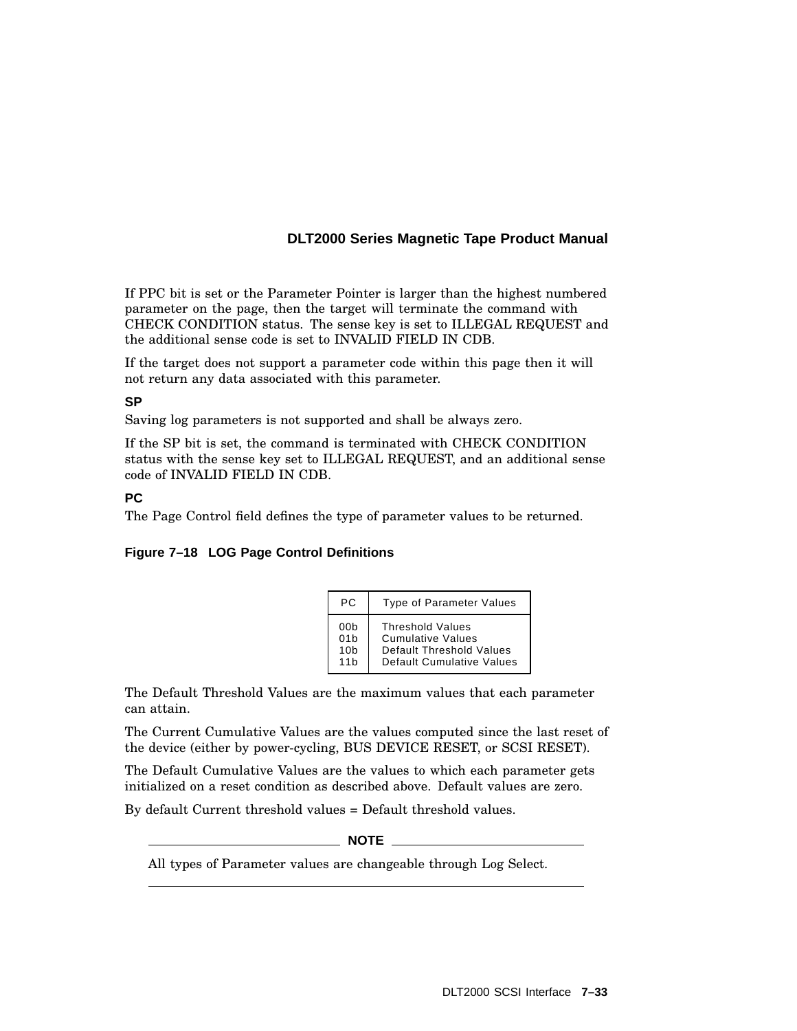If PPC bit is set or the Parameter Pointer is larger than the highest numbered parameter on the page, then the target will terminate the command with CHECK CONDITION status. The sense key is set to ILLEGAL REQUEST and the additional sense code is set to INVALID FIELD IN CDB.

If the target does not support a parameter code within this page then it will not return any data associated with this parameter.

**SP**

Saving log parameters is not supported and shall be always zero.

If the SP bit is set, the command is terminated with CHECK CONDITION status with the sense key set to ILLEGAL REQUEST, and an additional sense code of INVALID FIELD IN CDB.

**PC**

The Page Control field defines the type of parameter values to be returned.

**Figure 7–18 LOG Page Control Definitions**

| PC | Type of Parameter Values |
|---|---|
| 00b | Threshold Values |
| 01b | Cumulative Values |
| 10b | Default Threshold Values |
| 11b | Default Cumulative Values |

The Default Threshold Values are the maximum values that each parameter can attain.

The Current Cumulative Values are the values computed since the last reset of the device (either by power-cycling, BUS DEVICE RESET, or SCSI RESET).

The Default Cumulative Values are the values to which each parameter gets initialized on a reset condition as described above. Default values are zero.

By default Current threshold values = Default threshold values.

---

**NOTE**

All types of Parameter values are changeable through Log Select.

---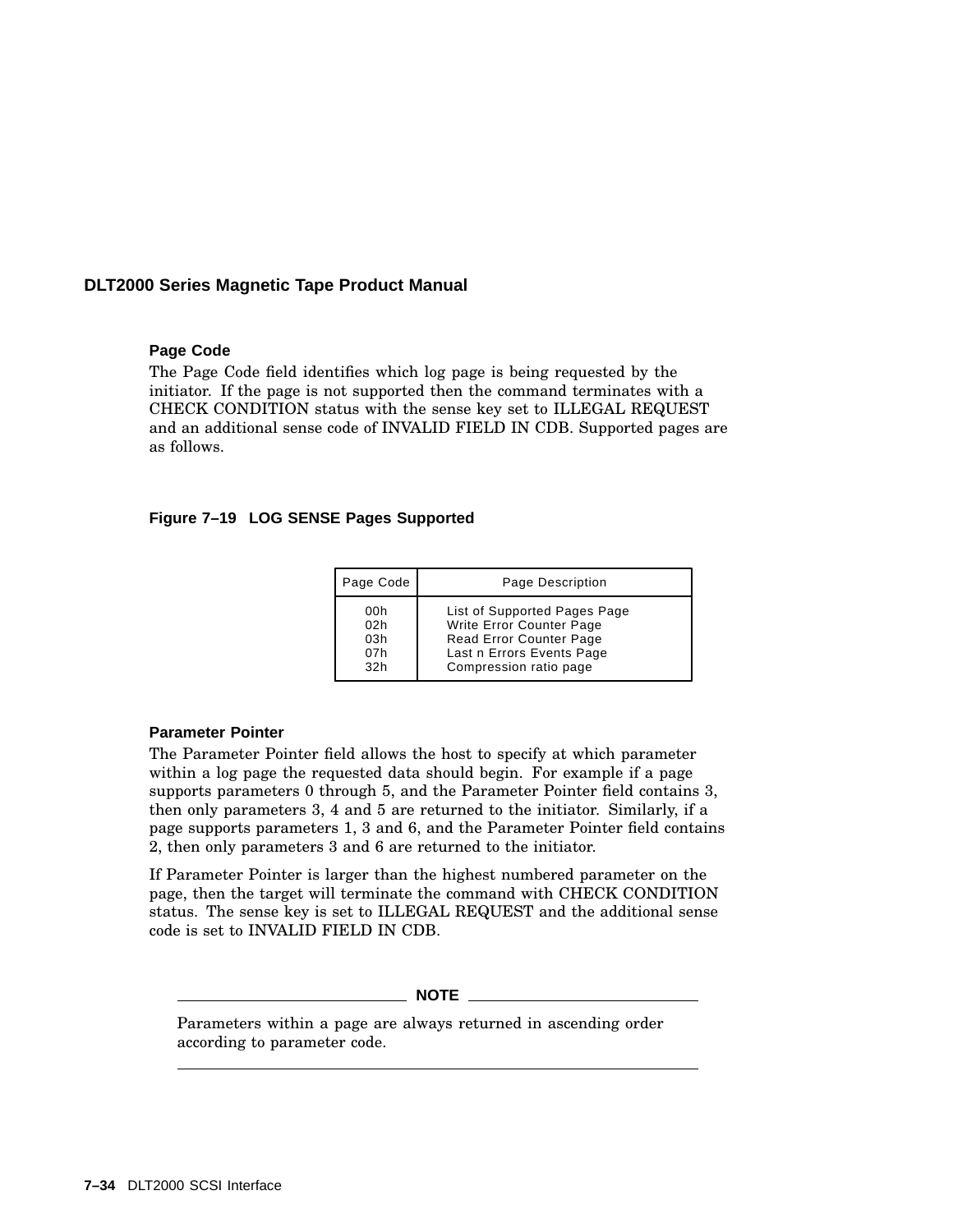**Page Code**

The Page Code field identifies which log page is being requested by the initiator. If the page is not supported then the command terminates with a CHECK CONDITION status with the sense key set to ILLEGAL REQUEST and an additional sense code of INVALID FIELD IN CDB. Supported pages are as follows.

**Figure 7–19 LOG SENSE Pages Supported**

| Page Code | Page Description |
|---|---|
| 00h | List of Supported Pages Page |
| 02h | Write Error Counter Page |
| 03h | Read Error Counter Page |
| 07h | Last n Errors Events Page |
| 32h | Compression ratio page |

**Parameter Pointer**

The Parameter Pointer field allows the host to specify at which parameter within a log page the requested data should begin. For example if a page supports parameters 0 through 5, and the Parameter Pointer field contains 3, then only parameters 3, 4 and 5 are returned to the initiator. Similarly, if a page supports parameters 1, 3 and 6, and the Parameter Pointer field contains 2, then only parameters 3 and 6 are returned to the initiator.

If Parameter Pointer is larger than the highest numbered parameter on the page, then the target will terminate the command with CHECK CONDITION status. The sense key is set to ILLEGAL REQUEST and the additional sense code is set to INVALID FIELD IN CDB.

---

**NOTE**

Parameters within a page are always returned in ascending order according to parameter code.

---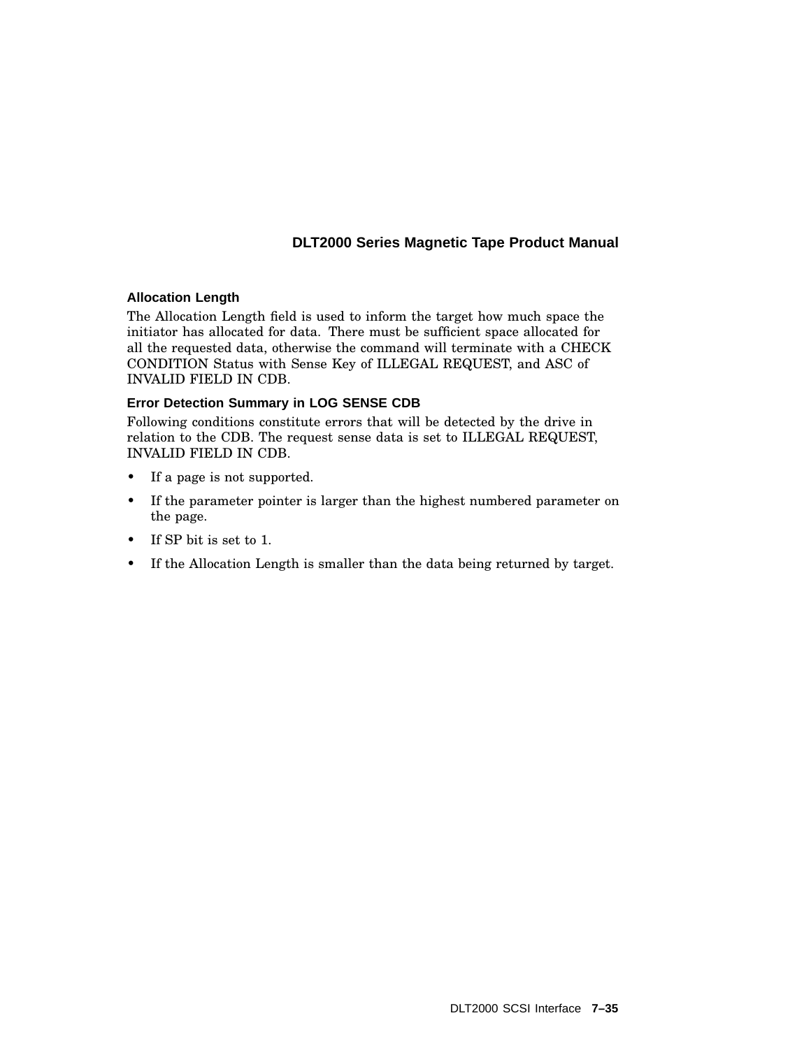### Allocation Length

The Allocation Length field is used to inform the target how much space the initiator has allocated for data. There must be sufficient space allocated for all the requested data, otherwise the command will terminate with a CHECK CONDITION Status with Sense Key of ILLEGAL REQUEST, and ASC of INVALID FIELD IN CDB.

### Error Detection Summary in LOG SENSE CDB

Following conditions constitute errors that will be detected by the drive in relation to the CDB. The request sense data is set to ILLEGAL REQUEST, INVALID FIELD IN CDB.

- If a page is not supported.
- If the parameter pointer is larger than the highest numbered parameter on the page.
- If SP bit is set to 1.
- If the Allocation Length is smaller than the data being returned by target.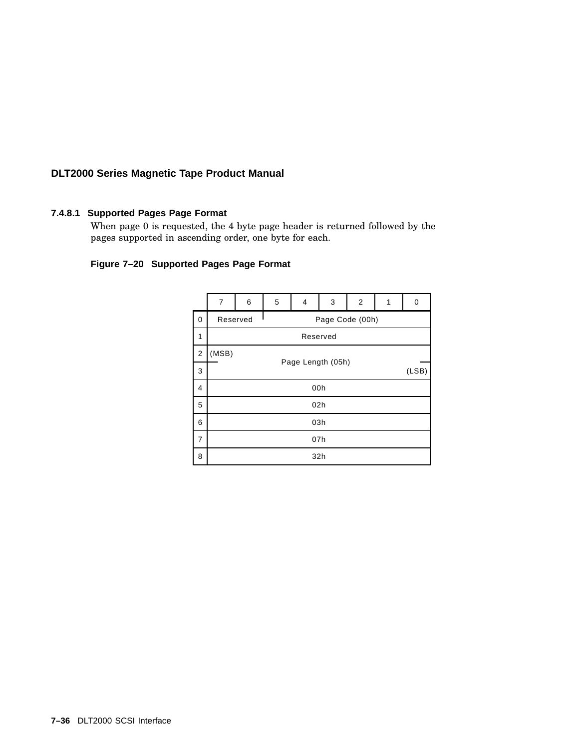#### 7.4.8.1 Supported Pages Page Format

When page 0 is requested, the 4 byte page header is returned followed by the pages supported in ascending order, one byte for each.

**Figure 7–20 Supported Pages Page Format**

| | 7 | 6 | 5 | 4 | 3 | 2 | 1 | 0 |
|---|---|---|---|---|---|---|---|---|
| 0 | Reserved | | Page Code (00h) | | | | | |
| 1 | Reserved | | | | | | | |
| 2 | (MSB) Page Length (05h) | | | | | | | |
| 3 | (LSB) | | | | | | | |
| 4 | 00h | | | | | | | |
| 5 | 02h | | | | | | | |
| 6 | 03h | | | | | | | |
| 7 | 07h | | | | | | | |
| 8 | 32h | | | | | | | |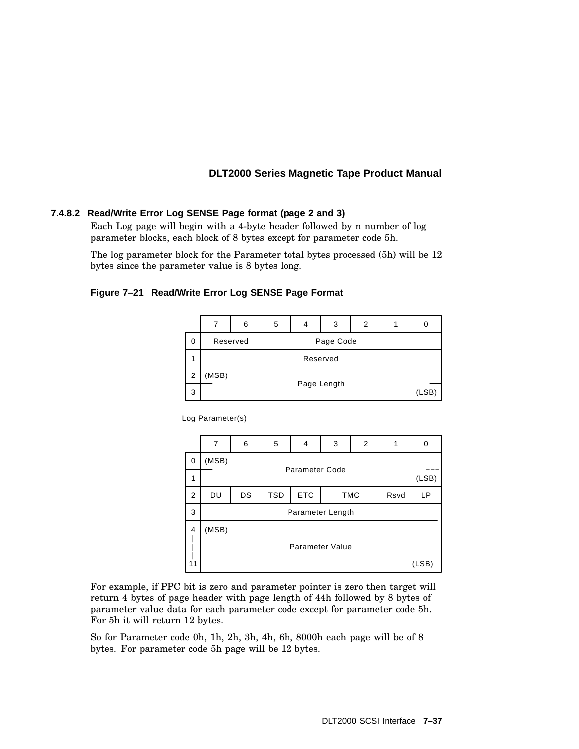### 7.4.8.2 Read/Write Error Log SENSE Page format (page 2 and 3)

Each Log page will begin with a 4-byte header followed by n number of log parameter blocks, each block of 8 bytes except for parameter code 5h.

The log parameter block for the Parameter total bytes processed (5h) will be 12 bytes since the parameter value is 8 bytes long.

**Figure 7–21 Read/Write Error Log SENSE Page Format**

| | 7 | 6 | 5 | 4 | 3 | 2 | 1 | 0 |
|---|---|---|---|---|---|---|---|---|
| 0 | Reserved | | Page Code | | | | | |
| 1 | Reserved | | | | | | | |
| 2 | (MSB) Page Length | | | | | | | |
| 3 | | | | | | | | (LSB) |

Log Parameter(s)

| | 7 | 6 | 5 | 4 | 3 | 2 | 1 | 0 |
|---|---|---|---|---|---|---|---|---|
| 0 | (MSB) Parameter Code | | | | | | | |
| 1 | | | | | | | | (LSB) |
| 2 | DU | DS | TSD | ETC | TMC | | Rsvd | LP |
| 3 | Parameter Length | | | | | | | |
| 4 - 11 | (MSB) Parameter Value | | | | | | | (LSB) |

For example, if PPC bit is zero and parameter pointer is zero then target will return 4 bytes of page header with page length of 44h followed by 8 bytes of parameter value data for each parameter code except for parameter code 5h. For 5h it will return 12 bytes.

So for Parameter code 0h, 1h, 2h, 3h, 4h, 6h, 8000h each page will be of 8 bytes. For parameter code 5h page will be 12 bytes.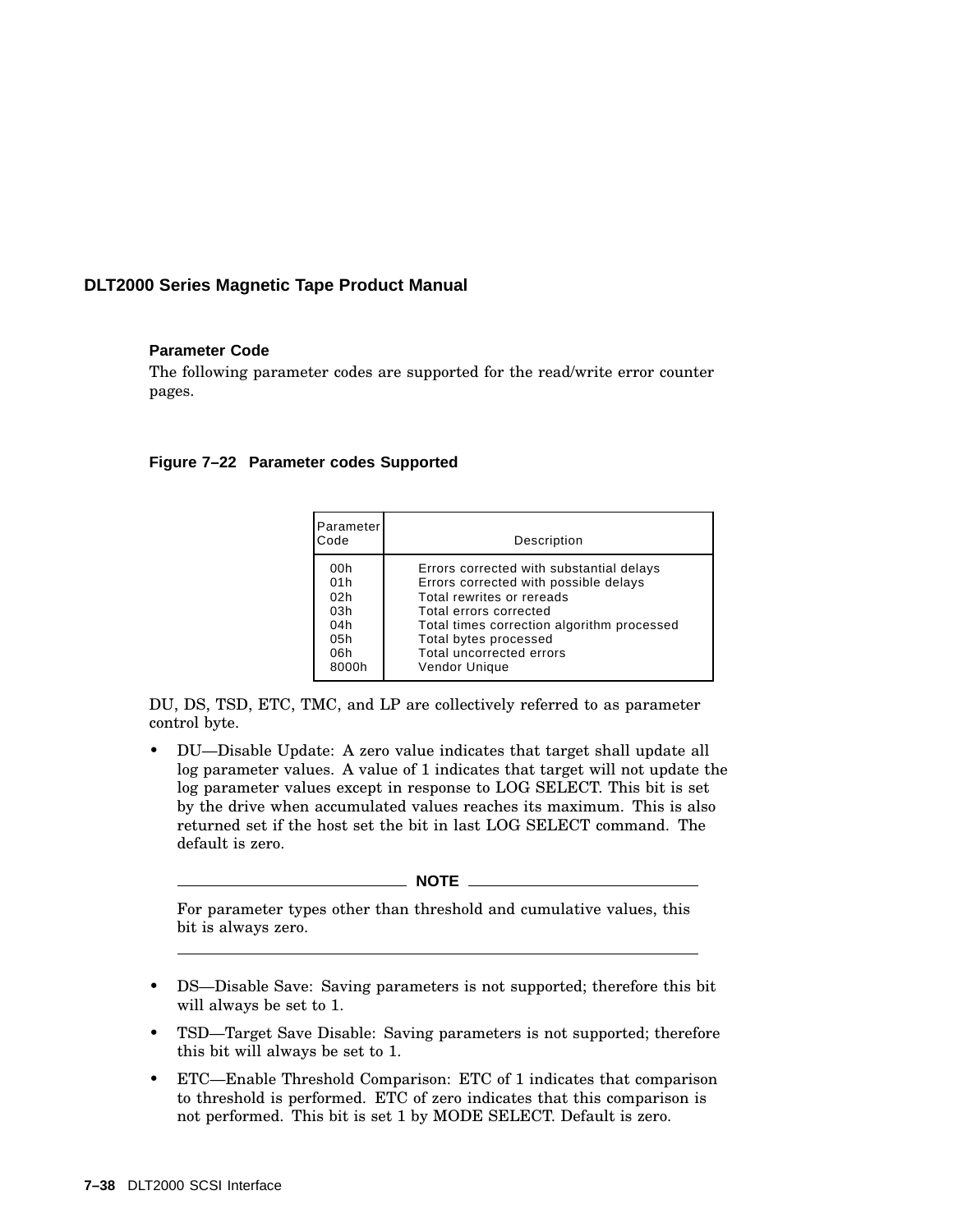**Parameter Code**

The following parameter codes are supported for the read/write error counter pages.

**Figure 7–22 Parameter codes Supported**

| Parameter Code | Description |
| --- | --- |
| 00h | Errors corrected with substantial delays |
| 01h | Errors corrected with possible delays |
| 02h | Total rewrites or rereads |
| 03h | Total errors corrected |
| 04h | Total times correction algorithm processed |
| 05h | Total bytes processed |
| 06h | Total uncorrected errors |
| 8000h | Vendor Unique |

DU, DS, TSD, ETC, TMC, and LP are collectively referred to as parameter control byte.

- DU—Disable Update: A zero value indicates that target shall update all log parameter values. A value of 1 indicates that target will not update the log parameter values except in response to LOG SELECT. This bit is set by the drive when accumulated values reaches its maximum. This is also returned set if the host set the bit in last LOG SELECT command. The default is zero.

**NOTE**

For parameter types other than threshold and cumulative values, this bit is always zero.

- DS—Disable Save: Saving parameters is not supported; therefore this bit will always be set to 1.
- TSD—Target Save Disable: Saving parameters is not supported; therefore this bit will always be set to 1.
- ETC—Enable Threshold Comparison: ETC of 1 indicates that comparison to threshold is performed. ETC of zero indicates that this comparison is not performed. This bit is set 1 by MODE SELECT. Default is zero.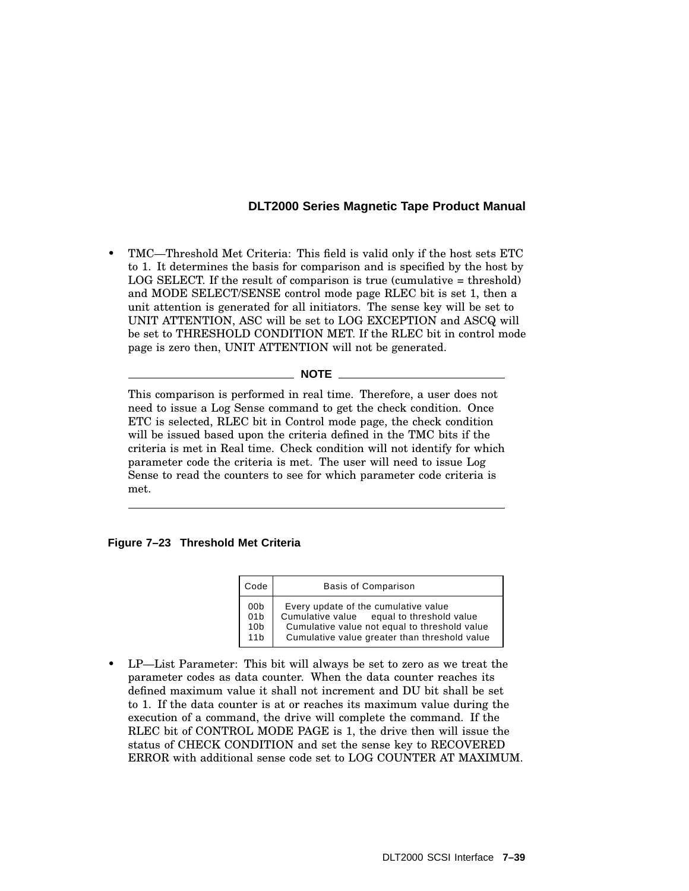- TMC—Threshold Met Criteria: This field is valid only if the host sets ETC to 1. It determines the basis for comparison and is specified by the host by LOG SELECT. If the result of comparison is true (cumulative = threshold) and MODE SELECT/SENSE control mode page RLEC bit is set 1, then a unit attention is generated for all initiators. The sense key will be set to UNIT ATTENTION, ASC will be set to LOG EXCEPTION and ASCQ will be set to THRESHOLD CONDITION MET. If the RLEC bit in control mode page is zero then, UNIT ATTENTION will not be generated.

**NOTE**

This comparison is performed in real time. Therefore, a user does not need to issue a Log Sense command to get the check condition. Once ETC is selected, RLEC bit in Control mode page, the check condition will be issued based upon the criteria defined in the TMC bits if the criteria is met in Real time. Check condition will not identify for which parameter code the criteria is met. The user will need to issue Log Sense to read the counters to see for which parameter code criteria is met.

**Figure 7–23 Threshold Met Criteria**

| Code | Basis of Comparison |
|---|---|
| 00b | Every update of the cumulative value |
| 01b | Cumulative value equal to threshold value |
| 10b | Cumulative value not equal to threshold value |
| 11b | Cumulative value greater than threshold value |

- LP—List Parameter: This bit will always be set to zero as we treat the parameter codes as data counter. When the data counter reaches its defined maximum value it shall not increment and DU bit shall be set to 1. If the data counter is at or reaches its maximum value during the execution of a command, the drive will complete the command. If the RLEC bit of CONTROL MODE PAGE is 1, the drive then will issue the status of CHECK CONDITION and set the sense key to RECOVERED ERROR with additional sense code set to LOG COUNTER AT MAXIMUM.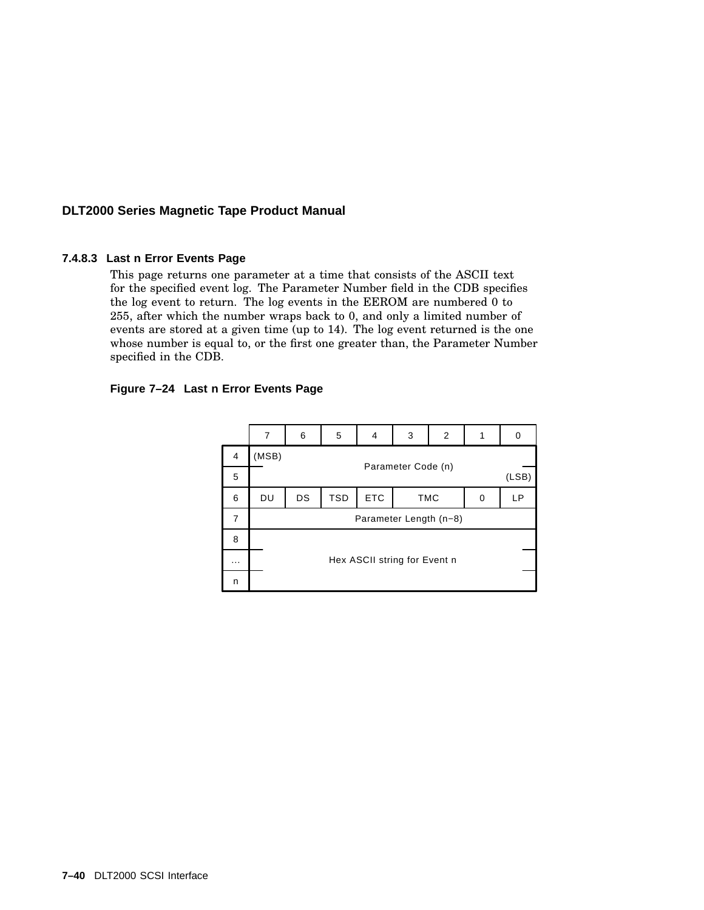#### 7.4.8.3 Last n Error Events Page

This page returns one parameter at a time that consists of the ASCII text for the specified event log. The Parameter Number field in the CDB specifies the log event to return. The log events in the EEROM are numbered 0 to 255, after which the number wraps back to 0, and only a limited number of events are stored at a given time (up to 14). The log event returned is the one whose number is equal to, or the first one greater than, the Parameter Number specified in the CDB.

**Figure 7–24 Last n Error Events Page**

| | 7 | 6 | 5 | 4 | 3 | 2 | 1 | 0 |
|---|---|---|---|---|---|---|---|---|
| 4 | (MSB) Parameter Code (n) | | | | | | | |
| 5 | | | | | | | | (LSB) |
| 6 | DU | DS | TSD | ETC | TMC | | 0 | LP |
| 7 | Parameter Length (n−8) | | | | | | | |
| 8 | Hex ASCII string for Event n | | | | | | | |
| ... | | | | | | | | |
| n | | | | | | | | |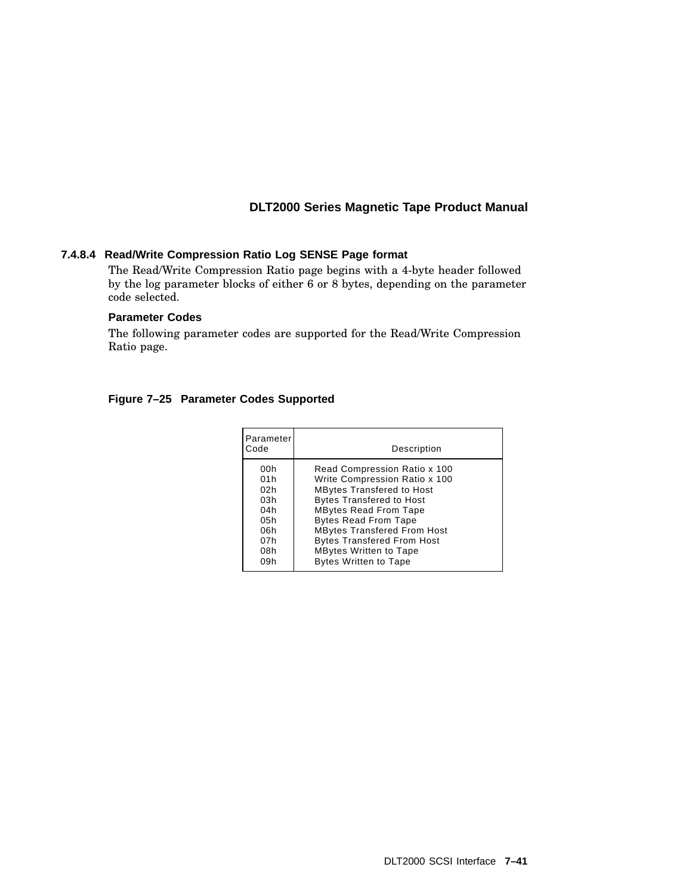### 7.4.8.4 Read/Write Compression Ratio Log SENSE Page format

The Read/Write Compression Ratio page begins with a 4-byte header followed by the log parameter blocks of either 6 or 8 bytes, depending on the parameter code selected.

**Parameter Codes**

The following parameter codes are supported for the Read/Write Compression Ratio page.

**Figure 7–25 Parameter Codes Supported**

| Parameter Code | Description |
|---|---|
| 00h | Read Compression Ratio x 100 |
| 01h | Write Compression Ratio x 100 |
| 02h | MBytes Transfered to Host |
| 03h | Bytes Transfered to Host |
| 04h | MBytes Read From Tape |
| 05h | Bytes Read From Tape |
| 06h | MBytes Transfered From Host |
| 07h | Bytes Transfered From Host |
| 08h | MBytes Written to Tape |
| 09h | Bytes Written to Tape |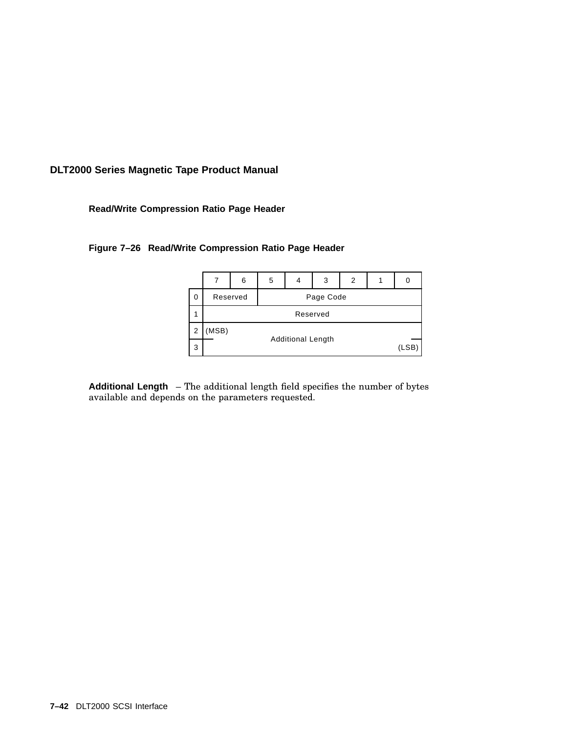### Read/Write Compression Ratio Page Header

**Figure 7–26 Read/Write Compression Ratio Page Header**

| | 7 | 6 | 5 | 4 | 3 | 2 | 1 | 0 |
|---|---|---|---|---|---|---|---|---|
| 0 | Reserved | | Page Code | | | | | |
| 1 | Reserved | | | | | | | |
| 2 | (MSB) Additional Length | | | | | | | |
| 3 | | | | | | | | (LSB) |

**Additional Length** – The additional length field specifies the number of bytes available and depends on the parameters requested.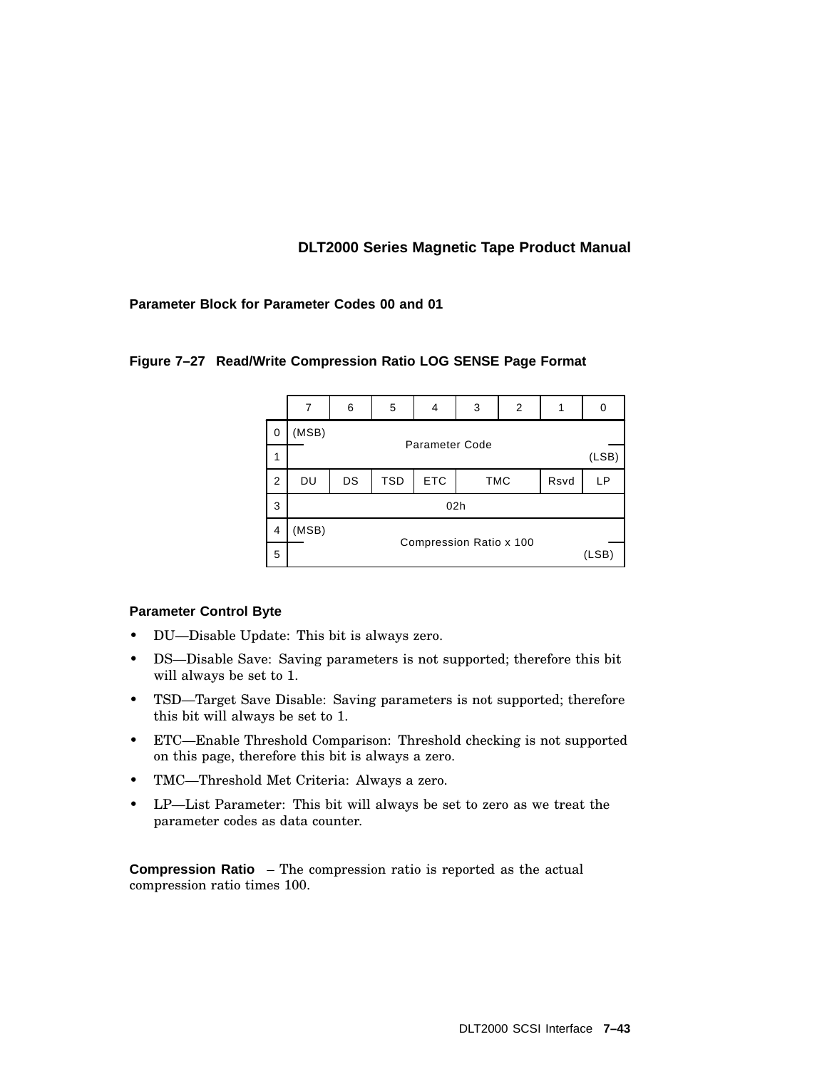### Parameter Block for Parameter Codes 00 and 01

**Figure 7–27 Read/Write Compression Ratio LOG SENSE Page Format**

| | 7 | 6 | 5 | 4 | 3 | 2 | 1 | 0 |
|---|---|---|---|---|---|---|---|---|
| 0 | (MSB) Parameter Code | | | | | | | |
| 1 | | | | | | | | (LSB) |
| 2 | DU | DS | TSD | ETC | TMC | | Rsvd | LP |
| 3 | 02h | | | | | | | |
| 4 | (MSB) Compression Ratio x 100 | | | | | | | |
| 5 | | | | | | | | (LSB) |

#### Parameter Control Byte

- DU—Disable Update: This bit is always zero.
- DS—Disable Save: Saving parameters is not supported; therefore this bit will always be set to 1.
- TSD—Target Save Disable: Saving parameters is not supported; therefore this bit will always be set to 1.
- ETC—Enable Threshold Comparison: Threshold checking is not supported on this page, therefore this bit is always a zero.
- TMC—Threshold Met Criteria: Always a zero.
- LP—List Parameter: This bit will always be set to zero as we treat the parameter codes as data counter.

**Compression Ratio** – The compression ratio is reported as the actual compression ratio times 100.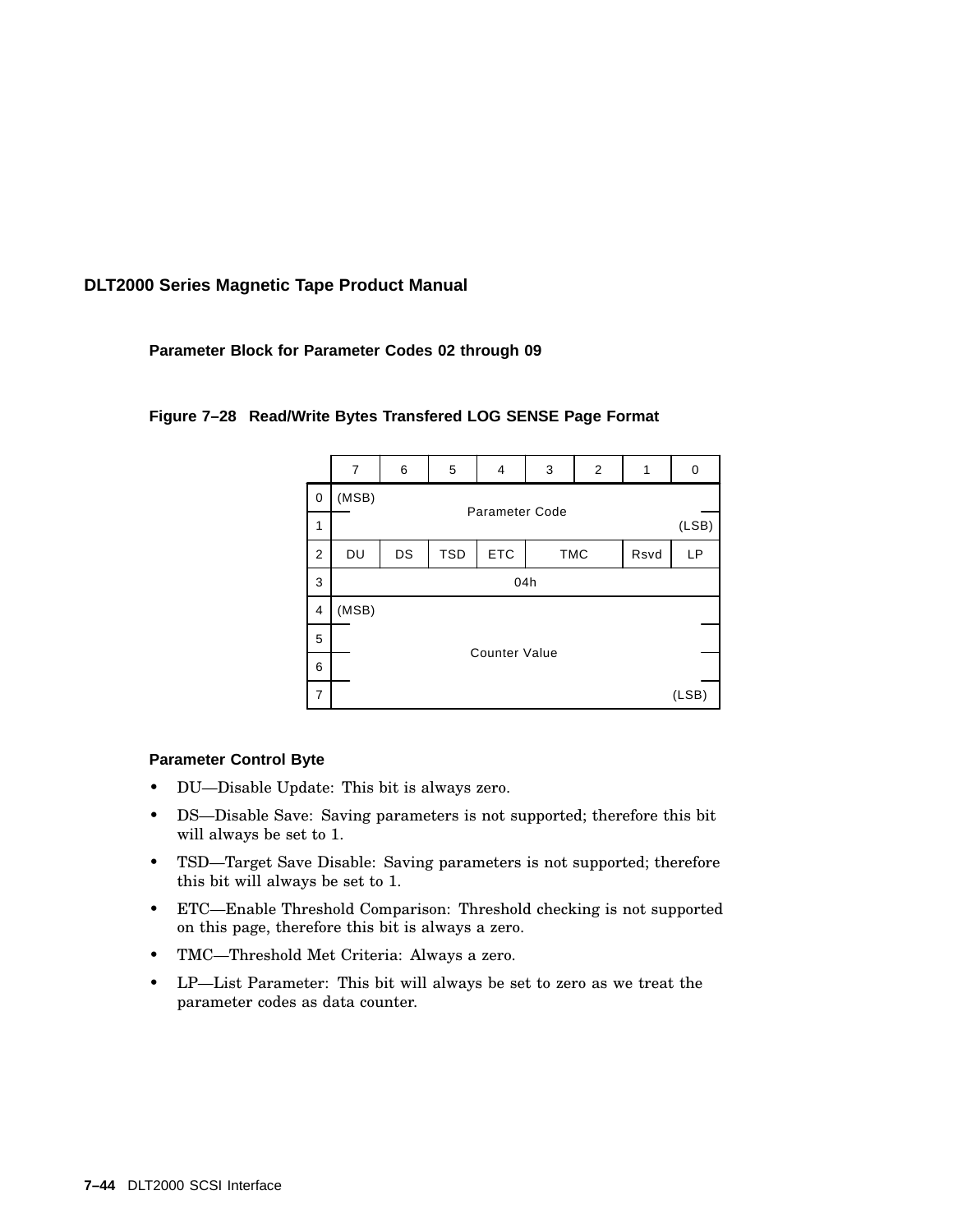## Parameter Block for Parameter Codes 02 through 09

**Figure 7–28 Read/Write Bytes Transfered LOG SENSE Page Format**

| | 7 | 6 | 5 | 4 | 3 | 2 | 1 | 0 |
|---|---|---|---|---|---|---|---|---|
| 0 | (MSB) | | | | | | | |
| | | | | Parameter Code | | | | |
| 1 | | | | | | | | (LSB) |
| 2 | DU | DS | TSD | ETC | TMC | | Rsvd | LP |
| 3 | | | | 04h | | | | |
| 4 | (MSB) | | | | | | | |
| 5 | | | | | | | | |
| | | | | Counter Value | | | | |
| 6 | | | | | | | | |
| 7 | | | | | | | | (LSB) |

### Parameter Control Byte

- DU—Disable Update: This bit is always zero.
- DS—Disable Save: Saving parameters is not supported; therefore this bit will always be set to 1.
- TSD—Target Save Disable: Saving parameters is not supported; therefore this bit will always be set to 1.
- ETC—Enable Threshold Comparison: Threshold checking is not supported on this page, therefore this bit is always a zero.
- TMC—Threshold Met Criteria: Always a zero.
- LP—List Parameter: This bit will always be set to zero as we treat the parameter codes as data counter.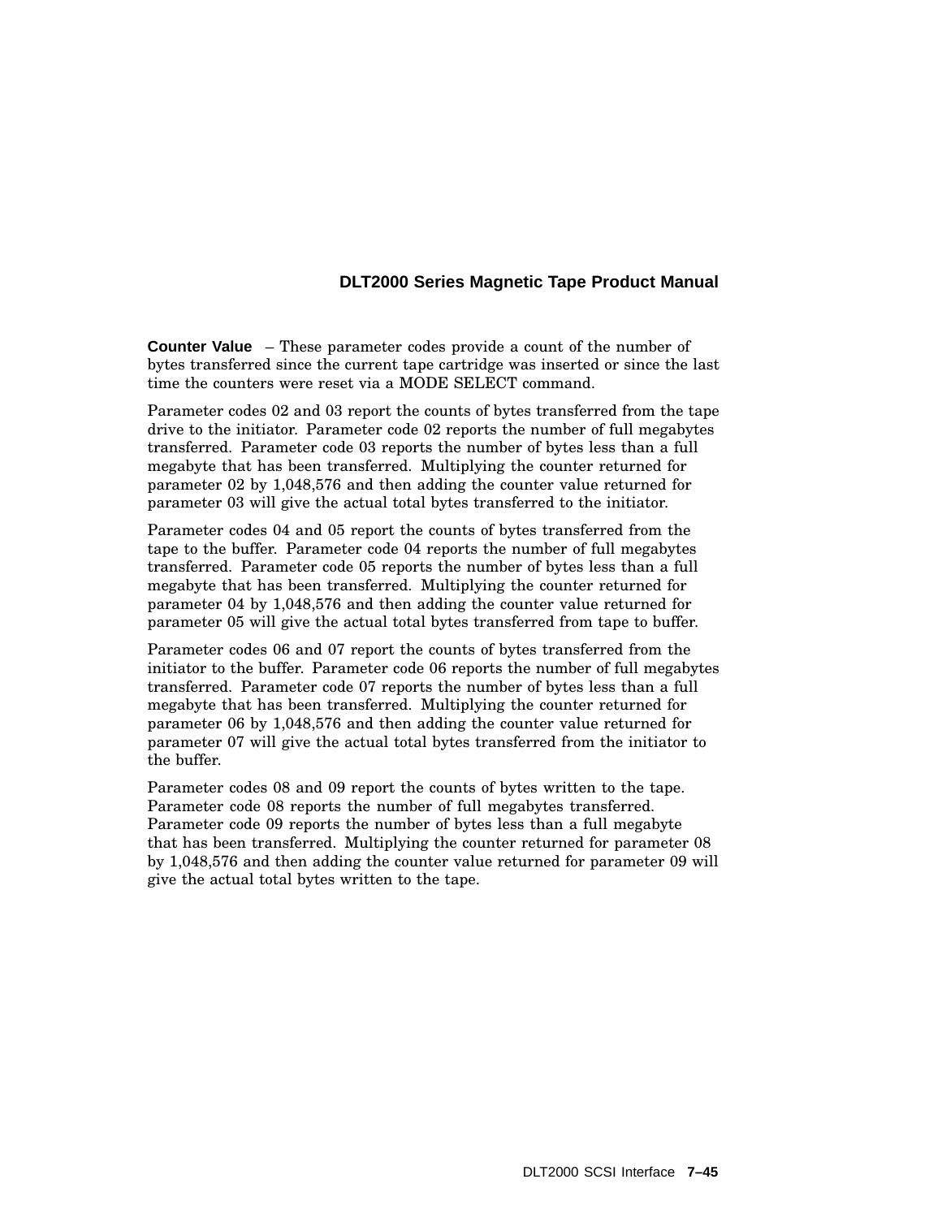**Counter Value** – These parameter codes provide a count of the number of bytes transferred since the current tape cartridge was inserted or since the last time the counters were reset via a MODE SELECT command.

Parameter codes 02 and 03 report the counts of bytes transferred from the tape drive to the initiator. Parameter code 02 reports the number of full megabytes transferred. Parameter code 03 reports the number of bytes less than a full megabyte that has been transferred. Multiplying the counter returned for parameter 02 by 1,048,576 and then adding the counter value returned for parameter 03 will give the actual total bytes transferred to the initiator.

Parameter codes 04 and 05 report the counts of bytes transferred from the tape to the buffer. Parameter code 04 reports the number of full megabytes transferred. Parameter code 05 reports the number of bytes less than a full megabyte that has been transferred. Multiplying the counter returned for parameter 04 by 1,048,576 and then adding the counter value returned for parameter 05 will give the actual total bytes transferred from tape to buffer.

Parameter codes 06 and 07 report the counts of bytes transferred from the initiator to the buffer. Parameter code 06 reports the number of full megabytes transferred. Parameter code 07 reports the number of bytes less than a full megabyte that has been transferred. Multiplying the counter returned for parameter 06 by 1,048,576 and then adding the counter value returned for parameter 07 will give the actual total bytes transferred from the initiator to the buffer.

Parameter codes 08 and 09 report the counts of bytes written to the tape. Parameter code 08 reports the number of full megabytes transferred. Parameter code 09 reports the number of bytes less than a full megabyte that has been transferred. Multiplying the counter returned for parameter 08 by 1,048,576 and then adding the counter value returned for parameter 09 will give the actual total bytes written to the tape.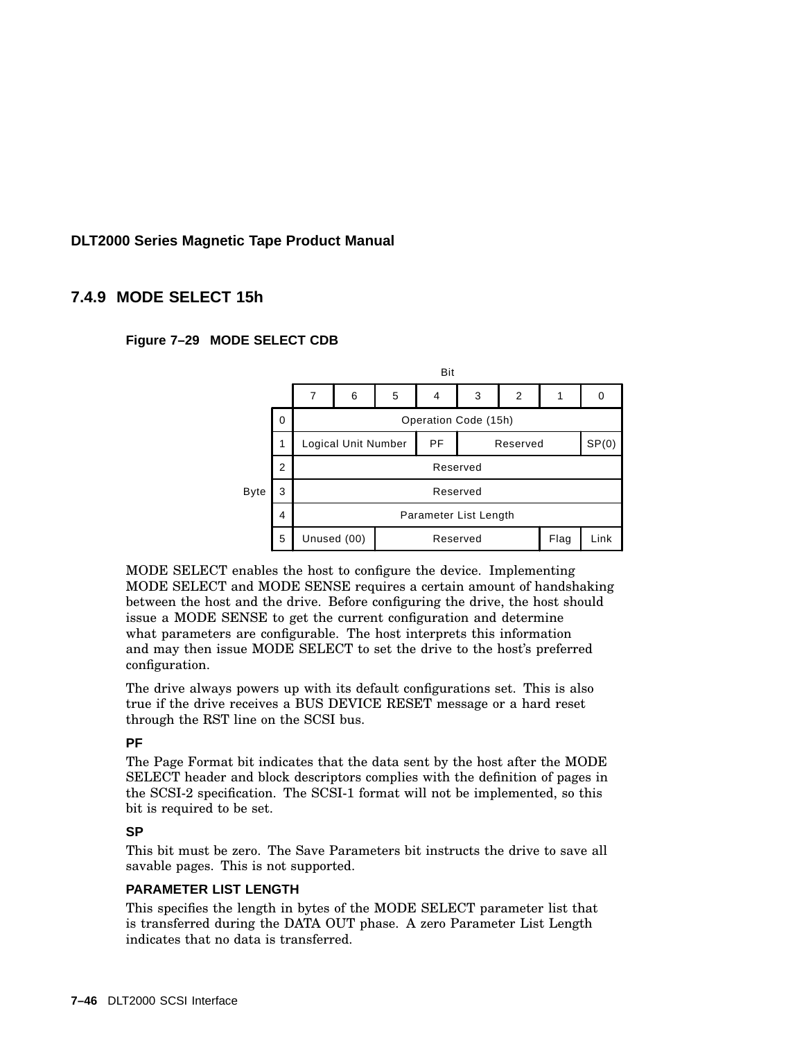### 7.4.9 MODE SELECT 15h

**Figure 7–29 MODE SELECT CDB**

| Byte | Bit 7 | 6 | 5 | 4 | 3 | 2 | 1 | 0 |
|---|---|---|---|---|---|---|---|---|
| 0 | Operation Code (15h) | | | | | | | |
| 1 | Logical Unit Number | | | PF | Reserved | | | SP(0) |
| 2 | Reserved | | | | | | | |
| 3 | Reserved | | | | | | | |
| 4 | Parameter List Length | | | | | | | |
| 5 | Unused (00) | | Reserved | | | | Flag | Link |

MODE SELECT enables the host to configure the device. Implementing MODE SELECT and MODE SENSE requires a certain amount of handshaking between the host and the drive. Before configuring the drive, the host should issue a MODE SENSE to get the current configuration and determine what parameters are configurable. The host interprets this information and may then issue MODE SELECT to set the drive to the host's preferred configuration.

The drive always powers up with its default configurations set. This is also true if the drive receives a BUS DEVICE RESET message or a hard reset through the RST line on the SCSI bus.

**PF**

The Page Format bit indicates that the data sent by the host after the MODE SELECT header and block descriptors complies with the definition of pages in the SCSI-2 specification. The SCSI-1 format will not be implemented, so this bit is required to be set.

**SP**

This bit must be zero. The Save Parameters bit instructs the drive to save all savable pages. This is not supported.

**PARAMETER LIST LENGTH**

This specifies the length in bytes of the MODE SELECT parameter list that is transferred during the DATA OUT phase. A zero Parameter List Length indicates that no data is transferred.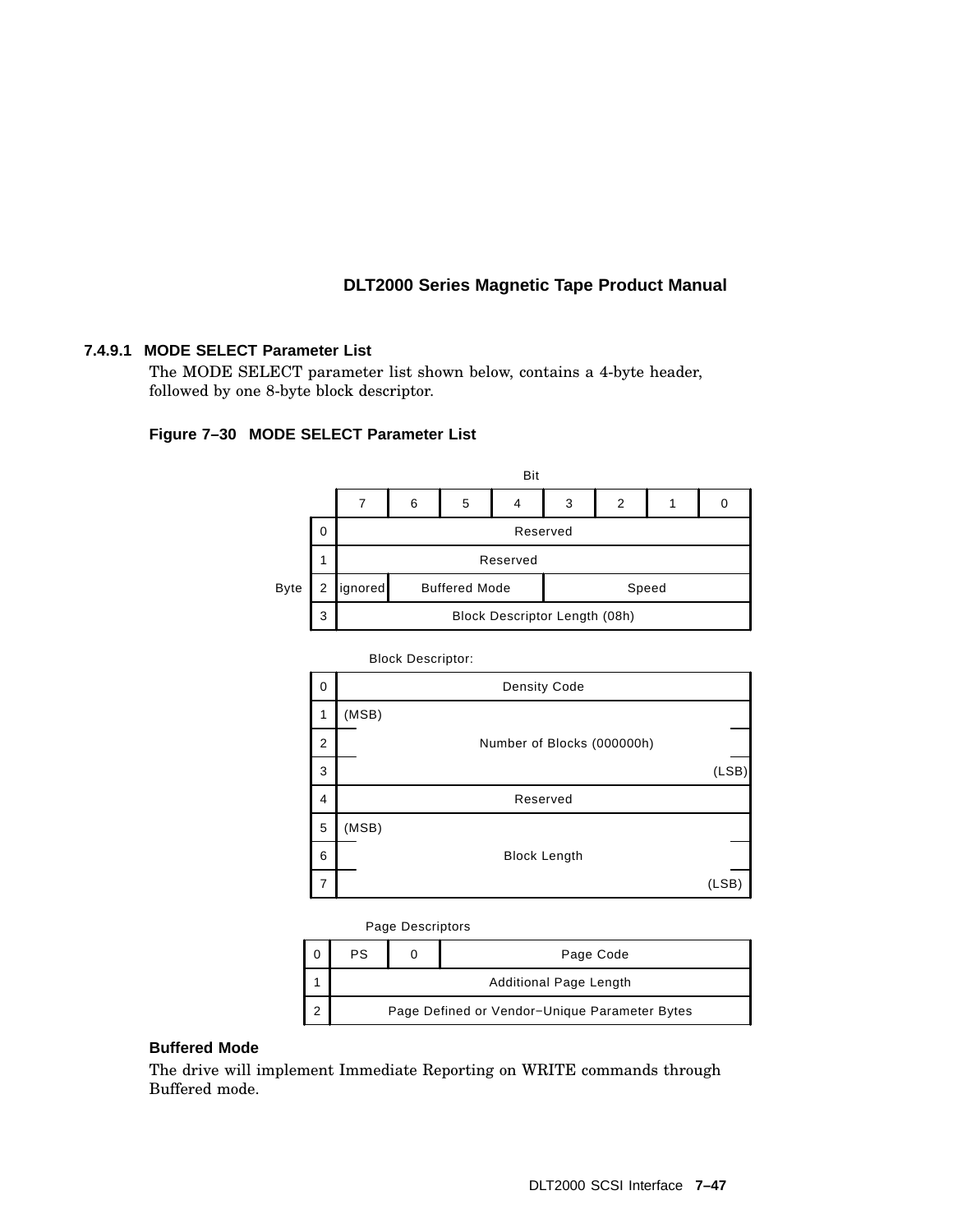#### 7.4.9.1 MODE SELECT Parameter List

The MODE SELECT parameter list shown below, contains a 4-byte header, followed by one 8-byte block descriptor.

**Figure 7–30 MODE SELECT Parameter List**

| Byte | 7 | 6 | 5 | 4 | 3 | 2 | 1 | 0 |
|---|---|---|---|---|---|---|---|---|
| 0 | Reserved | | | | | | | |
| 1 | Reserved | | | | | | | |
| 2 | ignored | Buffered Mode | | | Speed | | | |
| 3 | Block Descriptor Length (08h) | | | | | | | |

Block Descriptor:

| Byte | 7 | 6 | 5 | 4 | 3 | 2 | 1 | 0 |
|---|---|---|---|---|---|---|---|---|
| 0 | Density Code | | | | | | | |
| 1 | (MSB) Number of Blocks (000000h) | | | | | | | |
| 2 | | | | | | | | |
| 3 | (LSB) | | | | | | | |
| 4 | Reserved | | | | | | | |
| 5 | (MSB) Block Length | | | | | | | |
| 6 | | | | | | | | |
| 7 | (LSB) | | | | | | | |

Page Descriptors

| Byte | 7 | 6 | 5 | 4 | 3 | 2 | 1 | 0 |
|---|---|---|---|---|---|---|---|---|
| 0 | PS | 0 | Page Code | | | | | |
| 1 | Additional Page Length | | | | | | | |
| 2 | Page Defined or Vendor−Unique Parameter Bytes | | | | | | | |

**Buffered Mode**

The drive will implement Immediate Reporting on WRITE commands through Buffered mode.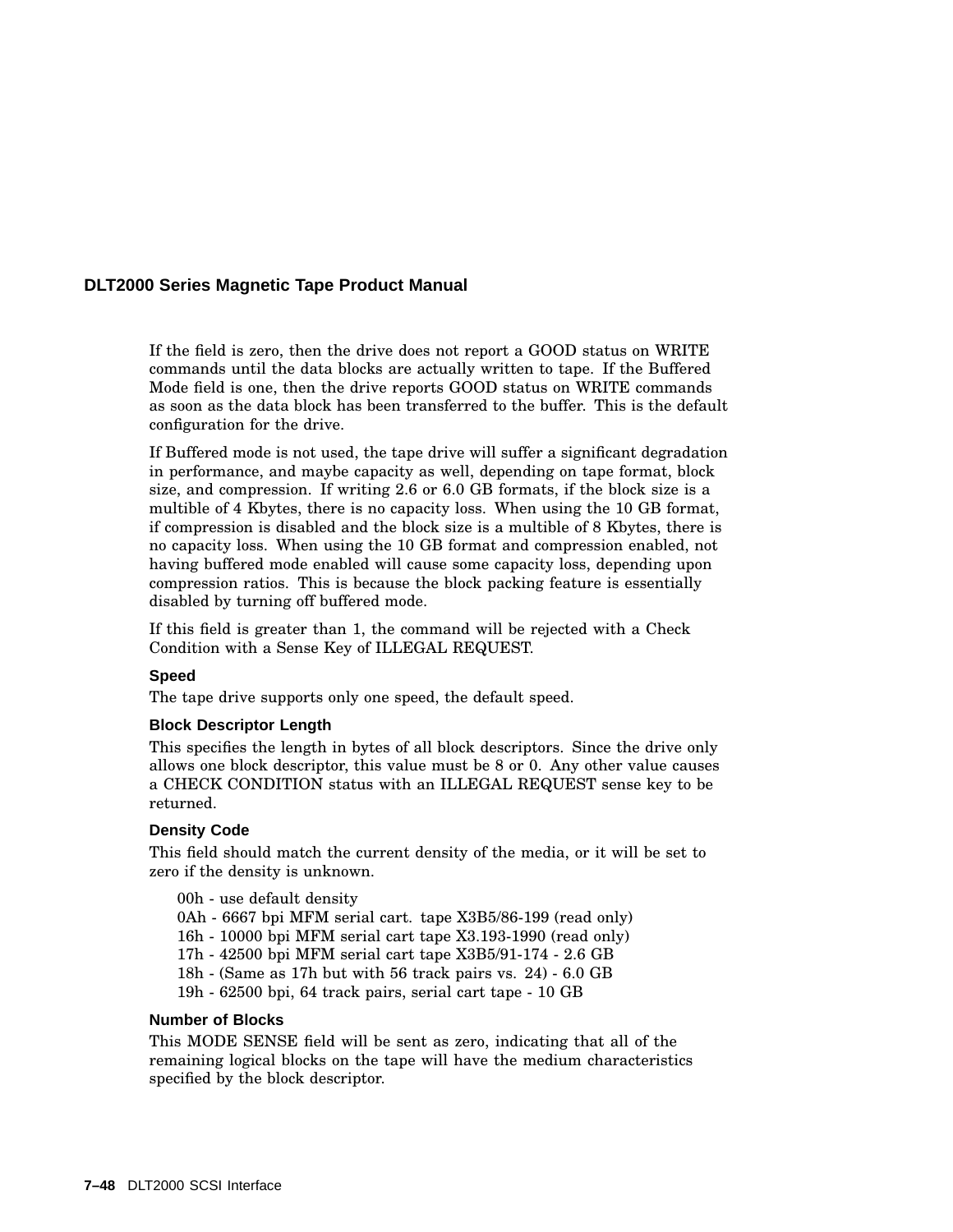If the field is zero, then the drive does not report a GOOD status on WRITE commands until the data blocks are actually written to tape. If the Buffered Mode field is one, then the drive reports GOOD status on WRITE commands as soon as the data block has been transferred to the buffer. This is the default configuration for the drive.

If Buffered mode is not used, the tape drive will suffer a significant degradation in performance, and maybe capacity as well, depending on tape format, block size, and compression. If writing 2.6 or 6.0 GB formats, if the block size is a multible of 4 Kbytes, there is no capacity loss. When using the 10 GB format, if compression is disabled and the block size is a multible of 8 Kbytes, there is no capacity loss. When using the 10 GB format and compression enabled, not having buffered mode enabled will cause some capacity loss, depending upon compression ratios. This is because the block packing feature is essentially disabled by turning off buffered mode.

If this field is greater than 1, the command will be rejected with a Check Condition with a Sense Key of ILLEGAL REQUEST.

#### Speed

The tape drive supports only one speed, the default speed.

#### Block Descriptor Length

This specifies the length in bytes of all block descriptors. Since the drive only allows one block descriptor, this value must be 8 or 0. Any other value causes a CHECK CONDITION status with an ILLEGAL REQUEST sense key to be returned.

#### Density Code

This field should match the current density of the media, or it will be set to zero if the density is unknown.

00h - use default density
0Ah - 6667 bpi MFM serial cart. tape X3B5/86-199 (read only)
16h - 10000 bpi MFM serial cart tape X3.193-1990 (read only)
17h - 42500 bpi MFM serial cart tape X3B5/91-174 - 2.6 GB
18h - (Same as 17h but with 56 track pairs vs. 24) - 6.0 GB
19h - 62500 bpi, 64 track pairs, serial cart tape - 10 GB

#### Number of Blocks

This MODE SENSE field will be sent as zero, indicating that all of the remaining logical blocks on the tape will have the medium characteristics specified by the block descriptor.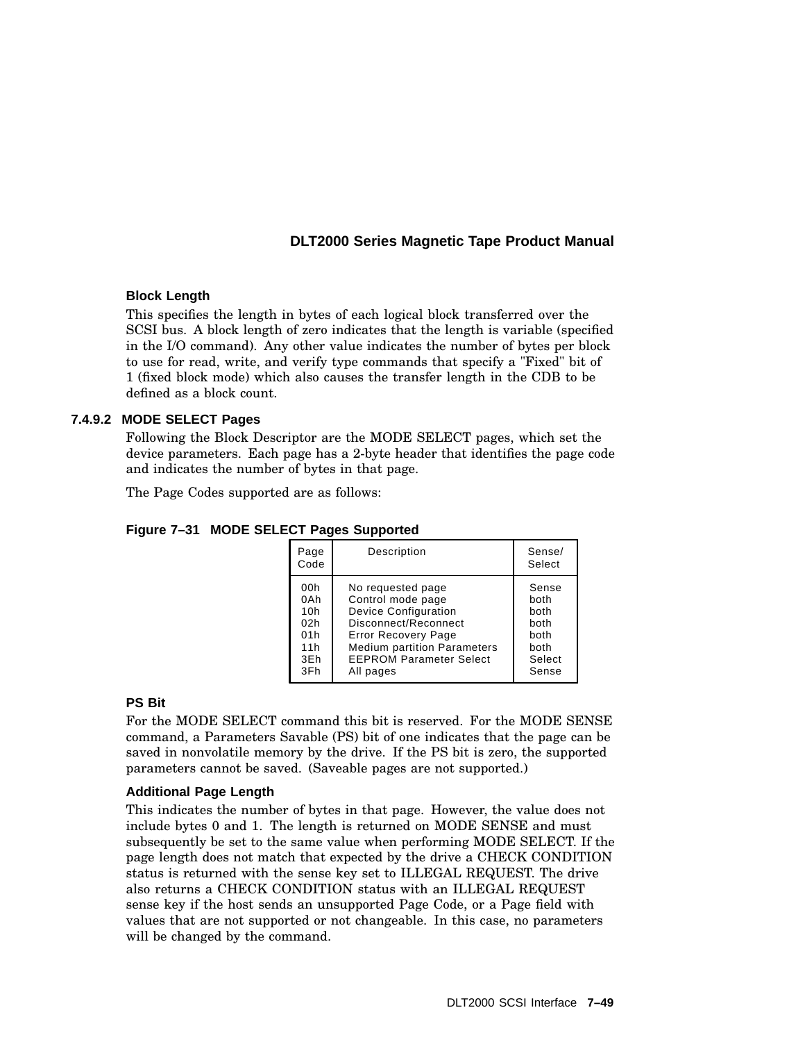**Block Length**

This specifies the length in bytes of each logical block transferred over the SCSI bus. A block length of zero indicates that the length is variable (specified in the I/O command). Any other value indicates the number of bytes per block to use for read, write, and verify type commands that specify a "Fixed" bit of 1 (fixed block mode) which also causes the transfer length in the CDB to be defined as a block count.

### 7.4.9.2 MODE SELECT Pages

Following the Block Descriptor are the MODE SELECT pages, which set the device parameters. Each page has a 2-byte header that identifies the page code and indicates the number of bytes in that page.

The Page Codes supported are as follows:

**Figure 7–31 MODE SELECT Pages Supported**

| Page Code | Description | Sense/ Select |
|---|---|---|
| 00h | No requested page | Sense |
| 0Ah | Control mode page | both |
| 10h | Device Configuration | both |
| 02h | Disconnect/Reconnect | both |
| 01h | Error Recovery Page | both |
| 11h | Medium partition Parameters | both |
| 3Eh | EEPROM Parameter Select | Select |
| 3Fh | All pages | Sense |

**PS Bit**

For the MODE SELECT command this bit is reserved. For the MODE SENSE command, a Parameters Savable (PS) bit of one indicates that the page can be saved in nonvolatile memory by the drive. If the PS bit is zero, the supported parameters cannot be saved. (Saveable pages are not supported.)

**Additional Page Length**

This indicates the number of bytes in that page. However, the value does not include bytes 0 and 1. The length is returned on MODE SENSE and must subsequently be set to the same value when performing MODE SELECT. If the page length does not match that expected by the drive a CHECK CONDITION status is returned with the sense key set to ILLEGAL REQUEST. The drive also returns a CHECK CONDITION status with an ILLEGAL REQUEST sense key if the host sends an unsupported Page Code, or a Page field with values that are not supported or not changeable. In this case, no parameters will be changed by the command.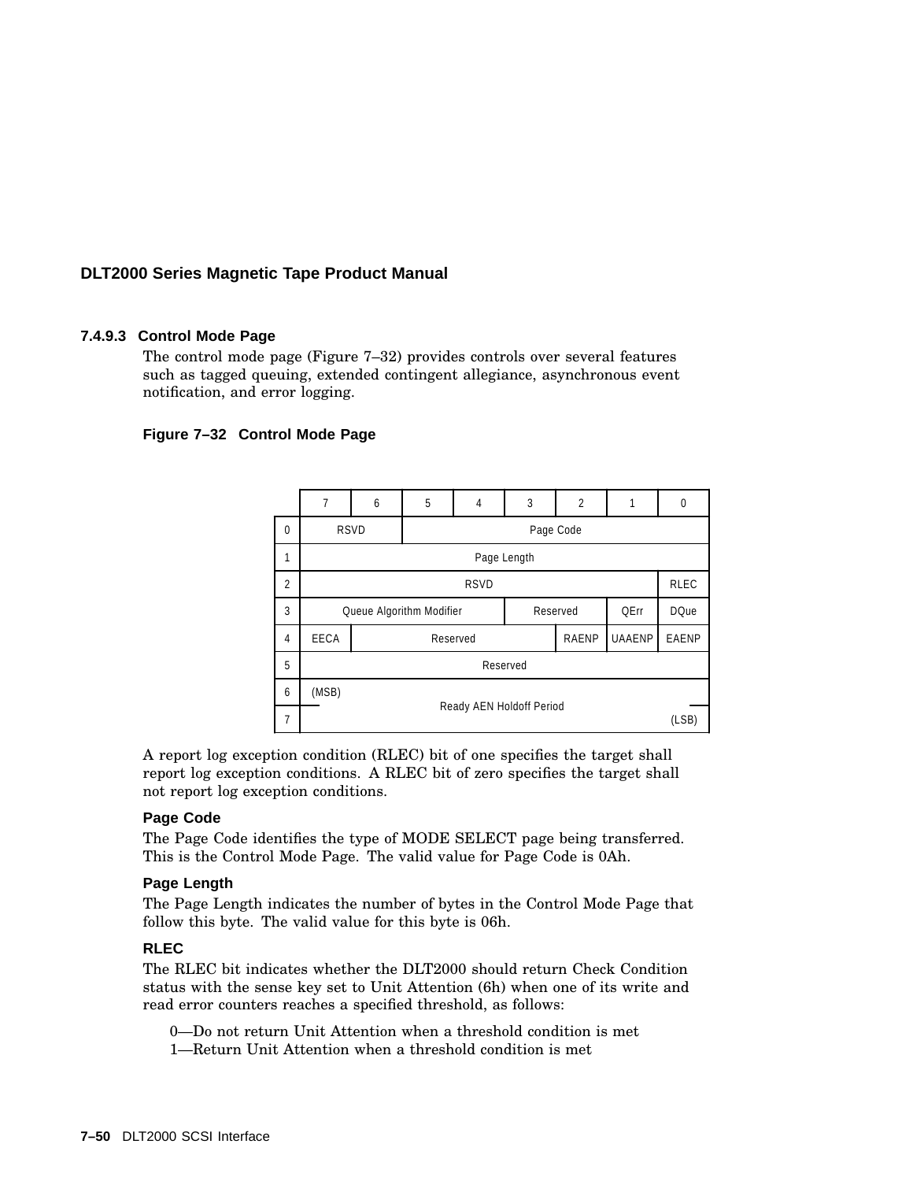### 7.4.9.3 Control Mode Page

The control mode page (Figure 7–32) provides controls over several features such as tagged queuing, extended contingent allegiance, asynchronous event notification, and error logging.

**Figure 7–32 Control Mode Page**

| | 7 | 6 | 5 | 4 | 3 | 2 | 1 | 0 |
|---|---|---|---|---|---|---|---|---|
| 0 | RSVD | | Page Code | | | | | |
| 1 | Page Length | | | | | | | |
| 2 | RSVD | | | | | | | RLEC |
| 3 | Queue Algorithm Modifier | | | | Reserved | | QErr | DQue |
| 4 | EECA | Reserved | | | | RAENP | UAAENP | EAENP |
| 5 | Reserved | | | | | | | |
| 6 | (MSB) Ready AEN Holdoff Period | | | | | | | |
| 7 | (LSB) | | | | | | | |

A report log exception condition (RLEC) bit of one specifies the target shall report log exception conditions. A RLEC bit of zero specifies the target shall not report log exception conditions.

**Page Code**

The Page Code identifies the type of MODE SELECT page being transferred. This is the Control Mode Page. The valid value for Page Code is 0Ah.

**Page Length**

The Page Length indicates the number of bytes in the Control Mode Page that follow this byte. The valid value for this byte is 06h.

**RLEC**

The RLEC bit indicates whether the DLT2000 should return Check Condition status with the sense key set to Unit Attention (6h) when one of its write and read error counters reaches a specified threshold, as follows:

0—Do not return Unit Attention when a threshold condition is met
1—Return Unit Attention when a threshold condition is met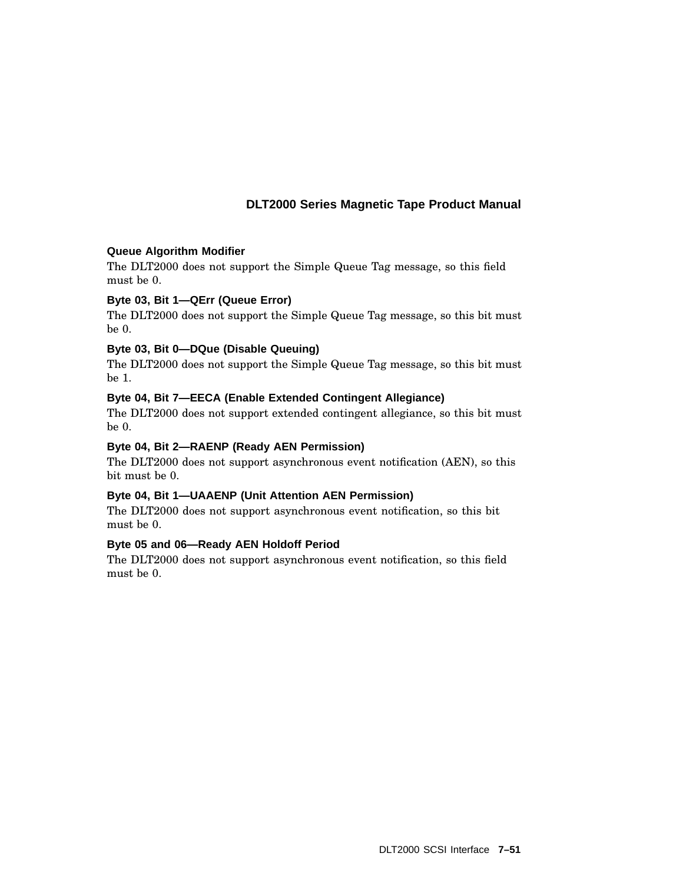#### Queue Algorithm Modifier

The DLT2000 does not support the Simple Queue Tag message, so this field must be 0.

#### Byte 03, Bit 1—QErr (Queue Error)

The DLT2000 does not support the Simple Queue Tag message, so this bit must be 0.

#### Byte 03, Bit 0—DQue (Disable Queuing)

The DLT2000 does not support the Simple Queue Tag message, so this bit must be 1.

#### Byte 04, Bit 7—EECA (Enable Extended Contingent Allegiance)

The DLT2000 does not support extended contingent allegiance, so this bit must be 0.

#### Byte 04, Bit 2—RAENP (Ready AEN Permission)

The DLT2000 does not support asynchronous event notification (AEN), so this bit must be 0.

#### Byte 04, Bit 1—UAAENP (Unit Attention AEN Permission)

The DLT2000 does not support asynchronous event notification, so this bit must be 0.

#### Byte 05 and 06—Ready AEN Holdoff Period

The DLT2000 does not support asynchronous event notification, so this field must be 0.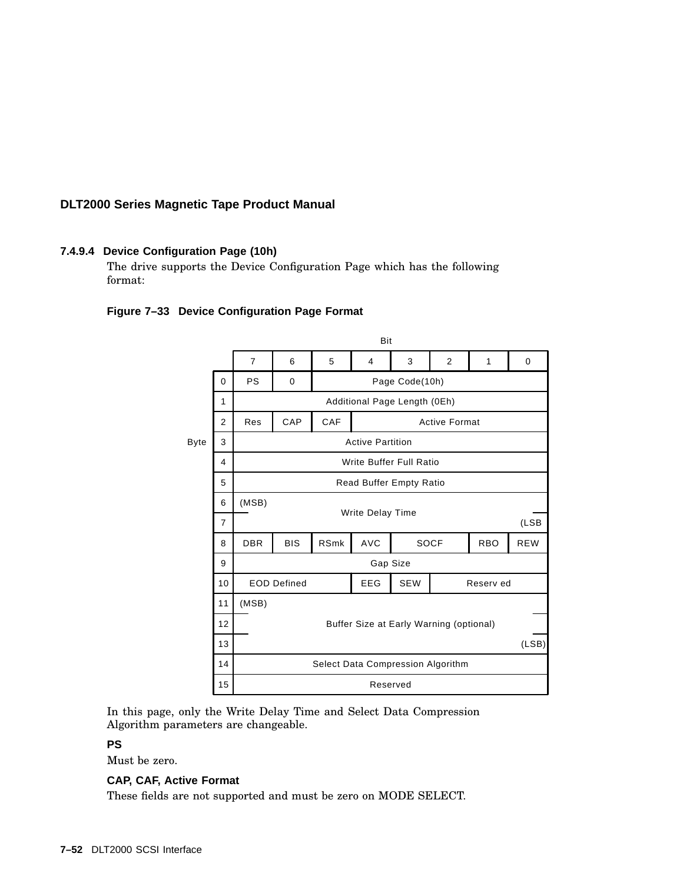### 7.4.9.4 Device Configuration Page (10h)

The drive supports the Device Configuration Page which has the following format:

**Figure 7–33 Device Configuration Page Format**

| Byte \ Bit | 7 | 6 | 5 | 4 | 3 | 2 | 1 | 0 |
|---|---|---|---|---|---|---|---|---|
| 0 | PS | 0 | Page Code(10h) | | | | | |
| 1 | Additional Page Length (0Eh) | | | | | | | |
| 2 | Res | CAP | CAF | Active Format | | | | |
| 3 | Active Partition | | | | | | | |
| 4 | Write Buffer Full Ratio | | | | | | | |
| 5 | Read Buffer Empty Ratio | | | | | | | |
| 6 | (MSB) Write Delay Time | | | | | | | |
| 7 | (LSB) | | | | | | | |
| 8 | DBR | BIS | RSmk | AVC | SOCF | | RBO | REW |
| 9 | Gap Size | | | | | | | |
| 10 | EOD Defined | | | EEG | SEW | Reserved | | |
| 11 | (MSB) Buffer Size at Early Warning (optional) | | | | | | | |
| 12 | | | | | | | | |
| 13 | (LSB) | | | | | | | |
| 14 | Select Data Compression Algorithm | | | | | | | |
| 15 | Reserved | | | | | | | |

In this page, only the Write Delay Time and Select Data Compression Algorithm parameters are changeable.

**PS**

Must be zero.

**CAP, CAF, Active Format**

These fields are not supported and must be zero on MODE SELECT.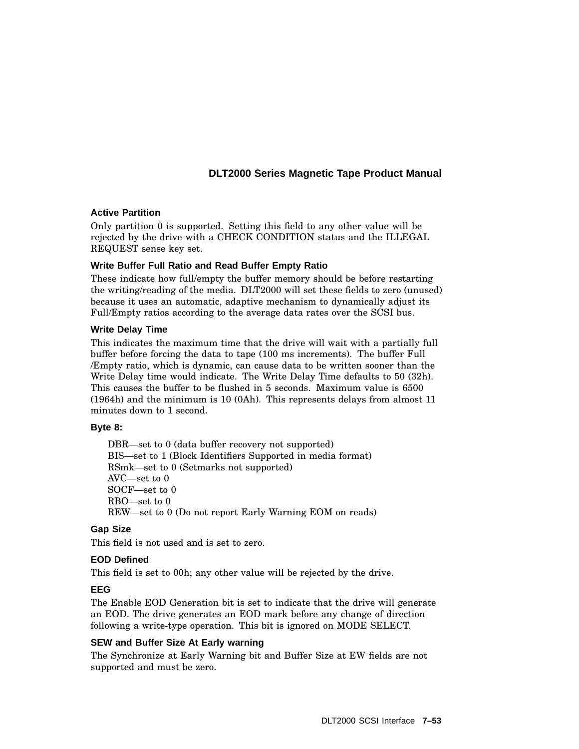### Active Partition

Only partition 0 is supported. Setting this field to any other value will be rejected by the drive with a CHECK CONDITION status and the ILLEGAL REQUEST sense key set.

### Write Buffer Full Ratio and Read Buffer Empty Ratio

These indicate how full/empty the buffer memory should be before restarting the writing/reading of the media. DLT2000 will set these fields to zero (unused) because it uses an automatic, adaptive mechanism to dynamically adjust its Full/Empty ratios according to the average data rates over the SCSI bus.

### Write Delay Time

This indicates the maximum time that the drive will wait with a partially full buffer before forcing the data to tape (100 ms increments). The buffer Full /Empty ratio, which is dynamic, can cause data to be written sooner than the Write Delay time would indicate. The Write Delay Time defaults to 50 (32h). This causes the buffer to be flushed in 5 seconds. Maximum value is 6500 (1964h) and the minimum is 10 (0Ah). This represents delays from almost 11 minutes down to 1 second.

### Byte 8:

DBR—set to 0 (data buffer recovery not supported)
BIS—set to 1 (Block Identifiers Supported in media format)
RSmk—set to 0 (Setmarks not supported)
AVC—set to 0
SOCF—set to 0
RBO—set to 0
REW—set to 0 (Do not report Early Warning EOM on reads)

### Gap Size

This field is not used and is set to zero.

### EOD Defined

This field is set to 00h; any other value will be rejected by the drive.

### EEG

The Enable EOD Generation bit is set to indicate that the drive will generate an EOD. The drive generates an EOD mark before any change of direction following a write-type operation. This bit is ignored on MODE SELECT.

### SEW and Buffer Size At Early warning

The Synchronize at Early Warning bit and Buffer Size at EW fields are not supported and must be zero.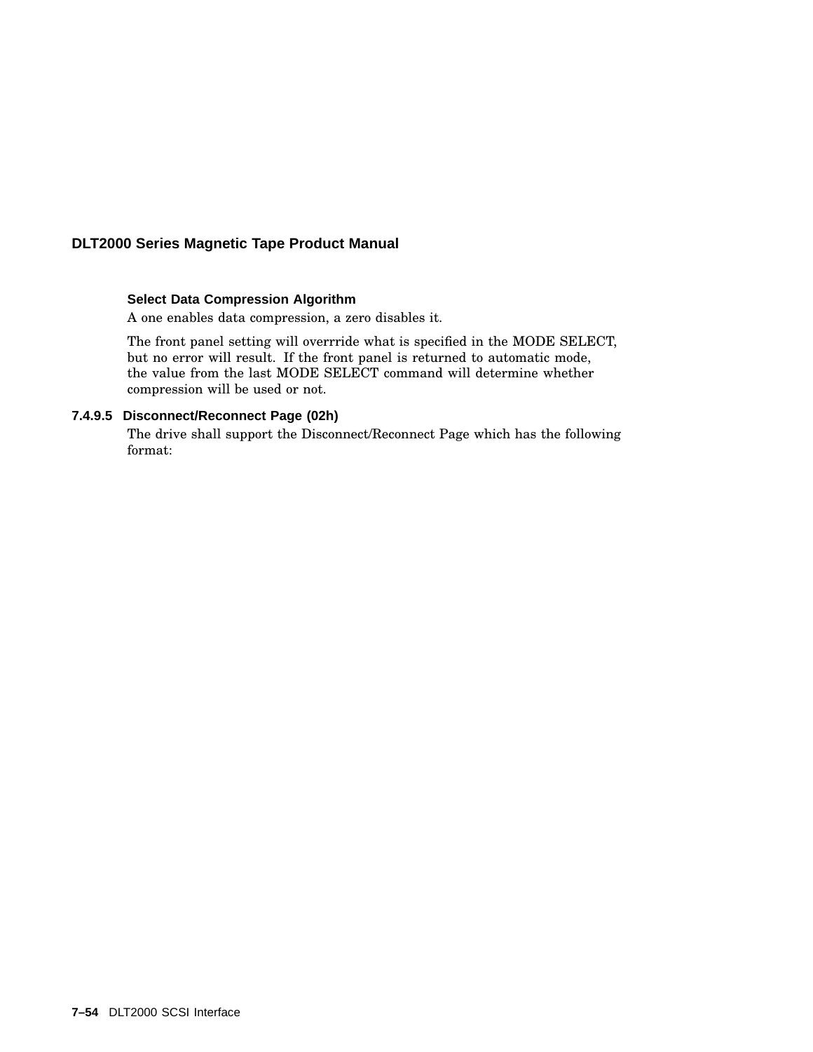**Select Data Compression Algorithm**

A one enables data compression, a zero disables it.

The front panel setting will overrride what is specified in the MODE SELECT, but no error will result. If the front panel is returned to automatic mode, the value from the last MODE SELECT command will determine whether compression will be used or not.

#### 7.4.9.5 Disconnect/Reconnect Page (02h)

The drive shall support the Disconnect/Reconnect Page which has the following format: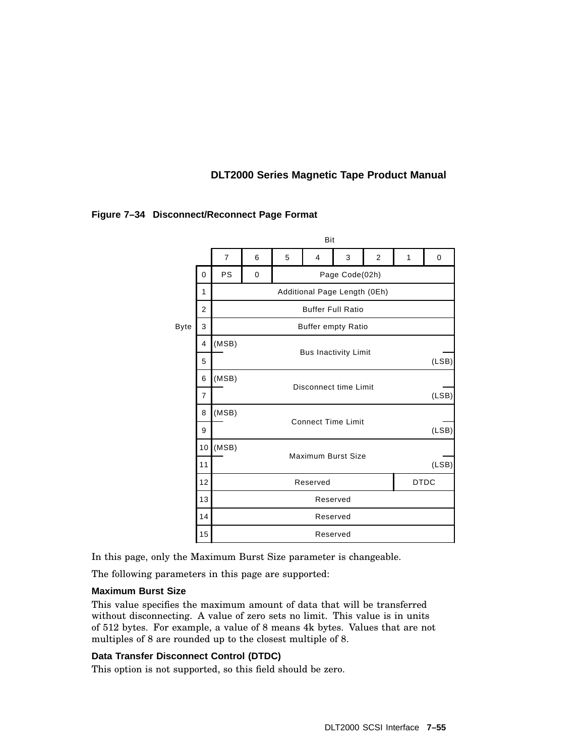**Figure 7–34 Disconnect/Reconnect Page Format**

| Byte \ Bit | 7 | 6 | 5 | 4 | 3 | 2 | 1 | 0 |
|---|---|---|---|---|---|---|---|---|
| 0 | PS | 0 | Page Code(02h) | | | | | |
| 1 | Additional Page Length (0Eh) | | | | | | | |
| 2 | Buffer Full Ratio | | | | | | | |
| 3 | Buffer empty Ratio | | | | | | | |
| 4 | (MSB) Bus Inactivity Limit | | | | | | | |
| 5 | | | | | | | | (LSB) |
| 6 | (MSB) Disconnect time Limit | | | | | | | |
| 7 | | | | | | | | (LSB) |
| 8 | (MSB) Connect Time Limit | | | | | | | |
| 9 | | | | | | | | (LSB) |
| 10 | (MSB) Maximum Burst Size | | | | | | | |
| 11 | | | | | | | | (LSB) |
| 12 | Reserved | | | | | | DTDC | |
| 13 | Reserved | | | | | | | |
| 14 | Reserved | | | | | | | |
| 15 | Reserved | | | | | | | |

In this page, only the Maximum Burst Size parameter is changeable.

The following parameters in this page are supported:

### Maximum Burst Size

This value specifies the maximum amount of data that will be transferred without disconnecting. A value of zero sets no limit. This value is in units of 512 bytes. For example, a value of 8 means 4k bytes. Values that are not multiples of 8 are rounded up to the closest multiple of 8.

### Data Transfer Disconnect Control (DTDC)

This option is not supported, so this field should be zero.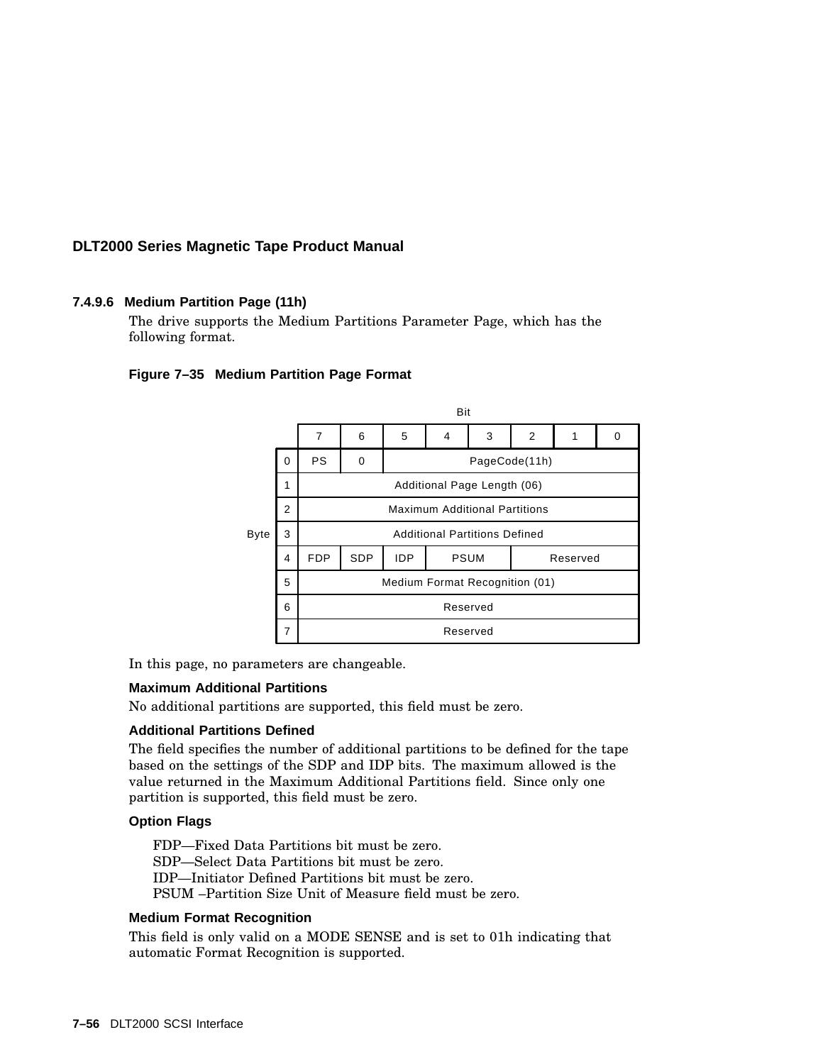### 7.4.9.6 Medium Partition Page (11h)

The drive supports the Medium Partitions Parameter Page, which has the following format.

**Figure 7–35 Medium Partition Page Format**

| Byte \ Bit | 7 | 6 | 5 | 4 | 3 | 2 | 1 | 0 |
|---|---|---|---|---|---|---|---|---|
| 0 | PS | 0 | PageCode(11h) | | | | | |
| 1 | Additional Page Length (06) | | | | | | | |
| 2 | Maximum Additional Partitions | | | | | | | |
| 3 | Additional Partitions Defined | | | | | | | |
| 4 | FDP | SDP | IDP | PSUM | | Reserved | | |
| 5 | Medium Format Recognition (01) | | | | | | | |
| 6 | Reserved | | | | | | | |
| 7 | Reserved | | | | | | | |

In this page, no parameters are changeable.

**Maximum Additional Partitions**

No additional partitions are supported, this field must be zero.

**Additional Partitions Defined**

The field specifies the number of additional partitions to be defined for the tape based on the settings of the SDP and IDP bits. The maximum allowed is the value returned in the Maximum Additional Partitions field. Since only one partition is supported, this field must be zero.

**Option Flags**

FDP—Fixed Data Partitions bit must be zero.
SDP—Select Data Partitions bit must be zero.
IDP—Initiator Defined Partitions bit must be zero.
PSUM –Partition Size Unit of Measure field must be zero.

**Medium Format Recognition**

This field is only valid on a MODE SENSE and is set to 01h indicating that automatic Format Recognition is supported.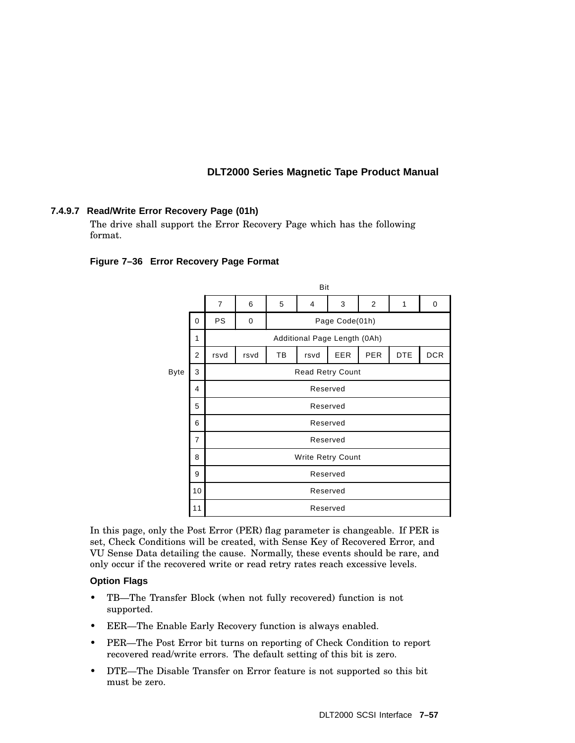#### 7.4.9.7 Read/Write Error Recovery Page (01h)

The drive shall support the Error Recovery Page which has the following format.

**Figure 7–36 Error Recovery Page Format**

| Byte \ Bit | 7 | 6 | 5 | 4 | 3 | 2 | 1 | 0 |
|---|---|---|---|---|---|---|---|---|
| 0 | PS | 0 | Page Code(01h) | | | | | |
| 1 | Additional Page Length (0Ah) | | | | | | | |
| 2 | rsvd | rsvd | TB | rsvd | EER | PER | DTE | DCR |
| 3 | Read Retry Count | | | | | | | |
| 4 | Reserved | | | | | | | |
| 5 | Reserved | | | | | | | |
| 6 | Reserved | | | | | | | |
| 7 | Reserved | | | | | | | |
| 8 | Write Retry Count | | | | | | | |
| 9 | Reserved | | | | | | | |
| 10 | Reserved | | | | | | | |
| 11 | Reserved | | | | | | | |

In this page, only the Post Error (PER) flag parameter is changeable. If PER is set, Check Conditions will be created, with Sense Key of Recovered Error, and VU Sense Data detailing the cause. Normally, these events should be rare, and only occur if the recovered write or read retry rates reach excessive levels.

**Option Flags**

- TB—The Transfer Block (when not fully recovered) function is not supported.
- EER—The Enable Early Recovery function is always enabled.
- PER—The Post Error bit turns on reporting of Check Condition to report recovered read/write errors. The default setting of this bit is zero.
- DTE—The Disable Transfer on Error feature is not supported so this bit must be zero.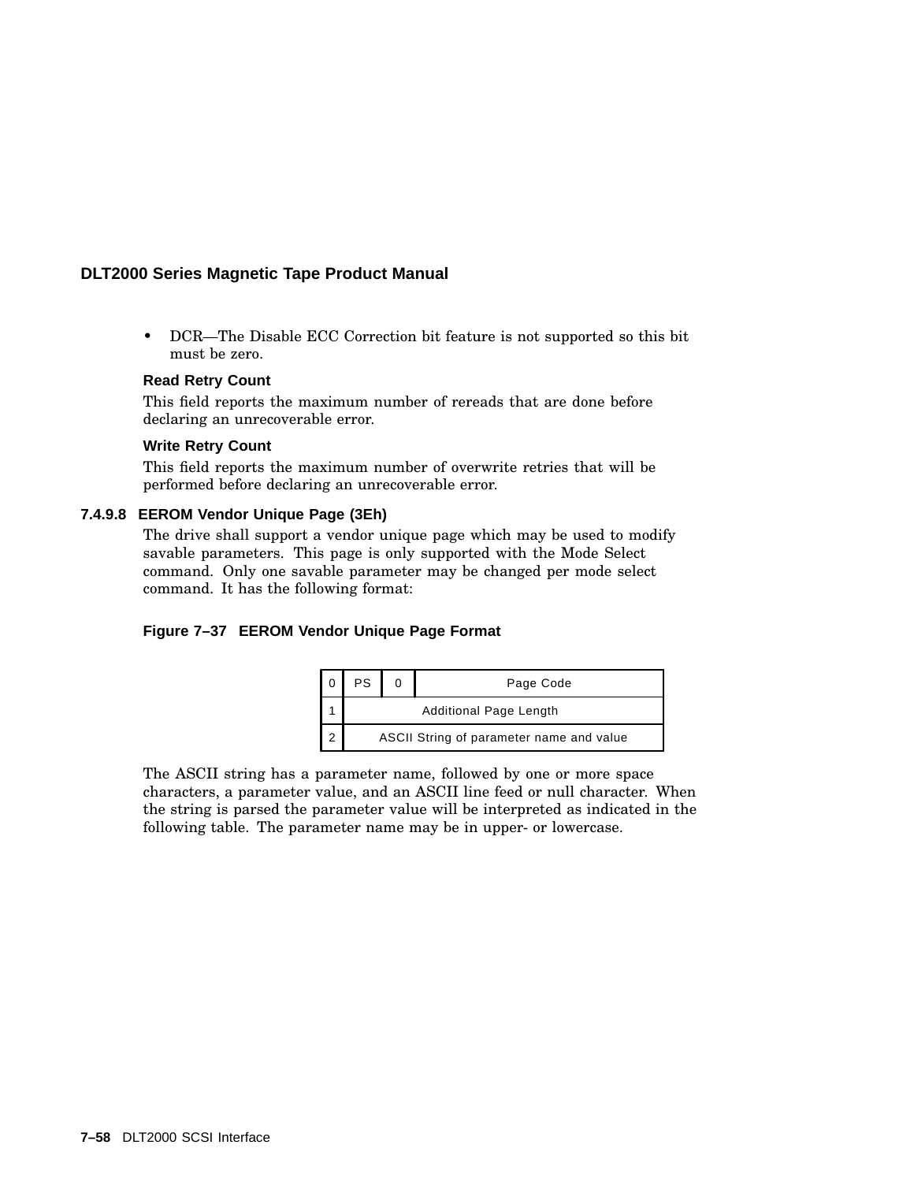- DCR—The Disable ECC Correction bit feature is not supported so this bit must be zero.

**Read Retry Count**

This field reports the maximum number of rereads that are done before declaring an unrecoverable error.

**Write Retry Count**

This field reports the maximum number of overwrite retries that will be performed before declaring an unrecoverable error.

#### 7.4.9.8 EEROM Vendor Unique Page (3Eh)

The drive shall support a vendor unique page which may be used to modify savable parameters. This page is only supported with the Mode Select command. Only one savable parameter may be changed per mode select command. It has the following format:

**Figure 7–37 EEROM Vendor Unique Page Format**

| Byte | | | |
|---|---|---|---|
| 0 | PS | 0 | Page Code |
| 1 | Additional Page Length | | |
| 2 | ASCII String of parameter name and value | | |

The ASCII string has a parameter name, followed by one or more space characters, a parameter value, and an ASCII line feed or null character. When the string is parsed the parameter value will be interpreted as indicated in the following table. The parameter name may be in upper- or lowercase.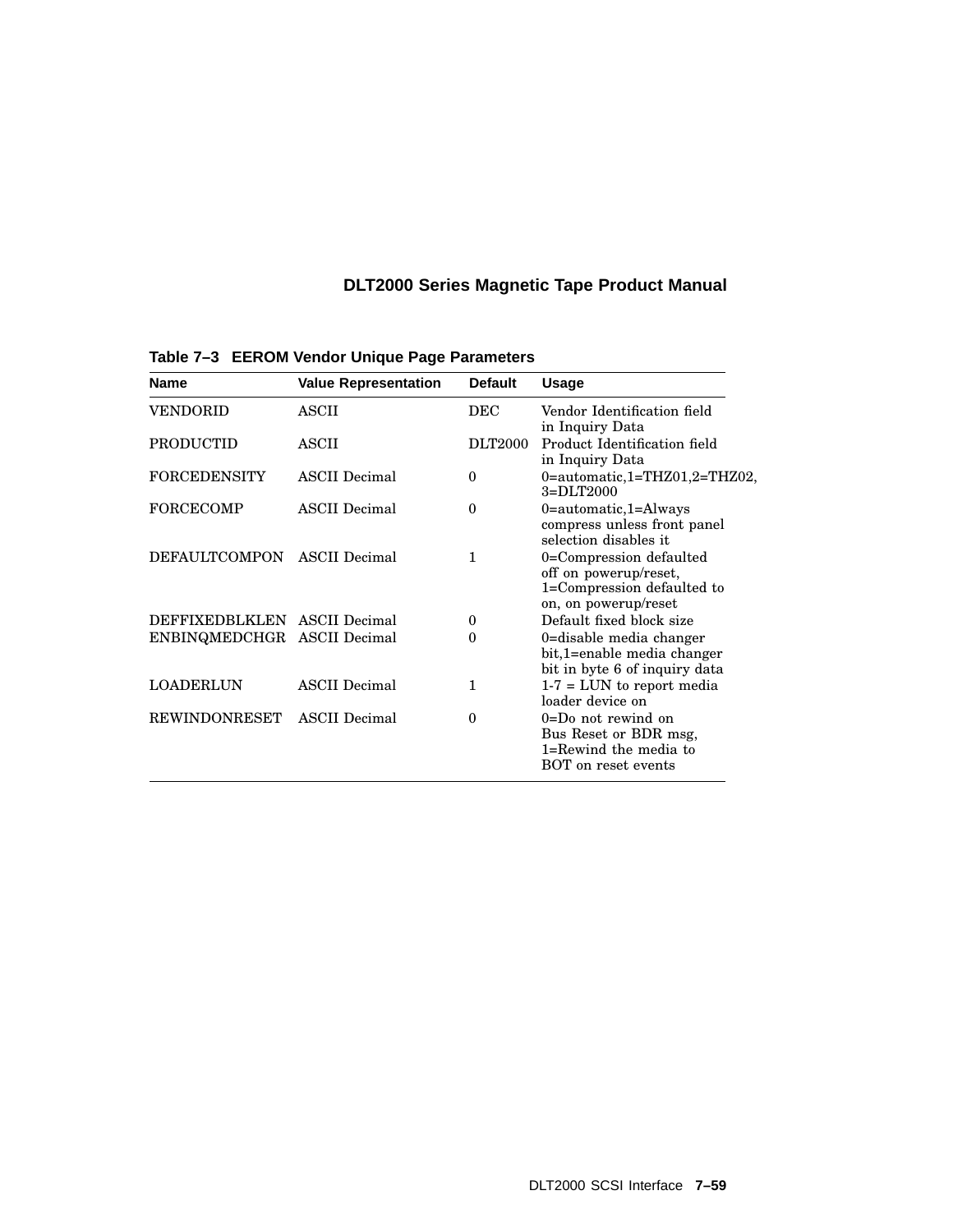**Table 7–3 EEROM Vendor Unique Page Parameters**

| Name | Value Representation | Default | Usage |
|---|---|---|---|
| VENDORID | ASCII | DEC | Vendor Identification field in Inquiry Data |
| PRODUCTID | ASCII | DLT2000 | Product Identification field in Inquiry Data |
| FORCEDENSITY | ASCII Decimal | 0 | 0=automatic,1=THZ01,2=THZ02, 3=DLT2000 |
| FORCECOMP | ASCII Decimal | 0 | 0=automatic,1=Always compress unless front panel selection disables it |
| DEFAULTCOMPON | ASCII Decimal | 1 | 0=Compression defaulted off on powerup/reset, 1=Compression defaulted to on, on powerup/reset |
| DEFFIXEDBLKLEN | ASCII Decimal | 0 | Default fixed block size |
| ENBINQMEDCHGR | ASCII Decimal | 0 | 0=disable media changer bit,1=enable media changer bit in byte 6 of inquiry data |
| LOADERLUN | ASCII Decimal | 1 | 1-7 = LUN to report media loader device on |
| REWINDONRESET | ASCII Decimal | 0 | 0=Do not rewind on Bus Reset or BDR msg, 1=Rewind the media to BOT on reset events |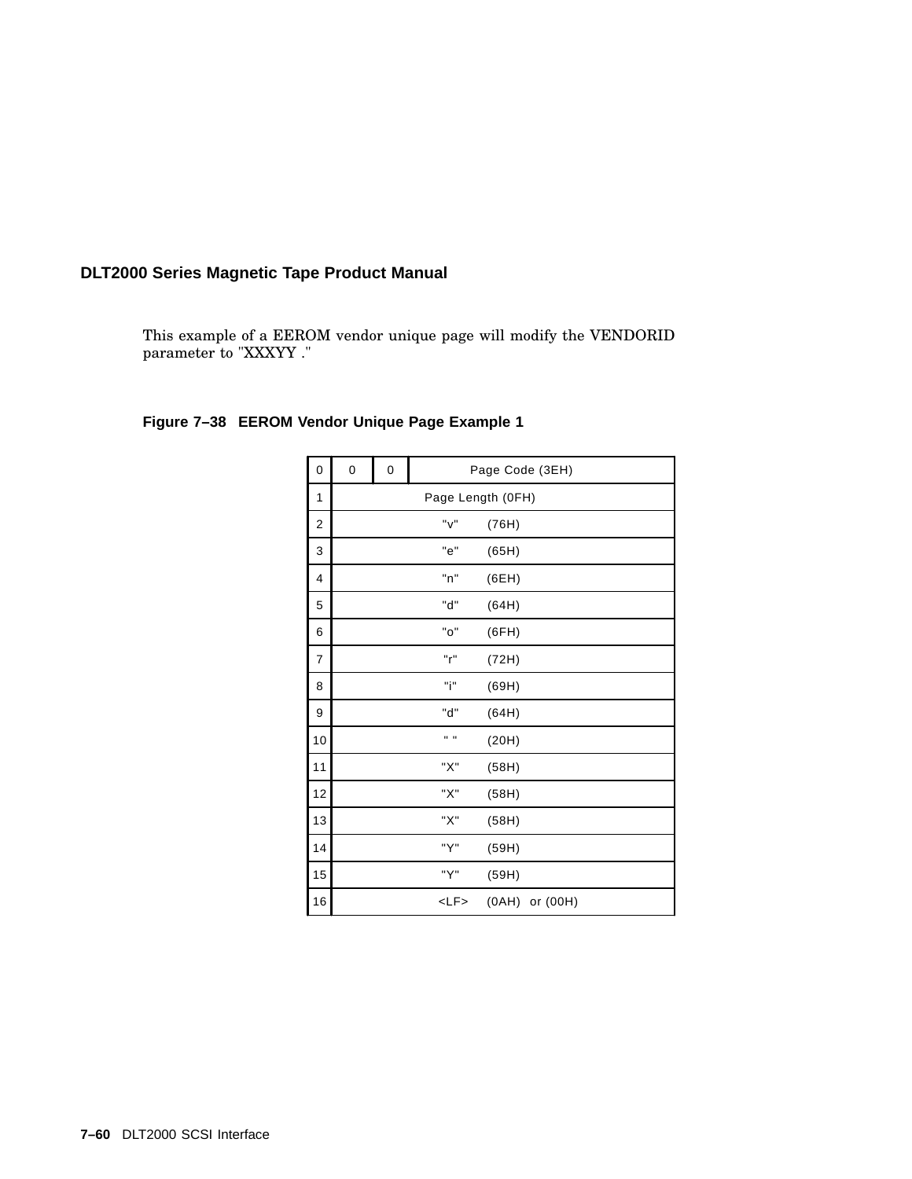This example of a EEROM vendor unique page will modify the VENDORID parameter to "XXXYY ."

**Figure 7–38 EEROM Vendor Unique Page Example 1**

| Byte | | | |
|---|---|---|---|
| 0 | 0 | 0 | Page Code (3EH) |
| 1 | Page Length (0FH) | | |
| 2 | "v" (76H) | | |
| 3 | "e" (65H) | | |
| 4 | "n" (6EH) | | |
| 5 | "d" (64H) | | |
| 6 | "o" (6FH) | | |
| 7 | "r" (72H) | | |
| 8 | "i" (69H) | | |
| 9 | "d" (64H) | | |
| 10 | " " (20H) | | |
| 11 | "X" (58H) | | |
| 12 | "X" (58H) | | |
| 13 | "X" (58H) | | |
| 14 | "Y" (59H) | | |
| 15 | "Y" (59H) | | |
| 16 | <LF> (0AH) or (00H) | | |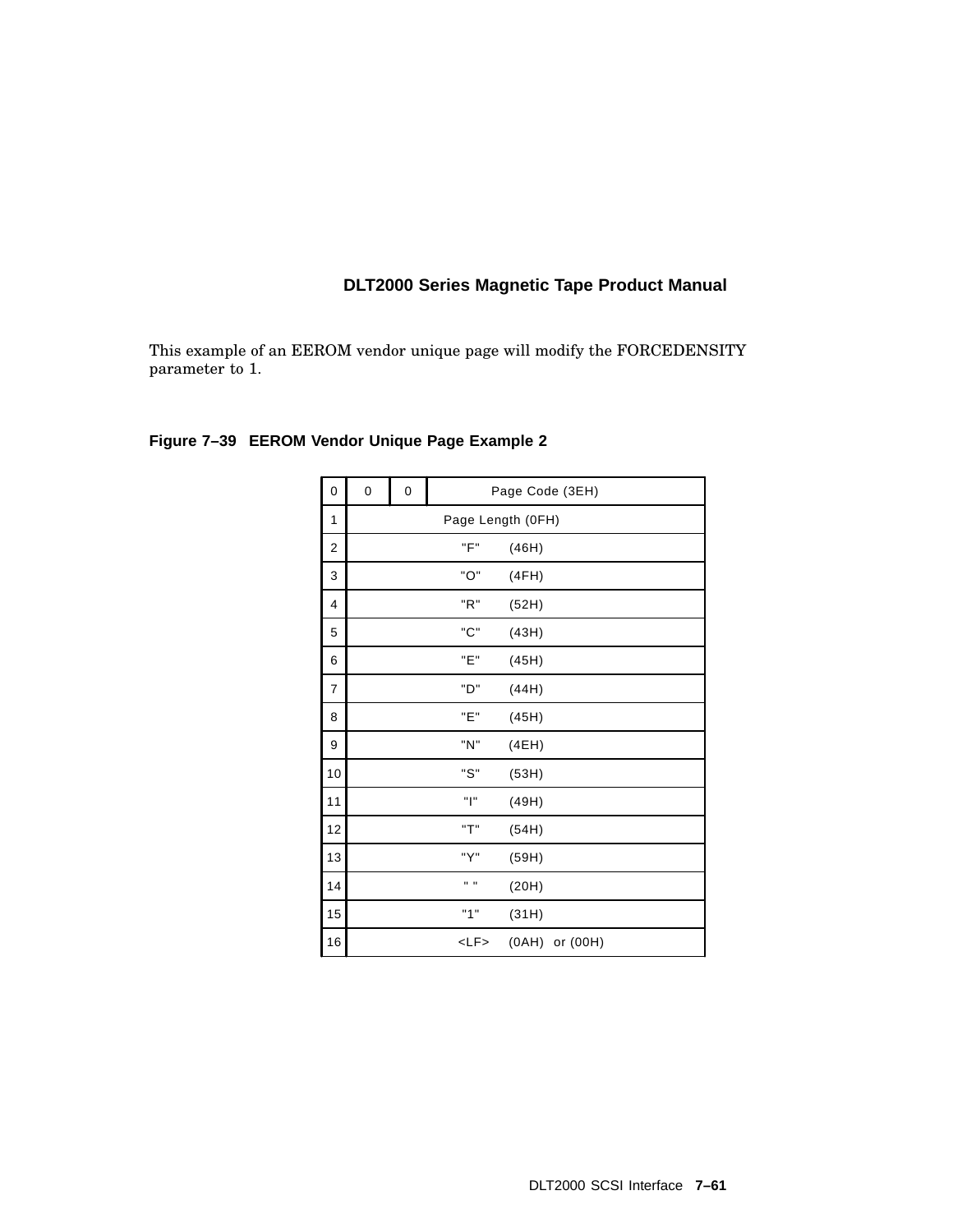This example of an EEROM vendor unique page will modify the FORCEDENSITY parameter to 1.

**Figure 7–39 EEROM Vendor Unique Page Example 2**

| Byte | | | |
|---|---|---|---|
| 0 | 0 | 0 | Page Code (3EH) |
| 1 | Page Length (0FH) | | |
| 2 | "F" (46H) | | |
| 3 | "O" (4FH) | | |
| 4 | "R" (52H) | | |
| 5 | "C" (43H) | | |
| 6 | "E" (45H) | | |
| 7 | "D" (44H) | | |
| 8 | "E" (45H) | | |
| 9 | "N" (4EH) | | |
| 10 | "S" (53H) | | |
| 11 | "I" (49H) | | |
| 12 | "T" (54H) | | |
| 13 | "Y" (59H) | | |
| 14 | " " (20H) | | |
| 15 | "1" (31H) | | |
| 16 | <LF> (0AH) or (00H) | | |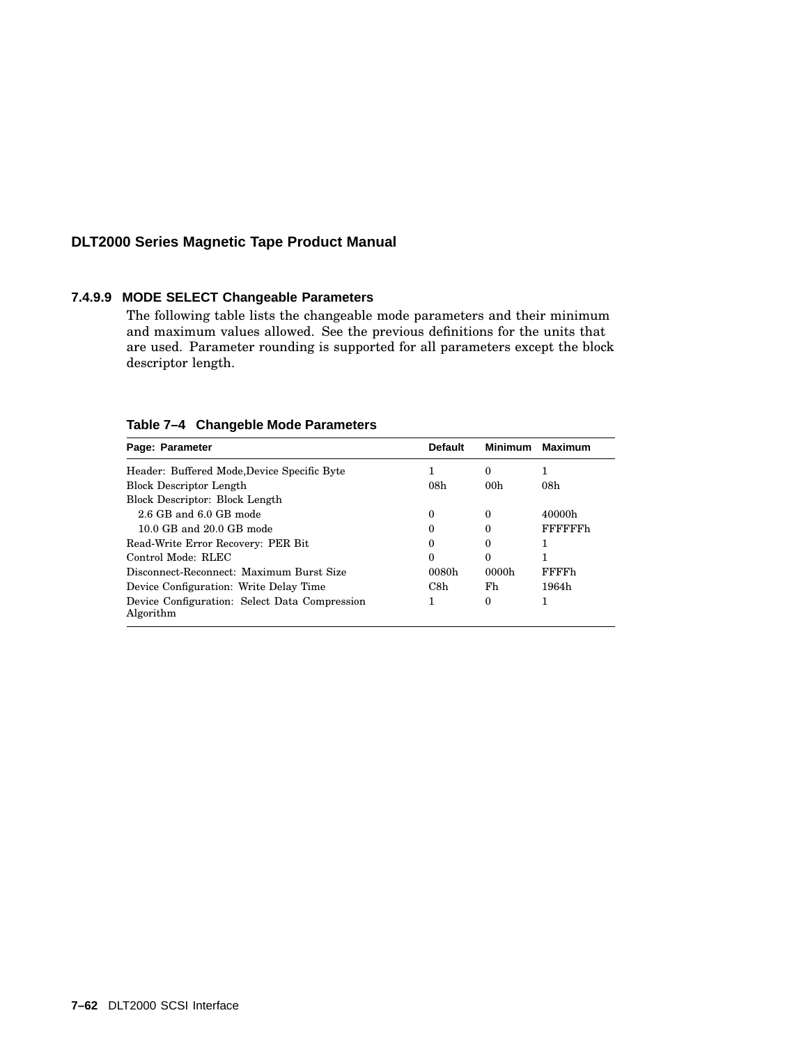#### 7.4.9.9 MODE SELECT Changeable Parameters

The following table lists the changeable mode parameters and their minimum and maximum values allowed. See the previous definitions for the units that are used. Parameter rounding is supported for all parameters except the block descriptor length.

**Table 7–4 Changeble Mode Parameters**

| Page: Parameter | Default | Minimum | Maximum |
|---|---|---|---|
| Header: Buffered Mode,Device Specific Byte | 1 | 0 | 1 |
| Block Descriptor Length | 08h | 00h | 08h |
| Block Descriptor: Block Length | | | |
| 2.6 GB and 6.0 GB mode | 0 | 0 | 40000h |
| 10.0 GB and 20.0 GB mode | 0 | 0 | FFFFFFh |
| Read-Write Error Recovery: PER Bit | 0 | 0 | 1 |
| Control Mode: RLEC | 0 | 0 | 1 |
| Disconnect-Reconnect: Maximum Burst Size | 0080h | 0000h | FFFFh |
| Device Configuration: Write Delay Time | C8h | Fh | 1964h |
| Device Configuration: Select Data Compression Algorithm | 1 | 0 | 1 |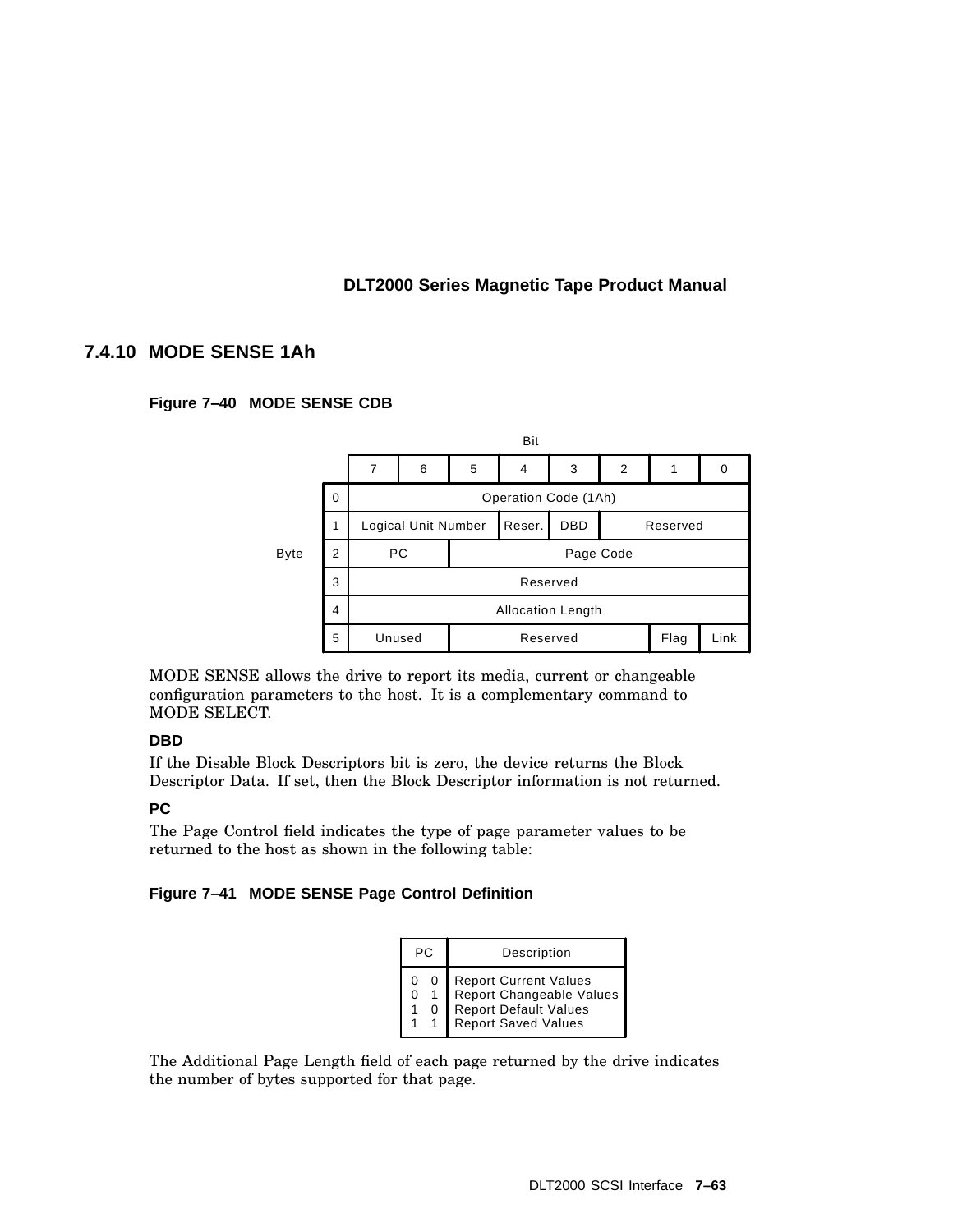### 7.4.10 MODE SENSE 1Ah

**Figure 7–40 MODE SENSE CDB**

| Byte | Bit 7 | 6 | 5 | 4 | 3 | 2 | 1 | 0 |
|---|---|---|---|---|---|---|---|---|
| 0 | Operation Code (1Ah) | | | | | | | |
| 1 | Logical Unit Number | | | Reser. | DBD | Reserved | | |
| 2 | PC | | Page Code | | | | | |
| 3 | Reserved | | | | | | | |
| 4 | Allocation Length | | | | | | | |
| 5 | Unused | | Reserved | | | | Flag | Link |

MODE SENSE allows the drive to report its media, current or changeable configuration parameters to the host. It is a complementary command to MODE SELECT.

**DBD**

If the Disable Block Descriptors bit is zero, the device returns the Block Descriptor Data. If set, then the Block Descriptor information is not returned.

**PC**

The Page Control field indicates the type of page parameter values to be returned to the host as shown in the following table:

**Figure 7–41 MODE SENSE Page Control Definition**

| PC | Description |
|---|---|
| 0 0 | Report Current Values |
| 0 1 | Report Changeable Values |
| 1 0 | Report Default Values |
| 1 1 | Report Saved Values |

The Additional Page Length field of each page returned by the drive indicates the number of bytes supported for that page.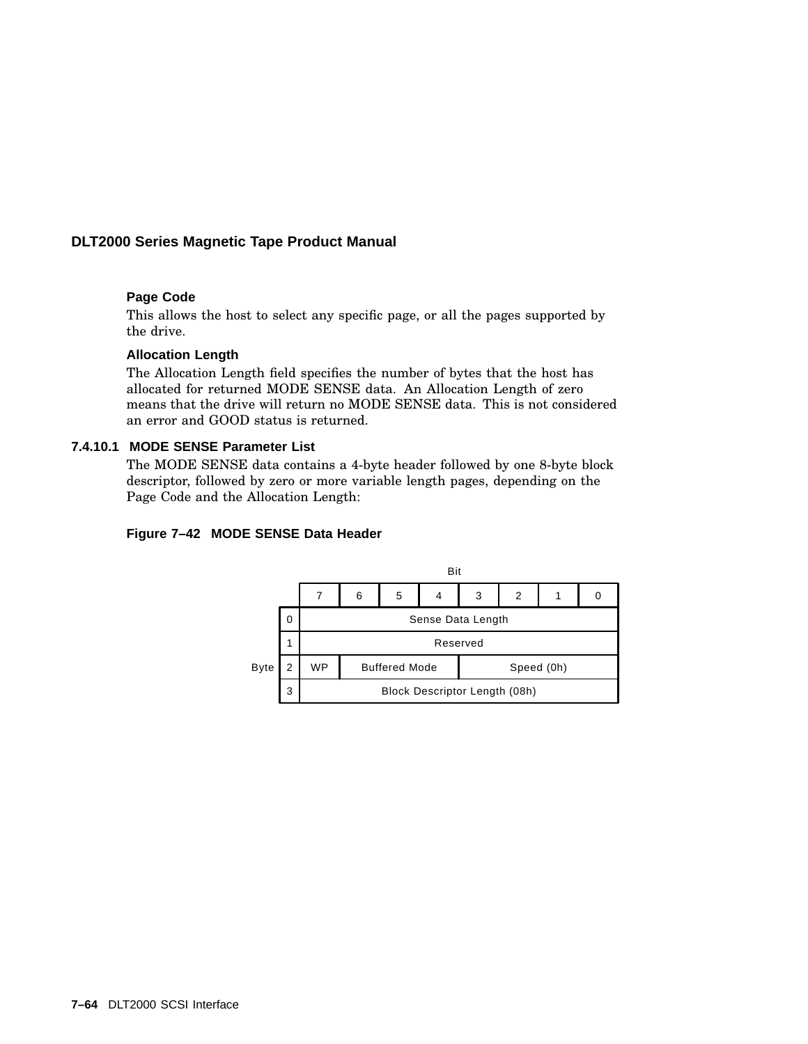**Page Code**

This allows the host to select any specific page, or all the pages supported by the drive.

**Allocation Length**

The Allocation Length field specifies the number of bytes that the host has allocated for returned MODE SENSE data. An Allocation Length of zero means that the drive will return no MODE SENSE data. This is not considered an error and GOOD status is returned.

### 7.4.10.1 MODE SENSE Parameter List

The MODE SENSE data contains a 4-byte header followed by one 8-byte block descriptor, followed by zero or more variable length pages, depending on the Page Code and the Allocation Length:

**Figure 7–42 MODE SENSE Data Header**

| Byte | Bit 7 | 6 | 5 | 4 | 3 | 2 | 1 | 0 |
|---|---|---|---|---|---|---|---|---|
| 0 | Sense Data Length | | | | | | | |
| 1 | Reserved | | | | | | | |
| 2 | WP | Buffered Mode | | | Speed (0h) | | | |
| 3 | Block Descriptor Length (08h) | | | | | | | |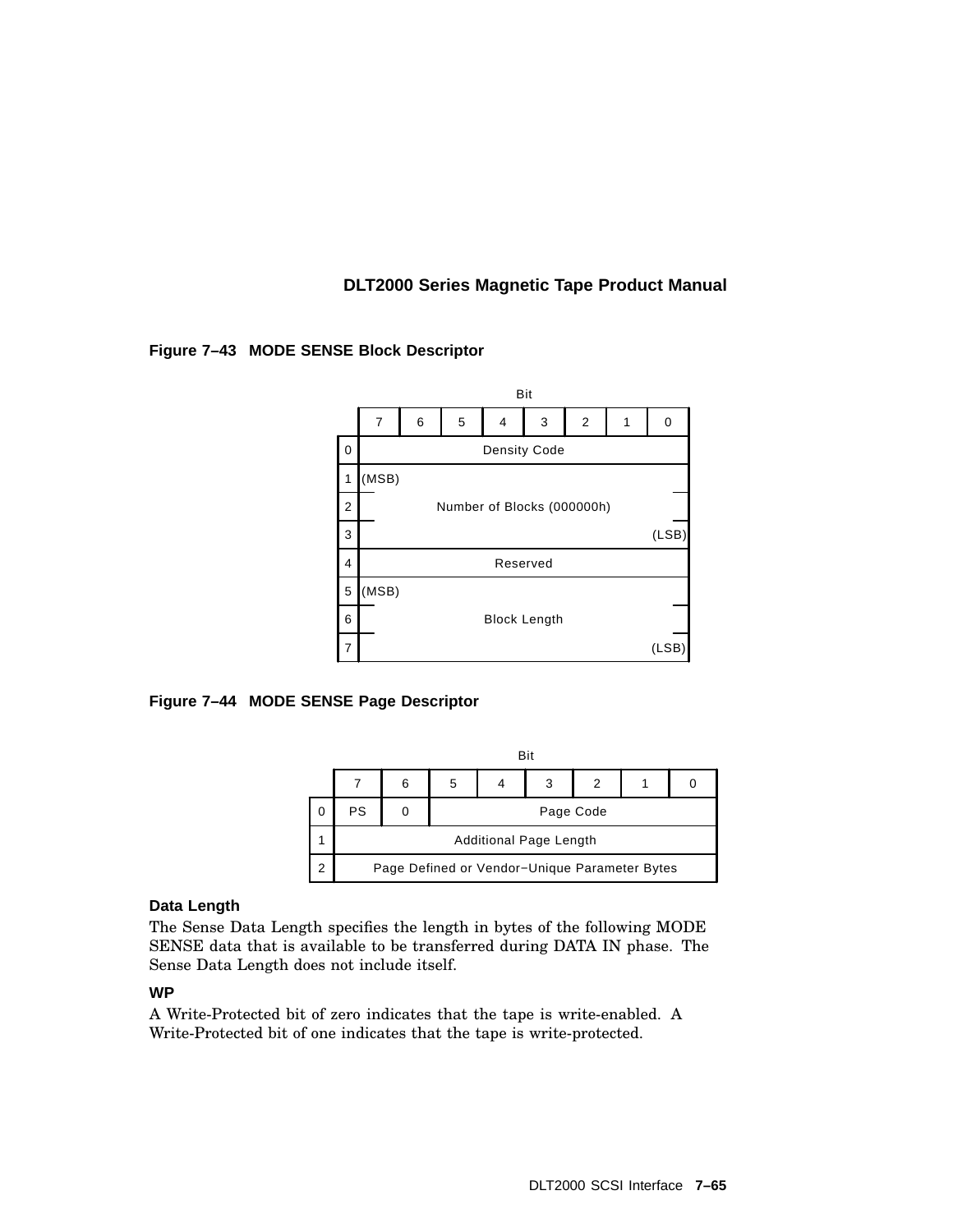**Figure 7–43 MODE SENSE Block Descriptor**

| Byte | 7 | 6 | 5 | 4 | 3 | 2 | 1 | 0 |
|---|---|---|---|---|---|---|---|---|
| 0 | Density Code | | | | | | | |
| 1 | (MSB) | | | | | | | |
| 2 | Number of Blocks (000000h) | | | | | | | |
| 3 | | | | | | | | (LSB) |
| 4 | Reserved | | | | | | | |
| 5 | (MSB) | | | | | | | |
| 6 | Block Length | | | | | | | |
| 7 | | | | | | | | (LSB) |

**Figure 7–44 MODE SENSE Page Descriptor**

| Byte | 7 | 6 | 5 | 4 | 3 | 2 | 1 | 0 |
|---|---|---|---|---|---|---|---|---|
| 0 | PS | 0 | Page Code | | | | | |
| 1 | Additional Page Length | | | | | | | |
| 2 | Page Defined or Vendor−Unique Parameter Bytes | | | | | | | |

**Data Length**

The Sense Data Length specifies the length in bytes of the following MODE SENSE data that is available to be transferred during DATA IN phase. The Sense Data Length does not include itself.

**WP**

A Write-Protected bit of zero indicates that the tape is write-enabled. A Write-Protected bit of one indicates that the tape is write-protected.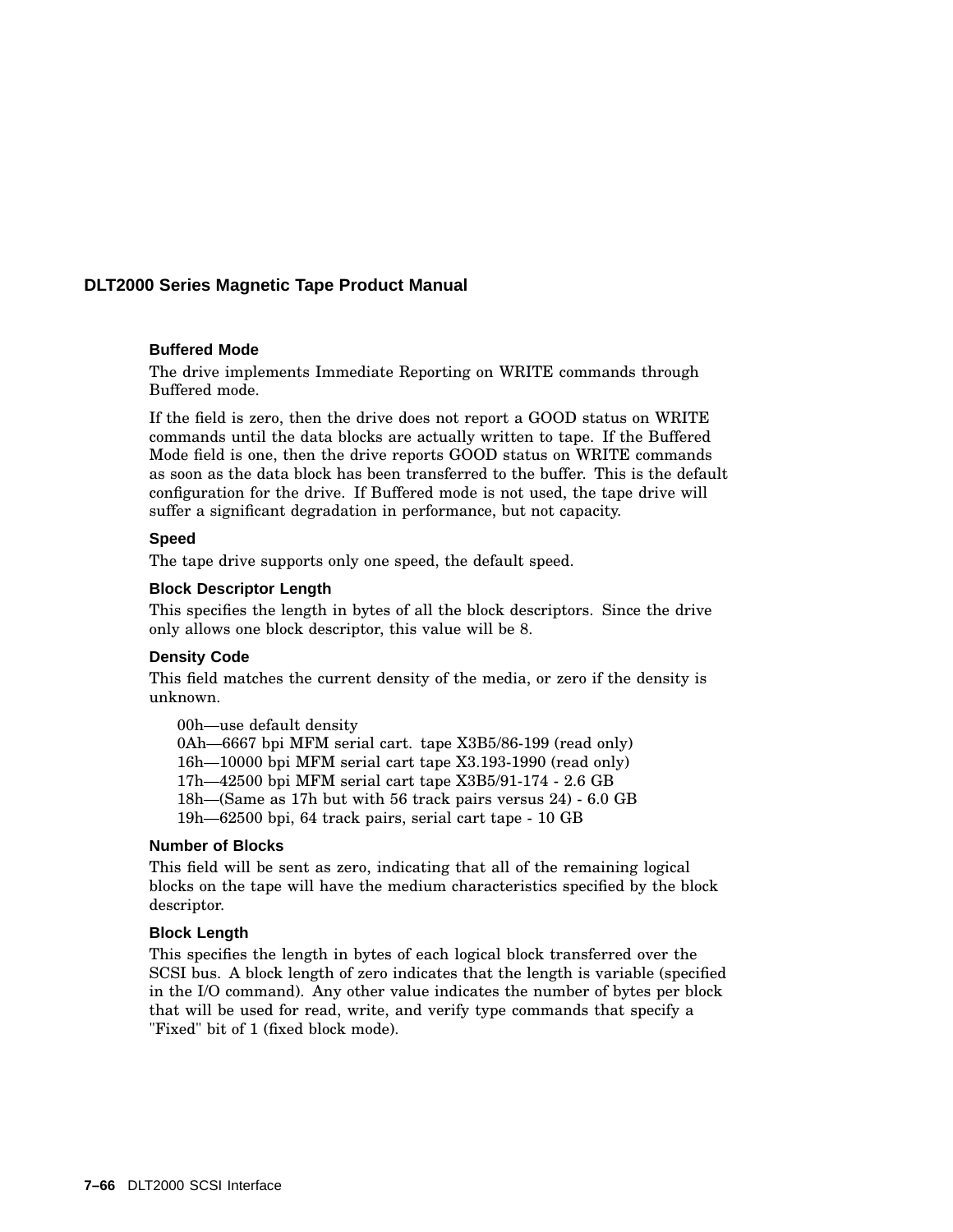#### Buffered Mode

The drive implements Immediate Reporting on WRITE commands through Buffered mode.

If the field is zero, then the drive does not report a GOOD status on WRITE commands until the data blocks are actually written to tape. If the Buffered Mode field is one, then the drive reports GOOD status on WRITE commands as soon as the data block has been transferred to the buffer. This is the default configuration for the drive. If Buffered mode is not used, the tape drive will suffer a significant degradation in performance, but not capacity.

#### Speed

The tape drive supports only one speed, the default speed.

#### Block Descriptor Length

This specifies the length in bytes of all the block descriptors. Since the drive only allows one block descriptor, this value will be 8.

#### Density Code

This field matches the current density of the media, or zero if the density is unknown.

00h—use default density
0Ah—6667 bpi MFM serial cart. tape X3B5/86-199 (read only)
16h—10000 bpi MFM serial cart tape X3.193-1990 (read only)
17h—42500 bpi MFM serial cart tape X3B5/91-174 - 2.6 GB
18h—(Same as 17h but with 56 track pairs versus 24) - 6.0 GB
19h—62500 bpi, 64 track pairs, serial cart tape - 10 GB

#### Number of Blocks

This field will be sent as zero, indicating that all of the remaining logical blocks on the tape will have the medium characteristics specified by the block descriptor.

#### Block Length

This specifies the length in bytes of each logical block transferred over the SCSI bus. A block length of zero indicates that the length is variable (specified in the I/O command). Any other value indicates the number of bytes per block that will be used for read, write, and verify type commands that specify a "Fixed" bit of 1 (fixed block mode).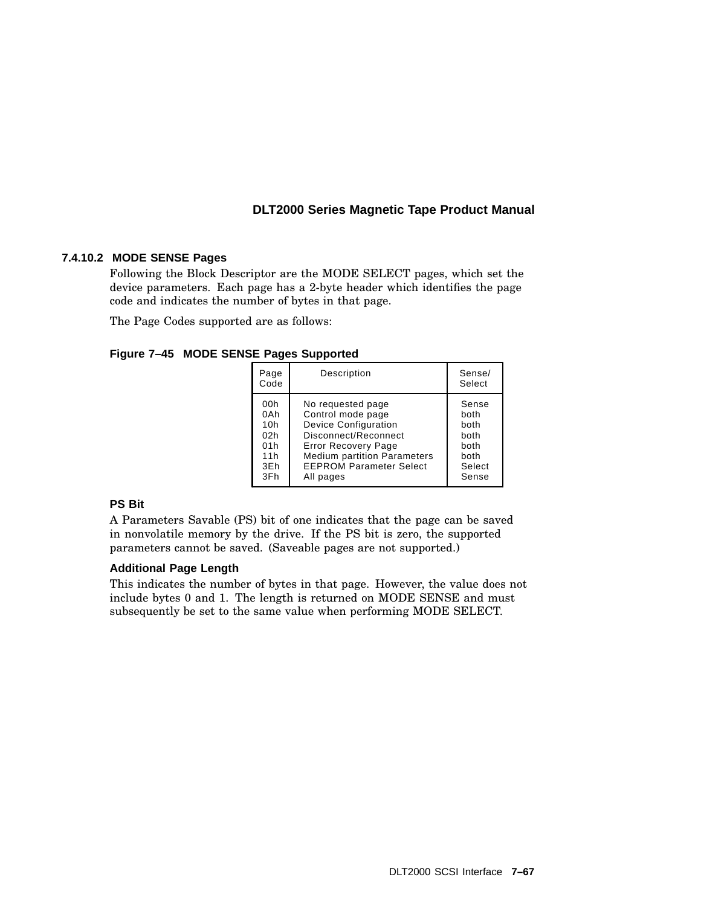### 7.4.10.2 MODE SENSE Pages

Following the Block Descriptor are the MODE SELECT pages, which set the device parameters. Each page has a 2-byte header which identifies the page code and indicates the number of bytes in that page.

The Page Codes supported are as follows:

**Figure 7–45 MODE SENSE Pages Supported**

| Page Code | Description | Sense/ Select |
|---|---|---|
| 00h | No requested page | Sense |
| 0Ah | Control mode page | both |
| 10h | Device Configuration | both |
| 02h | Disconnect/Reconnect | both |
| 01h | Error Recovery Page | both |
| 11h | Medium partition Parameters | both |
| 3Eh | EEPROM Parameter Select | Select |
| 3Fh | All pages | Sense |

#### PS Bit

A Parameters Savable (PS) bit of one indicates that the page can be saved in nonvolatile memory by the drive. If the PS bit is zero, the supported parameters cannot be saved. (Saveable pages are not supported.)

#### Additional Page Length

This indicates the number of bytes in that page. However, the value does not include bytes 0 and 1. The length is returned on MODE SENSE and must subsequently be set to the same value when performing MODE SELECT.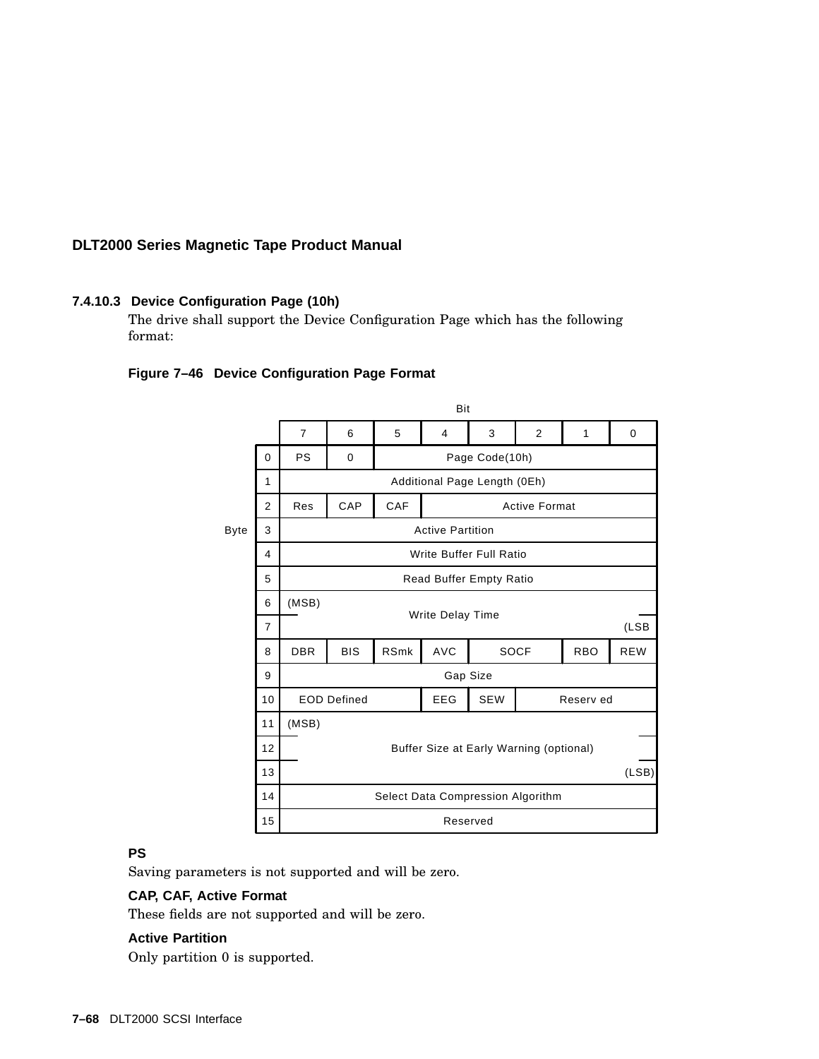### 7.4.10.3 Device Configuration Page (10h)

The drive shall support the Device Configuration Page which has the following format:

**Figure 7–46 Device Configuration Page Format**

| Byte \ Bit | 7 | 6 | 5 | 4 | 3 | 2 | 1 | 0 |
|---|---|---|---|---|---|---|---|---|
| 0 | PS | 0 | Page Code(10h) | | | | | |
| 1 | Additional Page Length (0Eh) | | | | | | | |
| 2 | Res | CAP | CAF | Active Format | | | | |
| 3 | Active Partition | | | | | | | |
| 4 | Write Buffer Full Ratio | | | | | | | |
| 5 | Read Buffer Empty Ratio | | | | | | | |
| 6 | (MSB) Write Delay Time | | | | | | | |
| 7 | (LSB | | | | | | | |
| 8 | DBR | BIS | RSmk | AVC | SOCF | | RBO | REW |
| 9 | Gap Size | | | | | | | |
| 10 | EOD Defined | | | EEG | SEW | Reserv ed | | |
| 11 | (MSB) | | | | | | | |
| 12 | Buffer Size at Early Warning (optional) | | | | | | | |
| 13 | (LSB) | | | | | | | |
| 14 | Select Data Compression Algorithm | | | | | | | |
| 15 | Reserved | | | | | | | |

**PS**

Saving parameters is not supported and will be zero.

**CAP, CAF, Active Format**

These fields are not supported and will be zero.

**Active Partition**

Only partition 0 is supported.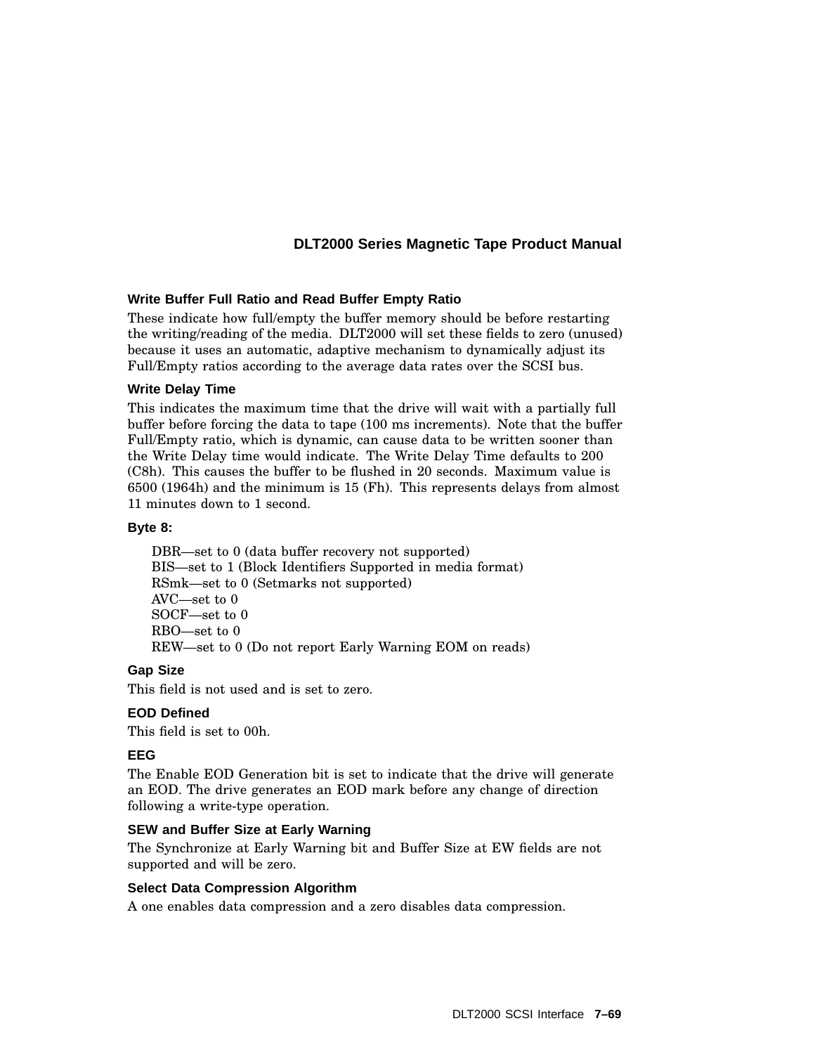#### Write Buffer Full Ratio and Read Buffer Empty Ratio

These indicate how full/empty the buffer memory should be before restarting the writing/reading of the media. DLT2000 will set these fields to zero (unused) because it uses an automatic, adaptive mechanism to dynamically adjust its Full/Empty ratios according to the average data rates over the SCSI bus.

#### Write Delay Time

This indicates the maximum time that the drive will wait with a partially full buffer before forcing the data to tape (100 ms increments). Note that the buffer Full/Empty ratio, which is dynamic, can cause data to be written sooner than the Write Delay time would indicate. The Write Delay Time defaults to 200 (C8h). This causes the buffer to be flushed in 20 seconds. Maximum value is 6500 (1964h) and the minimum is 15 (Fh). This represents delays from almost 11 minutes down to 1 second.

#### Byte 8:

DBR—set to 0 (data buffer recovery not supported)
BIS—set to 1 (Block Identifiers Supported in media format)
RSmk—set to 0 (Setmarks not supported)
AVC—set to 0
SOCF—set to 0
RBO—set to 0
REW—set to 0 (Do not report Early Warning EOM on reads)

#### Gap Size

This field is not used and is set to zero.

#### EOD Defined

This field is set to 00h.

#### EEG

The Enable EOD Generation bit is set to indicate that the drive will generate an EOD. The drive generates an EOD mark before any change of direction following a write-type operation.

#### SEW and Buffer Size at Early Warning

The Synchronize at Early Warning bit and Buffer Size at EW fields are not supported and will be zero.

#### Select Data Compression Algorithm

A one enables data compression and a zero disables data compression.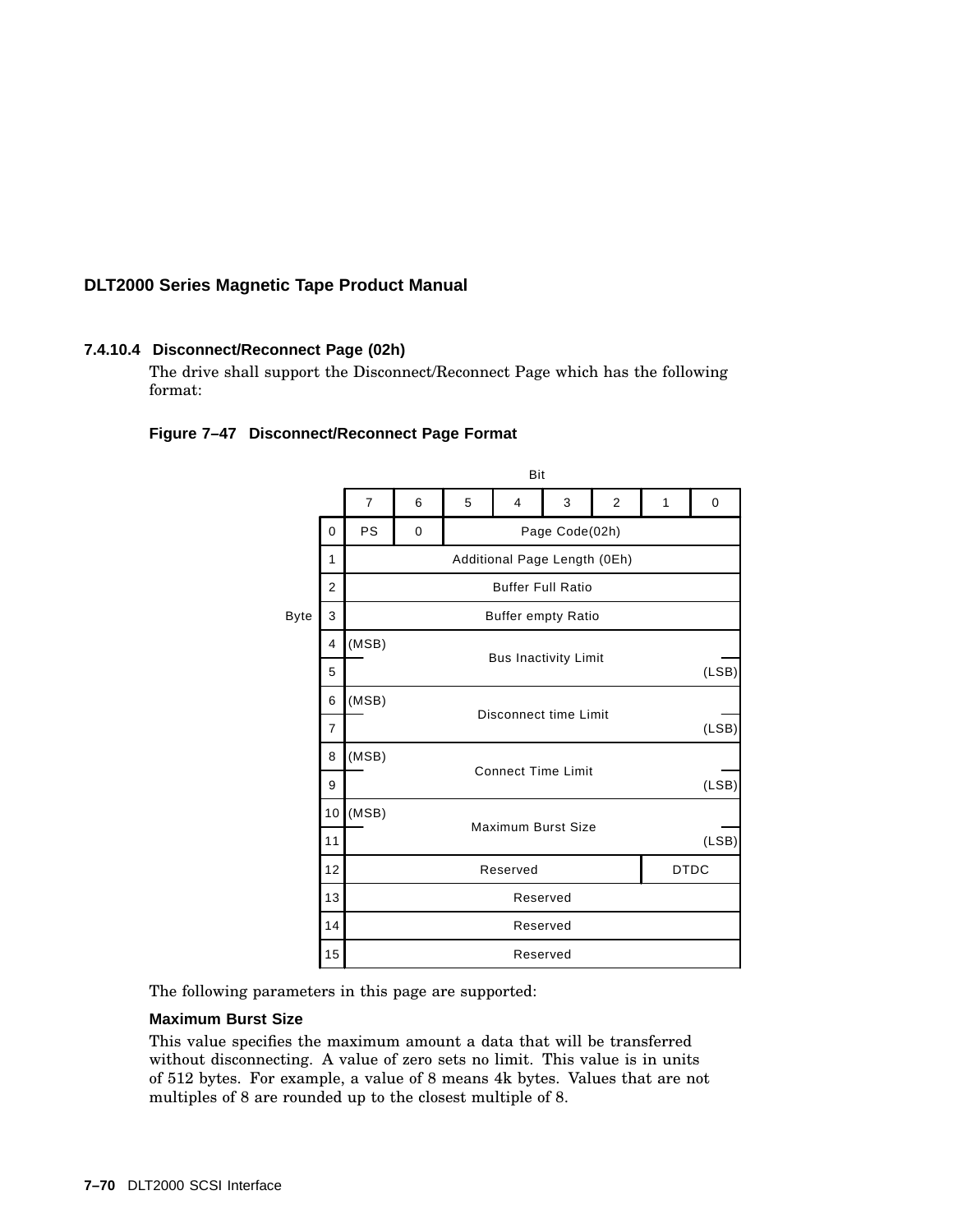### 7.4.10.4 Disconnect/Reconnect Page (02h)

The drive shall support the Disconnect/Reconnect Page which has the following format:

**Figure 7–47 Disconnect/Reconnect Page Format**

| Byte \ Bit | 7 | 6 | 5 | 4 | 3 | 2 | 1 | 0 |
|---|---|---|---|---|---|---|---|---|
| 0 | PS | 0 | Page Code(02h) | | | | | |
| 1 | Additional Page Length (0Eh) | | | | | | | |
| 2 | Buffer Full Ratio | | | | | | | |
| 3 | Buffer empty Ratio | | | | | | | |
| 4 | (MSB) Bus Inactivity Limit | | | | | | | |
| 5 | | | | | | | | (LSB) |
| 6 | (MSB) Disconnect time Limit | | | | | | | |
| 7 | | | | | | | | (LSB) |
| 8 | (MSB) Connect Time Limit | | | | | | | |
| 9 | | | | | | | | (LSB) |
| 10 | (MSB) Maximum Burst Size | | | | | | | |
| 11 | | | | | | | | (LSB) |
| 12 | Reserved | | | | | | DTDC | |
| 13 | Reserved | | | | | | | |
| 14 | Reserved | | | | | | | |
| 15 | Reserved | | | | | | | |

The following parameters in this page are supported:

**Maximum Burst Size**

This value specifies the maximum amount a data that will be transferred without disconnecting. A value of zero sets no limit. This value is in units of 512 bytes. For example, a value of 8 means 4k bytes. Values that are not multiples of 8 are rounded up to the closest multiple of 8.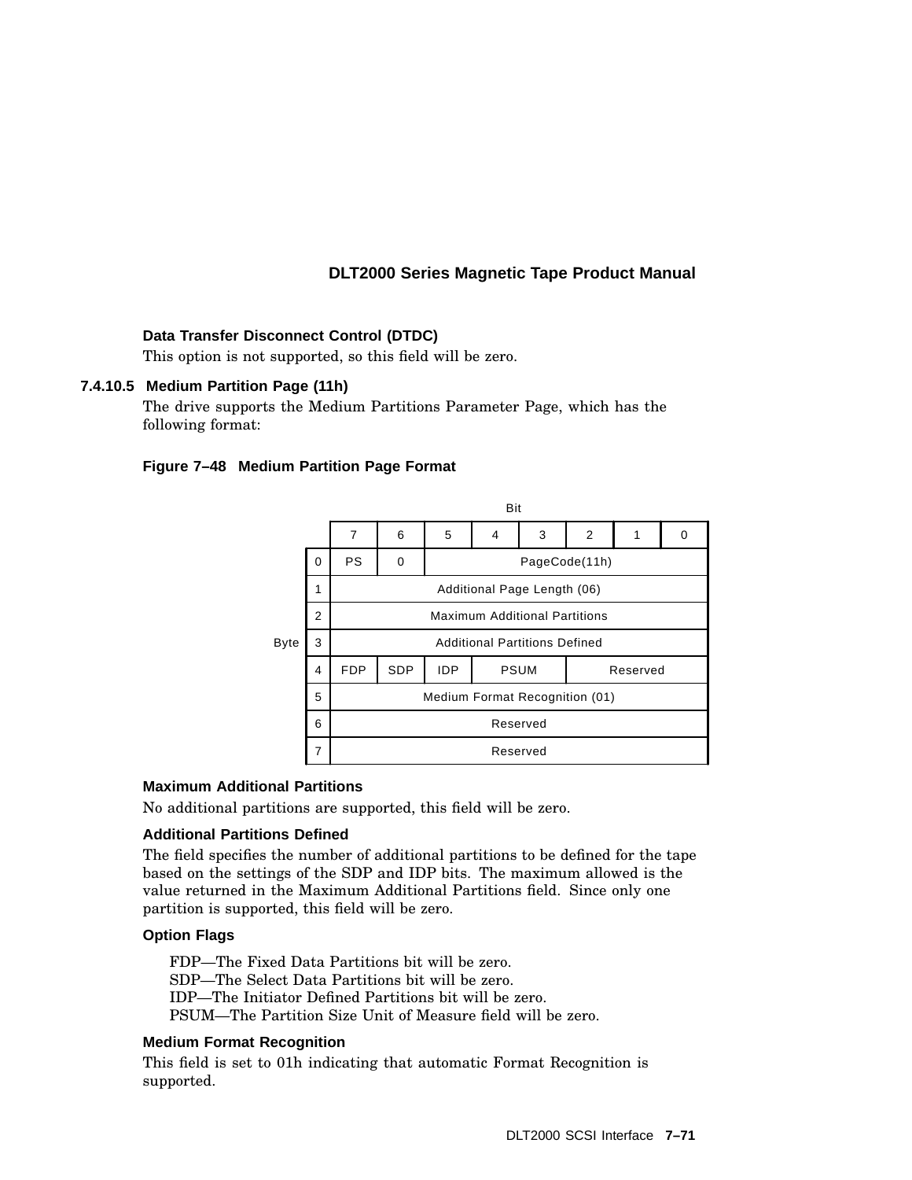**Data Transfer Disconnect Control (DTDC)**

This option is not supported, so this field will be zero.

#### 7.4.10.5 Medium Partition Page (11h)

The drive supports the Medium Partitions Parameter Page, which has the following format:

**Figure 7–48 Medium Partition Page Format**

| Byte \ Bit | 7 | 6 | 5 | 4 | 3 | 2 | 1 | 0 |
|---|---|---|---|---|---|---|---|---|
| 0 | PS | 0 | PageCode(11h) | | | | | |
| 1 | Additional Page Length (06) | | | | | | | |
| 2 | Maximum Additional Partitions | | | | | | | |
| 3 | Additional Partitions Defined | | | | | | | |
| 4 | FDP | SDP | IDP | PSUM | | Reserved | | |
| 5 | Medium Format Recognition (01) | | | | | | | |
| 6 | Reserved | | | | | | | |
| 7 | Reserved | | | | | | | |

**Maximum Additional Partitions**

No additional partitions are supported, this field will be zero.

**Additional Partitions Defined**

The field specifies the number of additional partitions to be defined for the tape based on the settings of the SDP and IDP bits. The maximum allowed is the value returned in the Maximum Additional Partitions field. Since only one partition is supported, this field will be zero.

**Option Flags**

FDP—The Fixed Data Partitions bit will be zero.
SDP—The Select Data Partitions bit will be zero.
IDP—The Initiator Defined Partitions bit will be zero.
PSUM—The Partition Size Unit of Measure field will be zero.

**Medium Format Recognition**

This field is set to 01h indicating that automatic Format Recognition is supported.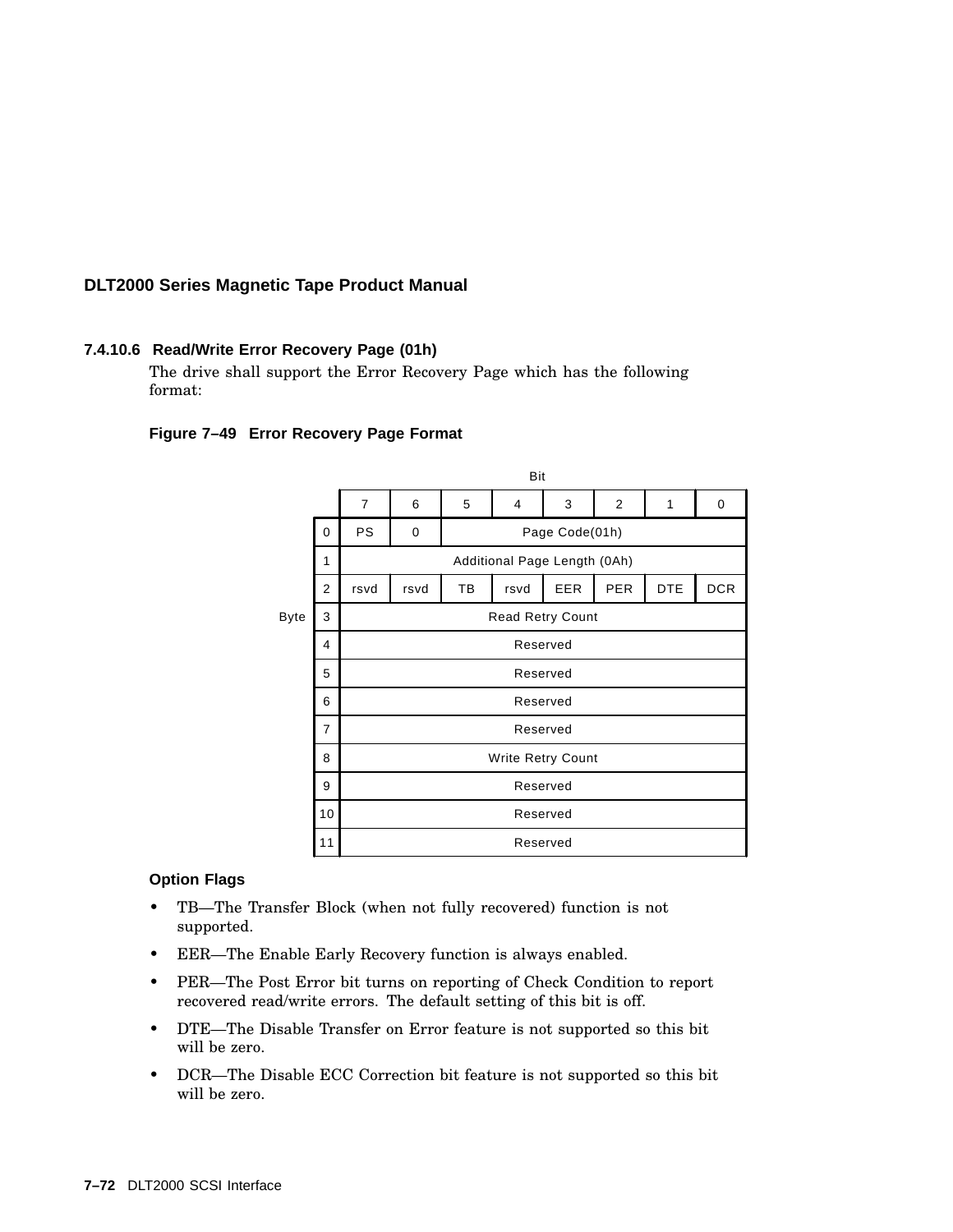### 7.4.10.6 Read/Write Error Recovery Page (01h)

The drive shall support the Error Recovery Page which has the following format:

**Figure 7–49 Error Recovery Page Format**

| Byte \ Bit | 7 | 6 | 5 | 4 | 3 | 2 | 1 | 0 |
|---|---|---|---|---|---|---|---|---|
| 0 | PS | 0 | Page Code(01h) | | | | | |
| 1 | Additional Page Length (0Ah) | | | | | | | |
| 2 | rsvd | rsvd | TB | rsvd | EER | PER | DTE | DCR |
| 3 | Read Retry Count | | | | | | | |
| 4 | Reserved | | | | | | | |
| 5 | Reserved | | | | | | | |
| 6 | Reserved | | | | | | | |
| 7 | Reserved | | | | | | | |
| 8 | Write Retry Count | | | | | | | |
| 9 | Reserved | | | | | | | |
| 10 | Reserved | | | | | | | |
| 11 | Reserved | | | | | | | |

**Option Flags**

- TB—The Transfer Block (when not fully recovered) function is not supported.
- EER—The Enable Early Recovery function is always enabled.
- PER—The Post Error bit turns on reporting of Check Condition to report recovered read/write errors. The default setting of this bit is off.
- DTE—The Disable Transfer on Error feature is not supported so this bit will be zero.
- DCR—The Disable ECC Correction bit feature is not supported so this bit will be zero.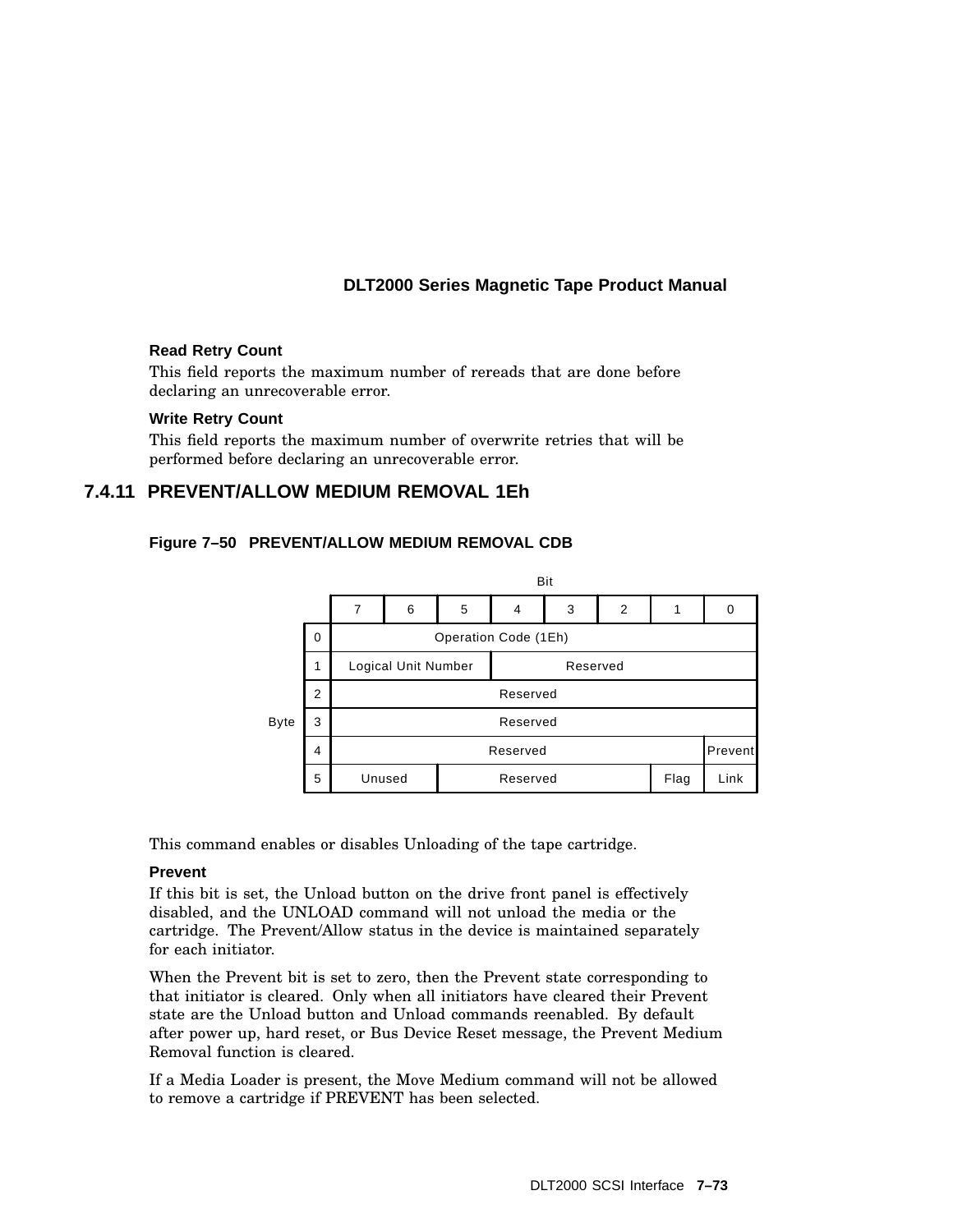**Read Retry Count**

This field reports the maximum number of rereads that are done before declaring an unrecoverable error.

**Write Retry Count**

This field reports the maximum number of overwrite retries that will be performed before declaring an unrecoverable error.

## 7.4.11 PREVENT/ALLOW MEDIUM REMOVAL 1Eh

**Figure 7–50 PREVENT/ALLOW MEDIUM REMOVAL CDB**

| Byte | 7 | 6 | 5 | 4 | 3 | 2 | 1 | 0 |
|---|---|---|---|---|---|---|---|---|
| 0 | Operation Code (1Eh) | | | | | | | |
| 1 | Logical Unit Number | | | Reserved | | | | |
| 2 | Reserved | | | | | | | |
| 3 | Reserved | | | | | | | |
| 4 | Reserved | | | | | | | Prevent |
| 5 | Unused | | Reserved | | | | Flag | Link |

This command enables or disables Unloading of the tape cartridge.

**Prevent**

If this bit is set, the Unload button on the drive front panel is effectively disabled, and the UNLOAD command will not unload the media or the cartridge. The Prevent/Allow status in the device is maintained separately for each initiator.

When the Prevent bit is set to zero, then the Prevent state corresponding to that initiator is cleared. Only when all initiators have cleared their Prevent state are the Unload button and Unload commands reenabled. By default after power up, hard reset, or Bus Device Reset message, the Prevent Medium Removal function is cleared.

If a Media Loader is present, the Move Medium command will not be allowed to remove a cartridge if PREVENT has been selected.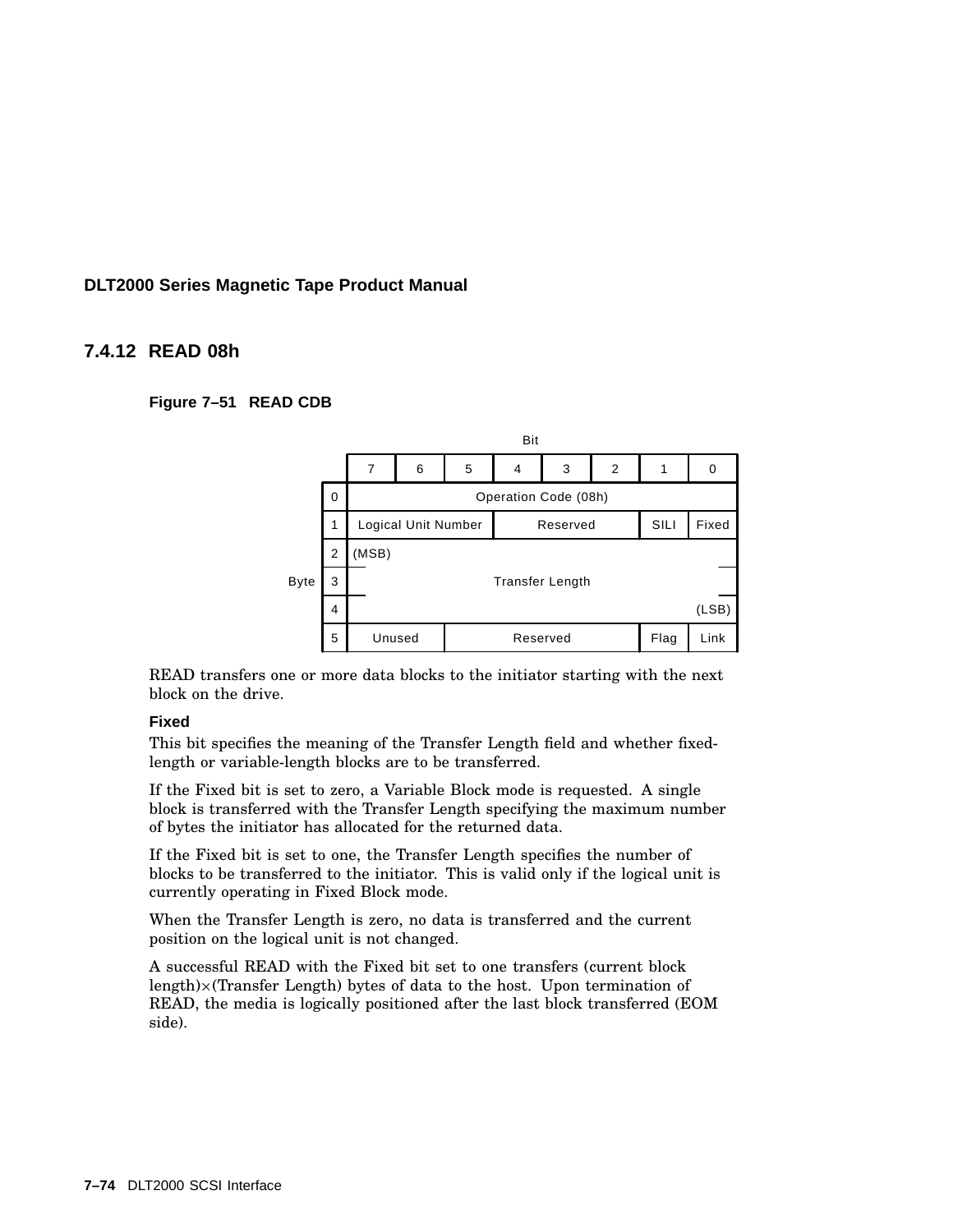### 7.4.12 READ 08h

**Figure 7–51 READ CDB**

| Byte | Bit 7 | 6 | 5 | 4 | 3 | 2 | 1 | 0 |
|---|---|---|---|---|---|---|---|---|
| 0 | Operation Code (08h) | | | | | | | |
| 1 | Logical Unit Number | | | Reserved | | | SILI | Fixed |
| 2 | (MSB) | | | | | | | |
| 3 | Transfer Length | | | | | | | |
| 4 | | | | | | | | (LSB) |
| 5 | Unused | | Reserved | | | | Flag | Link |

READ transfers one or more data blocks to the initiator starting with the next block on the drive.

**Fixed**

This bit specifies the meaning of the Transfer Length field and whether fixed-length or variable-length blocks are to be transferred.

If the Fixed bit is set to zero, a Variable Block mode is requested. A single block is transferred with the Transfer Length specifying the maximum number of bytes the initiator has allocated for the returned data.

If the Fixed bit is set to one, the Transfer Length specifies the number of blocks to be transferred to the initiator. This is valid only if the logical unit is currently operating in Fixed Block mode.

When the Transfer Length is zero, no data is transferred and the current position on the logical unit is not changed.

A successful READ with the Fixed bit set to one transfers (current block length)×(Transfer Length) bytes of data to the host. Upon termination of READ, the media is logically positioned after the last block transferred (EOM side).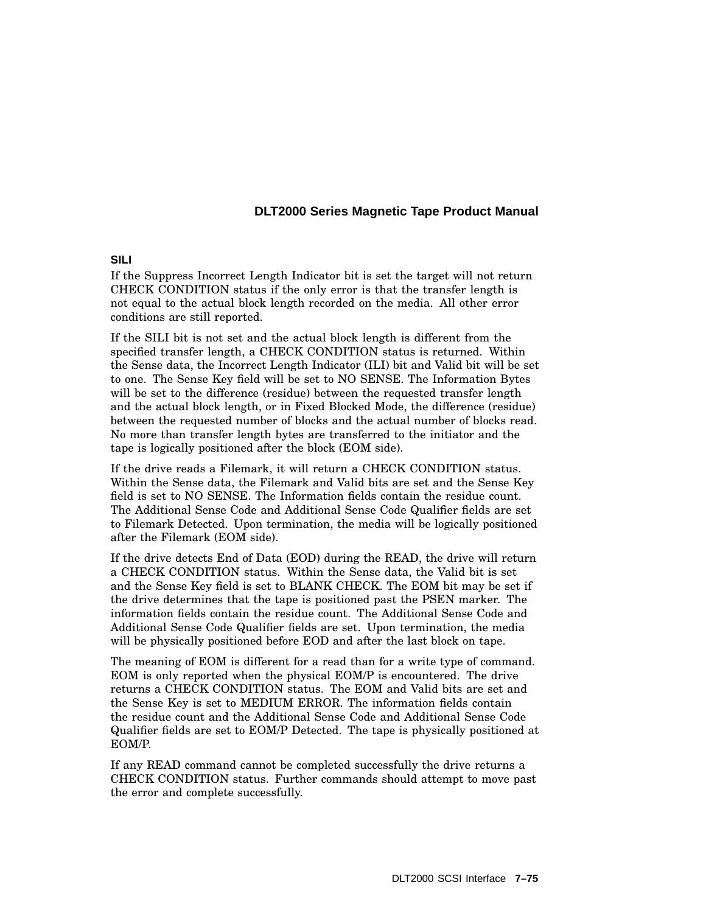### SILI

If the Suppress Incorrect Length Indicator bit is set the target will not return CHECK CONDITION status if the only error is that the transfer length is not equal to the actual block length recorded on the media. All other error conditions are still reported.

If the SILI bit is not set and the actual block length is different from the specified transfer length, a CHECK CONDITION status is returned. Within the Sense data, the Incorrect Length Indicator (ILI) bit and Valid bit will be set to one. The Sense Key field will be set to NO SENSE. The Information Bytes will be set to the difference (residue) between the requested transfer length and the actual block length, or in Fixed Blocked Mode, the difference (residue) between the requested number of blocks and the actual number of blocks read. No more than transfer length bytes are transferred to the initiator and the tape is logically positioned after the block (EOM side).

If the drive reads a Filemark, it will return a CHECK CONDITION status. Within the Sense data, the Filemark and Valid bits are set and the Sense Key field is set to NO SENSE. The Information fields contain the residue count. The Additional Sense Code and Additional Sense Code Qualifier fields are set to Filemark Detected. Upon termination, the media will be logically positioned after the Filemark (EOM side).

If the drive detects End of Data (EOD) during the READ, the drive will return a CHECK CONDITION status. Within the Sense data, the Valid bit is set and the Sense Key field is set to BLANK CHECK. The EOM bit may be set if the drive determines that the tape is positioned past the PSEN marker. The information fields contain the residue count. The Additional Sense Code and Additional Sense Code Qualifier fields are set. Upon termination, the media will be physically positioned before EOD and after the last block on tape.

The meaning of EOM is different for a read than for a write type of command. EOM is only reported when the physical EOM/P is encountered. The drive returns a CHECK CONDITION status. The EOM and Valid bits are set and the Sense Key is set to MEDIUM ERROR. The information fields contain the residue count and the Additional Sense Code and Additional Sense Code Qualifier fields are set to EOM/P Detected. The tape is physically positioned at EOM/P.

If any READ command cannot be completed successfully the drive returns a CHECK CONDITION status. Further commands should attempt to move past the error and complete successfully.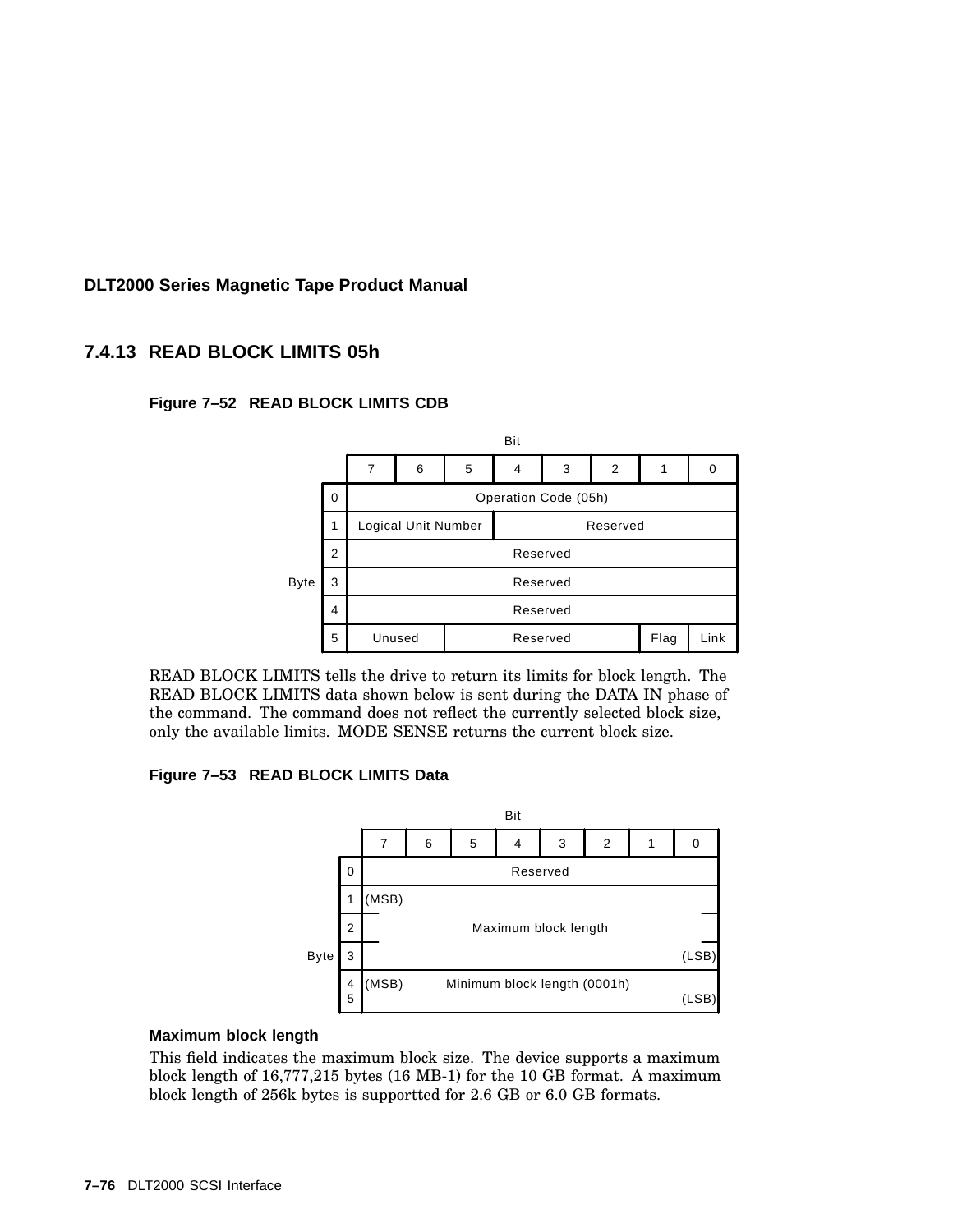## 7.4.13 READ BLOCK LIMITS 05h

**Figure 7–52 READ BLOCK LIMITS CDB**

| Byte \ Bit | 7 | 6 | 5 | 4 | 3 | 2 | 1 | 0 |
|---|---|---|---|---|---|---|---|---|
| 0 | Operation Code (05h) | | | | | | | |
| 1 | Logical Unit Number | | | Reserved | | | | |
| 2 | Reserved | | | | | | | |
| 3 | Reserved | | | | | | | |
| 4 | Reserved | | | | | | | |
| 5 | Unused | | Reserved | | | | Flag | Link |

READ BLOCK LIMITS tells the drive to return its limits for block length. The READ BLOCK LIMITS data shown below is sent during the DATA IN phase of the command. The command does not reflect the currently selected block size, only the available limits. MODE SENSE returns the current block size.

**Figure 7–53 READ BLOCK LIMITS Data**

| Byte \ Bit | 7 | 6 | 5 | 4 | 3 | 2 | 1 | 0 |
|---|---|---|---|---|---|---|---|---|
| 0 | Reserved | | | | | | | |
| 1 | (MSB) Maximum block length | | | | | | | |
| 2 | | | | | | | | |
| 3 | | | | | | | | (LSB) |
| 4 | (MSB) Minimum block length (0001h) | | | | | | | |
| 5 | | | | | | | | (LSB) |

**Maximum block length**

This field indicates the maximum block size. The device supports a maximum block length of 16,777,215 bytes (16 MB-1) for the 10 GB format. A maximum block length of 256k bytes is supportted for 2.6 GB or 6.0 GB formats.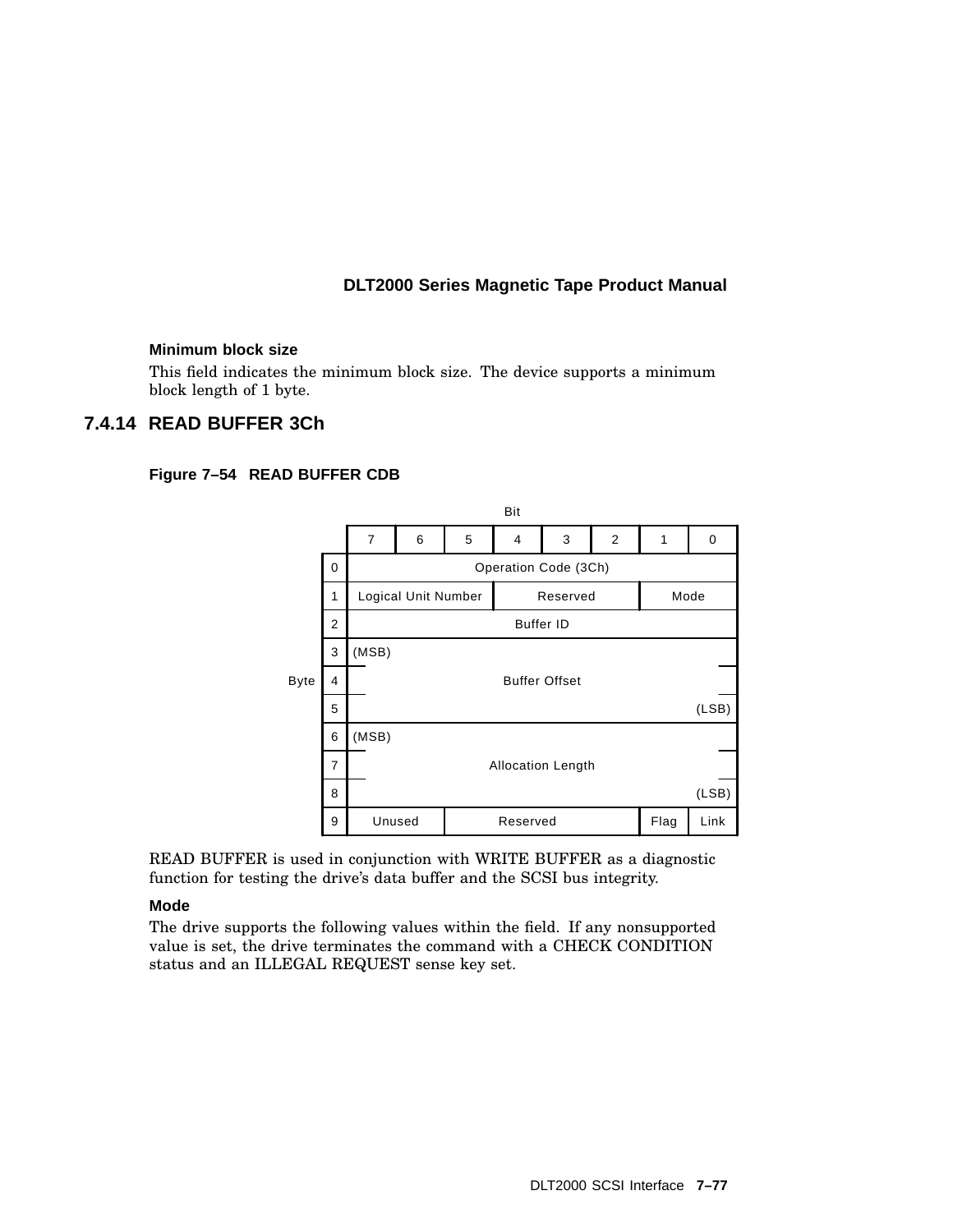**Minimum block size**

This field indicates the minimum block size. The device supports a minimum block length of 1 byte.

### 7.4.14 READ BUFFER 3Ch

**Figure 7–54 READ BUFFER CDB**

| Byte | Bit 7 | 6 | 5 | 4 | 3 | 2 | 1 | 0 |
|---|---|---|---|---|---|---|---|---|
| 0 | Operation Code (3Ch) | | | | | | | |
| 1 | Logical Unit Number | | | Reserved | | | Mode | |
| 2 | Buffer ID | | | | | | | |
| 3 | (MSB) Buffer Offset | | | | | | | |
| 4 | Buffer Offset | | | | | | | |
| 5 | Buffer Offset (LSB) | | | | | | | |
| 6 | (MSB) Allocation Length | | | | | | | |
| 7 | Allocation Length | | | | | | | |
| 8 | Allocation Length (LSB) | | | | | | | |
| 9 | Unused | | Reserved | | | | Flag | Link |

READ BUFFER is used in conjunction with WRITE BUFFER as a diagnostic function for testing the drive's data buffer and the SCSI bus integrity.

**Mode**

The drive supports the following values within the field. If any nonsupported value is set, the drive terminates the command with a CHECK CONDITION status and an ILLEGAL REQUEST sense key set.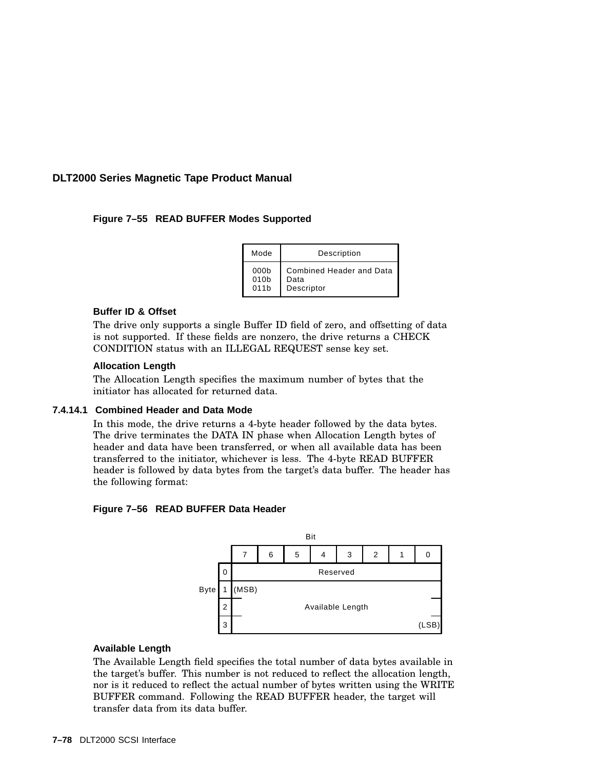**Figure 7–55 READ BUFFER Modes Supported**

| Mode | Description |
|---|---|
| 000b | Combined Header and Data |
| 010b | Data |
| 011b | Descriptor |

**Buffer ID & Offset**

The drive only supports a single Buffer ID field of zero, and offsetting of data is not supported. If these fields are nonzero, the drive returns a CHECK CONDITION status with an ILLEGAL REQUEST sense key set.

**Allocation Length**

The Allocation Length specifies the maximum number of bytes that the initiator has allocated for returned data.

### 7.4.14.1 Combined Header and Data Mode

In this mode, the drive returns a 4-byte header followed by the data bytes. The drive terminates the DATA IN phase when Allocation Length bytes of header and data have been transferred, or when all available data has been transferred to the initiator, whichever is less. The 4-byte READ BUFFER header is followed by data bytes from the target's data buffer. The header has the following format:

**Figure 7–56 READ BUFFER Data Header**

| Byte \ Bit | 7 | 6 | 5 | 4 | 3 | 2 | 1 | 0 |
|---|---|---|---|---|---|---|---|---|
| 0 | Reserved | | | | | | | |
| 1 | (MSB) | | | | | | | |
| 2 | Available Length | | | | | | | |
| 3 | | | | | | | | (LSB) |

**Available Length**

The Available Length field specifies the total number of data bytes available in the target's buffer. This number is not reduced to reflect the allocation length, nor is it reduced to reflect the actual number of bytes written using the WRITE BUFFER command. Following the READ BUFFER header, the target will transfer data from its data buffer.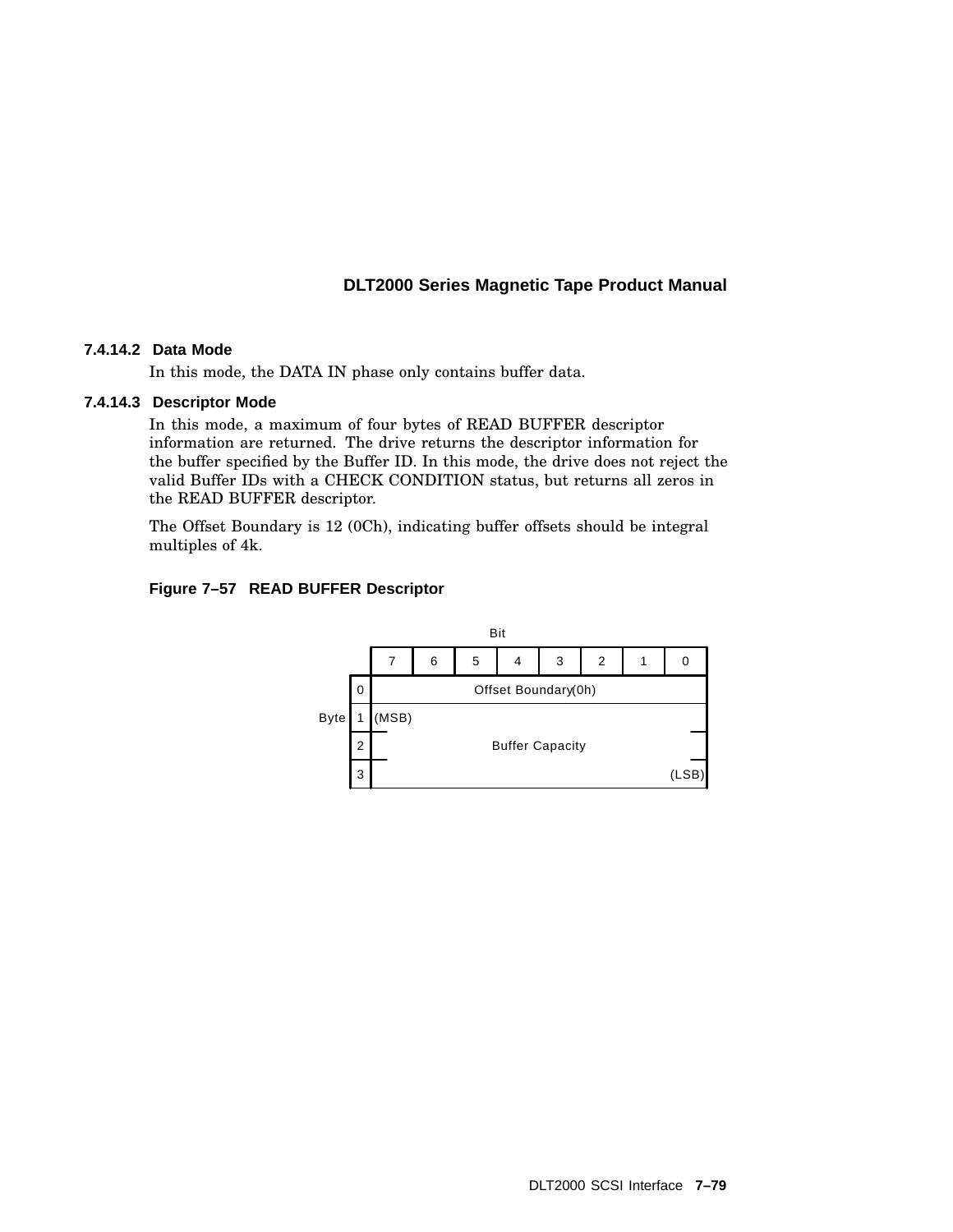#### 7.4.14.2 Data Mode

In this mode, the DATA IN phase only contains buffer data.

#### 7.4.14.3 Descriptor Mode

In this mode, a maximum of four bytes of READ BUFFER descriptor information are returned. The drive returns the descriptor information for the buffer specified by the Buffer ID. In this mode, the drive does not reject the valid Buffer IDs with a CHECK CONDITION status, but returns all zeros in the READ BUFFER descriptor.

The Offset Boundary is 12 (0Ch), indicating buffer offsets should be integral multiples of 4k.

**Figure 7–57 READ BUFFER Descriptor**

| Byte \ Bit | 7 | 6 | 5 | 4 | 3 | 2 | 1 | 0 |
|---|---|---|---|---|---|---|---|---|
| 0 | Offset Boundary(0h) | | | | | | | |
| 1 | (MSB) | | | | | | | |
| 2 | Buffer Capacity | | | | | | | |
| 3 | | | | | | | | (LSB) |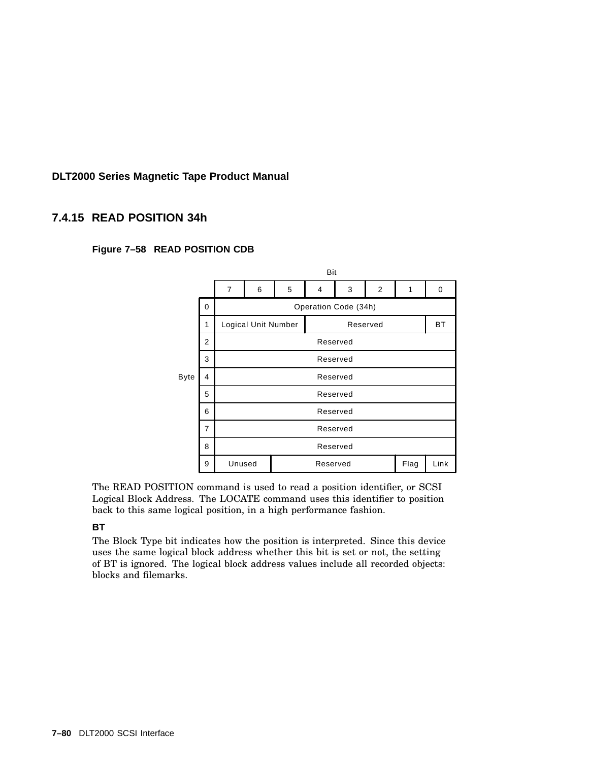## 7.4.15 READ POSITION 34h

**Figure 7–58 READ POSITION CDB**

| Byte | 7 | 6 | 5 | 4 | 3 | 2 | 1 | 0 |
|---|---|---|---|---|---|---|---|---|
| 0 | Operation Code (34h) | | | | | | | |
| 1 | Logical Unit Number | | | Reserved | | | | BT |
| 2 | Reserved | | | | | | | |
| 3 | Reserved | | | | | | | |
| 4 | Reserved | | | | | | | |
| 5 | Reserved | | | | | | | |
| 6 | Reserved | | | | | | | |
| 7 | Reserved | | | | | | | |
| 8 | Reserved | | | | | | | |
| 9 | Unused | | Reserved | | | | Flag | Link |

The READ POSITION command is used to read a position identifier, or SCSI Logical Block Address. The LOCATE command uses this identifier to position back to this same logical position, in a high performance fashion.

**BT**

The Block Type bit indicates how the position is interpreted. Since this device uses the same logical block address whether this bit is set or not, the setting of BT is ignored. The logical block address values include all recorded objects: blocks and filemarks.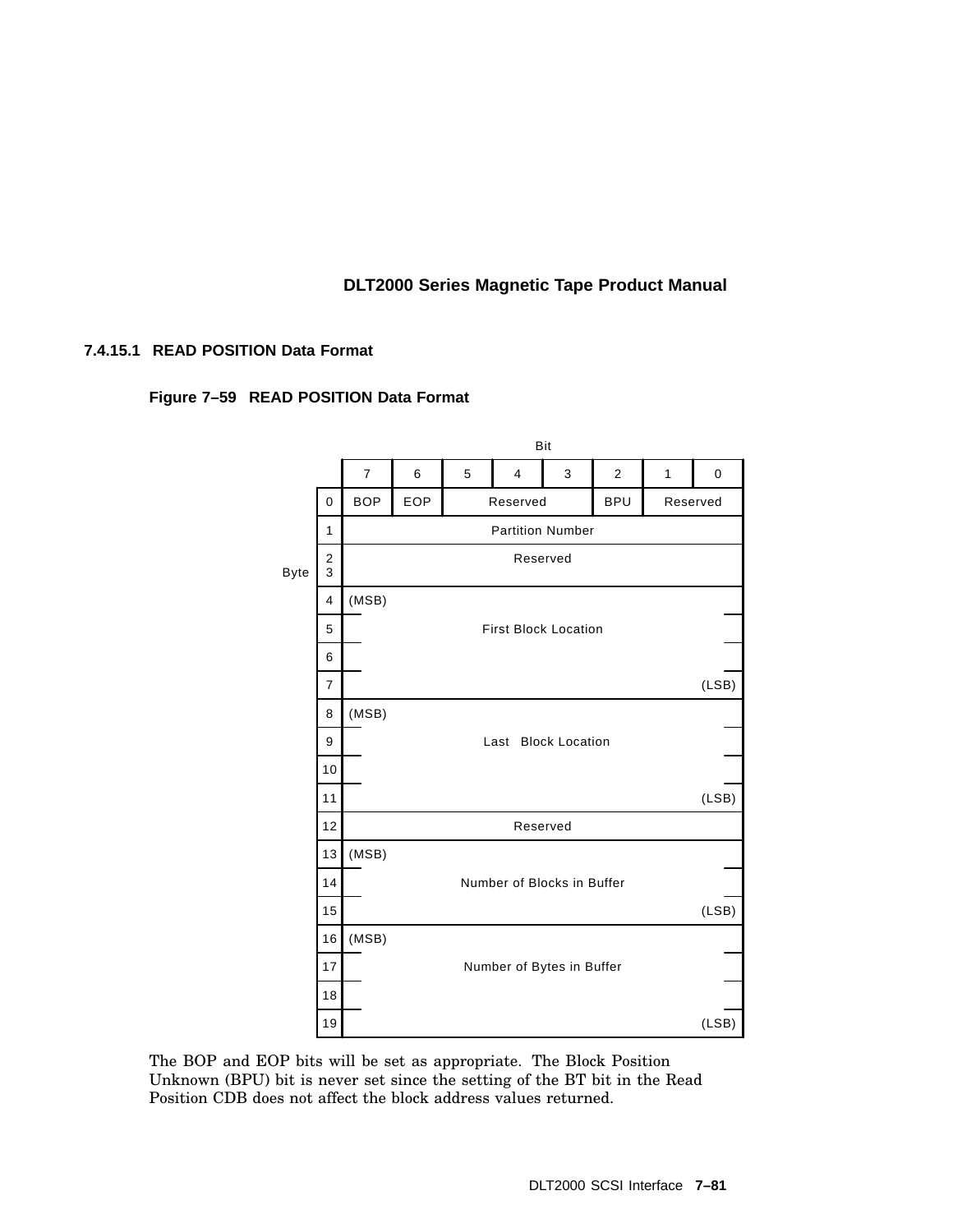#### 7.4.15.1 READ POSITION Data Format

**Figure 7–59 READ POSITION Data Format**

| Byte \ Bit | 7 | 6 | 5 | 4 | 3 | 2 | 1 | 0 |
|---|---|---|---|---|---|---|---|---|
| 0 | BOP | EOP | Reserved | | | BPU | Reserved | |
| 1 | Partition Number | | | | | | | |
| 2–3 | Reserved | | | | | | | |
| 4 | (MSB) First Block Location | | | | | | | |
| 5 | First Block Location | | | | | | | |
| 6 | First Block Location | | | | | | | |
| 7 | First Block Location (LSB) | | | | | | | |
| 8 | (MSB) Last Block Location | | | | | | | |
| 9 | Last Block Location | | | | | | | |
| 10 | Last Block Location | | | | | | | |
| 11 | Last Block Location (LSB) | | | | | | | |
| 12 | Reserved | | | | | | | |
| 13 | (MSB) Number of Blocks in Buffer | | | | | | | |
| 14 | Number of Blocks in Buffer | | | | | | | |
| 15 | Number of Blocks in Buffer (LSB) | | | | | | | |
| 16 | (MSB) Number of Bytes in Buffer | | | | | | | |
| 17 | Number of Bytes in Buffer | | | | | | | |
| 18 | Number of Bytes in Buffer | | | | | | | |
| 19 | Number of Bytes in Buffer (LSB) | | | | | | | |

The BOP and EOP bits will be set as appropriate. The Block Position Unknown (BPU) bit is never set since the setting of the BT bit in the Read Position CDB does not affect the block address values returned.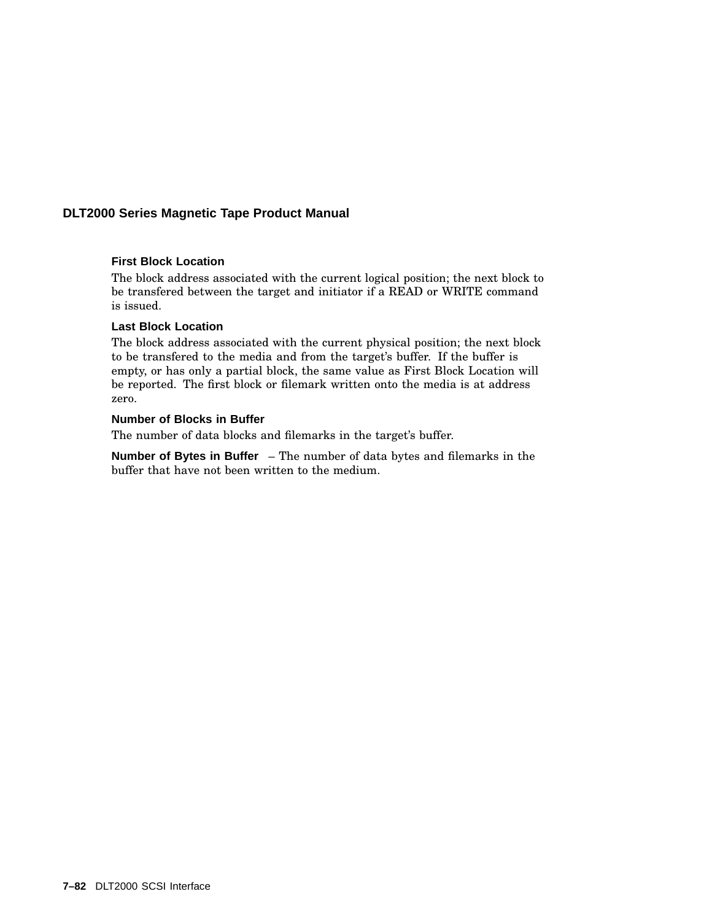**First Block Location**

The block address associated with the current logical position; the next block to be transfered between the target and initiator if a READ or WRITE command is issued.

**Last Block Location**

The block address associated with the current physical position; the next block to be transfered to the media and from the target's buffer. If the buffer is empty, or has only a partial block, the same value as First Block Location will be reported. The first block or filemark written onto the media is at address zero.

**Number of Blocks in Buffer**

The number of data blocks and filemarks in the target's buffer.

**Number of Bytes in Buffer** – The number of data bytes and filemarks in the buffer that have not been written to the medium.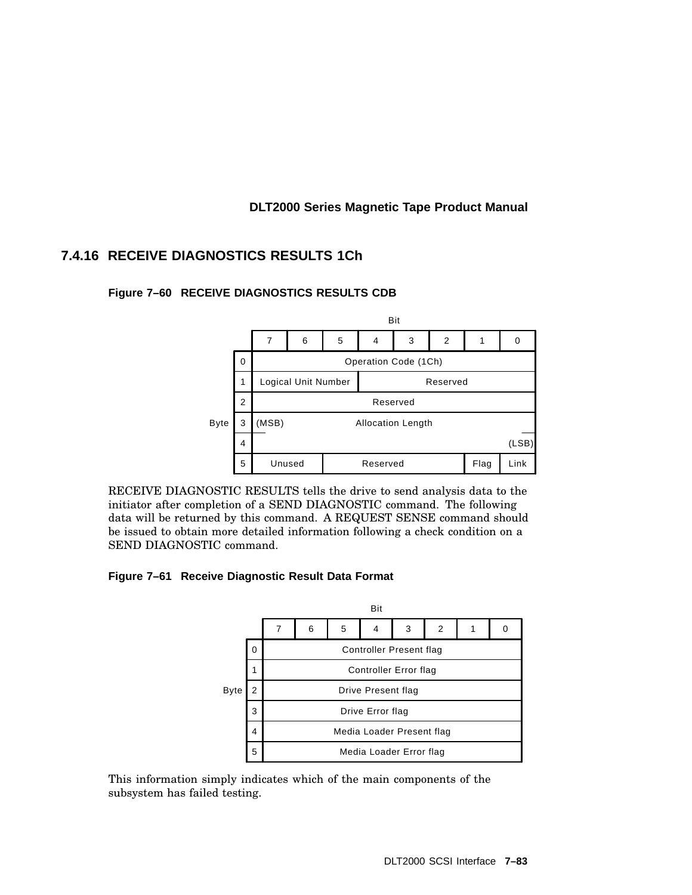### 7.4.16 RECEIVE DIAGNOSTICS RESULTS 1Ch

**Figure 7–60 RECEIVE DIAGNOSTICS RESULTS CDB**

| Byte | Bit 7 | 6 | 5 | 4 | 3 | 2 | 1 | 0 |
|---|---|---|---|---|---|---|---|---|
| 0 | Operation Code (1Ch) | | | | | | | |
| 1 | Logical Unit Number | | | Reserved | | | | |
| 2 | Reserved | | | | | | | |
| 3 | (MSB) Allocation Length | | | | | | | |
| 4 | | | | | | | | (LSB) |
| 5 | Unused | | Reserved | | | | Flag | Link |

RECEIVE DIAGNOSTIC RESULTS tells the drive to send analysis data to the initiator after completion of a SEND DIAGNOSTIC command. The following data will be returned by this command. A REQUEST SENSE command should be issued to obtain more detailed information following a check condition on a SEND DIAGNOSTIC command.

**Figure 7–61 Receive Diagnostic Result Data Format**

| Byte | Bit 7 | 6 | 5 | 4 | 3 | 2 | 1 | 0 |
|---|---|---|---|---|---|---|---|---|
| 0 | Controller Present flag | | | | | | | |
| 1 | Controller Error flag | | | | | | | |
| 2 | Drive Present flag | | | | | | | |
| 3 | Drive Error flag | | | | | | | |
| 4 | Media Loader Present flag | | | | | | | |
| 5 | Media Loader Error flag | | | | | | | |

This information simply indicates which of the main components of the subsystem has failed testing.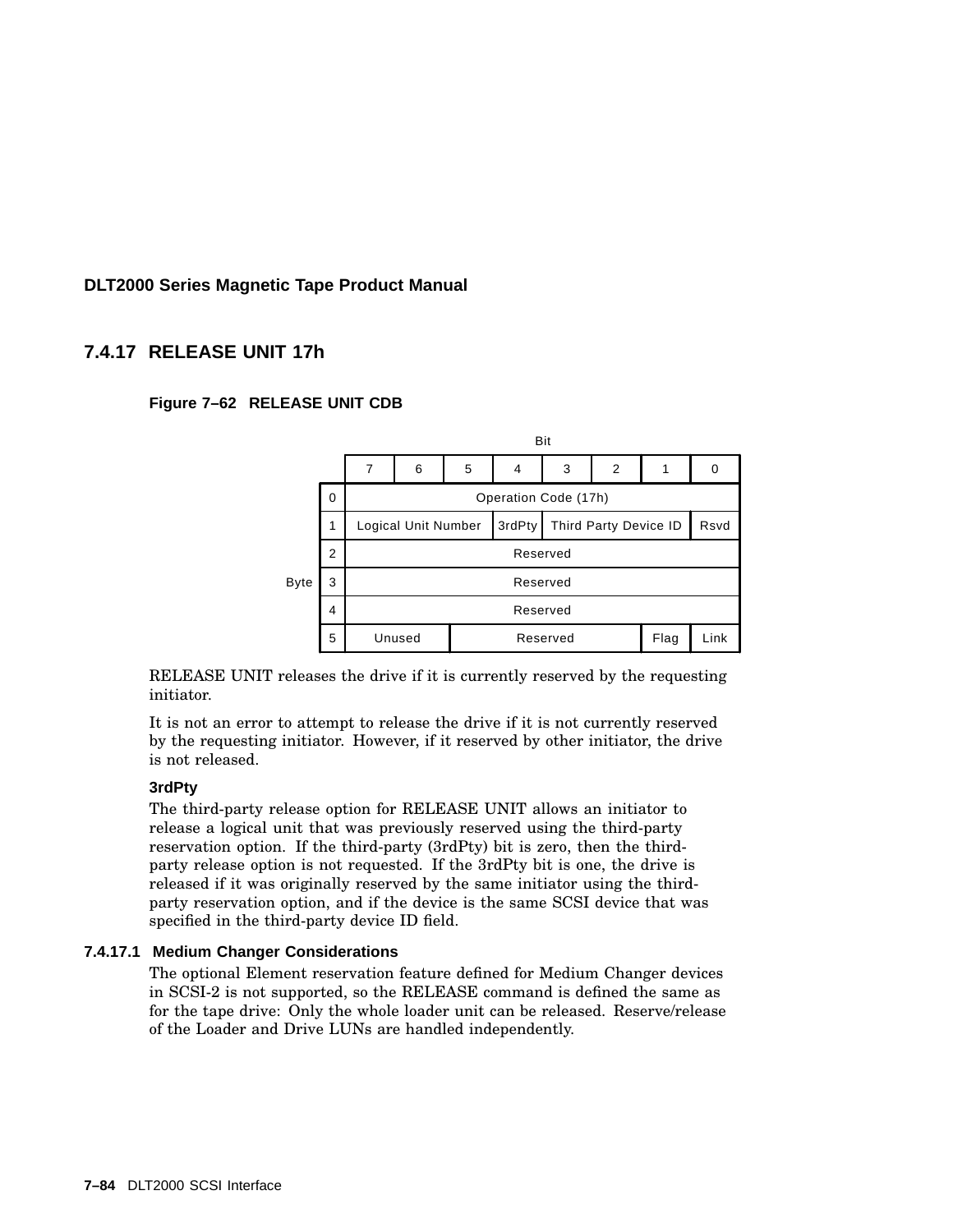## 7.4.17 RELEASE UNIT 17h

**Figure 7–62 RELEASE UNIT CDB**

| Byte | 7 | 6 | 5 | 4 | 3 | 2 | 1 | 0 |
|---|---|---|---|---|---|---|---|---|
| 0 | Operation Code (17h) | | | | | | | |
| 1 | Logical Unit Number | | | 3rdPty | Third Party Device ID | | | Rsvd |
| 2 | Reserved | | | | | | | |
| 3 | Reserved | | | | | | | |
| 4 | Reserved | | | | | | | |
| 5 | Unused | | Reserved | | | | Flag | Link |

RELEASE UNIT releases the drive if it is currently reserved by the requesting initiator.

It is not an error to attempt to release the drive if it is not currently reserved by the requesting initiator. However, if it reserved by other initiator, the drive is not released.

**3rdPty**

The third-party release option for RELEASE UNIT allows an initiator to release a logical unit that was previously reserved using the third-party reservation option. If the third-party (3rdPty) bit is zero, then the third-party release option is not requested. If the 3rdPty bit is one, the drive is released if it was originally reserved by the same initiator using the third-party reservation option, and if the device is the same SCSI device that was specified in the third-party device ID field.

### 7.4.17.1 Medium Changer Considerations

The optional Element reservation feature defined for Medium Changer devices in SCSI-2 is not supported, so the RELEASE command is defined the same as for the tape drive: Only the whole loader unit can be released. Reserve/release of the Loader and Drive LUNs are handled independently.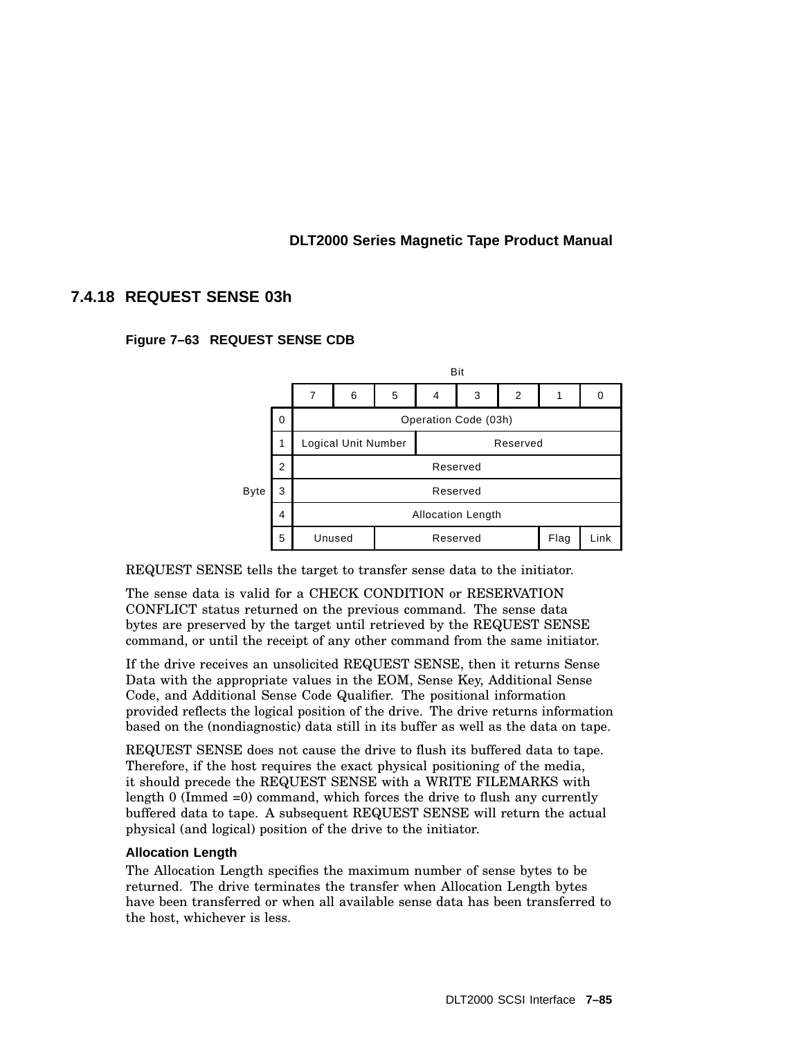### 7.4.18 REQUEST SENSE 03h

**Figure 7–63 REQUEST SENSE CDB**

| Byte | 7 | 6 | 5 | 4 | 3 | 2 | 1 | 0 |
|---|---|---|---|---|---|---|---|---|
| 0 | Operation Code (03h) | | | | | | | |
| 1 | Logical Unit Number | | | Reserved | | | | |
| 2 | Reserved | | | | | | | |
| 3 | Reserved | | | | | | | |
| 4 | Allocation Length | | | | | | | |
| 5 | Unused | | Reserved | | | | Flag | Link |

REQUEST SENSE tells the target to transfer sense data to the initiator.

The sense data is valid for a CHECK CONDITION or RESERVATION CONFLICT status returned on the previous command. The sense data bytes are preserved by the target until retrieved by the REQUEST SENSE command, or until the receipt of any other command from the same initiator.

If the drive receives an unsolicited REQUEST SENSE, then it returns Sense Data with the appropriate values in the EOM, Sense Key, Additional Sense Code, and Additional Sense Code Qualifier. The positional information provided reflects the logical position of the drive. The drive returns information based on the (nondiagnostic) data still in its buffer as well as the data on tape.

REQUEST SENSE does not cause the drive to flush its buffered data to tape. Therefore, if the host requires the exact physical positioning of the media, it should precede the REQUEST SENSE with a WRITE FILEMARKS with length 0 (Immed =0) command, which forces the drive to flush any currently buffered data to tape. A subsequent REQUEST SENSE will return the actual physical (and logical) position of the drive to the initiator.

**Allocation Length**

The Allocation Length specifies the maximum number of sense bytes to be returned. The drive terminates the transfer when Allocation Length bytes have been transferred or when all available sense data has been transferred to the host, whichever is less.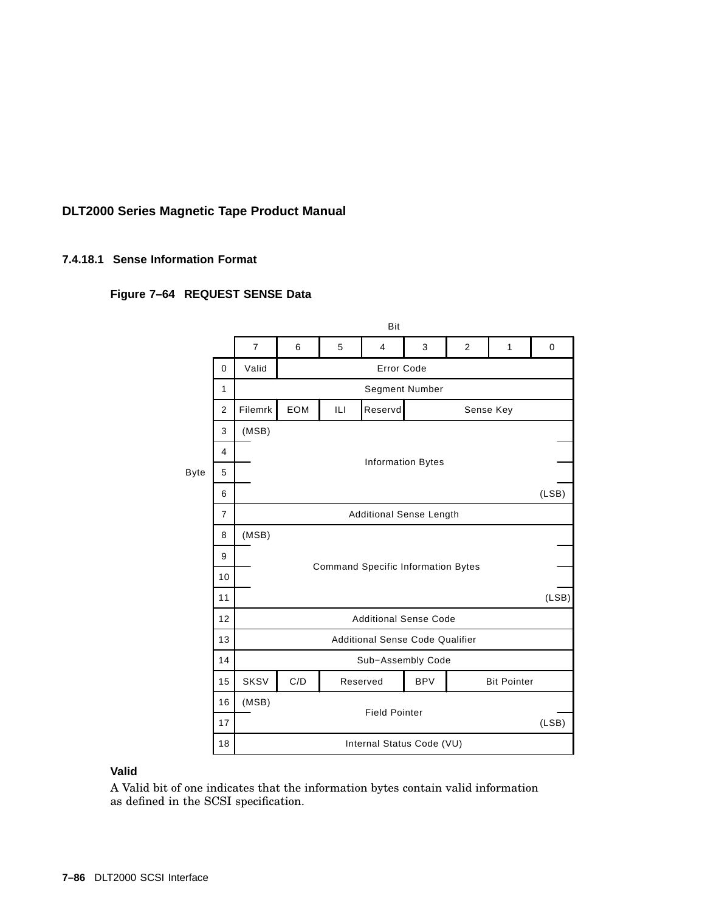#### 7.4.18.1 Sense Information Format

**Figure 7–64 REQUEST SENSE Data**

| Byte \ Bit | 7 | 6 | 5 | 4 | 3 | 2 | 1 | 0 |
|---|---|---|---|---|---|---|---|---|
| 0 | Valid | Error Code | | | | | | |
| 1 | Segment Number | | | | | | | |
| 2 | Filemrk | EOM | ILI | Reservd | Sense Key | | | |
| 3 | (MSB) Information Bytes | | | | | | | |
| 4 | Information Bytes | | | | | | | |
| 5 | Information Bytes | | | | | | | |
| 6 | Information Bytes (LSB) | | | | | | | |
| 7 | Additional Sense Length | | | | | | | |
| 8 | (MSB) Command Specific Information Bytes | | | | | | | |
| 9 | Command Specific Information Bytes | | | | | | | |
| 10 | Command Specific Information Bytes | | | | | | | |
| 11 | Command Specific Information Bytes (LSB) | | | | | | | |
| 12 | Additional Sense Code | | | | | | | |
| 13 | Additional Sense Code Qualifier | | | | | | | |
| 14 | Sub−Assembly Code | | | | | | | |
| 15 | SKSV | C/D | Reserved | | BPV | Bit Pointer | | |
| 16 | (MSB) Field Pointer | | | | | | | |
| 17 | Field Pointer (LSB) | | | | | | | |
| 18 | Internal Status Code (VU) | | | | | | | |

**Valid**

A Valid bit of one indicates that the information bytes contain valid information as defined in the SCSI specification.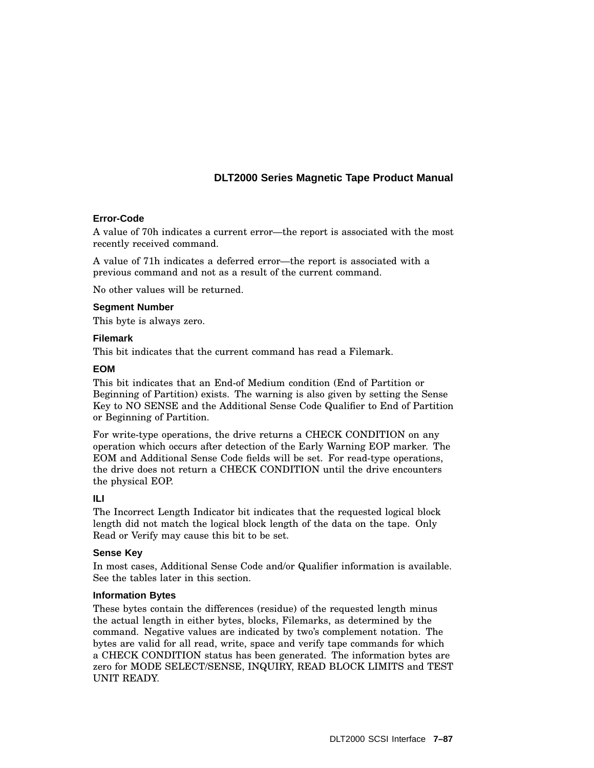#### Error-Code

A value of 70h indicates a current error—the report is associated with the most recently received command.

A value of 71h indicates a deferred error—the report is associated with a previous command and not as a result of the current command.

No other values will be returned.

#### Segment Number

This byte is always zero.

#### Filemark

This bit indicates that the current command has read a Filemark.

#### EOM

This bit indicates that an End-of Medium condition (End of Partition or Beginning of Partition) exists. The warning is also given by setting the Sense Key to NO SENSE and the Additional Sense Code Qualifier to End of Partition or Beginning of Partition.

For write-type operations, the drive returns a CHECK CONDITION on any operation which occurs after detection of the Early Warning EOP marker. The EOM and Additional Sense Code fields will be set. For read-type operations, the drive does not return a CHECK CONDITION until the drive encounters the physical EOP.

#### ILI

The Incorrect Length Indicator bit indicates that the requested logical block length did not match the logical block length of the data on the tape. Only Read or Verify may cause this bit to be set.

#### Sense Key

In most cases, Additional Sense Code and/or Qualifier information is available. See the tables later in this section.

#### Information Bytes

These bytes contain the differences (residue) of the requested length minus the actual length in either bytes, blocks, Filemarks, as determined by the command. Negative values are indicated by two's complement notation. The bytes are valid for all read, write, space and verify tape commands for which a CHECK CONDITION status has been generated. The information bytes are zero for MODE SELECT/SENSE, INQUIRY, READ BLOCK LIMITS and TEST UNIT READY.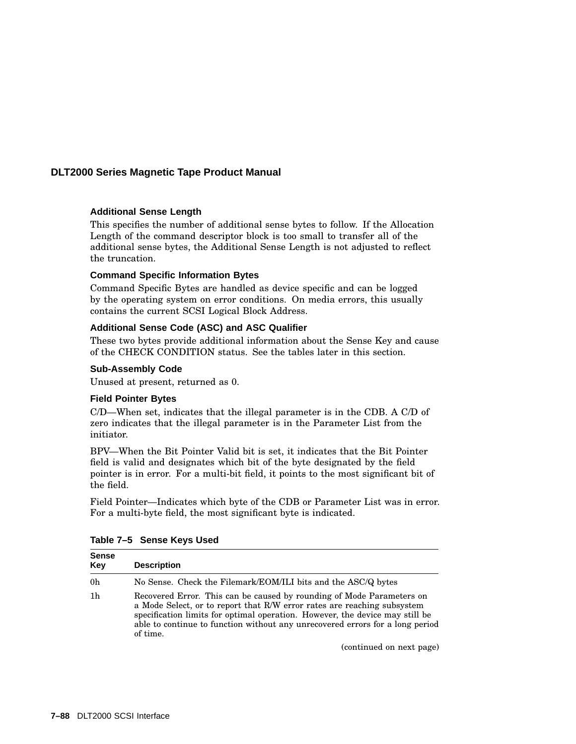#### Additional Sense Length

This specifies the number of additional sense bytes to follow. If the Allocation Length of the command descriptor block is too small to transfer all of the additional sense bytes, the Additional Sense Length is not adjusted to reflect the truncation.

#### Command Specific Information Bytes

Command Specific Bytes are handled as device specific and can be logged by the operating system on error conditions. On media errors, this usually contains the current SCSI Logical Block Address.

#### Additional Sense Code (ASC) and ASC Qualifier

These two bytes provide additional information about the Sense Key and cause of the CHECK CONDITION status. See the tables later in this section.

#### Sub-Assembly Code

Unused at present, returned as 0.

#### Field Pointer Bytes

C/D—When set, indicates that the illegal parameter is in the CDB. A C/D of zero indicates that the illegal parameter is in the Parameter List from the initiator.

BPV—When the Bit Pointer Valid bit is set, it indicates that the Bit Pointer field is valid and designates which bit of the byte designated by the field pointer is in error. For a multi-bit field, it points to the most significant bit of the field.

Field Pointer—Indicates which byte of the CDB or Parameter List was in error. For a multi-byte field, the most significant byte is indicated.

**Table 7–5 Sense Keys Used**

| Sense Key | Description |
|---|---|
| 0h | No Sense. Check the Filemark/EOM/ILI bits and the ASC/Q bytes |
| 1h | Recovered Error. This can be caused by rounding of Mode Parameters on a Mode Select, or to report that R/W error rates are reaching subsystem specification limits for optimal operation. However, the device may still be able to continue to function without any unrecovered errors for a long period of time. |

(continued on next page)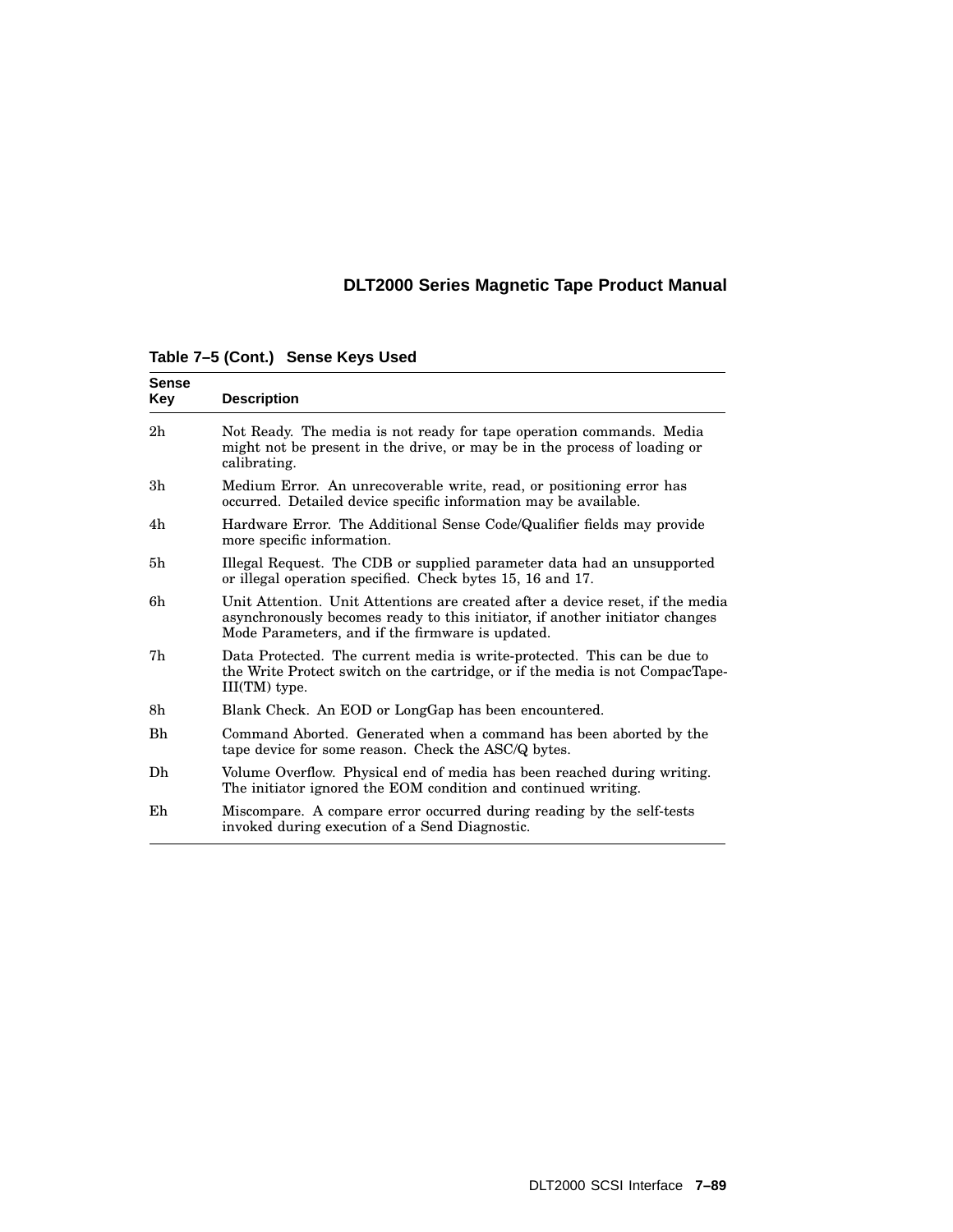**Table 7–5 (Cont.) Sense Keys Used**

| Sense Key | Description |
|---|---|
| 2h | Not Ready. The media is not ready for tape operation commands. Media might not be present in the drive, or may be in the process of loading or calibrating. |
| 3h | Medium Error. An unrecoverable write, read, or positioning error has occurred. Detailed device specific information may be available. |
| 4h | Hardware Error. The Additional Sense Code/Qualifier fields may provide more specific information. |
| 5h | Illegal Request. The CDB or supplied parameter data had an unsupported or illegal operation specified. Check bytes 15, 16 and 17. |
| 6h | Unit Attention. Unit Attentions are created after a device reset, if the media asynchronously becomes ready to this initiator, if another initiator changes Mode Parameters, and if the firmware is updated. |
| 7h | Data Protected. The current media is write-protected. This can be due to the Write Protect switch on the cartridge, or if the media is not CompacTape-III(TM) type. |
| 8h | Blank Check. An EOD or LongGap has been encountered. |
| Bh | Command Aborted. Generated when a command has been aborted by the tape device for some reason. Check the ASC/Q bytes. |
| Dh | Volume Overflow. Physical end of media has been reached during writing. The initiator ignored the EOM condition and continued writing. |
| Eh | Miscompare. A compare error occurred during reading by the self-tests invoked during execution of a Send Diagnostic. |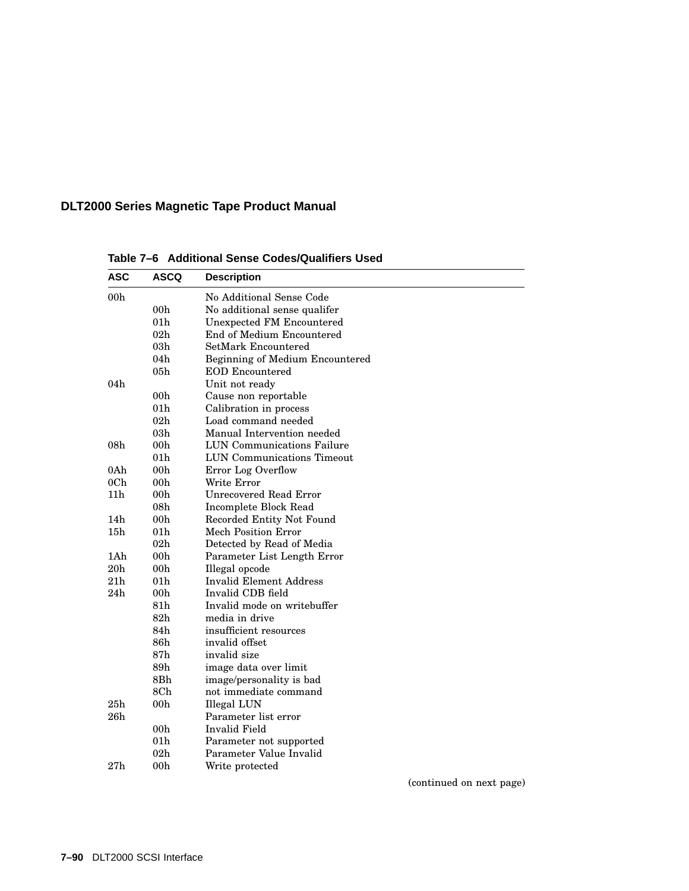**Table 7–6 Additional Sense Codes/Qualifiers Used**

| ASC | ASCQ | Description |
|---|---|---|
| 00h | | No Additional Sense Code |
| | 00h | No additional sense qualifer |
| | 01h | Unexpected FM Encountered |
| | 02h | End of Medium Encountered |
| | 03h | SetMark Encountered |
| | 04h | Beginning of Medium Encountered |
| | 05h | EOD Encountered |
| 04h | | Unit not ready |
| | 00h | Cause non reportable |
| | 01h | Calibration in process |
| | 02h | Load command needed |
| | 03h | Manual Intervention needed |
| 08h | 00h | LUN Communications Failure |
| | 01h | LUN Communications Timeout |
| 0Ah | 00h | Error Log Overflow |
| 0Ch | 00h | Write Error |
| 11h | 00h | Unrecovered Read Error |
| | 08h | Incomplete Block Read |
| 14h | 00h | Recorded Entity Not Found |
| 15h | 01h | Mech Position Error |
| | 02h | Detected by Read of Media |
| 1Ah | 00h | Parameter List Length Error |
| 20h | 00h | Illegal opcode |
| 21h | 01h | Invalid Element Address |
| 24h | 00h | Invalid CDB field |
| | 81h | Invalid mode on writebuffer |
| | 82h | media in drive |
| | 84h | insufficient resources |
| | 86h | invalid offset |
| | 87h | invalid size |
| | 89h | image data over limit |
| | 8Bh | image/personality is bad |
| | 8Ch | not immediate command |
| 25h | 00h | Illegal LUN |
| 26h | | Parameter list error |
| | 00h | Invalid Field |
| | 01h | Parameter not supported |
| | 02h | Parameter Value Invalid |
| 27h | 00h | Write protected |

(continued on next page)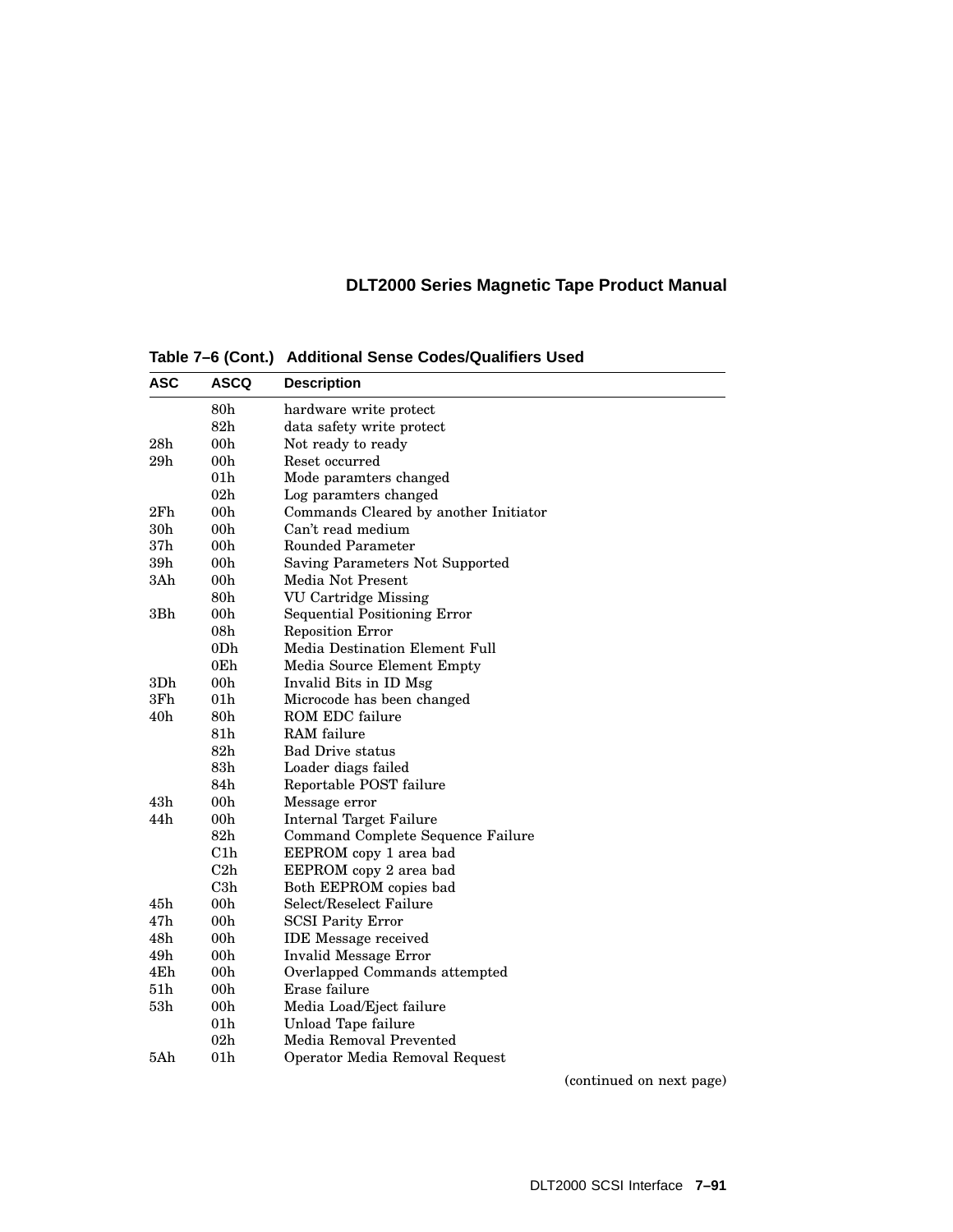**Table 7–6 (Cont.) Additional Sense Codes/Qualifiers Used**

| ASC | ASCQ | Description |
|---|---|---|
| | 80h | hardware write protect |
| | 82h | data safety write protect |
| 28h | 00h | Not ready to ready |
| 29h | 00h | Reset occurred |
| | 01h | Mode paramters changed |
| | 02h | Log paramters changed |
| 2Fh | 00h | Commands Cleared by another Initiator |
| 30h | 00h | Can't read medium |
| 37h | 00h | Rounded Parameter |
| 39h | 00h | Saving Parameters Not Supported |
| 3Ah | 00h | Media Not Present |
| | 80h | VU Cartridge Missing |
| 3Bh | 00h | Sequential Positioning Error |
| | 08h | Reposition Error |
| | 0Dh | Media Destination Element Full |
| | 0Eh | Media Source Element Empty |
| 3Dh | 00h | Invalid Bits in ID Msg |
| 3Fh | 01h | Microcode has been changed |
| 40h | 80h | ROM EDC failure |
| | 81h | RAM failure |
| | 82h | Bad Drive status |
| | 83h | Loader diags failed |
| | 84h | Reportable POST failure |
| 43h | 00h | Message error |
| 44h | 00h | Internal Target Failure |
| | 82h | Command Complete Sequence Failure |
| | C1h | EEPROM copy 1 area bad |
| | C2h | EEPROM copy 2 area bad |
| | C3h | Both EEPROM copies bad |
| 45h | 00h | Select/Reselect Failure |
| 47h | 00h | SCSI Parity Error |
| 48h | 00h | IDE Message received |
| 49h | 00h | Invalid Message Error |
| 4Eh | 00h | Overlapped Commands attempted |
| 51h | 00h | Erase failure |
| 53h | 00h | Media Load/Eject failure |
| | 01h | Unload Tape failure |
| | 02h | Media Removal Prevented |
| 5Ah | 01h | Operator Media Removal Request |

(continued on next page)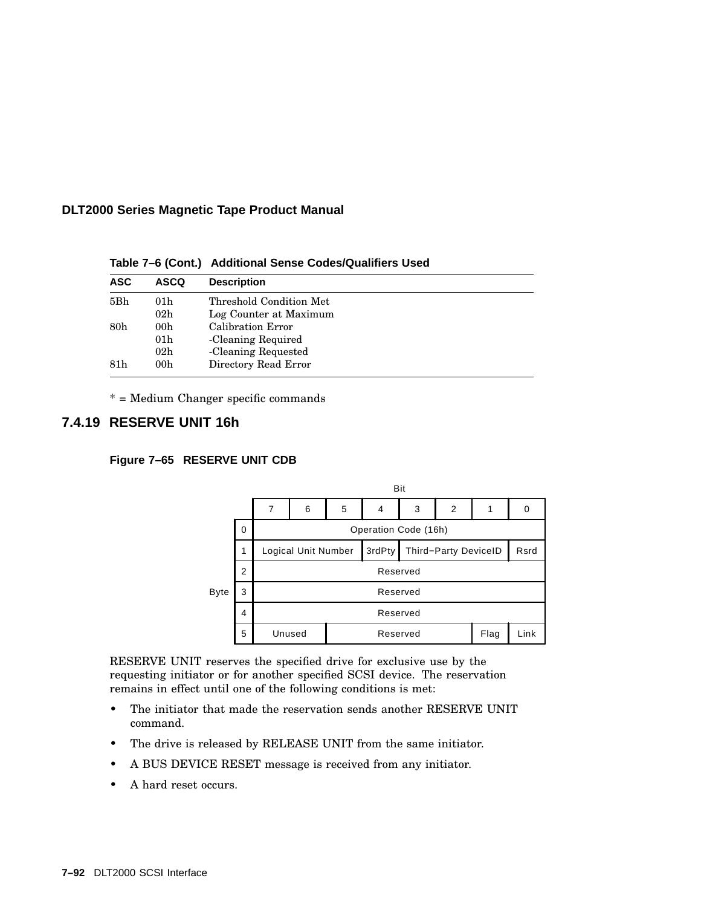**Table 7–6 (Cont.) Additional Sense Codes/Qualifiers Used**

| ASC | ASCQ | Description |
|---|---|---|
| 5Bh | 01h | Threshold Condition Met |
| | 02h | Log Counter at Maximum |
| 80h | 00h | Calibration Error |
| | 01h | -Cleaning Required |
| | 02h | -Cleaning Requested |
| 81h | 00h | Directory Read Error |

* = Medium Changer specific commands

### 7.4.19 RESERVE UNIT 16h

**Figure 7–65 RESERVE UNIT CDB**

| Byte | Bit 7 | 6 | 5 | 4 | 3 | 2 | 1 | 0 |
|---|---|---|---|---|---|---|---|---|
| 0 | Operation Code (16h) | | | | | | | |
| 1 | Logical Unit Number | | | 3rdPty | Third−Party DeviceID | | | Rsrd |
| 2 | Reserved | | | | | | | |
| 3 | Reserved | | | | | | | |
| 4 | Reserved | | | | | | | |
| 5 | Unused | | Reserved | | | | Flag | Link |

RESERVE UNIT reserves the specified drive for exclusive use by the requesting initiator or for another specified SCSI device. The reservation remains in effect until one of the following conditions is met:

- The initiator that made the reservation sends another RESERVE UNIT command.
- The drive is released by RELEASE UNIT from the same initiator.
- A BUS DEVICE RESET message is received from any initiator.
- A hard reset occurs.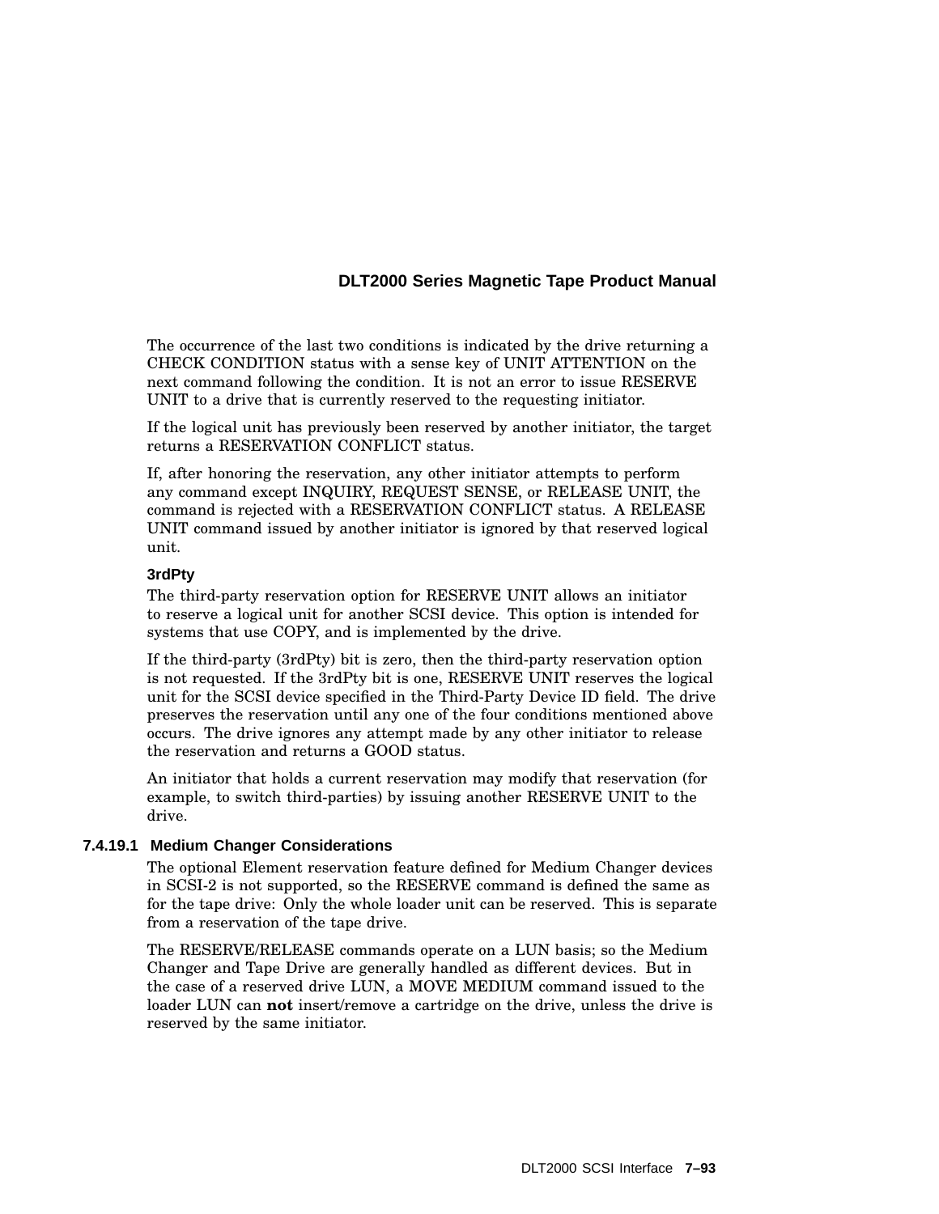The occurrence of the last two conditions is indicated by the drive returning a CHECK CONDITION status with a sense key of UNIT ATTENTION on the next command following the condition. It is not an error to issue RESERVE UNIT to a drive that is currently reserved to the requesting initiator.

If the logical unit has previously been reserved by another initiator, the target returns a RESERVATION CONFLICT status.

If, after honoring the reservation, any other initiator attempts to perform any command except INQUIRY, REQUEST SENSE, or RELEASE UNIT, the command is rejected with a RESERVATION CONFLICT status. A RELEASE UNIT command issued by another initiator is ignored by that reserved logical unit.

**3rdPty**

The third-party reservation option for RESERVE UNIT allows an initiator to reserve a logical unit for another SCSI device. This option is intended for systems that use COPY, and is implemented by the drive.

If the third-party (3rdPty) bit is zero, then the third-party reservation option is not requested. If the 3rdPty bit is one, RESERVE UNIT reserves the logical unit for the SCSI device specified in the Third-Party Device ID field. The drive preserves the reservation until any one of the four conditions mentioned above occurs. The drive ignores any attempt made by any other initiator to release the reservation and returns a GOOD status.

An initiator that holds a current reservation may modify that reservation (for example, to switch third-parties) by issuing another RESERVE UNIT to the drive.

#### 7.4.19.1 Medium Changer Considerations

The optional Element reservation feature defined for Medium Changer devices in SCSI-2 is not supported, so the RESERVE command is defined the same as for the tape drive: Only the whole loader unit can be reserved. This is separate from a reservation of the tape drive.

The RESERVE/RELEASE commands operate on a LUN basis; so the Medium Changer and Tape Drive are generally handled as different devices. But in the case of a reserved drive LUN, a MOVE MEDIUM command issued to the loader LUN can **not** insert/remove a cartridge on the drive, unless the drive is reserved by the same initiator.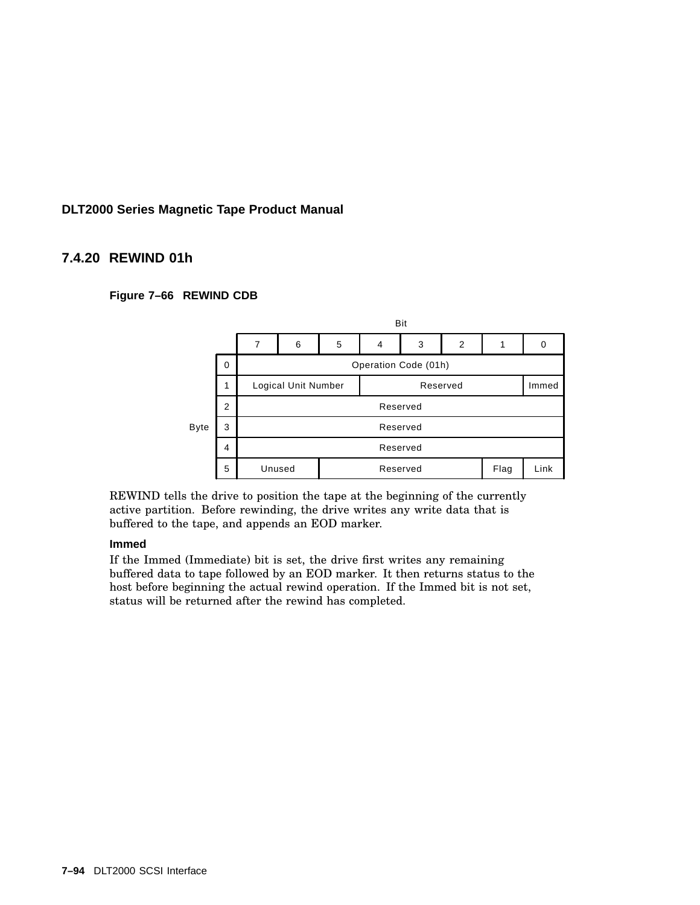### 7.4.20 REWIND 01h

**Figure 7–66 REWIND CDB**

| Byte | Bit 7 | 6 | 5 | 4 | 3 | 2 | 1 | 0 |
|---|---|---|---|---|---|---|---|---|
| 0 | Operation Code (01h) | | | | | | | |
| 1 | Logical Unit Number | | | Reserved | | | | Immed |
| 2 | Reserved | | | | | | | |
| 3 | Reserved | | | | | | | |
| 4 | Reserved | | | | | | | |
| 5 | Unused | | Reserved | | | | Flag | Link |

REWIND tells the drive to position the tape at the beginning of the currently active partition. Before rewinding, the drive writes any write data that is buffered to the tape, and appends an EOD marker.

**Immed**

If the Immed (Immediate) bit is set, the drive first writes any remaining buffered data to tape followed by an EOD marker. It then returns status to the host before beginning the actual rewind operation. If the Immed bit is not set, status will be returned after the rewind has completed.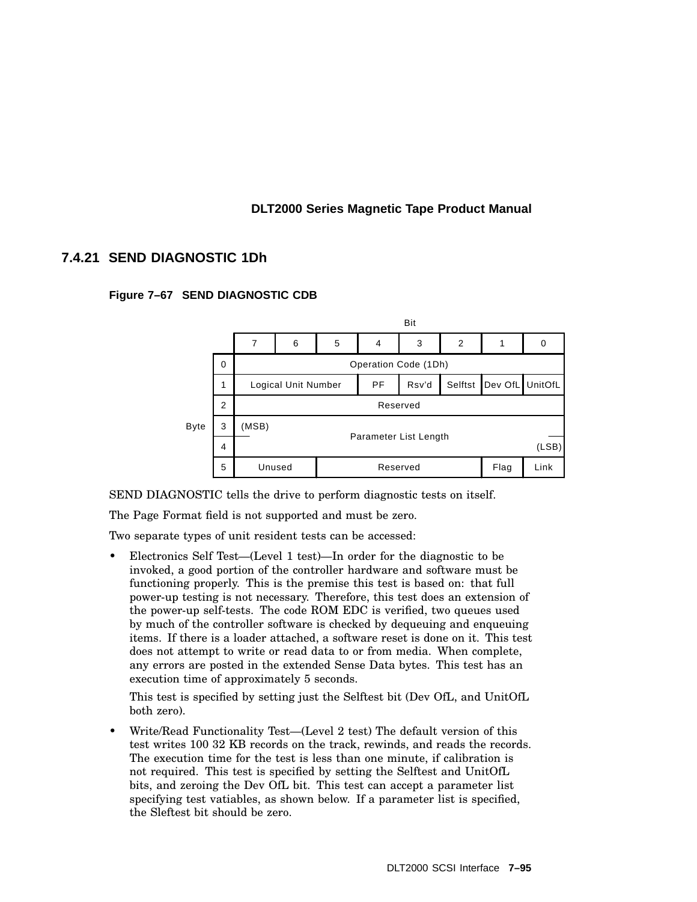### 7.4.21 SEND DIAGNOSTIC 1Dh

**Figure 7–67 SEND DIAGNOSTIC CDB**

| Byte | 7 | 6 | 5 | 4 | 3 | 2 | 1 | 0 |
|---|---|---|---|---|---|---|---|---|
| 0 | Operation Code (1Dh) | | | | | | | |
| 1 | Logical Unit Number | | | PF | Rsv'd | Selftst | Dev OfL | UnitOfL |
| 2 | Reserved | | | | | | | |
| 3 | (MSB) Parameter List Length | | | | | | | |
| 4 | Parameter List Length (LSB) | | | | | | | |
| 5 | Unused | | Reserved | | | | Flag | Link |

SEND DIAGNOSTIC tells the drive to perform diagnostic tests on itself.

The Page Format field is not supported and must be zero.

Two separate types of unit resident tests can be accessed:

- Electronics Self Test—(Level 1 test)—In order for the diagnostic to be invoked, a good portion of the controller hardware and software must be functioning properly. This is the premise this test is based on: that full power-up testing is not necessary. Therefore, this test does an extension of the power-up self-tests. The code ROM EDC is verified, two queues used by much of the controller software is checked by dequeuing and enqueuing items. If there is a loader attached, a software reset is done on it. This test does not attempt to write or read data to or from media. When complete, any errors are posted in the extended Sense Data bytes. This test has an execution time of approximately 5 seconds.

  This test is specified by setting just the Selftest bit (Dev OfL, and UnitOfL both zero).

- Write/Read Functionality Test—(Level 2 test) The default version of this test writes 100 32 KB records on the track, rewinds, and reads the records. The execution time for the test is less than one minute, if calibration is not required. This test is specified by setting the Selftest and UnitOfL bits, and zeroing the Dev OfL bit. This test can accept a parameter list specifying test vatiables, as shown below. If a parameter list is specified, the Sleftest bit should be zero.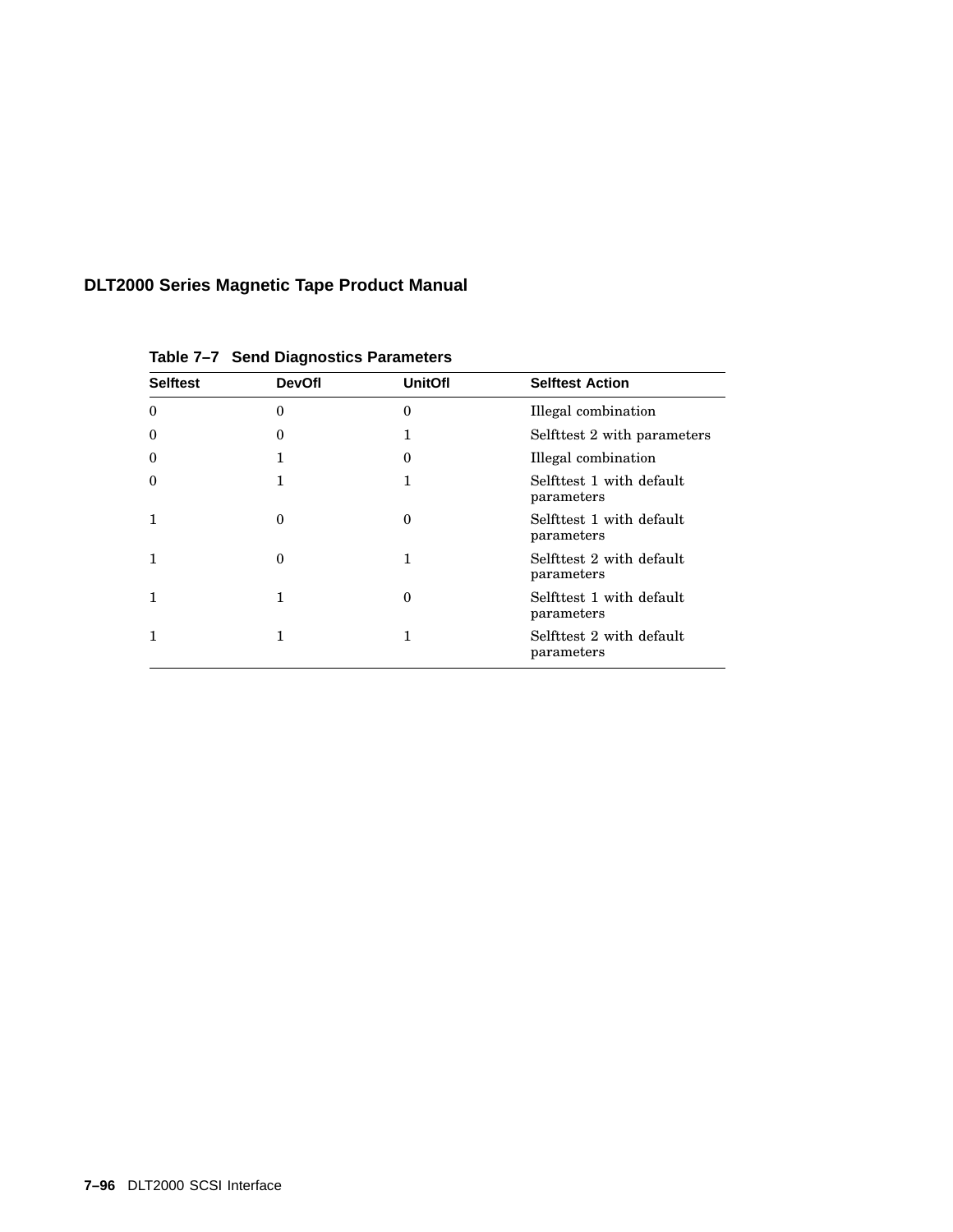**Table 7–7 Send Diagnostics Parameters**

| Selftest | DevOfl | UnitOfl | Selftest Action |
|---|---|---|---|
| 0 | 0 | 0 | Illegal combination |
| 0 | 0 | 1 | Selfttest 2 with parameters |
| 0 | 1 | 0 | Illegal combination |
| 0 | 1 | 1 | Selfttest 1 with default parameters |
| 1 | 0 | 0 | Selfttest 1 with default parameters |
| 1 | 0 | 1 | Selfttest 2 with default parameters |
| 1 | 1 | 0 | Selfttest 1 with default parameters |
| 1 | 1 | 1 | Selfttest 2 with default parameters |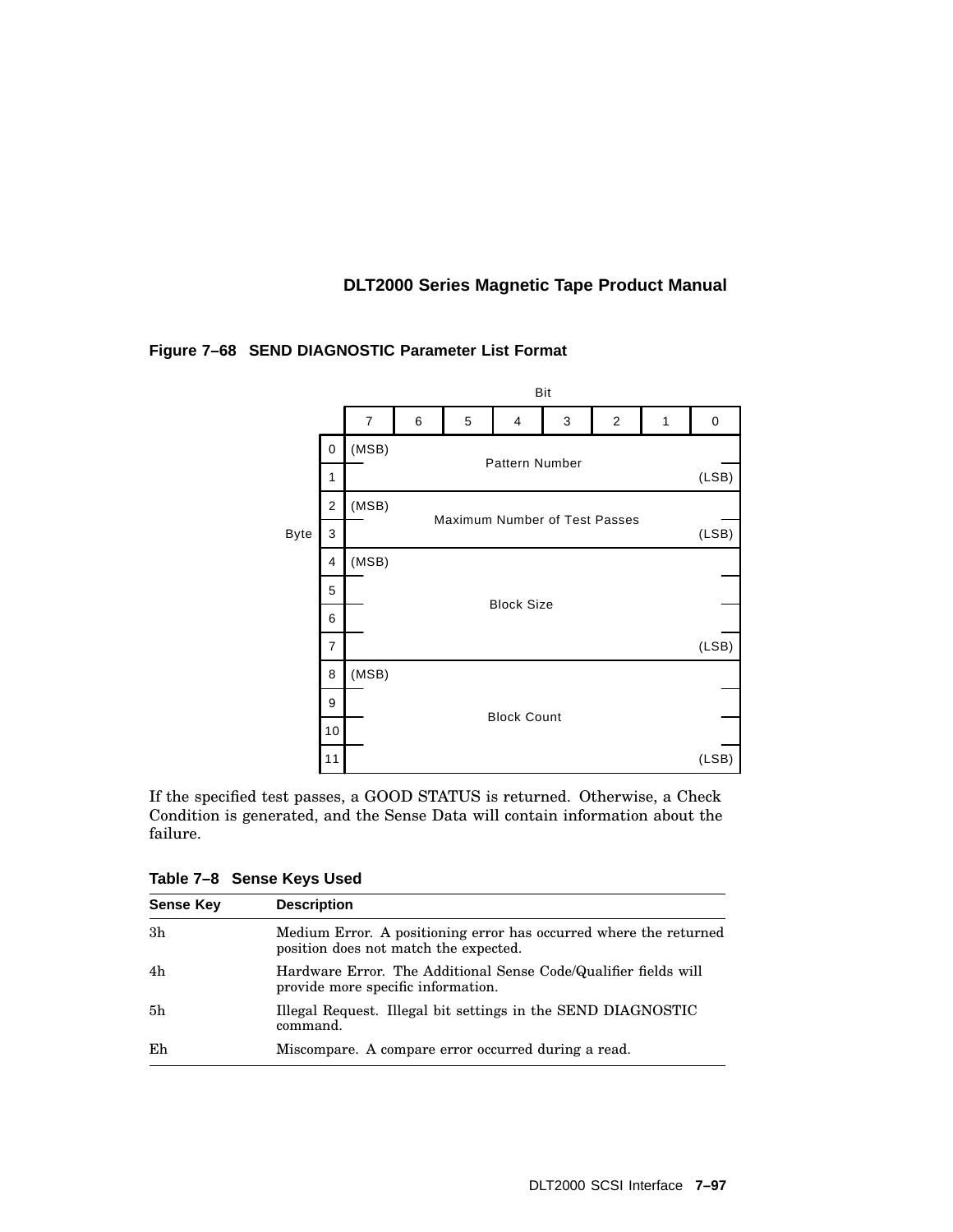**Figure 7–68 SEND DIAGNOSTIC Parameter List Format**

| Byte \ Bit | 7 | 6 | 5 | 4 | 3 | 2 | 1 | 0 |
|---|---|---|---|---|---|---|---|---|
| 0 | (MSB) | | | Pattern Number | | | | |
| 1 | | | | | | | | (LSB) |
| 2 | (MSB) | | | Maximum Number of Test Passes | | | | |
| 3 | | | | | | | | (LSB) |
| 4 | (MSB) | | | | | | | |
| 5 | | | | Block Size | | | | |
| 6 | | | | | | | | |
| 7 | | | | | | | | (LSB) |
| 8 | (MSB) | | | | | | | |
| 9 | | | | Block Count | | | | |
| 10 | | | | | | | | |
| 11 | | | | | | | | (LSB) |

If the specified test passes, a GOOD STATUS is returned. Otherwise, a Check Condition is generated, and the Sense Data will contain information about the failure.

**Table 7–8 Sense Keys Used**

| Sense Key | Description |
|---|---|
| 3h | Medium Error. A positioning error has occurred where the returned position does not match the expected. |
| 4h | Hardware Error. The Additional Sense Code/Qualifier fields will provide more specific information. |
| 5h | Illegal Request. Illegal bit settings in the SEND DIAGNOSTIC command. |
| Eh | Miscompare. A compare error occurred during a read. |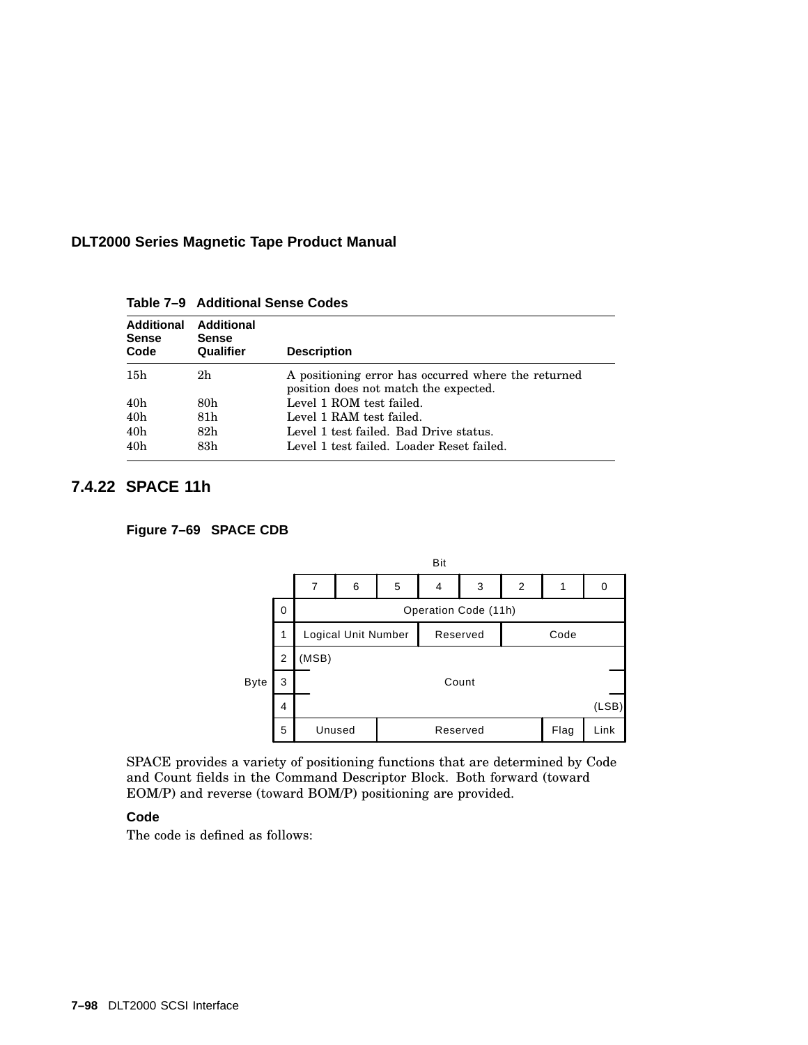**Table 7–9 Additional Sense Codes**

| Additional Sense Code | Additional Sense Qualifier | Description |
|---|---|---|
| 15h | 2h | A positioning error has occurred where the returned position does not match the expected. |
| 40h | 80h | Level 1 ROM test failed. |
| 40h | 81h | Level 1 RAM test failed. |
| 40h | 82h | Level 1 test failed. Bad Drive status. |
| 40h | 83h | Level 1 test failed. Loader Reset failed. |

### 7.4.22 SPACE 11h

**Figure 7–69 SPACE CDB**

| Byte \ Bit | 7 | 6 | 5 | 4 | 3 | 2 | 1 | 0 |
|---|---|---|---|---|---|---|---|---|
| 0 | Operation Code (11h) | | | | | | | |
| 1 | Logical Unit Number | | | Reserved | | Code | | |
| 2 | (MSB) | | | | | | | |
| 3 | Count | | | | | | | |
| 4 | | | | | | | | (LSB) |
| 5 | Unused | | Reserved | | | | Flag | Link |

SPACE provides a variety of positioning functions that are determined by Code and Count fields in the Command Descriptor Block. Both forward (toward EOM/P) and reverse (toward BOM/P) positioning are provided.

**Code**

The code is defined as follows: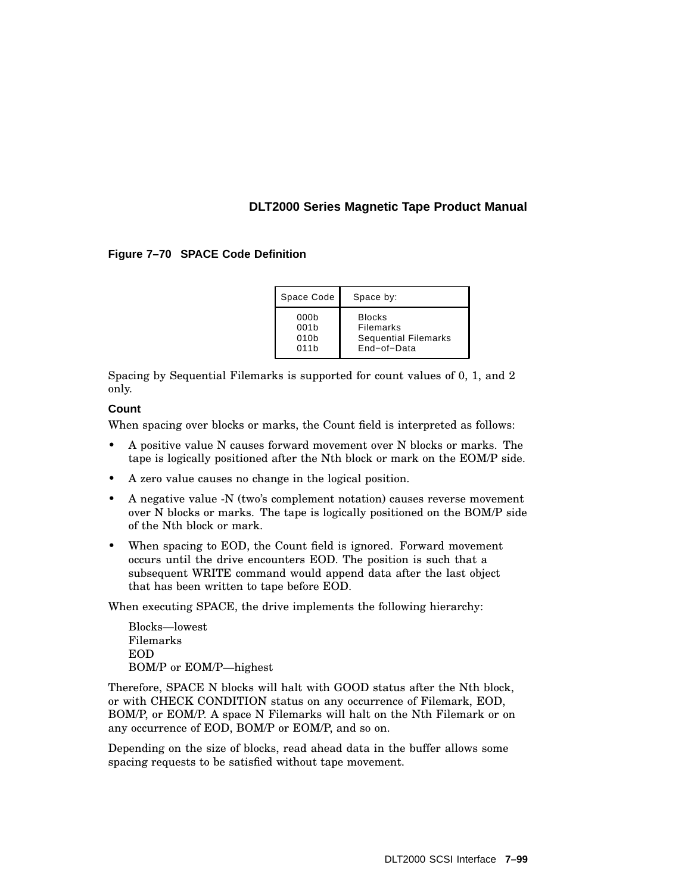**Figure 7–70 SPACE Code Definition**

| Space Code | Space by: |
|---|---|
| 000b | Blocks |
| 001b | Filemarks |
| 010b | Sequential Filemarks |
| 011b | End−of−Data |

Spacing by Sequential Filemarks is supported for count values of 0, 1, and 2 only.

**Count**

When spacing over blocks or marks, the Count field is interpreted as follows:

- A positive value N causes forward movement over N blocks or marks. The tape is logically positioned after the Nth block or mark on the EOM/P side.
- A zero value causes no change in the logical position.
- A negative value -N (two's complement notation) causes reverse movement over N blocks or marks. The tape is logically positioned on the BOM/P side of the Nth block or mark.
- When spacing to EOD, the Count field is ignored. Forward movement occurs until the drive encounters EOD. The position is such that a subsequent WRITE command would append data after the last object that has been written to tape before EOD.

When executing SPACE, the drive implements the following hierarchy:

Blocks—lowest
Filemarks
EOD
BOM/P or EOM/P—highest

Therefore, SPACE N blocks will halt with GOOD status after the Nth block, or with CHECK CONDITION status on any occurrence of Filemark, EOD, BOM/P, or EOM/P. A space N Filemarks will halt on the Nth Filemark or on any occurrence of EOD, BOM/P or EOM/P, and so on.

Depending on the size of blocks, read ahead data in the buffer allows some spacing requests to be satisfied without tape movement.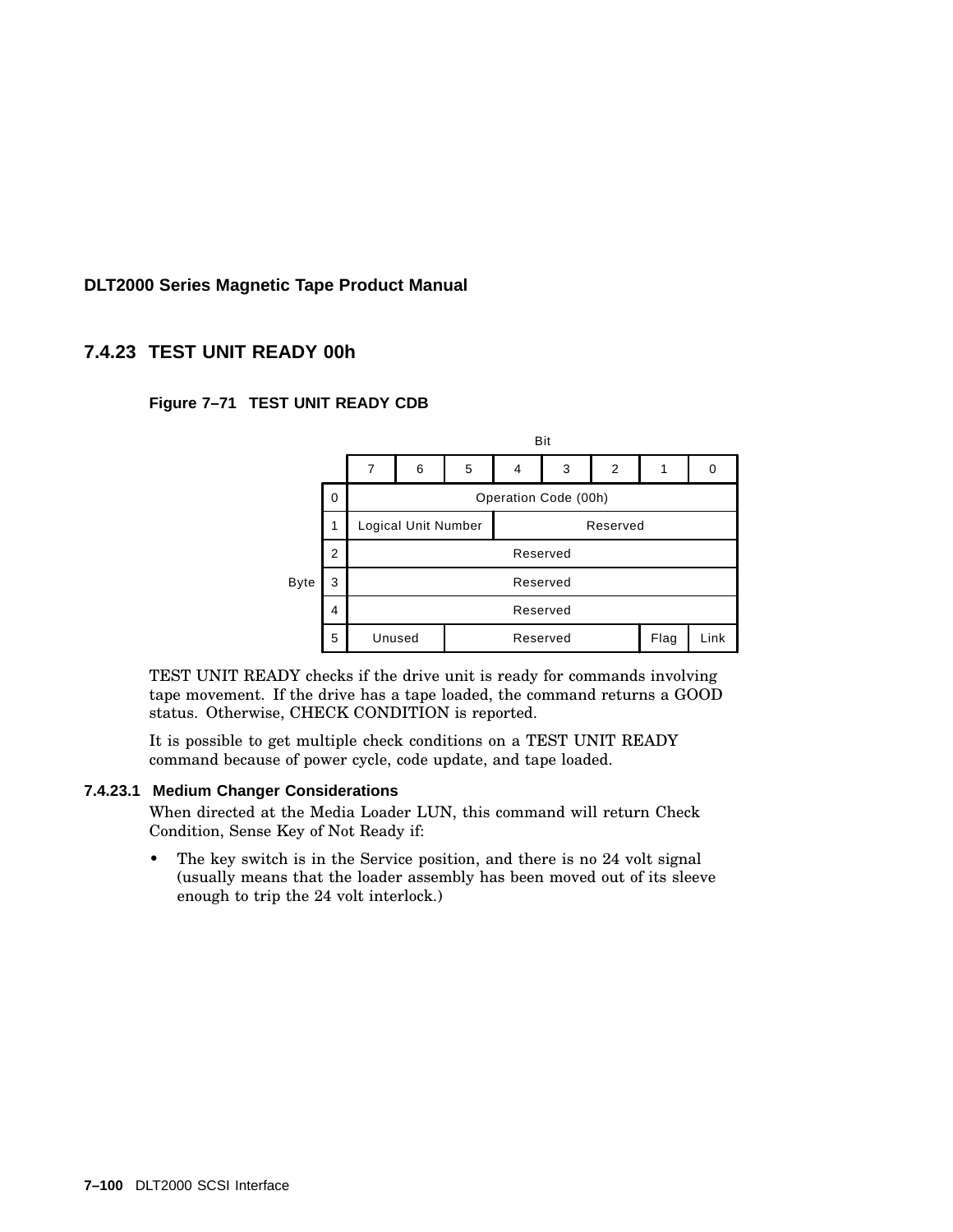## 7.4.23 TEST UNIT READY 00h

**Figure 7–71 TEST UNIT READY CDB**

| Byte | 7 | 6 | 5 | 4 | 3 | 2 | 1 | 0 |
|---|---|---|---|---|---|---|---|---|
| 0 | Operation Code (00h) | | | | | | | |
| 1 | Logical Unit Number | | | Reserved | | | | |
| 2 | Reserved | | | | | | | |
| 3 | Reserved | | | | | | | |
| 4 | Reserved | | | | | | | |
| 5 | Unused | | Reserved | | | | Flag | Link |

TEST UNIT READY checks if the drive unit is ready for commands involving tape movement. If the drive has a tape loaded, the command returns a GOOD status. Otherwise, CHECK CONDITION is reported.

It is possible to get multiple check conditions on a TEST UNIT READY command because of power cycle, code update, and tape loaded.

#### 7.4.23.1 Medium Changer Considerations

When directed at the Media Loader LUN, this command will return Check Condition, Sense Key of Not Ready if:

- The key switch is in the Service position, and there is no 24 volt signal (usually means that the loader assembly has been moved out of its sleeve enough to trip the 24 volt interlock.)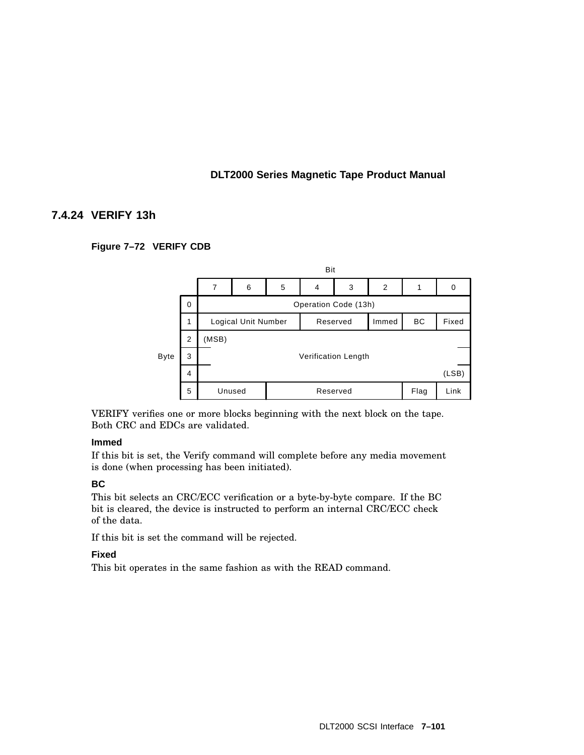## 7.4.24 VERIFY 13h

**Figure 7–72 VERIFY CDB**

| Byte | 7 | 6 | 5 | 4 | 3 | 2 | 1 | 0 |
|---|---|---|---|---|---|---|---|---|
| 0 | Operation Code (13h) | | | | | | | |
| 1 | Logical Unit Number | | | Reserved | | Immed | BC | Fixed |
| 2 | (MSB) | | | | | | | |
| 3 | Verification Length | | | | | | | |
| 4 | | | | | | | | (LSB) |
| 5 | Unused | | Reserved | | | | Flag | Link |

VERIFY verifies one or more blocks beginning with the next block on the tape. Both CRC and EDCs are validated.

**Immed**

If this bit is set, the Verify command will complete before any media movement is done (when processing has been initiated).

**BC**

This bit selects an CRC/ECC verification or a byte-by-byte compare. If the BC bit is cleared, the device is instructed to perform an internal CRC/ECC check of the data.

If this bit is set the command will be rejected.

**Fixed**

This bit operates in the same fashion as with the READ command.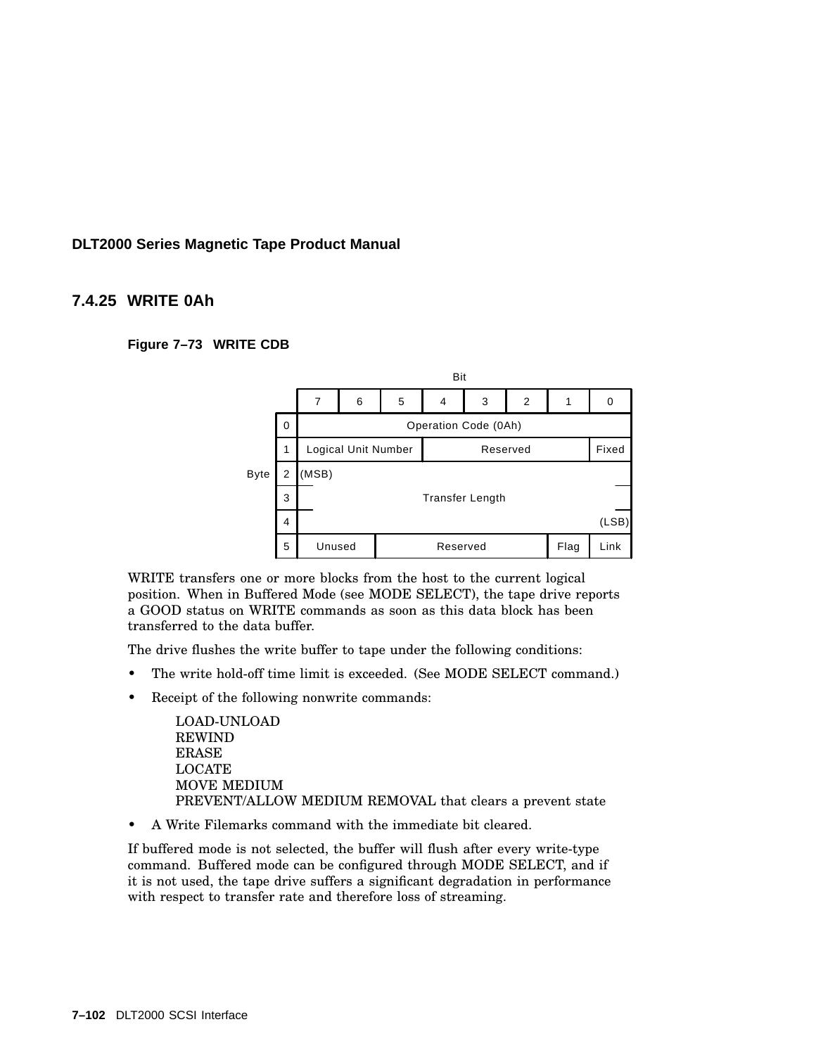### 7.4.25 WRITE 0Ah

**Figure 7–73 WRITE CDB**

| Byte | 7 | 6 | 5 | 4 | 3 | 2 | 1 | 0 |
|---|---|---|---|---|---|---|---|---|
| 0 | Operation Code (0Ah) | | | | | | | |
| 1 | Logical Unit Number | | | Reserved | | | | Fixed |
| 2 | (MSB) Transfer Length | | | | | | | |
| 3 | Transfer Length | | | | | | | |
| 4 | Transfer Length (LSB) | | | | | | | |
| 5 | Unused | | Reserved | | | | Flag | Link |

WRITE transfers one or more blocks from the host to the current logical position. When in Buffered Mode (see MODE SELECT), the tape drive reports a GOOD status on WRITE commands as soon as this data block has been transferred to the data buffer.

The drive flushes the write buffer to tape under the following conditions:

- The write hold-off time limit is exceeded. (See MODE SELECT command.)
- Receipt of the following nonwrite commands:

  LOAD-UNLOAD  
  REWIND  
  ERASE  
  LOCATE  
  MOVE MEDIUM  
  PREVENT/ALLOW MEDIUM REMOVAL that clears a prevent state

- A Write Filemarks command with the immediate bit cleared.

If buffered mode is not selected, the buffer will flush after every write-type command. Buffered mode can be configured through MODE SELECT, and if it is not used, the tape drive suffers a significant degradation in performance with respect to transfer rate and therefore loss of streaming.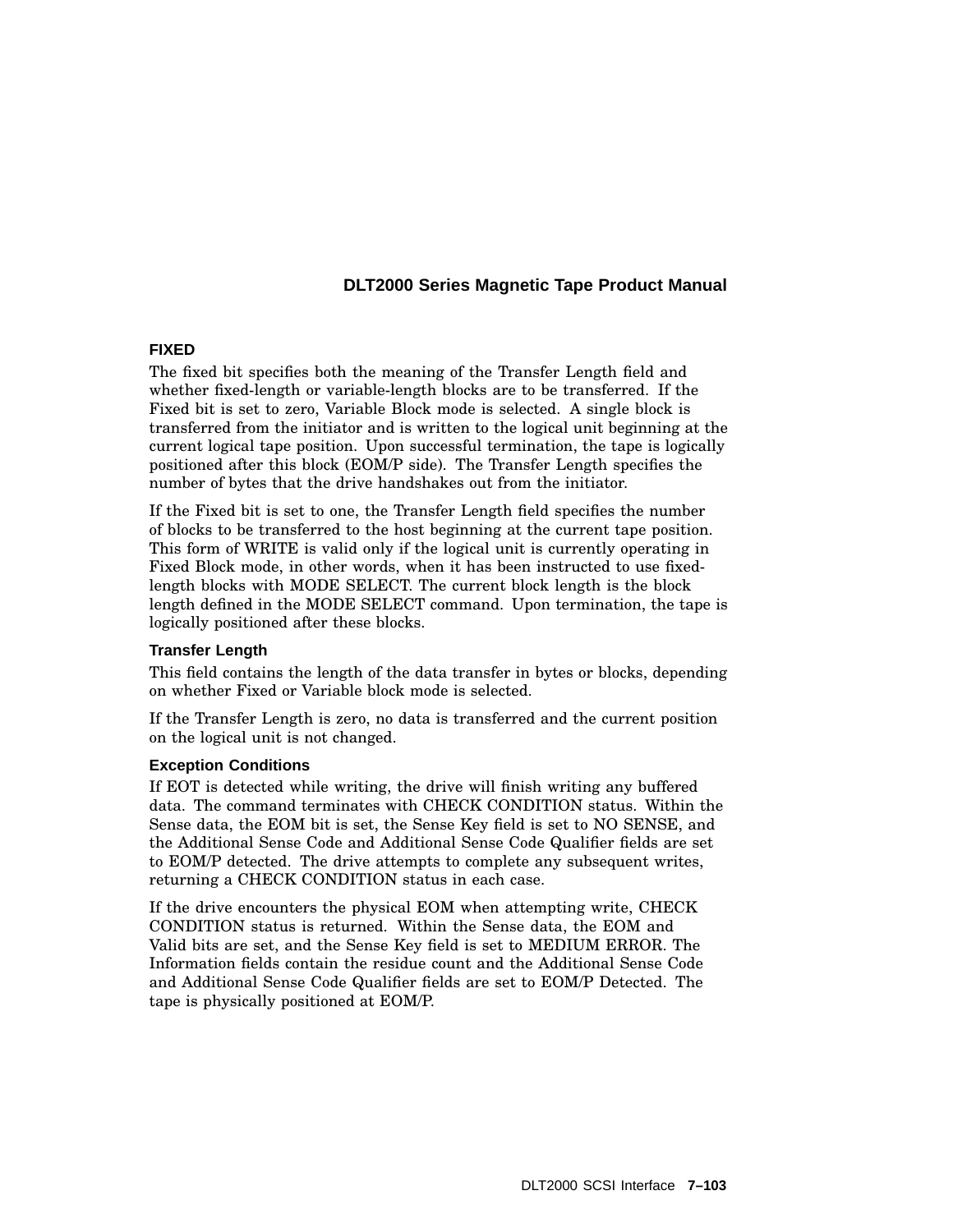### FIXED

The fixed bit specifies both the meaning of the Transfer Length field and whether fixed-length or variable-length blocks are to be transferred. If the Fixed bit is set to zero, Variable Block mode is selected. A single block is transferred from the initiator and is written to the logical unit beginning at the current logical tape position. Upon successful termination, the tape is logically positioned after this block (EOM/P side). The Transfer Length specifies the number of bytes that the drive handshakes out from the initiator.

If the Fixed bit is set to one, the Transfer Length field specifies the number of blocks to be transferred to the host beginning at the current tape position. This form of WRITE is valid only if the logical unit is currently operating in Fixed Block mode, in other words, when it has been instructed to use fixed-length blocks with MODE SELECT. The current block length is the block length defined in the MODE SELECT command. Upon termination, the tape is logically positioned after these blocks.

### Transfer Length

This field contains the length of the data transfer in bytes or blocks, depending on whether Fixed or Variable block mode is selected.

If the Transfer Length is zero, no data is transferred and the current position on the logical unit is not changed.

### Exception Conditions

If EOT is detected while writing, the drive will finish writing any buffered data. The command terminates with CHECK CONDITION status. Within the Sense data, the EOM bit is set, the Sense Key field is set to NO SENSE, and the Additional Sense Code and Additional Sense Code Qualifier fields are set to EOM/P detected. The drive attempts to complete any subsequent writes, returning a CHECK CONDITION status in each case.

If the drive encounters the physical EOM when attempting write, CHECK CONDITION status is returned. Within the Sense data, the EOM and Valid bits are set, and the Sense Key field is set to MEDIUM ERROR. The Information fields contain the residue count and the Additional Sense Code and Additional Sense Code Qualifier fields are set to EOM/P Detected. The tape is physically positioned at EOM/P.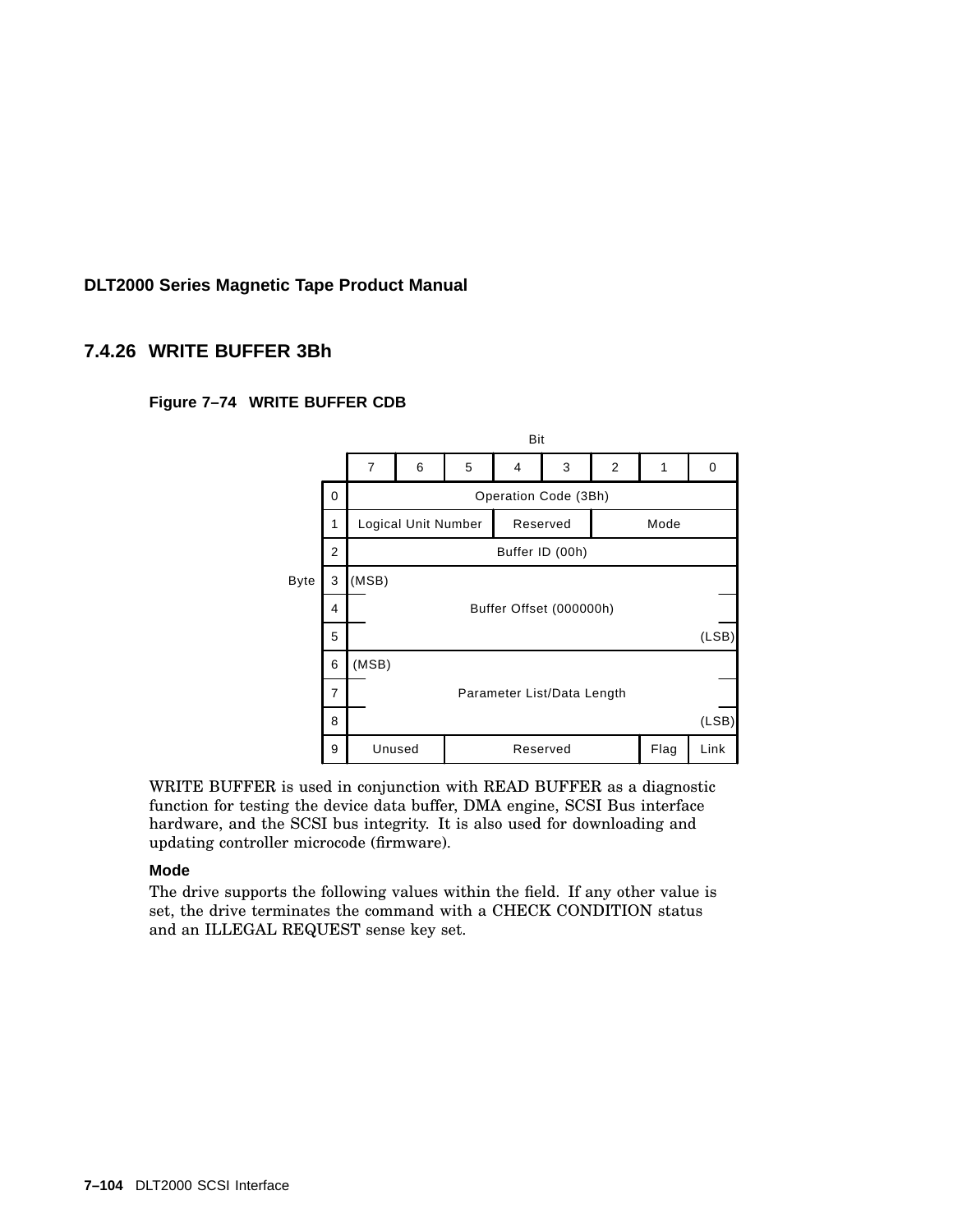### 7.4.26 WRITE BUFFER 3Bh

**Figure 7–74 WRITE BUFFER CDB**

| Byte | Bit 7 | 6 | 5 | 4 | 3 | 2 | 1 | 0 |
|---|---|---|---|---|---|---|---|---|
| 0 | Operation Code (3Bh) | | | | | | | |
| 1 | Logical Unit Number | | | Reserved | | Mode | | |
| 2 | Buffer ID (00h) | | | | | | | |
| 3 | (MSB) Buffer Offset (000000h) | | | | | | | |
| 4 | | | | | | | | |
| 5 | | | | | | | | (LSB) |
| 6 | (MSB) Parameter List/Data Length | | | | | | | |
| 7 | | | | | | | | |
| 8 | | | | | | | | (LSB) |
| 9 | Unused | | Reserved | | | | Flag | Link |

WRITE BUFFER is used in conjunction with READ BUFFER as a diagnostic function for testing the device data buffer, DMA engine, SCSI Bus interface hardware, and the SCSI bus integrity. It is also used for downloading and updating controller microcode (firmware).

**Mode**

The drive supports the following values within the field. If any other value is set, the drive terminates the command with a CHECK CONDITION status and an ILLEGAL REQUEST sense key set.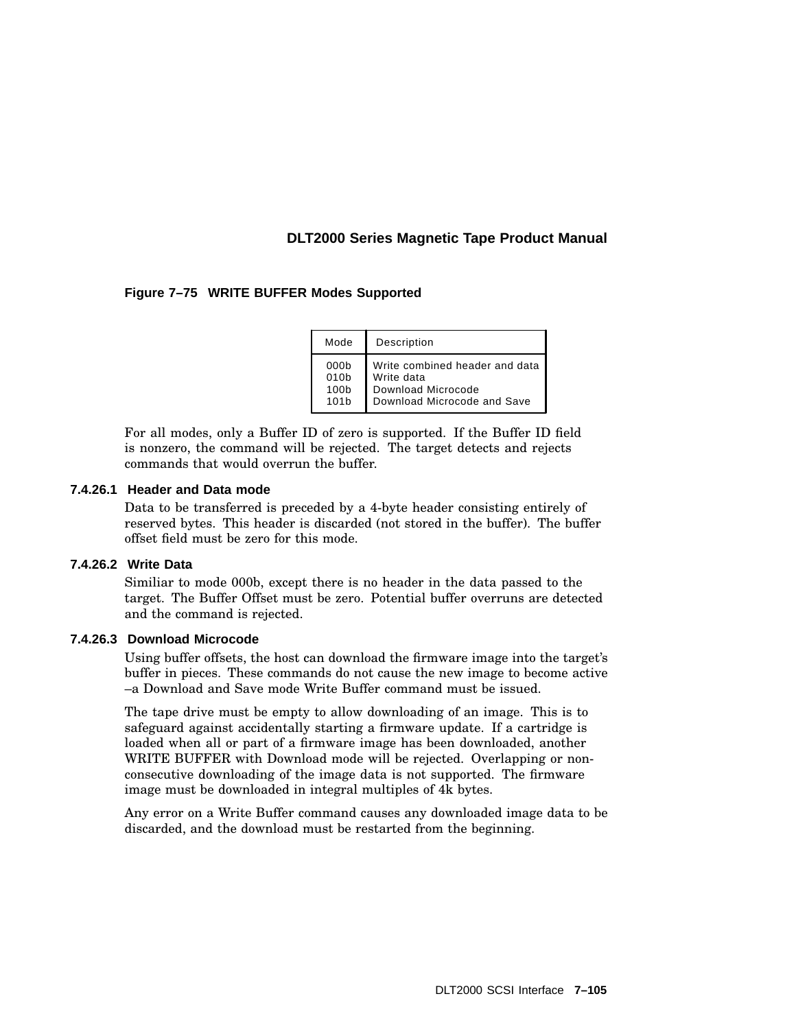**Figure 7–75 WRITE BUFFER Modes Supported**

| Mode | Description |
|---|---|
| 000b | Write combined header and data |
| 010b | Write data |
| 100b | Download Microcode |
| 101b | Download Microcode and Save |

For all modes, only a Buffer ID of zero is supported. If the Buffer ID field is nonzero, the command will be rejected. The target detects and rejects commands that would overrun the buffer.

#### 7.4.26.1 Header and Data mode

Data to be transferred is preceded by a 4-byte header consisting entirely of reserved bytes. This header is discarded (not stored in the buffer). The buffer offset field must be zero for this mode.

#### 7.4.26.2 Write Data

Similiar to mode 000b, except there is no header in the data passed to the target. The Buffer Offset must be zero. Potential buffer overruns are detected and the command is rejected.

#### 7.4.26.3 Download Microcode

Using buffer offsets, the host can download the firmware image into the target's buffer in pieces. These commands do not cause the new image to become active –a Download and Save mode Write Buffer command must be issued.

The tape drive must be empty to allow downloading of an image. This is to safeguard against accidentally starting a firmware update. If a cartridge is loaded when all or part of a firmware image has been downloaded, another WRITE BUFFER with Download mode will be rejected. Overlapping or non-consecutive downloading of the image data is not supported. The firmware image must be downloaded in integral multiples of 4k bytes.

Any error on a Write Buffer command causes any downloaded image data to be discarded, and the download must be restarted from the beginning.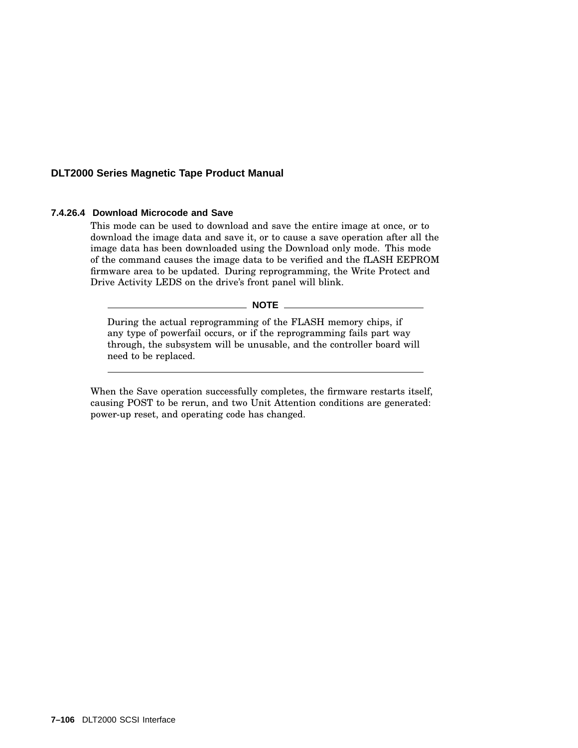#### 7.4.26.4 Download Microcode and Save

This mode can be used to download and save the entire image at once, or to download the image data and save it, or to cause a save operation after all the image data has been downloaded using the Download only mode. This mode of the command causes the image data to be verified and the fLASH EEPROM firmware area to be updated. During reprogramming, the Write Protect and Drive Activity LEDS on the drive's front panel will blink.

> **NOTE**
>
> During the actual reprogramming of the FLASH memory chips, if any type of powerfail occurs, or if the reprogramming fails part way through, the subsystem will be unusable, and the controller board will need to be replaced.

When the Save operation successfully completes, the firmware restarts itself, causing POST to be rerun, and two Unit Attention conditions are generated: power-up reset, and operating code has changed.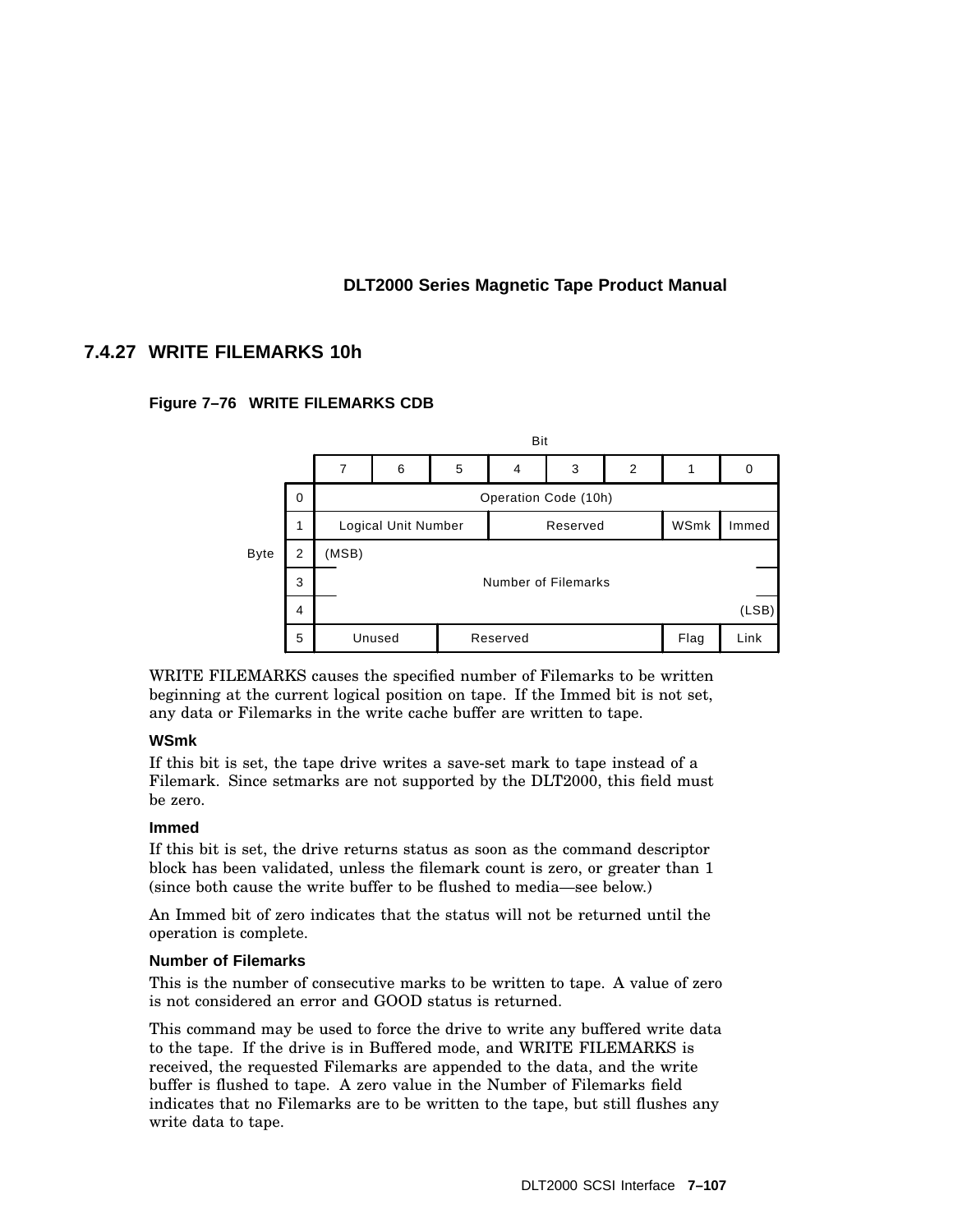### 7.4.27 WRITE FILEMARKS 10h

**Figure 7–76 WRITE FILEMARKS CDB**

| Byte | Bit 7 | 6 | 5 | 4 | 3 | 2 | 1 | 0 |
|---|---|---|---|---|---|---|---|---|
| 0 | Operation Code (10h) | | | | | | | |
| 1 | Logical Unit Number | | | Reserved | | | WSmk | Immed |
| 2 | (MSB) Number of Filemarks | | | | | | | |
| 3 | | | | | | | | |
| 4 | | | | | | | | (LSB) |
| 5 | Unused | | Reserved | | | | Flag | Link |

WRITE FILEMARKS causes the specified number of Filemarks to be written beginning at the current logical position on tape. If the Immed bit is not set, any data or Filemarks in the write cache buffer are written to tape.

**WSmk**

If this bit is set, the tape drive writes a save-set mark to tape instead of a Filemark. Since setmarks are not supported by the DLT2000, this field must be zero.

**Immed**

If this bit is set, the drive returns status as soon as the command descriptor block has been validated, unless the filemark count is zero, or greater than 1 (since both cause the write buffer to be flushed to media—see below.)

An Immed bit of zero indicates that the status will not be returned until the operation is complete.

**Number of Filemarks**

This is the number of consecutive marks to be written to tape. A value of zero is not considered an error and GOOD status is returned.

This command may be used to force the drive to write any buffered write data to the tape. If the drive is in Buffered mode, and WRITE FILEMARKS is received, the requested Filemarks are appended to the data, and the write buffer is flushed to tape. A zero value in the Number of Filemarks field indicates that no Filemarks are to be written to the tape, but still flushes any write data to tape.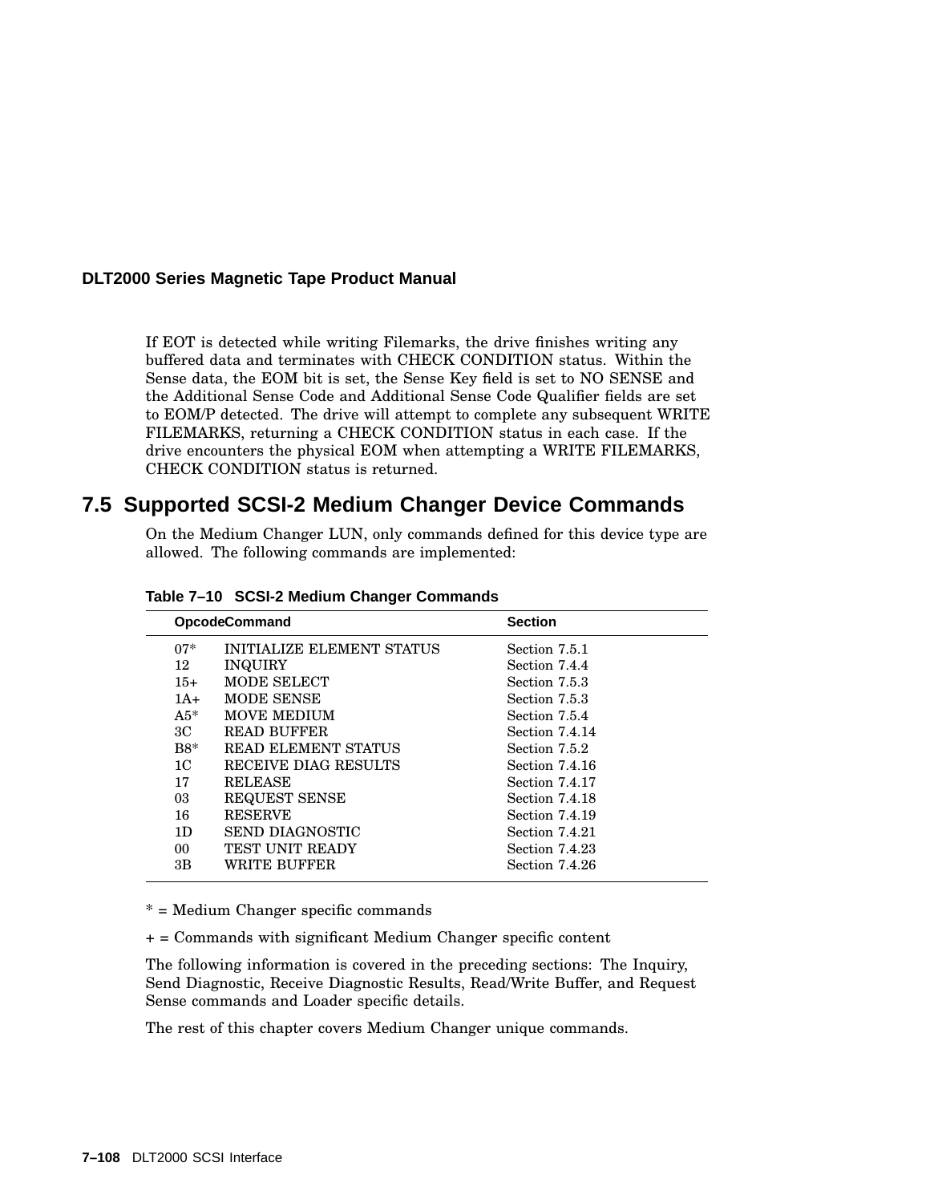If EOT is detected while writing Filemarks, the drive finishes writing any buffered data and terminates with CHECK CONDITION status. Within the Sense data, the EOM bit is set, the Sense Key field is set to NO SENSE and the Additional Sense Code and Additional Sense Code Qualifier fields are set to EOM/P detected. The drive will attempt to complete any subsequent WRITE FILEMARKS, returning a CHECK CONDITION status in each case. If the drive encounters the physical EOM when attempting a WRITE FILEMARKS, CHECK CONDITION status is returned.

## 7.5 Supported SCSI-2 Medium Changer Device Commands

On the Medium Changer LUN, only commands defined for this device type are allowed. The following commands are implemented:

**Table 7–10 SCSI-2 Medium Changer Commands**

| Opcode | Command | Section |
|---|---|---|
| 07* | INITIALIZE ELEMENT STATUS | Section 7.5.1 |
| 12 | INQUIRY | Section 7.4.4 |
| 15+ | MODE SELECT | Section 7.5.3 |
| 1A+ | MODE SENSE | Section 7.5.3 |
| A5* | MOVE MEDIUM | Section 7.5.4 |
| 3C | READ BUFFER | Section 7.4.14 |
| B8* | READ ELEMENT STATUS | Section 7.5.2 |
| 1C | RECEIVE DIAG RESULTS | Section 7.4.16 |
| 17 | RELEASE | Section 7.4.17 |
| 03 | REQUEST SENSE | Section 7.4.18 |
| 16 | RESERVE | Section 7.4.19 |
| 1D | SEND DIAGNOSTIC | Section 7.4.21 |
| 00 | TEST UNIT READY | Section 7.4.23 |
| 3B | WRITE BUFFER | Section 7.4.26 |

* = Medium Changer specific commands

+ = Commands with significant Medium Changer specific content

The following information is covered in the preceding sections: The Inquiry, Send Diagnostic, Receive Diagnostic Results, Read/Write Buffer, and Request Sense commands and Loader specific details.

The rest of this chapter covers Medium Changer unique commands.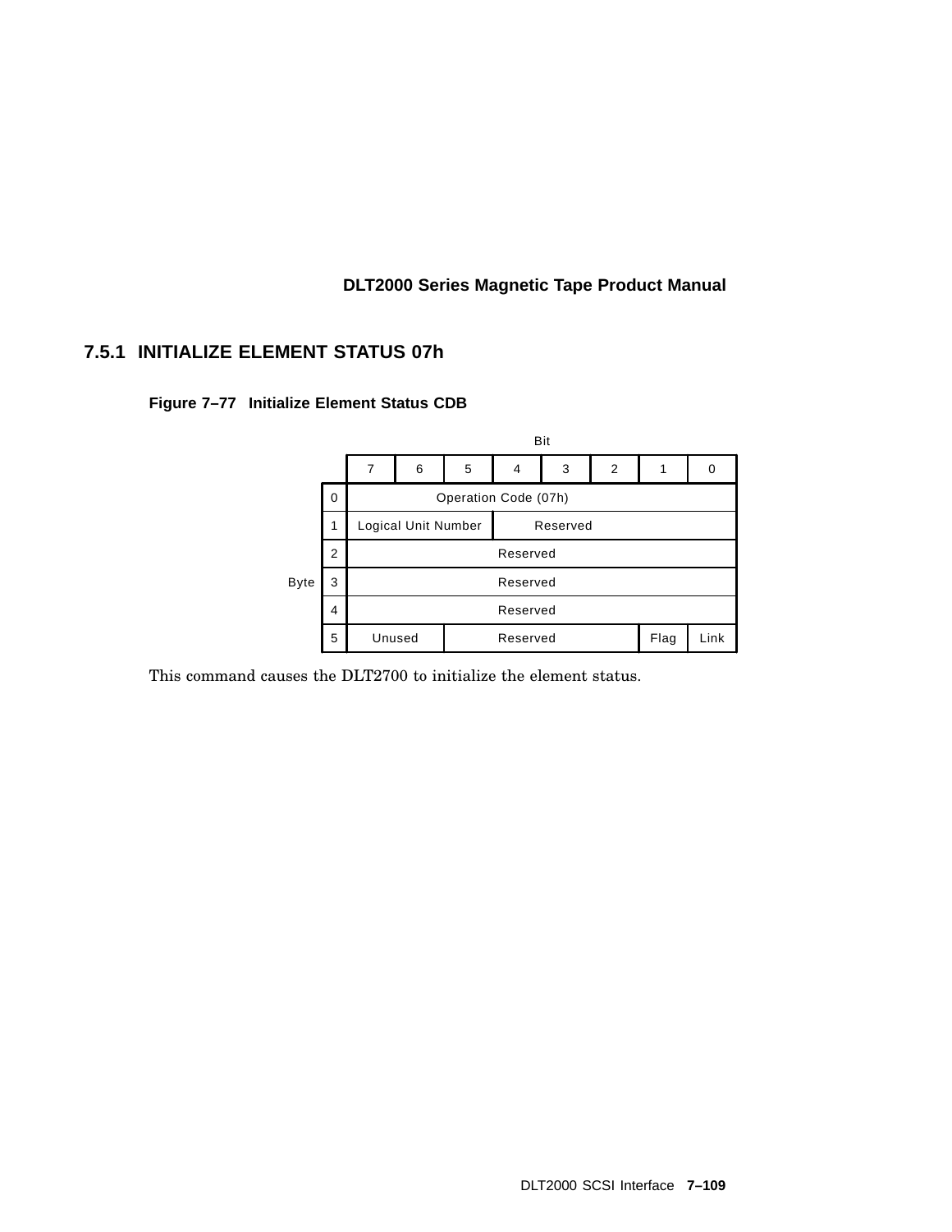### 7.5.1 INITIALIZE ELEMENT STATUS 07h

**Figure 7–77 Initialize Element Status CDB**

| Byte | 7 | 6 | 5 | 4 | 3 | 2 | 1 | 0 |
|---|---|---|---|---|---|---|---|---|
| 0 | Operation Code (07h) | | | | | | | |
| 1 | Logical Unit Number | | | Reserved | | | | |
| 2 | Reserved | | | | | | | |
| 3 | Reserved | | | | | | | |
| 4 | Reserved | | | | | | | |
| 5 | Unused | | Reserved | | | | Flag | Link |

This command causes the DLT2700 to initialize the element status.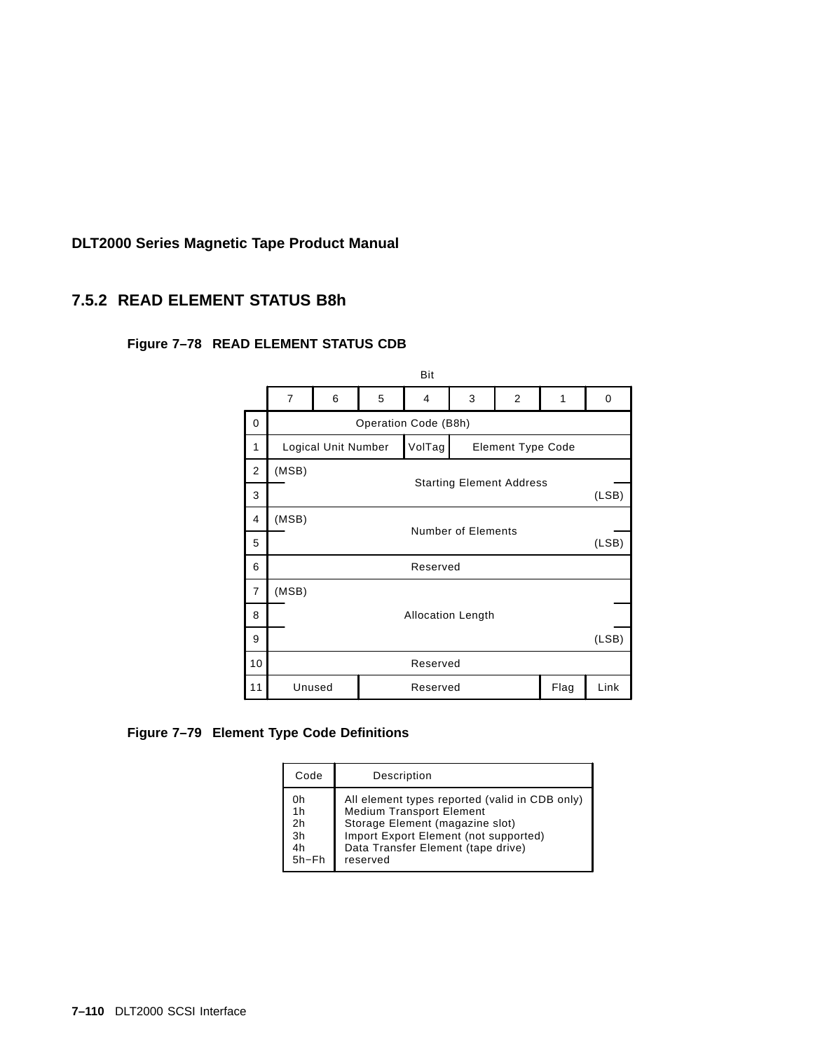## 7.5.2 READ ELEMENT STATUS B8h

**Figure 7–78 READ ELEMENT STATUS CDB**

| Byte \ Bit | 7 | 6 | 5 | 4 | 3 | 2 | 1 | 0 |
|---|---|---|---|---|---|---|---|---|
| 0 | Operation Code (B8h) | | | | | | | |
| 1 | Logical Unit Number | | | VolTag | Element Type Code | | | |
| 2 | (MSB) Starting Element Address | | | | | | | |
| 3 | Starting Element Address (LSB) | | | | | | | |
| 4 | (MSB) Number of Elements | | | | | | | |
| 5 | Number of Elements (LSB) | | | | | | | |
| 6 | Reserved | | | | | | | |
| 7 | (MSB) Allocation Length | | | | | | | |
| 8 | Allocation Length | | | | | | | |
| 9 | Allocation Length (LSB) | | | | | | | |
| 10 | Reserved | | | | | | | |
| 11 | Unused | | Reserved | | | | Flag | Link |

**Figure 7–79 Element Type Code Definitions**

| Code | Description |
|---|---|
| 0h | All element types reported (valid in CDB only) |
| 1h | Medium Transport Element |
| 2h | Storage Element (magazine slot) |
| 3h | Import Export Element (not supported) |
| 4h | Data Transfer Element (tape drive) |
| 5h–Fh | reserved |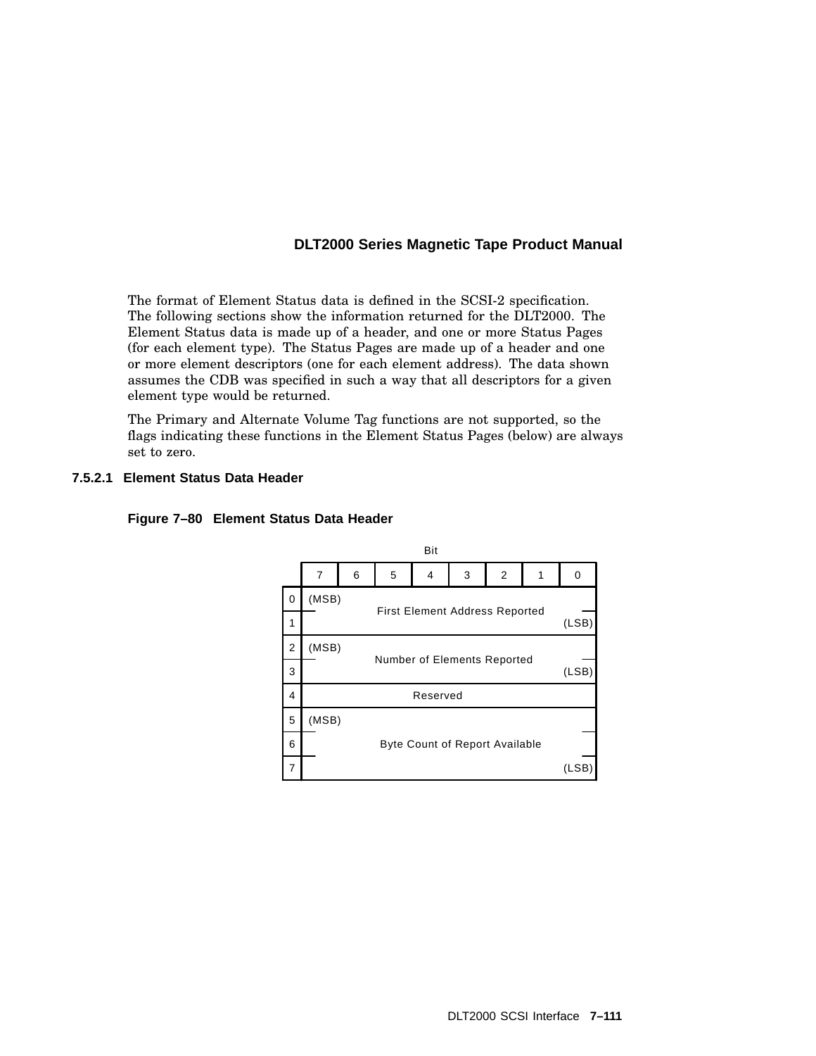The format of Element Status data is defined in the SCSI-2 specification. The following sections show the information returned for the DLT2000. The Element Status data is made up of a header, and one or more Status Pages (for each element type). The Status Pages are made up of a header and one or more element descriptors (one for each element address). The data shown assumes the CDB was specified in such a way that all descriptors for a given element type would be returned.

The Primary and Alternate Volume Tag functions are not supported, so the flags indicating these functions in the Element Status Pages (below) are always set to zero.

#### 7.5.2.1 Element Status Data Header

**Figure 7–80 Element Status Data Header**

| Byte \ Bit | 7 | 6 | 5 | 4 | 3 | 2 | 1 | 0 |
|---|---|---|---|---|---|---|---|---|
| 0 | (MSB) First Element Address Reported | | | | | | | |
| 1 | First Element Address Reported (LSB) | | | | | | | |
| 2 | (MSB) Number of Elements Reported | | | | | | | |
| 3 | Number of Elements Reported (LSB) | | | | | | | |
| 4 | Reserved | | | | | | | |
| 5 | (MSB) Byte Count of Report Available | | | | | | | |
| 6 | Byte Count of Report Available | | | | | | | |
| 7 | Byte Count of Report Available (LSB) | | | | | | | |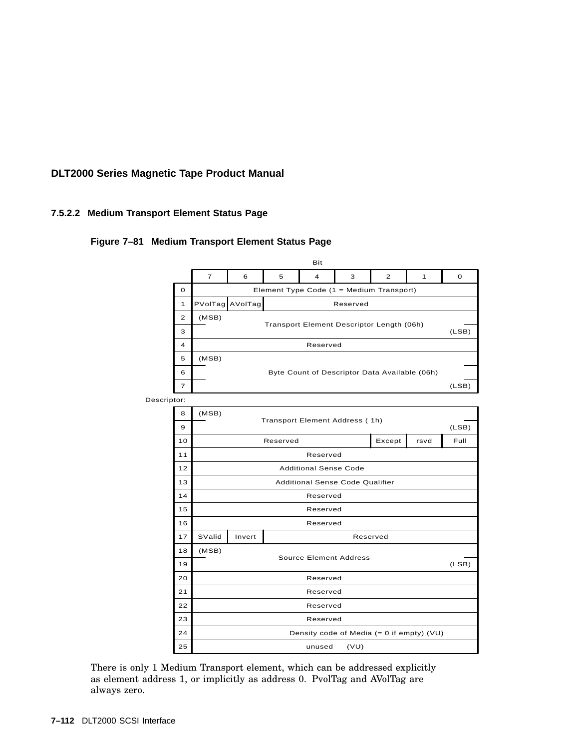### 7.5.2.2 Medium Transport Element Status Page

**Figure 7–81 Medium Transport Element Status Page**

| Byte | Bit 7 | 6 | 5 | 4 | 3 | 2 | 1 | 0 |
|---|---|---|---|---|---|---|---|---|
| 0 | Element Type Code (1 = Medium Transport) | | | | | | | |
| 1 | PVolTag | AVolTag | Reserved | | | | | |
| 2 | (MSB) Transport Element Descriptor Length (06h) | | | | | | | |
| 3 | (LSB) | | | | | | | |
| 4 | Reserved | | | | | | | |
| 5 | (MSB) Byte Count of Descriptor Data Available (06h) | | | | | | | |
| 6 | | | | | | | | |
| 7 | (LSB) | | | | | | | |

Descriptor:

| Byte | Bit 7 | 6 | 5 | 4 | 3 | 2 | 1 | 0 |
|---|---|---|---|---|---|---|---|---|
| 8 | (MSB) Transport Element Address ( 1h) | | | | | | | |
| 9 | (LSB) | | | | | | | |
| 10 | Reserved | | | | | Except | rsvd | Full |
| 11 | Reserved | | | | | | | |
| 12 | Additional Sense Code | | | | | | | |
| 13 | Additional Sense Code Qualifier | | | | | | | |
| 14 | Reserved | | | | | | | |
| 15 | Reserved | | | | | | | |
| 16 | Reserved | | | | | | | |
| 17 | SValid | Invert | Reserved | | | | | |
| 18 | (MSB) Source Element Address | | | | | | | |
| 19 | (LSB) | | | | | | | |
| 20 | Reserved | | | | | | | |
| 21 | Reserved | | | | | | | |
| 22 | Reserved | | | | | | | |
| 23 | Reserved | | | | | | | |
| 24 | Density code of Media (= 0 if empty) (VU) | | | | | | | |
| 25 | unused (VU) | | | | | | | |

There is only 1 Medium Transport element, which can be addressed explicitly as element address 1, or implicitly as address 0. PvolTag and AVolTag are always zero.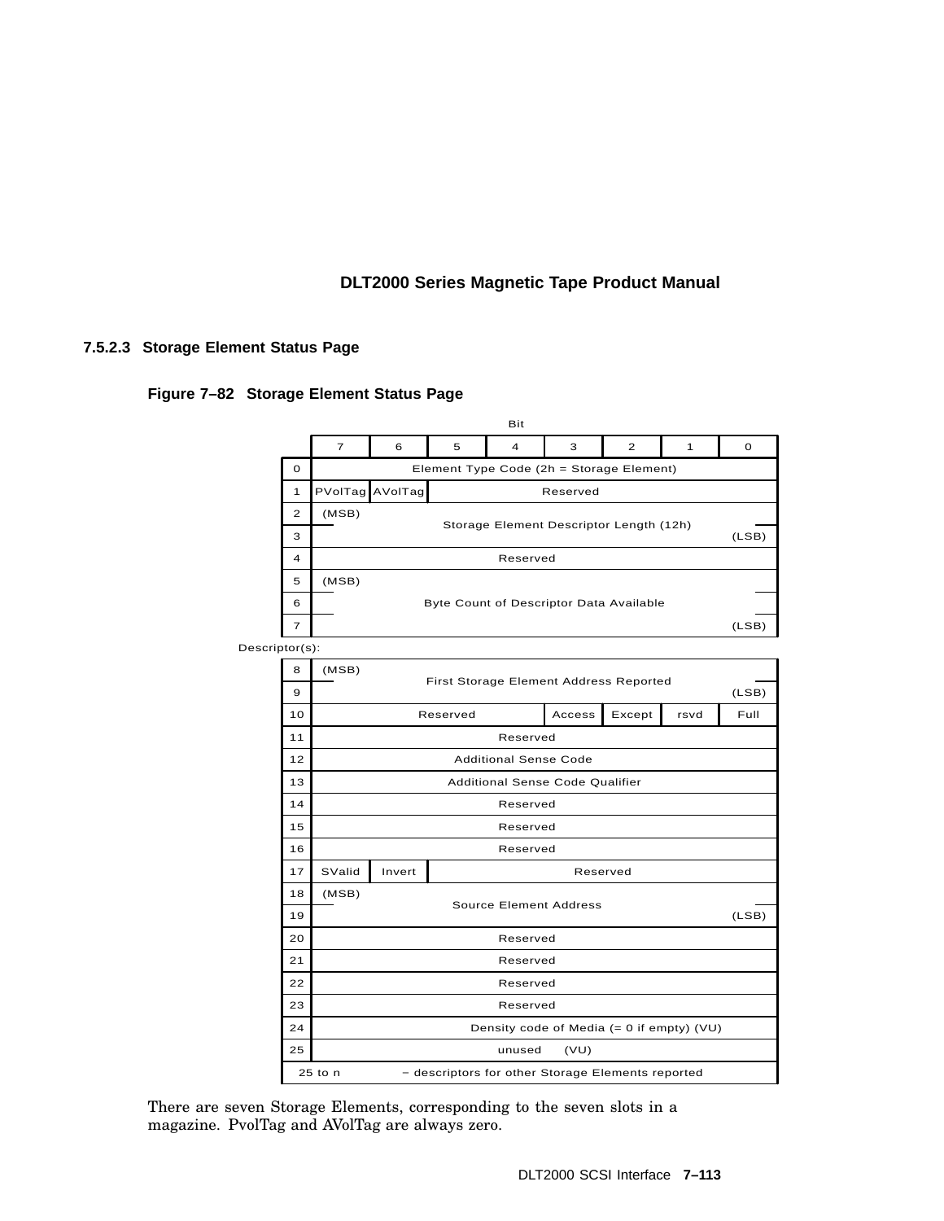### 7.5.2.3 Storage Element Status Page

**Figure 7–82 Storage Element Status Page**

| Byte | Bit 7 | 6 | 5 | 4 | 3 | 2 | 1 | 0 |
|---|---|---|---|---|---|---|---|---|
| 0 | Element Type Code (2h = Storage Element) | | | | | | | |
| 1 | PVolTag | AVolTag | Reserved | | | | | |
| 2 | (MSB) Storage Element Descriptor Length (12h) | | | | | | | |
| 3 | | | | | | | | (LSB) |
| 4 | Reserved | | | | | | | |
| 5 | (MSB) Byte Count of Descriptor Data Available | | | | | | | |
| 6 | | | | | | | | |
| 7 | | | | | | | | (LSB) |
| **Descriptor(s):** | | | | | | | | |
| 8 | (MSB) First Storage Element Address Reported | | | | | | | |
| 9 | | | | | | | | (LSB) |
| 10 | Reserved | | | | Access | Except | rsvd | Full |
| 11 | Reserved | | | | | | | |
| 12 | Additional Sense Code | | | | | | | |
| 13 | Additional Sense Code Qualifier | | | | | | | |
| 14 | Reserved | | | | | | | |
| 15 | Reserved | | | | | | | |
| 16 | Reserved | | | | | | | |
| 17 | SValid | Invert | Reserved | | | | | |
| 18 | (MSB) Source Element Address | | | | | | | |
| 19 | | | | | | | | (LSB) |
| 20 | Reserved | | | | | | | |
| 21 | Reserved | | | | | | | |
| 22 | Reserved | | | | | | | |
| 23 | Reserved | | | | | | | |
| 24 | Density code of Media (= 0 if empty) (VU) | | | | | | | |
| 25 | unused (VU) | | | | | | | |
| 25 to n | – descriptors for other Storage Elements reported | | | | | | | |

There are seven Storage Elements, corresponding to the seven slots in a magazine. PvolTag and AVolTag are always zero.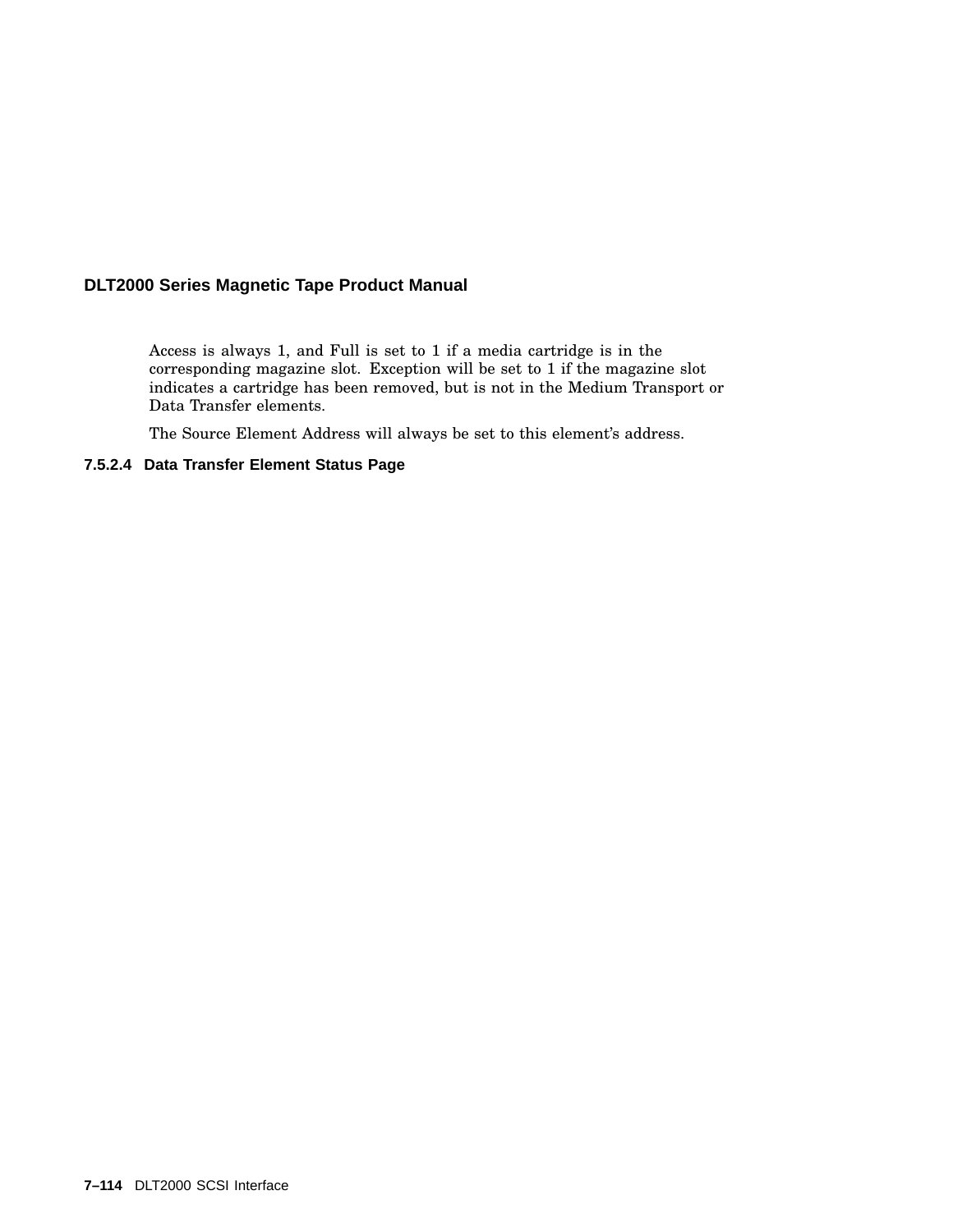Access is always 1, and Full is set to 1 if a media cartridge is in the corresponding magazine slot. Exception will be set to 1 if the magazine slot indicates a cartridge has been removed, but is not in the Medium Transport or Data Transfer elements.

The Source Element Address will always be set to this element's address.

#### 7.5.2.4 Data Transfer Element Status Page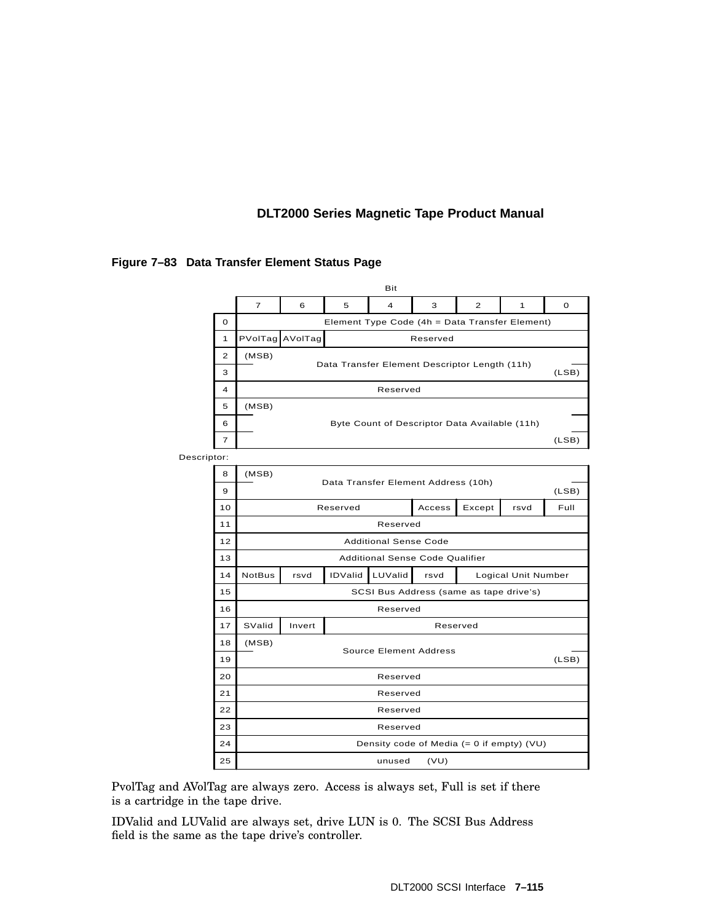**Figure 7–83 Data Transfer Element Status Page**

| Byte | Bit 7 | 6 | 5 | 4 | 3 | 2 | 1 | 0 |
|---|---|---|---|---|---|---|---|---|
| 0 | Element Type Code (4h = Data Transfer Element) | | | | | | | |
| 1 | PVolTag | AVolTag | Reserved | | | | | |
| 2 | (MSB) Data Transfer Element Descriptor Length (11h) | | | | | | | |
| 3 | | | | | | | | (LSB) |
| 4 | Reserved | | | | | | | |
| 5 | (MSB) Byte Count of Descriptor Data Available (11h) | | | | | | | |
| 6 | | | | | | | | |
| 7 | | | | | | | | (LSB) |
| Descriptor: | | | | | | | | |
| 8 | (MSB) Data Transfer Element Address (10h) | | | | | | | |
| 9 | | | | | | | | (LSB) |
| 10 | Reserved | | | | Access | Except | rsvd | Full |
| 11 | Reserved | | | | | | | |
| 12 | Additional Sense Code | | | | | | | |
| 13 | Additional Sense Code Qualifier | | | | | | | |
| 14 | NotBus | rsvd | IDValid | LUValid | rsvd | Logical Unit Number | | |
| 15 | SCSI Bus Address (same as tape drive's) | | | | | | | |
| 16 | Reserved | | | | | | | |
| 17 | SValid | Invert | Reserved | | | | | |
| 18 | (MSB) Source Element Address | | | | | | | |
| 19 | | | | | | | | (LSB) |
| 20 | Reserved | | | | | | | |
| 21 | Reserved | | | | | | | |
| 22 | Reserved | | | | | | | |
| 23 | Reserved | | | | | | | |
| 24 | Density code of Media (= 0 if empty) (VU) | | | | | | | |
| 25 | unused (VU) | | | | | | | |

PvolTag and AVolTag are always zero. Access is always set, Full is set if there is a cartridge in the tape drive.

IDValid and LUValid are always set, drive LUN is 0. The SCSI Bus Address field is the same as the tape drive's controller.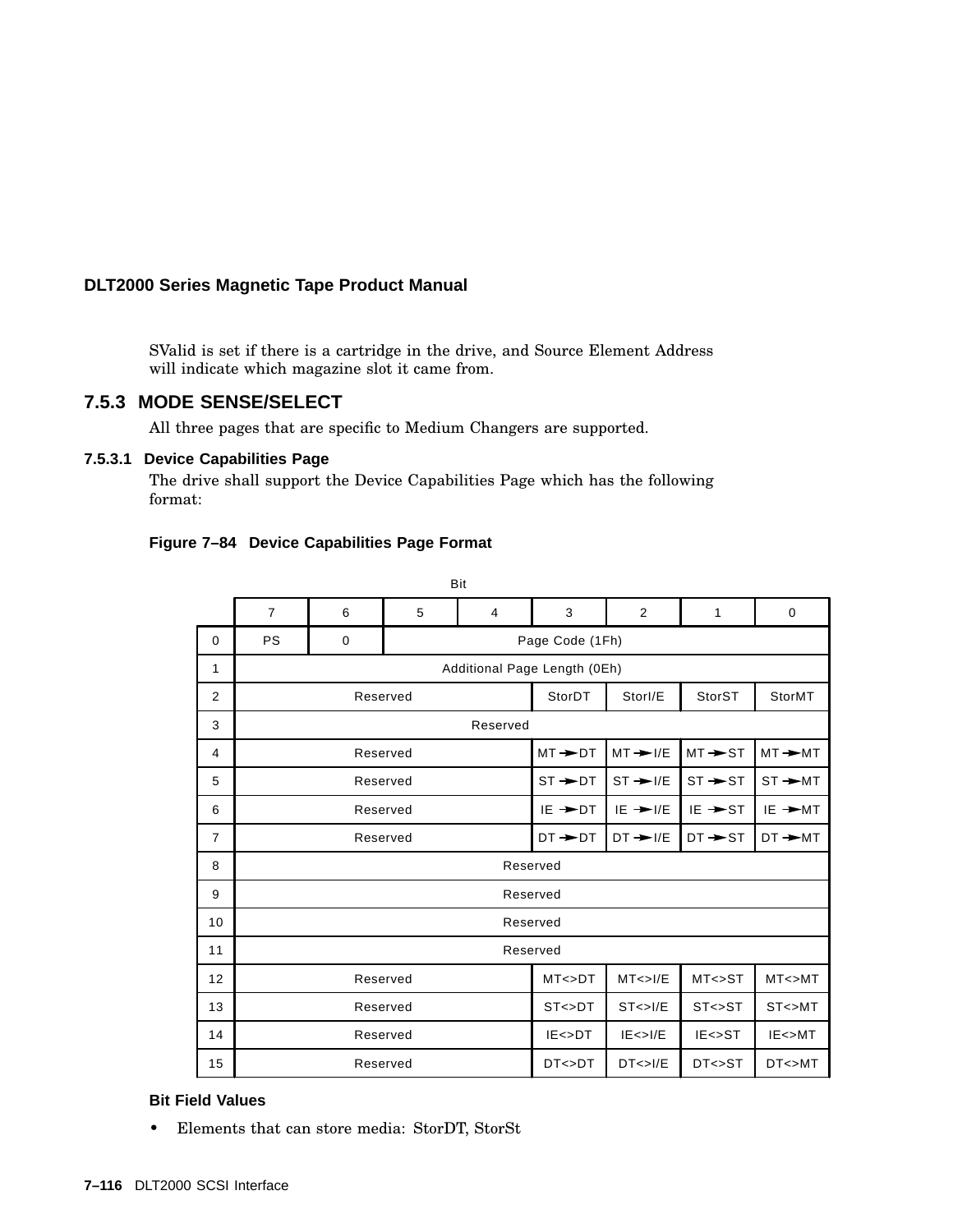SValid is set if there is a cartridge in the drive, and Source Element Address will indicate which magazine slot it came from.

### 7.5.3 MODE SENSE/SELECT

All three pages that are specific to Medium Changers are supported.

#### 7.5.3.1 Device Capabilities Page

The drive shall support the Device Capabilities Page which has the following format:

**Figure 7–84 Device Capabilities Page Format**

| Byte \ Bit | 7 | 6 | 5 | 4 | 3 | 2 | 1 | 0 |
|---|---|---|---|---|---|---|---|---|
| 0 | PS | 0 | Page Code (1Fh) | | | | | |
| 1 | Additional Page Length (0Eh) | | | | | | | |
| 2 | Reserved | | | | StorDT | StorI/E | StorST | StorMT |
| 3 | Reserved | | | | | | | |
| 4 | Reserved | | | | MT → DT | MT → I/E | MT → ST | MT → MT |
| 5 | Reserved | | | | ST → DT | ST → I/E | ST → ST | ST → MT |
| 6 | Reserved | | | | IE → DT | IE → I/E | IE → ST | IE → MT |
| 7 | Reserved | | | | DT → DT | DT → I/E | DT → ST | DT → MT |
| 8 | Reserved | | | | | | | |
| 9 | Reserved | | | | | | | |
| 10 | Reserved | | | | | | | |
| 11 | Reserved | | | | | | | |
| 12 | Reserved | | | | MT<>DT | MT<>I/E | MT<>ST | MT<>MT |
| 13 | Reserved | | | | ST<>DT | ST<>I/E | ST<>ST | ST<>MT |
| 14 | Reserved | | | | IE<>DT | IE<>I/E | IE<>ST | IE<>MT |
| 15 | Reserved | | | | DT<>DT | DT<>I/E | DT<>ST | DT<>MT |

**Bit Field Values**

- Elements that can store media: StorDT, StorSt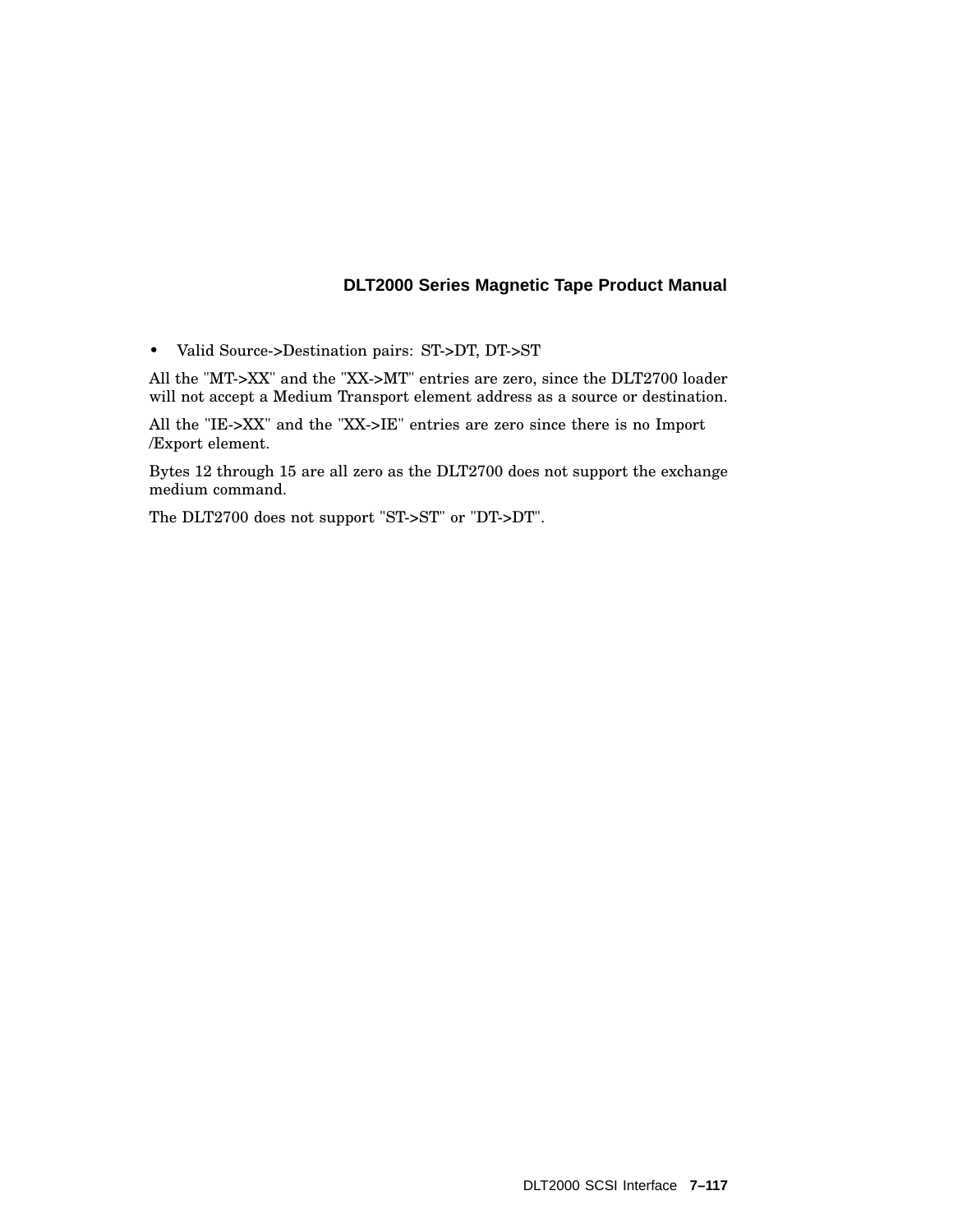- Valid Source->Destination pairs: ST->DT, DT->ST

All the "MT->XX" and the "XX->MT" entries are zero, since the DLT2700 loader will not accept a Medium Transport element address as a source or destination.

All the "IE->XX" and the "XX->IE" entries are zero since there is no Import /Export element.

Bytes 12 through 15 are all zero as the DLT2700 does not support the exchange medium command.

The DLT2700 does not support "ST->ST" or "DT->DT".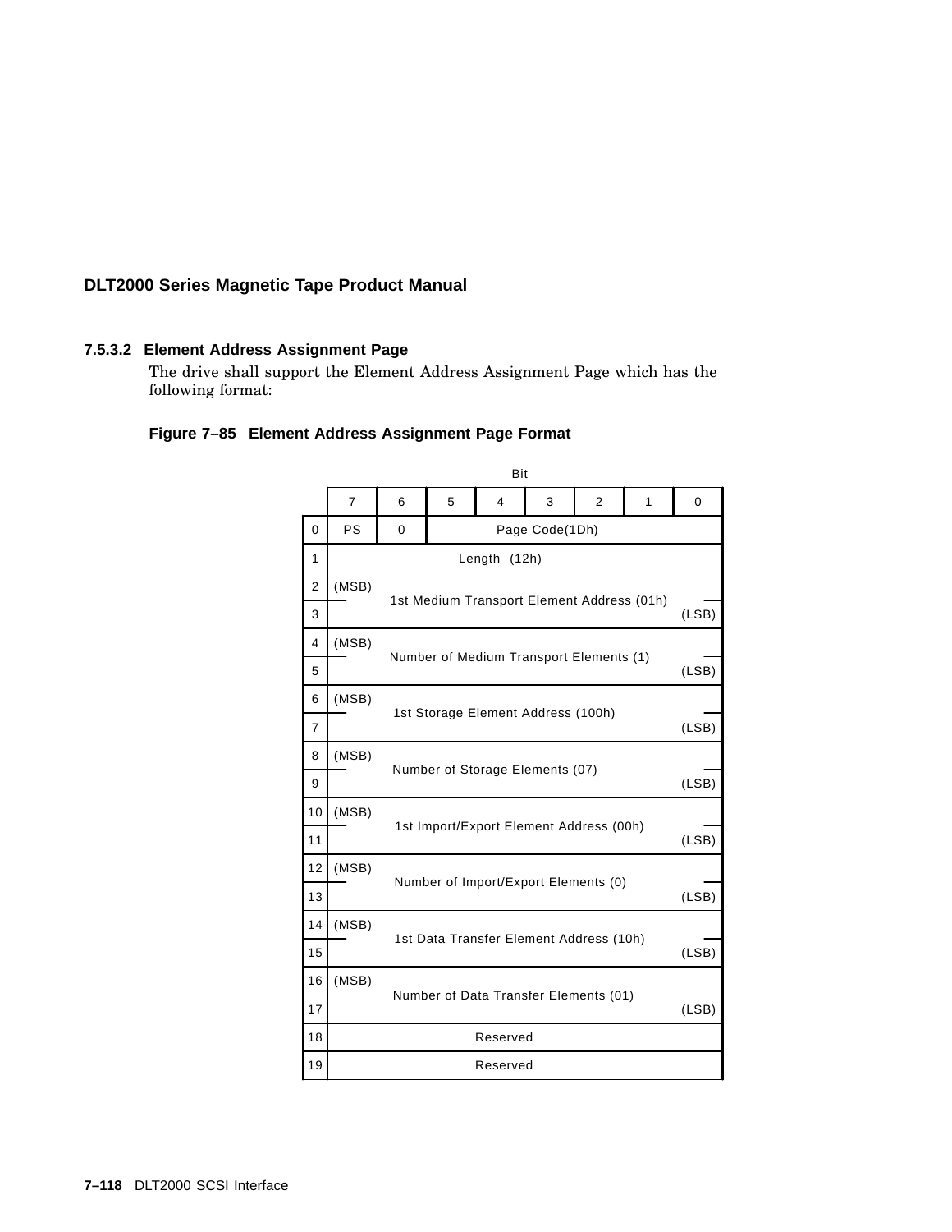### 7.5.3.2 Element Address Assignment Page

The drive shall support the Element Address Assignment Page which has the following format:

**Figure 7–85 Element Address Assignment Page Format**

| Byte \ Bit | 7 | 6 | 5 | 4 | 3 | 2 | 1 | 0 |
|---|---|---|---|---|---|---|---|---|
| 0 | PS | 0 | Page Code(1Dh) | | | | | |
| 1 | Length (12h) | | | | | | | |
| 2 | (MSB) 1st Medium Transport Element Address (01h) | | | | | | | |
| 3 | | | | | | | | (LSB) |
| 4 | (MSB) Number of Medium Transport Elements (1) | | | | | | | |
| 5 | | | | | | | | (LSB) |
| 6 | (MSB) 1st Storage Element Address (100h) | | | | | | | |
| 7 | | | | | | | | (LSB) |
| 8 | (MSB) Number of Storage Elements (07) | | | | | | | |
| 9 | | | | | | | | (LSB) |
| 10 | (MSB) 1st Import/Export Element Address (00h) | | | | | | | |
| 11 | | | | | | | | (LSB) |
| 12 | (MSB) Number of Import/Export Elements (0) | | | | | | | |
| 13 | | | | | | | | (LSB) |
| 14 | (MSB) 1st Data Transfer Element Address (10h) | | | | | | | |
| 15 | | | | | | | | (LSB) |
| 16 | (MSB) Number of Data Transfer Elements (01) | | | | | | | |
| 17 | | | | | | | | (LSB) |
| 18 | Reserved | | | | | | | |
| 19 | Reserved | | | | | | | |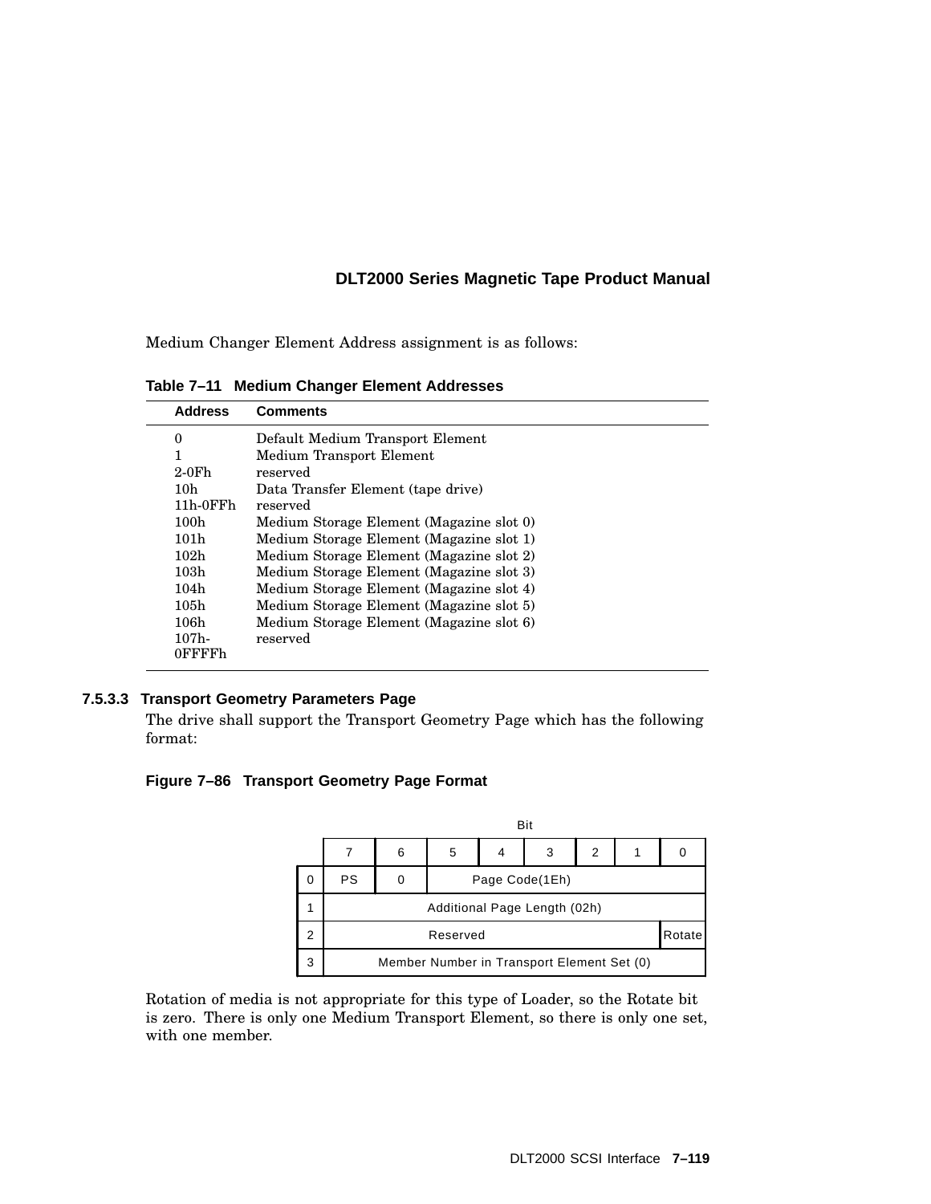Medium Changer Element Address assignment is as follows:

**Table 7–11 Medium Changer Element Addresses**

| Address | Comments |
|---|---|
| 0 | Default Medium Transport Element |
| 1 | Medium Transport Element |
| 2-0Fh | reserved |
| 10h | Data Transfer Element (tape drive) |
| 11h-0FFh | reserved |
| 100h | Medium Storage Element (Magazine slot 0) |
| 101h | Medium Storage Element (Magazine slot 1) |
| 102h | Medium Storage Element (Magazine slot 2) |
| 103h | Medium Storage Element (Magazine slot 3) |
| 104h | Medium Storage Element (Magazine slot 4) |
| 105h | Medium Storage Element (Magazine slot 5) |
| 106h | Medium Storage Element (Magazine slot 6) |
| 107h-0FFFFh | reserved |

#### 7.5.3.3 Transport Geometry Parameters Page

The drive shall support the Transport Geometry Page which has the following format:

**Figure 7–86 Transport Geometry Page Format**

| Byte \ Bit | 7 | 6 | 5 | 4 | 3 | 2 | 1 | 0 |
|---|---|---|---|---|---|---|---|---|
| 0 | PS | 0 | Page Code(1Eh) | | | | | |
| 1 | Additional Page Length (02h) | | | | | | | |
| 2 | Reserved | | | | | | | Rotate |
| 3 | Member Number in Transport Element Set (0) | | | | | | | |

Rotation of media is not appropriate for this type of Loader, so the Rotate bit is zero. There is only one Medium Transport Element, so there is only one set, with one member.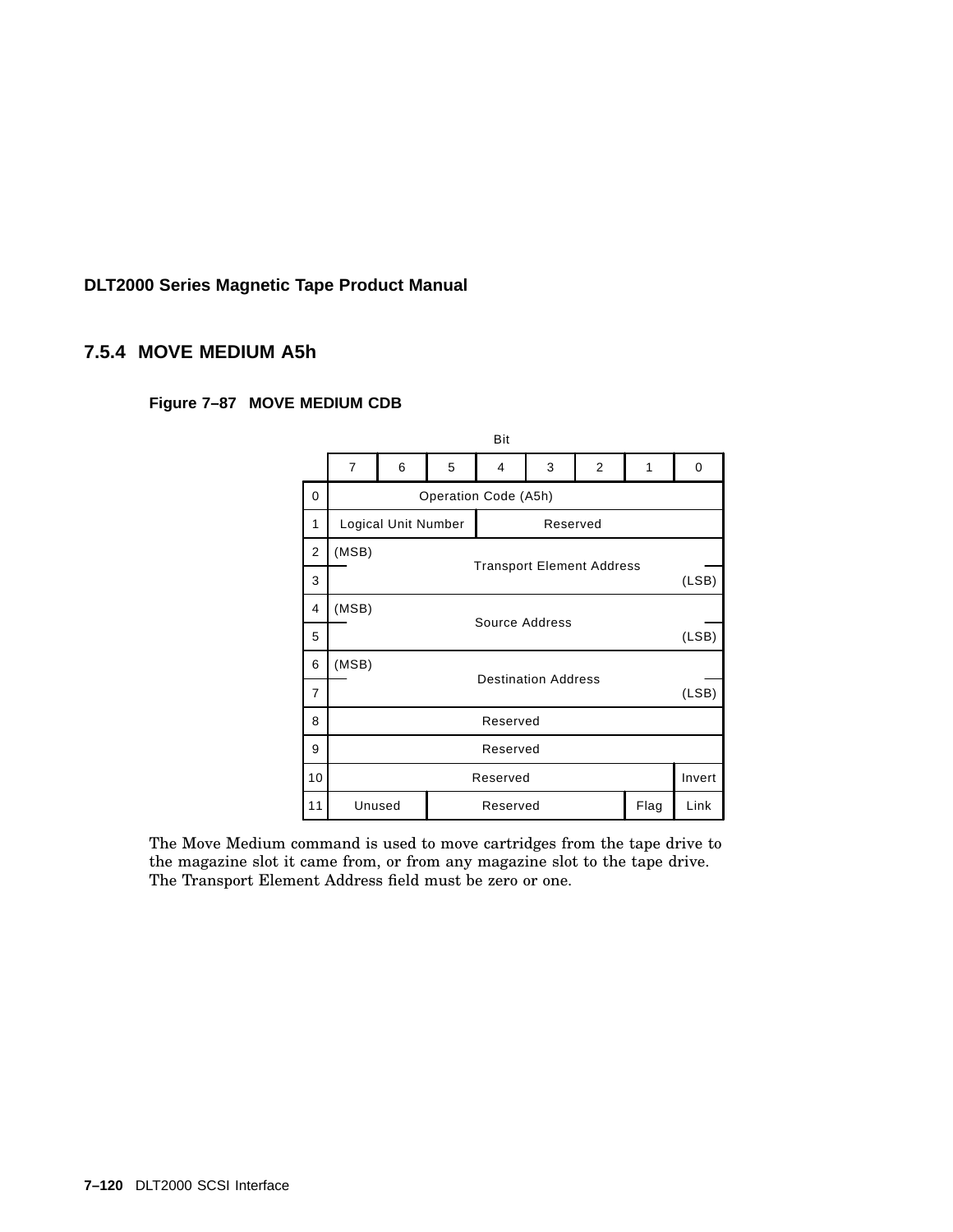## 7.5.4 MOVE MEDIUM A5h

**Figure 7–87 MOVE MEDIUM CDB**

| Byte \ Bit | 7 | 6 | 5 | 4 | 3 | 2 | 1 | 0 |
|---|---|---|---|---|---|---|---|---|
| 0 | Operation Code (A5h) | | | | | | | |
| 1 | Logical Unit Number | | | Reserved | | | | |
| 2 | (MSB) Transport Element Address | | | | | | | |
| 3 | | | | | | | | (LSB) |
| 4 | (MSB) Source Address | | | | | | | |
| 5 | | | | | | | | (LSB) |
| 6 | (MSB) Destination Address | | | | | | | |
| 7 | | | | | | | | (LSB) |
| 8 | Reserved | | | | | | | |
| 9 | Reserved | | | | | | | |
| 10 | Reserved | | | | | | | Invert |
| 11 | Unused | | Reserved | | | | Flag | Link |

The Move Medium command is used to move cartridges from the tape drive to the magazine slot it came from, or from any magazine slot to the tape drive. The Transport Element Address field must be zero or one.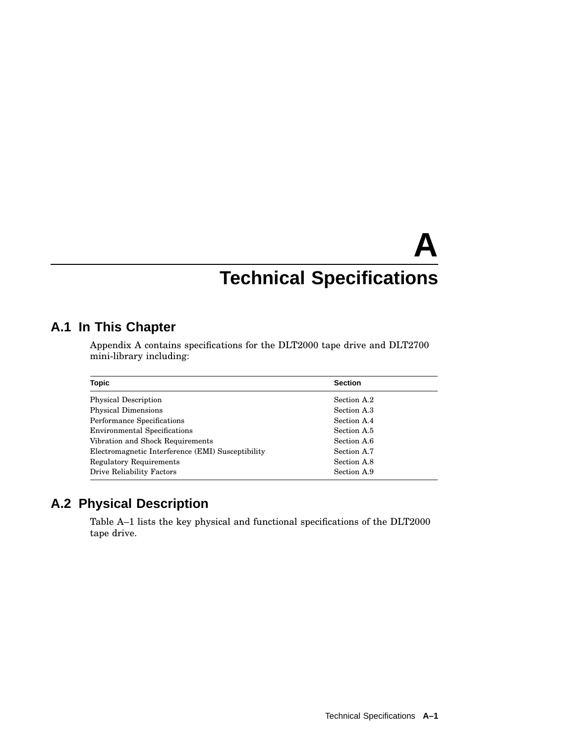# A
# Technical Specifications

## A.1 In This Chapter

Appendix A contains specifications for the DLT2000 tape drive and DLT2700 mini-library including:

| Topic | Section |
|---|---|
| Physical Description | Section A.2 |
| Physical Dimensions | Section A.3 |
| Performance Specifications | Section A.4 |
| Environmental Specifications | Section A.5 |
| Vibration and Shock Requirements | Section A.6 |
| Electromagnetic Interference (EMI) Susceptibility | Section A.7 |
| Regulatory Requirements | Section A.8 |
| Drive Reliability Factors | Section A.9 |

## A.2 Physical Description

Table A–1 lists the key physical and functional specifications of the DLT2000 tape drive.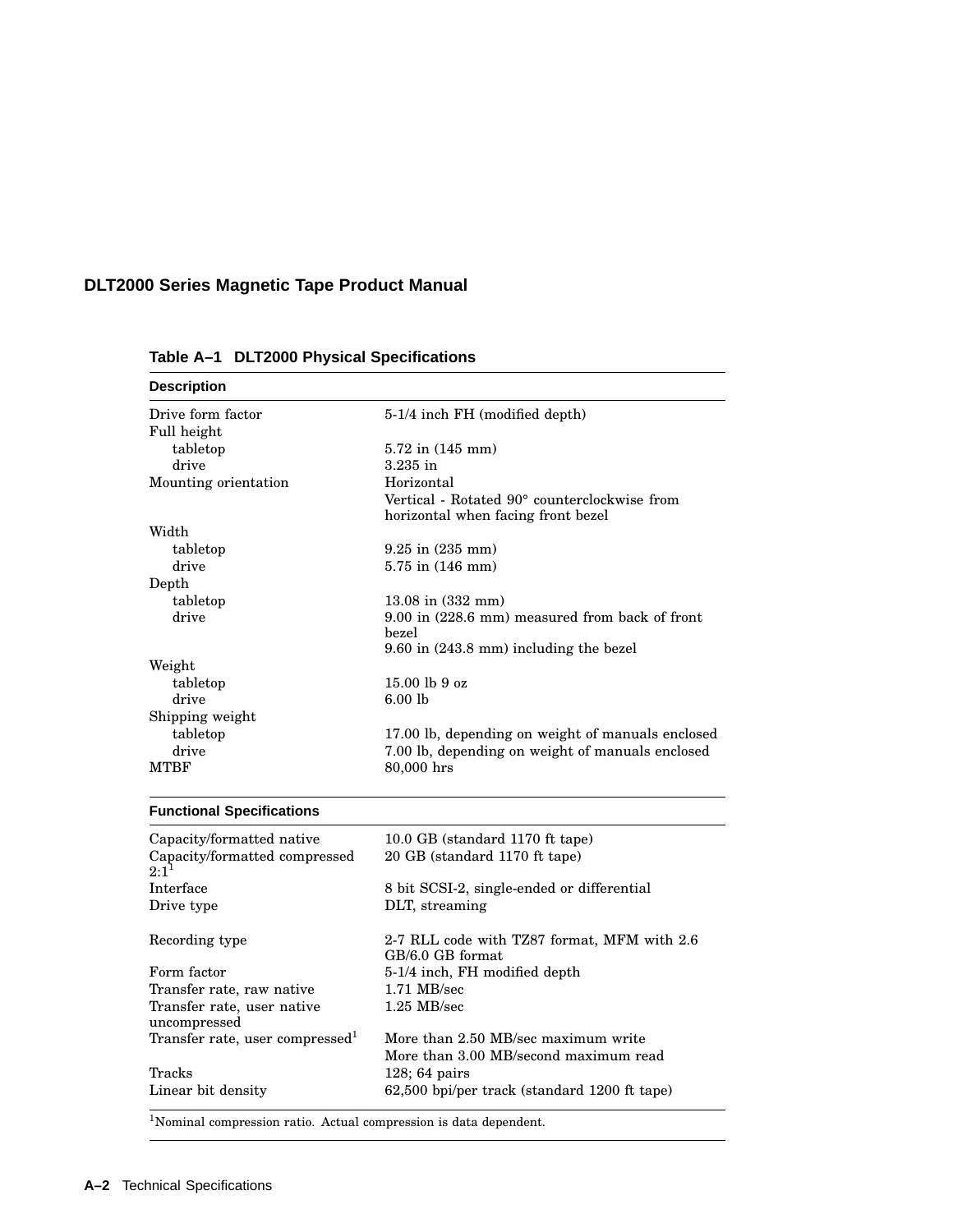**Table A–1 DLT2000 Physical Specifications**

| Description | |
|---|---|
| Drive form factor | 5-1/4 inch FH (modified depth) |
| Full height | |
| tabletop | 5.72 in (145 mm) |
| drive | 3.235 in |
| Mounting orientation | Horizontal<br>Vertical - Rotated 90° counterclockwise from horizontal when facing front bezel |
| Width | |
| tabletop | 9.25 in (235 mm) |
| drive | 5.75 in (146 mm) |
| Depth | |
| tabletop | 13.08 in (332 mm) |
| drive | 9.00 in (228.6 mm) measured from back of front bezel<br>9.60 in (243.8 mm) including the bezel |
| Weight | |
| tabletop | 15.00 lb 9 oz |
| drive | 6.00 lb |
| Shipping weight | |
| tabletop | 17.00 lb, depending on weight of manuals enclosed |
| drive | 7.00 lb, depending on weight of manuals enclosed |
| MTBF | 80,000 hrs |
| **Functional Specifications** | |
| Capacity/formatted native | 10.0 GB (standard 1170 ft tape) |
| Capacity/formatted compressed 2:1[1] | 20 GB (standard 1170 ft tape) |
| Interface | 8 bit SCSI-2, single-ended or differential |
| Drive type | DLT, streaming |
| Recording type | 2-7 RLL code with TZ87 format, MFM with 2.6 GB/6.0 GB format |
| Form factor | 5-1/4 inch, FH modified depth |
| Transfer rate, raw native | 1.71 MB/sec |
| Transfer rate, user native uncompressed | 1.25 MB/sec |
| Transfer rate, user compressed[1] | More than 2.50 MB/sec maximum write<br>More than 3.00 MB/second maximum read |
| Tracks | 128; 64 pairs |
| Linear bit density | 62,500 bpi/per track (standard 1200 ft tape) |

[1]Nominal compression ratio. Actual compression is data dependent.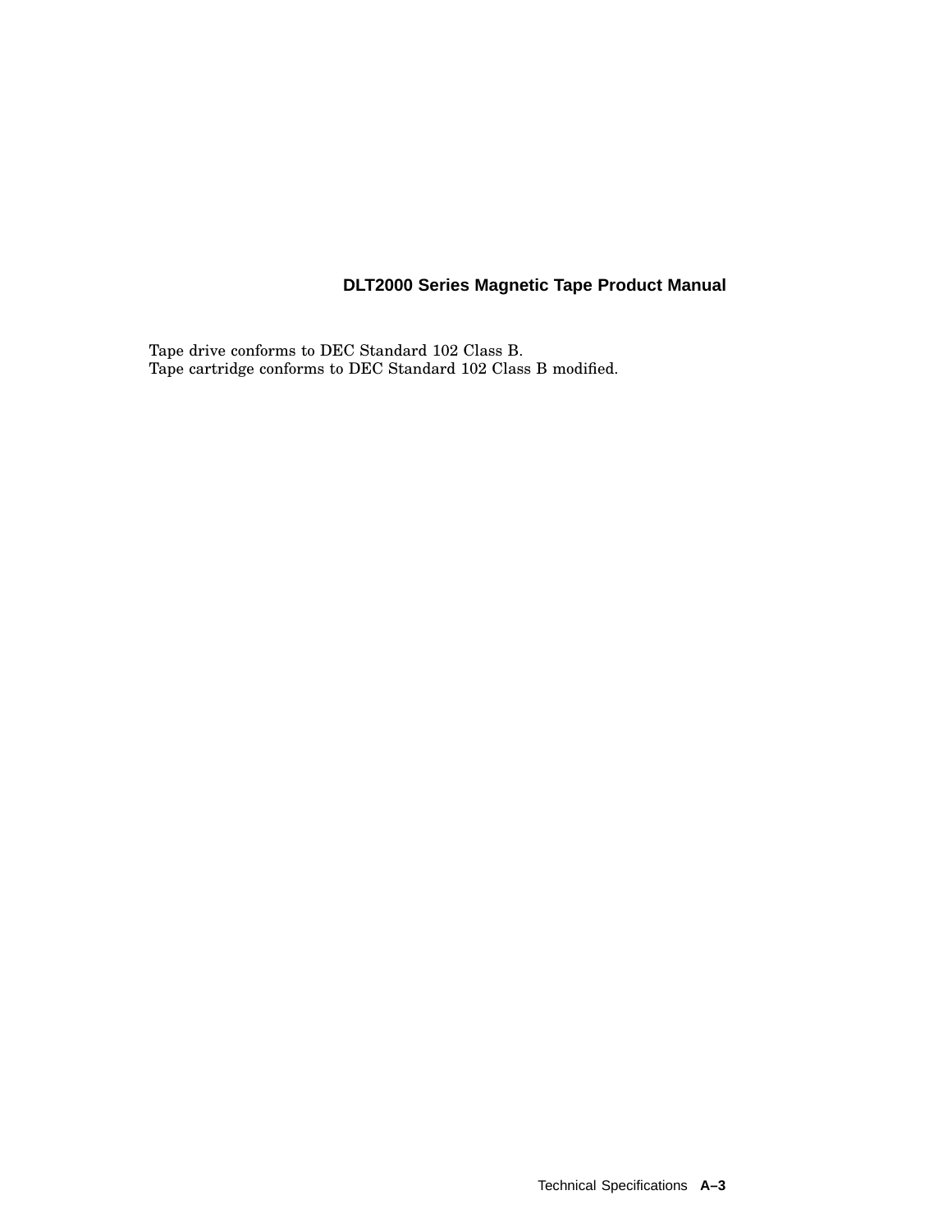Tape drive conforms to DEC Standard 102 Class B.
Tape cartridge conforms to DEC Standard 102 Class B modified.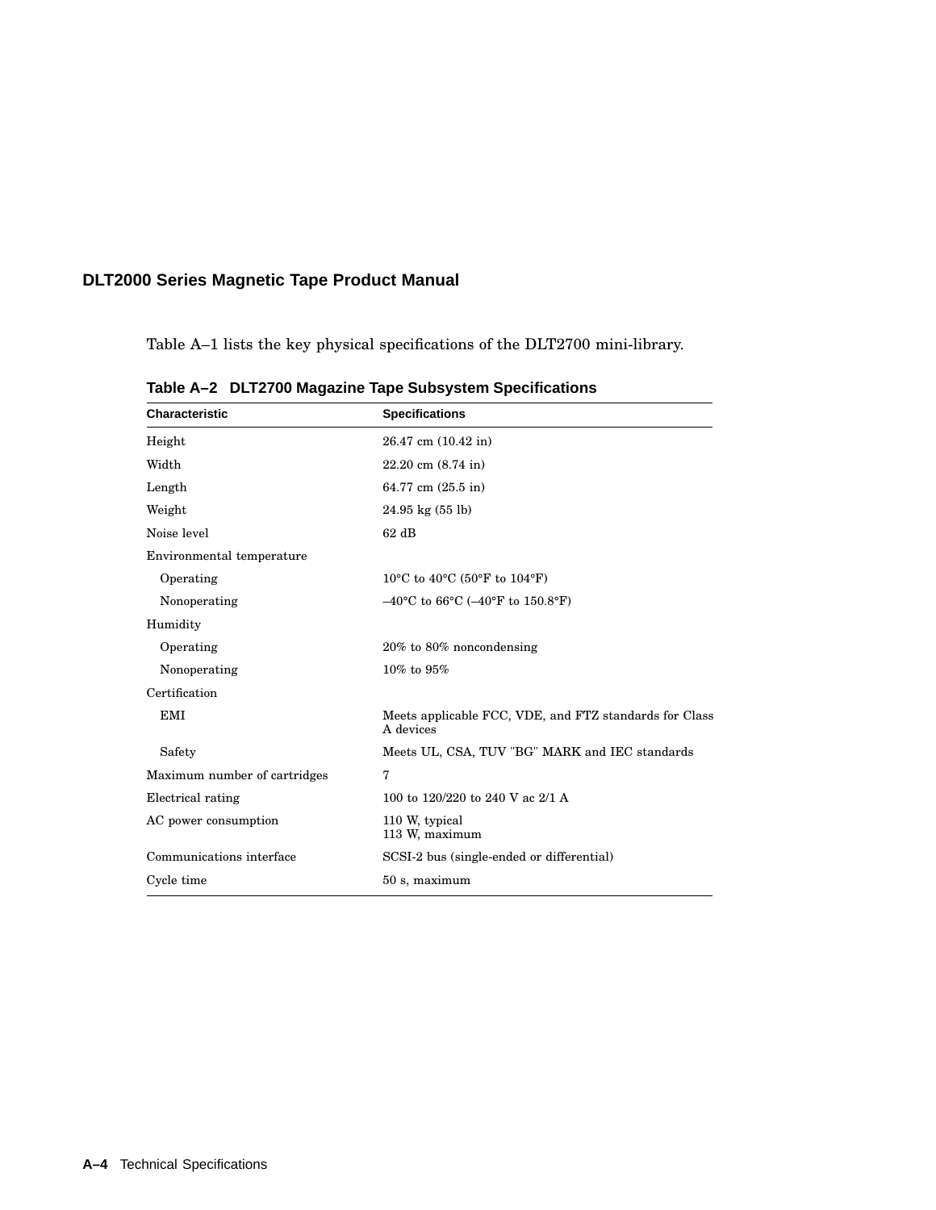Table A–1 lists the key physical specifications of the DLT2700 mini-library.

**Table A–2 DLT2700 Magazine Tape Subsystem Specifications**

| Characteristic | Specifications |
|---|---|
| Height | 26.47 cm (10.42 in) |
| Width | 22.20 cm (8.74 in) |
| Length | 64.77 cm (25.5 in) |
| Weight | 24.95 kg (55 lb) |
| Noise level | 62 dB |
| Environmental temperature | |
| Operating | 10°C to 40°C (50°F to 104°F) |
| Nonoperating | –40°C to 66°C (–40°F to 150.8°F) |
| Humidity | |
| Operating | 20% to 80% noncondensing |
| Nonoperating | 10% to 95% |
| Certification | |
| EMI | Meets applicable FCC, VDE, and FTZ standards for Class A devices |
| Safety | Meets UL, CSA, TUV "BG" MARK and IEC standards |
| Maximum number of cartridges | 7 |
| Electrical rating | 100 to 120/220 to 240 V ac 2/1 A |
| AC power consumption | 110 W, typical<br>113 W, maximum |
| Communications interface | SCSI-2 bus (single-ended or differential) |
| Cycle time | 50 s, maximum |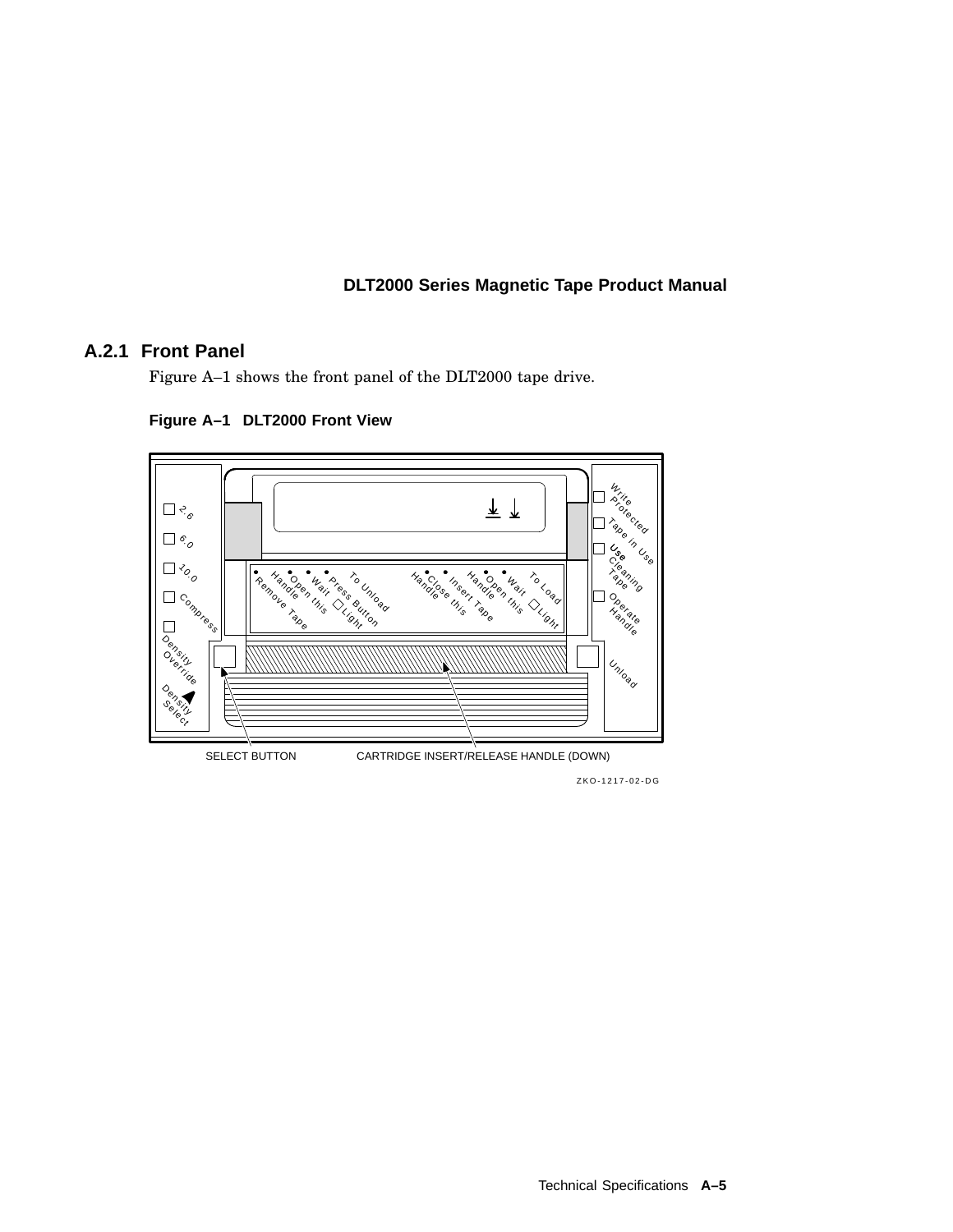## A.2.1 Front Panel

Figure A–1 shows the front panel of the DLT2000 tape drive.

**Figure A–1 DLT2000 Front View**

SELECT BUTTON

CARTRIDGE INSERT/RELEASE HANDLE (DOWN)

ZKO-1217-02-DG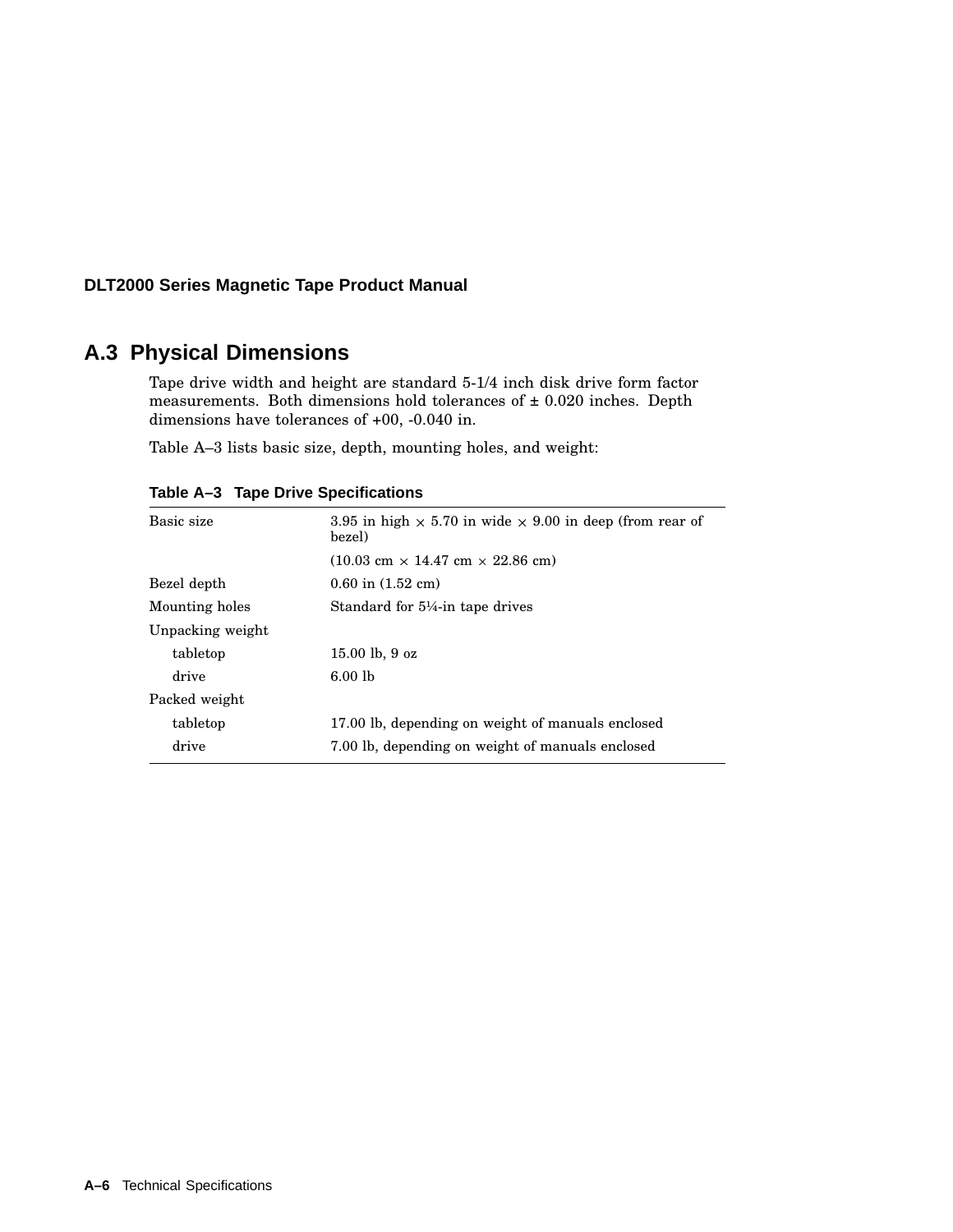## A.3 Physical Dimensions

Tape drive width and height are standard 5-1/4 inch disk drive form factor measurements. Both dimensions hold tolerances of ± 0.020 inches. Depth dimensions have tolerances of +00, -0.040 in.

Table A–3 lists basic size, depth, mounting holes, and weight:

**Table A–3 Tape Drive Specifications**

| | |
|---|---|
| Basic size | 3.95 in high × 5.70 in wide × 9.00 in deep (from rear of bezel) |
| | (10.03 cm × 14.47 cm × 22.86 cm) |
| Bezel depth | 0.60 in (1.52 cm) |
| Mounting holes | Standard for 5¼-in tape drives |
| Unpacking weight | |
| tabletop | 15.00 lb, 9 oz |
| drive | 6.00 lb |
| Packed weight | |
| tabletop | 17.00 lb, depending on weight of manuals enclosed |
| drive | 7.00 lb, depending on weight of manuals enclosed |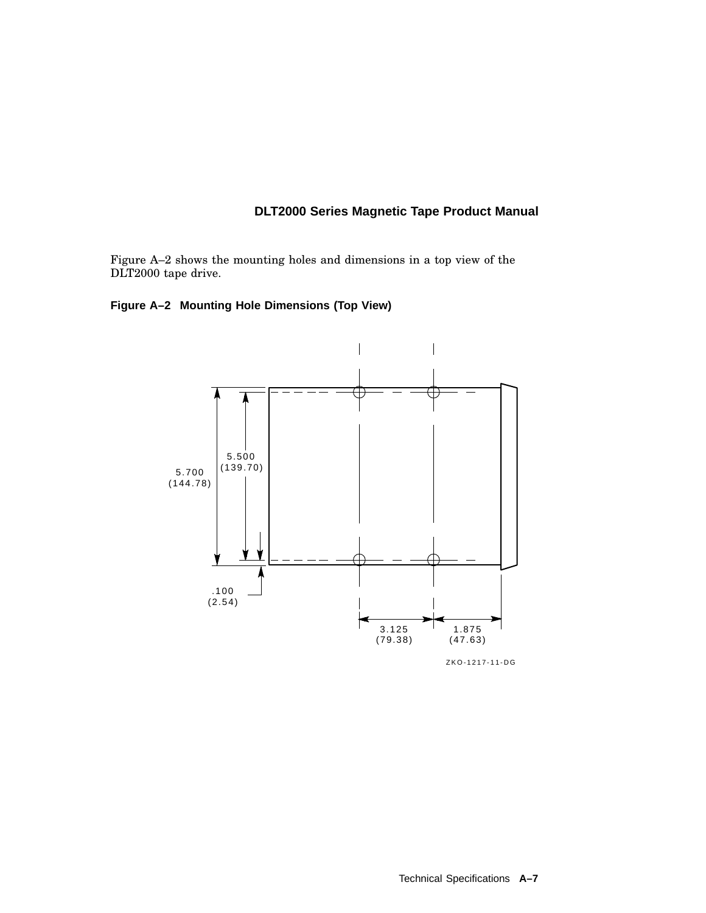Figure A–2 shows the mounting holes and dimensions in a top view of the DLT2000 tape drive.

**Figure A–2 Mounting Hole Dimensions (Top View)**

5.700 (144.78)

5.500 (139.70)

.100 (2.54)

3.125 (79.38)

1.875 (47.63)

ZKO-1217-11-DG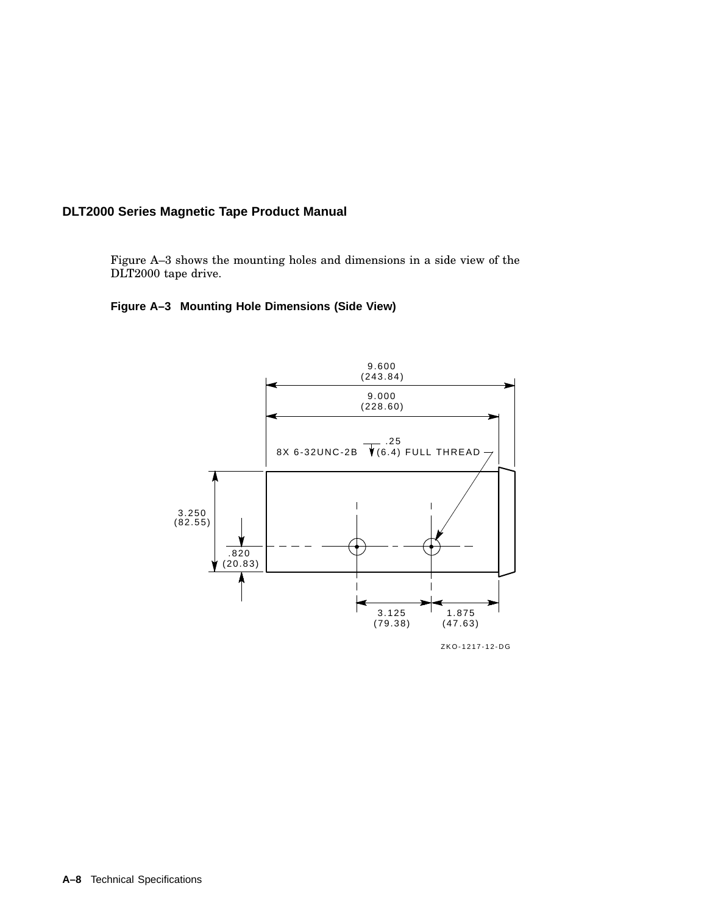Figure A–3 shows the mounting holes and dimensions in a side view of the DLT2000 tape drive.

**Figure A–3 Mounting Hole Dimensions (Side View)**

9.600 (243.84)

9.000 (228.60)

8X 6-32UNC-2B .25 (6.4) FULL THREAD

3.250 (82.55)

.820 (20.83)

3.125 (79.38)

1.875 (47.63)

ZKO-1217-12-DG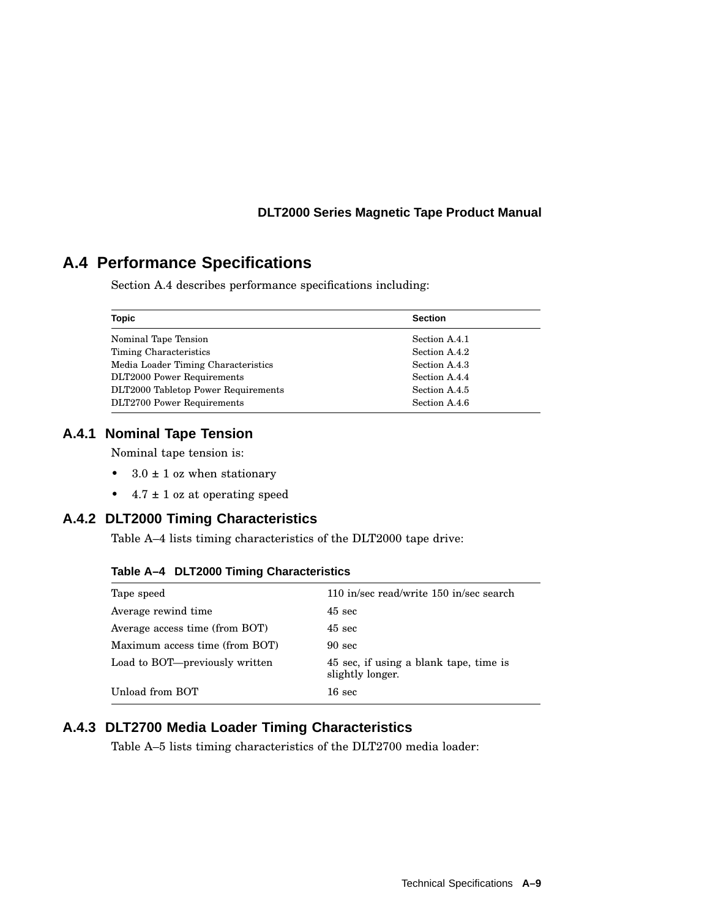## A.4 Performance Specifications

Section A.4 describes performance specifications including:

| Topic | Section |
|---|---|
| Nominal Tape Tension | Section A.4.1 |
| Timing Characteristics | Section A.4.2 |
| Media Loader Timing Characteristics | Section A.4.3 |
| DLT2000 Power Requirements | Section A.4.4 |
| DLT2000 Tabletop Power Requirements | Section A.4.5 |
| DLT2700 Power Requirements | Section A.4.6 |

### A.4.1 Nominal Tape Tension

Nominal tape tension is:

- 3.0 ± 1 oz when stationary
- 4.7 ± 1 oz at operating speed

### A.4.2 DLT2000 Timing Characteristics

Table A–4 lists timing characteristics of the DLT2000 tape drive:

**Table A–4 DLT2000 Timing Characteristics**

| | |
|---|---|
| Tape speed | 110 in/sec read/write 150 in/sec search |
| Average rewind time | 45 sec |
| Average access time (from BOT) | 45 sec |
| Maximum access time (from BOT) | 90 sec |
| Load to BOT—previously written | 45 sec, if using a blank tape, time is slightly longer. |
| Unload from BOT | 16 sec |

### A.4.3 DLT2700 Media Loader Timing Characteristics

Table A–5 lists timing characteristics of the DLT2700 media loader: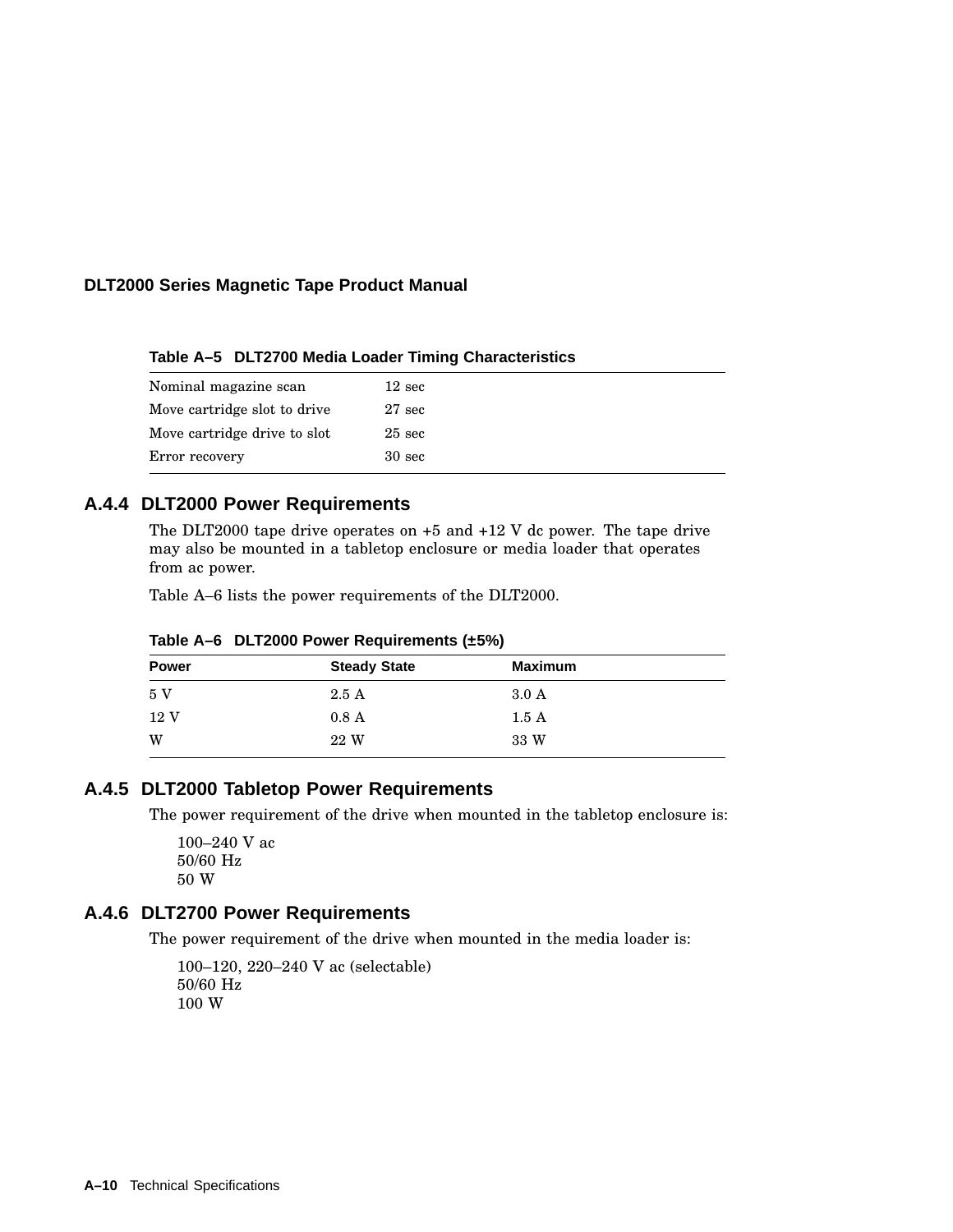**Table A–5 DLT2700 Media Loader Timing Characteristics**

| | |
|---|---|
| Nominal magazine scan | 12 sec |
| Move cartridge slot to drive | 27 sec |
| Move cartridge drive to slot | 25 sec |
| Error recovery | 30 sec |

## A.4.4 DLT2000 Power Requirements

The DLT2000 tape drive operates on +5 and +12 V dc power. The tape drive may also be mounted in a tabletop enclosure or media loader that operates from ac power.

Table A–6 lists the power requirements of the DLT2000.

**Table A–6 DLT2000 Power Requirements (±5%)**

| Power | Steady State | Maximum |
|---|---|---|
| 5 V | 2.5 A | 3.0 A |
| 12 V | 0.8 A | 1.5 A |
| W | 22 W | 33 W |

## A.4.5 DLT2000 Tabletop Power Requirements

The power requirement of the drive when mounted in the tabletop enclosure is:

100–240 V ac
50/60 Hz
50 W

## A.4.6 DLT2700 Power Requirements

The power requirement of the drive when mounted in the media loader is:

100–120, 220–240 V ac (selectable)
50/60 Hz
100 W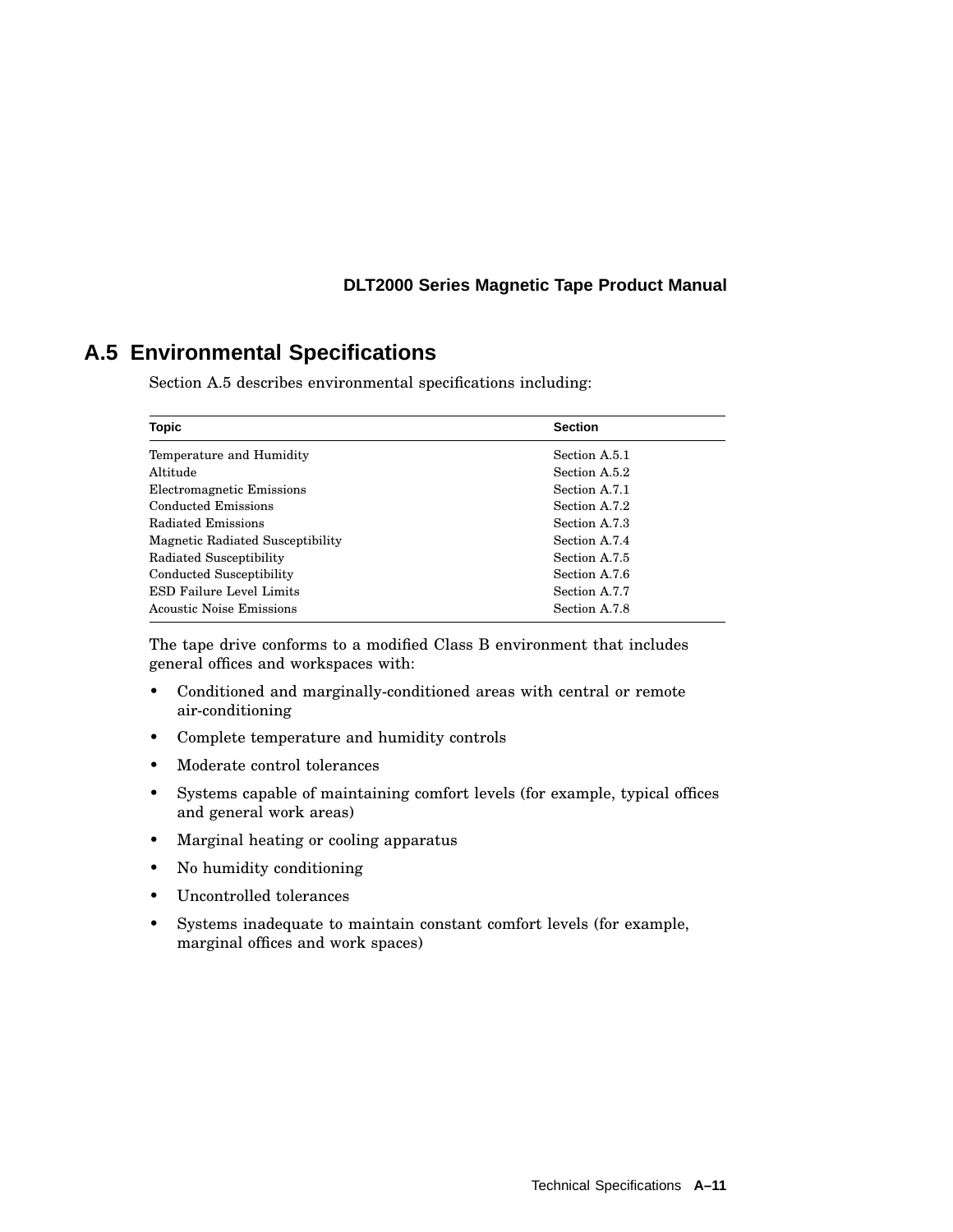## A.5 Environmental Specifications

Section A.5 describes environmental specifications including:

| Topic | Section |
|---|---|
| Temperature and Humidity | Section A.5.1 |
| Altitude | Section A.5.2 |
| Electromagnetic Emissions | Section A.7.1 |
| Conducted Emissions | Section A.7.2 |
| Radiated Emissions | Section A.7.3 |
| Magnetic Radiated Susceptibility | Section A.7.4 |
| Radiated Susceptibility | Section A.7.5 |
| Conducted Susceptibility | Section A.7.6 |
| ESD Failure Level Limits | Section A.7.7 |
| Acoustic Noise Emissions | Section A.7.8 |

The tape drive conforms to a modified Class B environment that includes general offices and workspaces with:

- Conditioned and marginally-conditioned areas with central or remote air-conditioning
- Complete temperature and humidity controls
- Moderate control tolerances
- Systems capable of maintaining comfort levels (for example, typical offices and general work areas)
- Marginal heating or cooling apparatus
- No humidity conditioning
- Uncontrolled tolerances
- Systems inadequate to maintain constant comfort levels (for example, marginal offices and work spaces)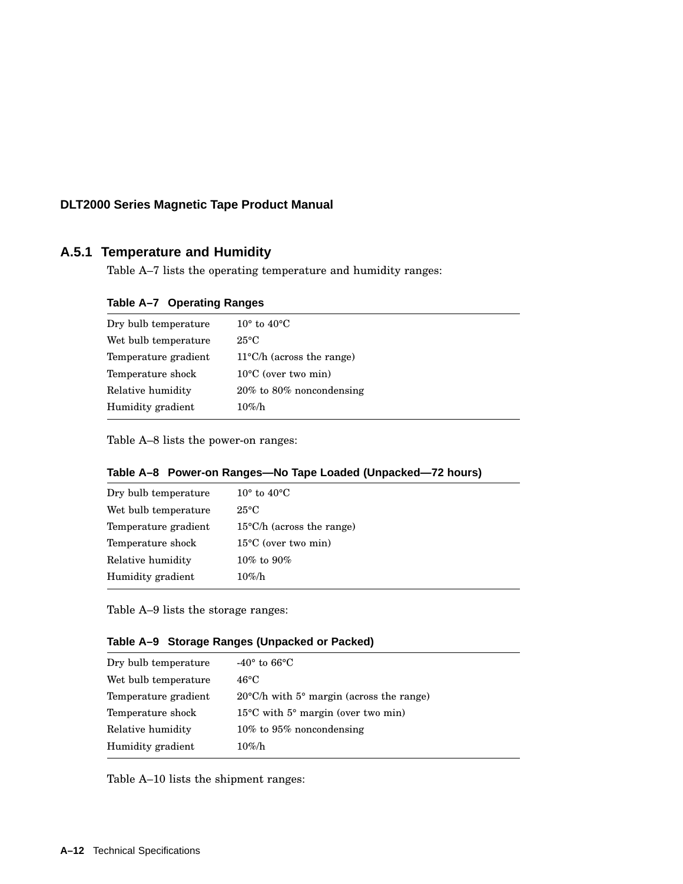### A.5.1 Temperature and Humidity

Table A–7 lists the operating temperature and humidity ranges:

**Table A–7 Operating Ranges**

| | |
|---|---|
| Dry bulb temperature | 10° to 40°C |
| Wet bulb temperature | 25°C |
| Temperature gradient | 11°C/h (across the range) |
| Temperature shock | 10°C (over two min) |
| Relative humidity | 20% to 80% noncondensing |
| Humidity gradient | 10%/h |

Table A–8 lists the power-on ranges:

**Table A–8 Power-on Ranges—No Tape Loaded (Unpacked—72 hours)**

| | |
|---|---|
| Dry bulb temperature | 10° to 40°C |
| Wet bulb temperature | 25°C |
| Temperature gradient | 15°C/h (across the range) |
| Temperature shock | 15°C (over two min) |
| Relative humidity | 10% to 90% |
| Humidity gradient | 10%/h |

Table A–9 lists the storage ranges:

**Table A–9 Storage Ranges (Unpacked or Packed)**

| | |
|---|---|
| Dry bulb temperature | -40° to 66°C |
| Wet bulb temperature | 46°C |
| Temperature gradient | 20°C/h with 5° margin (across the range) |
| Temperature shock | 15°C with 5° margin (over two min) |
| Relative humidity | 10% to 95% noncondensing |
| Humidity gradient | 10%/h |

Table A–10 lists the shipment ranges: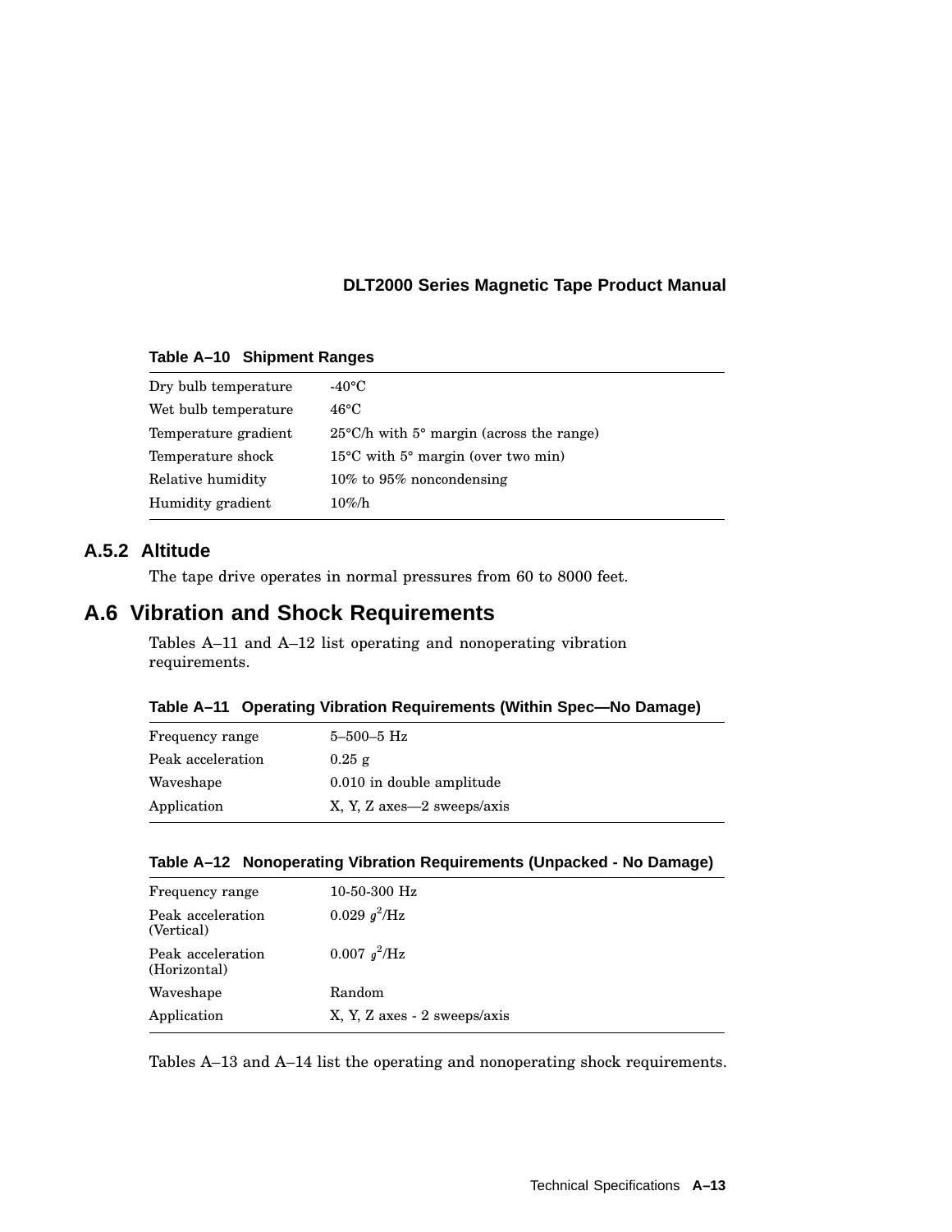**Table A–10 Shipment Ranges**

| | |
|---|---|
| Dry bulb temperature | -40°C |
| Wet bulb temperature | 46°C |
| Temperature gradient | 25°C/h with 5° margin (across the range) |
| Temperature shock | 15°C with 5° margin (over two min) |
| Relative humidity | 10% to 95% noncondensing |
| Humidity gradient | 10%/h |

### A.5.2 Altitude

The tape drive operates in normal pressures from 60 to 8000 feet.

## A.6 Vibration and Shock Requirements

Tables A–11 and A–12 list operating and nonoperating vibration requirements.

**Table A–11 Operating Vibration Requirements (Within Spec—No Damage)**

| | |
|---|---|
| Frequency range | 5–500–5 Hz |
| Peak acceleration | 0.25 g |
| Waveshape | 0.010 in double amplitude |
| Application | X, Y, Z axes—2 sweeps/axis |

**Table A–12 Nonoperating Vibration Requirements (Unpacked - No Damage)**

| | |
|---|---|
| Frequency range | 10-50-300 Hz |
| Peak acceleration (Vertical) | 0.029 $g^2$/Hz |
| Peak acceleration (Horizontal) | 0.007 $g^2$/Hz |
| Waveshape | Random |
| Application | X, Y, Z axes - 2 sweeps/axis |

Tables A–13 and A–14 list the operating and nonoperating shock requirements.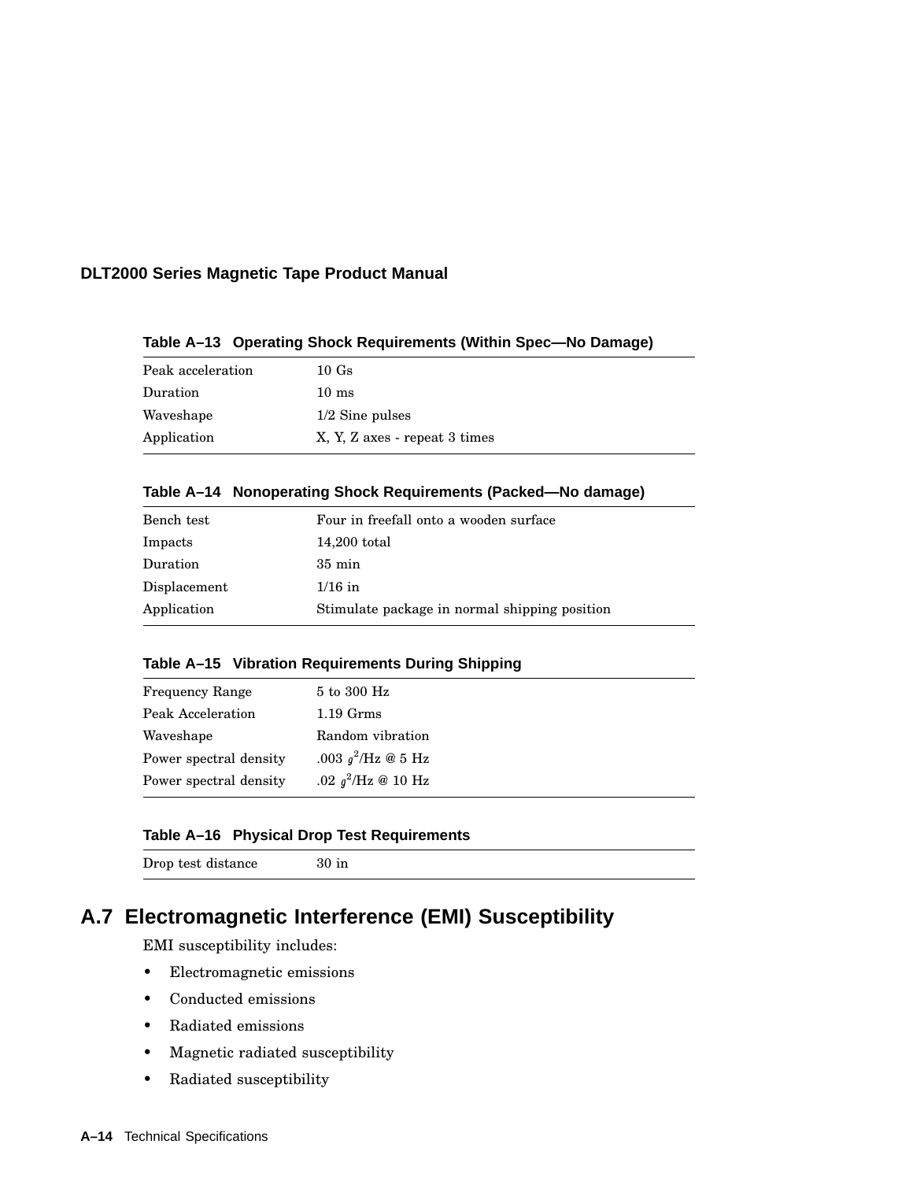**Table A–13 Operating Shock Requirements (Within Spec—No Damage)**

| | |
|---|---|
| Peak acceleration | 10 Gs |
| Duration | 10 ms |
| Waveshape | 1/2 Sine pulses |
| Application | X, Y, Z axes - repeat 3 times |

**Table A–14 Nonoperating Shock Requirements (Packed—No damage)**

| | |
|---|---|
| Bench test | Four in freefall onto a wooden surface |
| Impacts | 14,200 total |
| Duration | 35 min |
| Displacement | 1/16 in |
| Application | Stimulate package in normal shipping position |

**Table A–15 Vibration Requirements During Shipping**

| | |
|---|---|
| Frequency Range | 5 to 300 Hz |
| Peak Acceleration | 1.19 Grms |
| Waveshape | Random vibration |
| Power spectral density | .003 $g^2$/Hz @ 5 Hz |
| Power spectral density | .02 $g^2$/Hz @ 10 Hz |

**Table A–16 Physical Drop Test Requirements**

| | |
|---|---|
| Drop test distance | 30 in |

## A.7 Electromagnetic Interference (EMI) Susceptibility

EMI susceptibility includes:

- Electromagnetic emissions
- Conducted emissions
- Radiated emissions
- Magnetic radiated susceptibility
- Radiated susceptibility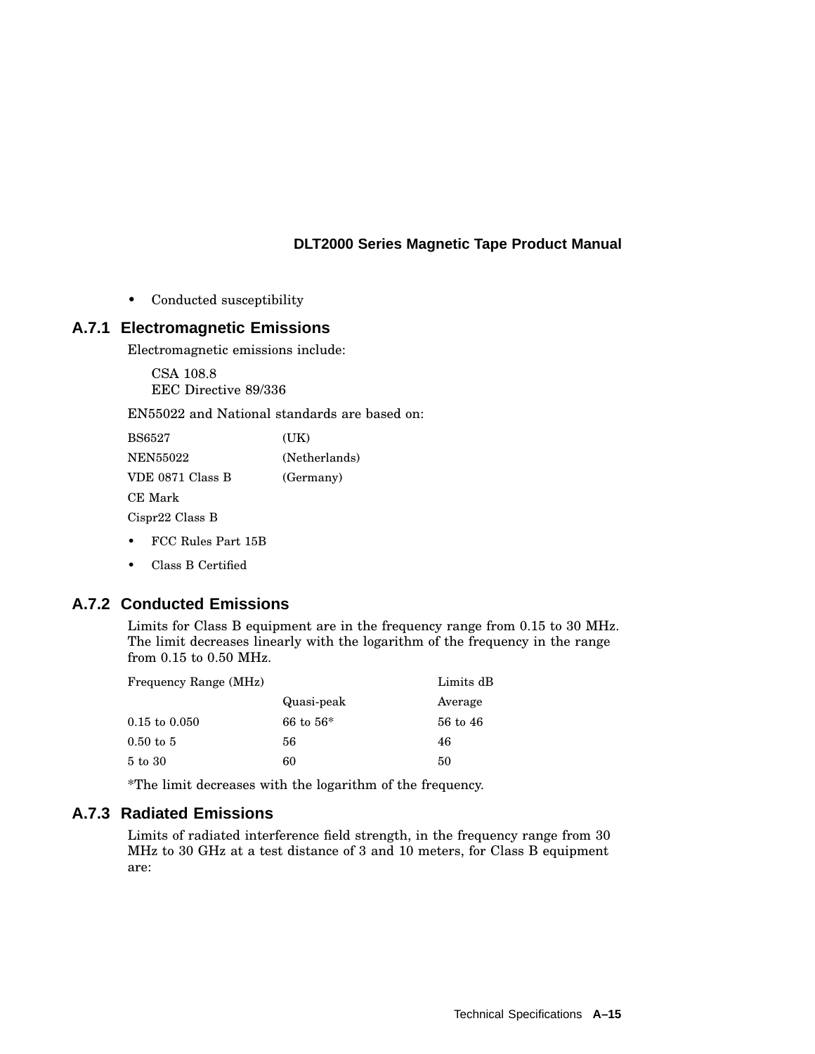- Conducted susceptibility

### A.7.1 Electromagnetic Emissions

Electromagnetic emissions include:

CSA 108.8
EEC Directive 89/336

EN55022 and National standards are based on:

| | |
|---|---|
| BS6527 | (UK) |
| NEN55022 | (Netherlands) |
| VDE 0871 Class B | (Germany) |
| CE Mark | |
| Cispr22 Class B | |

- FCC Rules Part 15B
- Class B Certified

### A.7.2 Conducted Emissions

Limits for Class B equipment are in the frequency range from 0.15 to 30 MHz. The limit decreases linearly with the logarithm of the frequency in the range from 0.15 to 0.50 MHz.

| Frequency Range (MHz) | | Limits dB |
|---|---|---|
| | Quasi-peak | Average |
| 0.15 to 0.050 | 66 to 56* | 56 to 46 |
| 0.50 to 5 | 56 | 46 |
| 5 to 30 | 60 | 50 |

*The limit decreases with the logarithm of the frequency.

### A.7.3 Radiated Emissions

Limits of radiated interference field strength, in the frequency range from 30 MHz to 30 GHz at a test distance of 3 and 10 meters, for Class B equipment are: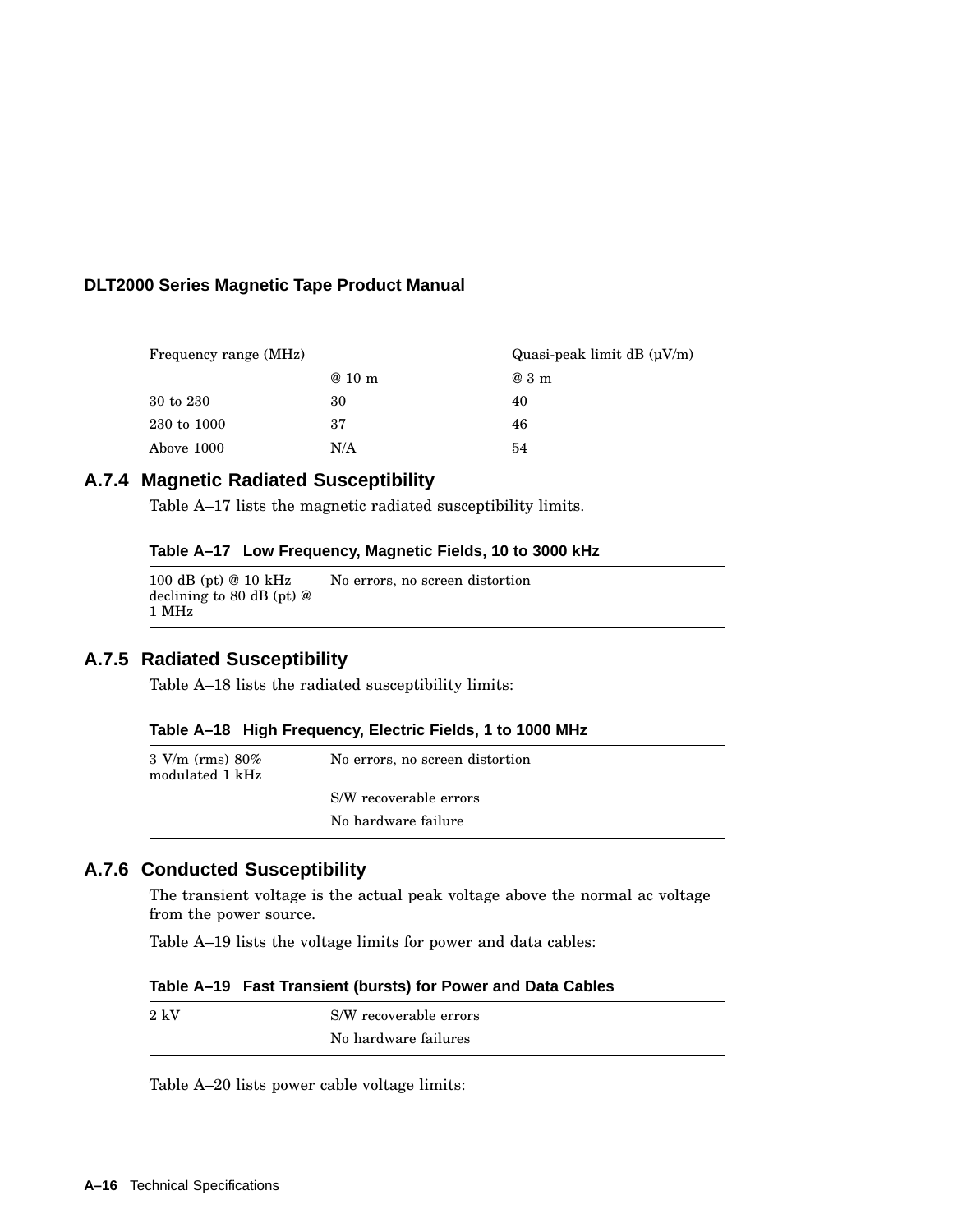| Frequency range (MHz) | | Quasi-peak limit dB (µV/m) |
|---|---|---|
| | @ 10 m | @ 3 m |
| 30 to 230 | 30 | 40 |
| 230 to 1000 | 37 | 46 |
| Above 1000 | N/A | 54 |

### A.7.4 Magnetic Radiated Susceptibility

Table A–17 lists the magnetic radiated susceptibility limits.

**Table A–17 Low Frequency, Magnetic Fields, 10 to 3000 kHz**

| | |
|---|---|
| 100 dB (pt) @ 10 kHz declining to 80 dB (pt) @ 1 MHz | No errors, no screen distortion |

### A.7.5 Radiated Susceptibility

Table A–18 lists the radiated susceptibility limits:

**Table A–18 High Frequency, Electric Fields, 1 to 1000 MHz**

| | |
|---|---|
| 3 V/m (rms) 80% modulated 1 kHz | No errors, no screen distortion |
| | S/W recoverable errors |
| | No hardware failure |

### A.7.6 Conducted Susceptibility

The transient voltage is the actual peak voltage above the normal ac voltage from the power source.

Table A–19 lists the voltage limits for power and data cables:

**Table A–19 Fast Transient (bursts) for Power and Data Cables**

| | |
|---|---|
| 2 kV | S/W recoverable errors |
| | No hardware failures |

Table A–20 lists power cable voltage limits: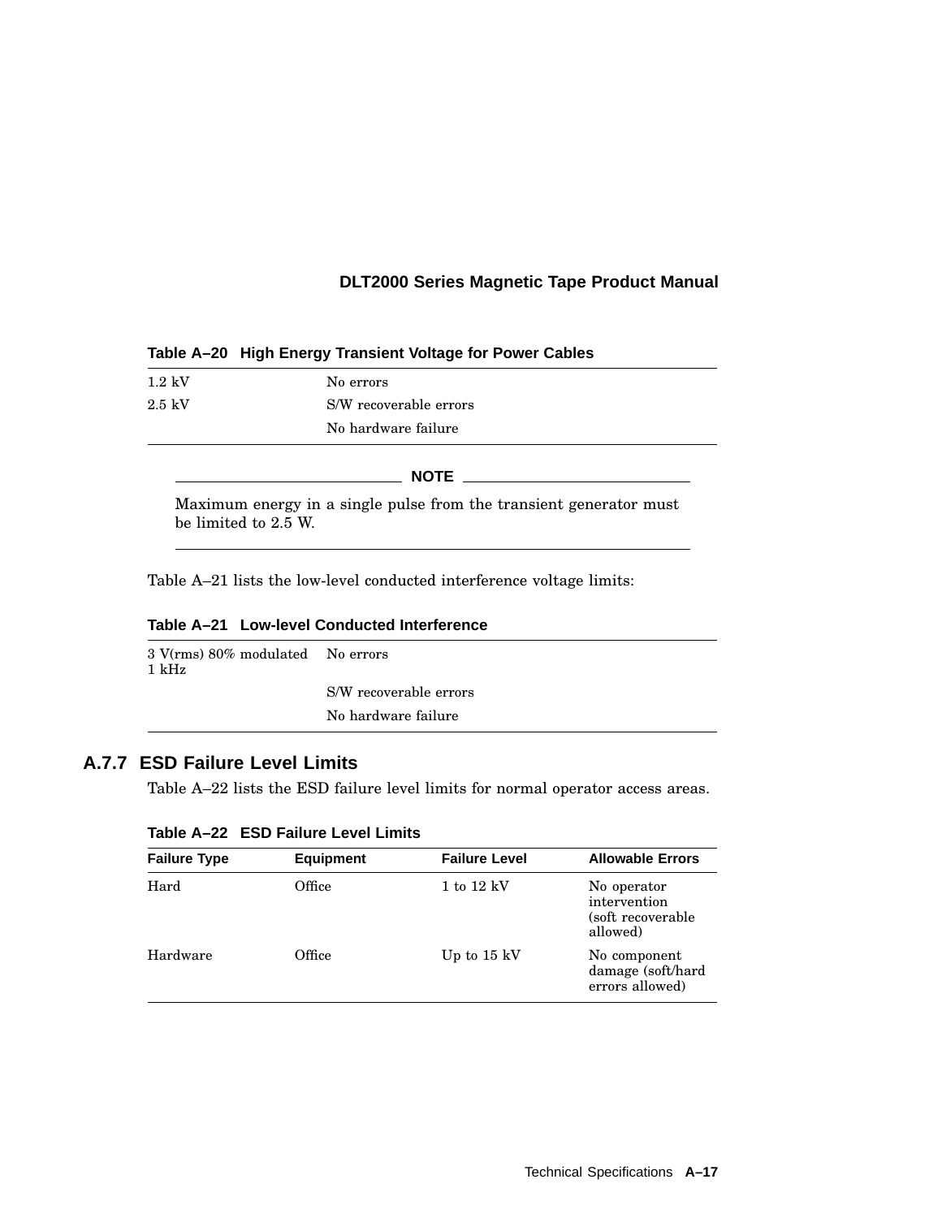**Table A–20 High Energy Transient Voltage for Power Cables**

| | |
|---|---|
| 1.2 kV | No errors |
| 2.5 kV | S/W recoverable errors |
| | No hardware failure |

**NOTE**

Maximum energy in a single pulse from the transient generator must be limited to 2.5 W.

Table A–21 lists the low-level conducted interference voltage limits:

**Table A–21 Low-level Conducted Interference**

| | |
|---|---|
| 3 V(rms) 80% modulated 1 kHz | No errors |
| | S/W recoverable errors |
| | No hardware failure |

### A.7.7 ESD Failure Level Limits

Table A–22 lists the ESD failure level limits for normal operator access areas.

**Table A–22 ESD Failure Level Limits**

| Failure Type | Equipment | Failure Level | Allowable Errors |
|---|---|---|---|
| Hard | Office | 1 to 12 kV | No operator intervention (soft recoverable allowed) |
| Hardware | Office | Up to 15 kV | No component damage (soft/hard errors allowed) |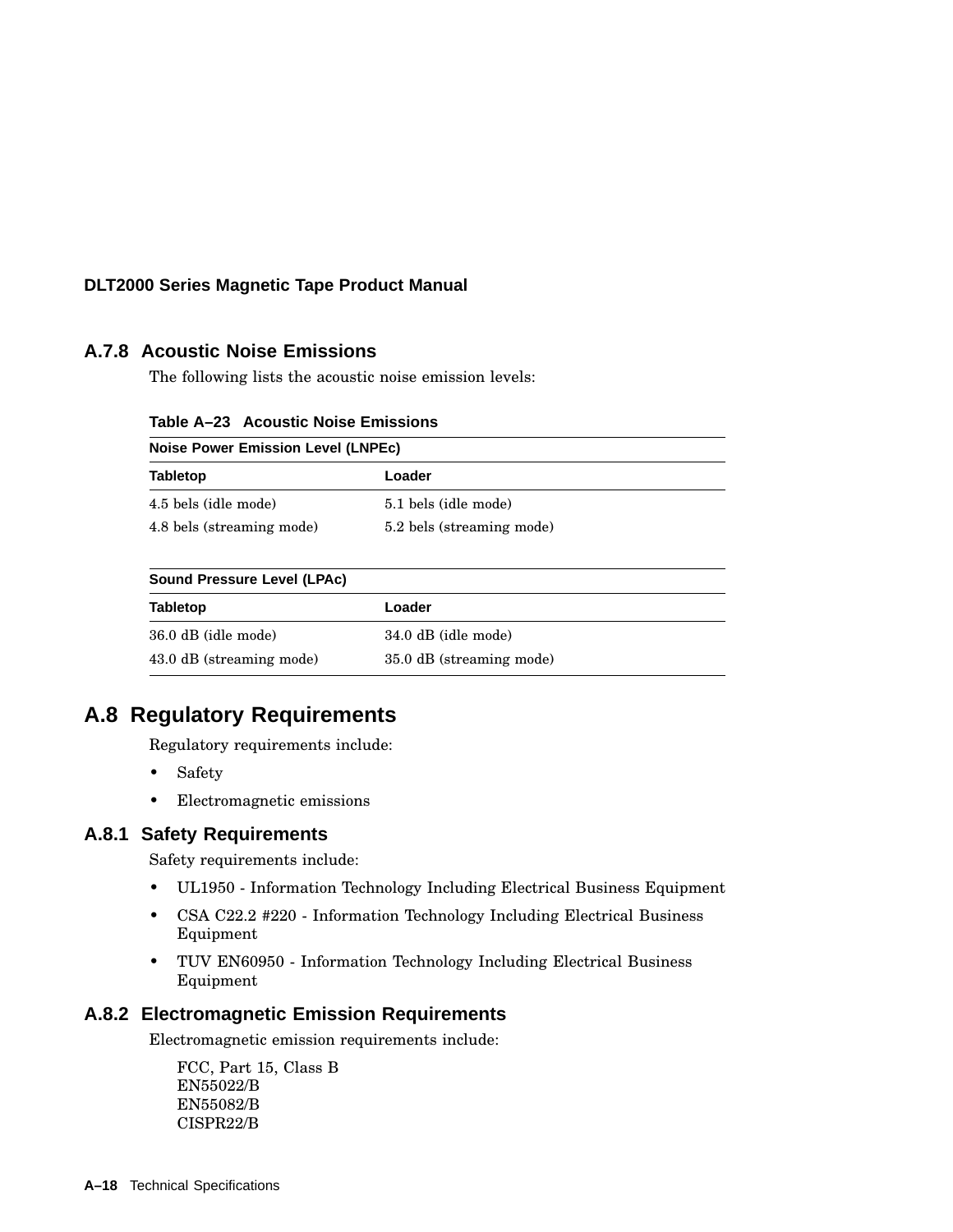### A.7.8 Acoustic Noise Emissions

The following lists the acoustic noise emission levels:

**Table A–23 Acoustic Noise Emissions**

| Noise Power Emission Level (LNPEc) | |
|---|---|
| **Tabletop** | **Loader** |
| 4.5 bels (idle mode) | 5.1 bels (idle mode) |
| 4.8 bels (streaming mode) | 5.2 bels (streaming mode) |

| Sound Pressure Level (LPAc) | |
|---|---|
| **Tabletop** | **Loader** |
| 36.0 dB (idle mode) | 34.0 dB (idle mode) |
| 43.0 dB (streaming mode) | 35.0 dB (streaming mode) |

## A.8 Regulatory Requirements

Regulatory requirements include:

- Safety
- Electromagnetic emissions

### A.8.1 Safety Requirements

Safety requirements include:

- UL1950 - Information Technology Including Electrical Business Equipment
- CSA C22.2 #220 - Information Technology Including Electrical Business Equipment
- TUV EN60950 - Information Technology Including Electrical Business Equipment

### A.8.2 Electromagnetic Emission Requirements

Electromagnetic emission requirements include:

FCC, Part 15, Class B
EN55022/B
EN55082/B
CISPR22/B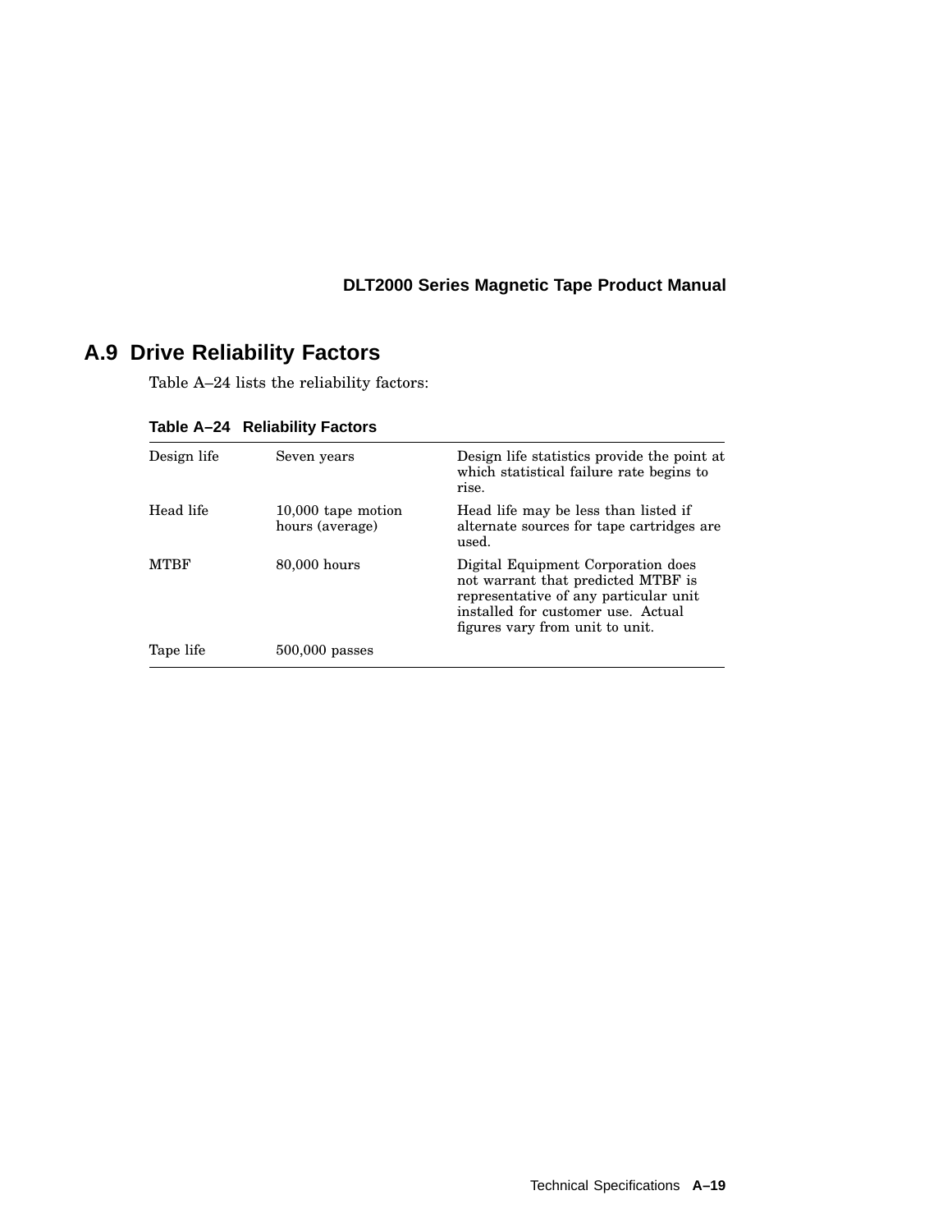## A.9 Drive Reliability Factors

Table A–24 lists the reliability factors:

**Table A–24 Reliability Factors**

| | | |
|---|---|---|
| Design life | Seven years | Design life statistics provide the point at which statistical failure rate begins to rise. |
| Head life | 10,000 tape motion hours (average) | Head life may be less than listed if alternate sources for tape cartridges are used. |
| MTBF | 80,000 hours | Digital Equipment Corporation does not warrant that predicted MTBF is representative of any particular unit installed for customer use. Actual figures vary from unit to unit. |
| Tape life | 500,000 passes | |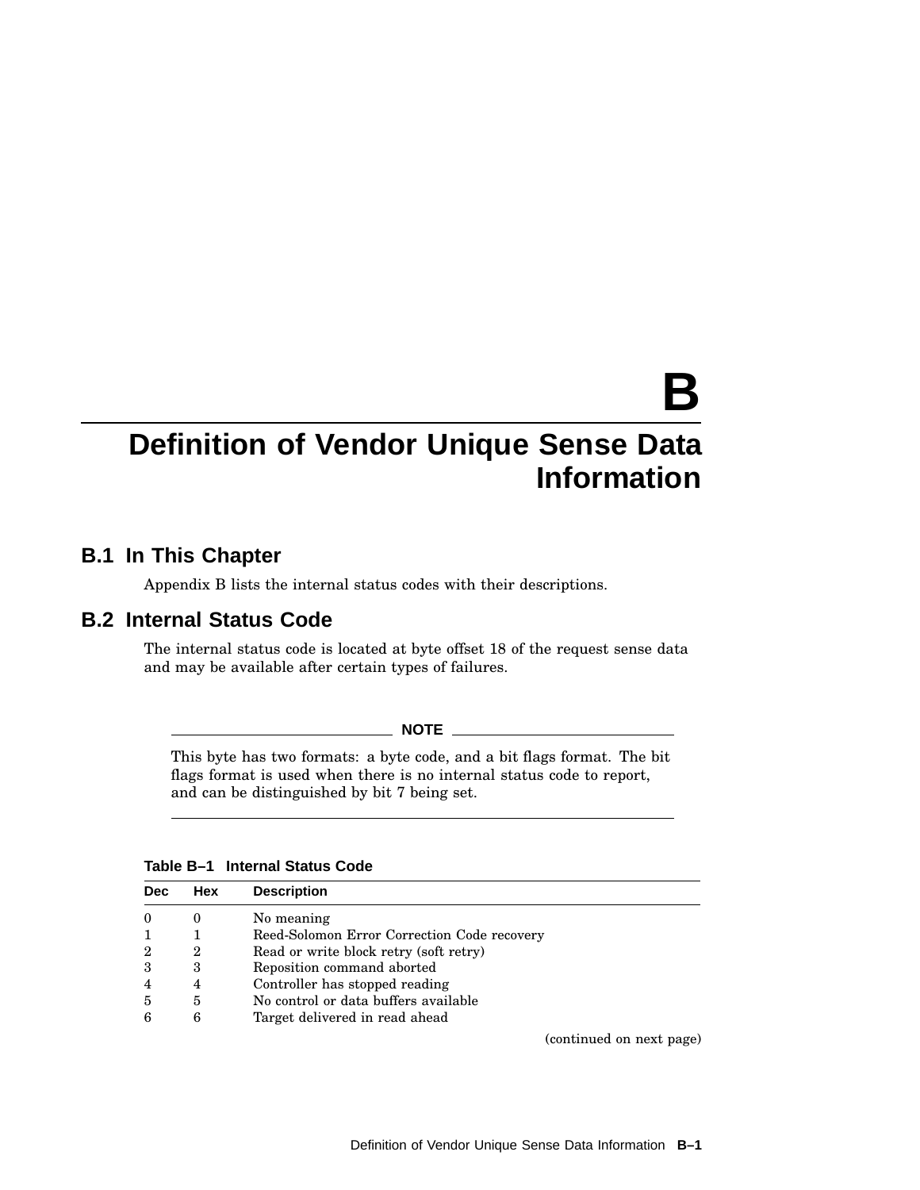# B

# Definition of Vendor Unique Sense Data Information

## B.1 In This Chapter

Appendix B lists the internal status codes with their descriptions.

## B.2 Internal Status Code

The internal status code is located at byte offset 18 of the request sense data and may be available after certain types of failures.

**NOTE**

This byte has two formats: a byte code, and a bit flags format. The bit flags format is used when there is no internal status code to report, and can be distinguished by bit 7 being set.

**Table B–1 Internal Status Code**

| Dec | Hex | Description |
|---|---|---|
| 0 | 0 | No meaning |
| 1 | 1 | Reed-Solomon Error Correction Code recovery |
| 2 | 2 | Read or write block retry (soft retry) |
| 3 | 3 | Reposition command aborted |
| 4 | 4 | Controller has stopped reading |
| 5 | 5 | No control or data buffers available |
| 6 | 6 | Target delivered in read ahead |

(continued on next page)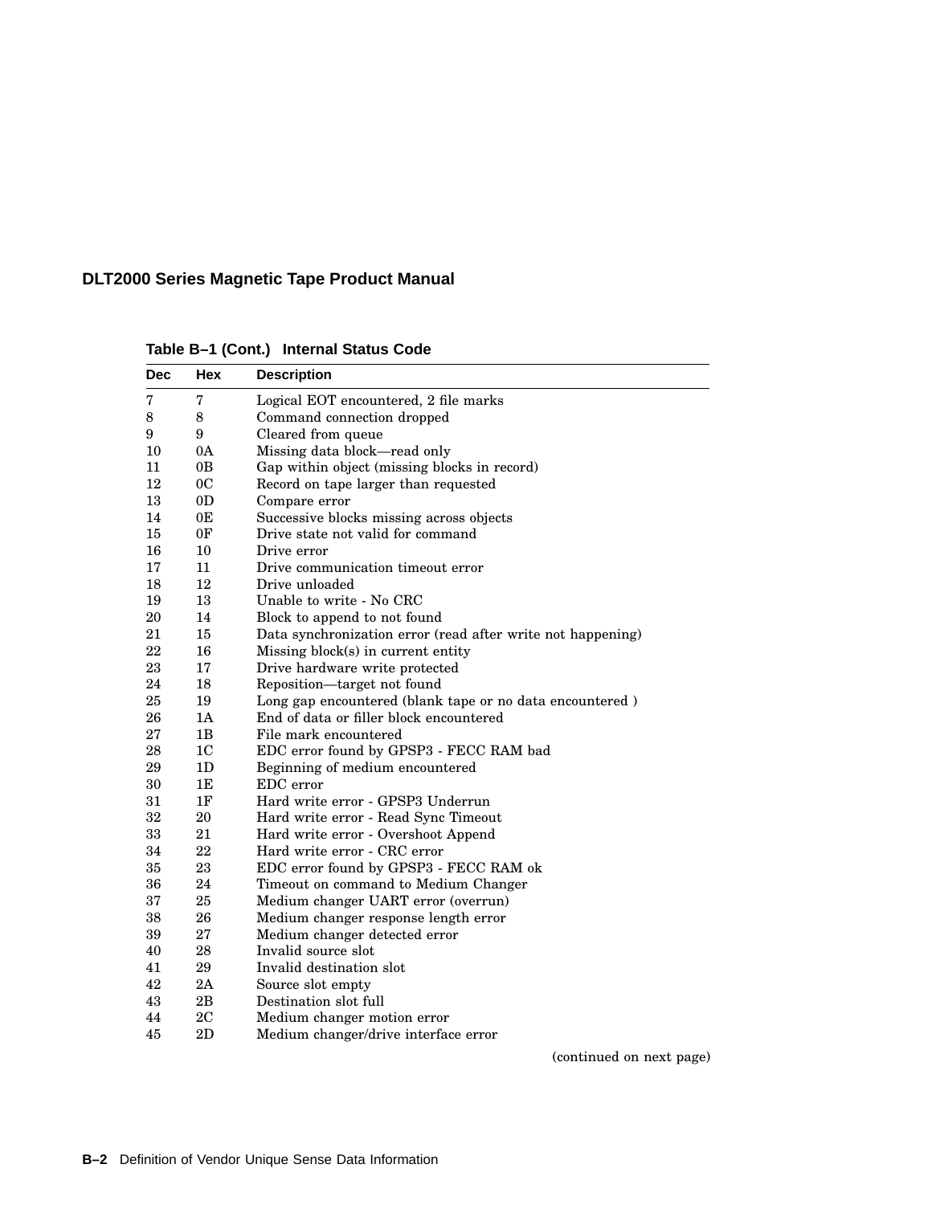**Table B–1 (Cont.) Internal Status Code**

| Dec | Hex | Description |
|---|---|---|
| 7 | 7 | Logical EOT encountered, 2 file marks |
| 8 | 8 | Command connection dropped |
| 9 | 9 | Cleared from queue |
| 10 | 0A | Missing data block—read only |
| 11 | 0B | Gap within object (missing blocks in record) |
| 12 | 0C | Record on tape larger than requested |
| 13 | 0D | Compare error |
| 14 | 0E | Successive blocks missing across objects |
| 15 | 0F | Drive state not valid for command |
| 16 | 10 | Drive error |
| 17 | 11 | Drive communication timeout error |
| 18 | 12 | Drive unloaded |
| 19 | 13 | Unable to write - No CRC |
| 20 | 14 | Block to append to not found |
| 21 | 15 | Data synchronization error (read after write not happening) |
| 22 | 16 | Missing block(s) in current entity |
| 23 | 17 | Drive hardware write protected |
| 24 | 18 | Reposition—target not found |
| 25 | 19 | Long gap encountered (blank tape or no data encountered ) |
| 26 | 1A | End of data or filler block encountered |
| 27 | 1B | File mark encountered |
| 28 | 1C | EDC error found by GPSP3 - FECC RAM bad |
| 29 | 1D | Beginning of medium encountered |
| 30 | 1E | EDC error |
| 31 | 1F | Hard write error - GPSP3 Underrun |
| 32 | 20 | Hard write error - Read Sync Timeout |
| 33 | 21 | Hard write error - Overshoot Append |
| 34 | 22 | Hard write error - CRC error |
| 35 | 23 | EDC error found by GPSP3 - FECC RAM ok |
| 36 | 24 | Timeout on command to Medium Changer |
| 37 | 25 | Medium changer UART error (overrun) |
| 38 | 26 | Medium changer response length error |
| 39 | 27 | Medium changer detected error |
| 40 | 28 | Invalid source slot |
| 41 | 29 | Invalid destination slot |
| 42 | 2A | Source slot empty |
| 43 | 2B | Destination slot full |
| 44 | 2C | Medium changer motion error |
| 45 | 2D | Medium changer/drive interface error |

(continued on next page)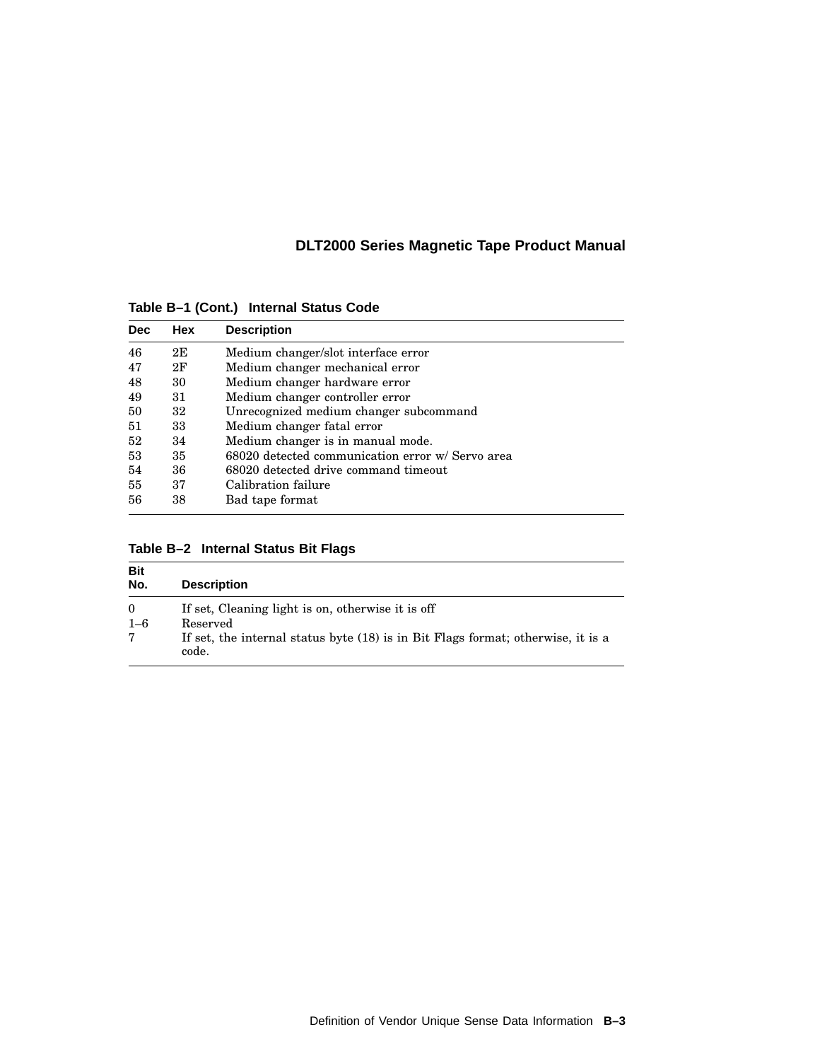**Table B–1 (Cont.) Internal Status Code**

| Dec | Hex | Description |
|---|---|---|
| 46 | 2E | Medium changer/slot interface error |
| 47 | 2F | Medium changer mechanical error |
| 48 | 30 | Medium changer hardware error |
| 49 | 31 | Medium changer controller error |
| 50 | 32 | Unrecognized medium changer subcommand |
| 51 | 33 | Medium changer fatal error |
| 52 | 34 | Medium changer is in manual mode. |
| 53 | 35 | 68020 detected communication error w/ Servo area |
| 54 | 36 | 68020 detected drive command timeout |
| 55 | 37 | Calibration failure |
| 56 | 38 | Bad tape format |

**Table B–2 Internal Status Bit Flags**

| Bit No. | Description |
|---|---|
| 0 | If set, Cleaning light is on, otherwise it is off |
| 1–6 | Reserved |
| 7 | If set, the internal status byte (18) is in Bit Flags format; otherwise, it is a code. |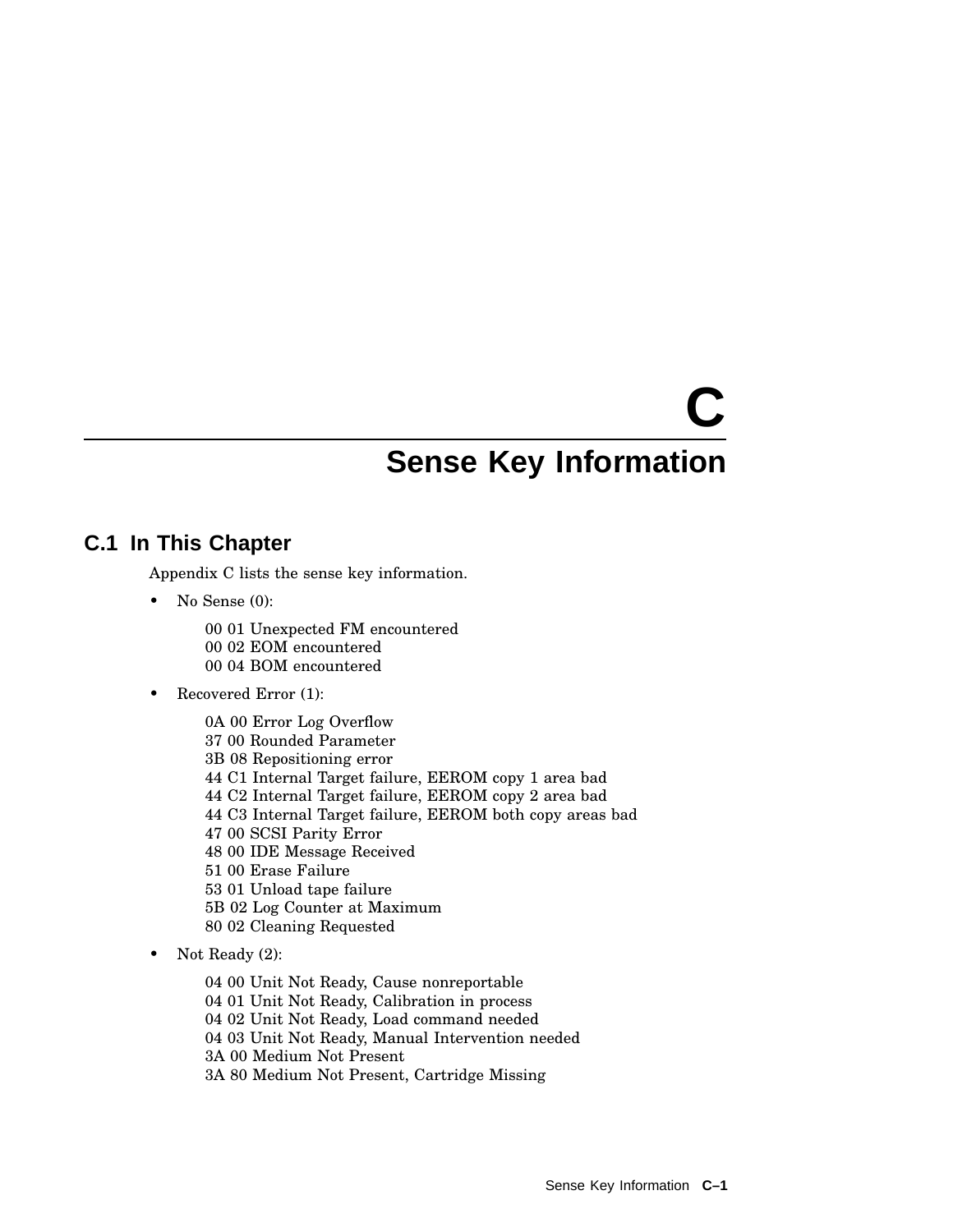# C

# Sense Key Information

## C.1 In This Chapter

Appendix C lists the sense key information.

- No Sense (0):

  00 01 Unexpected FM encountered  
  00 02 EOM encountered  
  00 04 BOM encountered

- Recovered Error (1):

  0A 00 Error Log Overflow  
  37 00 Rounded Parameter  
  3B 08 Repositioning error  
  44 C1 Internal Target failure, EEROM copy 1 area bad  
  44 C2 Internal Target failure, EEROM copy 2 area bad  
  44 C3 Internal Target failure, EEROM both copy areas bad  
  47 00 SCSI Parity Error  
  48 00 IDE Message Received  
  51 00 Erase Failure  
  53 01 Unload tape failure  
  5B 02 Log Counter at Maximum  
  80 02 Cleaning Requested

- Not Ready (2):

  04 00 Unit Not Ready, Cause nonreportable  
  04 01 Unit Not Ready, Calibration in process  
  04 02 Unit Not Ready, Load command needed  
  04 03 Unit Not Ready, Manual Intervention needed  
  3A 00 Medium Not Present  
  3A 80 Medium Not Present, Cartridge Missing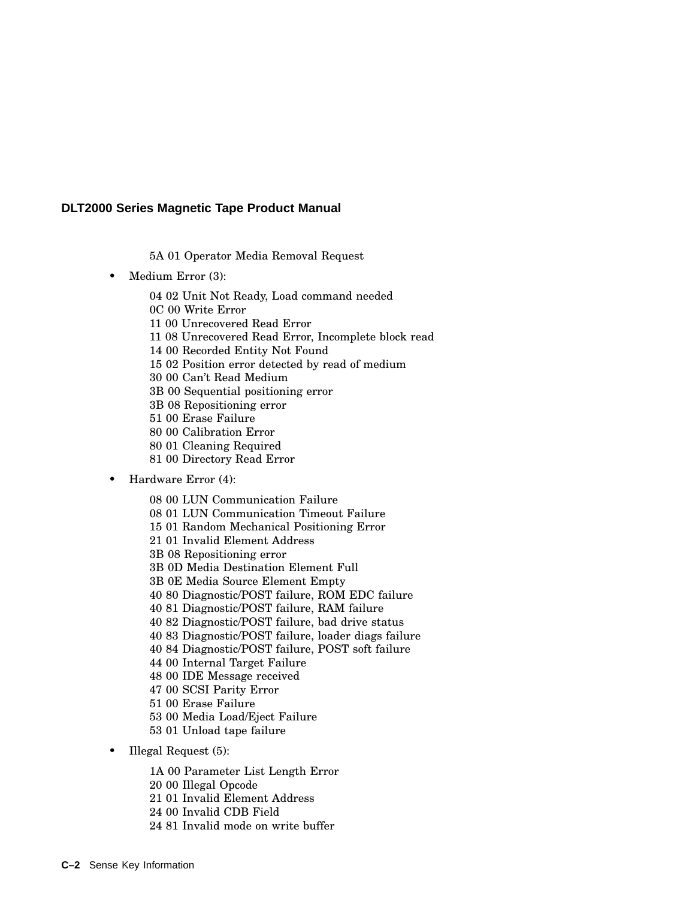5A 01 Operator Media Removal Request

- Medium Error (3):

  04 02 Unit Not Ready, Load command needed
  0C 00 Write Error
  11 00 Unrecovered Read Error
  11 08 Unrecovered Read Error, Incomplete block read
  14 00 Recorded Entity Not Found
  15 02 Position error detected by read of medium
  30 00 Can't Read Medium
  3B 00 Sequential positioning error
  3B 08 Repositioning error
  51 00 Erase Failure
  80 00 Calibration Error
  80 01 Cleaning Required
  81 00 Directory Read Error

- Hardware Error (4):

  08 00 LUN Communication Failure
  08 01 LUN Communication Timeout Failure
  15 01 Random Mechanical Positioning Error
  21 01 Invalid Element Address
  3B 08 Repositioning error
  3B 0D Media Destination Element Full
  3B 0E Media Source Element Empty
  40 80 Diagnostic/POST failure, ROM EDC failure
  40 81 Diagnostic/POST failure, RAM failure
  40 82 Diagnostic/POST failure, bad drive status
  40 83 Diagnostic/POST failure, loader diags failure
  40 84 Diagnostic/POST failure, POST soft failure
  44 00 Internal Target Failure
  48 00 IDE Message received
  47 00 SCSI Parity Error
  51 00 Erase Failure
  53 00 Media Load/Eject Failure
  53 01 Unload tape failure

- Illegal Request (5):

  1A 00 Parameter List Length Error
  20 00 Illegal Opcode
  21 01 Invalid Element Address
  24 00 Invalid CDB Field
  24 81 Invalid mode on write buffer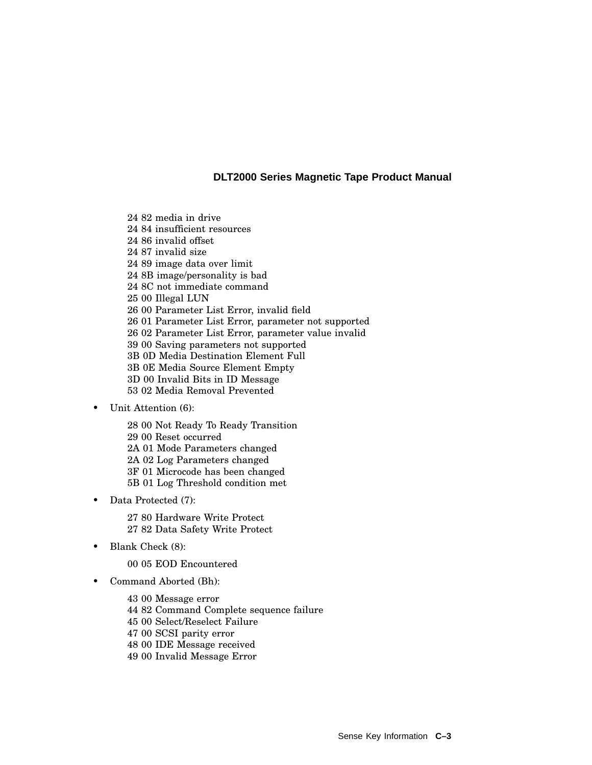24 82 media in drive
24 84 insufficient resources
24 86 invalid offset
24 87 invalid size
24 89 image data over limit
24 8B image/personality is bad
24 8C not immediate command
25 00 Illegal LUN
26 00 Parameter List Error, invalid field
26 01 Parameter List Error, parameter not supported
26 02 Parameter List Error, parameter value invalid
39 00 Saving parameters not supported
3B 0D Media Destination Element Full
3B 0E Media Source Element Empty
3D 00 Invalid Bits in ID Message
53 02 Media Removal Prevented

- Unit Attention (6):

  28 00 Not Ready To Ready Transition
  29 00 Reset occurred
  2A 01 Mode Parameters changed
  2A 02 Log Parameters changed
  3F 01 Microcode has been changed
  5B 01 Log Threshold condition met

- Data Protected (7):

  27 80 Hardware Write Protect
  27 82 Data Safety Write Protect

- Blank Check (8):

  00 05 EOD Encountered

- Command Aborted (Bh):

  43 00 Message error
  44 82 Command Complete sequence failure
  45 00 Select/Reselect Failure
  47 00 SCSI parity error
  48 00 IDE Message received
  49 00 Invalid Message Error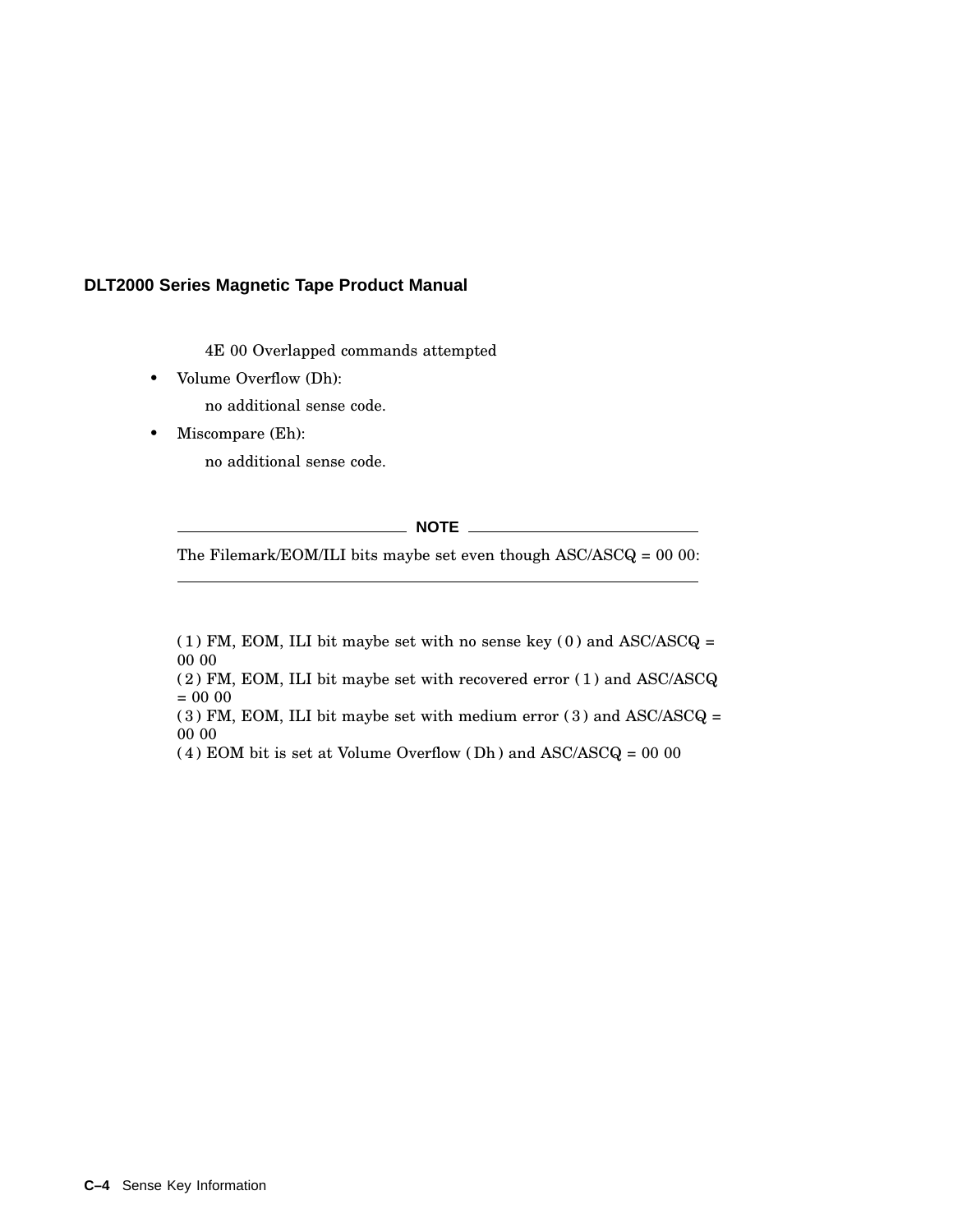4E 00 Overlapped commands attempted

- Volume Overflow (Dh):

  no additional sense code.

- Miscompare (Eh):

  no additional sense code.

---

**NOTE**

The Filemark/EOM/ILI bits maybe set even though ASC/ASCQ = 00 00:

---

( 1 ) FM, EOM, ILI bit maybe set with no sense key ( 0 ) and ASC/ASCQ = 00 00
( 2 ) FM, EOM, ILI bit maybe set with recovered error ( 1 ) and ASC/ASCQ = 00 00
( 3 ) FM, EOM, ILI bit maybe set with medium error ( 3 ) and ASC/ASCQ = 00 00
( 4 ) EOM bit is set at Volume Overflow ( Dh ) and ASC/ASCQ = 00 00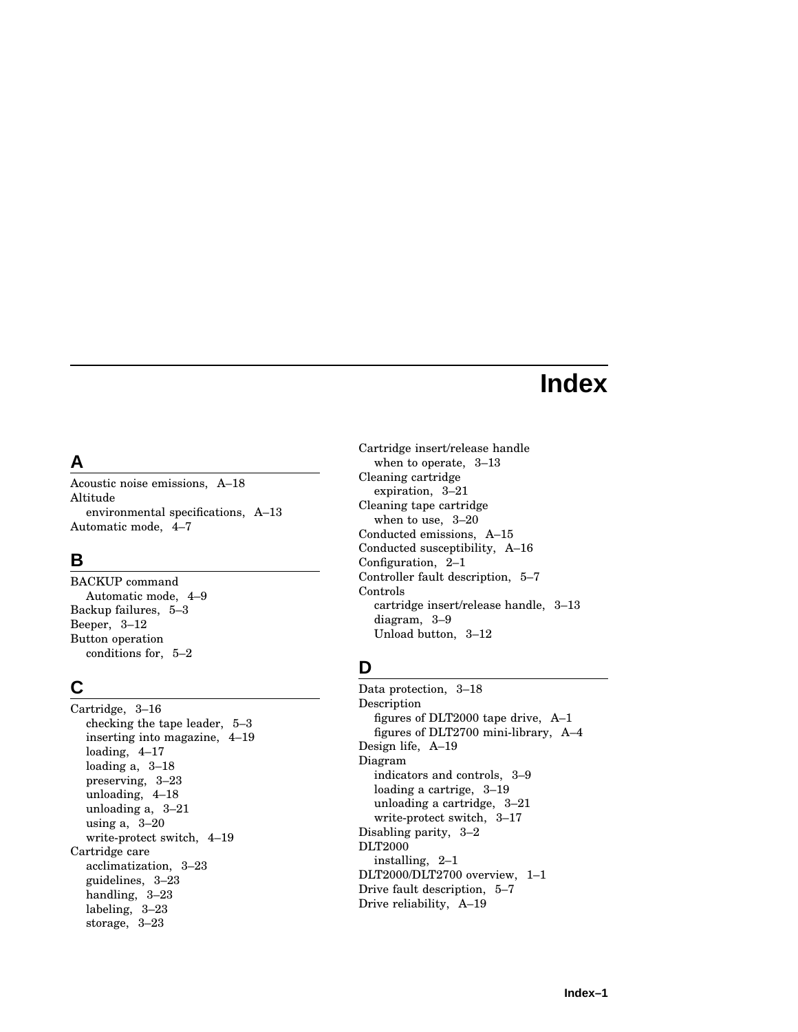# Index

## A

Acoustic noise emissions, A–18
Altitude
  environmental specifications, A–13
Automatic mode, 4–7

## B

BACKUP command
  Automatic mode, 4–9
Backup failures, 5–3
Beeper, 3–12
Button operation
  conditions for, 5–2

## C

Cartridge, 3–16
  checking the tape leader, 5–3
  inserting into magazine, 4–19
  loading, 4–17
  loading a, 3–18
  preserving, 3–23
  unloading, 4–18
  unloading a, 3–21
  using a, 3–20
  write-protect switch, 4–19
Cartridge care
  acclimatization, 3–23
  guidelines, 3–23
  handling, 3–23
  labeling, 3–23
  storage, 3–23
Cartridge insert/release handle
  when to operate, 3–13
Cleaning cartridge
  expiration, 3–21
Cleaning tape cartridge
  when to use, 3–20
Conducted emissions, A–15
Conducted susceptibility, A–16
Configuration, 2–1
Controller fault description, 5–7
Controls
  cartridge insert/release handle, 3–13
  diagram, 3–9
  Unload button, 3–12

## D

Data protection, 3–18
Description
  figures of DLT2000 tape drive, A–1
  figures of DLT2700 mini-library, A–4
Design life, A–19
Diagram
  indicators and controls, 3–9
  loading a cartridge, 3–19
  unloading a cartridge, 3–21
  write-protect switch, 3–17
Disabling parity, 3–2
DLT2000
  installing, 2–1
DLT2000/DLT2700 overview, 1–1
Drive fault description, 5–7
Drive reliability, A–19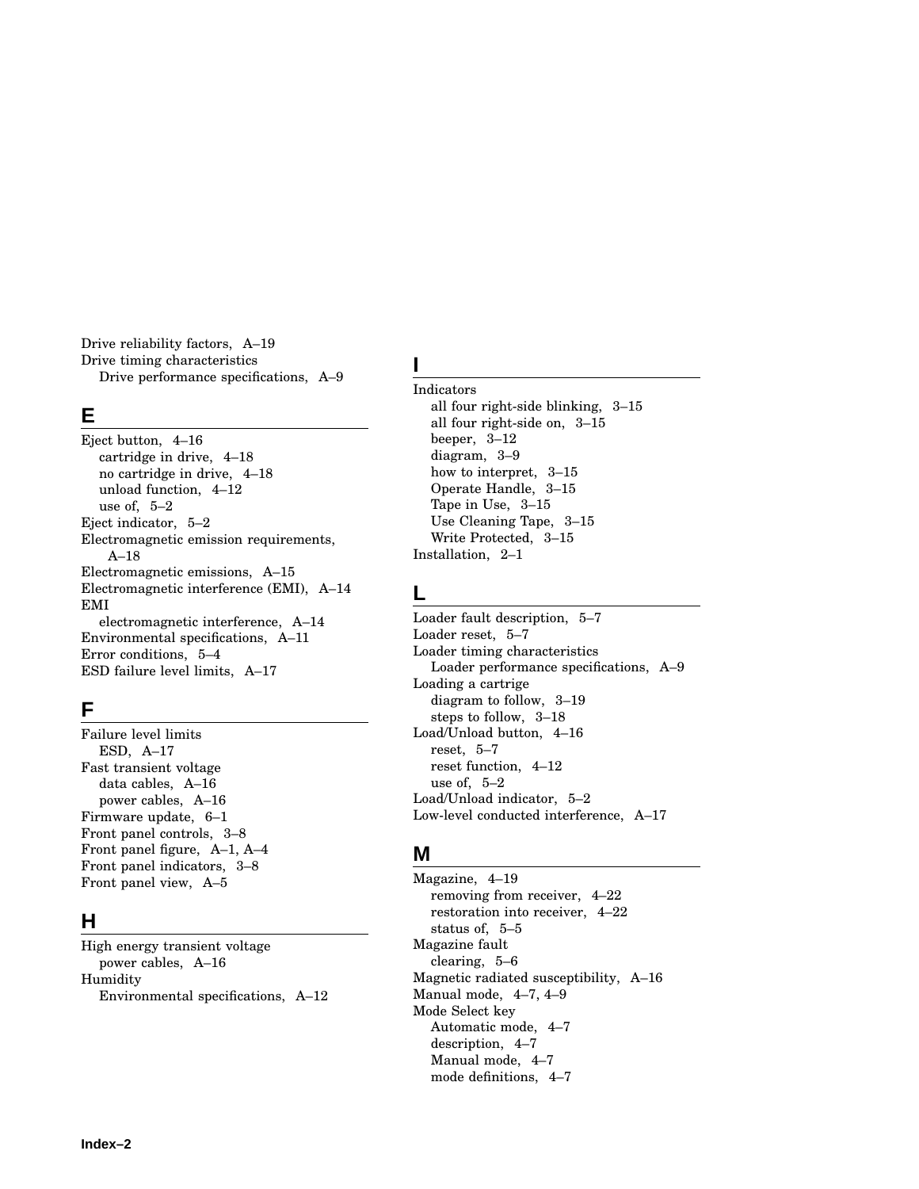Drive reliability factors, A–19
Drive timing characteristics
  Drive performance specifications, A–9

## E

Eject button, 4–16
  cartridge in drive, 4–18
  no cartridge in drive, 4–18
  unload function, 4–12
  use of, 5–2
Eject indicator, 5–2
Electromagnetic emission requirements, A–18
Electromagnetic emissions, A–15
Electromagnetic interference (EMI), A–14
EMI
  electromagnetic interference, A–14
Environmental specifications, A–11
Error conditions, 5–4
ESD failure level limits, A–17

## F

Failure level limits
  ESD, A–17
Fast transient voltage
  data cables, A–16
  power cables, A–16
Firmware update, 6–1
Front panel controls, 3–8
Front panel figure, A–1, A–4
Front panel indicators, 3–8
Front panel view, A–5

## H

High energy transient voltage
  power cables, A–16
Humidity
  Environmental specifications, A–12

## I

Indicators
  all four right-side blinking, 3–15
  all four right-side on, 3–15
  beeper, 3–12
  diagram, 3–9
  how to interpret, 3–15
  Operate Handle, 3–15
  Tape in Use, 3–15
  Use Cleaning Tape, 3–15
  Write Protected, 3–15
Installation, 2–1

## L

Loader fault description, 5–7
Loader reset, 5–7
Loader timing characteristics
  Loader performance specifications, A–9
Loading a cartrige
  diagram to follow, 3–19
  steps to follow, 3–18
Load/Unload button, 4–16
  reset, 5–7
  reset function, 4–12
  use of, 5–2
Load/Unload indicator, 5–2
Low-level conducted interference, A–17

## M

Magazine, 4–19
  removing from receiver, 4–22
  restoration into receiver, 4–22
  status of, 5–5
Magazine fault
  clearing, 5–6
Magnetic radiated susceptibility, A–16
Manual mode, 4–7, 4–9
Mode Select key
  Automatic mode, 4–7
  description, 4–7
  Manual mode, 4–7
  mode definitions, 4–7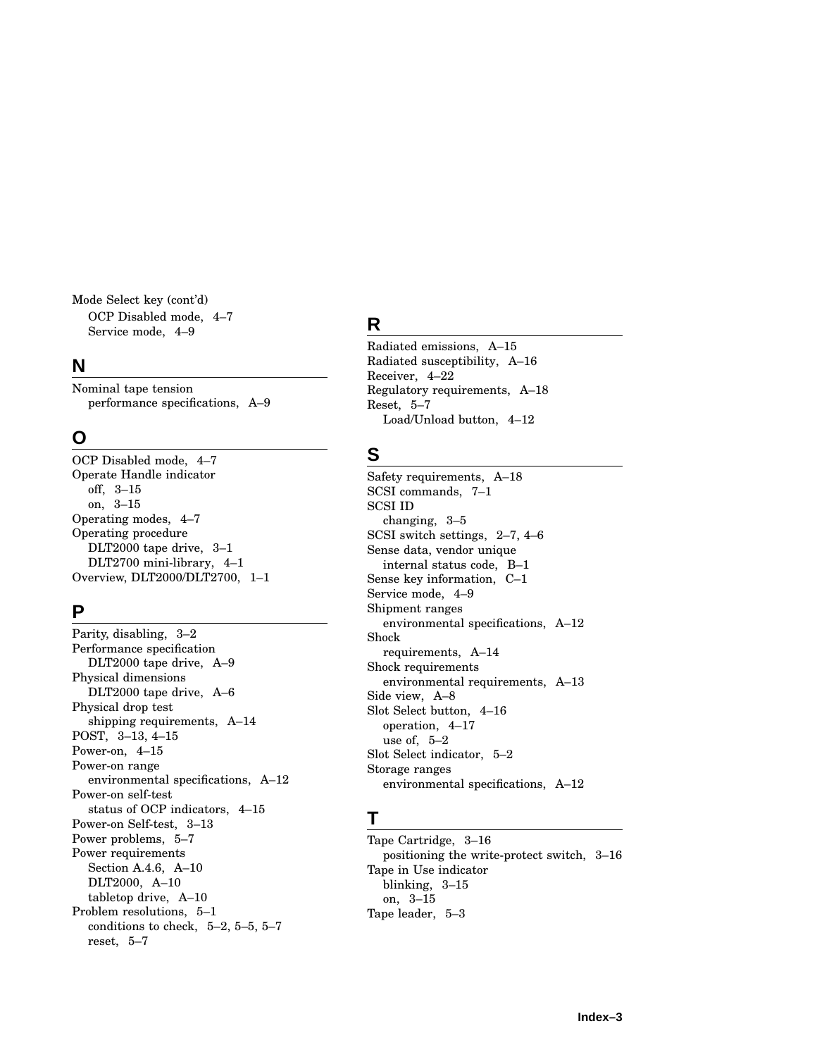Mode Select key (cont'd)
  OCP Disabled mode, 4–7
  Service mode, 4–9

## N

Nominal tape tension
  performance specifications, A–9

## O

OCP Disabled mode, 4–7
Operate Handle indicator
  off, 3–15
  on, 3–15
Operating modes, 4–7
Operating procedure
  DLT2000 tape drive, 3–1
  DLT2700 mini-library, 4–1
Overview, DLT2000/DLT2700, 1–1

## P

Parity, disabling, 3–2
Performance specification
  DLT2000 tape drive, A–9
Physical dimensions
  DLT2000 tape drive, A–6
Physical drop test
  shipping requirements, A–14
POST, 3–13, 4–15
Power-on, 4–15
Power-on range
  environmental specifications, A–12
Power-on self-test
  status of OCP indicators, 4–15
Power-on Self-test, 3–13
Power problems, 5–7
Power requirements
  Section A.4.6, A–10
  DLT2000, A–10
  tabletop drive, A–10
Problem resolutions, 5–1
  conditions to check, 5–2, 5–5, 5–7
  reset, 5–7

## R

Radiated emissions, A–15
Radiated susceptibility, A–16
Receiver, 4–22
Regulatory requirements, A–18
Reset, 5–7
  Load/Unload button, 4–12

## S

Safety requirements, A–18
SCSI commands, 7–1
SCSI ID
  changing, 3–5
SCSI switch settings, 2–7, 4–6
Sense data, vendor unique
  internal status code, B–1
Sense key information, C–1
Service mode, 4–9
Shipment ranges
  environmental specifications, A–12
Shock
  requirements, A–14
Shock requirements
  environmental requirements, A–13
Side view, A–8
Slot Select button, 4–16
  operation, 4–17
  use of, 5–2
Slot Select indicator, 5–2
Storage ranges
  environmental specifications, A–12

## T

Tape Cartridge, 3–16
  positioning the write-protect switch, 3–16
Tape in Use indicator
  blinking, 3–15
  on, 3–15
Tape leader, 5–3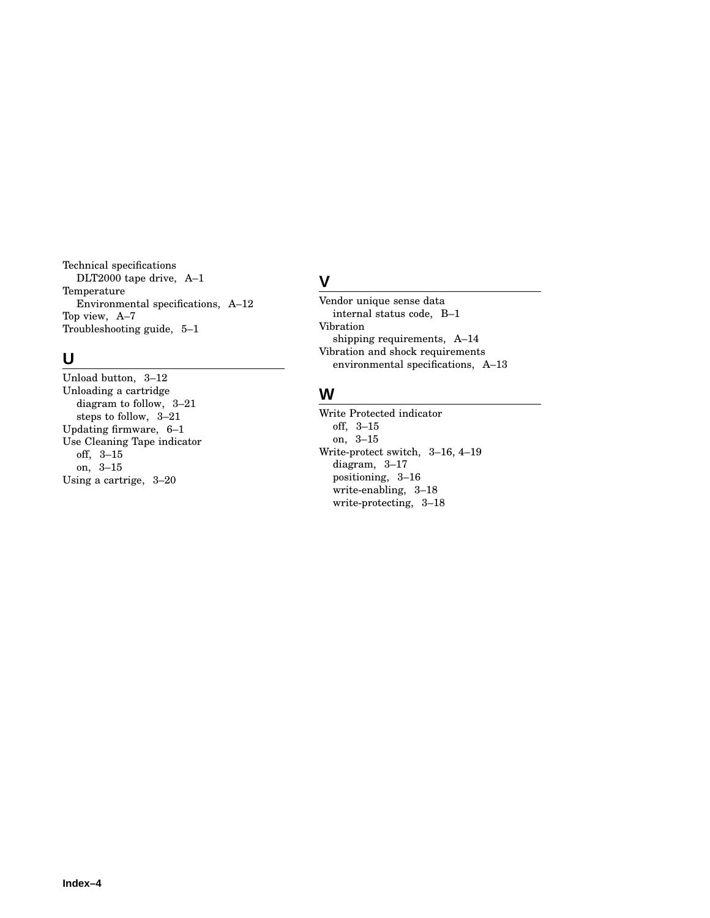Technical specifications
  DLT2000 tape drive, A–1
Temperature
  Environmental specifications, A–12
Top view, A–7
Troubleshooting guide, 5–1

## U

Unload button, 3–12
Unloading a cartridge
  diagram to follow, 3–21
  steps to follow, 3–21
Updating firmware, 6–1
Use Cleaning Tape indicator
  off, 3–15
  on, 3–15
Using a cartrige, 3–20

## V

Vendor unique sense data
  internal status code, B–1
Vibration
  shipping requirements, A–14
Vibration and shock requirements
  environmental specifications, A–13

## W

Write Protected indicator
  off, 3–15
  on, 3–15
Write-protect switch, 3–16, 4–19
  diagram, 3–17
  positioning, 3–16
  write-enabling, 3–18
  write-protecting, 3–18